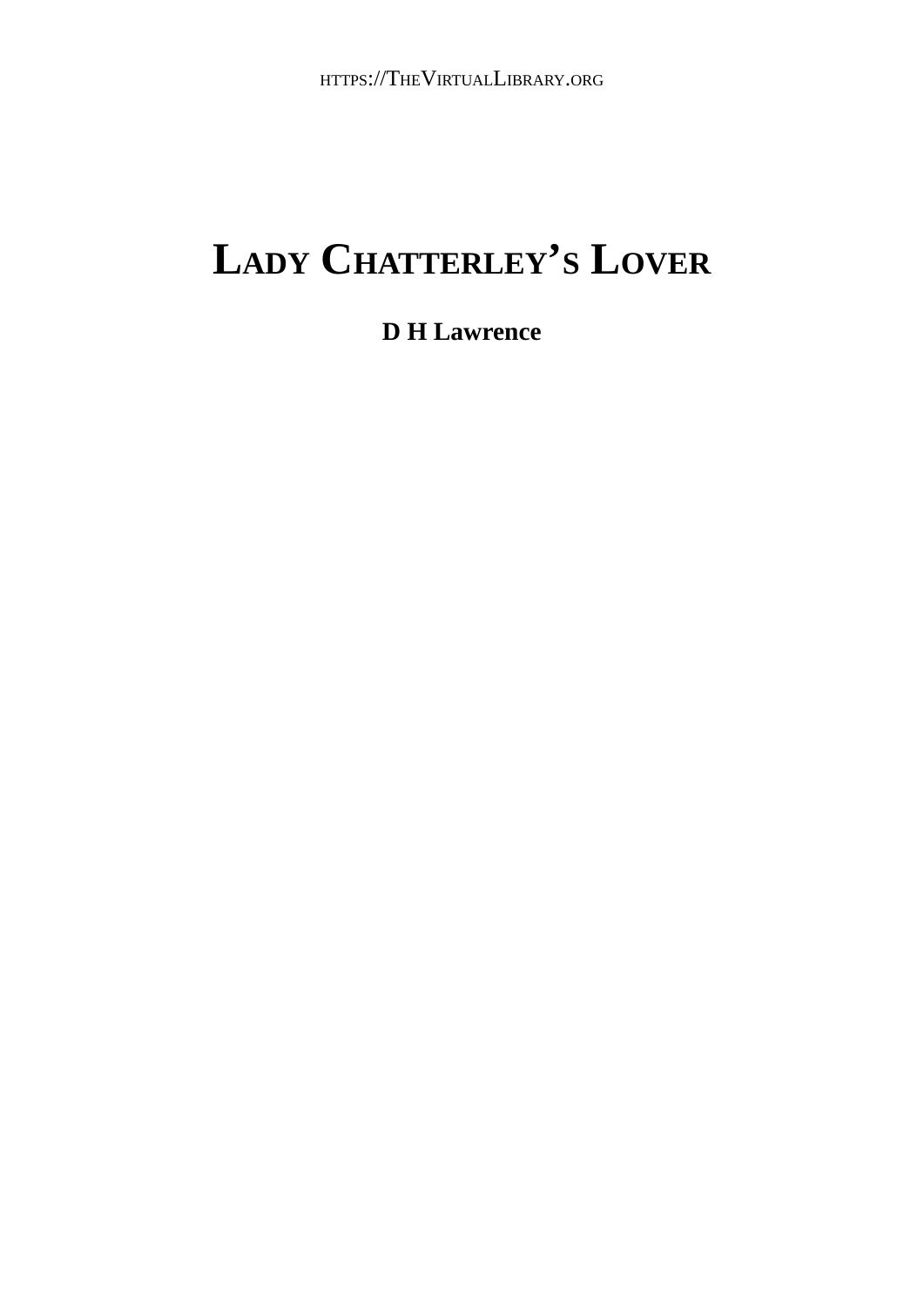HTTPS://THEVIRTUALLIBRARY.ORG

# LADY CHATTERLEY'S LOVER

**D H Lawrence**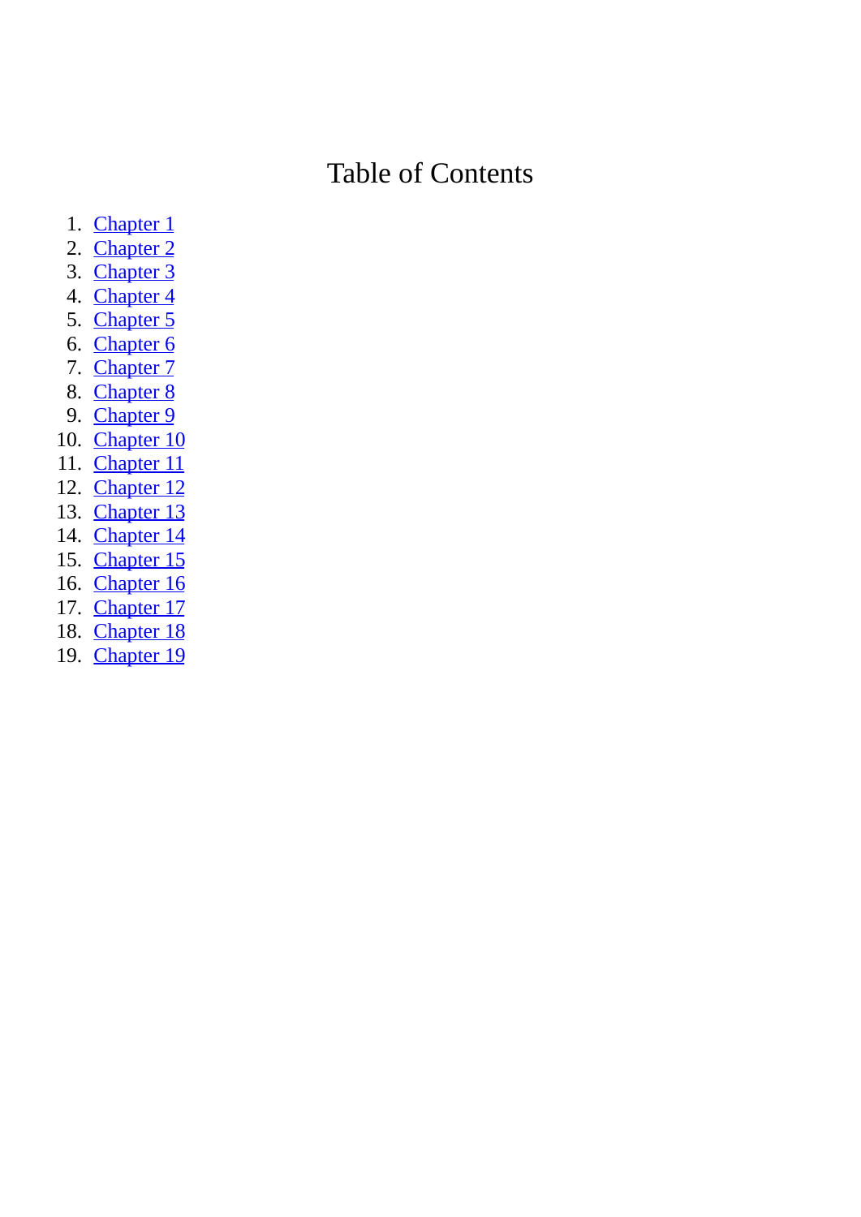# Table of Contents

1. Chapter 1
2. Chapter 2
3. Chapter 3
4. Chapter 4
5. Chapter 5
6. Chapter 6
7. Chapter 7
8. Chapter 8
9. Chapter 9
10. Chapter 10
11. Chapter 11
12. Chapter 12
13. Chapter 13
14. Chapter 14
15. Chapter 15
16. Chapter 16
17. Chapter 17
18. Chapter 18
19. Chapter 19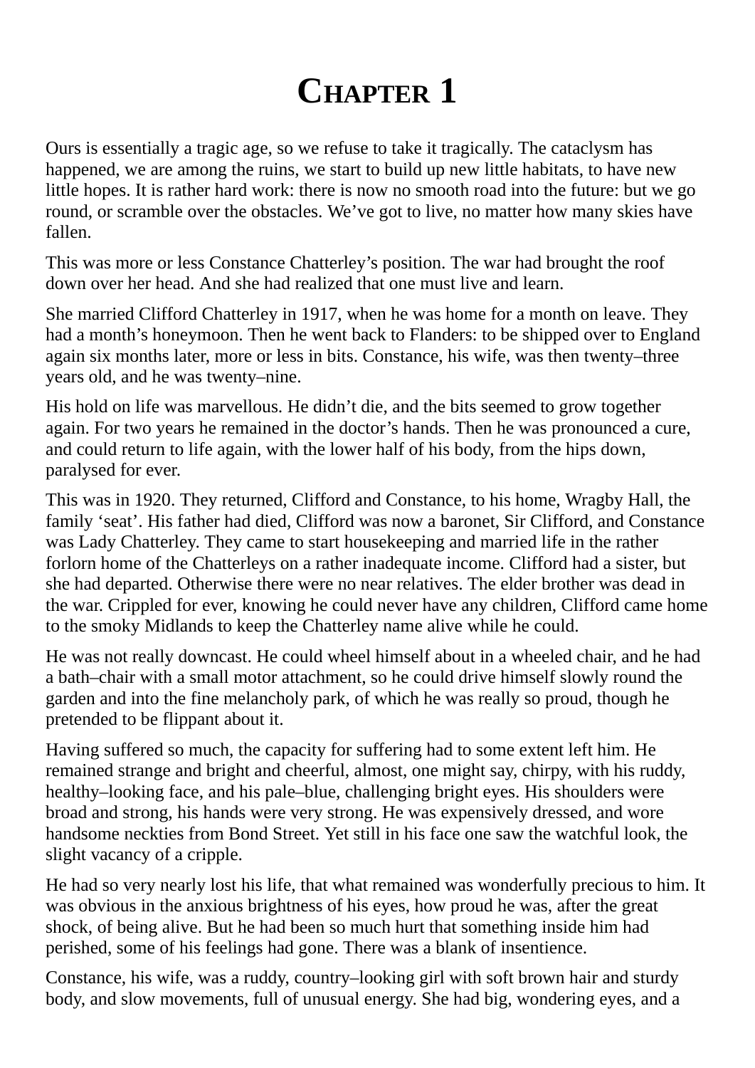# Chapter 1

Ours is essentially a tragic age, so we refuse to take it tragically. The cataclysm has happened, we are among the ruins, we start to build up new little habitats, to have new little hopes. It is rather hard work: there is now no smooth road into the future: but we go round, or scramble over the obstacles. We've got to live, no matter how many skies have fallen.

This was more or less Constance Chatterley's position. The war had brought the roof down over her head. And she had realized that one must live and learn.

She married Clifford Chatterley in 1917, when he was home for a month on leave. They had a month's honeymoon. Then he went back to Flanders: to be shipped over to England again six months later, more or less in bits. Constance, his wife, was then twenty–three years old, and he was twenty–nine.

His hold on life was marvellous. He didn't die, and the bits seemed to grow together again. For two years he remained in the doctor's hands. Then he was pronounced a cure, and could return to life again, with the lower half of his body, from the hips down, paralysed for ever.

This was in 1920. They returned, Clifford and Constance, to his home, Wragby Hall, the family 'seat'. His father had died, Clifford was now a baronet, Sir Clifford, and Constance was Lady Chatterley. They came to start housekeeping and married life in the rather forlorn home of the Chatterleys on a rather inadequate income. Clifford had a sister, but she had departed. Otherwise there were no near relatives. The elder brother was dead in the war. Crippled for ever, knowing he could never have any children, Clifford came home to the smoky Midlands to keep the Chatterley name alive while he could.

He was not really downcast. He could wheel himself about in a wheeled chair, and he had a bath–chair with a small motor attachment, so he could drive himself slowly round the garden and into the fine melancholy park, of which he was really so proud, though he pretended to be flippant about it.

Having suffered so much, the capacity for suffering had to some extent left him. He remained strange and bright and cheerful, almost, one might say, chirpy, with his ruddy, healthy–looking face, and his pale–blue, challenging bright eyes. His shoulders were broad and strong, his hands were very strong. He was expensively dressed, and wore handsome neckties from Bond Street. Yet still in his face one saw the watchful look, the slight vacancy of a cripple.

He had so very nearly lost his life, that what remained was wonderfully precious to him. It was obvious in the anxious brightness of his eyes, how proud he was, after the great shock, of being alive. But he had been so much hurt that something inside him had perished, some of his feelings had gone. There was a blank of insentience.

Constance, his wife, was a ruddy, country–looking girl with soft brown hair and sturdy body, and slow movements, full of unusual energy. She had big, wondering eyes, and a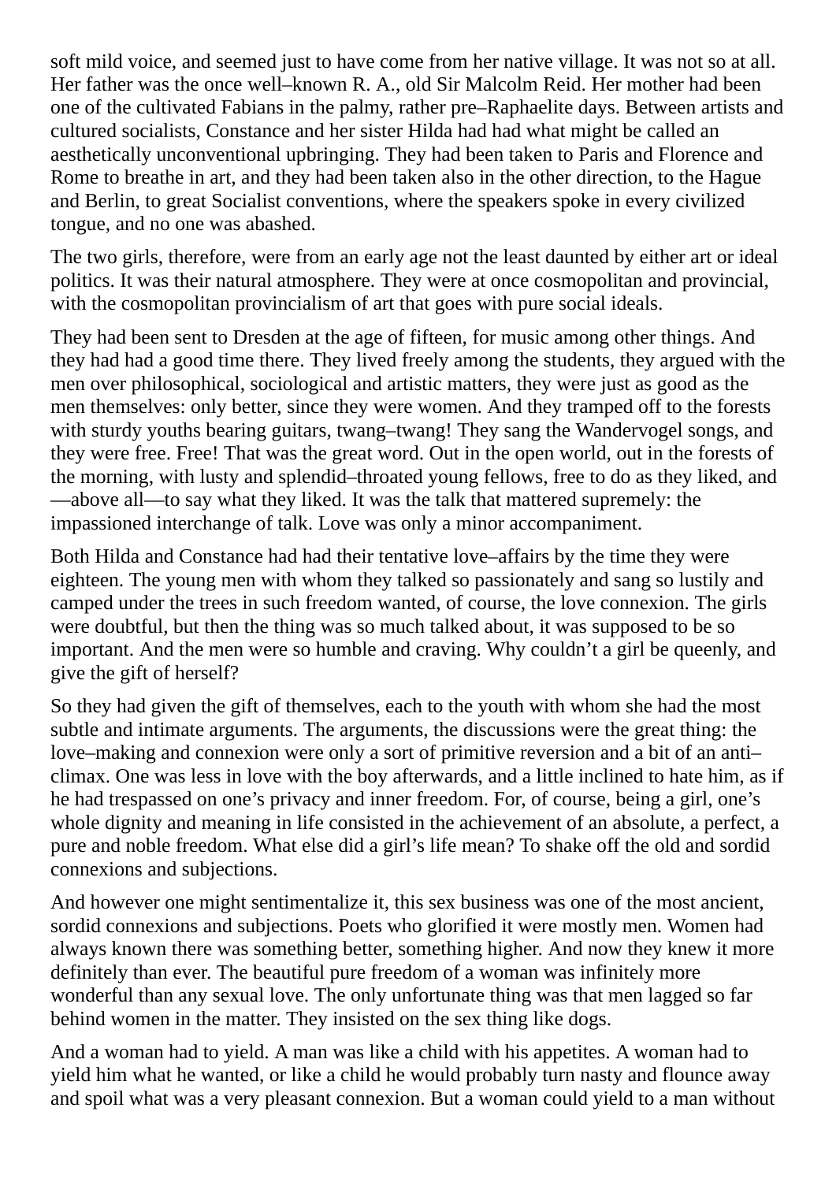soft mild voice, and seemed just to have come from her native village. It was not so at all. Her father was the once well–known R. A., old Sir Malcolm Reid. Her mother had been one of the cultivated Fabians in the palmy, rather pre–Raphaelite days. Between artists and cultured socialists, Constance and her sister Hilda had had what might be called an aesthetically unconventional upbringing. They had been taken to Paris and Florence and Rome to breathe in art, and they had been taken also in the other direction, to the Hague and Berlin, to great Socialist conventions, where the speakers spoke in every civilized tongue, and no one was abashed.

The two girls, therefore, were from an early age not the least daunted by either art or ideal politics. It was their natural atmosphere. They were at once cosmopolitan and provincial, with the cosmopolitan provincialism of art that goes with pure social ideals.

They had been sent to Dresden at the age of fifteen, for music among other things. And they had had a good time there. They lived freely among the students, they argued with the men over philosophical, sociological and artistic matters, they were just as good as the men themselves: only better, since they were women. And they tramped off to the forests with sturdy youths bearing guitars, twang–twang! They sang the Wandervogel songs, and they were free. Free! That was the great word. Out in the open world, out in the forests of the morning, with lusty and splendid–throated young fellows, free to do as they liked, and —above all—to say what they liked. It was the talk that mattered supremely: the impassioned interchange of talk. Love was only a minor accompaniment.

Both Hilda and Constance had had their tentative love–affairs by the time they were eighteen. The young men with whom they talked so passionately and sang so lustily and camped under the trees in such freedom wanted, of course, the love connexion. The girls were doubtful, but then the thing was so much talked about, it was supposed to be so important. And the men were so humble and craving. Why couldn't a girl be queenly, and give the gift of herself?

So they had given the gift of themselves, each to the youth with whom she had the most subtle and intimate arguments. The arguments, the discussions were the great thing: the love–making and connexion were only a sort of primitive reversion and a bit of an anti–climax. One was less in love with the boy afterwards, and a little inclined to hate him, as if he had trespassed on one's privacy and inner freedom. For, of course, being a girl, one's whole dignity and meaning in life consisted in the achievement of an absolute, a perfect, a pure and noble freedom. What else did a girl's life mean? To shake off the old and sordid connexions and subjections.

And however one might sentimentalize it, this sex business was one of the most ancient, sordid connexions and subjections. Poets who glorified it were mostly men. Women had always known there was something better, something higher. And now they knew it more definitely than ever. The beautiful pure freedom of a woman was infinitely more wonderful than any sexual love. The only unfortunate thing was that men lagged so far behind women in the matter. They insisted on the sex thing like dogs.

And a woman had to yield. A man was like a child with his appetites. A woman had to yield him what he wanted, or like a child he would probably turn nasty and flounce away and spoil what was a very pleasant connexion. But a woman could yield to a man without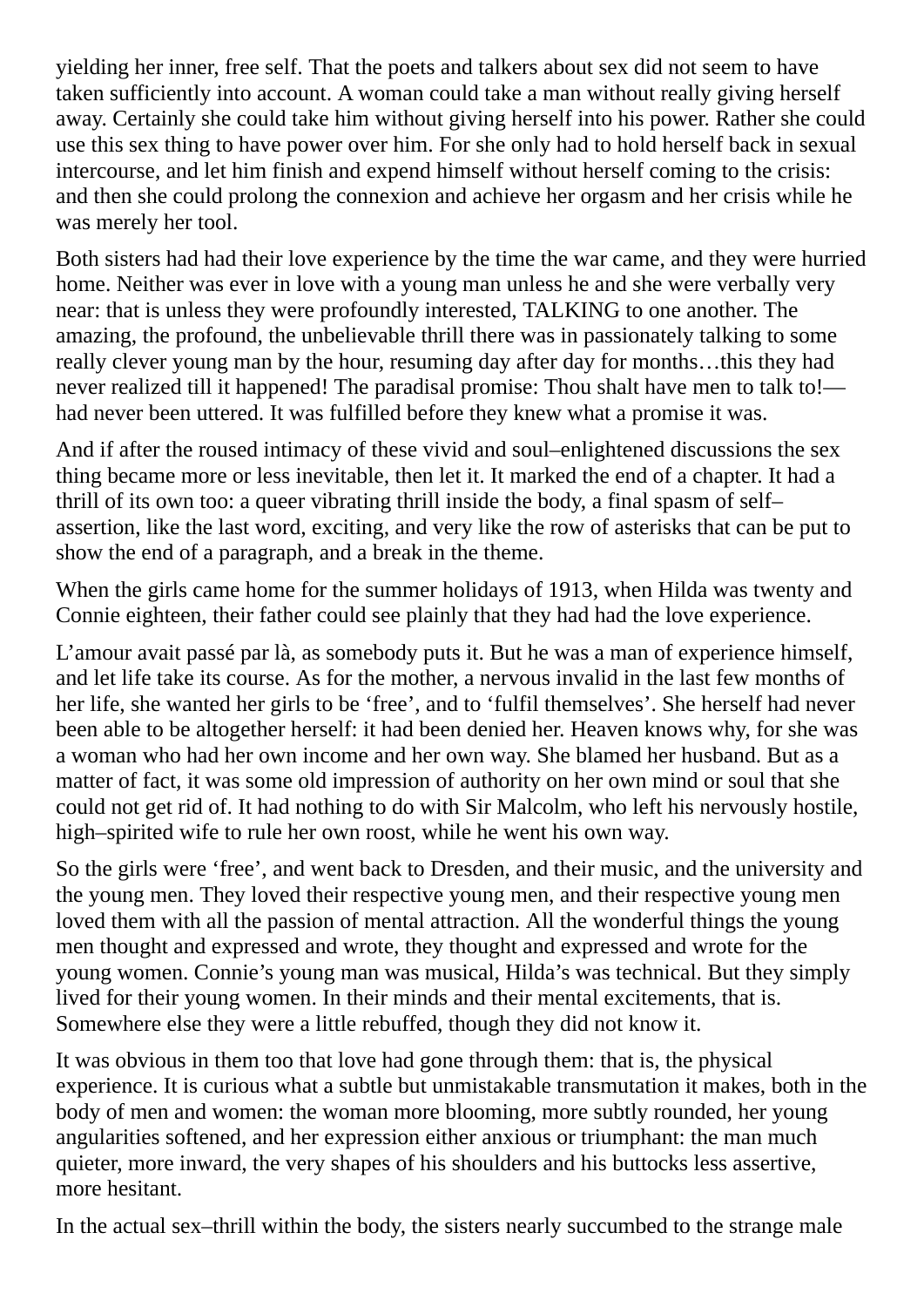yielding her inner, free self. That the poets and talkers about sex did not seem to have taken sufficiently into account. A woman could take a man without really giving herself away. Certainly she could take him without giving herself into his power. Rather she could use this sex thing to have power over him. For she only had to hold herself back in sexual intercourse, and let him finish and expend himself without herself coming to the crisis: and then she could prolong the connexion and achieve her orgasm and her crisis while he was merely her tool.

Both sisters had had their love experience by the time the war came, and they were hurried home. Neither was ever in love with a young man unless he and she were verbally very near: that is unless they were profoundly interested, TALKING to one another. The amazing, the profound, the unbelievable thrill there was in passionately talking to some really clever young man by the hour, resuming day after day for months…this they had never realized till it happened! The paradisal promise: Thou shalt have men to talk to!—had never been uttered. It was fulfilled before they knew what a promise it was.

And if after the roused intimacy of these vivid and soul–enlightened discussions the sex thing became more or less inevitable, then let it. It marked the end of a chapter. It had a thrill of its own too: a queer vibrating thrill inside the body, a final spasm of self–assertion, like the last word, exciting, and very like the row of asterisks that can be put to show the end of a paragraph, and a break in the theme.

When the girls came home for the summer holidays of 1913, when Hilda was twenty and Connie eighteen, their father could see plainly that they had had the love experience.

L'amour avait passé par là, as somebody puts it. But he was a man of experience himself, and let life take its course. As for the mother, a nervous invalid in the last few months of her life, she wanted her girls to be 'free', and to 'fulfil themselves'. She herself had never been able to be altogether herself: it had been denied her. Heaven knows why, for she was a woman who had her own income and her own way. She blamed her husband. But as a matter of fact, it was some old impression of authority on her own mind or soul that she could not get rid of. It had nothing to do with Sir Malcolm, who left his nervously hostile, high–spirited wife to rule her own roost, while he went his own way.

So the girls were 'free', and went back to Dresden, and their music, and the university and the young men. They loved their respective young men, and their respective young men loved them with all the passion of mental attraction. All the wonderful things the young men thought and expressed and wrote, they thought and expressed and wrote for the young women. Connie's young man was musical, Hilda's was technical. But they simply lived for their young women. In their minds and their mental excitements, that is. Somewhere else they were a little rebuffed, though they did not know it.

It was obvious in them too that love had gone through them: that is, the physical experience. It is curious what a subtle but unmistakable transmutation it makes, both in the body of men and women: the woman more blooming, more subtly rounded, her young angularities softened, and her expression either anxious or triumphant: the man much quieter, more inward, the very shapes of his shoulders and his buttocks less assertive, more hesitant.

In the actual sex–thrill within the body, the sisters nearly succumbed to the strange male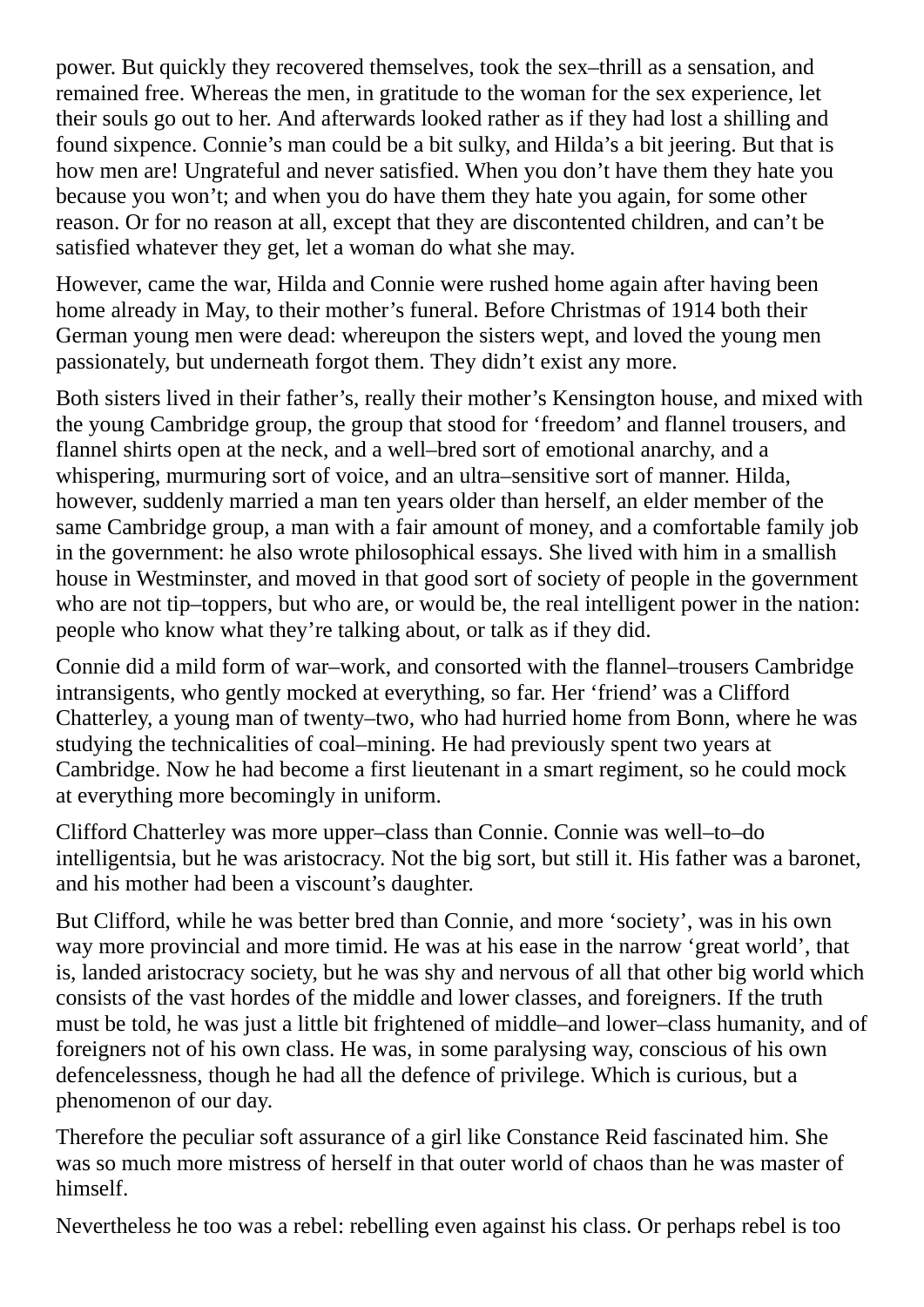power. But quickly they recovered themselves, took the sex–thrill as a sensation, and remained free. Whereas the men, in gratitude to the woman for the sex experience, let their souls go out to her. And afterwards looked rather as if they had lost a shilling and found sixpence. Connie's man could be a bit sulky, and Hilda's a bit jeering. But that is how men are! Ungrateful and never satisfied. When you don't have them they hate you because you won't; and when you do have them they hate you again, for some other reason. Or for no reason at all, except that they are discontented children, and can't be satisfied whatever they get, let a woman do what she may.

However, came the war, Hilda and Connie were rushed home again after having been home already in May, to their mother's funeral. Before Christmas of 1914 both their German young men were dead: whereupon the sisters wept, and loved the young men passionately, but underneath forgot them. They didn't exist any more.

Both sisters lived in their father's, really their mother's Kensington house, and mixed with the young Cambridge group, the group that stood for 'freedom' and flannel trousers, and flannel shirts open at the neck, and a well–bred sort of emotional anarchy, and a whispering, murmuring sort of voice, and an ultra–sensitive sort of manner. Hilda, however, suddenly married a man ten years older than herself, an elder member of the same Cambridge group, a man with a fair amount of money, and a comfortable family job in the government: he also wrote philosophical essays. She lived with him in a smallish house in Westminster, and moved in that good sort of society of people in the government who are not tip–toppers, but who are, or would be, the real intelligent power in the nation: people who know what they're talking about, or talk as if they did.

Connie did a mild form of war–work, and consorted with the flannel–trousers Cambridge intransigents, who gently mocked at everything, so far. Her 'friend' was a Clifford Chatterley, a young man of twenty–two, who had hurried home from Bonn, where he was studying the technicalities of coal–mining. He had previously spent two years at Cambridge. Now he had become a first lieutenant in a smart regiment, so he could mock at everything more becomingly in uniform.

Clifford Chatterley was more upper–class than Connie. Connie was well–to–do intelligentsia, but he was aristocracy. Not the big sort, but still it. His father was a baronet, and his mother had been a viscount's daughter.

But Clifford, while he was better bred than Connie, and more 'society', was in his own way more provincial and more timid. He was at his ease in the narrow 'great world', that is, landed aristocracy society, but he was shy and nervous of all that other big world which consists of the vast hordes of the middle and lower classes, and foreigners. If the truth must be told, he was just a little bit frightened of middle–and lower–class humanity, and of foreigners not of his own class. He was, in some paralysing way, conscious of his own defencelessness, though he had all the defence of privilege. Which is curious, but a phenomenon of our day.

Therefore the peculiar soft assurance of a girl like Constance Reid fascinated him. She was so much more mistress of herself in that outer world of chaos than he was master of himself.

Nevertheless he too was a rebel: rebelling even against his class. Or perhaps rebel is too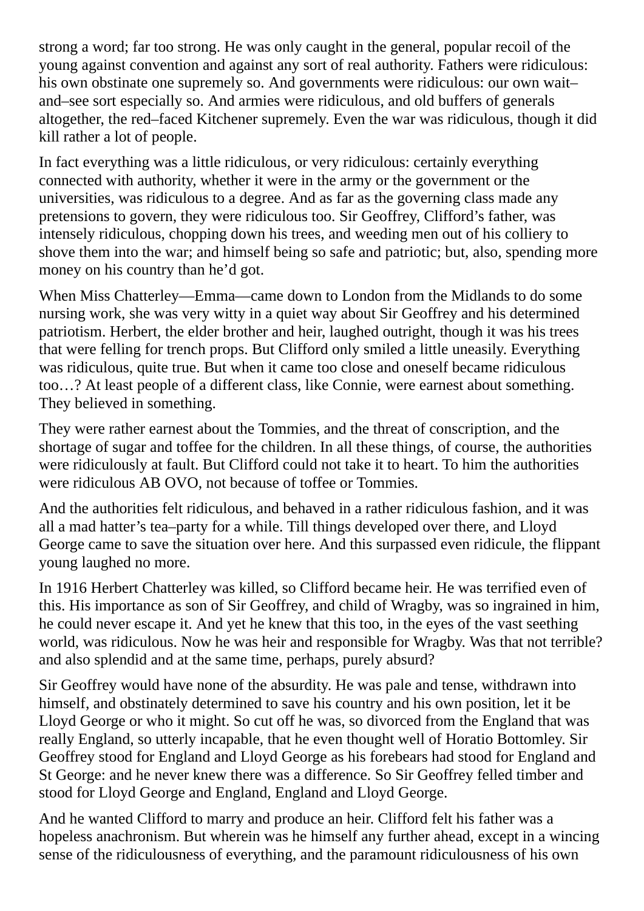strong a word; far too strong. He was only caught in the general, popular recoil of the young against convention and against any sort of real authority. Fathers were ridiculous: his own obstinate one supremely so. And governments were ridiculous: our own wait–and–see sort especially so. And armies were ridiculous, and old buffers of generals altogether, the red–faced Kitchener supremely. Even the war was ridiculous, though it did kill rather a lot of people.

In fact everything was a little ridiculous, or very ridiculous: certainly everything connected with authority, whether it were in the army or the government or the universities, was ridiculous to a degree. And as far as the governing class made any pretensions to govern, they were ridiculous too. Sir Geoffrey, Clifford's father, was intensely ridiculous, chopping down his trees, and weeding men out of his colliery to shove them into the war; and himself being so safe and patriotic; but, also, spending more money on his country than he'd got.

When Miss Chatterley—Emma—came down to London from the Midlands to do some nursing work, she was very witty in a quiet way about Sir Geoffrey and his determined patriotism. Herbert, the elder brother and heir, laughed outright, though it was his trees that were felling for trench props. But Clifford only smiled a little uneasily. Everything was ridiculous, quite true. But when it came too close and oneself became ridiculous too…? At least people of a different class, like Connie, were earnest about something. They believed in something.

They were rather earnest about the Tommies, and the threat of conscription, and the shortage of sugar and toffee for the children. In all these things, of course, the authorities were ridiculously at fault. But Clifford could not take it to heart. To him the authorities were ridiculous AB OVO, not because of toffee or Tommies.

And the authorities felt ridiculous, and behaved in a rather ridiculous fashion, and it was all a mad hatter's tea–party for a while. Till things developed over there, and Lloyd George came to save the situation over here. And this surpassed even ridicule, the flippant young laughed no more.

In 1916 Herbert Chatterley was killed, so Clifford became heir. He was terrified even of this. His importance as son of Sir Geoffrey, and child of Wragby, was so ingrained in him, he could never escape it. And yet he knew that this too, in the eyes of the vast seething world, was ridiculous. Now he was heir and responsible for Wragby. Was that not terrible? and also splendid and at the same time, perhaps, purely absurd?

Sir Geoffrey would have none of the absurdity. He was pale and tense, withdrawn into himself, and obstinately determined to save his country and his own position, let it be Lloyd George or who it might. So cut off he was, so divorced from the England that was really England, so utterly incapable, that he even thought well of Horatio Bottomley. Sir Geoffrey stood for England and Lloyd George as his forebears had stood for England and St George: and he never knew there was a difference. So Sir Geoffrey felled timber and stood for Lloyd George and England, England and Lloyd George.

And he wanted Clifford to marry and produce an heir. Clifford felt his father was a hopeless anachronism. But wherein was he himself any further ahead, except in a wincing sense of the ridiculousness of everything, and the paramount ridiculousness of his own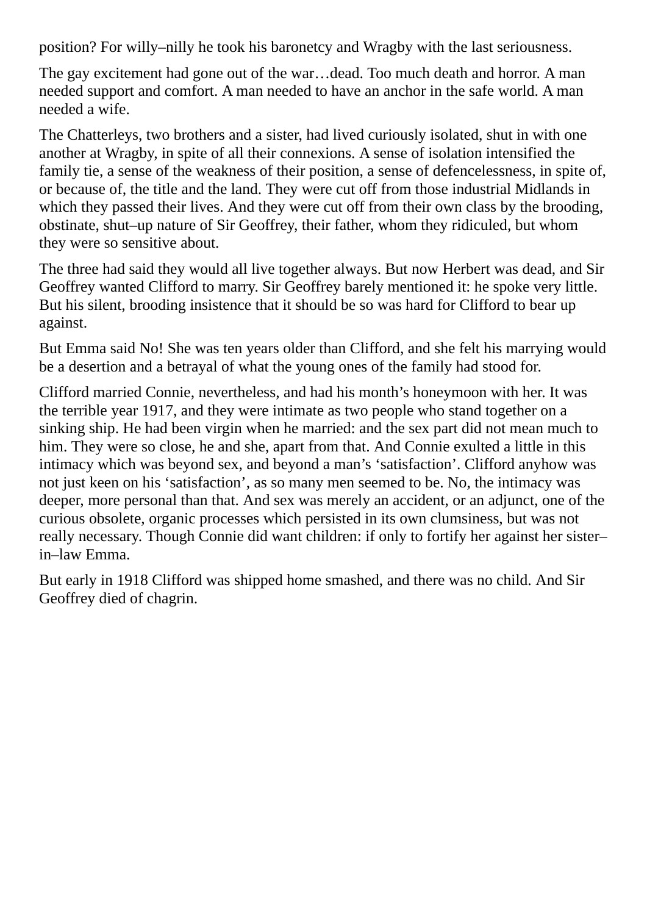position? For willy–nilly he took his baronetcy and Wragby with the last seriousness.

The gay excitement had gone out of the war…dead. Too much death and horror. A man needed support and comfort. A man needed to have an anchor in the safe world. A man needed a wife.

The Chatterleys, two brothers and a sister, had lived curiously isolated, shut in with one another at Wragby, in spite of all their connexions. A sense of isolation intensified the family tie, a sense of the weakness of their position, a sense of defencelessness, in spite of, or because of, the title and the land. They were cut off from those industrial Midlands in which they passed their lives. And they were cut off from their own class by the brooding, obstinate, shut–up nature of Sir Geoffrey, their father, whom they ridiculed, but whom they were so sensitive about.

The three had said they would all live together always. But now Herbert was dead, and Sir Geoffrey wanted Clifford to marry. Sir Geoffrey barely mentioned it: he spoke very little. But his silent, brooding insistence that it should be so was hard for Clifford to bear up against.

But Emma said No! She was ten years older than Clifford, and she felt his marrying would be a desertion and a betrayal of what the young ones of the family had stood for.

Clifford married Connie, nevertheless, and had his month's honeymoon with her. It was the terrible year 1917, and they were intimate as two people who stand together on a sinking ship. He had been virgin when he married: and the sex part did not mean much to him. They were so close, he and she, apart from that. And Connie exulted a little in this intimacy which was beyond sex, and beyond a man's 'satisfaction'. Clifford anyhow was not just keen on his 'satisfaction', as so many men seemed to be. No, the intimacy was deeper, more personal than that. And sex was merely an accident, or an adjunct, one of the curious obsolete, organic processes which persisted in its own clumsiness, but was not really necessary. Though Connie did want children: if only to fortify her against her sister–in–law Emma.

But early in 1918 Clifford was shipped home smashed, and there was no child. And Sir Geoffrey died of chagrin.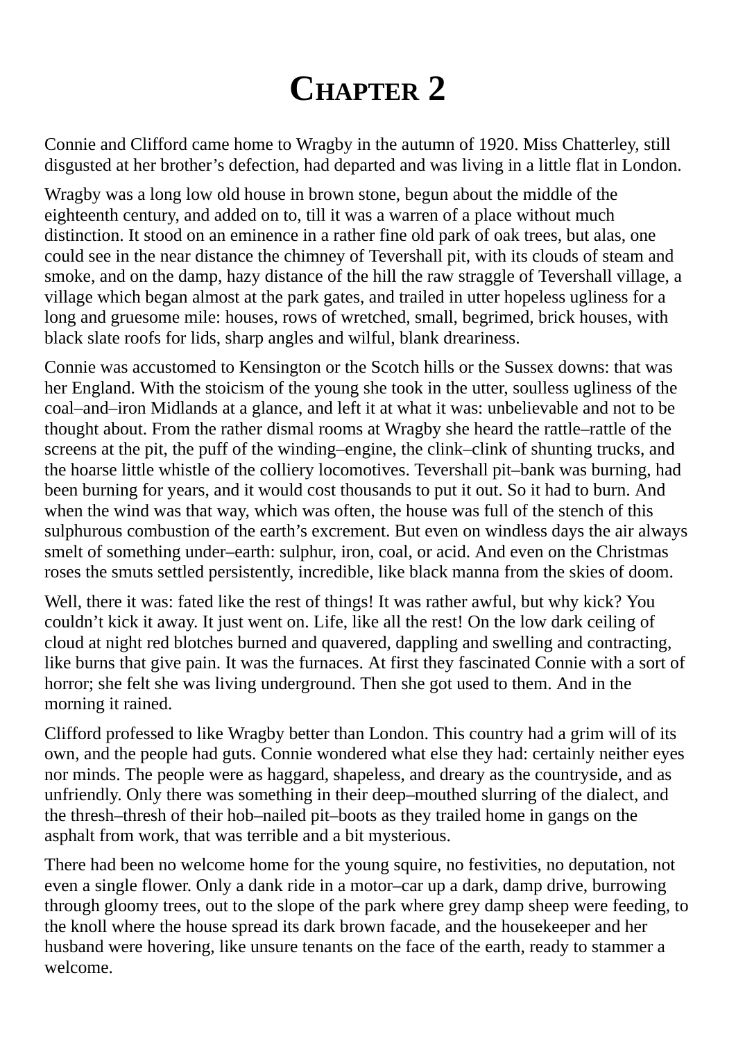# CHAPTER 2

Connie and Clifford came home to Wragby in the autumn of 1920. Miss Chatterley, still disgusted at her brother's defection, had departed and was living in a little flat in London.

Wragby was a long low old house in brown stone, begun about the middle of the eighteenth century, and added on to, till it was a warren of a place without much distinction. It stood on an eminence in a rather fine old park of oak trees, but alas, one could see in the near distance the chimney of Tevershall pit, with its clouds of steam and smoke, and on the damp, hazy distance of the hill the raw straggle of Tevershall village, a village which began almost at the park gates, and trailed in utter hopeless ugliness for a long and gruesome mile: houses, rows of wretched, small, begrimed, brick houses, with black slate roofs for lids, sharp angles and wilful, blank dreariness.

Connie was accustomed to Kensington or the Scotch hills or the Sussex downs: that was her England. With the stoicism of the young she took in the utter, soulless ugliness of the coal–and–iron Midlands at a glance, and left it at what it was: unbelievable and not to be thought about. From the rather dismal rooms at Wragby she heard the rattle–rattle of the screens at the pit, the puff of the winding–engine, the clink–clink of shunting trucks, and the hoarse little whistle of the colliery locomotives. Tevershall pit–bank was burning, had been burning for years, and it would cost thousands to put it out. So it had to burn. And when the wind was that way, which was often, the house was full of the stench of this sulphurous combustion of the earth's excrement. But even on windless days the air always smelt of something under–earth: sulphur, iron, coal, or acid. And even on the Christmas roses the smuts settled persistently, incredible, like black manna from the skies of doom.

Well, there it was: fated like the rest of things! It was rather awful, but why kick? You couldn't kick it away. It just went on. Life, like all the rest! On the low dark ceiling of cloud at night red blotches burned and quavered, dappling and swelling and contracting, like burns that give pain. It was the furnaces. At first they fascinated Connie with a sort of horror; she felt she was living underground. Then she got used to them. And in the morning it rained.

Clifford professed to like Wragby better than London. This country had a grim will of its own, and the people had guts. Connie wondered what else they had: certainly neither eyes nor minds. The people were as haggard, shapeless, and dreary as the countryside, and as unfriendly. Only there was something in their deep–mouthed slurring of the dialect, and the thresh–thresh of their hob–nailed pit–boots as they trailed home in gangs on the asphalt from work, that was terrible and a bit mysterious.

There had been no welcome home for the young squire, no festivities, no deputation, not even a single flower. Only a dank ride in a motor–car up a dark, damp drive, burrowing through gloomy trees, out to the slope of the park where grey damp sheep were feeding, to the knoll where the house spread its dark brown facade, and the housekeeper and her husband were hovering, like unsure tenants on the face of the earth, ready to stammer a welcome.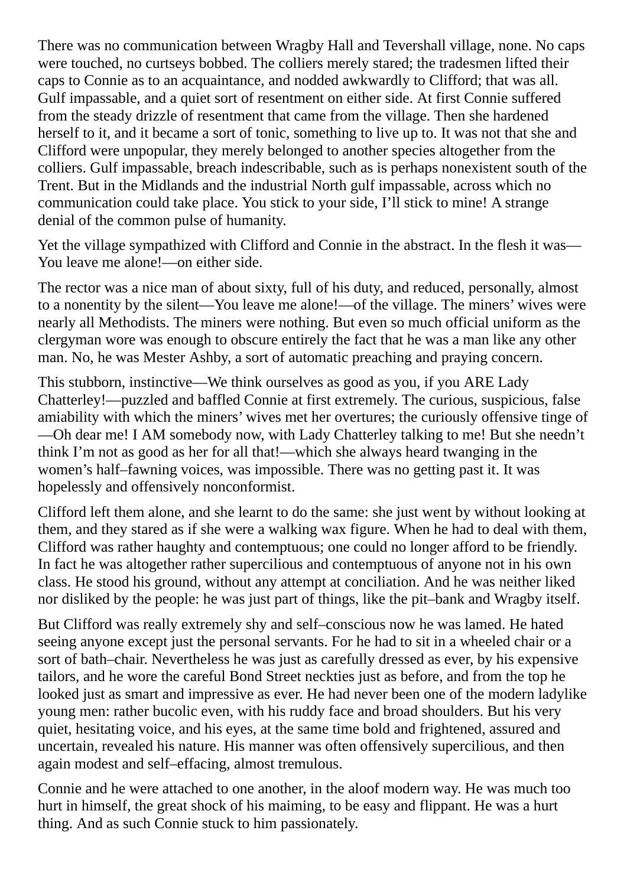There was no communication between Wragby Hall and Tevershall village, none. No caps were touched, no curtseys bobbed. The colliers merely stared; the tradesmen lifted their caps to Connie as to an acquaintance, and nodded awkwardly to Clifford; that was all. Gulf impassable, and a quiet sort of resentment on either side. At first Connie suffered from the steady drizzle of resentment that came from the village. Then she hardened herself to it, and it became a sort of tonic, something to live up to. It was not that she and Clifford were unpopular, they merely belonged to another species altogether from the colliers. Gulf impassable, breach indescribable, such as is perhaps nonexistent south of the Trent. But in the Midlands and the industrial North gulf impassable, across which no communication could take place. You stick to your side, I'll stick to mine! A strange denial of the common pulse of humanity.

Yet the village sympathized with Clifford and Connie in the abstract. In the flesh it was—You leave me alone!—on either side.

The rector was a nice man of about sixty, full of his duty, and reduced, personally, almost to a nonentity by the silent—You leave me alone!—of the village. The miners' wives were nearly all Methodists. The miners were nothing. But even so much official uniform as the clergyman wore was enough to obscure entirely the fact that he was a man like any other man. No, he was Mester Ashby, a sort of automatic preaching and praying concern.

This stubborn, instinctive—We think ourselves as good as you, if you ARE Lady Chatterley!—puzzled and baffled Connie at first extremely. The curious, suspicious, false amiability with which the miners' wives met her overtures; the curiously offensive tinge of—Oh dear me! I AM somebody now, with Lady Chatterley talking to me! But she needn't think I'm not as good as her for all that!—which she always heard twanging in the women's half–fawning voices, was impossible. There was no getting past it. It was hopelessly and offensively nonconformist.

Clifford left them alone, and she learnt to do the same: she just went by without looking at them, and they stared as if she were a walking wax figure. When he had to deal with them, Clifford was rather haughty and contemptuous; one could no longer afford to be friendly. In fact he was altogether rather supercilious and contemptuous of anyone not in his own class. He stood his ground, without any attempt at conciliation. And he was neither liked nor disliked by the people: he was just part of things, like the pit–bank and Wragby itself.

But Clifford was really extremely shy and self–conscious now he was lamed. He hated seeing anyone except just the personal servants. For he had to sit in a wheeled chair or a sort of bath–chair. Nevertheless he was just as carefully dressed as ever, by his expensive tailors, and he wore the careful Bond Street neckties just as before, and from the top he looked just as smart and impressive as ever. He had never been one of the modern ladylike young men: rather bucolic even, with his ruddy face and broad shoulders. But his very quiet, hesitating voice, and his eyes, at the same time bold and frightened, assured and uncertain, revealed his nature. His manner was often offensively supercilious, and then again modest and self–effacing, almost tremulous.

Connie and he were attached to one another, in the aloof modern way. He was much too hurt in himself, the great shock of his maiming, to be easy and flippant. He was a hurt thing. And as such Connie stuck to him passionately.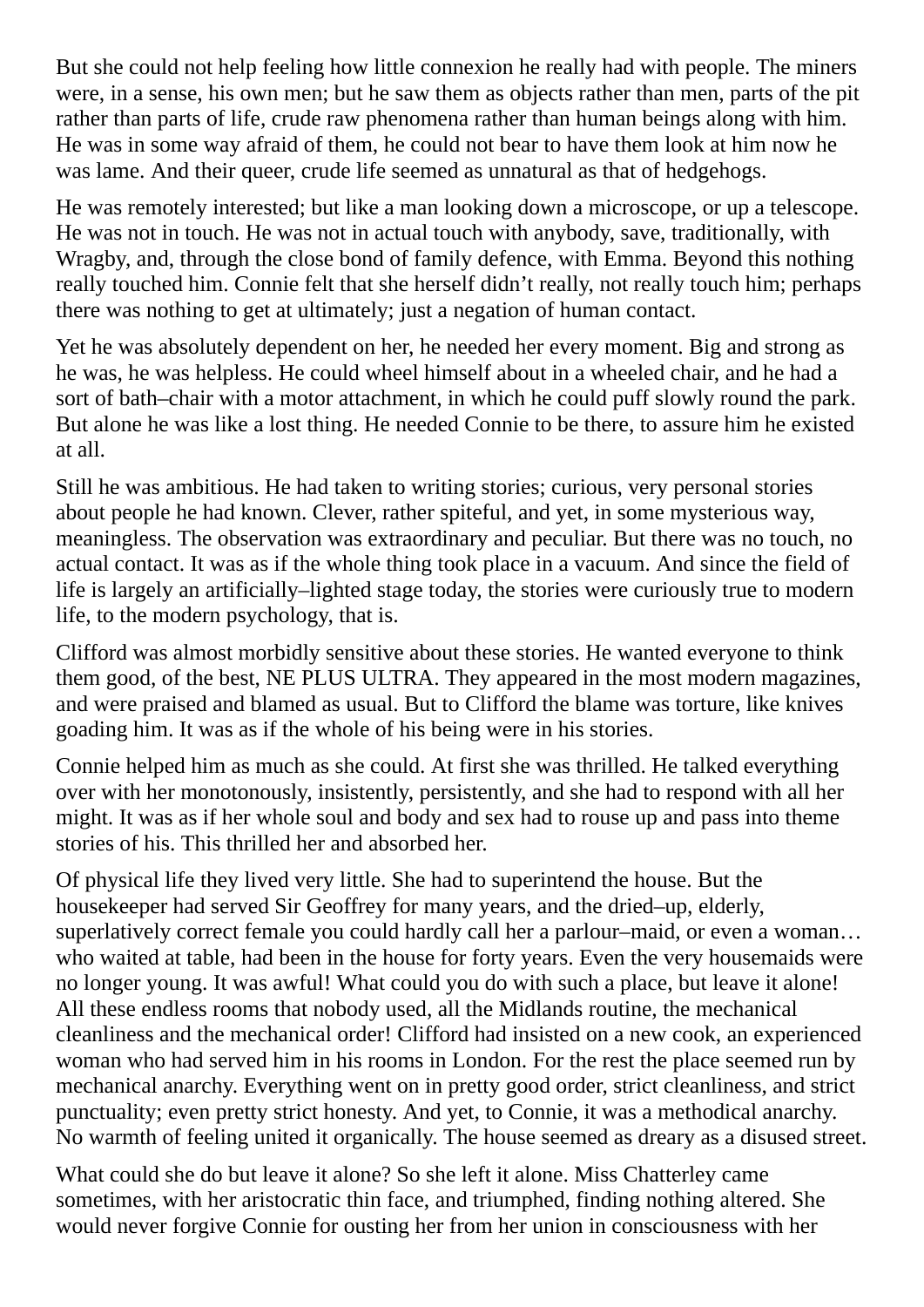But she could not help feeling how little connexion he really had with people. The miners were, in a sense, his own men; but he saw them as objects rather than men, parts of the pit rather than parts of life, crude raw phenomena rather than human beings along with him. He was in some way afraid of them, he could not bear to have them look at him now he was lame. And their queer, crude life seemed as unnatural as that of hedgehogs.

He was remotely interested; but like a man looking down a microscope, or up a telescope. He was not in touch. He was not in actual touch with anybody, save, traditionally, with Wragby, and, through the close bond of family defence, with Emma. Beyond this nothing really touched him. Connie felt that she herself didn't really, not really touch him; perhaps there was nothing to get at ultimately; just a negation of human contact.

Yet he was absolutely dependent on her, he needed her every moment. Big and strong as he was, he was helpless. He could wheel himself about in a wheeled chair, and he had a sort of bath–chair with a motor attachment, in which he could puff slowly round the park. But alone he was like a lost thing. He needed Connie to be there, to assure him he existed at all.

Still he was ambitious. He had taken to writing stories; curious, very personal stories about people he had known. Clever, rather spiteful, and yet, in some mysterious way, meaningless. The observation was extraordinary and peculiar. But there was no touch, no actual contact. It was as if the whole thing took place in a vacuum. And since the field of life is largely an artificially–lighted stage today, the stories were curiously true to modern life, to the modern psychology, that is.

Clifford was almost morbidly sensitive about these stories. He wanted everyone to think them good, of the best, NE PLUS ULTRA. They appeared in the most modern magazines, and were praised and blamed as usual. But to Clifford the blame was torture, like knives goading him. It was as if the whole of his being were in his stories.

Connie helped him as much as she could. At first she was thrilled. He talked everything over with her monotonously, insistently, persistently, and she had to respond with all her might. It was as if her whole soul and body and sex had to rouse up and pass into theme stories of his. This thrilled her and absorbed her.

Of physical life they lived very little. She had to superintend the house. But the housekeeper had served Sir Geoffrey for many years, and the dried–up, elderly, superlatively correct female you could hardly call her a parlour–maid, or even a woman… who waited at table, had been in the house for forty years. Even the very housemaids were no longer young. It was awful! What could you do with such a place, but leave it alone! All these endless rooms that nobody used, all the Midlands routine, the mechanical cleanliness and the mechanical order! Clifford had insisted on a new cook, an experienced woman who had served him in his rooms in London. For the rest the place seemed run by mechanical anarchy. Everything went on in pretty good order, strict cleanliness, and strict punctuality; even pretty strict honesty. And yet, to Connie, it was a methodical anarchy. No warmth of feeling united it organically. The house seemed as dreary as a disused street.

What could she do but leave it alone? So she left it alone. Miss Chatterley came sometimes, with her aristocratic thin face, and triumphed, finding nothing altered. She would never forgive Connie for ousting her from her union in consciousness with her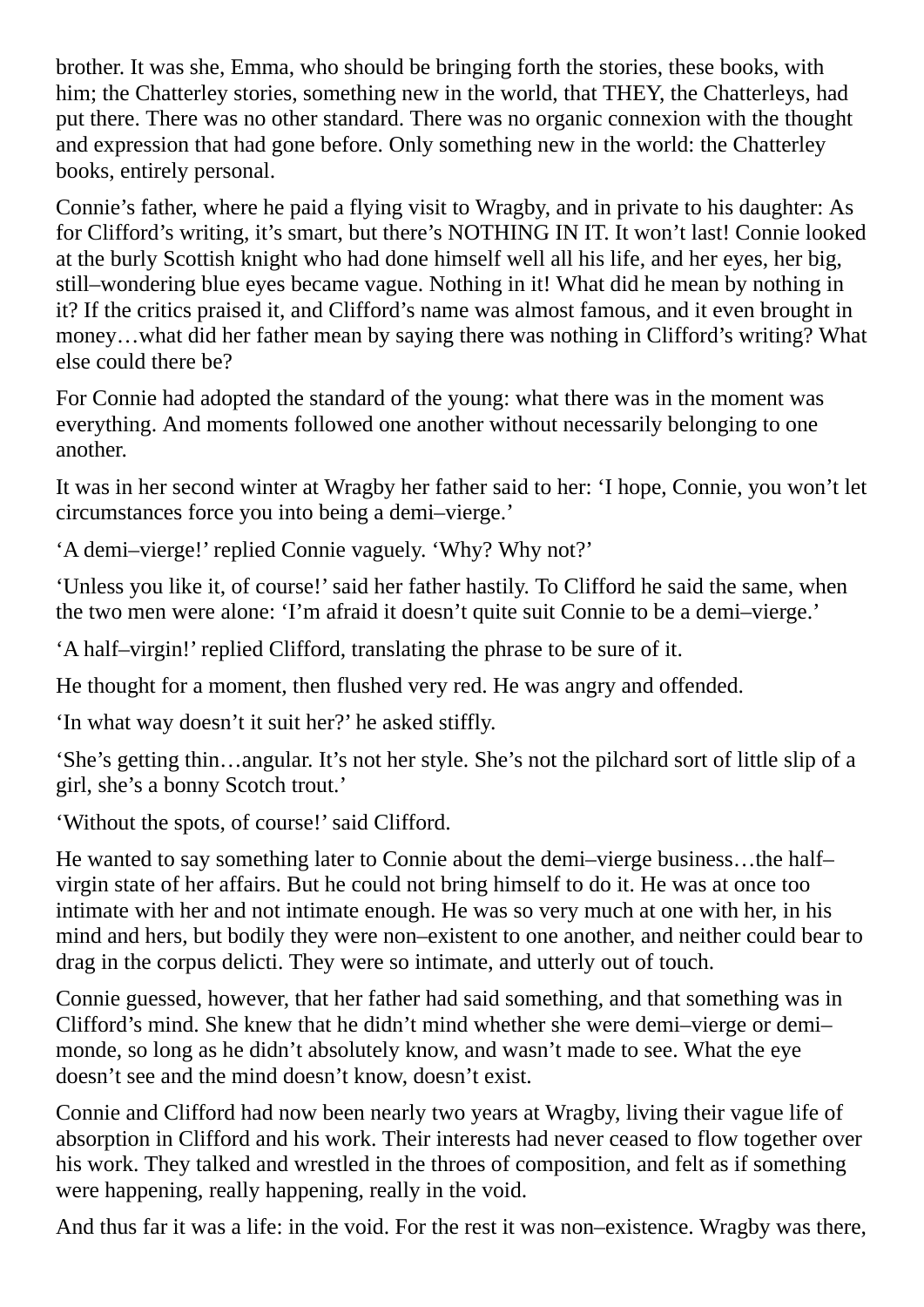brother. It was she, Emma, who should be bringing forth the stories, these books, with him; the Chatterley stories, something new in the world, that THEY, the Chatterleys, had put there. There was no other standard. There was no organic connexion with the thought and expression that had gone before. Only something new in the world: the Chatterley books, entirely personal.

Connie's father, where he paid a flying visit to Wragby, and in private to his daughter: As for Clifford's writing, it's smart, but there's NOTHING IN IT. It won't last! Connie looked at the burly Scottish knight who had done himself well all his life, and her eyes, her big, still–wondering blue eyes became vague. Nothing in it! What did he mean by nothing in it? If the critics praised it, and Clifford's name was almost famous, and it even brought in money…what did her father mean by saying there was nothing in Clifford's writing? What else could there be?

For Connie had adopted the standard of the young: what there was in the moment was everything. And moments followed one another without necessarily belonging to one another.

It was in her second winter at Wragby her father said to her: 'I hope, Connie, you won't let circumstances force you into being a demi–vierge.'

'A demi–vierge!' replied Connie vaguely. 'Why? Why not?'

'Unless you like it, of course!' said her father hastily. To Clifford he said the same, when the two men were alone: 'I'm afraid it doesn't quite suit Connie to be a demi–vierge.'

'A half–virgin!' replied Clifford, translating the phrase to be sure of it.

He thought for a moment, then flushed very red. He was angry and offended.

'In what way doesn't it suit her?' he asked stiffly.

'She's getting thin…angular. It's not her style. She's not the pilchard sort of little slip of a girl, she's a bonny Scotch trout.'

'Without the spots, of course!' said Clifford.

He wanted to say something later to Connie about the demi–vierge business…the half–virgin state of her affairs. But he could not bring himself to do it. He was at once too intimate with her and not intimate enough. He was so very much at one with her, in his mind and hers, but bodily they were non–existent to one another, and neither could bear to drag in the corpus delicti. They were so intimate, and utterly out of touch.

Connie guessed, however, that her father had said something, and that something was in Clifford's mind. She knew that he didn't mind whether she were demi–vierge or demi–monde, so long as he didn't absolutely know, and wasn't made to see. What the eye doesn't see and the mind doesn't know, doesn't exist.

Connie and Clifford had now been nearly two years at Wragby, living their vague life of absorption in Clifford and his work. Their interests had never ceased to flow together over his work. They talked and wrestled in the throes of composition, and felt as if something were happening, really happening, really in the void.

And thus far it was a life: in the void. For the rest it was non–existence. Wragby was there,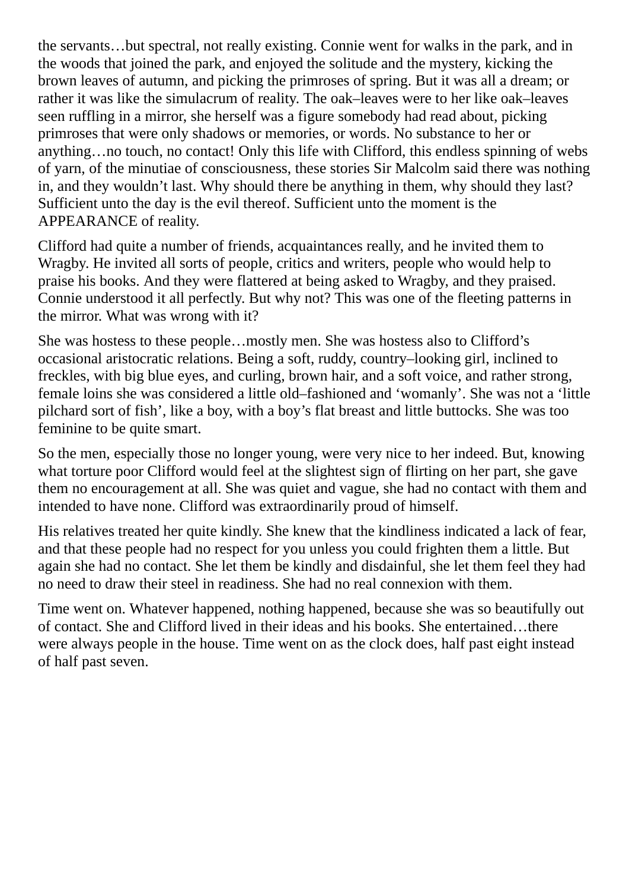the servants…but spectral, not really existing. Connie went for walks in the park, and in the woods that joined the park, and enjoyed the solitude and the mystery, kicking the brown leaves of autumn, and picking the primroses of spring. But it was all a dream; or rather it was like the simulacrum of reality. The oak–leaves were to her like oak–leaves seen ruffling in a mirror, she herself was a figure somebody had read about, picking primroses that were only shadows or memories, or words. No substance to her or anything…no touch, no contact! Only this life with Clifford, this endless spinning of webs of yarn, of the minutiae of consciousness, these stories Sir Malcolm said there was nothing in, and they wouldn't last. Why should there be anything in them, why should they last? Sufficient unto the day is the evil thereof. Sufficient unto the moment is the APPEARANCE of reality.

Clifford had quite a number of friends, acquaintances really, and he invited them to Wragby. He invited all sorts of people, critics and writers, people who would help to praise his books. And they were flattered at being asked to Wragby, and they praised. Connie understood it all perfectly. But why not? This was one of the fleeting patterns in the mirror. What was wrong with it?

She was hostess to these people…mostly men. She was hostess also to Clifford's occasional aristocratic relations. Being a soft, ruddy, country–looking girl, inclined to freckles, with big blue eyes, and curling, brown hair, and a soft voice, and rather strong, female loins she was considered a little old–fashioned and 'womanly'. She was not a 'little pilchard sort of fish', like a boy, with a boy's flat breast and little buttocks. She was too feminine to be quite smart.

So the men, especially those no longer young, were very nice to her indeed. But, knowing what torture poor Clifford would feel at the slightest sign of flirting on her part, she gave them no encouragement at all. She was quiet and vague, she had no contact with them and intended to have none. Clifford was extraordinarily proud of himself.

His relatives treated her quite kindly. She knew that the kindliness indicated a lack of fear, and that these people had no respect for you unless you could frighten them a little. But again she had no contact. She let them be kindly and disdainful, she let them feel they had no need to draw their steel in readiness. She had no real connexion with them.

Time went on. Whatever happened, nothing happened, because she was so beautifully out of contact. She and Clifford lived in their ideas and his books. She entertained…there were always people in the house. Time went on as the clock does, half past eight instead of half past seven.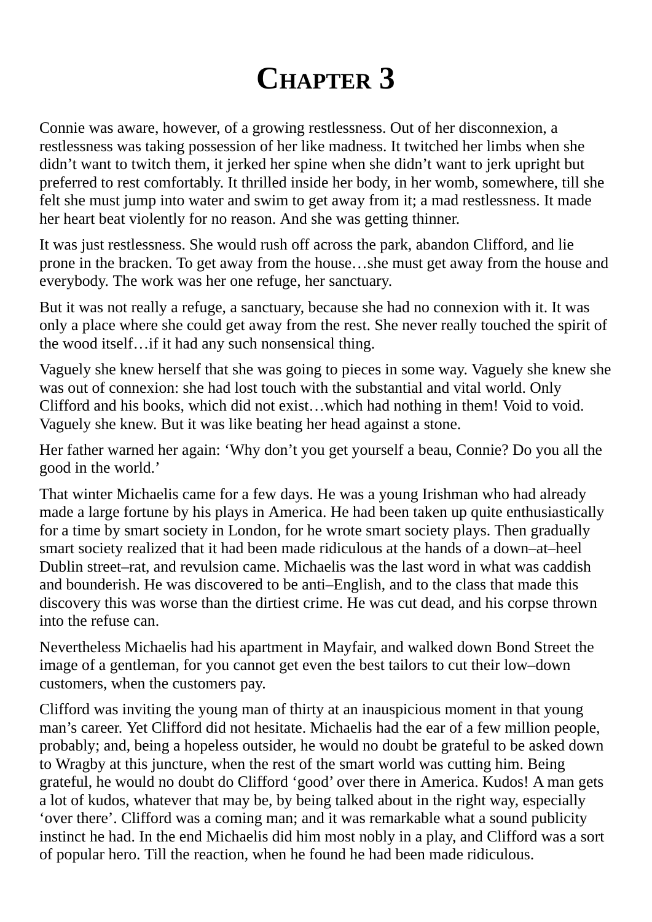# Chapter 3

Connie was aware, however, of a growing restlessness. Out of her disconnexion, a restlessness was taking possession of her like madness. It twitched her limbs when she didn't want to twitch them, it jerked her spine when she didn't want to jerk upright but preferred to rest comfortably. It thrilled inside her body, in her womb, somewhere, till she felt she must jump into water and swim to get away from it; a mad restlessness. It made her heart beat violently for no reason. And she was getting thinner.

It was just restlessness. She would rush off across the park, abandon Clifford, and lie prone in the bracken. To get away from the house…she must get away from the house and everybody. The work was her one refuge, her sanctuary.

But it was not really a refuge, a sanctuary, because she had no connexion with it. It was only a place where she could get away from the rest. She never really touched the spirit of the wood itself…if it had any such nonsensical thing.

Vaguely she knew herself that she was going to pieces in some way. Vaguely she knew she was out of connexion: she had lost touch with the substantial and vital world. Only Clifford and his books, which did not exist…which had nothing in them! Void to void. Vaguely she knew. But it was like beating her head against a stone.

Her father warned her again: 'Why don't you get yourself a beau, Connie? Do you all the good in the world.'

That winter Michaelis came for a few days. He was a young Irishman who had already made a large fortune by his plays in America. He had been taken up quite enthusiastically for a time by smart society in London, for he wrote smart society plays. Then gradually smart society realized that it had been made ridiculous at the hands of a down–at–heel Dublin street–rat, and revulsion came. Michaelis was the last word in what was caddish and bounderish. He was discovered to be anti–English, and to the class that made this discovery this was worse than the dirtiest crime. He was cut dead, and his corpse thrown into the refuse can.

Nevertheless Michaelis had his apartment in Mayfair, and walked down Bond Street the image of a gentleman, for you cannot get even the best tailors to cut their low–down customers, when the customers pay.

Clifford was inviting the young man of thirty at an inauspicious moment in that young man's career. Yet Clifford did not hesitate. Michaelis had the ear of a few million people, probably; and, being a hopeless outsider, he would no doubt be grateful to be asked down to Wragby at this juncture, when the rest of the smart world was cutting him. Being grateful, he would no doubt do Clifford 'good' over there in America. Kudos! A man gets a lot of kudos, whatever that may be, by being talked about in the right way, especially 'over there'. Clifford was a coming man; and it was remarkable what a sound publicity instinct he had. In the end Michaelis did him most nobly in a play, and Clifford was a sort of popular hero. Till the reaction, when he found he had been made ridiculous.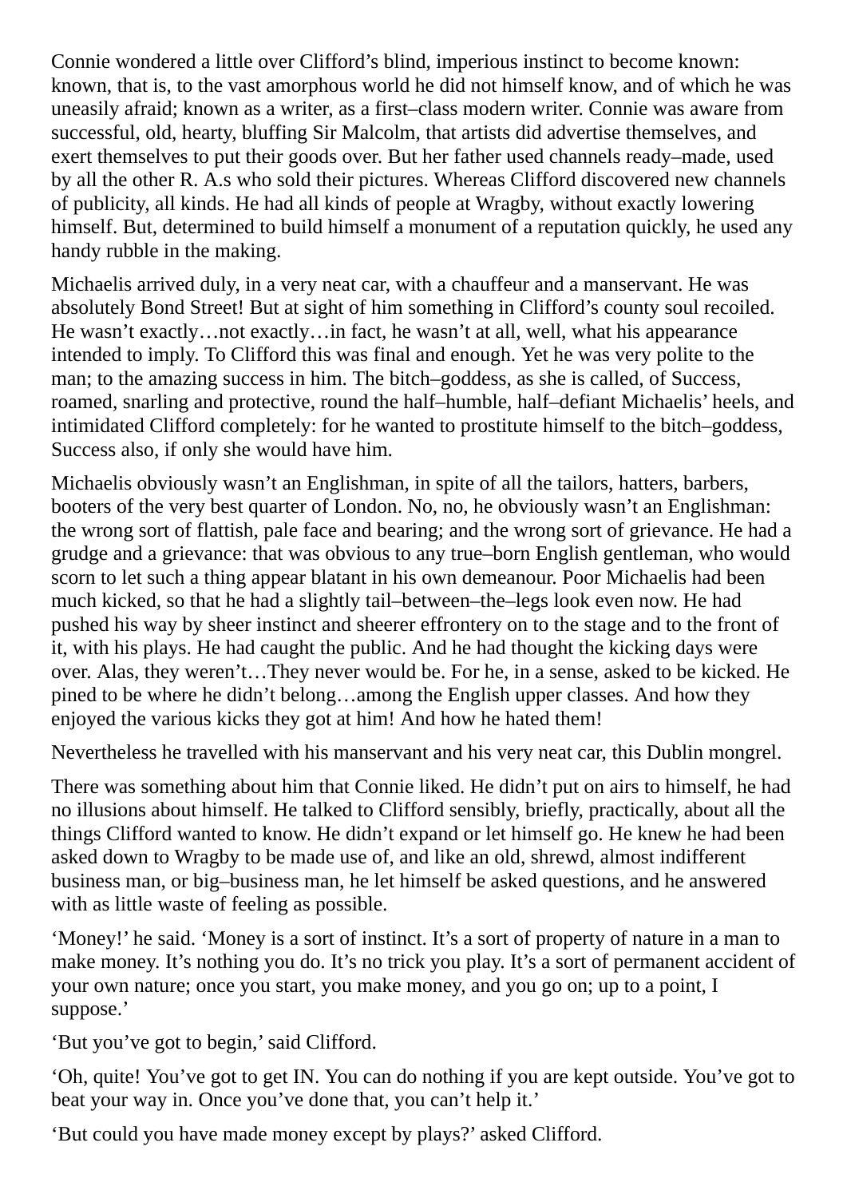Connie wondered a little over Clifford's blind, imperious instinct to become known: known, that is, to the vast amorphous world he did not himself know, and of which he was uneasily afraid; known as a writer, as a first–class modern writer. Connie was aware from successful, old, hearty, bluffing Sir Malcolm, that artists did advertise themselves, and exert themselves to put their goods over. But her father used channels ready–made, used by all the other R. A.s who sold their pictures. Whereas Clifford discovered new channels of publicity, all kinds. He had all kinds of people at Wragby, without exactly lowering himself. But, determined to build himself a monument of a reputation quickly, he used any handy rubble in the making.

Michaelis arrived duly, in a very neat car, with a chauffeur and a manservant. He was absolutely Bond Street! But at sight of him something in Clifford's county soul recoiled. He wasn't exactly…not exactly…in fact, he wasn't at all, well, what his appearance intended to imply. To Clifford this was final and enough. Yet he was very polite to the man; to the amazing success in him. The bitch–goddess, as she is called, of Success, roamed, snarling and protective, round the half–humble, half–defiant Michaelis' heels, and intimidated Clifford completely: for he wanted to prostitute himself to the bitch–goddess, Success also, if only she would have him.

Michaelis obviously wasn't an Englishman, in spite of all the tailors, hatters, barbers, booters of the very best quarter of London. No, no, he obviously wasn't an Englishman: the wrong sort of flattish, pale face and bearing; and the wrong sort of grievance. He had a grudge and a grievance: that was obvious to any true–born English gentleman, who would scorn to let such a thing appear blatant in his own demeanour. Poor Michaelis had been much kicked, so that he had a slightly tail–between–the–legs look even now. He had pushed his way by sheer instinct and sheerer effrontery on to the stage and to the front of it, with his plays. He had caught the public. And he had thought the kicking days were over. Alas, they weren't…They never would be. For he, in a sense, asked to be kicked. He pined to be where he didn't belong…among the English upper classes. And how they enjoyed the various kicks they got at him! And how he hated them!

Nevertheless he travelled with his manservant and his very neat car, this Dublin mongrel.

There was something about him that Connie liked. He didn't put on airs to himself, he had no illusions about himself. He talked to Clifford sensibly, briefly, practically, about all the things Clifford wanted to know. He didn't expand or let himself go. He knew he had been asked down to Wragby to be made use of, and like an old, shrewd, almost indifferent business man, or big–business man, he let himself be asked questions, and he answered with as little waste of feeling as possible.

'Money!' he said. 'Money is a sort of instinct. It's a sort of property of nature in a man to make money. It's nothing you do. It's no trick you play. It's a sort of permanent accident of your own nature; once you start, you make money, and you go on; up to a point, I suppose.'

'But you've got to begin,' said Clifford.

'Oh, quite! You've got to get IN. You can do nothing if you are kept outside. You've got to beat your way in. Once you've done that, you can't help it.'

'But could you have made money except by plays?' asked Clifford.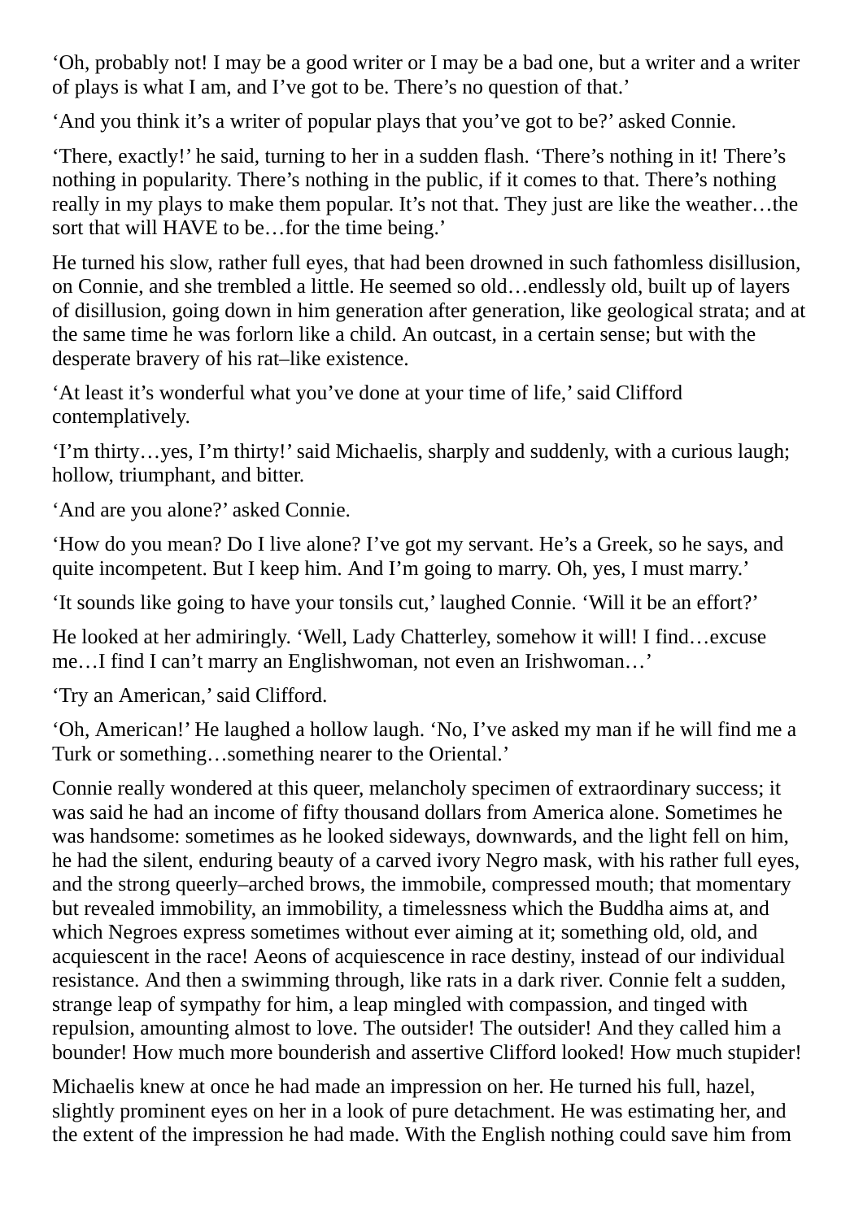'Oh, probably not! I may be a good writer or I may be a bad one, but a writer and a writer of plays is what I am, and I've got to be. There's no question of that.'

'And you think it's a writer of popular plays that you've got to be?' asked Connie.

'There, exactly!' he said, turning to her in a sudden flash. 'There's nothing in it! There's nothing in popularity. There's nothing in the public, if it comes to that. There's nothing really in my plays to make them popular. It's not that. They just are like the weather…the sort that will HAVE to be…for the time being.'

He turned his slow, rather full eyes, that had been drowned in such fathomless disillusion, on Connie, and she trembled a little. He seemed so old…endlessly old, built up of layers of disillusion, going down in him generation after generation, like geological strata; and at the same time he was forlorn like a child. An outcast, in a certain sense; but with the desperate bravery of his rat–like existence.

'At least it's wonderful what you've done at your time of life,' said Clifford contemplatively.

'I'm thirty…yes, I'm thirty!' said Michaelis, sharply and suddenly, with a curious laugh; hollow, triumphant, and bitter.

'And are you alone?' asked Connie.

'How do you mean? Do I live alone? I've got my servant. He's a Greek, so he says, and quite incompetent. But I keep him. And I'm going to marry. Oh, yes, I must marry.'

'It sounds like going to have your tonsils cut,' laughed Connie. 'Will it be an effort?'

He looked at her admiringly. 'Well, Lady Chatterley, somehow it will! I find…excuse me…I find I can't marry an Englishwoman, not even an Irishwoman…'

'Try an American,' said Clifford.

'Oh, American!' He laughed a hollow laugh. 'No, I've asked my man if he will find me a Turk or something…something nearer to the Oriental.'

Connie really wondered at this queer, melancholy specimen of extraordinary success; it was said he had an income of fifty thousand dollars from America alone. Sometimes he was handsome: sometimes as he looked sideways, downwards, and the light fell on him, he had the silent, enduring beauty of a carved ivory Negro mask, with his rather full eyes, and the strong queerly–arched brows, the immobile, compressed mouth; that momentary but revealed immobility, an immobility, a timelessness which the Buddha aims at, and which Negroes express sometimes without ever aiming at it; something old, old, and acquiescent in the race! Aeons of acquiescence in race destiny, instead of our individual resistance. And then a swimming through, like rats in a dark river. Connie felt a sudden, strange leap of sympathy for him, a leap mingled with compassion, and tinged with repulsion, amounting almost to love. The outsider! The outsider! And they called him a bounder! How much more bounderish and assertive Clifford looked! How much stupider!

Michaelis knew at once he had made an impression on her. He turned his full, hazel, slightly prominent eyes on her in a look of pure detachment. He was estimating her, and the extent of the impression he had made. With the English nothing could save him from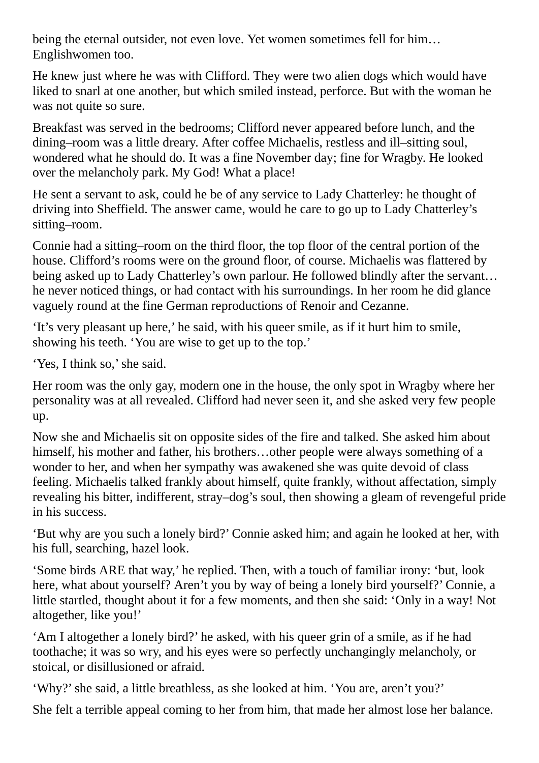being the eternal outsider, not even love. Yet women sometimes fell for him… Englishwomen too.

He knew just where he was with Clifford. They were two alien dogs which would have liked to snarl at one another, but which smiled instead, perforce. But with the woman he was not quite so sure.

Breakfast was served in the bedrooms; Clifford never appeared before lunch, and the dining–room was a little dreary. After coffee Michaelis, restless and ill–sitting soul, wondered what he should do. It was a fine November day; fine for Wragby. He looked over the melancholy park. My God! What a place!

He sent a servant to ask, could he be of any service to Lady Chatterley: he thought of driving into Sheffield. The answer came, would he care to go up to Lady Chatterley's sitting–room.

Connie had a sitting–room on the third floor, the top floor of the central portion of the house. Clifford's rooms were on the ground floor, of course. Michaelis was flattered by being asked up to Lady Chatterley's own parlour. He followed blindly after the servant… he never noticed things, or had contact with his surroundings. In her room he did glance vaguely round at the fine German reproductions of Renoir and Cezanne.

'It's very pleasant up here,' he said, with his queer smile, as if it hurt him to smile, showing his teeth. 'You are wise to get up to the top.'

'Yes, I think so,' she said.

Her room was the only gay, modern one in the house, the only spot in Wragby where her personality was at all revealed. Clifford had never seen it, and she asked very few people up.

Now she and Michaelis sit on opposite sides of the fire and talked. She asked him about himself, his mother and father, his brothers…other people were always something of a wonder to her, and when her sympathy was awakened she was quite devoid of class feeling. Michaelis talked frankly about himself, quite frankly, without affectation, simply revealing his bitter, indifferent, stray–dog's soul, then showing a gleam of revengeful pride in his success.

'But why are you such a lonely bird?' Connie asked him; and again he looked at her, with his full, searching, hazel look.

'Some birds ARE that way,' he replied. Then, with a touch of familiar irony: 'but, look here, what about yourself? Aren't you by way of being a lonely bird yourself?' Connie, a little startled, thought about it for a few moments, and then she said: 'Only in a way! Not altogether, like you!'

'Am I altogether a lonely bird?' he asked, with his queer grin of a smile, as if he had toothache; it was so wry, and his eyes were so perfectly unchangingly melancholy, or stoical, or disillusioned or afraid.

'Why?' she said, a little breathless, as she looked at him. 'You are, aren't you?'

She felt a terrible appeal coming to her from him, that made her almost lose her balance.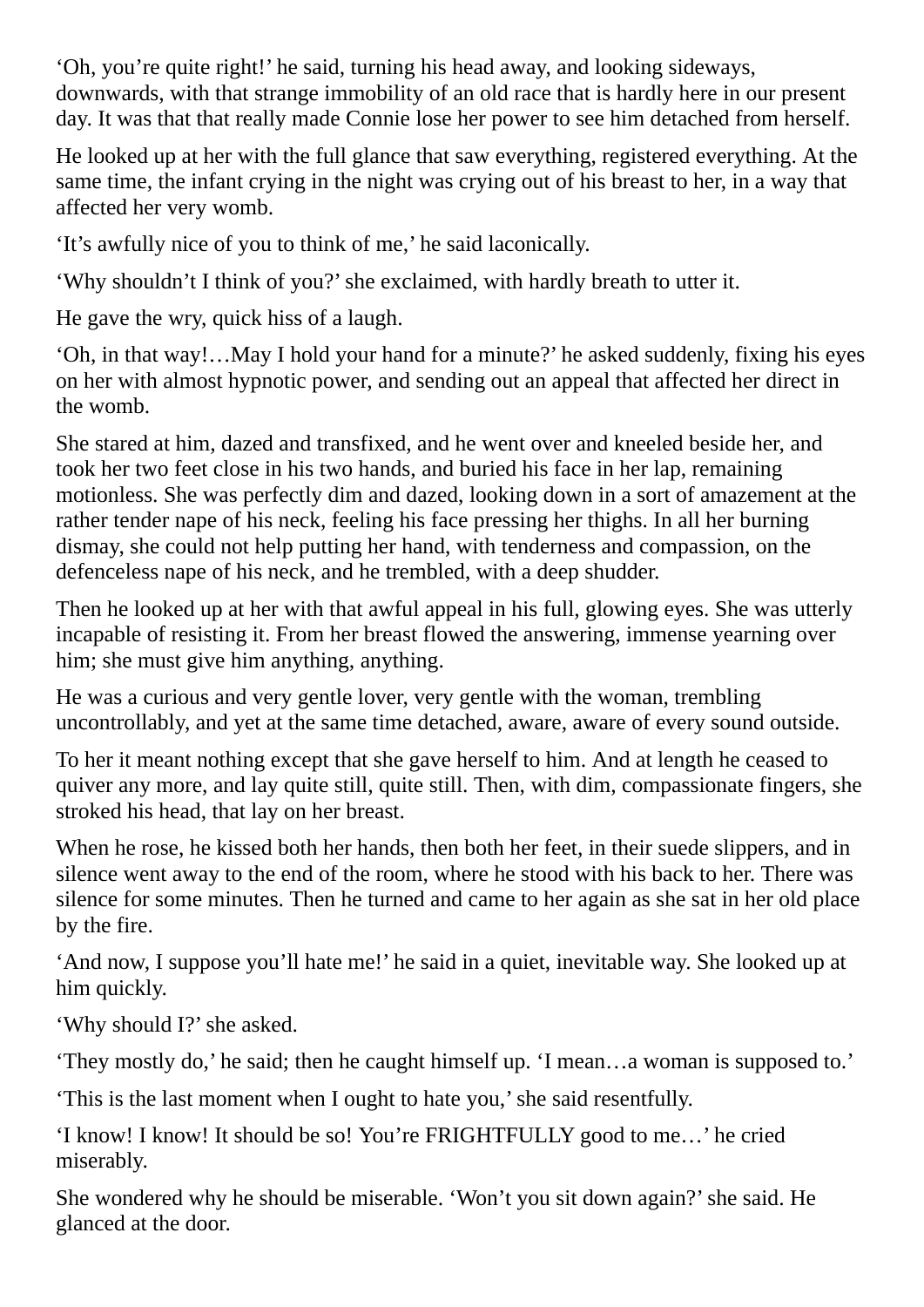'Oh, you're quite right!' he said, turning his head away, and looking sideways, downwards, with that strange immobility of an old race that is hardly here in our present day. It was that that really made Connie lose her power to see him detached from herself.

He looked up at her with the full glance that saw everything, registered everything. At the same time, the infant crying in the night was crying out of his breast to her, in a way that affected her very womb.

'It's awfully nice of you to think of me,' he said laconically.

'Why shouldn't I think of you?' she exclaimed, with hardly breath to utter it.

He gave the wry, quick hiss of a laugh.

'Oh, in that way!…May I hold your hand for a minute?' he asked suddenly, fixing his eyes on her with almost hypnotic power, and sending out an appeal that affected her direct in the womb.

She stared at him, dazed and transfixed, and he went over and kneeled beside her, and took her two feet close in his two hands, and buried his face in her lap, remaining motionless. She was perfectly dim and dazed, looking down in a sort of amazement at the rather tender nape of his neck, feeling his face pressing her thighs. In all her burning dismay, she could not help putting her hand, with tenderness and compassion, on the defenceless nape of his neck, and he trembled, with a deep shudder.

Then he looked up at her with that awful appeal in his full, glowing eyes. She was utterly incapable of resisting it. From her breast flowed the answering, immense yearning over him; she must give him anything, anything.

He was a curious and very gentle lover, very gentle with the woman, trembling uncontrollably, and yet at the same time detached, aware, aware of every sound outside.

To her it meant nothing except that she gave herself to him. And at length he ceased to quiver any more, and lay quite still, quite still. Then, with dim, compassionate fingers, she stroked his head, that lay on her breast.

When he rose, he kissed both her hands, then both her feet, in their suede slippers, and in silence went away to the end of the room, where he stood with his back to her. There was silence for some minutes. Then he turned and came to her again as she sat in her old place by the fire.

'And now, I suppose you'll hate me!' he said in a quiet, inevitable way. She looked up at him quickly.

'Why should I?' she asked.

'They mostly do,' he said; then he caught himself up. 'I mean…a woman is supposed to.'

'This is the last moment when I ought to hate you,' she said resentfully.

'I know! I know! It should be so! You're FRIGHTFULLY good to me…' he cried miserably.

She wondered why he should be miserable. 'Won't you sit down again?' she said. He glanced at the door.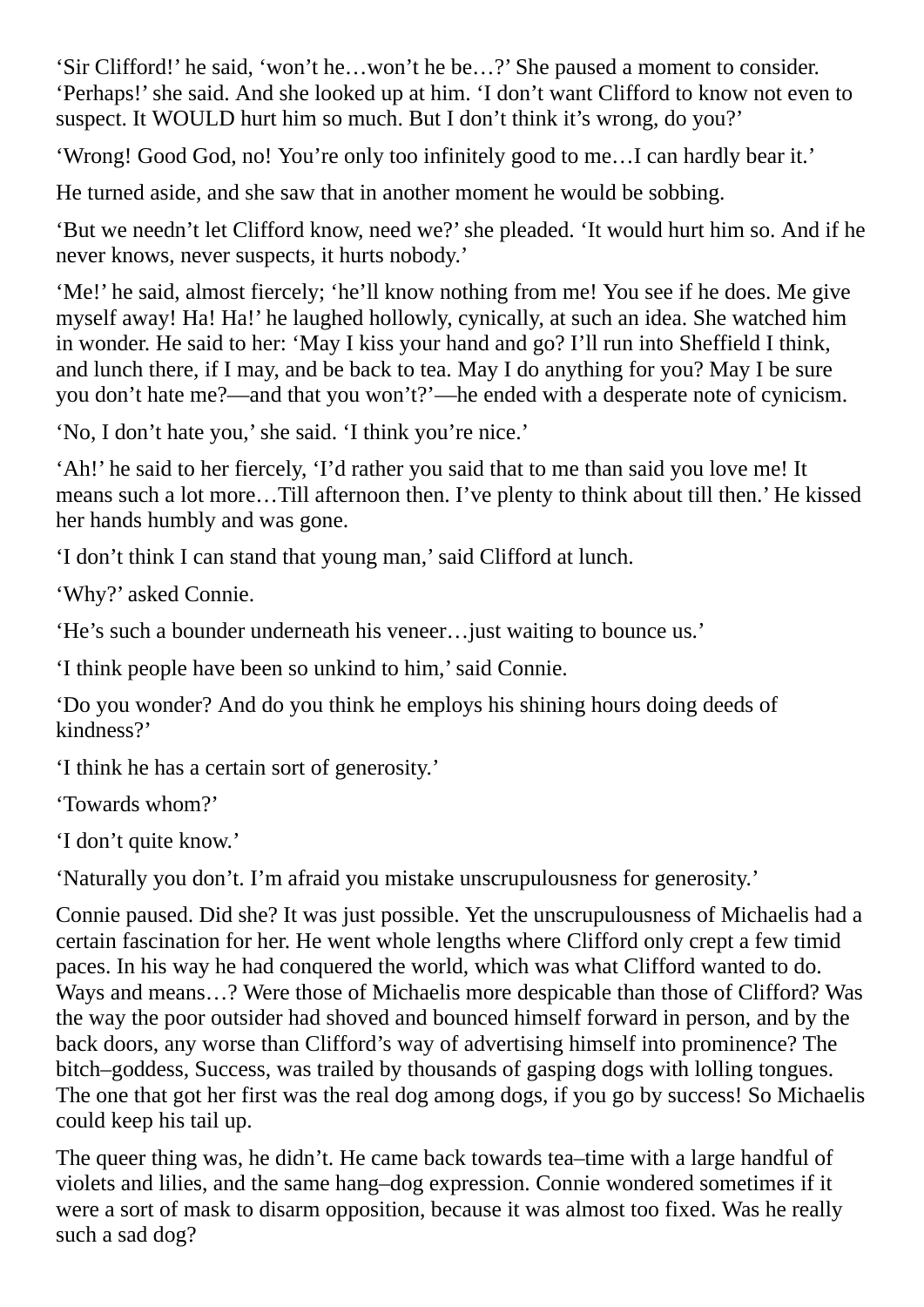'Sir Clifford!' he said, 'won't he…won't he be…?' She paused a moment to consider. 'Perhaps!' she said. And she looked up at him. 'I don't want Clifford to know not even to suspect. It WOULD hurt him so much. But I don't think it's wrong, do you?'

'Wrong! Good God, no! You're only too infinitely good to me…I can hardly bear it.'

He turned aside, and she saw that in another moment he would be sobbing.

'But we needn't let Clifford know, need we?' she pleaded. 'It would hurt him so. And if he never knows, never suspects, it hurts nobody.'

'Me!' he said, almost fiercely; 'he'll know nothing from me! You see if he does. Me give myself away! Ha! Ha!' he laughed hollowly, cynically, at such an idea. She watched him in wonder. He said to her: 'May I kiss your hand and go? I'll run into Sheffield I think, and lunch there, if I may, and be back to tea. May I do anything for you? May I be sure you don't hate me?—and that you won't?'—he ended with a desperate note of cynicism.

'No, I don't hate you,' she said. 'I think you're nice.'

'Ah!' he said to her fiercely, 'I'd rather you said that to me than said you love me! It means such a lot more…Till afternoon then. I've plenty to think about till then.' He kissed her hands humbly and was gone.

'I don't think I can stand that young man,' said Clifford at lunch.

'Why?' asked Connie.

'He's such a bounder underneath his veneer…just waiting to bounce us.'

'I think people have been so unkind to him,' said Connie.

'Do you wonder? And do you think he employs his shining hours doing deeds of kindness?'

'I think he has a certain sort of generosity.'

'Towards whom?'

'I don't quite know.'

'Naturally you don't. I'm afraid you mistake unscrupulousness for generosity.'

Connie paused. Did she? It was just possible. Yet the unscrupulousness of Michaelis had a certain fascination for her. He went whole lengths where Clifford only crept a few timid paces. In his way he had conquered the world, which was what Clifford wanted to do. Ways and means…? Were those of Michaelis more despicable than those of Clifford? Was the way the poor outsider had shoved and bounced himself forward in person, and by the back doors, any worse than Clifford's way of advertising himself into prominence? The bitch–goddess, Success, was trailed by thousands of gasping dogs with lolling tongues. The one that got her first was the real dog among dogs, if you go by success! So Michaelis could keep his tail up.

The queer thing was, he didn't. He came back towards tea–time with a large handful of violets and lilies, and the same hang–dog expression. Connie wondered sometimes if it were a sort of mask to disarm opposition, because it was almost too fixed. Was he really such a sad dog?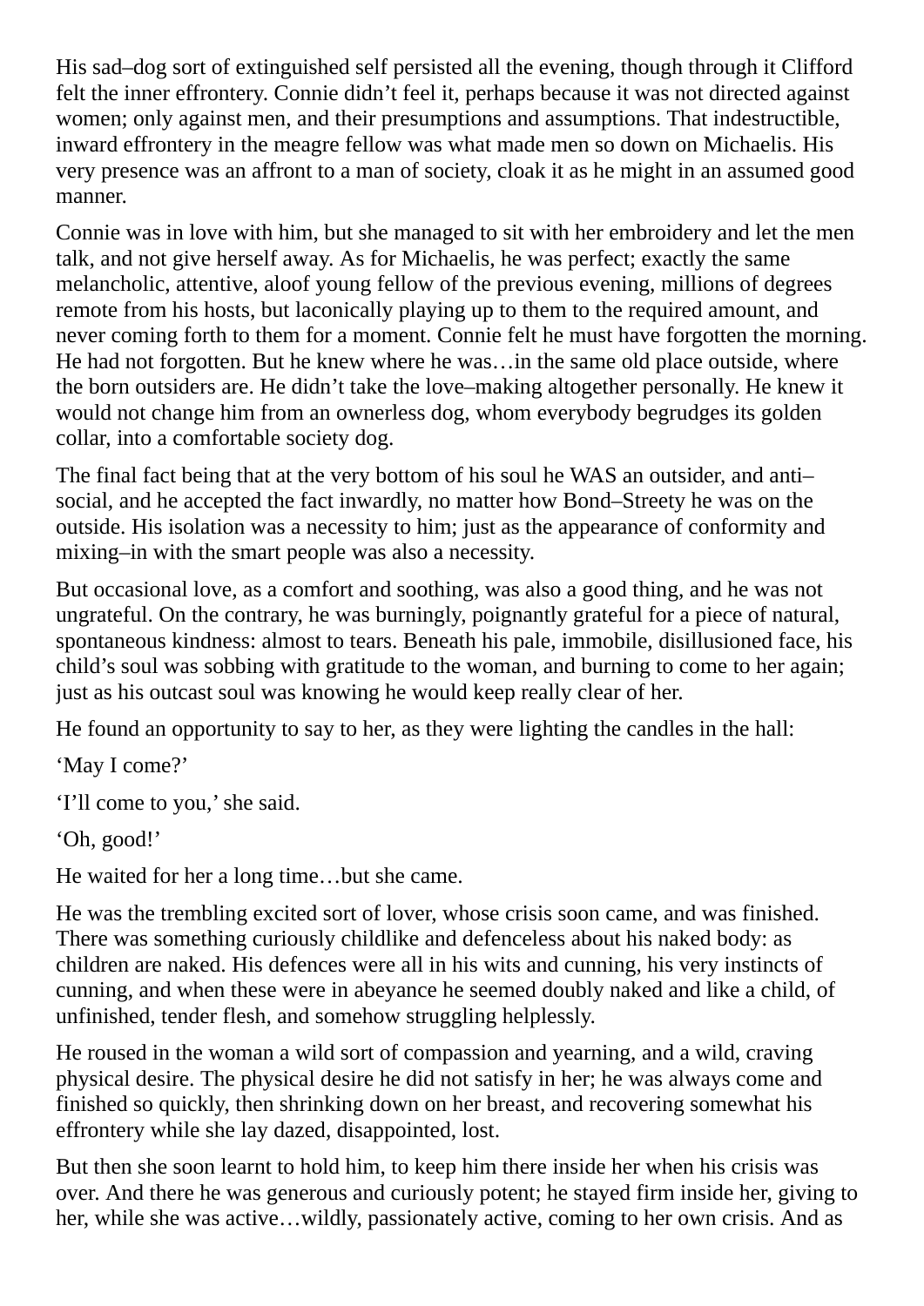His sad–dog sort of extinguished self persisted all the evening, though through it Clifford felt the inner effrontery. Connie didn't feel it, perhaps because it was not directed against women; only against men, and their presumptions and assumptions. That indestructible, inward effrontery in the meagre fellow was what made men so down on Michaelis. His very presence was an affront to a man of society, cloak it as he might in an assumed good manner.

Connie was in love with him, but she managed to sit with her embroidery and let the men talk, and not give herself away. As for Michaelis, he was perfect; exactly the same melancholic, attentive, aloof young fellow of the previous evening, millions of degrees remote from his hosts, but laconically playing up to them to the required amount, and never coming forth to them for a moment. Connie felt he must have forgotten the morning. He had not forgotten. But he knew where he was…in the same old place outside, where the born outsiders are. He didn't take the love–making altogether personally. He knew it would not change him from an ownerless dog, whom everybody begrudges its golden collar, into a comfortable society dog.

The final fact being that at the very bottom of his soul he WAS an outsider, and anti–social, and he accepted the fact inwardly, no matter how Bond–Streety he was on the outside. His isolation was a necessity to him; just as the appearance of conformity and mixing–in with the smart people was also a necessity.

But occasional love, as a comfort and soothing, was also a good thing, and he was not ungrateful. On the contrary, he was burningly, poignantly grateful for a piece of natural, spontaneous kindness: almost to tears. Beneath his pale, immobile, disillusioned face, his child's soul was sobbing with gratitude to the woman, and burning to come to her again; just as his outcast soul was knowing he would keep really clear of her.

He found an opportunity to say to her, as they were lighting the candles in the hall:

'May I come?'

'I'll come to you,' she said.

'Oh, good!'

He waited for her a long time…but she came.

He was the trembling excited sort of lover, whose crisis soon came, and was finished. There was something curiously childlike and defenceless about his naked body: as children are naked. His defences were all in his wits and cunning, his very instincts of cunning, and when these were in abeyance he seemed doubly naked and like a child, of unfinished, tender flesh, and somehow struggling helplessly.

He roused in the woman a wild sort of compassion and yearning, and a wild, craving physical desire. The physical desire he did not satisfy in her; he was always come and finished so quickly, then shrinking down on her breast, and recovering somewhat his effrontery while she lay dazed, disappointed, lost.

But then she soon learnt to hold him, to keep him there inside her when his crisis was over. And there he was generous and curiously potent; he stayed firm inside her, giving to her, while she was active…wildly, passionately active, coming to her own crisis. And as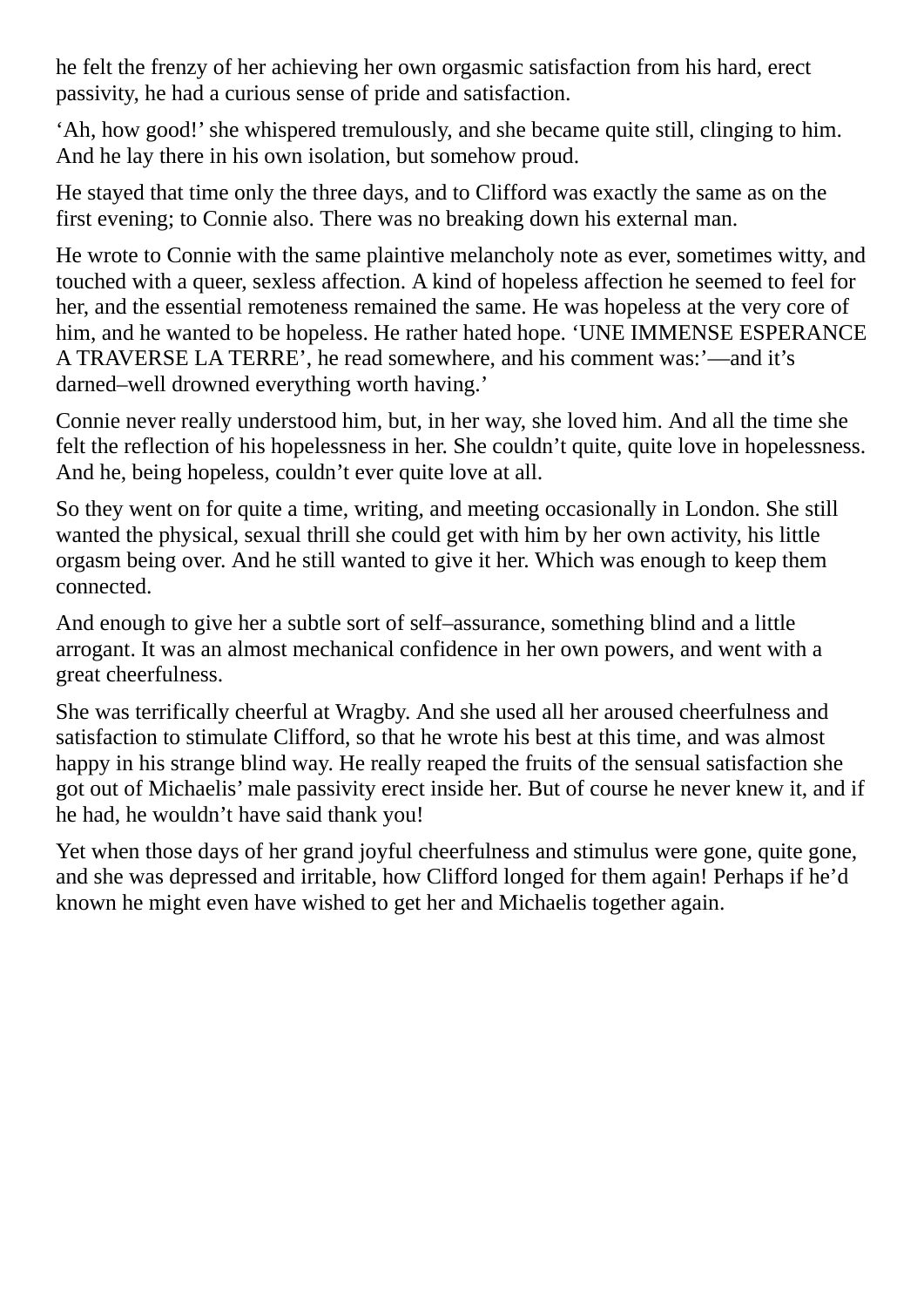he felt the frenzy of her achieving her own orgasmic satisfaction from his hard, erect passivity, he had a curious sense of pride and satisfaction.

‘Ah, how good!’ she whispered tremulously, and she became quite still, clinging to him. And he lay there in his own isolation, but somehow proud.

He stayed that time only the three days, and to Clifford was exactly the same as on the first evening; to Connie also. There was no breaking down his external man.

He wrote to Connie with the same plaintive melancholy note as ever, sometimes witty, and touched with a queer, sexless affection. A kind of hopeless affection he seemed to feel for her, and the essential remoteness remained the same. He was hopeless at the very core of him, and he wanted to be hopeless. He rather hated hope. ‘UNE IMMENSE ESPERANCE A TRAVERSE LA TERRE’, he read somewhere, and his comment was:’—and it’s darned–well drowned everything worth having.’

Connie never really understood him, but, in her way, she loved him. And all the time she felt the reflection of his hopelessness in her. She couldn’t quite, quite love in hopelessness. And he, being hopeless, couldn’t ever quite love at all.

So they went on for quite a time, writing, and meeting occasionally in London. She still wanted the physical, sexual thrill she could get with him by her own activity, his little orgasm being over. And he still wanted to give it her. Which was enough to keep them connected.

And enough to give her a subtle sort of self–assurance, something blind and a little arrogant. It was an almost mechanical confidence in her own powers, and went with a great cheerfulness.

She was terrifically cheerful at Wragby. And she used all her aroused cheerfulness and satisfaction to stimulate Clifford, so that he wrote his best at this time, and was almost happy in his strange blind way. He really reaped the fruits of the sensual satisfaction she got out of Michaelis’ male passivity erect inside her. But of course he never knew it, and if he had, he wouldn’t have said thank you!

Yet when those days of her grand joyful cheerfulness and stimulus were gone, quite gone, and she was depressed and irritable, how Clifford longed for them again! Perhaps if he’d known he might even have wished to get her and Michaelis together again.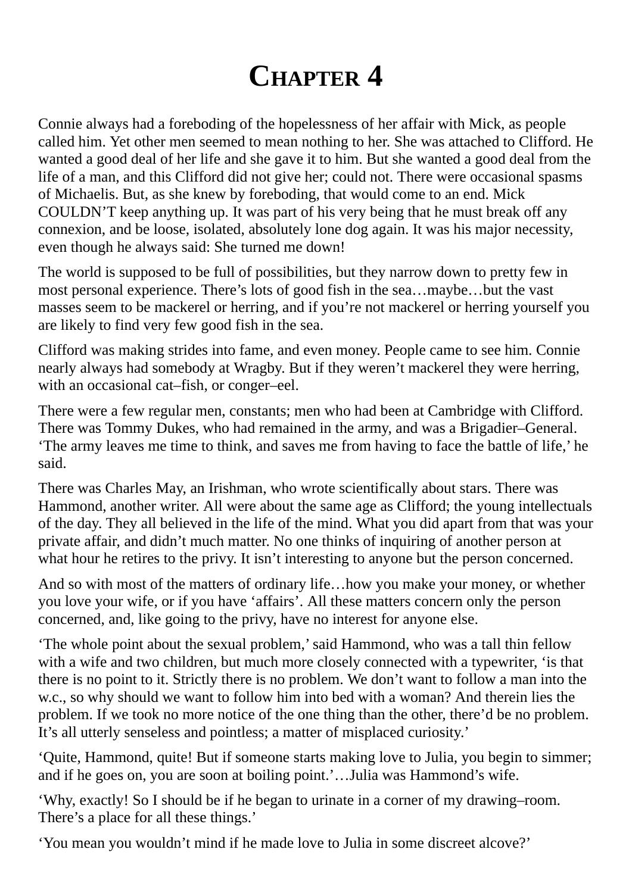# CHAPTER 4

Connie always had a foreboding of the hopelessness of her affair with Mick, as people called him. Yet other men seemed to mean nothing to her. She was attached to Clifford. He wanted a good deal of her life and she gave it to him. But she wanted a good deal from the life of a man, and this Clifford did not give her; could not. There were occasional spasms of Michaelis. But, as she knew by foreboding, that would come to an end. Mick COULDN'T keep anything up. It was part of his very being that he must break off any connexion, and be loose, isolated, absolutely lone dog again. It was his major necessity, even though he always said: She turned me down!

The world is supposed to be full of possibilities, but they narrow down to pretty few in most personal experience. There's lots of good fish in the sea…maybe…but the vast masses seem to be mackerel or herring, and if you're not mackerel or herring yourself you are likely to find very few good fish in the sea.

Clifford was making strides into fame, and even money. People came to see him. Connie nearly always had somebody at Wragby. But if they weren't mackerel they were herring, with an occasional cat–fish, or conger–eel.

There were a few regular men, constants; men who had been at Cambridge with Clifford. There was Tommy Dukes, who had remained in the army, and was a Brigadier–General. 'The army leaves me time to think, and saves me from having to face the battle of life,' he said.

There was Charles May, an Irishman, who wrote scientifically about stars. There was Hammond, another writer. All were about the same age as Clifford; the young intellectuals of the day. They all believed in the life of the mind. What you did apart from that was your private affair, and didn't much matter. No one thinks of inquiring of another person at what hour he retires to the privy. It isn't interesting to anyone but the person concerned.

And so with most of the matters of ordinary life…how you make your money, or whether you love your wife, or if you have 'affairs'. All these matters concern only the person concerned, and, like going to the privy, have no interest for anyone else.

'The whole point about the sexual problem,' said Hammond, who was a tall thin fellow with a wife and two children, but much more closely connected with a typewriter, 'is that there is no point to it. Strictly there is no problem. We don't want to follow a man into the w.c., so why should we want to follow him into bed with a woman? And therein lies the problem. If we took no more notice of the one thing than the other, there'd be no problem. It's all utterly senseless and pointless; a matter of misplaced curiosity.'

'Quite, Hammond, quite! But if someone starts making love to Julia, you begin to simmer; and if he goes on, you are soon at boiling point.'…Julia was Hammond's wife.

'Why, exactly! So I should be if he began to urinate in a corner of my drawing–room. There's a place for all these things.'

'You mean you wouldn't mind if he made love to Julia in some discreet alcove?'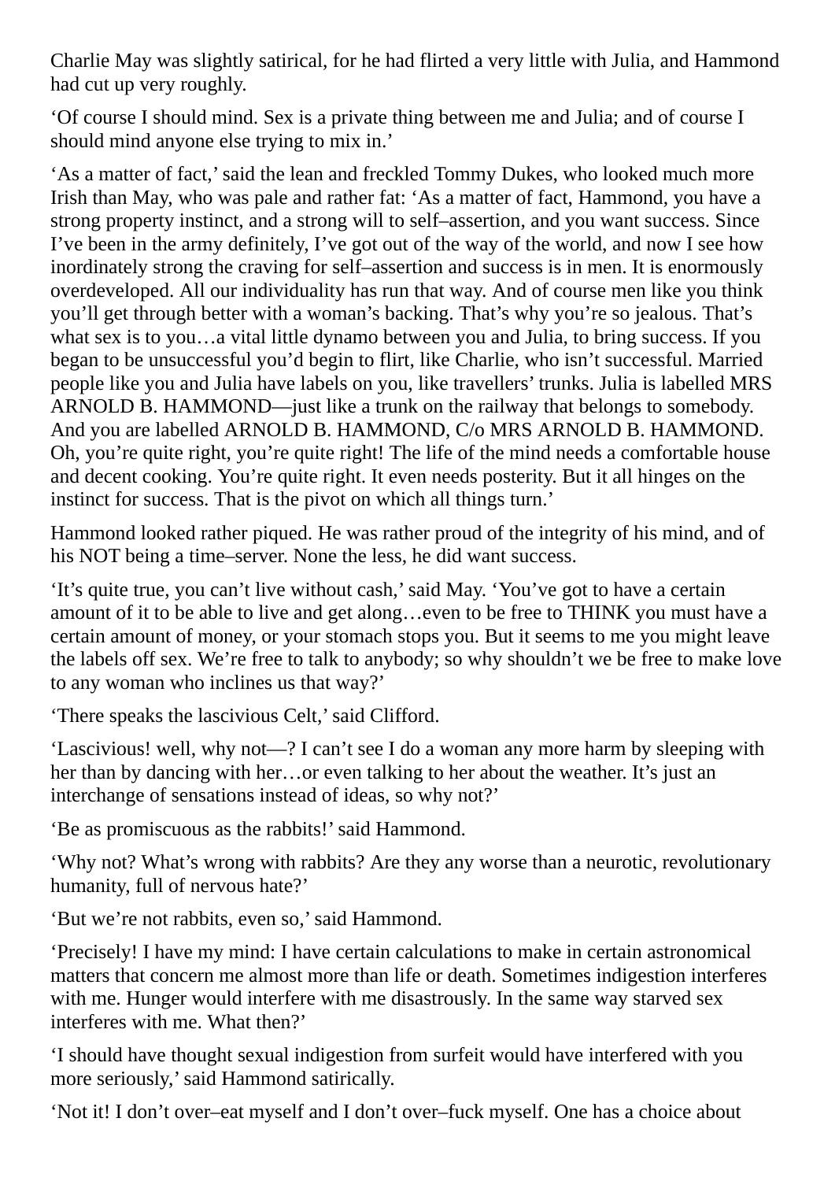Charlie May was slightly satirical, for he had flirted a very little with Julia, and Hammond had cut up very roughly.

'Of course I should mind. Sex is a private thing between me and Julia; and of course I should mind anyone else trying to mix in.'

'As a matter of fact,' said the lean and freckled Tommy Dukes, who looked much more Irish than May, who was pale and rather fat: 'As a matter of fact, Hammond, you have a strong property instinct, and a strong will to self–assertion, and you want success. Since I've been in the army definitely, I've got out of the way of the world, and now I see how inordinately strong the craving for self–assertion and success is in men. It is enormously overdeveloped. All our individuality has run that way. And of course men like you think you'll get through better with a woman's backing. That's why you're so jealous. That's what sex is to you…a vital little dynamo between you and Julia, to bring success. If you began to be unsuccessful you'd begin to flirt, like Charlie, who isn't successful. Married people like you and Julia have labels on you, like travellers' trunks. Julia is labelled MRS ARNOLD B. HAMMOND—just like a trunk on the railway that belongs to somebody. And you are labelled ARNOLD B. HAMMOND, C/o MRS ARNOLD B. HAMMOND. Oh, you're quite right, you're quite right! The life of the mind needs a comfortable house and decent cooking. You're quite right. It even needs posterity. But it all hinges on the instinct for success. That is the pivot on which all things turn.'

Hammond looked rather piqued. He was rather proud of the integrity of his mind, and of his NOT being a time–server. None the less, he did want success.

'It's quite true, you can't live without cash,' said May. 'You've got to have a certain amount of it to be able to live and get along…even to be free to THINK you must have a certain amount of money, or your stomach stops you. But it seems to me you might leave the labels off sex. We're free to talk to anybody; so why shouldn't we be free to make love to any woman who inclines us that way?'

'There speaks the lascivious Celt,' said Clifford.

'Lascivious! well, why not—? I can't see I do a woman any more harm by sleeping with her than by dancing with her…or even talking to her about the weather. It's just an interchange of sensations instead of ideas, so why not?'

'Be as promiscuous as the rabbits!' said Hammond.

'Why not? What's wrong with rabbits? Are they any worse than a neurotic, revolutionary humanity, full of nervous hate?'

'But we're not rabbits, even so,' said Hammond.

'Precisely! I have my mind: I have certain calculations to make in certain astronomical matters that concern me almost more than life or death. Sometimes indigestion interferes with me. Hunger would interfere with me disastrously. In the same way starved sex interferes with me. What then?'

'I should have thought sexual indigestion from surfeit would have interfered with you more seriously,' said Hammond satirically.

'Not it! I don't over–eat myself and I don't over–fuck myself. One has a choice about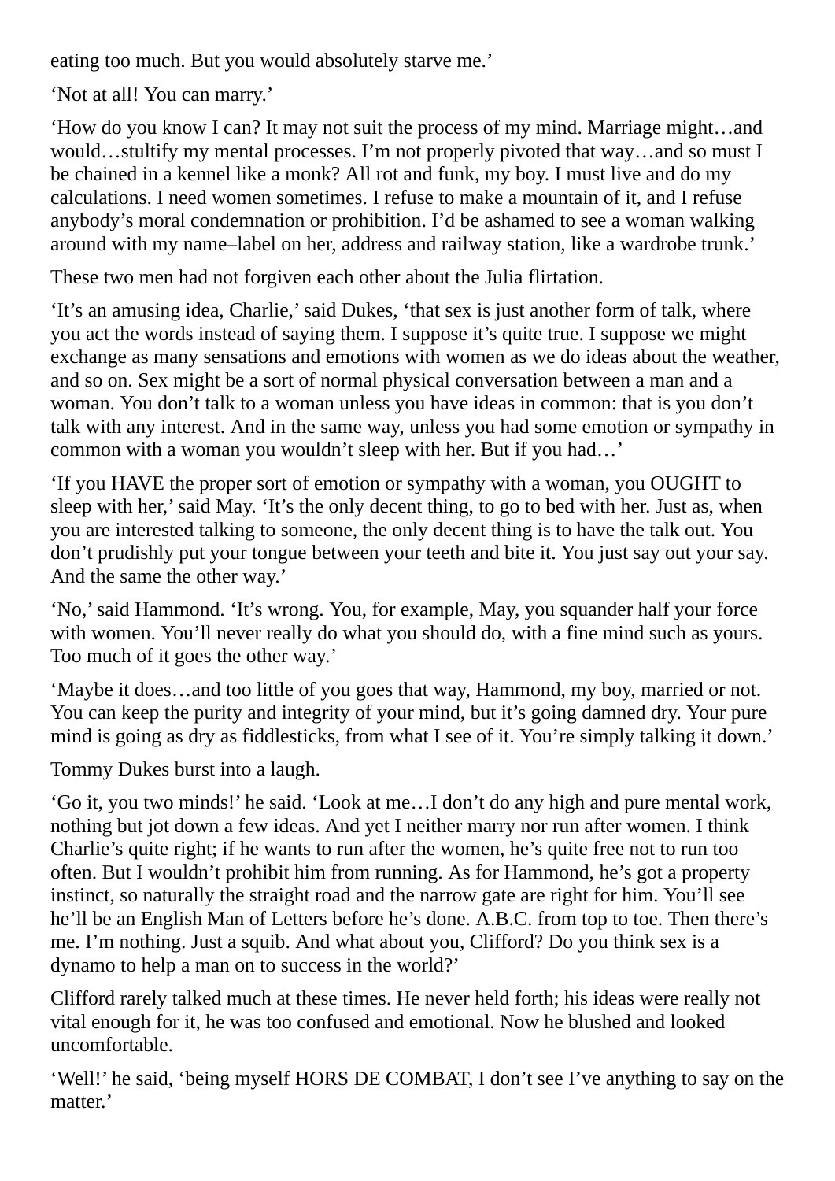eating too much. But you would absolutely starve me.'

'Not at all! You can marry.'

'How do you know I can? It may not suit the process of my mind. Marriage might…and would…stultify my mental processes. I'm not properly pivoted that way…and so must I be chained in a kennel like a monk? All rot and funk, my boy. I must live and do my calculations. I need women sometimes. I refuse to make a mountain of it, and I refuse anybody's moral condemnation or prohibition. I'd be ashamed to see a woman walking around with my name–label on her, address and railway station, like a wardrobe trunk.'

These two men had not forgiven each other about the Julia flirtation.

'It's an amusing idea, Charlie,' said Dukes, 'that sex is just another form of talk, where you act the words instead of saying them. I suppose it's quite true. I suppose we might exchange as many sensations and emotions with women as we do ideas about the weather, and so on. Sex might be a sort of normal physical conversation between a man and a woman. You don't talk to a woman unless you have ideas in common: that is you don't talk with any interest. And in the same way, unless you had some emotion or sympathy in common with a woman you wouldn't sleep with her. But if you had…'

'If you HAVE the proper sort of emotion or sympathy with a woman, you OUGHT to sleep with her,' said May. 'It's the only decent thing, to go to bed with her. Just as, when you are interested talking to someone, the only decent thing is to have the talk out. You don't prudishly put your tongue between your teeth and bite it. You just say out your say. And the same the other way.'

'No,' said Hammond. 'It's wrong. You, for example, May, you squander half your force with women. You'll never really do what you should do, with a fine mind such as yours. Too much of it goes the other way.'

'Maybe it does…and too little of you goes that way, Hammond, my boy, married or not. You can keep the purity and integrity of your mind, but it's going damned dry. Your pure mind is going as dry as fiddlesticks, from what I see of it. You're simply talking it down.'

Tommy Dukes burst into a laugh.

'Go it, you two minds!' he said. 'Look at me…I don't do any high and pure mental work, nothing but jot down a few ideas. And yet I neither marry nor run after women. I think Charlie's quite right; if he wants to run after the women, he's quite free not to run too often. But I wouldn't prohibit him from running. As for Hammond, he's got a property instinct, so naturally the straight road and the narrow gate are right for him. You'll see he'll be an English Man of Letters before he's done. A.B.C. from top to toe. Then there's me. I'm nothing. Just a squib. And what about you, Clifford? Do you think sex is a dynamo to help a man on to success in the world?'

Clifford rarely talked much at these times. He never held forth; his ideas were really not vital enough for it, he was too confused and emotional. Now he blushed and looked uncomfortable.

'Well!' he said, 'being myself HORS DE COMBAT, I don't see I've anything to say on the matter.'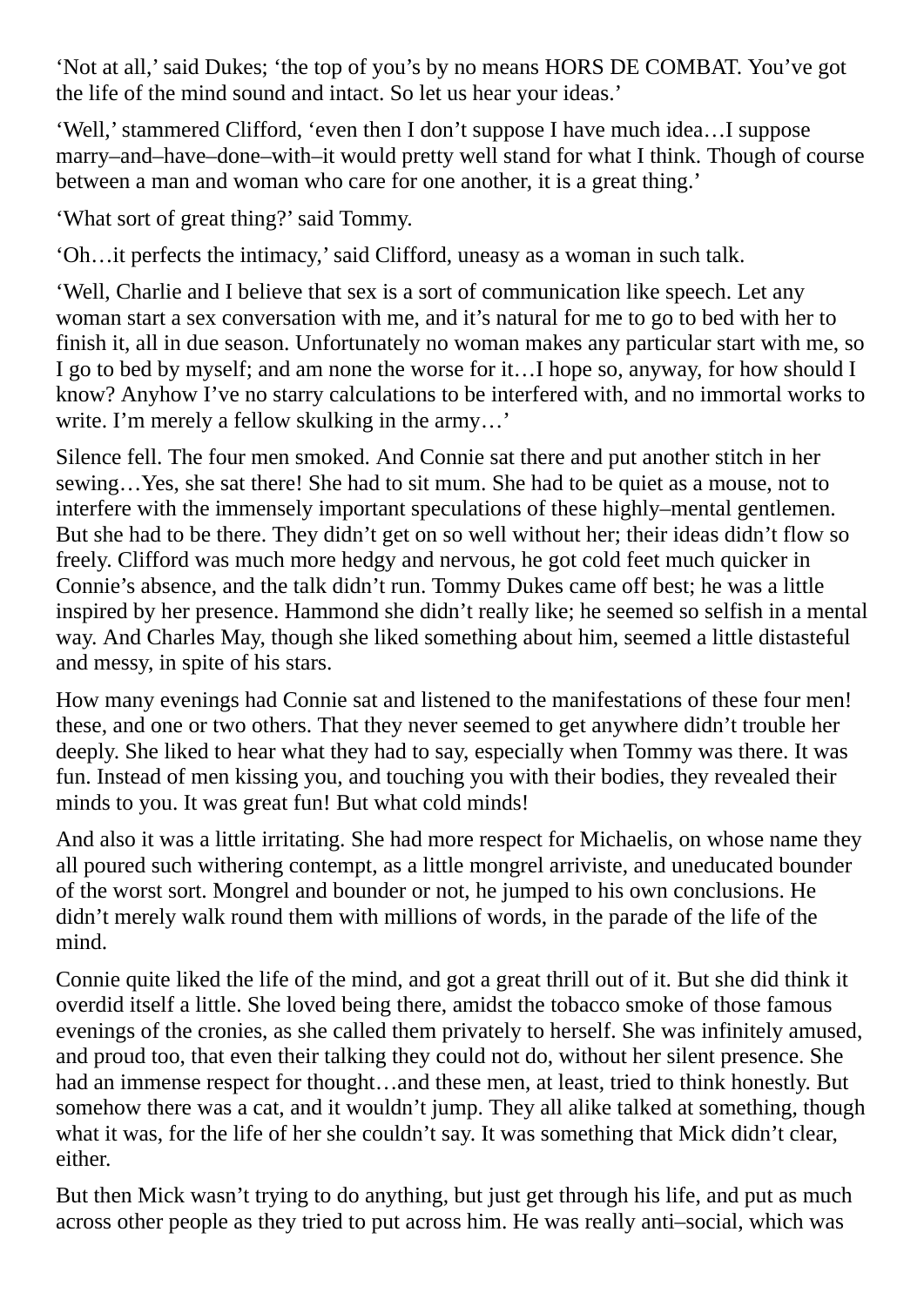'Not at all,' said Dukes; 'the top of you's by no means HORS DE COMBAT. You've got the life of the mind sound and intact. So let us hear your ideas.'

'Well,' stammered Clifford, 'even then I don't suppose I have much idea…I suppose marry–and–have–done–with–it would pretty well stand for what I think. Though of course between a man and woman who care for one another, it is a great thing.'

'What sort of great thing?' said Tommy.

'Oh…it perfects the intimacy,' said Clifford, uneasy as a woman in such talk.

'Well, Charlie and I believe that sex is a sort of communication like speech. Let any woman start a sex conversation with me, and it's natural for me to go to bed with her to finish it, all in due season. Unfortunately no woman makes any particular start with me, so I go to bed by myself; and am none the worse for it…I hope so, anyway, for how should I know? Anyhow I've no starry calculations to be interfered with, and no immortal works to write. I'm merely a fellow skulking in the army…'

Silence fell. The four men smoked. And Connie sat there and put another stitch in her sewing…Yes, she sat there! She had to sit mum. She had to be quiet as a mouse, not to interfere with the immensely important speculations of these highly–mental gentlemen. But she had to be there. They didn't get on so well without her; their ideas didn't flow so freely. Clifford was much more hedgy and nervous, he got cold feet much quicker in Connie's absence, and the talk didn't run. Tommy Dukes came off best; he was a little inspired by her presence. Hammond she didn't really like; he seemed so selfish in a mental way. And Charles May, though she liked something about him, seemed a little distasteful and messy, in spite of his stars.

How many evenings had Connie sat and listened to the manifestations of these four men! these, and one or two others. That they never seemed to get anywhere didn't trouble her deeply. She liked to hear what they had to say, especially when Tommy was there. It was fun. Instead of men kissing you, and touching you with their bodies, they revealed their minds to you. It was great fun! But what cold minds!

And also it was a little irritating. She had more respect for Michaelis, on whose name they all poured such withering contempt, as a little mongrel arriviste, and uneducated bounder of the worst sort. Mongrel and bounder or not, he jumped to his own conclusions. He didn't merely walk round them with millions of words, in the parade of the life of the mind.

Connie quite liked the life of the mind, and got a great thrill out of it. But she did think it overdid itself a little. She loved being there, amidst the tobacco smoke of those famous evenings of the cronies, as she called them privately to herself. She was infinitely amused, and proud too, that even their talking they could not do, without her silent presence. She had an immense respect for thought…and these men, at least, tried to think honestly. But somehow there was a cat, and it wouldn't jump. They all alike talked at something, though what it was, for the life of her she couldn't say. It was something that Mick didn't clear, either.

But then Mick wasn't trying to do anything, but just get through his life, and put as much across other people as they tried to put across him. He was really anti–social, which was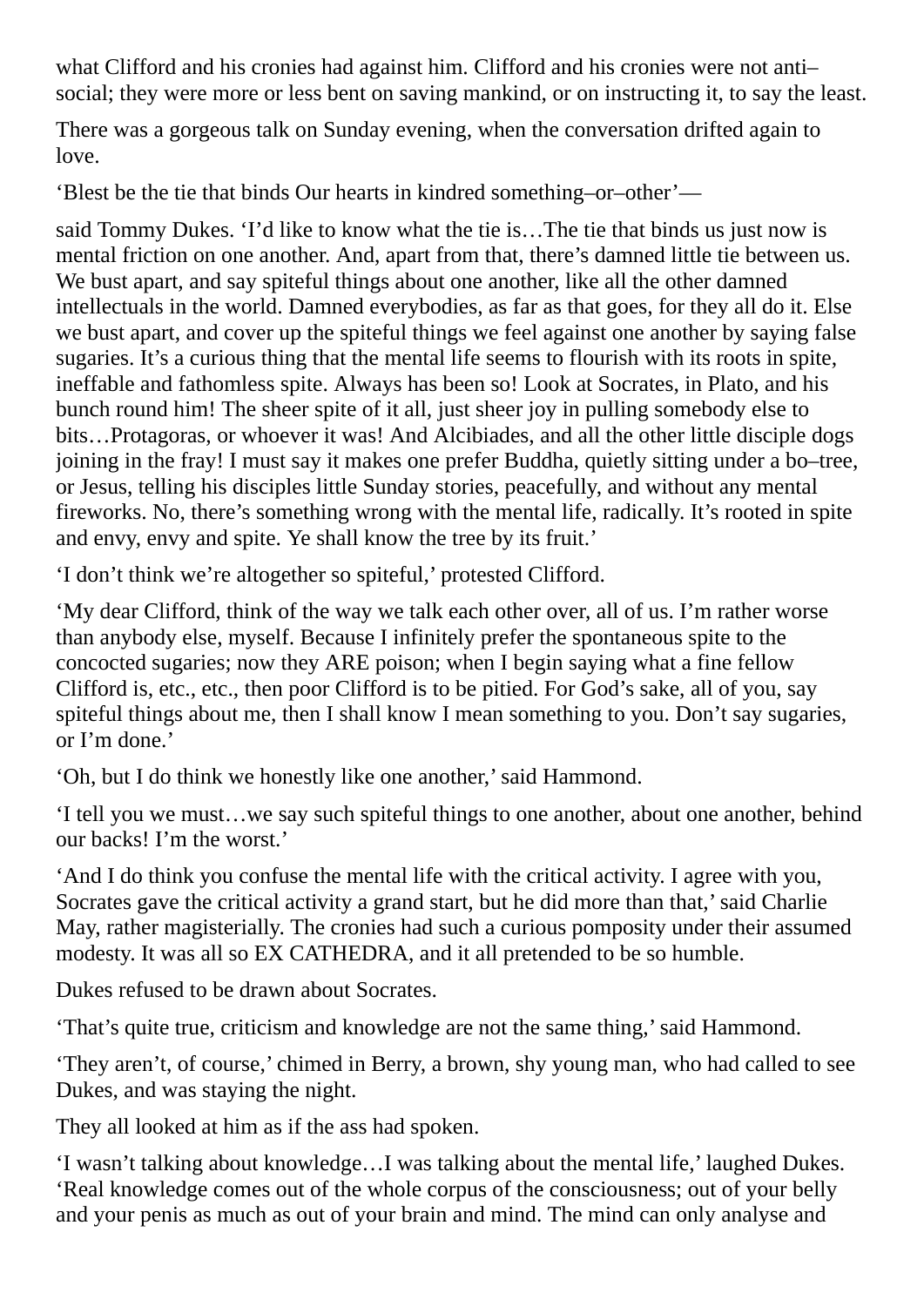what Clifford and his cronies had against him. Clifford and his cronies were not anti–social; they were more or less bent on saving mankind, or on instructing it, to say the least.

There was a gorgeous talk on Sunday evening, when the conversation drifted again to love.

‘Blest be the tie that binds Our hearts in kindred something–or–other’—

said Tommy Dukes. ‘I’d like to know what the tie is…The tie that binds us just now is mental friction on one another. And, apart from that, there’s damned little tie between us. We bust apart, and say spiteful things about one another, like all the other damned intellectuals in the world. Damned everybodies, as far as that goes, for they all do it. Else we bust apart, and cover up the spiteful things we feel against one another by saying false sugaries. It’s a curious thing that the mental life seems to flourish with its roots in spite, ineffable and fathomless spite. Always has been so! Look at Socrates, in Plato, and his bunch round him! The sheer spite of it all, just sheer joy in pulling somebody else to bits…Protagoras, or whoever it was! And Alcibiades, and all the other little disciple dogs joining in the fray! I must say it makes one prefer Buddha, quietly sitting under a bo–tree, or Jesus, telling his disciples little Sunday stories, peacefully, and without any mental fireworks. No, there’s something wrong with the mental life, radically. It’s rooted in spite and envy, envy and spite. Ye shall know the tree by its fruit.’

‘I don’t think we’re altogether so spiteful,’ protested Clifford.

‘My dear Clifford, think of the way we talk each other over, all of us. I’m rather worse than anybody else, myself. Because I infinitely prefer the spontaneous spite to the concocted sugaries; now they ARE poison; when I begin saying what a fine fellow Clifford is, etc., etc., then poor Clifford is to be pitied. For God’s sake, all of you, say spiteful things about me, then I shall know I mean something to you. Don’t say sugaries, or I’m done.’

‘Oh, but I do think we honestly like one another,’ said Hammond.

‘I tell you we must…we say such spiteful things to one another, about one another, behind our backs! I’m the worst.’

‘And I do think you confuse the mental life with the critical activity. I agree with you, Socrates gave the critical activity a grand start, but he did more than that,’ said Charlie May, rather magisterially. The cronies had such a curious pomposity under their assumed modesty. It was all so EX CATHEDRA, and it all pretended to be so humble.

Dukes refused to be drawn about Socrates.

‘That’s quite true, criticism and knowledge are not the same thing,’ said Hammond.

‘They aren’t, of course,’ chimed in Berry, a brown, shy young man, who had called to see Dukes, and was staying the night.

They all looked at him as if the ass had spoken.

‘I wasn’t talking about knowledge…I was talking about the mental life,’ laughed Dukes. ‘Real knowledge comes out of the whole corpus of the consciousness; out of your belly and your penis as much as out of your brain and mind. The mind can only analyse and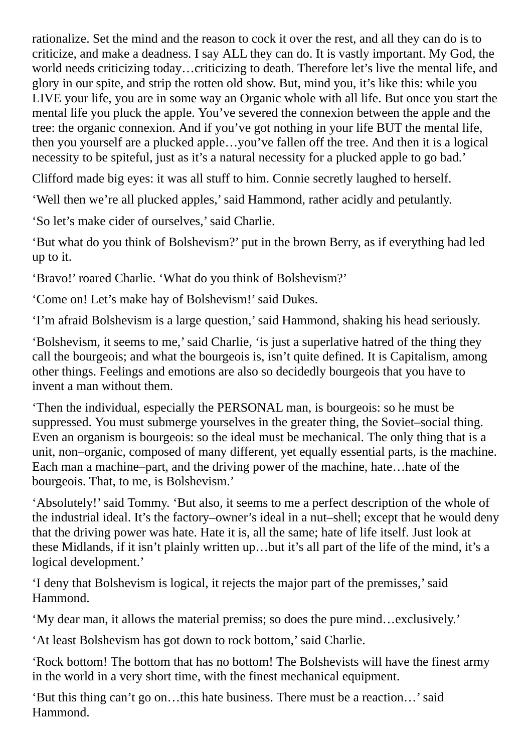rationalize. Set the mind and the reason to cock it over the rest, and all they can do is to criticize, and make a deadness. I say ALL they can do. It is vastly important. My God, the world needs criticizing today…criticizing to death. Therefore let's live the mental life, and glory in our spite, and strip the rotten old show. But, mind you, it's like this: while you LIVE your life, you are in some way an Organic whole with all life. But once you start the mental life you pluck the apple. You've severed the connexion between the apple and the tree: the organic connexion. And if you've got nothing in your life BUT the mental life, then you yourself are a plucked apple…you've fallen off the tree. And then it is a logical necessity to be spiteful, just as it's a natural necessity for a plucked apple to go bad.'

Clifford made big eyes: it was all stuff to him. Connie secretly laughed to herself.

'Well then we're all plucked apples,' said Hammond, rather acidly and petulantly.

'So let's make cider of ourselves,' said Charlie.

'But what do you think of Bolshevism?' put in the brown Berry, as if everything had led up to it.

'Bravo!' roared Charlie. 'What do you think of Bolshevism?'

'Come on! Let's make hay of Bolshevism!' said Dukes.

'I'm afraid Bolshevism is a large question,' said Hammond, shaking his head seriously.

'Bolshevism, it seems to me,' said Charlie, 'is just a superlative hatred of the thing they call the bourgeois; and what the bourgeois is, isn't quite defined. It is Capitalism, among other things. Feelings and emotions are also so decidedly bourgeois that you have to invent a man without them.

'Then the individual, especially the PERSONAL man, is bourgeois: so he must be suppressed. You must submerge yourselves in the greater thing, the Soviet–social thing. Even an organism is bourgeois: so the ideal must be mechanical. The only thing that is a unit, non–organic, composed of many different, yet equally essential parts, is the machine. Each man a machine–part, and the driving power of the machine, hate…hate of the bourgeois. That, to me, is Bolshevism.'

'Absolutely!' said Tommy. 'But also, it seems to me a perfect description of the whole of the industrial ideal. It's the factory–owner's ideal in a nut–shell; except that he would deny that the driving power was hate. Hate it is, all the same; hate of life itself. Just look at these Midlands, if it isn't plainly written up…but it's all part of the life of the mind, it's a logical development.'

'I deny that Bolshevism is logical, it rejects the major part of the premisses,' said Hammond.

'My dear man, it allows the material premiss; so does the pure mind…exclusively.'

'At least Bolshevism has got down to rock bottom,' said Charlie.

'Rock bottom! The bottom that has no bottom! The Bolshevists will have the finest army in the world in a very short time, with the finest mechanical equipment.

'But this thing can't go on…this hate business. There must be a reaction…' said Hammond.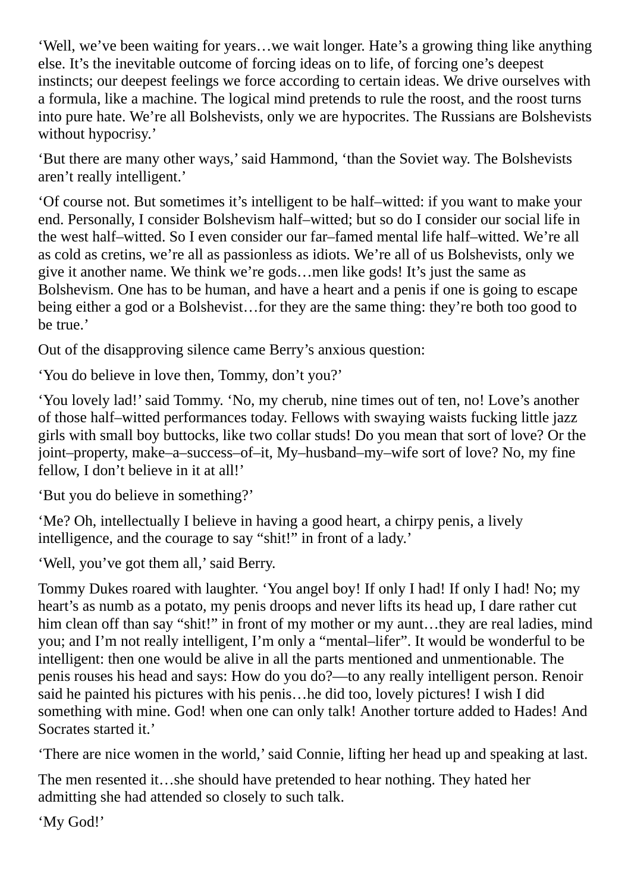'Well, we've been waiting for years…we wait longer. Hate's a growing thing like anything else. It's the inevitable outcome of forcing ideas on to life, of forcing one's deepest instincts; our deepest feelings we force according to certain ideas. We drive ourselves with a formula, like a machine. The logical mind pretends to rule the roost, and the roost turns into pure hate. We're all Bolshevists, only we are hypocrites. The Russians are Bolshevists without hypocrisy.'

'But there are many other ways,' said Hammond, 'than the Soviet way. The Bolshevists aren't really intelligent.'

'Of course not. But sometimes it's intelligent to be half–witted: if you want to make your end. Personally, I consider Bolshevism half–witted; but so do I consider our social life in the west half–witted. So I even consider our far–famed mental life half–witted. We're all as cold as cretins, we're all as passionless as idiots. We're all of us Bolshevists, only we give it another name. We think we're gods…men like gods! It's just the same as Bolshevism. One has to be human, and have a heart and a penis if one is going to escape being either a god or a Bolshevist…for they are the same thing: they're both too good to be true.'

Out of the disapproving silence came Berry's anxious question:

'You do believe in love then, Tommy, don't you?'

'You lovely lad!' said Tommy. 'No, my cherub, nine times out of ten, no! Love's another of those half–witted performances today. Fellows with swaying waists fucking little jazz girls with small boy buttocks, like two collar studs! Do you mean that sort of love? Or the joint–property, make–a–success–of–it, My–husband–my–wife sort of love? No, my fine fellow, I don't believe in it at all!'

'But you do believe in something?'

'Me? Oh, intellectually I believe in having a good heart, a chirpy penis, a lively intelligence, and the courage to say "shit!" in front of a lady.'

'Well, you've got them all,' said Berry.

Tommy Dukes roared with laughter. 'You angel boy! If only I had! If only I had! No; my heart's as numb as a potato, my penis droops and never lifts its head up, I dare rather cut him clean off than say "shit!" in front of my mother or my aunt…they are real ladies, mind you; and I'm not really intelligent, I'm only a "mental–lifer". It would be wonderful to be intelligent: then one would be alive in all the parts mentioned and unmentionable. The penis rouses his head and says: How do you do?—to any really intelligent person. Renoir said he painted his pictures with his penis…he did too, lovely pictures! I wish I did something with mine. God! when one can only talk! Another torture added to Hades! And Socrates started it.'

'There are nice women in the world,' said Connie, lifting her head up and speaking at last.

The men resented it…she should have pretended to hear nothing. They hated her admitting she had attended so closely to such talk.

'My God!'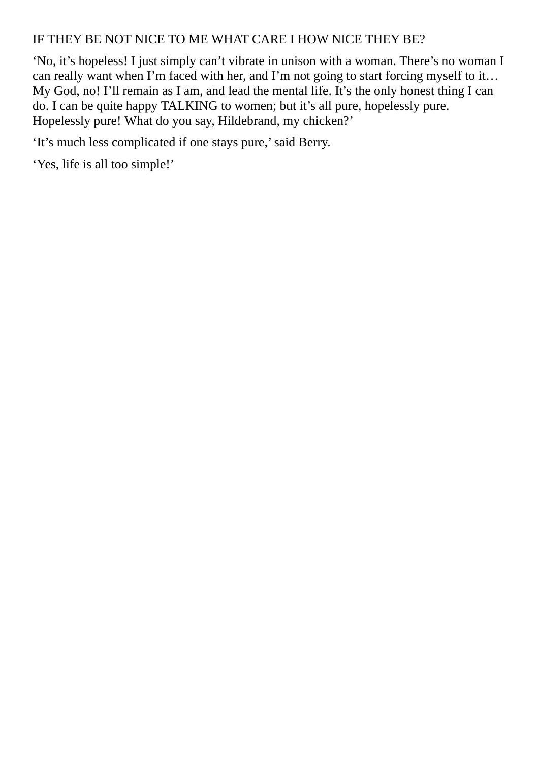IF THEY BE NOT NICE TO ME WHAT CARE I HOW NICE THEY BE?

‘No, it’s hopeless! I just simply can’t vibrate in unison with a woman. There’s no woman I can really want when I’m faced with her, and I’m not going to start forcing myself to it… My God, no! I’ll remain as I am, and lead the mental life. It’s the only honest thing I can do. I can be quite happy TALKING to women; but it’s all pure, hopelessly pure. Hopelessly pure! What do you say, Hildebrand, my chicken?’

‘It’s much less complicated if one stays pure,’ said Berry.

‘Yes, life is all too simple!’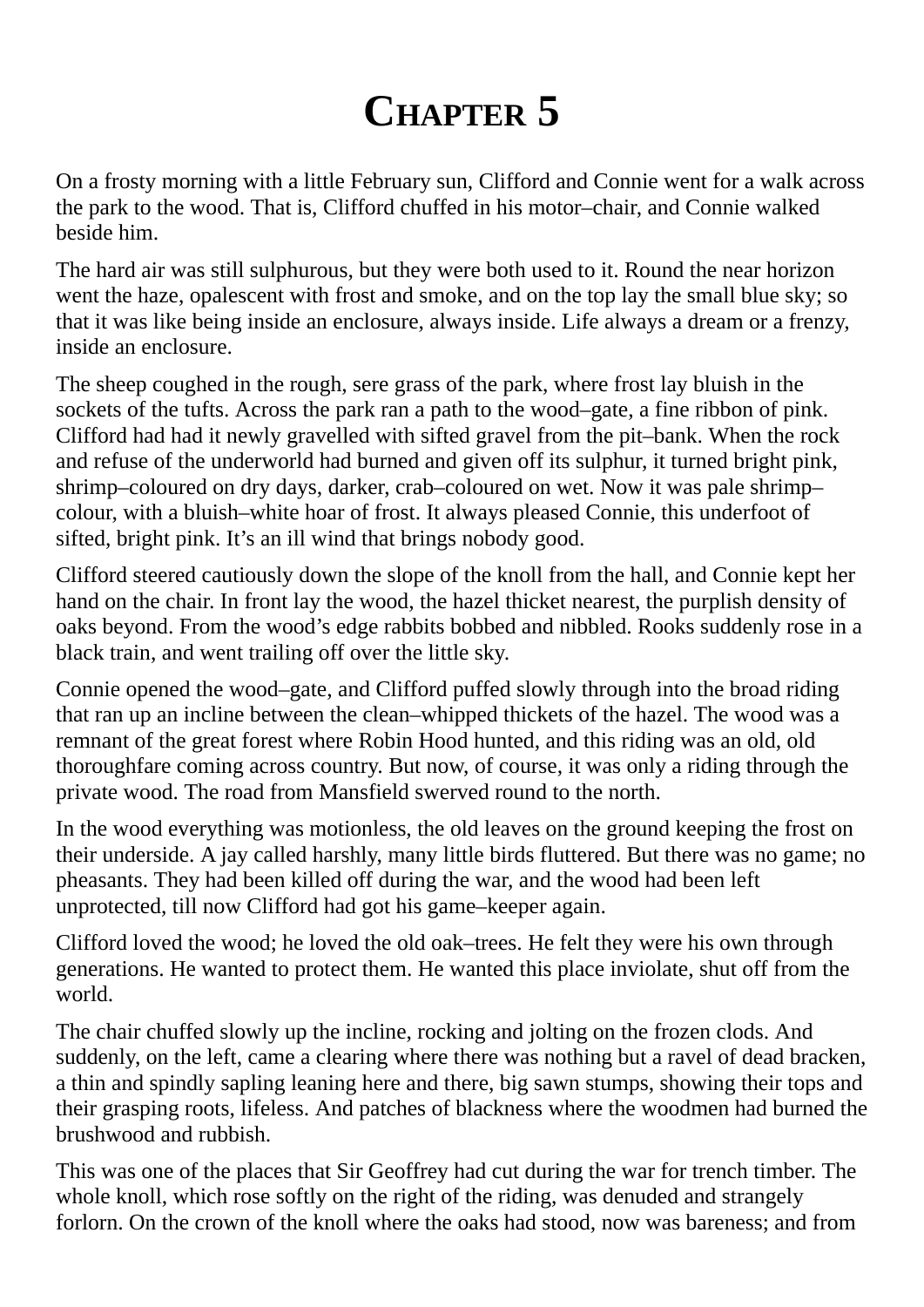# Chapter 5

On a frosty morning with a little February sun, Clifford and Connie went for a walk across the park to the wood. That is, Clifford chuffed in his motor–chair, and Connie walked beside him.

The hard air was still sulphurous, but they were both used to it. Round the near horizon went the haze, opalescent with frost and smoke, and on the top lay the small blue sky; so that it was like being inside an enclosure, always inside. Life always a dream or a frenzy, inside an enclosure.

The sheep coughed in the rough, sere grass of the park, where frost lay bluish in the sockets of the tufts. Across the park ran a path to the wood–gate, a fine ribbon of pink. Clifford had had it newly gravelled with sifted gravel from the pit–bank. When the rock and refuse of the underworld had burned and given off its sulphur, it turned bright pink, shrimp–coloured on dry days, darker, crab–coloured on wet. Now it was pale shrimp–colour, with a bluish–white hoar of frost. It always pleased Connie, this underfoot of sifted, bright pink. It's an ill wind that brings nobody good.

Clifford steered cautiously down the slope of the knoll from the hall, and Connie kept her hand on the chair. In front lay the wood, the hazel thicket nearest, the purplish density of oaks beyond. From the wood's edge rabbits bobbed and nibbled. Rooks suddenly rose in a black train, and went trailing off over the little sky.

Connie opened the wood–gate, and Clifford puffed slowly through into the broad riding that ran up an incline between the clean–whipped thickets of the hazel. The wood was a remnant of the great forest where Robin Hood hunted, and this riding was an old, old thoroughfare coming across country. But now, of course, it was only a riding through the private wood. The road from Mansfield swerved round to the north.

In the wood everything was motionless, the old leaves on the ground keeping the frost on their underside. A jay called harshly, many little birds fluttered. But there was no game; no pheasants. They had been killed off during the war, and the wood had been left unprotected, till now Clifford had got his game–keeper again.

Clifford loved the wood; he loved the old oak–trees. He felt they were his own through generations. He wanted to protect them. He wanted this place inviolate, shut off from the world.

The chair chuffed slowly up the incline, rocking and jolting on the frozen clods. And suddenly, on the left, came a clearing where there was nothing but a ravel of dead bracken, a thin and spindly sapling leaning here and there, big sawn stumps, showing their tops and their grasping roots, lifeless. And patches of blackness where the woodmen had burned the brushwood and rubbish.

This was one of the places that Sir Geoffrey had cut during the war for trench timber. The whole knoll, which rose softly on the right of the riding, was denuded and strangely forlorn. On the crown of the knoll where the oaks had stood, now was bareness; and from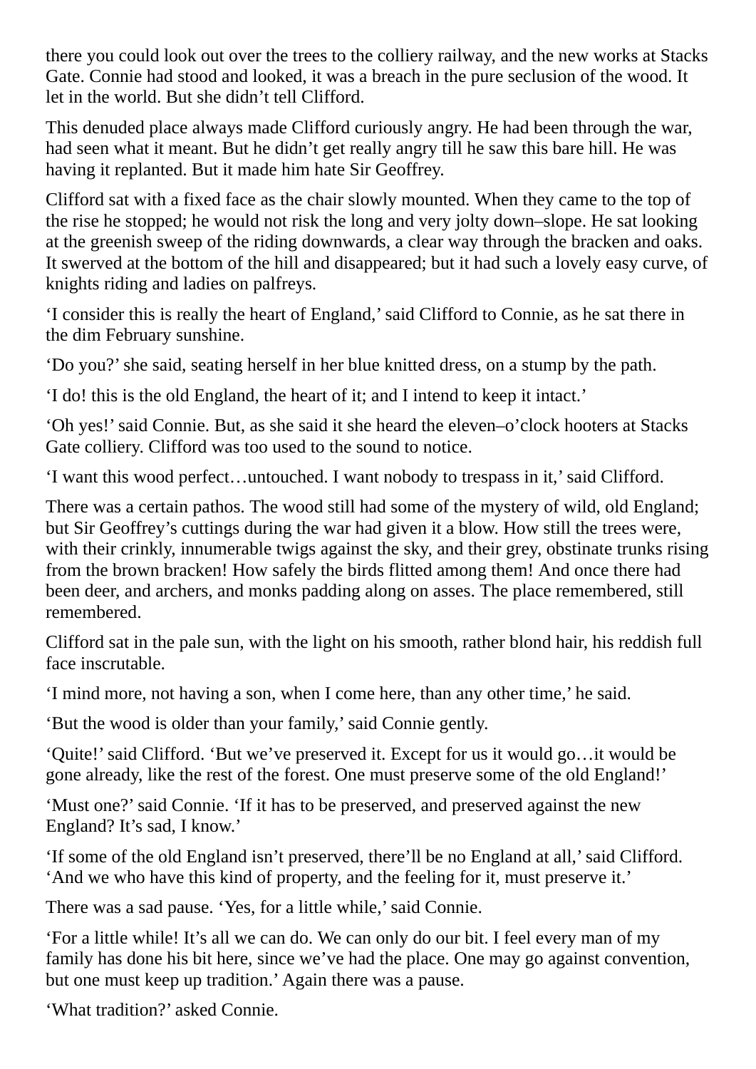there you could look out over the trees to the colliery railway, and the new works at Stacks Gate. Connie had stood and looked, it was a breach in the pure seclusion of the wood. It let in the world. But she didn't tell Clifford.

This denuded place always made Clifford curiously angry. He had been through the war, had seen what it meant. But he didn't get really angry till he saw this bare hill. He was having it replanted. But it made him hate Sir Geoffrey.

Clifford sat with a fixed face as the chair slowly mounted. When they came to the top of the rise he stopped; he would not risk the long and very jolty down–slope. He sat looking at the greenish sweep of the riding downwards, a clear way through the bracken and oaks. It swerved at the bottom of the hill and disappeared; but it had such a lovely easy curve, of knights riding and ladies on palfreys.

'I consider this is really the heart of England,' said Clifford to Connie, as he sat there in the dim February sunshine.

'Do you?' she said, seating herself in her blue knitted dress, on a stump by the path.

'I do! this is the old England, the heart of it; and I intend to keep it intact.'

'Oh yes!' said Connie. But, as she said it she heard the eleven–o'clock hooters at Stacks Gate colliery. Clifford was too used to the sound to notice.

'I want this wood perfect…untouched. I want nobody to trespass in it,' said Clifford.

There was a certain pathos. The wood still had some of the mystery of wild, old England; but Sir Geoffrey's cuttings during the war had given it a blow. How still the trees were, with their crinkly, innumerable twigs against the sky, and their grey, obstinate trunks rising from the brown bracken! How safely the birds flitted among them! And once there had been deer, and archers, and monks padding along on asses. The place remembered, still remembered.

Clifford sat in the pale sun, with the light on his smooth, rather blond hair, his reddish full face inscrutable.

'I mind more, not having a son, when I come here, than any other time,' he said.

'But the wood is older than your family,' said Connie gently.

'Quite!' said Clifford. 'But we've preserved it. Except for us it would go…it would be gone already, like the rest of the forest. One must preserve some of the old England!'

'Must one?' said Connie. 'If it has to be preserved, and preserved against the new England? It's sad, I know.'

'If some of the old England isn't preserved, there'll be no England at all,' said Clifford. 'And we who have this kind of property, and the feeling for it, must preserve it.'

There was a sad pause. 'Yes, for a little while,' said Connie.

'For a little while! It's all we can do. We can only do our bit. I feel every man of my family has done his bit here, since we've had the place. One may go against convention, but one must keep up tradition.' Again there was a pause.

'What tradition?' asked Connie.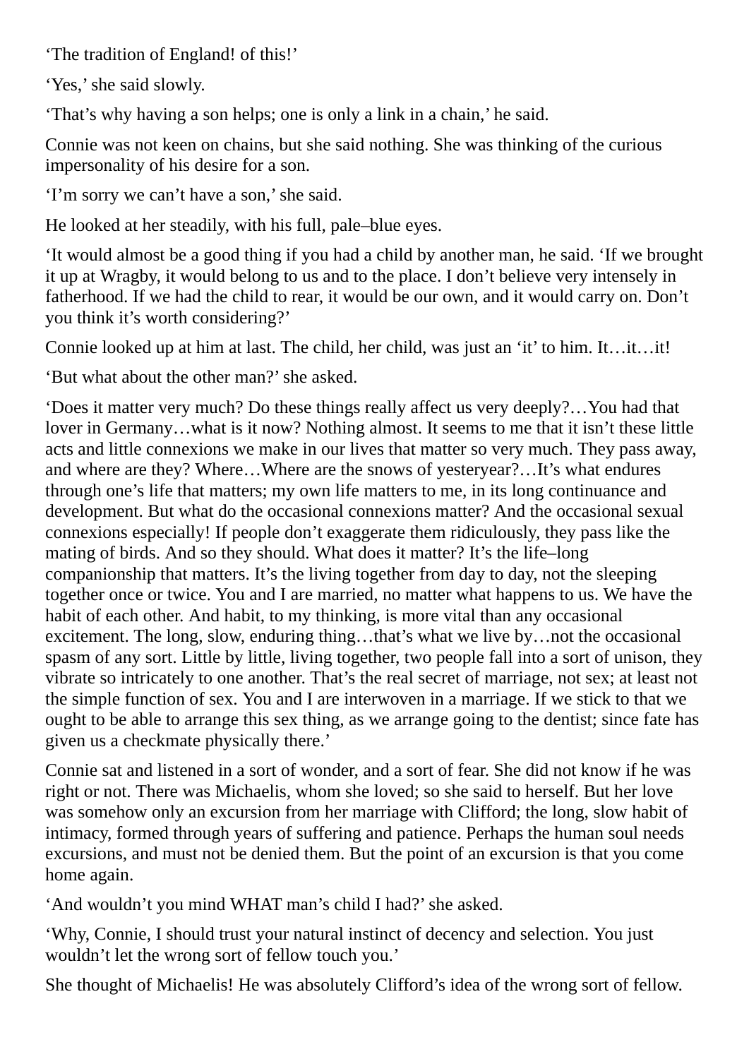'The tradition of England! of this!'

'Yes,' she said slowly.

'That's why having a son helps; one is only a link in a chain,' he said.

Connie was not keen on chains, but she said nothing. She was thinking of the curious impersonality of his desire for a son.

'I'm sorry we can't have a son,' she said.

He looked at her steadily, with his full, pale–blue eyes.

'It would almost be a good thing if you had a child by another man, he said. 'If we brought it up at Wragby, it would belong to us and to the place. I don't believe very intensely in fatherhood. If we had the child to rear, it would be our own, and it would carry on. Don't you think it's worth considering?'

Connie looked up at him at last. The child, her child, was just an 'it' to him. It…it…it!

'But what about the other man?' she asked.

'Does it matter very much? Do these things really affect us very deeply?…You had that lover in Germany…what is it now? Nothing almost. It seems to me that it isn't these little acts and little connexions we make in our lives that matter so very much. They pass away, and where are they? Where…Where are the snows of yesteryear?…It's what endures through one's life that matters; my own life matters to me, in its long continuance and development. But what do the occasional connexions matter? And the occasional sexual connexions especially! If people don't exaggerate them ridiculously, they pass like the mating of birds. And so they should. What does it matter? It's the life–long companionship that matters. It's the living together from day to day, not the sleeping together once or twice. You and I are married, no matter what happens to us. We have the habit of each other. And habit, to my thinking, is more vital than any occasional excitement. The long, slow, enduring thing…that's what we live by…not the occasional spasm of any sort. Little by little, living together, two people fall into a sort of unison, they vibrate so intricately to one another. That's the real secret of marriage, not sex; at least not the simple function of sex. You and I are interwoven in a marriage. If we stick to that we ought to be able to arrange this sex thing, as we arrange going to the dentist; since fate has given us a checkmate physically there.'

Connie sat and listened in a sort of wonder, and a sort of fear. She did not know if he was right or not. There was Michaelis, whom she loved; so she said to herself. But her love was somehow only an excursion from her marriage with Clifford; the long, slow habit of intimacy, formed through years of suffering and patience. Perhaps the human soul needs excursions, and must not be denied them. But the point of an excursion is that you come home again.

'And wouldn't you mind WHAT man's child I had?' she asked.

'Why, Connie, I should trust your natural instinct of decency and selection. You just wouldn't let the wrong sort of fellow touch you.'

She thought of Michaelis! He was absolutely Clifford's idea of the wrong sort of fellow.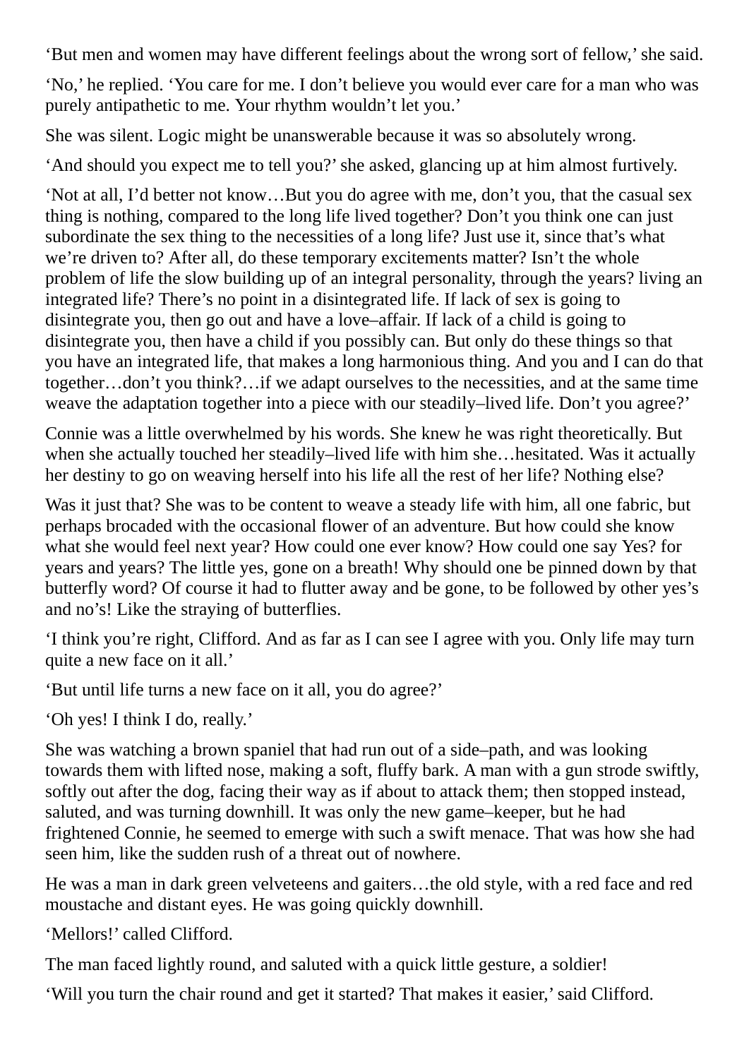‘But men and women may have different feelings about the wrong sort of fellow,’ she said.

‘No,’ he replied. ‘You care for me. I don’t believe you would ever care for a man who was purely antipathetic to me. Your rhythm wouldn’t let you.’

She was silent. Logic might be unanswerable because it was so absolutely wrong.

‘And should you expect me to tell you?’ she asked, glancing up at him almost furtively.

‘Not at all, I’d better not know…But you do agree with me, don’t you, that the casual sex thing is nothing, compared to the long life lived together? Don’t you think one can just subordinate the sex thing to the necessities of a long life? Just use it, since that’s what we’re driven to? After all, do these temporary excitements matter? Isn’t the whole problem of life the slow building up of an integral personality, through the years? living an integrated life? There’s no point in a disintegrated life. If lack of sex is going to disintegrate you, then go out and have a love–affair. If lack of a child is going to disintegrate you, then have a child if you possibly can. But only do these things so that you have an integrated life, that makes a long harmonious thing. And you and I can do that together…don’t you think?…if we adapt ourselves to the necessities, and at the same time weave the adaptation together into a piece with our steadily–lived life. Don’t you agree?’

Connie was a little overwhelmed by his words. She knew he was right theoretically. But when she actually touched her steadily–lived life with him she…hesitated. Was it actually her destiny to go on weaving herself into his life all the rest of her life? Nothing else?

Was it just that? She was to be content to weave a steady life with him, all one fabric, but perhaps brocaded with the occasional flower of an adventure. But how could she know what she would feel next year? How could one ever know? How could one say Yes? for years and years? The little yes, gone on a breath! Why should one be pinned down by that butterfly word? Of course it had to flutter away and be gone, to be followed by other yes’s and no’s! Like the straying of butterflies.

‘I think you’re right, Clifford. And as far as I can see I agree with you. Only life may turn quite a new face on it all.’

‘But until life turns a new face on it all, you do agree?’

‘Oh yes! I think I do, really.’

She was watching a brown spaniel that had run out of a side–path, and was looking towards them with lifted nose, making a soft, fluffy bark. A man with a gun strode swiftly, softly out after the dog, facing their way as if about to attack them; then stopped instead, saluted, and was turning downhill. It was only the new game–keeper, but he had frightened Connie, he seemed to emerge with such a swift menace. That was how she had seen him, like the sudden rush of a threat out of nowhere.

He was a man in dark green velveteens and gaiters…the old style, with a red face and red moustache and distant eyes. He was going quickly downhill.

‘Mellors!’ called Clifford.

The man faced lightly round, and saluted with a quick little gesture, a soldier!

‘Will you turn the chair round and get it started? That makes it easier,’ said Clifford.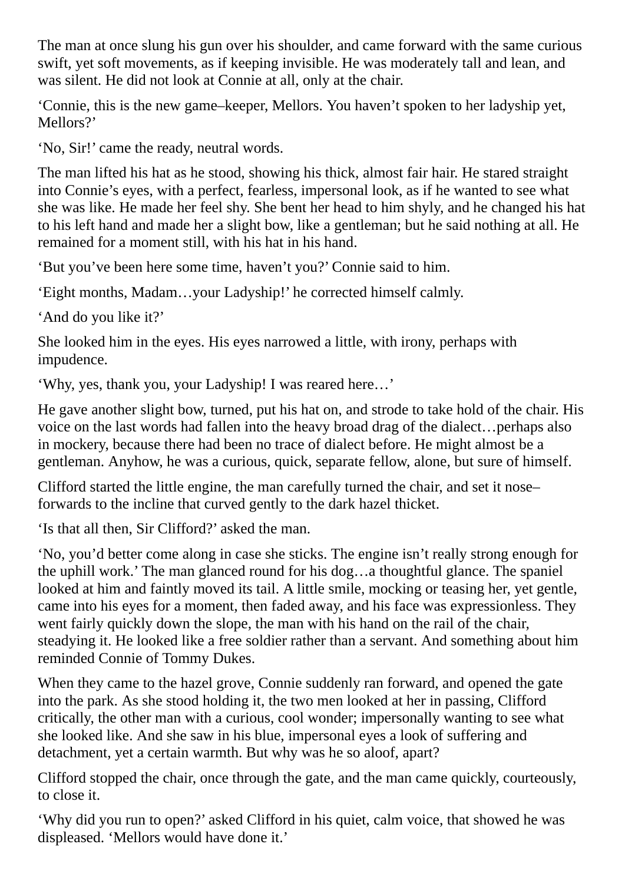The man at once slung his gun over his shoulder, and came forward with the same curious swift, yet soft movements, as if keeping invisible. He was moderately tall and lean, and was silent. He did not look at Connie at all, only at the chair.

‘Connie, this is the new game–keeper, Mellors. You haven’t spoken to her ladyship yet, Mellors?’

‘No, Sir!’ came the ready, neutral words.

The man lifted his hat as he stood, showing his thick, almost fair hair. He stared straight into Connie’s eyes, with a perfect, fearless, impersonal look, as if he wanted to see what she was like. He made her feel shy. She bent her head to him shyly, and he changed his hat to his left hand and made her a slight bow, like a gentleman; but he said nothing at all. He remained for a moment still, with his hat in his hand.

‘But you’ve been here some time, haven’t you?’ Connie said to him.

‘Eight months, Madam…your Ladyship!’ he corrected himself calmly.

‘And do you like it?’

She looked him in the eyes. His eyes narrowed a little, with irony, perhaps with impudence.

‘Why, yes, thank you, your Ladyship! I was reared here…’

He gave another slight bow, turned, put his hat on, and strode to take hold of the chair. His voice on the last words had fallen into the heavy broad drag of the dialect…perhaps also in mockery, because there had been no trace of dialect before. He might almost be a gentleman. Anyhow, he was a curious, quick, separate fellow, alone, but sure of himself.

Clifford started the little engine, the man carefully turned the chair, and set it nose–forwards to the incline that curved gently to the dark hazel thicket.

‘Is that all then, Sir Clifford?’ asked the man.

‘No, you’d better come along in case she sticks. The engine isn’t really strong enough for the uphill work.’ The man glanced round for his dog…a thoughtful glance. The spaniel looked at him and faintly moved its tail. A little smile, mocking or teasing her, yet gentle, came into his eyes for a moment, then faded away, and his face was expressionless. They went fairly quickly down the slope, the man with his hand on the rail of the chair, steadying it. He looked like a free soldier rather than a servant. And something about him reminded Connie of Tommy Dukes.

When they came to the hazel grove, Connie suddenly ran forward, and opened the gate into the park. As she stood holding it, the two men looked at her in passing, Clifford critically, the other man with a curious, cool wonder; impersonally wanting to see what she looked like. And she saw in his blue, impersonal eyes a look of suffering and detachment, yet a certain warmth. But why was he so aloof, apart?

Clifford stopped the chair, once through the gate, and the man came quickly, courteously, to close it.

‘Why did you run to open?’ asked Clifford in his quiet, calm voice, that showed he was displeased. ‘Mellors would have done it.’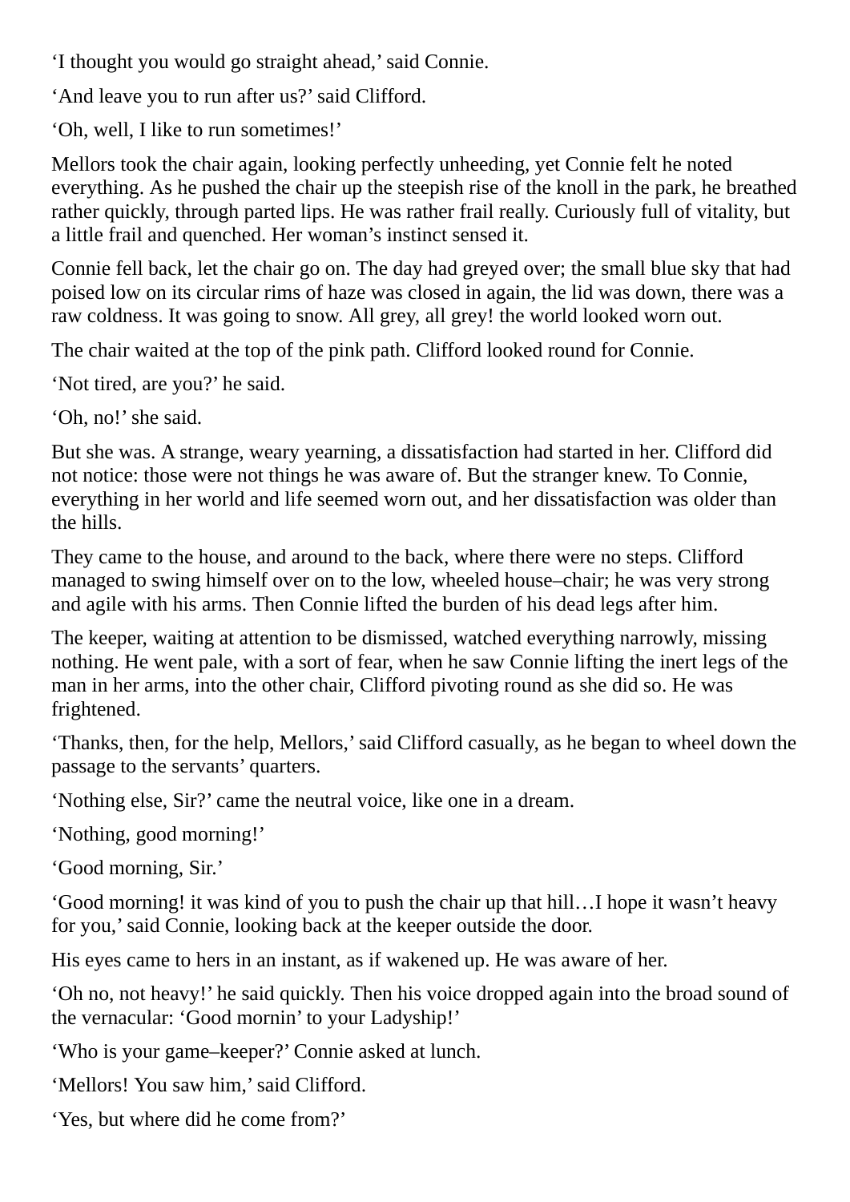'I thought you would go straight ahead,' said Connie.

'And leave you to run after us?' said Clifford.

'Oh, well, I like to run sometimes!'

Mellors took the chair again, looking perfectly unheeding, yet Connie felt he noted everything. As he pushed the chair up the steepish rise of the knoll in the park, he breathed rather quickly, through parted lips. He was rather frail really. Curiously full of vitality, but a little frail and quenched. Her woman's instinct sensed it.

Connie fell back, let the chair go on. The day had greyed over; the small blue sky that had poised low on its circular rims of haze was closed in again, the lid was down, there was a raw coldness. It was going to snow. All grey, all grey! the world looked worn out.

The chair waited at the top of the pink path. Clifford looked round for Connie.

'Not tired, are you?' he said.

'Oh, no!' she said.

But she was. A strange, weary yearning, a dissatisfaction had started in her. Clifford did not notice: those were not things he was aware of. But the stranger knew. To Connie, everything in her world and life seemed worn out, and her dissatisfaction was older than the hills.

They came to the house, and around to the back, where there were no steps. Clifford managed to swing himself over on to the low, wheeled house–chair; he was very strong and agile with his arms. Then Connie lifted the burden of his dead legs after him.

The keeper, waiting at attention to be dismissed, watched everything narrowly, missing nothing. He went pale, with a sort of fear, when he saw Connie lifting the inert legs of the man in her arms, into the other chair, Clifford pivoting round as she did so. He was frightened.

'Thanks, then, for the help, Mellors,' said Clifford casually, as he began to wheel down the passage to the servants' quarters.

'Nothing else, Sir?' came the neutral voice, like one in a dream.

'Nothing, good morning!'

'Good morning, Sir.'

'Good morning! it was kind of you to push the chair up that hill…I hope it wasn't heavy for you,' said Connie, looking back at the keeper outside the door.

His eyes came to hers in an instant, as if wakened up. He was aware of her.

'Oh no, not heavy!' he said quickly. Then his voice dropped again into the broad sound of the vernacular: 'Good mornin' to your Ladyship!'

'Who is your game–keeper?' Connie asked at lunch.

'Mellors! You saw him,' said Clifford.

'Yes, but where did he come from?'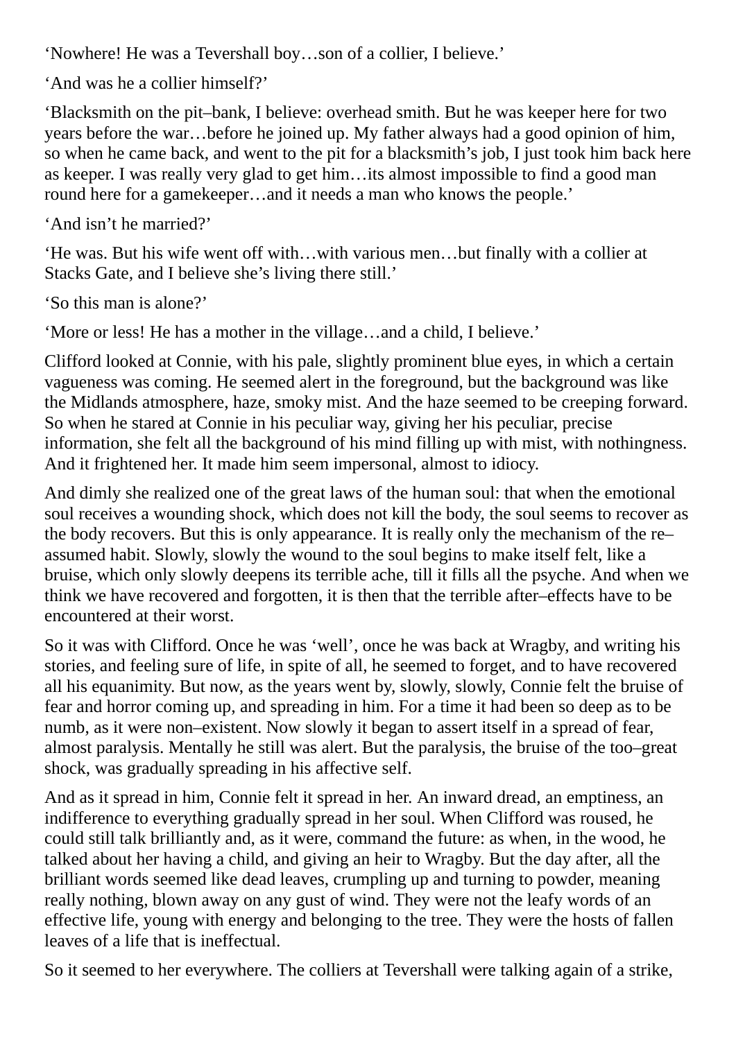'Nowhere! He was a Tevershall boy…son of a collier, I believe.'

'And was he a collier himself?'

'Blacksmith on the pit–bank, I believe: overhead smith. But he was keeper here for two years before the war…before he joined up. My father always had a good opinion of him, so when he came back, and went to the pit for a blacksmith's job, I just took him back here as keeper. I was really very glad to get him…its almost impossible to find a good man round here for a gamekeeper…and it needs a man who knows the people.'

'And isn't he married?'

'He was. But his wife went off with…with various men…but finally with a collier at Stacks Gate, and I believe she's living there still.'

'So this man is alone?'

'More or less! He has a mother in the village…and a child, I believe.'

Clifford looked at Connie, with his pale, slightly prominent blue eyes, in which a certain vagueness was coming. He seemed alert in the foreground, but the background was like the Midlands atmosphere, haze, smoky mist. And the haze seemed to be creeping forward. So when he stared at Connie in his peculiar way, giving her his peculiar, precise information, she felt all the background of his mind filling up with mist, with nothingness. And it frightened her. It made him seem impersonal, almost to idiocy.

And dimly she realized one of the great laws of the human soul: that when the emotional soul receives a wounding shock, which does not kill the body, the soul seems to recover as the body recovers. But this is only appearance. It is really only the mechanism of the re–assumed habit. Slowly, slowly the wound to the soul begins to make itself felt, like a bruise, which only slowly deepens its terrible ache, till it fills all the psyche. And when we think we have recovered and forgotten, it is then that the terrible after–effects have to be encountered at their worst.

So it was with Clifford. Once he was 'well', once he was back at Wragby, and writing his stories, and feeling sure of life, in spite of all, he seemed to forget, and to have recovered all his equanimity. But now, as the years went by, slowly, slowly, Connie felt the bruise of fear and horror coming up, and spreading in him. For a time it had been so deep as to be numb, as it were non–existent. Now slowly it began to assert itself in a spread of fear, almost paralysis. Mentally he still was alert. But the paralysis, the bruise of the too–great shock, was gradually spreading in his affective self.

And as it spread in him, Connie felt it spread in her. An inward dread, an emptiness, an indifference to everything gradually spread in her soul. When Clifford was roused, he could still talk brilliantly and, as it were, command the future: as when, in the wood, he talked about her having a child, and giving an heir to Wragby. But the day after, all the brilliant words seemed like dead leaves, crumpling up and turning to powder, meaning really nothing, blown away on any gust of wind. They were not the leafy words of an effective life, young with energy and belonging to the tree. They were the hosts of fallen leaves of a life that is ineffectual.

So it seemed to her everywhere. The colliers at Tevershall were talking again of a strike,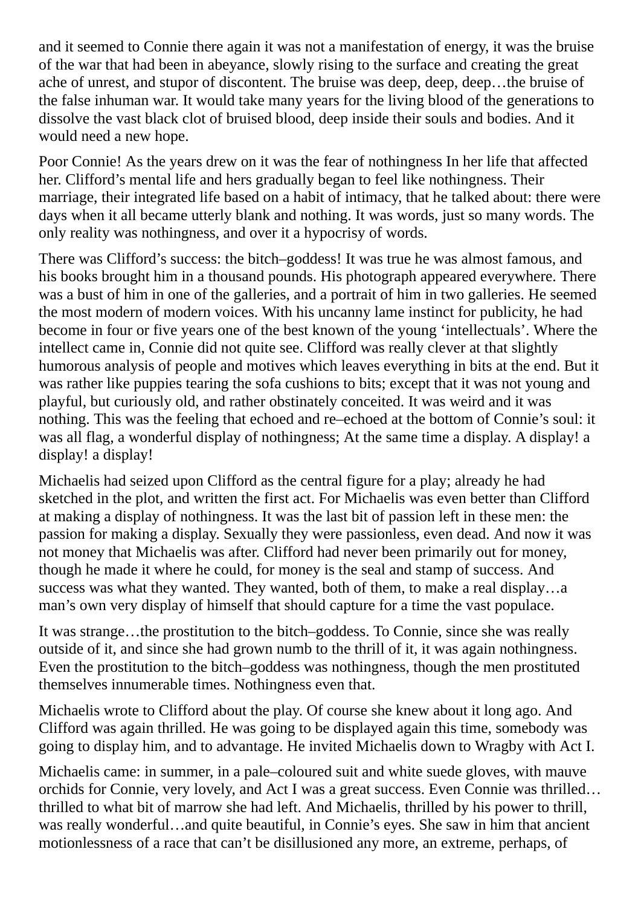and it seemed to Connie there again it was not a manifestation of energy, it was the bruise of the war that had been in abeyance, slowly rising to the surface and creating the great ache of unrest, and stupor of discontent. The bruise was deep, deep, deep…the bruise of the false inhuman war. It would take many years for the living blood of the generations to dissolve the vast black clot of bruised blood, deep inside their souls and bodies. And it would need a new hope.

Poor Connie! As the years drew on it was the fear of nothingness In her life that affected her. Clifford's mental life and hers gradually began to feel like nothingness. Their marriage, their integrated life based on a habit of intimacy, that he talked about: there were days when it all became utterly blank and nothing. It was words, just so many words. The only reality was nothingness, and over it a hypocrisy of words.

There was Clifford's success: the bitch–goddess! It was true he was almost famous, and his books brought him in a thousand pounds. His photograph appeared everywhere. There was a bust of him in one of the galleries, and a portrait of him in two galleries. He seemed the most modern of modern voices. With his uncanny lame instinct for publicity, he had become in four or five years one of the best known of the young 'intellectuals'. Where the intellect came in, Connie did not quite see. Clifford was really clever at that slightly humorous analysis of people and motives which leaves everything in bits at the end. But it was rather like puppies tearing the sofa cushions to bits; except that it was not young and playful, but curiously old, and rather obstinately conceited. It was weird and it was nothing. This was the feeling that echoed and re–echoed at the bottom of Connie's soul: it was all flag, a wonderful display of nothingness; At the same time a display. A display! a display! a display!

Michaelis had seized upon Clifford as the central figure for a play; already he had sketched in the plot, and written the first act. For Michaelis was even better than Clifford at making a display of nothingness. It was the last bit of passion left in these men: the passion for making a display. Sexually they were passionless, even dead. And now it was not money that Michaelis was after. Clifford had never been primarily out for money, though he made it where he could, for money is the seal and stamp of success. And success was what they wanted. They wanted, both of them, to make a real display…a man's own very display of himself that should capture for a time the vast populace.

It was strange…the prostitution to the bitch–goddess. To Connie, since she was really outside of it, and since she had grown numb to the thrill of it, it was again nothingness. Even the prostitution to the bitch–goddess was nothingness, though the men prostituted themselves innumerable times. Nothingness even that.

Michaelis wrote to Clifford about the play. Of course she knew about it long ago. And Clifford was again thrilled. He was going to be displayed again this time, somebody was going to display him, and to advantage. He invited Michaelis down to Wragby with Act I.

Michaelis came: in summer, in a pale–coloured suit and white suede gloves, with mauve orchids for Connie, very lovely, and Act I was a great success. Even Connie was thrilled…thrilled to what bit of marrow she had left. And Michaelis, thrilled by his power to thrill, was really wonderful…and quite beautiful, in Connie's eyes. She saw in him that ancient motionlessness of a race that can't be disillusioned any more, an extreme, perhaps, of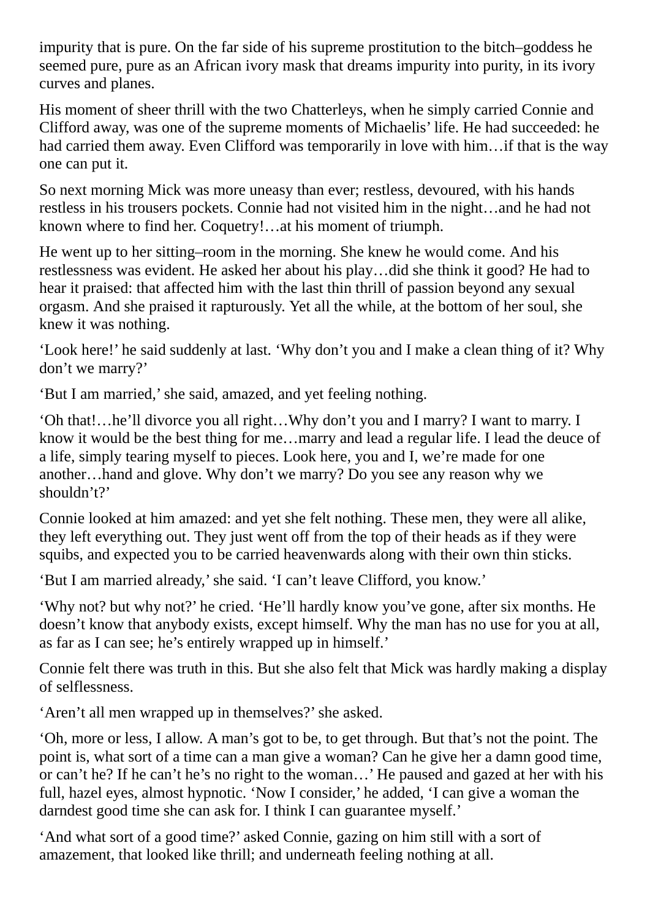impurity that is pure. On the far side of his supreme prostitution to the bitch–goddess he seemed pure, pure as an African ivory mask that dreams impurity into purity, in its ivory curves and planes.

His moment of sheer thrill with the two Chatterleys, when he simply carried Connie and Clifford away, was one of the supreme moments of Michaelis' life. He had succeeded: he had carried them away. Even Clifford was temporarily in love with him…if that is the way one can put it.

So next morning Mick was more uneasy than ever; restless, devoured, with his hands restless in his trousers pockets. Connie had not visited him in the night…and he had not known where to find her. Coquetry!…at his moment of triumph.

He went up to her sitting–room in the morning. She knew he would come. And his restlessness was evident. He asked her about his play…did she think it good? He had to hear it praised: that affected him with the last thin thrill of passion beyond any sexual orgasm. And she praised it rapturously. Yet all the while, at the bottom of her soul, she knew it was nothing.

'Look here!' he said suddenly at last. 'Why don't you and I make a clean thing of it? Why don't we marry?'

'But I am married,' she said, amazed, and yet feeling nothing.

'Oh that!…he'll divorce you all right…Why don't you and I marry? I want to marry. I know it would be the best thing for me…marry and lead a regular life. I lead the deuce of a life, simply tearing myself to pieces. Look here, you and I, we're made for one another…hand and glove. Why don't we marry? Do you see any reason why we shouldn't?'

Connie looked at him amazed: and yet she felt nothing. These men, they were all alike, they left everything out. They just went off from the top of their heads as if they were squibs, and expected you to be carried heavenwards along with their own thin sticks.

'But I am married already,' she said. 'I can't leave Clifford, you know.'

'Why not? but why not?' he cried. 'He'll hardly know you've gone, after six months. He doesn't know that anybody exists, except himself. Why the man has no use for you at all, as far as I can see; he's entirely wrapped up in himself.'

Connie felt there was truth in this. But she also felt that Mick was hardly making a display of selflessness.

'Aren't all men wrapped up in themselves?' she asked.

'Oh, more or less, I allow. A man's got to be, to get through. But that's not the point. The point is, what sort of a time can a man give a woman? Can he give her a damn good time, or can't he? If he can't he's no right to the woman…' He paused and gazed at her with his full, hazel eyes, almost hypnotic. 'Now I consider,' he added, 'I can give a woman the darndest good time she can ask for. I think I can guarantee myself.'

'And what sort of a good time?' asked Connie, gazing on him still with a sort of amazement, that looked like thrill; and underneath feeling nothing at all.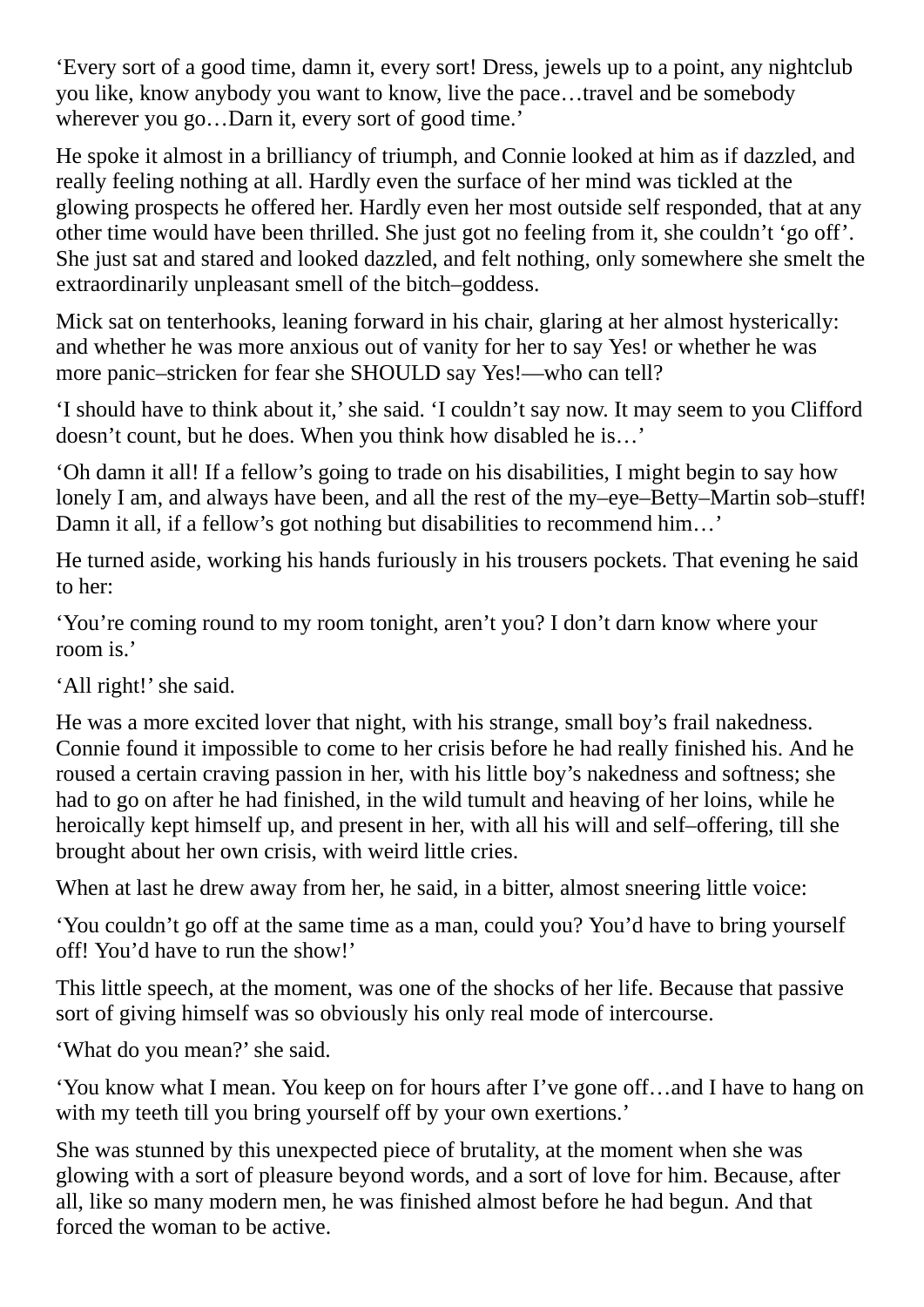'Every sort of a good time, damn it, every sort! Dress, jewels up to a point, any nightclub you like, know anybody you want to know, live the pace…travel and be somebody wherever you go…Darn it, every sort of good time.'

He spoke it almost in a brilliancy of triumph, and Connie looked at him as if dazzled, and really feeling nothing at all. Hardly even the surface of her mind was tickled at the glowing prospects he offered her. Hardly even her most outside self responded, that at any other time would have been thrilled. She just got no feeling from it, she couldn't 'go off'. She just sat and stared and looked dazzled, and felt nothing, only somewhere she smelt the extraordinarily unpleasant smell of the bitch–goddess.

Mick sat on tenterhooks, leaning forward in his chair, glaring at her almost hysterically: and whether he was more anxious out of vanity for her to say Yes! or whether he was more panic–stricken for fear she SHOULD say Yes!—who can tell?

'I should have to think about it,' she said. 'I couldn't say now. It may seem to you Clifford doesn't count, but he does. When you think how disabled he is…'

'Oh damn it all! If a fellow's going to trade on his disabilities, I might begin to say how lonely I am, and always have been, and all the rest of the my–eye–Betty–Martin sob–stuff! Damn it all, if a fellow's got nothing but disabilities to recommend him…'

He turned aside, working his hands furiously in his trousers pockets. That evening he said to her:

'You're coming round to my room tonight, aren't you? I don't darn know where your room is.'

'All right!' she said.

He was a more excited lover that night, with his strange, small boy's frail nakedness. Connie found it impossible to come to her crisis before he had really finished his. And he roused a certain craving passion in her, with his little boy's nakedness and softness; she had to go on after he had finished, in the wild tumult and heaving of her loins, while he heroically kept himself up, and present in her, with all his will and self–offering, till she brought about her own crisis, with weird little cries.

When at last he drew away from her, he said, in a bitter, almost sneering little voice:

'You couldn't go off at the same time as a man, could you? You'd have to bring yourself off! You'd have to run the show!'

This little speech, at the moment, was one of the shocks of her life. Because that passive sort of giving himself was so obviously his only real mode of intercourse.

'What do you mean?' she said.

'You know what I mean. You keep on for hours after I've gone off…and I have to hang on with my teeth till you bring yourself off by your own exertions.'

She was stunned by this unexpected piece of brutality, at the moment when she was glowing with a sort of pleasure beyond words, and a sort of love for him. Because, after all, like so many modern men, he was finished almost before he had begun. And that forced the woman to be active.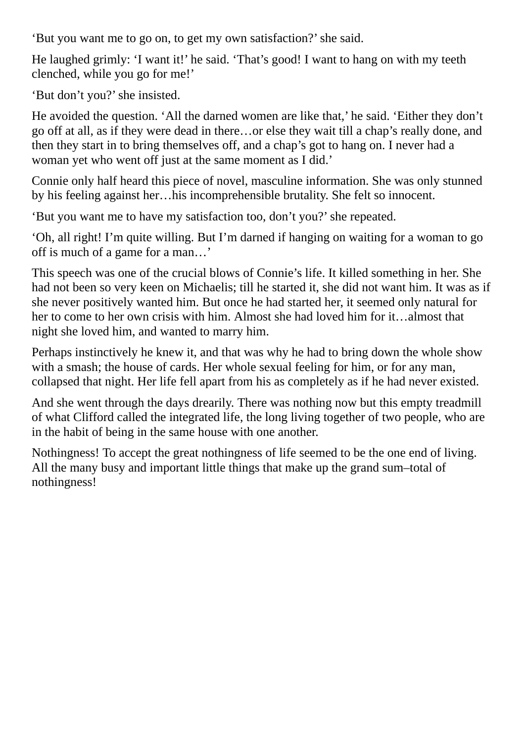'But you want me to go on, to get my own satisfaction?' she said.

He laughed grimly: 'I want it!' he said. 'That's good! I want to hang on with my teeth clenched, while you go for me!'

'But don't you?' she insisted.

He avoided the question. 'All the darned women are like that,' he said. 'Either they don't go off at all, as if they were dead in there…or else they wait till a chap's really done, and then they start in to bring themselves off, and a chap's got to hang on. I never had a woman yet who went off just at the same moment as I did.'

Connie only half heard this piece of novel, masculine information. She was only stunned by his feeling against her…his incomprehensible brutality. She felt so innocent.

'But you want me to have my satisfaction too, don't you?' she repeated.

'Oh, all right! I'm quite willing. But I'm darned if hanging on waiting for a woman to go off is much of a game for a man…'

This speech was one of the crucial blows of Connie's life. It killed something in her. She had not been so very keen on Michaelis; till he started it, she did not want him. It was as if she never positively wanted him. But once he had started her, it seemed only natural for her to come to her own crisis with him. Almost she had loved him for it…almost that night she loved him, and wanted to marry him.

Perhaps instinctively he knew it, and that was why he had to bring down the whole show with a smash; the house of cards. Her whole sexual feeling for him, or for any man, collapsed that night. Her life fell apart from his as completely as if he had never existed.

And she went through the days drearily. There was nothing now but this empty treadmill of what Clifford called the integrated life, the long living together of two people, who are in the habit of being in the same house with one another.

Nothingness! To accept the great nothingness of life seemed to be the one end of living. All the many busy and important little things that make up the grand sum–total of nothingness!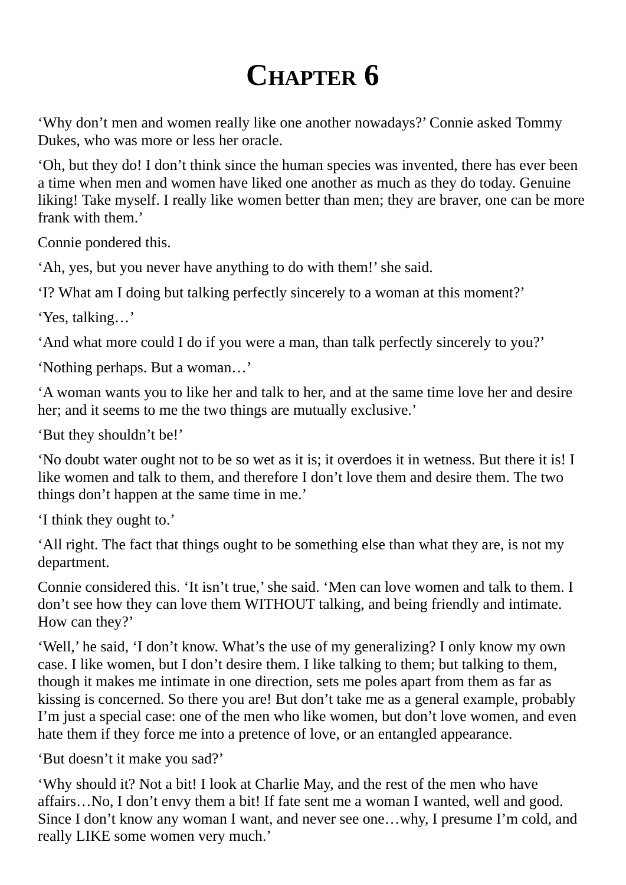# Chapter 6

‘Why don’t men and women really like one another nowadays?’ Connie asked Tommy Dukes, who was more or less her oracle.

‘Oh, but they do! I don’t think since the human species was invented, there has ever been a time when men and women have liked one another as much as they do today. Genuine liking! Take myself. I really like women better than men; they are braver, one can be more frank with them.’

Connie pondered this.

‘Ah, yes, but you never have anything to do with them!’ she said.

‘I? What am I doing but talking perfectly sincerely to a woman at this moment?’

‘Yes, talking…’

‘And what more could I do if you were a man, than talk perfectly sincerely to you?’

‘Nothing perhaps. But a woman…’

‘A woman wants you to like her and talk to her, and at the same time love her and desire her; and it seems to me the two things are mutually exclusive.’

‘But they shouldn’t be!’

‘No doubt water ought not to be so wet as it is; it overdoes it in wetness. But there it is! I like women and talk to them, and therefore I don’t love them and desire them. The two things don’t happen at the same time in me.’

‘I think they ought to.’

‘All right. The fact that things ought to be something else than what they are, is not my department.

Connie considered this. ‘It isn’t true,’ she said. ‘Men can love women and talk to them. I don’t see how they can love them WITHOUT talking, and being friendly and intimate. How can they?’

‘Well,’ he said, ‘I don’t know. What’s the use of my generalizing? I only know my own case. I like women, but I don’t desire them. I like talking to them; but talking to them, though it makes me intimate in one direction, sets me poles apart from them as far as kissing is concerned. So there you are! But don’t take me as a general example, probably I’m just a special case: one of the men who like women, but don’t love women, and even hate them if they force me into a pretence of love, or an entangled appearance.

‘But doesn’t it make you sad?’

‘Why should it? Not a bit! I look at Charlie May, and the rest of the men who have affairs…No, I don’t envy them a bit! If fate sent me a woman I wanted, well and good. Since I don’t know any woman I want, and never see one…why, I presume I’m cold, and really LIKE some women very much.’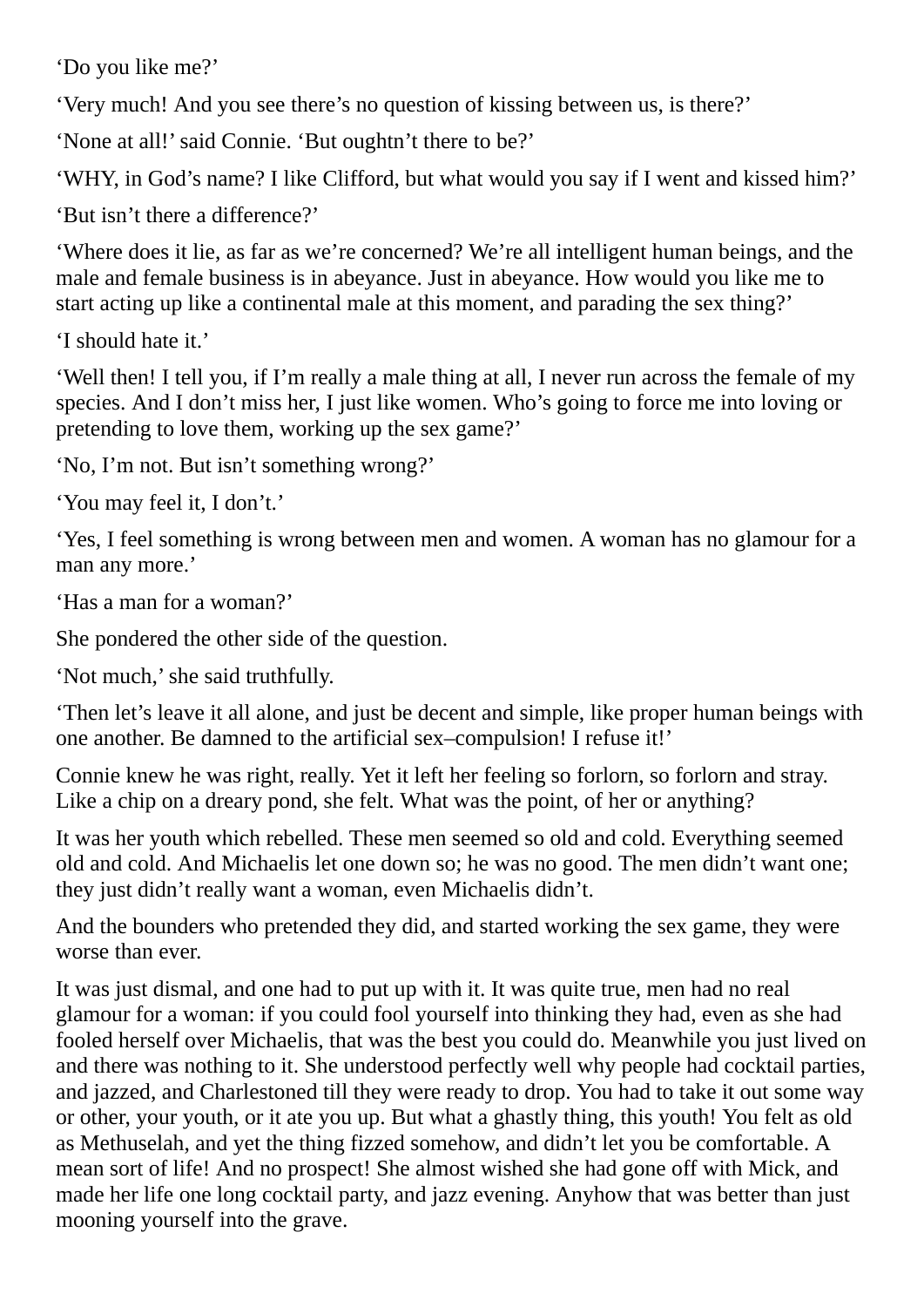'Do you like me?'

'Very much! And you see there's no question of kissing between us, is there?'

'None at all!' said Connie. 'But oughtn't there to be?'

'WHY, in God's name? I like Clifford, but what would you say if I went and kissed him?'

'But isn't there a difference?'

'Where does it lie, as far as we're concerned? We're all intelligent human beings, and the male and female business is in abeyance. Just in abeyance. How would you like me to start acting up like a continental male at this moment, and parading the sex thing?'

'I should hate it.'

'Well then! I tell you, if I'm really a male thing at all, I never run across the female of my species. And I don't miss her, I just like women. Who's going to force me into loving or pretending to love them, working up the sex game?'

'No, I'm not. But isn't something wrong?'

'You may feel it, I don't.'

'Yes, I feel something is wrong between men and women. A woman has no glamour for a man any more.'

'Has a man for a woman?'

She pondered the other side of the question.

'Not much,' she said truthfully.

'Then let's leave it all alone, and just be decent and simple, like proper human beings with one another. Be damned to the artificial sex–compulsion! I refuse it!'

Connie knew he was right, really. Yet it left her feeling so forlorn, so forlorn and stray. Like a chip on a dreary pond, she felt. What was the point, of her or anything?

It was her youth which rebelled. These men seemed so old and cold. Everything seemed old and cold. And Michaelis let one down so; he was no good. The men didn't want one; they just didn't really want a woman, even Michaelis didn't.

And the bounders who pretended they did, and started working the sex game, they were worse than ever.

It was just dismal, and one had to put up with it. It was quite true, men had no real glamour for a woman: if you could fool yourself into thinking they had, even as she had fooled herself over Michaelis, that was the best you could do. Meanwhile you just lived on and there was nothing to it. She understood perfectly well why people had cocktail parties, and jazzed, and Charlestoned till they were ready to drop. You had to take it out some way or other, your youth, or it ate you up. But what a ghastly thing, this youth! You felt as old as Methuselah, and yet the thing fizzed somehow, and didn't let you be comfortable. A mean sort of life! And no prospect! She almost wished she had gone off with Mick, and made her life one long cocktail party, and jazz evening. Anyhow that was better than just mooning yourself into the grave.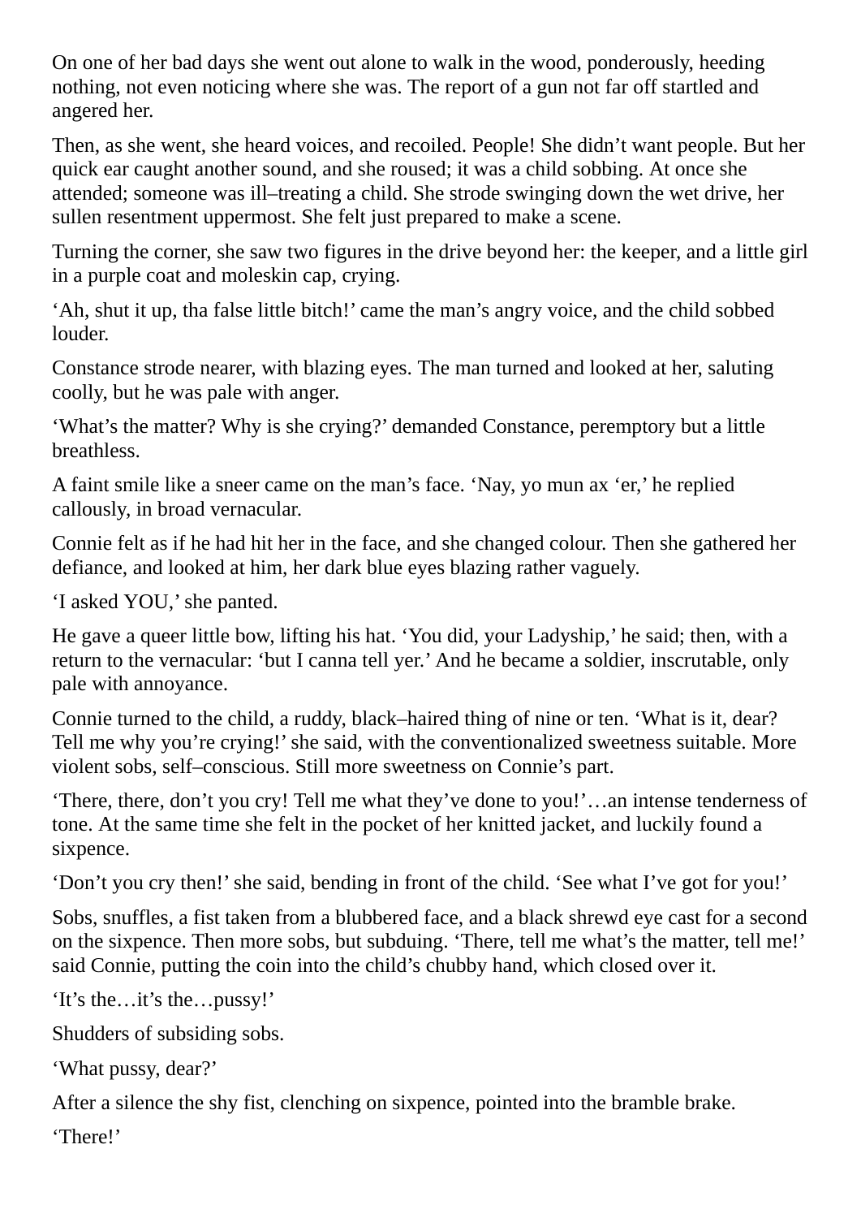On one of her bad days she went out alone to walk in the wood, ponderously, heeding nothing, not even noticing where she was. The report of a gun not far off startled and angered her.

Then, as she went, she heard voices, and recoiled. People! She didn't want people. But her quick ear caught another sound, and she roused; it was a child sobbing. At once she attended; someone was ill–treating a child. She strode swinging down the wet drive, her sullen resentment uppermost. She felt just prepared to make a scene.

Turning the corner, she saw two figures in the drive beyond her: the keeper, and a little girl in a purple coat and moleskin cap, crying.

'Ah, shut it up, tha false little bitch!' came the man's angry voice, and the child sobbed louder.

Constance strode nearer, with blazing eyes. The man turned and looked at her, saluting coolly, but he was pale with anger.

'What's the matter? Why is she crying?' demanded Constance, peremptory but a little breathless.

A faint smile like a sneer came on the man's face. 'Nay, yo mun ax 'er,' he replied callously, in broad vernacular.

Connie felt as if he had hit her in the face, and she changed colour. Then she gathered her defiance, and looked at him, her dark blue eyes blazing rather vaguely.

'I asked YOU,' she panted.

He gave a queer little bow, lifting his hat. 'You did, your Ladyship,' he said; then, with a return to the vernacular: 'but I canna tell yer.' And he became a soldier, inscrutable, only pale with annoyance.

Connie turned to the child, a ruddy, black–haired thing of nine or ten. 'What is it, dear? Tell me why you're crying!' she said, with the conventionalized sweetness suitable. More violent sobs, self–conscious. Still more sweetness on Connie's part.

'There, there, don't you cry! Tell me what they've done to you!'…an intense tenderness of tone. At the same time she felt in the pocket of her knitted jacket, and luckily found a sixpence.

'Don't you cry then!' she said, bending in front of the child. 'See what I've got for you!'

Sobs, snuffles, a fist taken from a blubbered face, and a black shrewd eye cast for a second on the sixpence. Then more sobs, but subduing. 'There, tell me what's the matter, tell me!' said Connie, putting the coin into the child's chubby hand, which closed over it.

'It's the…it's the…pussy!'

Shudders of subsiding sobs.

'What pussy, dear?'

After a silence the shy fist, clenching on sixpence, pointed into the bramble brake.

'There!'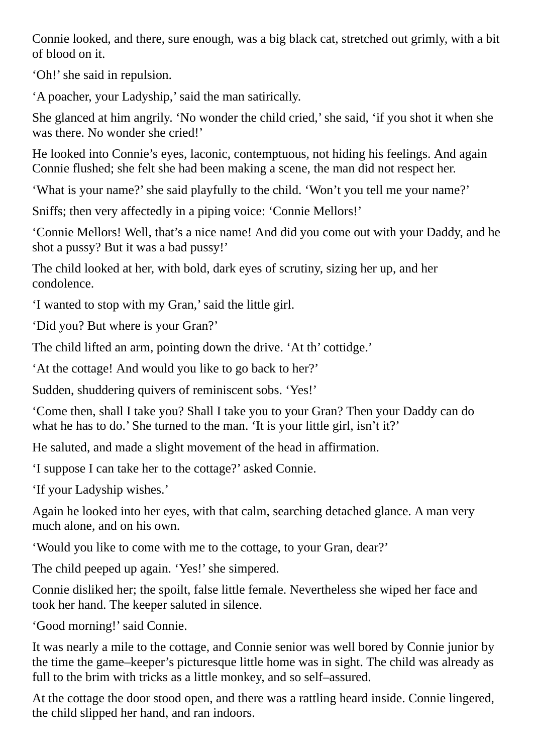Connie looked, and there, sure enough, was a big black cat, stretched out grimly, with a bit of blood on it.

‘Oh!’ she said in repulsion.

‘A poacher, your Ladyship,’ said the man satirically.

She glanced at him angrily. ‘No wonder the child cried,’ she said, ‘if you shot it when she was there. No wonder she cried!’

He looked into Connie’s eyes, laconic, contemptuous, not hiding his feelings. And again Connie flushed; she felt she had been making a scene, the man did not respect her.

‘What is your name?’ she said playfully to the child. ‘Won’t you tell me your name?’

Sniffs; then very affectedly in a piping voice: ‘Connie Mellors!’

‘Connie Mellors! Well, that’s a nice name! And did you come out with your Daddy, and he shot a pussy? But it was a bad pussy!’

The child looked at her, with bold, dark eyes of scrutiny, sizing her up, and her condolence.

‘I wanted to stop with my Gran,’ said the little girl.

‘Did you? But where is your Gran?’

The child lifted an arm, pointing down the drive. ‘At th’ cottidge.’

‘At the cottage! And would you like to go back to her?’

Sudden, shuddering quivers of reminiscent sobs. ‘Yes!’

‘Come then, shall I take you? Shall I take you to your Gran? Then your Daddy can do what he has to do.’ She turned to the man. ‘It is your little girl, isn’t it?’

He saluted, and made a slight movement of the head in affirmation.

‘I suppose I can take her to the cottage?’ asked Connie.

‘If your Ladyship wishes.’

Again he looked into her eyes, with that calm, searching detached glance. A man very much alone, and on his own.

‘Would you like to come with me to the cottage, to your Gran, dear?’

The child peeped up again. ‘Yes!’ she simpered.

Connie disliked her; the spoilt, false little female. Nevertheless she wiped her face and took her hand. The keeper saluted in silence.

‘Good morning!’ said Connie.

It was nearly a mile to the cottage, and Connie senior was well bored by Connie junior by the time the game–keeper’s picturesque little home was in sight. The child was already as full to the brim with tricks as a little monkey, and so self–assured.

At the cottage the door stood open, and there was a rattling heard inside. Connie lingered, the child slipped her hand, and ran indoors.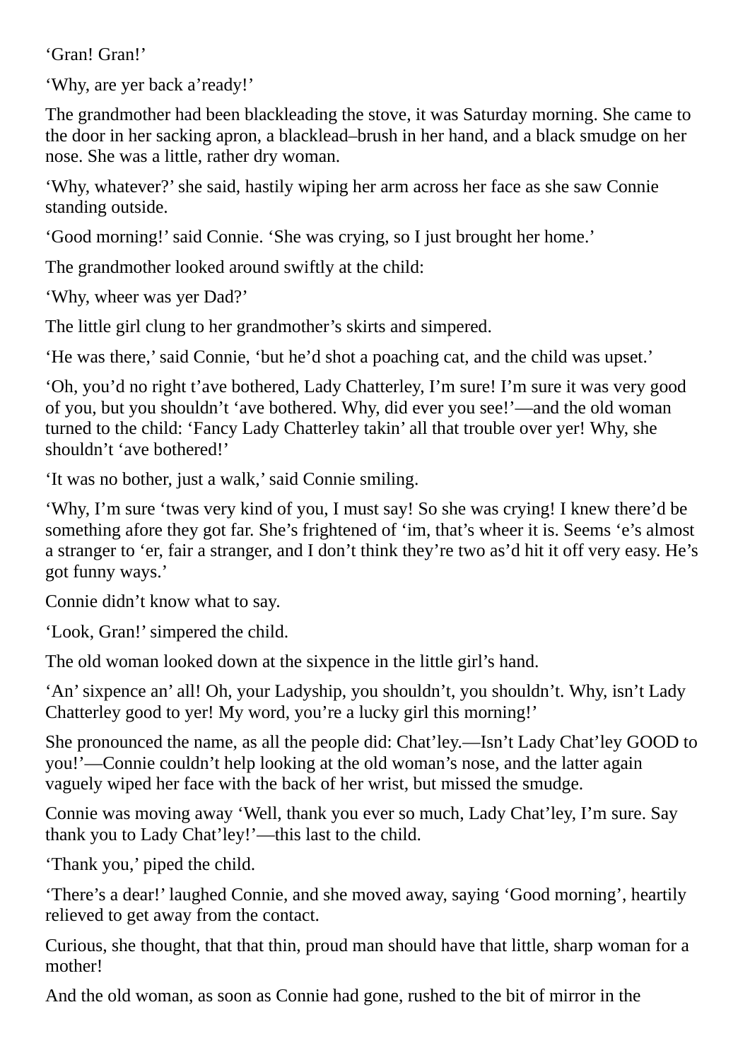‘Gran! Gran!’

‘Why, are yer back a’ready!’

The grandmother had been blackleading the stove, it was Saturday morning. She came to the door in her sacking apron, a blacklead–brush in her hand, and a black smudge on her nose. She was a little, rather dry woman.

‘Why, whatever?’ she said, hastily wiping her arm across her face as she saw Connie standing outside.

‘Good morning!’ said Connie. ‘She was crying, so I just brought her home.’

The grandmother looked around swiftly at the child:

‘Why, wheer was yer Dad?’

The little girl clung to her grandmother’s skirts and simpered.

‘He was there,’ said Connie, ‘but he’d shot a poaching cat, and the child was upset.’

‘Oh, you’d no right t’ave bothered, Lady Chatterley, I’m sure! I’m sure it was very good of you, but you shouldn’t ‘ave bothered. Why, did ever you see!’—and the old woman turned to the child: ‘Fancy Lady Chatterley takin’ all that trouble over yer! Why, she shouldn’t ‘ave bothered!’

‘It was no bother, just a walk,’ said Connie smiling.

‘Why, I’m sure ‘twas very kind of you, I must say! So she was crying! I knew there’d be something afore they got far. She’s frightened of ‘im, that’s wheer it is. Seems ‘e’s almost a stranger to ‘er, fair a stranger, and I don’t think they’re two as’d hit it off very easy. He’s got funny ways.’

Connie didn’t know what to say.

‘Look, Gran!’ simpered the child.

The old woman looked down at the sixpence in the little girl’s hand.

‘An’ sixpence an’ all! Oh, your Ladyship, you shouldn’t, you shouldn’t. Why, isn’t Lady Chatterley good to yer! My word, you’re a lucky girl this morning!’

She pronounced the name, as all the people did: Chat’ley.—Isn’t Lady Chat’ley GOOD to you!’—Connie couldn’t help looking at the old woman’s nose, and the latter again vaguely wiped her face with the back of her wrist, but missed the smudge.

Connie was moving away ‘Well, thank you ever so much, Lady Chat’ley, I’m sure. Say thank you to Lady Chat’ley!’—this last to the child.

‘Thank you,’ piped the child.

‘There’s a dear!’ laughed Connie, and she moved away, saying ‘Good morning’, heartily relieved to get away from the contact.

Curious, she thought, that that thin, proud man should have that little, sharp woman for a mother!

And the old woman, as soon as Connie had gone, rushed to the bit of mirror in the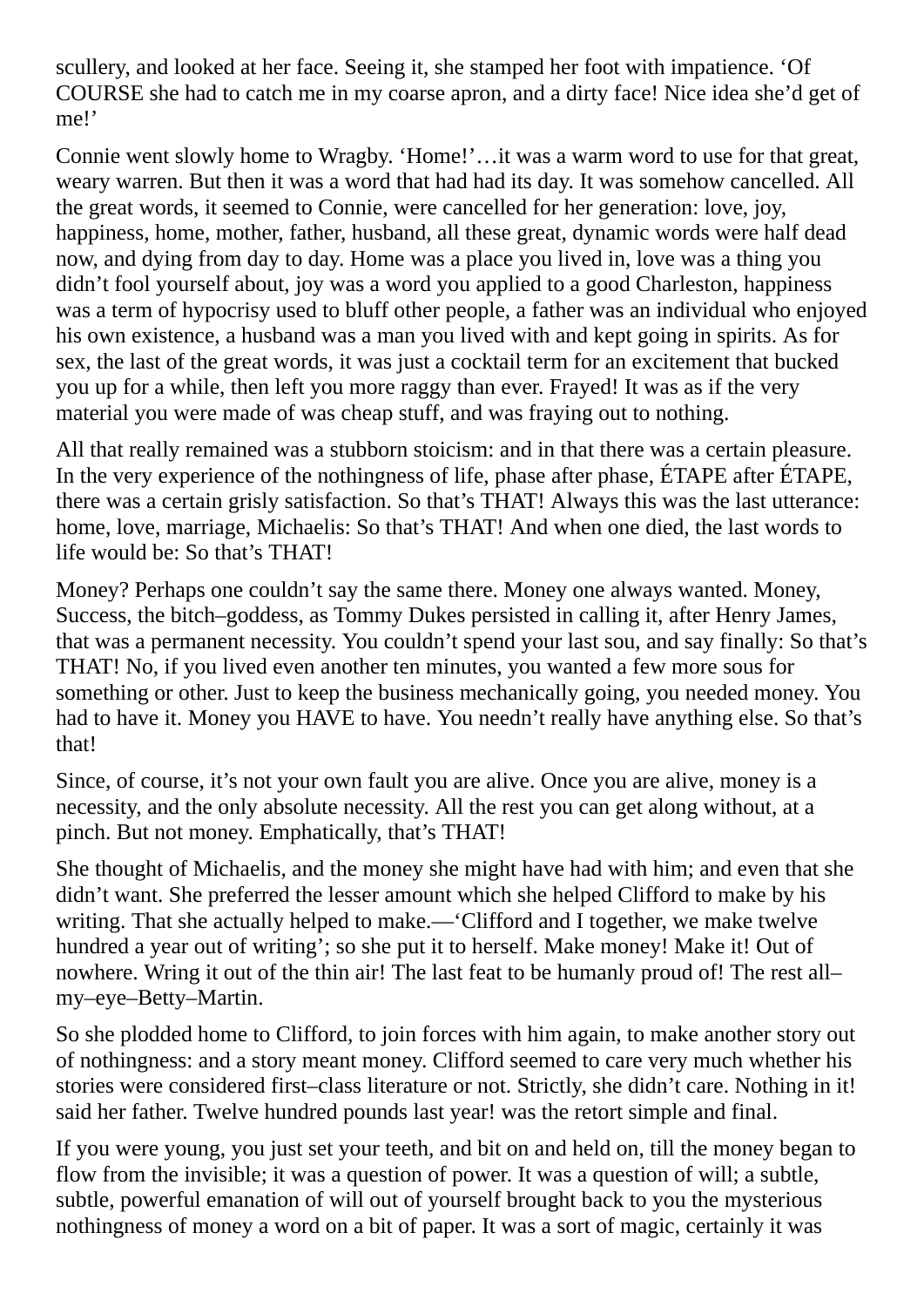scullery, and looked at her face. Seeing it, she stamped her foot with impatience. 'Of COURSE she had to catch me in my coarse apron, and a dirty face! Nice idea she'd get of me!'

Connie went slowly home to Wragby. 'Home!'…it was a warm word to use for that great, weary warren. But then it was a word that had had its day. It was somehow cancelled. All the great words, it seemed to Connie, were cancelled for her generation: love, joy, happiness, home, mother, father, husband, all these great, dynamic words were half dead now, and dying from day to day. Home was a place you lived in, love was a thing you didn't fool yourself about, joy was a word you applied to a good Charleston, happiness was a term of hypocrisy used to bluff other people, a father was an individual who enjoyed his own existence, a husband was a man you lived with and kept going in spirits. As for sex, the last of the great words, it was just a cocktail term for an excitement that bucked you up for a while, then left you more raggy than ever. Frayed! It was as if the very material you were made of was cheap stuff, and was fraying out to nothing.

All that really remained was a stubborn stoicism: and in that there was a certain pleasure. In the very experience of the nothingness of life, phase after phase, ÉTAPE after ÉTAPE, there was a certain grisly satisfaction. So that's THAT! Always this was the last utterance: home, love, marriage, Michaelis: So that's THAT! And when one died, the last words to life would be: So that's THAT!

Money? Perhaps one couldn't say the same there. Money one always wanted. Money, Success, the bitch–goddess, as Tommy Dukes persisted in calling it, after Henry James, that was a permanent necessity. You couldn't spend your last sou, and say finally: So that's THAT! No, if you lived even another ten minutes, you wanted a few more sous for something or other. Just to keep the business mechanically going, you needed money. You had to have it. Money you HAVE to have. You needn't really have anything else. So that's that!

Since, of course, it's not your own fault you are alive. Once you are alive, money is a necessity, and the only absolute necessity. All the rest you can get along without, at a pinch. But not money. Emphatically, that's THAT!

She thought of Michaelis, and the money she might have had with him; and even that she didn't want. She preferred the lesser amount which she helped Clifford to make by his writing. That she actually helped to make.—'Clifford and I together, we make twelve hundred a year out of writing'; so she put it to herself. Make money! Make it! Out of nowhere. Wring it out of the thin air! The last feat to be humanly proud of! The rest all–my–eye–Betty–Martin.

So she plodded home to Clifford, to join forces with him again, to make another story out of nothingness: and a story meant money. Clifford seemed to care very much whether his stories were considered first–class literature or not. Strictly, she didn't care. Nothing in it! said her father. Twelve hundred pounds last year! was the retort simple and final.

If you were young, you just set your teeth, and bit on and held on, till the money began to flow from the invisible; it was a question of power. It was a question of will; a subtle, subtle, powerful emanation of will out of yourself brought back to you the mysterious nothingness of money a word on a bit of paper. It was a sort of magic, certainly it was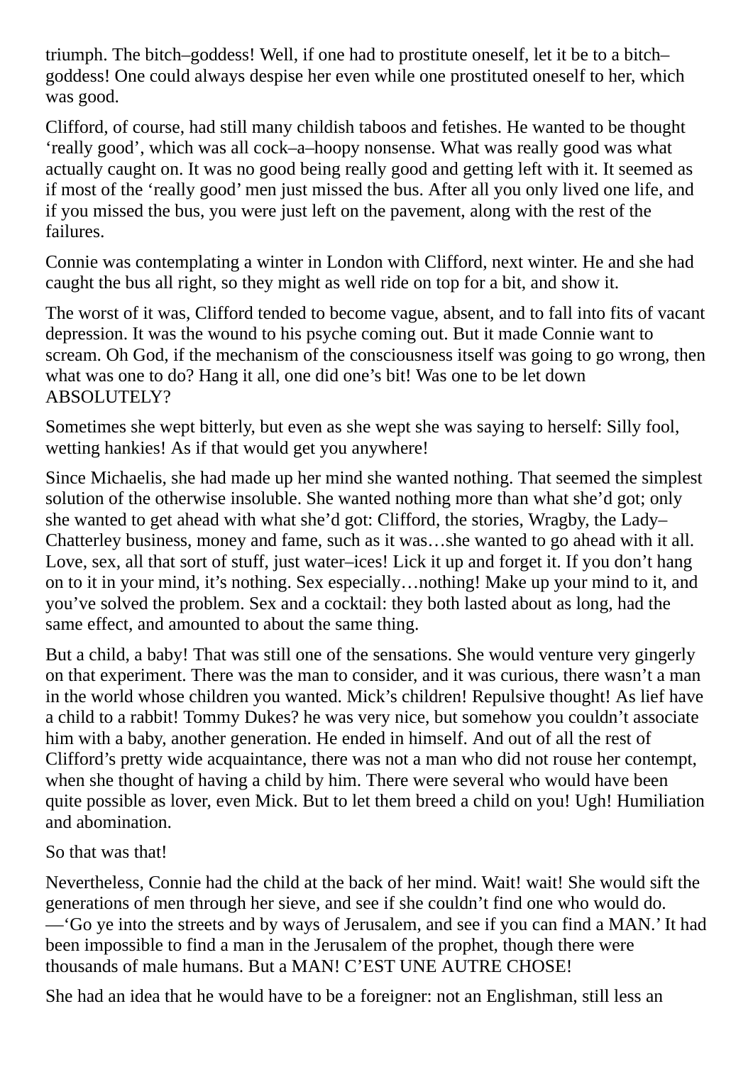triumph. The bitch–goddess! Well, if one had to prostitute oneself, let it be to a bitch–goddess! One could always despise her even while one prostituted oneself to her, which was good.

Clifford, of course, had still many childish taboos and fetishes. He wanted to be thought 'really good', which was all cock–a–hoopy nonsense. What was really good was what actually caught on. It was no good being really good and getting left with it. It seemed as if most of the 'really good' men just missed the bus. After all you only lived one life, and if you missed the bus, you were just left on the pavement, along with the rest of the failures.

Connie was contemplating a winter in London with Clifford, next winter. He and she had caught the bus all right, so they might as well ride on top for a bit, and show it.

The worst of it was, Clifford tended to become vague, absent, and to fall into fits of vacant depression. It was the wound to his psyche coming out. But it made Connie want to scream. Oh God, if the mechanism of the consciousness itself was going to go wrong, then what was one to do? Hang it all, one did one's bit! Was one to be let down ABSOLUTELY?

Sometimes she wept bitterly, but even as she wept she was saying to herself: Silly fool, wetting hankies! As if that would get you anywhere!

Since Michaelis, she had made up her mind she wanted nothing. That seemed the simplest solution of the otherwise insoluble. She wanted nothing more than what she'd got; only she wanted to get ahead with what she'd got: Clifford, the stories, Wragby, the Lady–Chatterley business, money and fame, such as it was…she wanted to go ahead with it all. Love, sex, all that sort of stuff, just water–ices! Lick it up and forget it. If you don't hang on to it in your mind, it's nothing. Sex especially…nothing! Make up your mind to it, and you've solved the problem. Sex and a cocktail: they both lasted about as long, had the same effect, and amounted to about the same thing.

But a child, a baby! That was still one of the sensations. She would venture very gingerly on that experiment. There was the man to consider, and it was curious, there wasn't a man in the world whose children you wanted. Mick's children! Repulsive thought! As lief have a child to a rabbit! Tommy Dukes? he was very nice, but somehow you couldn't associate him with a baby, another generation. He ended in himself. And out of all the rest of Clifford's pretty wide acquaintance, there was not a man who did not rouse her contempt, when she thought of having a child by him. There were several who would have been quite possible as lover, even Mick. But to let them breed a child on you! Ugh! Humiliation and abomination.

So that was that!

Nevertheless, Connie had the child at the back of her mind. Wait! wait! She would sift the generations of men through her sieve, and see if she couldn't find one who would do. —'Go ye into the streets and by ways of Jerusalem, and see if you can find a MAN.' It had been impossible to find a man in the Jerusalem of the prophet, though there were thousands of male humans. But a MAN! C'EST UNE AUTRE CHOSE!

She had an idea that he would have to be a foreigner: not an Englishman, still less an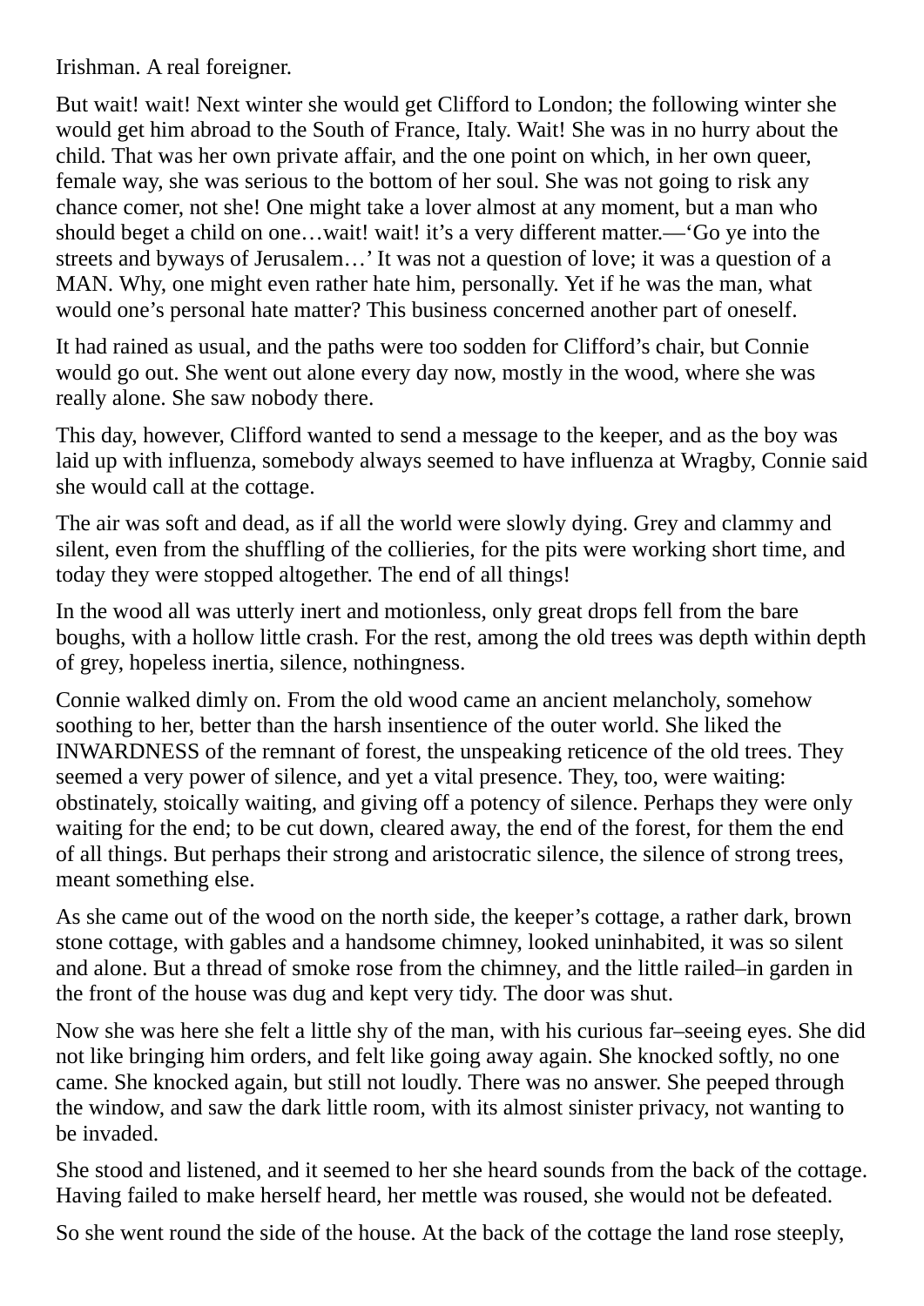Irishman. A real foreigner.

But wait! wait! Next winter she would get Clifford to London; the following winter she would get him abroad to the South of France, Italy. Wait! She was in no hurry about the child. That was her own private affair, and the one point on which, in her own queer, female way, she was serious to the bottom of her soul. She was not going to risk any chance comer, not she! One might take a lover almost at any moment, but a man who should beget a child on one…wait! wait! it's a very different matter.—'Go ye into the streets and byways of Jerusalem…' It was not a question of love; it was a question of a MAN. Why, one might even rather hate him, personally. Yet if he was the man, what would one's personal hate matter? This business concerned another part of oneself.

It had rained as usual, and the paths were too sodden for Clifford's chair, but Connie would go out. She went out alone every day now, mostly in the wood, where she was really alone. She saw nobody there.

This day, however, Clifford wanted to send a message to the keeper, and as the boy was laid up with influenza, somebody always seemed to have influenza at Wragby, Connie said she would call at the cottage.

The air was soft and dead, as if all the world were slowly dying. Grey and clammy and silent, even from the shuffling of the collieries, for the pits were working short time, and today they were stopped altogether. The end of all things!

In the wood all was utterly inert and motionless, only great drops fell from the bare boughs, with a hollow little crash. For the rest, among the old trees was depth within depth of grey, hopeless inertia, silence, nothingness.

Connie walked dimly on. From the old wood came an ancient melancholy, somehow soothing to her, better than the harsh insentience of the outer world. She liked the INWARDNESS of the remnant of forest, the unspeaking reticence of the old trees. They seemed a very power of silence, and yet a vital presence. They, too, were waiting: obstinately, stoically waiting, and giving off a potency of silence. Perhaps they were only waiting for the end; to be cut down, cleared away, the end of the forest, for them the end of all things. But perhaps their strong and aristocratic silence, the silence of strong trees, meant something else.

As she came out of the wood on the north side, the keeper's cottage, a rather dark, brown stone cottage, with gables and a handsome chimney, looked uninhabited, it was so silent and alone. But a thread of smoke rose from the chimney, and the little railed–in garden in the front of the house was dug and kept very tidy. The door was shut.

Now she was here she felt a little shy of the man, with his curious far–seeing eyes. She did not like bringing him orders, and felt like going away again. She knocked softly, no one came. She knocked again, but still not loudly. There was no answer. She peeped through the window, and saw the dark little room, with its almost sinister privacy, not wanting to be invaded.

She stood and listened, and it seemed to her she heard sounds from the back of the cottage. Having failed to make herself heard, her mettle was roused, she would not be defeated.

So she went round the side of the house. At the back of the cottage the land rose steeply,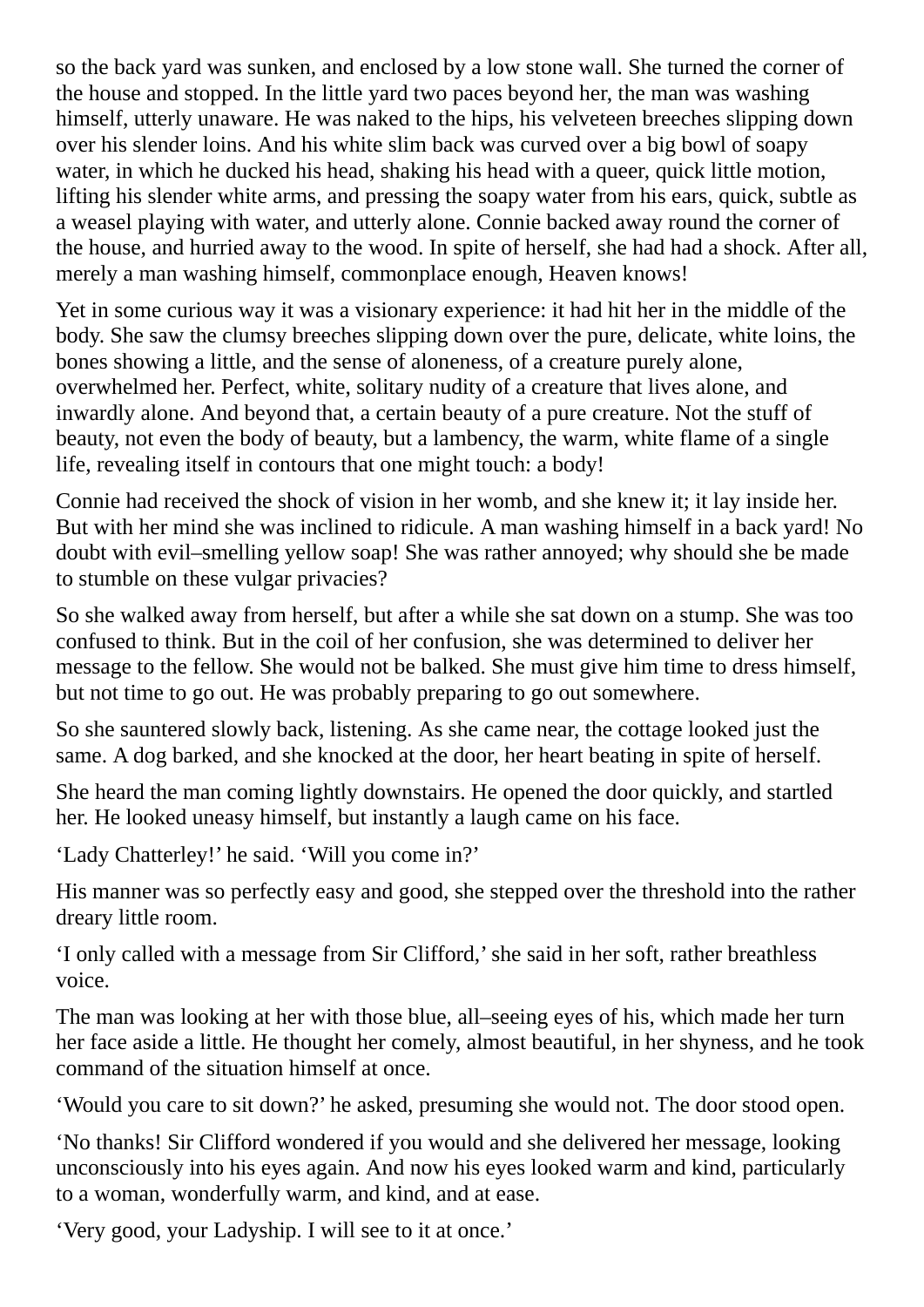so the back yard was sunken, and enclosed by a low stone wall. She turned the corner of the house and stopped. In the little yard two paces beyond her, the man was washing himself, utterly unaware. He was naked to the hips, his velveteen breeches slipping down over his slender loins. And his white slim back was curved over a big bowl of soapy water, in which he ducked his head, shaking his head with a queer, quick little motion, lifting his slender white arms, and pressing the soapy water from his ears, quick, subtle as a weasel playing with water, and utterly alone. Connie backed away round the corner of the house, and hurried away to the wood. In spite of herself, she had had a shock. After all, merely a man washing himself, commonplace enough, Heaven knows!

Yet in some curious way it was a visionary experience: it had hit her in the middle of the body. She saw the clumsy breeches slipping down over the pure, delicate, white loins, the bones showing a little, and the sense of aloneness, of a creature purely alone, overwhelmed her. Perfect, white, solitary nudity of a creature that lives alone, and inwardly alone. And beyond that, a certain beauty of a pure creature. Not the stuff of beauty, not even the body of beauty, but a lambency, the warm, white flame of a single life, revealing itself in contours that one might touch: a body!

Connie had received the shock of vision in her womb, and she knew it; it lay inside her. But with her mind she was inclined to ridicule. A man washing himself in a back yard! No doubt with evil–smelling yellow soap! She was rather annoyed; why should she be made to stumble on these vulgar privacies?

So she walked away from herself, but after a while she sat down on a stump. She was too confused to think. But in the coil of her confusion, she was determined to deliver her message to the fellow. She would not be balked. She must give him time to dress himself, but not time to go out. He was probably preparing to go out somewhere.

So she sauntered slowly back, listening. As she came near, the cottage looked just the same. A dog barked, and she knocked at the door, her heart beating in spite of herself.

She heard the man coming lightly downstairs. He opened the door quickly, and startled her. He looked uneasy himself, but instantly a laugh came on his face.

'Lady Chatterley!' he said. 'Will you come in?'

His manner was so perfectly easy and good, she stepped over the threshold into the rather dreary little room.

'I only called with a message from Sir Clifford,' she said in her soft, rather breathless voice.

The man was looking at her with those blue, all–seeing eyes of his, which made her turn her face aside a little. He thought her comely, almost beautiful, in her shyness, and he took command of the situation himself at once.

'Would you care to sit down?' he asked, presuming she would not. The door stood open.

'No thanks! Sir Clifford wondered if you would and she delivered her message, looking unconsciously into his eyes again. And now his eyes looked warm and kind, particularly to a woman, wonderfully warm, and kind, and at ease.

'Very good, your Ladyship. I will see to it at once.'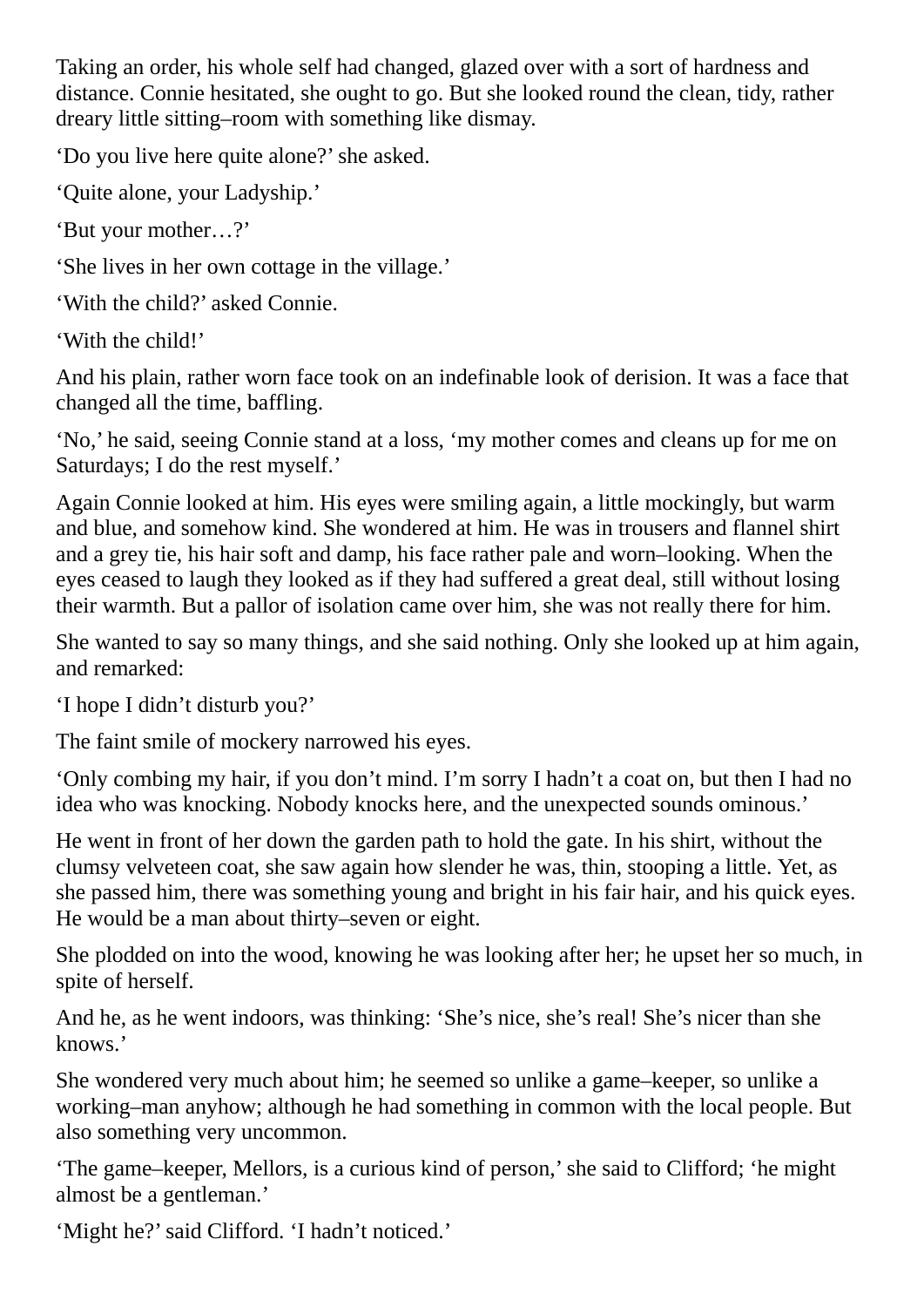Taking an order, his whole self had changed, glazed over with a sort of hardness and distance. Connie hesitated, she ought to go. But she looked round the clean, tidy, rather dreary little sitting–room with something like dismay.

‘Do you live here quite alone?’ she asked.

‘Quite alone, your Ladyship.’

‘But your mother…?’

‘She lives in her own cottage in the village.’

‘With the child?’ asked Connie.

‘With the child!’

And his plain, rather worn face took on an indefinable look of derision. It was a face that changed all the time, baffling.

‘No,’ he said, seeing Connie stand at a loss, ‘my mother comes and cleans up for me on Saturdays; I do the rest myself.’

Again Connie looked at him. His eyes were smiling again, a little mockingly, but warm and blue, and somehow kind. She wondered at him. He was in trousers and flannel shirt and a grey tie, his hair soft and damp, his face rather pale and worn–looking. When the eyes ceased to laugh they looked as if they had suffered a great deal, still without losing their warmth. But a pallor of isolation came over him, she was not really there for him.

She wanted to say so many things, and she said nothing. Only she looked up at him again, and remarked:

‘I hope I didn’t disturb you?’

The faint smile of mockery narrowed his eyes.

‘Only combing my hair, if you don’t mind. I’m sorry I hadn’t a coat on, but then I had no idea who was knocking. Nobody knocks here, and the unexpected sounds ominous.’

He went in front of her down the garden path to hold the gate. In his shirt, without the clumsy velveteen coat, she saw again how slender he was, thin, stooping a little. Yet, as she passed him, there was something young and bright in his fair hair, and his quick eyes. He would be a man about thirty–seven or eight.

She plodded on into the wood, knowing he was looking after her; he upset her so much, in spite of herself.

And he, as he went indoors, was thinking: ‘She’s nice, she’s real! She’s nicer than she knows.’

She wondered very much about him; he seemed so unlike a game–keeper, so unlike a working–man anyhow; although he had something in common with the local people. But also something very uncommon.

‘The game–keeper, Mellors, is a curious kind of person,’ she said to Clifford; ‘he might almost be a gentleman.’

‘Might he?’ said Clifford. ‘I hadn’t noticed.’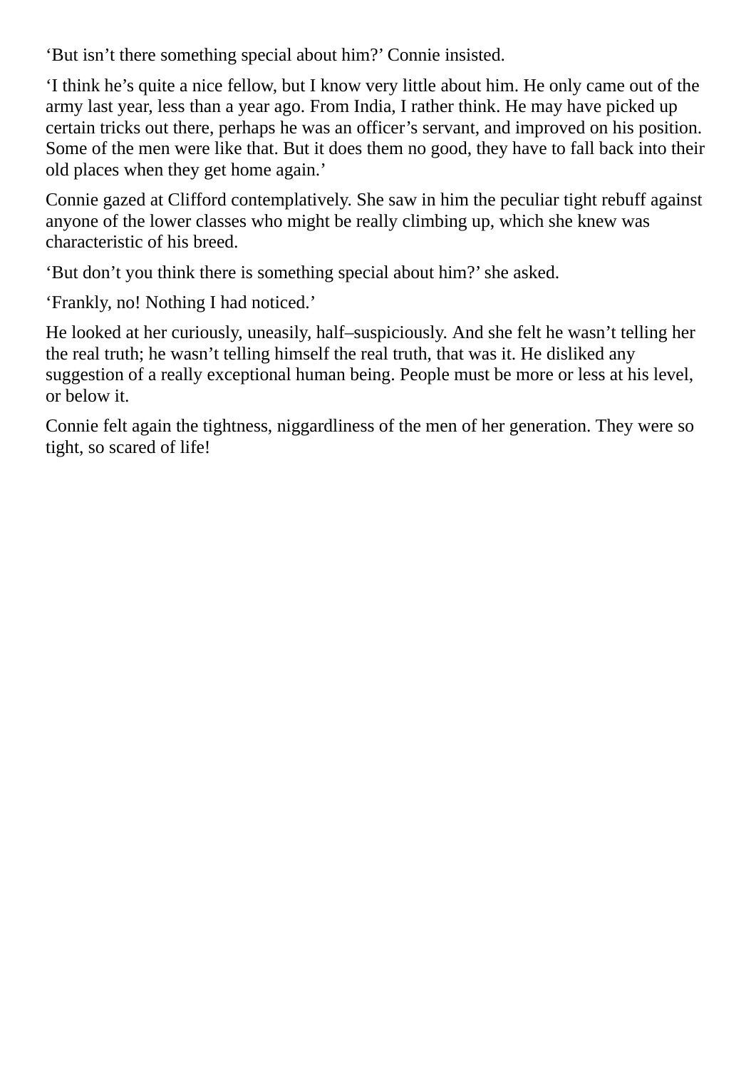'But isn't there something special about him?' Connie insisted.

'I think he's quite a nice fellow, but I know very little about him. He only came out of the army last year, less than a year ago. From India, I rather think. He may have picked up certain tricks out there, perhaps he was an officer's servant, and improved on his position. Some of the men were like that. But it does them no good, they have to fall back into their old places when they get home again.'

Connie gazed at Clifford contemplatively. She saw in him the peculiar tight rebuff against anyone of the lower classes who might be really climbing up, which she knew was characteristic of his breed.

'But don't you think there is something special about him?' she asked.

'Frankly, no! Nothing I had noticed.'

He looked at her curiously, uneasily, half–suspiciously. And she felt he wasn't telling her the real truth; he wasn't telling himself the real truth, that was it. He disliked any suggestion of a really exceptional human being. People must be more or less at his level, or below it.

Connie felt again the tightness, niggardliness of the men of her generation. They were so tight, so scared of life!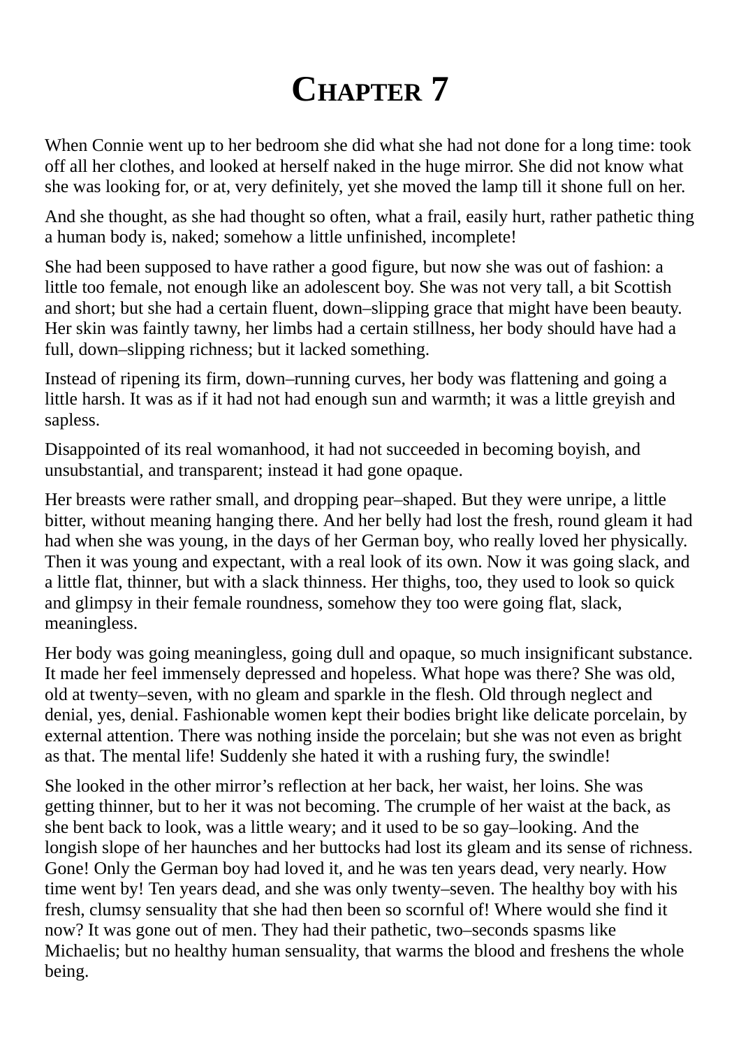# Chapter 7

When Connie went up to her bedroom she did what she had not done for a long time: took off all her clothes, and looked at herself naked in the huge mirror. She did not know what she was looking for, or at, very definitely, yet she moved the lamp till it shone full on her.

And she thought, as she had thought so often, what a frail, easily hurt, rather pathetic thing a human body is, naked; somehow a little unfinished, incomplete!

She had been supposed to have rather a good figure, but now she was out of fashion: a little too female, not enough like an adolescent boy. She was not very tall, a bit Scottish and short; but she had a certain fluent, down–slipping grace that might have been beauty. Her skin was faintly tawny, her limbs had a certain stillness, her body should have had a full, down–slipping richness; but it lacked something.

Instead of ripening its firm, down–running curves, her body was flattening and going a little harsh. It was as if it had not had enough sun and warmth; it was a little greyish and sapless.

Disappointed of its real womanhood, it had not succeeded in becoming boyish, and unsubstantial, and transparent; instead it had gone opaque.

Her breasts were rather small, and dropping pear–shaped. But they were unripe, a little bitter, without meaning hanging there. And her belly had lost the fresh, round gleam it had had when she was young, in the days of her German boy, who really loved her physically. Then it was young and expectant, with a real look of its own. Now it was going slack, and a little flat, thinner, but with a slack thinness. Her thighs, too, they used to look so quick and glimpsy in their female roundness, somehow they too were going flat, slack, meaningless.

Her body was going meaningless, going dull and opaque, so much insignificant substance. It made her feel immensely depressed and hopeless. What hope was there? She was old, old at twenty–seven, with no gleam and sparkle in the flesh. Old through neglect and denial, yes, denial. Fashionable women kept their bodies bright like delicate porcelain, by external attention. There was nothing inside the porcelain; but she was not even as bright as that. The mental life! Suddenly she hated it with a rushing fury, the swindle!

She looked in the other mirror's reflection at her back, her waist, her loins. She was getting thinner, but to her it was not becoming. The crumple of her waist at the back, as she bent back to look, was a little weary; and it used to be so gay–looking. And the longish slope of her haunches and her buttocks had lost its gleam and its sense of richness. Gone! Only the German boy had loved it, and he was ten years dead, very nearly. How time went by! Ten years dead, and she was only twenty–seven. The healthy boy with his fresh, clumsy sensuality that she had then been so scornful of! Where would she find it now? It was gone out of men. They had their pathetic, two–seconds spasms like Michaelis; but no healthy human sensuality, that warms the blood and freshens the whole being.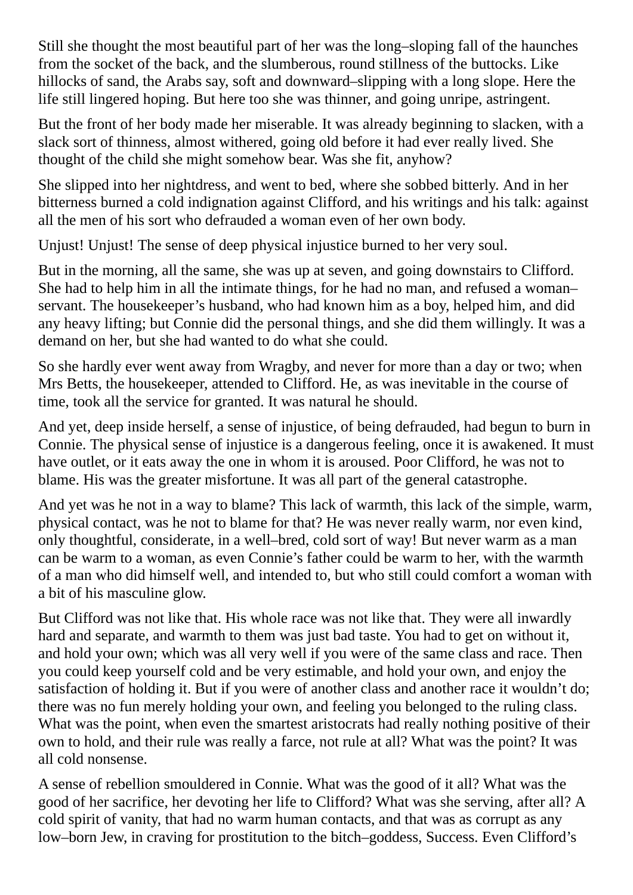Still she thought the most beautiful part of her was the long–sloping fall of the haunches from the socket of the back, and the slumberous, round stillness of the buttocks. Like hillocks of sand, the Arabs say, soft and downward–slipping with a long slope. Here the life still lingered hoping. But here too she was thinner, and going unripe, astringent.

But the front of her body made her miserable. It was already beginning to slacken, with a slack sort of thinness, almost withered, going old before it had ever really lived. She thought of the child she might somehow bear. Was she fit, anyhow?

She slipped into her nightdress, and went to bed, where she sobbed bitterly. And in her bitterness burned a cold indignation against Clifford, and his writings and his talk: against all the men of his sort who defrauded a woman even of her own body.

Unjust! Unjust! The sense of deep physical injustice burned to her very soul.

But in the morning, all the same, she was up at seven, and going downstairs to Clifford. She had to help him in all the intimate things, for he had no man, and refused a woman–servant. The housekeeper's husband, who had known him as a boy, helped him, and did any heavy lifting; but Connie did the personal things, and she did them willingly. It was a demand on her, but she had wanted to do what she could.

So she hardly ever went away from Wragby, and never for more than a day or two; when Mrs Betts, the housekeeper, attended to Clifford. He, as was inevitable in the course of time, took all the service for granted. It was natural he should.

And yet, deep inside herself, a sense of injustice, of being defrauded, had begun to burn in Connie. The physical sense of injustice is a dangerous feeling, once it is awakened. It must have outlet, or it eats away the one in whom it is aroused. Poor Clifford, he was not to blame. His was the greater misfortune. It was all part of the general catastrophe.

And yet was he not in a way to blame? This lack of warmth, this lack of the simple, warm, physical contact, was he not to blame for that? He was never really warm, nor even kind, only thoughtful, considerate, in a well–bred, cold sort of way! But never warm as a man can be warm to a woman, as even Connie's father could be warm to her, with the warmth of a man who did himself well, and intended to, but who still could comfort a woman with a bit of his masculine glow.

But Clifford was not like that. His whole race was not like that. They were all inwardly hard and separate, and warmth to them was just bad taste. You had to get on without it, and hold your own; which was all very well if you were of the same class and race. Then you could keep yourself cold and be very estimable, and hold your own, and enjoy the satisfaction of holding it. But if you were of another class and another race it wouldn't do; there was no fun merely holding your own, and feeling you belonged to the ruling class. What was the point, when even the smartest aristocrats had really nothing positive of their own to hold, and their rule was really a farce, not rule at all? What was the point? It was all cold nonsense.

A sense of rebellion smouldered in Connie. What was the good of it all? What was the good of her sacrifice, her devoting her life to Clifford? What was she serving, after all? A cold spirit of vanity, that had no warm human contacts, and that was as corrupt as any low–born Jew, in craving for prostitution to the bitch–goddess, Success. Even Clifford's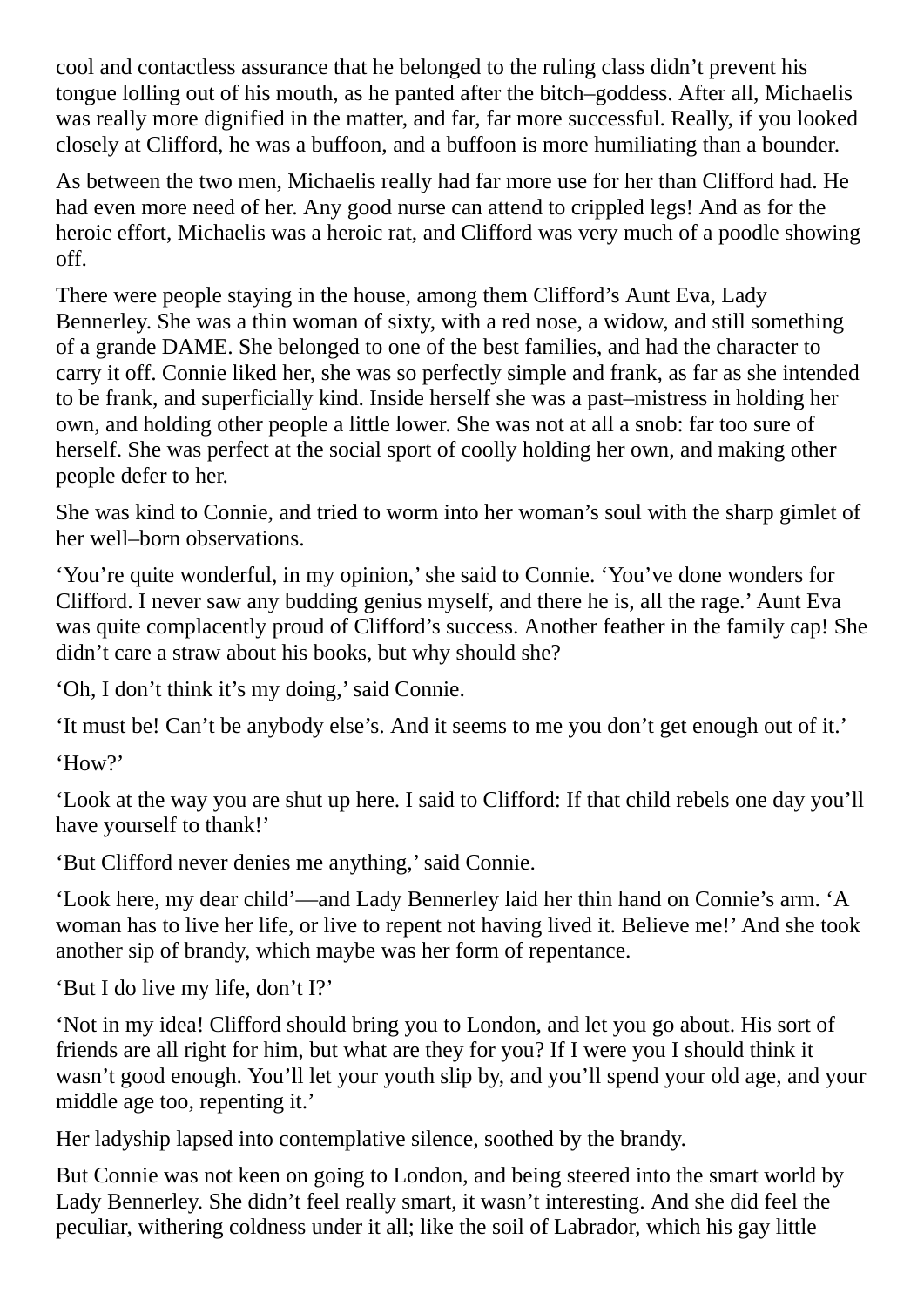cool and contactless assurance that he belonged to the ruling class didn't prevent his tongue lolling out of his mouth, as he panted after the bitch–goddess. After all, Michaelis was really more dignified in the matter, and far, far more successful. Really, if you looked closely at Clifford, he was a buffoon, and a buffoon is more humiliating than a bounder.

As between the two men, Michaelis really had far more use for her than Clifford had. He had even more need of her. Any good nurse can attend to crippled legs! And as for the heroic effort, Michaelis was a heroic rat, and Clifford was very much of a poodle showing off.

There were people staying in the house, among them Clifford's Aunt Eva, Lady Bennerley. She was a thin woman of sixty, with a red nose, a widow, and still something of a grande DAME. She belonged to one of the best families, and had the character to carry it off. Connie liked her, she was so perfectly simple and frank, as far as she intended to be frank, and superficially kind. Inside herself she was a past–mistress in holding her own, and holding other people a little lower. She was not at all a snob: far too sure of herself. She was perfect at the social sport of coolly holding her own, and making other people defer to her.

She was kind to Connie, and tried to worm into her woman's soul with the sharp gimlet of her well–born observations.

'You're quite wonderful, in my opinion,' she said to Connie. 'You've done wonders for Clifford. I never saw any budding genius myself, and there he is, all the rage.' Aunt Eva was quite complacently proud of Clifford's success. Another feather in the family cap! She didn't care a straw about his books, but why should she?

'Oh, I don't think it's my doing,' said Connie.

'It must be! Can't be anybody else's. And it seems to me you don't get enough out of it.'

'How?'

'Look at the way you are shut up here. I said to Clifford: If that child rebels one day you'll have yourself to thank!'

'But Clifford never denies me anything,' said Connie.

'Look here, my dear child'—and Lady Bennerley laid her thin hand on Connie's arm. 'A woman has to live her life, or live to repent not having lived it. Believe me!' And she took another sip of brandy, which maybe was her form of repentance.

'But I do live my life, don't I?'

'Not in my idea! Clifford should bring you to London, and let you go about. His sort of friends are all right for him, but what are they for you? If I were you I should think it wasn't good enough. You'll let your youth slip by, and you'll spend your old age, and your middle age too, repenting it.'

Her ladyship lapsed into contemplative silence, soothed by the brandy.

But Connie was not keen on going to London, and being steered into the smart world by Lady Bennerley. She didn't feel really smart, it wasn't interesting. And she did feel the peculiar, withering coldness under it all; like the soil of Labrador, which his gay little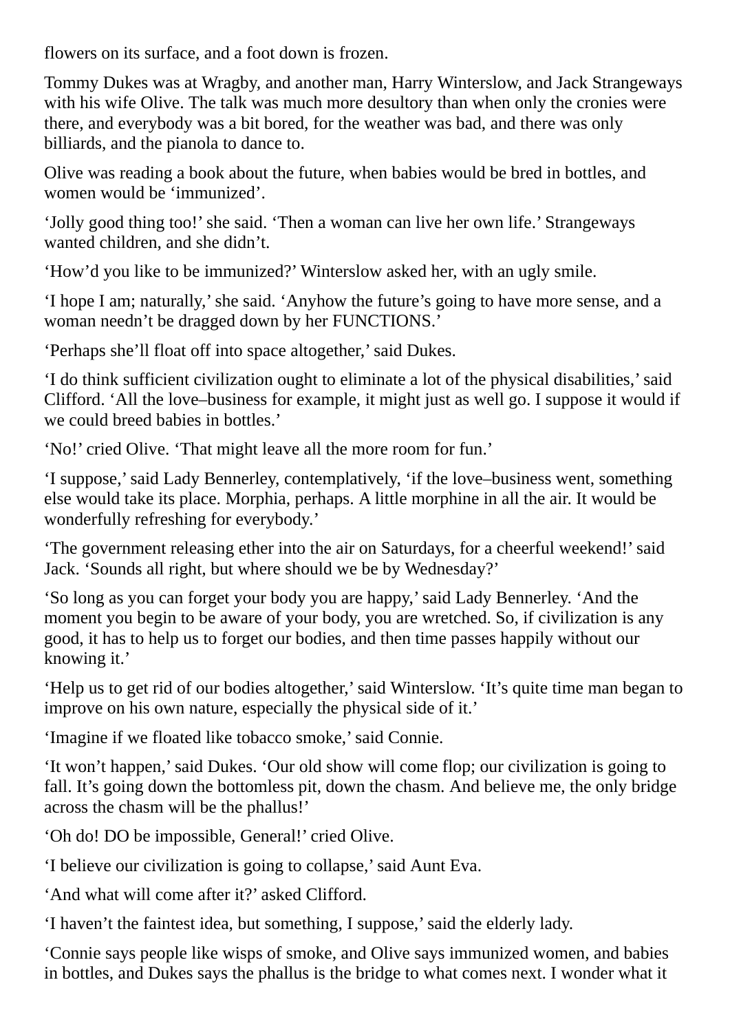flowers on its surface, and a foot down is frozen.

Tommy Dukes was at Wragby, and another man, Harry Winterslow, and Jack Strangeways with his wife Olive. The talk was much more desultory than when only the cronies were there, and everybody was a bit bored, for the weather was bad, and there was only billiards, and the pianola to dance to.

Olive was reading a book about the future, when babies would be bred in bottles, and women would be 'immunized'.

'Jolly good thing too!' she said. 'Then a woman can live her own life.' Strangeways wanted children, and she didn't.

'How'd you like to be immunized?' Winterslow asked her, with an ugly smile.

'I hope I am; naturally,' she said. 'Anyhow the future's going to have more sense, and a woman needn't be dragged down by her FUNCTIONS.'

'Perhaps she'll float off into space altogether,' said Dukes.

'I do think sufficient civilization ought to eliminate a lot of the physical disabilities,' said Clifford. 'All the love–business for example, it might just as well go. I suppose it would if we could breed babies in bottles.'

'No!' cried Olive. 'That might leave all the more room for fun.'

'I suppose,' said Lady Bennerley, contemplatively, 'if the love–business went, something else would take its place. Morphia, perhaps. A little morphine in all the air. It would be wonderfully refreshing for everybody.'

'The government releasing ether into the air on Saturdays, for a cheerful weekend!' said Jack. 'Sounds all right, but where should we be by Wednesday?'

'So long as you can forget your body you are happy,' said Lady Bennerley. 'And the moment you begin to be aware of your body, you are wretched. So, if civilization is any good, it has to help us to forget our bodies, and then time passes happily without our knowing it.'

'Help us to get rid of our bodies altogether,' said Winterslow. 'It's quite time man began to improve on his own nature, especially the physical side of it.'

'Imagine if we floated like tobacco smoke,' said Connie.

'It won't happen,' said Dukes. 'Our old show will come flop; our civilization is going to fall. It's going down the bottomless pit, down the chasm. And believe me, the only bridge across the chasm will be the phallus!'

'Oh do! DO be impossible, General!' cried Olive.

'I believe our civilization is going to collapse,' said Aunt Eva.

'And what will come after it?' asked Clifford.

'I haven't the faintest idea, but something, I suppose,' said the elderly lady.

'Connie says people like wisps of smoke, and Olive says immunized women, and babies in bottles, and Dukes says the phallus is the bridge to what comes next. I wonder what it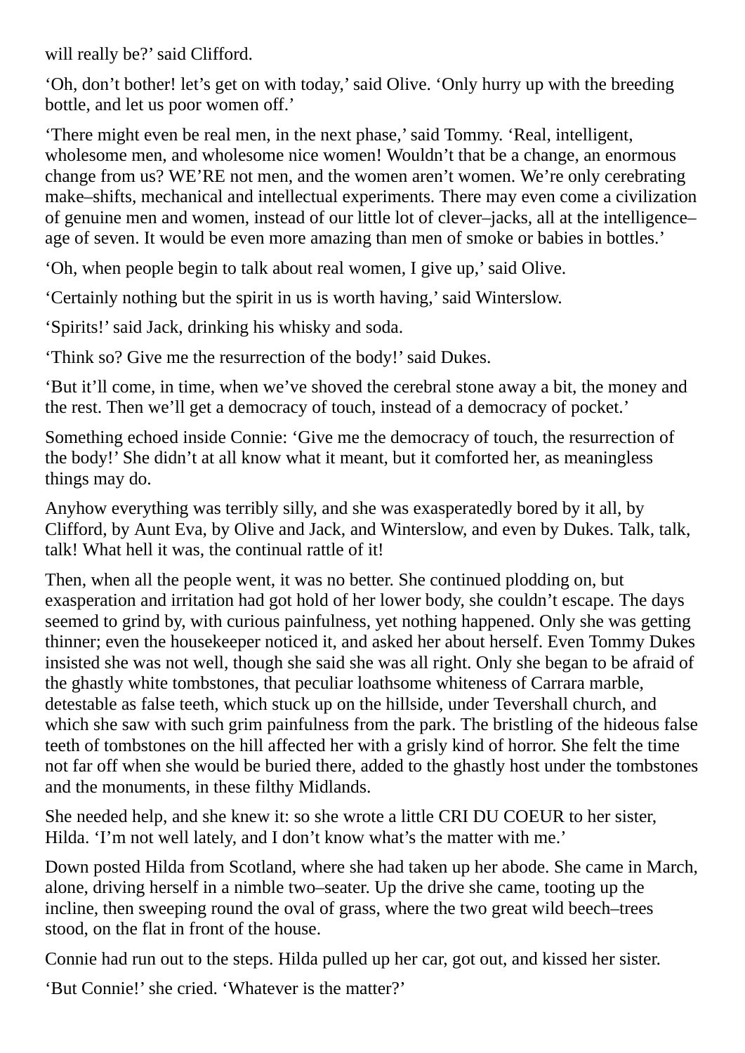will really be?' said Clifford.

'Oh, don't bother! let's get on with today,' said Olive. 'Only hurry up with the breeding bottle, and let us poor women off.'

'There might even be real men, in the next phase,' said Tommy. 'Real, intelligent, wholesome men, and wholesome nice women! Wouldn't that be a change, an enormous change from us? WE'RE not men, and the women aren't women. We're only cerebrating make–shifts, mechanical and intellectual experiments. There may even come a civilization of genuine men and women, instead of our little lot of clever–jacks, all at the intelligence–age of seven. It would be even more amazing than men of smoke or babies in bottles.'

'Oh, when people begin to talk about real women, I give up,' said Olive.

'Certainly nothing but the spirit in us is worth having,' said Winterslow.

'Spirits!' said Jack, drinking his whisky and soda.

'Think so? Give me the resurrection of the body!' said Dukes.

'But it'll come, in time, when we've shoved the cerebral stone away a bit, the money and the rest. Then we'll get a democracy of touch, instead of a democracy of pocket.'

Something echoed inside Connie: 'Give me the democracy of touch, the resurrection of the body!' She didn't at all know what it meant, but it comforted her, as meaningless things may do.

Anyhow everything was terribly silly, and she was exasperatedly bored by it all, by Clifford, by Aunt Eva, by Olive and Jack, and Winterslow, and even by Dukes. Talk, talk, talk! What hell it was, the continual rattle of it!

Then, when all the people went, it was no better. She continued plodding on, but exasperation and irritation had got hold of her lower body, she couldn't escape. The days seemed to grind by, with curious painfulness, yet nothing happened. Only she was getting thinner; even the housekeeper noticed it, and asked her about herself. Even Tommy Dukes insisted she was not well, though she said she was all right. Only she began to be afraid of the ghastly white tombstones, that peculiar loathsome whiteness of Carrara marble, detestable as false teeth, which stuck up on the hillside, under Tevershall church, and which she saw with such grim painfulness from the park. The bristling of the hideous false teeth of tombstones on the hill affected her with a grisly kind of horror. She felt the time not far off when she would be buried there, added to the ghastly host under the tombstones and the monuments, in these filthy Midlands.

She needed help, and she knew it: so she wrote a little CRI DU COEUR to her sister, Hilda. 'I'm not well lately, and I don't know what's the matter with me.'

Down posted Hilda from Scotland, where she had taken up her abode. She came in March, alone, driving herself in a nimble two–seater. Up the drive she came, tooting up the incline, then sweeping round the oval of grass, where the two great wild beech–trees stood, on the flat in front of the house.

Connie had run out to the steps. Hilda pulled up her car, got out, and kissed her sister.

'But Connie!' she cried. 'Whatever is the matter?'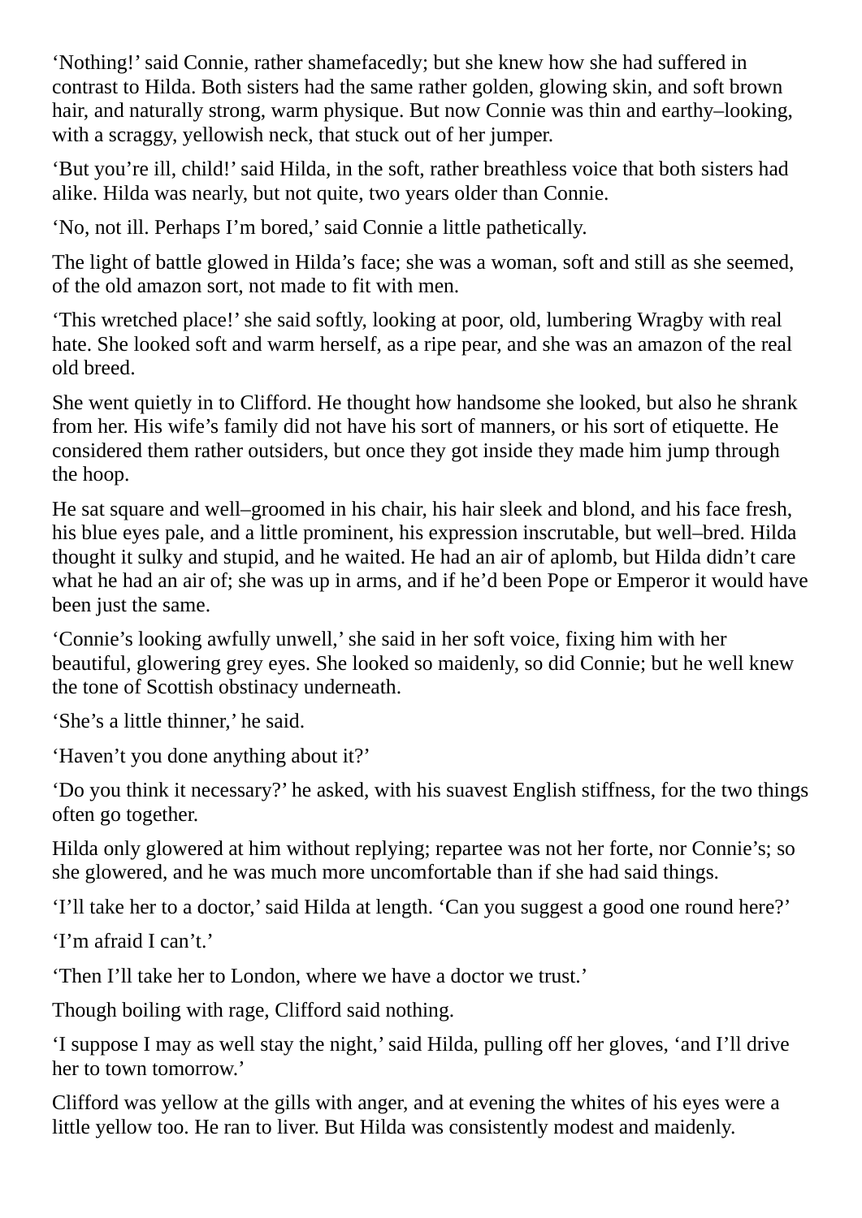'Nothing!' said Connie, rather shamefacedly; but she knew how she had suffered in contrast to Hilda. Both sisters had the same rather golden, glowing skin, and soft brown hair, and naturally strong, warm physique. But now Connie was thin and earthy–looking, with a scraggy, yellowish neck, that stuck out of her jumper.

'But you're ill, child!' said Hilda, in the soft, rather breathless voice that both sisters had alike. Hilda was nearly, but not quite, two years older than Connie.

'No, not ill. Perhaps I'm bored,' said Connie a little pathetically.

The light of battle glowed in Hilda's face; she was a woman, soft and still as she seemed, of the old amazon sort, not made to fit with men.

'This wretched place!' she said softly, looking at poor, old, lumbering Wragby with real hate. She looked soft and warm herself, as a ripe pear, and she was an amazon of the real old breed.

She went quietly in to Clifford. He thought how handsome she looked, but also he shrank from her. His wife's family did not have his sort of manners, or his sort of etiquette. He considered them rather outsiders, but once they got inside they made him jump through the hoop.

He sat square and well–groomed in his chair, his hair sleek and blond, and his face fresh, his blue eyes pale, and a little prominent, his expression inscrutable, but well–bred. Hilda thought it sulky and stupid, and he waited. He had an air of aplomb, but Hilda didn't care what he had an air of; she was up in arms, and if he'd been Pope or Emperor it would have been just the same.

'Connie's looking awfully unwell,' she said in her soft voice, fixing him with her beautiful, glowering grey eyes. She looked so maidenly, so did Connie; but he well knew the tone of Scottish obstinacy underneath.

'She's a little thinner,' he said.

'Haven't you done anything about it?'

'Do you think it necessary?' he asked, with his suavest English stiffness, for the two things often go together.

Hilda only glowered at him without replying; repartee was not her forte, nor Connie's; so she glowered, and he was much more uncomfortable than if she had said things.

'I'll take her to a doctor,' said Hilda at length. 'Can you suggest a good one round here?'

'I'm afraid I can't.'

'Then I'll take her to London, where we have a doctor we trust.'

Though boiling with rage, Clifford said nothing.

'I suppose I may as well stay the night,' said Hilda, pulling off her gloves, 'and I'll drive her to town tomorrow.'

Clifford was yellow at the gills with anger, and at evening the whites of his eyes were a little yellow too. He ran to liver. But Hilda was consistently modest and maidenly.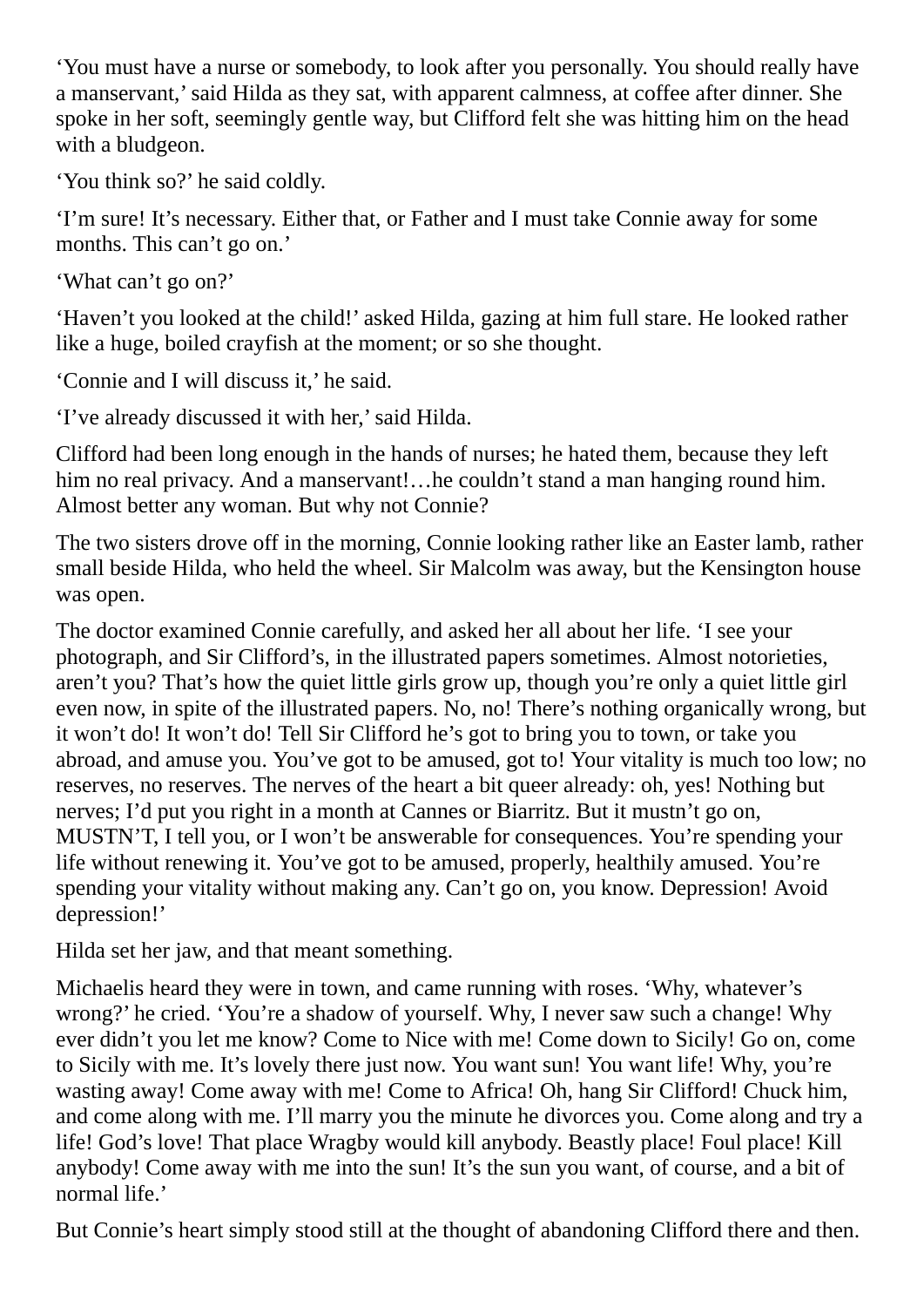'You must have a nurse or somebody, to look after you personally. You should really have a manservant,' said Hilda as they sat, with apparent calmness, at coffee after dinner. She spoke in her soft, seemingly gentle way, but Clifford felt she was hitting him on the head with a bludgeon.

'You think so?' he said coldly.

'I'm sure! It's necessary. Either that, or Father and I must take Connie away for some months. This can't go on.'

'What can't go on?'

'Haven't you looked at the child!' asked Hilda, gazing at him full stare. He looked rather like a huge, boiled crayfish at the moment; or so she thought.

'Connie and I will discuss it,' he said.

'I've already discussed it with her,' said Hilda.

Clifford had been long enough in the hands of nurses; he hated them, because they left him no real privacy. And a manservant!…he couldn't stand a man hanging round him. Almost better any woman. But why not Connie?

The two sisters drove off in the morning, Connie looking rather like an Easter lamb, rather small beside Hilda, who held the wheel. Sir Malcolm was away, but the Kensington house was open.

The doctor examined Connie carefully, and asked her all about her life. 'I see your photograph, and Sir Clifford's, in the illustrated papers sometimes. Almost notorieties, aren't you? That's how the quiet little girls grow up, though you're only a quiet little girl even now, in spite of the illustrated papers. No, no! There's nothing organically wrong, but it won't do! It won't do! Tell Sir Clifford he's got to bring you to town, or take you abroad, and amuse you. You've got to be amused, got to! Your vitality is much too low; no reserves, no reserves. The nerves of the heart a bit queer already: oh, yes! Nothing but nerves; I'd put you right in a month at Cannes or Biarritz. But it mustn't go on, MUSTN'T, I tell you, or I won't be answerable for consequences. You're spending your life without renewing it. You've got to be amused, properly, healthily amused. You're spending your vitality without making any. Can't go on, you know. Depression! Avoid depression!'

Hilda set her jaw, and that meant something.

Michaelis heard they were in town, and came running with roses. 'Why, whatever's wrong?' he cried. 'You're a shadow of yourself. Why, I never saw such a change! Why ever didn't you let me know? Come to Nice with me! Come down to Sicily! Go on, come to Sicily with me. It's lovely there just now. You want sun! You want life! Why, you're wasting away! Come away with me! Come to Africa! Oh, hang Sir Clifford! Chuck him, and come along with me. I'll marry you the minute he divorces you. Come along and try a life! God's love! That place Wragby would kill anybody. Beastly place! Foul place! Kill anybody! Come away with me into the sun! It's the sun you want, of course, and a bit of normal life.'

But Connie's heart simply stood still at the thought of abandoning Clifford there and then.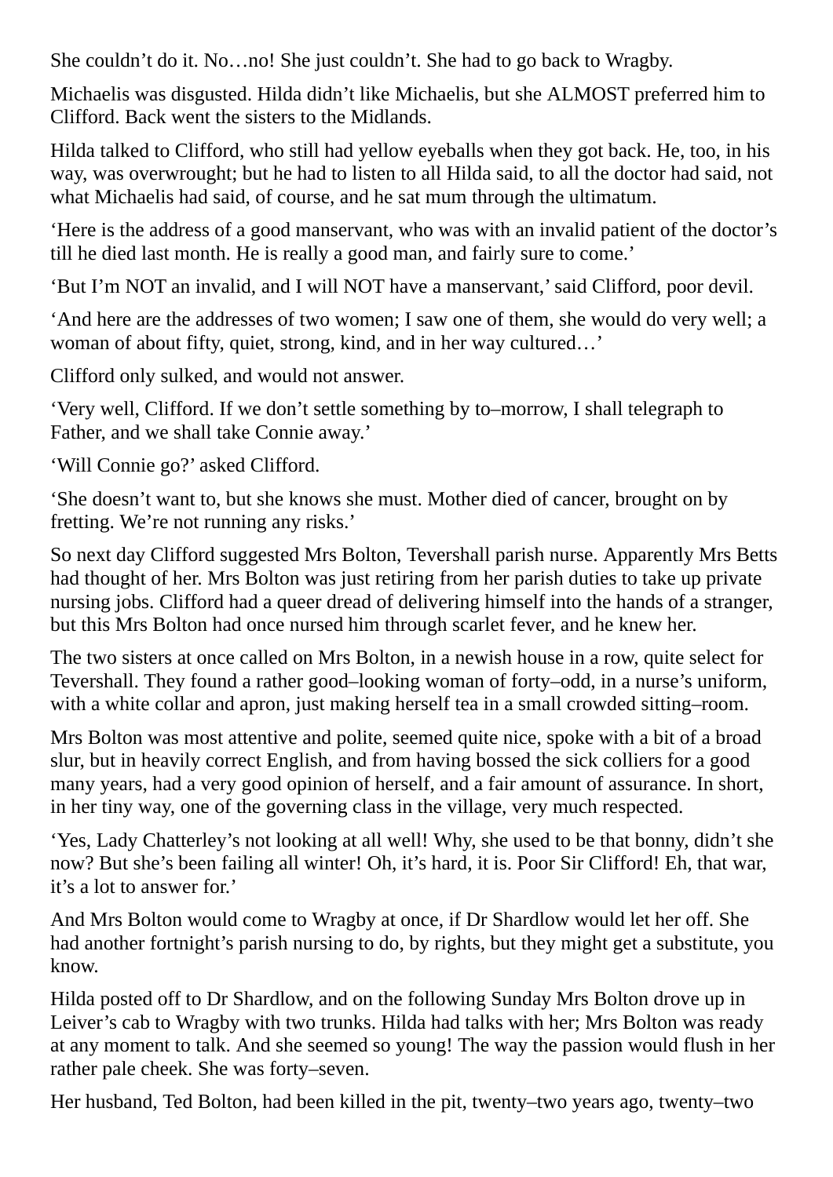She couldn't do it. No…no! She just couldn't. She had to go back to Wragby.

Michaelis was disgusted. Hilda didn't like Michaelis, but she ALMOST preferred him to Clifford. Back went the sisters to the Midlands.

Hilda talked to Clifford, who still had yellow eyeballs when they got back. He, too, in his way, was overwrought; but he had to listen to all Hilda said, to all the doctor had said, not what Michaelis had said, of course, and he sat mum through the ultimatum.

'Here is the address of a good manservant, who was with an invalid patient of the doctor's till he died last month. He is really a good man, and fairly sure to come.'

'But I'm NOT an invalid, and I will NOT have a manservant,' said Clifford, poor devil.

'And here are the addresses of two women; I saw one of them, she would do very well; a woman of about fifty, quiet, strong, kind, and in her way cultured…'

Clifford only sulked, and would not answer.

'Very well, Clifford. If we don't settle something by to–morrow, I shall telegraph to Father, and we shall take Connie away.'

'Will Connie go?' asked Clifford.

'She doesn't want to, but she knows she must. Mother died of cancer, brought on by fretting. We're not running any risks.'

So next day Clifford suggested Mrs Bolton, Tevershall parish nurse. Apparently Mrs Betts had thought of her. Mrs Bolton was just retiring from her parish duties to take up private nursing jobs. Clifford had a queer dread of delivering himself into the hands of a stranger, but this Mrs Bolton had once nursed him through scarlet fever, and he knew her.

The two sisters at once called on Mrs Bolton, in a newish house in a row, quite select for Tevershall. They found a rather good–looking woman of forty–odd, in a nurse's uniform, with a white collar and apron, just making herself tea in a small crowded sitting–room.

Mrs Bolton was most attentive and polite, seemed quite nice, spoke with a bit of a broad slur, but in heavily correct English, and from having bossed the sick colliers for a good many years, had a very good opinion of herself, and a fair amount of assurance. In short, in her tiny way, one of the governing class in the village, very much respected.

'Yes, Lady Chatterley's not looking at all well! Why, she used to be that bonny, didn't she now? But she's been failing all winter! Oh, it's hard, it is. Poor Sir Clifford! Eh, that war, it's a lot to answer for.'

And Mrs Bolton would come to Wragby at once, if Dr Shardlow would let her off. She had another fortnight's parish nursing to do, by rights, but they might get a substitute, you know.

Hilda posted off to Dr Shardlow, and on the following Sunday Mrs Bolton drove up in Leiver's cab to Wragby with two trunks. Hilda had talks with her; Mrs Bolton was ready at any moment to talk. And she seemed so young! The way the passion would flush in her rather pale cheek. She was forty–seven.

Her husband, Ted Bolton, had been killed in the pit, twenty–two years ago, twenty–two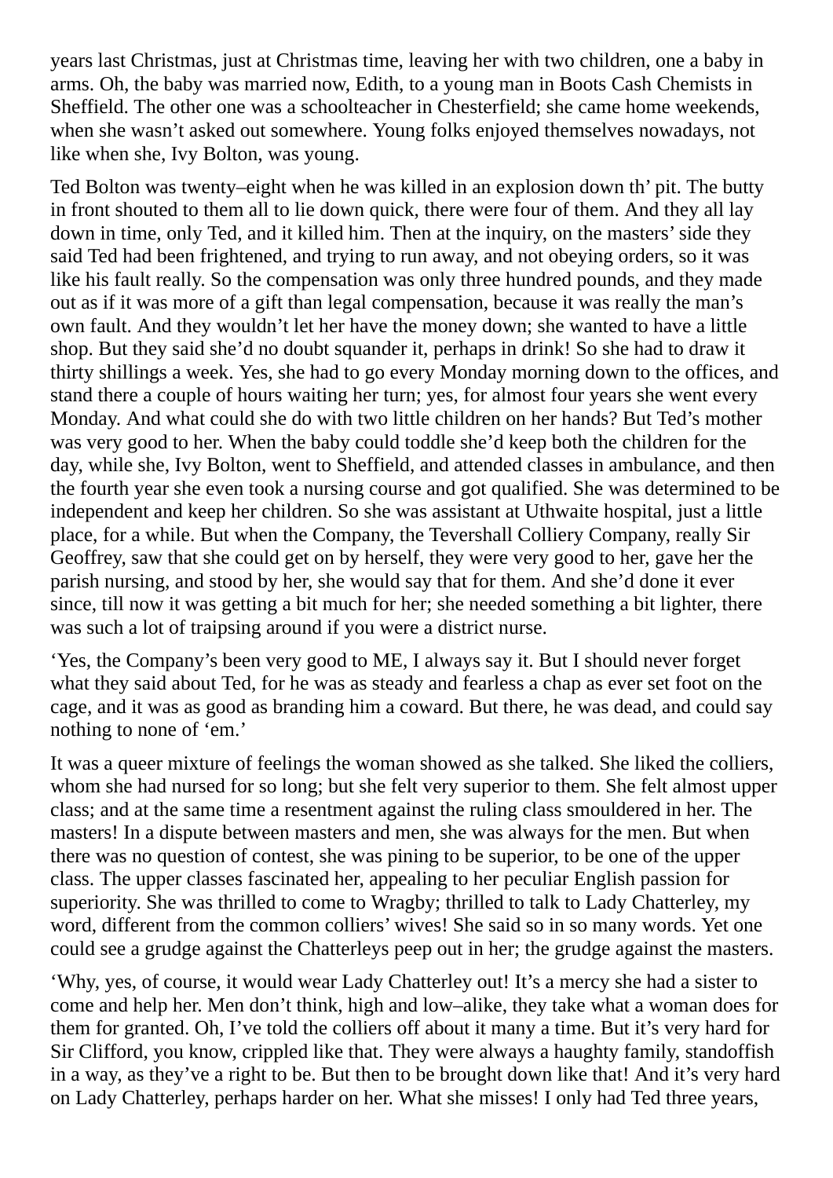years last Christmas, just at Christmas time, leaving her with two children, one a baby in arms. Oh, the baby was married now, Edith, to a young man in Boots Cash Chemists in Sheffield. The other one was a schoolteacher in Chesterfield; she came home weekends, when she wasn't asked out somewhere. Young folks enjoyed themselves nowadays, not like when she, Ivy Bolton, was young.

Ted Bolton was twenty–eight when he was killed in an explosion down th' pit. The butty in front shouted to them all to lie down quick, there were four of them. And they all lay down in time, only Ted, and it killed him. Then at the inquiry, on the masters' side they said Ted had been frightened, and trying to run away, and not obeying orders, so it was like his fault really. So the compensation was only three hundred pounds, and they made out as if it was more of a gift than legal compensation, because it was really the man's own fault. And they wouldn't let her have the money down; she wanted to have a little shop. But they said she'd no doubt squander it, perhaps in drink! So she had to draw it thirty shillings a week. Yes, she had to go every Monday morning down to the offices, and stand there a couple of hours waiting her turn; yes, for almost four years she went every Monday. And what could she do with two little children on her hands? But Ted's mother was very good to her. When the baby could toddle she'd keep both the children for the day, while she, Ivy Bolton, went to Sheffield, and attended classes in ambulance, and then the fourth year she even took a nursing course and got qualified. She was determined to be independent and keep her children. So she was assistant at Uthwaite hospital, just a little place, for a while. But when the Company, the Tevershall Colliery Company, really Sir Geoffrey, saw that she could get on by herself, they were very good to her, gave her the parish nursing, and stood by her, she would say that for them. And she'd done it ever since, till now it was getting a bit much for her; she needed something a bit lighter, there was such a lot of traipsing around if you were a district nurse.

'Yes, the Company's been very good to ME, I always say it. But I should never forget what they said about Ted, for he was as steady and fearless a chap as ever set foot on the cage, and it was as good as branding him a coward. But there, he was dead, and could say nothing to none of 'em.'

It was a queer mixture of feelings the woman showed as she talked. She liked the colliers, whom she had nursed for so long; but she felt very superior to them. She felt almost upper class; and at the same time a resentment against the ruling class smouldered in her. The masters! In a dispute between masters and men, she was always for the men. But when there was no question of contest, she was pining to be superior, to be one of the upper class. The upper classes fascinated her, appealing to her peculiar English passion for superiority. She was thrilled to come to Wragby; thrilled to talk to Lady Chatterley, my word, different from the common colliers' wives! She said so in so many words. Yet one could see a grudge against the Chatterleys peep out in her; the grudge against the masters.

'Why, yes, of course, it would wear Lady Chatterley out! It's a mercy she had a sister to come and help her. Men don't think, high and low–alike, they take what a woman does for them for granted. Oh, I've told the colliers off about it many a time. But it's very hard for Sir Clifford, you know, crippled like that. They were always a haughty family, standoffish in a way, as they've a right to be. But then to be brought down like that! And it's very hard on Lady Chatterley, perhaps harder on her. What she misses! I only had Ted three years,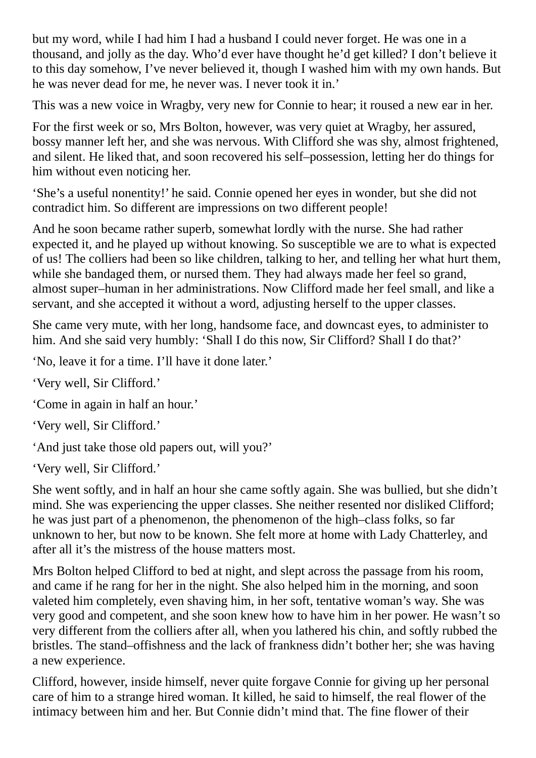but my word, while I had him I had a husband I could never forget. He was one in a thousand, and jolly as the day. Who'd ever have thought he'd get killed? I don't believe it to this day somehow, I've never believed it, though I washed him with my own hands. But he was never dead for me, he never was. I never took it in.'

This was a new voice in Wragby, very new for Connie to hear; it roused a new ear in her.

For the first week or so, Mrs Bolton, however, was very quiet at Wragby, her assured, bossy manner left her, and she was nervous. With Clifford she was shy, almost frightened, and silent. He liked that, and soon recovered his self–possession, letting her do things for him without even noticing her.

'She's a useful nonentity!' he said. Connie opened her eyes in wonder, but she did not contradict him. So different are impressions on two different people!

And he soon became rather superb, somewhat lordly with the nurse. She had rather expected it, and he played up without knowing. So susceptible we are to what is expected of us! The colliers had been so like children, talking to her, and telling her what hurt them, while she bandaged them, or nursed them. They had always made her feel so grand, almost super–human in her administrations. Now Clifford made her feel small, and like a servant, and she accepted it without a word, adjusting herself to the upper classes.

She came very mute, with her long, handsome face, and downcast eyes, to administer to him. And she said very humbly: 'Shall I do this now, Sir Clifford? Shall I do that?'

'No, leave it for a time. I'll have it done later.'

'Very well, Sir Clifford.'

'Come in again in half an hour.'

'Very well, Sir Clifford.'

'And just take those old papers out, will you?'

'Very well, Sir Clifford.'

She went softly, and in half an hour she came softly again. She was bullied, but she didn't mind. She was experiencing the upper classes. She neither resented nor disliked Clifford; he was just part of a phenomenon, the phenomenon of the high–class folks, so far unknown to her, but now to be known. She felt more at home with Lady Chatterley, and after all it's the mistress of the house matters most.

Mrs Bolton helped Clifford to bed at night, and slept across the passage from his room, and came if he rang for her in the night. She also helped him in the morning, and soon valeted him completely, even shaving him, in her soft, tentative woman's way. She was very good and competent, and she soon knew how to have him in her power. He wasn't so very different from the colliers after all, when you lathered his chin, and softly rubbed the bristles. The stand–offishness and the lack of frankness didn't bother her; she was having a new experience.

Clifford, however, inside himself, never quite forgave Connie for giving up her personal care of him to a strange hired woman. It killed, he said to himself, the real flower of the intimacy between him and her. But Connie didn't mind that. The fine flower of their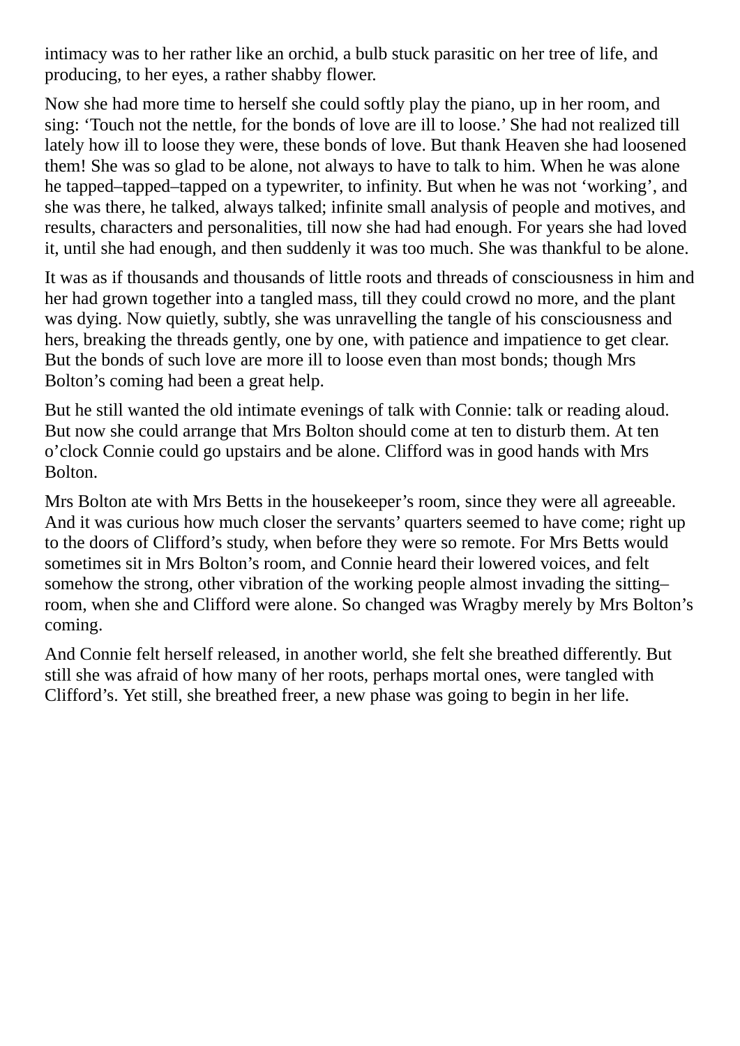intimacy was to her rather like an orchid, a bulb stuck parasitic on her tree of life, and producing, to her eyes, a rather shabby flower.

Now she had more time to herself she could softly play the piano, up in her room, and sing: 'Touch not the nettle, for the bonds of love are ill to loose.' She had not realized till lately how ill to loose they were, these bonds of love. But thank Heaven she had loosened them! She was so glad to be alone, not always to have to talk to him. When he was alone he tapped–tapped–tapped on a typewriter, to infinity. But when he was not 'working', and she was there, he talked, always talked; infinite small analysis of people and motives, and results, characters and personalities, till now she had had enough. For years she had loved it, until she had enough, and then suddenly it was too much. She was thankful to be alone.

It was as if thousands and thousands of little roots and threads of consciousness in him and her had grown together into a tangled mass, till they could crowd no more, and the plant was dying. Now quietly, subtly, she was unravelling the tangle of his consciousness and hers, breaking the threads gently, one by one, with patience and impatience to get clear. But the bonds of such love are more ill to loose even than most bonds; though Mrs Bolton's coming had been a great help.

But he still wanted the old intimate evenings of talk with Connie: talk or reading aloud. But now she could arrange that Mrs Bolton should come at ten to disturb them. At ten o'clock Connie could go upstairs and be alone. Clifford was in good hands with Mrs Bolton.

Mrs Bolton ate with Mrs Betts in the housekeeper's room, since they were all agreeable. And it was curious how much closer the servants' quarters seemed to have come; right up to the doors of Clifford's study, when before they were so remote. For Mrs Betts would sometimes sit in Mrs Bolton's room, and Connie heard their lowered voices, and felt somehow the strong, other vibration of the working people almost invading the sitting–room, when she and Clifford were alone. So changed was Wragby merely by Mrs Bolton's coming.

And Connie felt herself released, in another world, she felt she breathed differently. But still she was afraid of how many of her roots, perhaps mortal ones, were tangled with Clifford's. Yet still, she breathed freer, a new phase was going to begin in her life.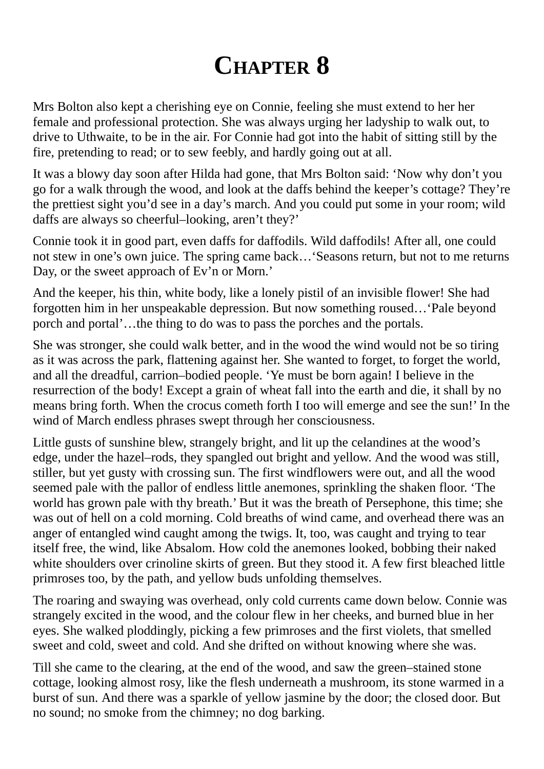# Chapter 8

Mrs Bolton also kept a cherishing eye on Connie, feeling she must extend to her her female and professional protection. She was always urging her ladyship to walk out, to drive to Uthwaite, to be in the air. For Connie had got into the habit of sitting still by the fire, pretending to read; or to sew feebly, and hardly going out at all.

It was a blowy day soon after Hilda had gone, that Mrs Bolton said: 'Now why don't you go for a walk through the wood, and look at the daffs behind the keeper's cottage? They're the prettiest sight you'd see in a day's march. And you could put some in your room; wild daffs are always so cheerful–looking, aren't they?'

Connie took it in good part, even daffs for daffodils. Wild daffodils! After all, one could not stew in one's own juice. The spring came back…'Seasons return, but not to me returns Day, or the sweet approach of Ev'n or Morn.'

And the keeper, his thin, white body, like a lonely pistil of an invisible flower! She had forgotten him in her unspeakable depression. But now something roused…'Pale beyond porch and portal'…the thing to do was to pass the porches and the portals.

She was stronger, she could walk better, and in the wood the wind would not be so tiring as it was across the park, flattening against her. She wanted to forget, to forget the world, and all the dreadful, carrion–bodied people. 'Ye must be born again! I believe in the resurrection of the body! Except a grain of wheat fall into the earth and die, it shall by no means bring forth. When the crocus cometh forth I too will emerge and see the sun!' In the wind of March endless phrases swept through her consciousness.

Little gusts of sunshine blew, strangely bright, and lit up the celandines at the wood's edge, under the hazel–rods, they spangled out bright and yellow. And the wood was still, stiller, but yet gusty with crossing sun. The first windflowers were out, and all the wood seemed pale with the pallor of endless little anemones, sprinkling the shaken floor. 'The world has grown pale with thy breath.' But it was the breath of Persephone, this time; she was out of hell on a cold morning. Cold breaths of wind came, and overhead there was an anger of entangled wind caught among the twigs. It, too, was caught and trying to tear itself free, the wind, like Absalom. How cold the anemones looked, bobbing their naked white shoulders over crinoline skirts of green. But they stood it. A few first bleached little primroses too, by the path, and yellow buds unfolding themselves.

The roaring and swaying was overhead, only cold currents came down below. Connie was strangely excited in the wood, and the colour flew in her cheeks, and burned blue in her eyes. She walked ploddingly, picking a few primroses and the first violets, that smelled sweet and cold, sweet and cold. And she drifted on without knowing where she was.

Till she came to the clearing, at the end of the wood, and saw the green–stained stone cottage, looking almost rosy, like the flesh underneath a mushroom, its stone warmed in a burst of sun. And there was a sparkle of yellow jasmine by the door; the closed door. But no sound; no smoke from the chimney; no dog barking.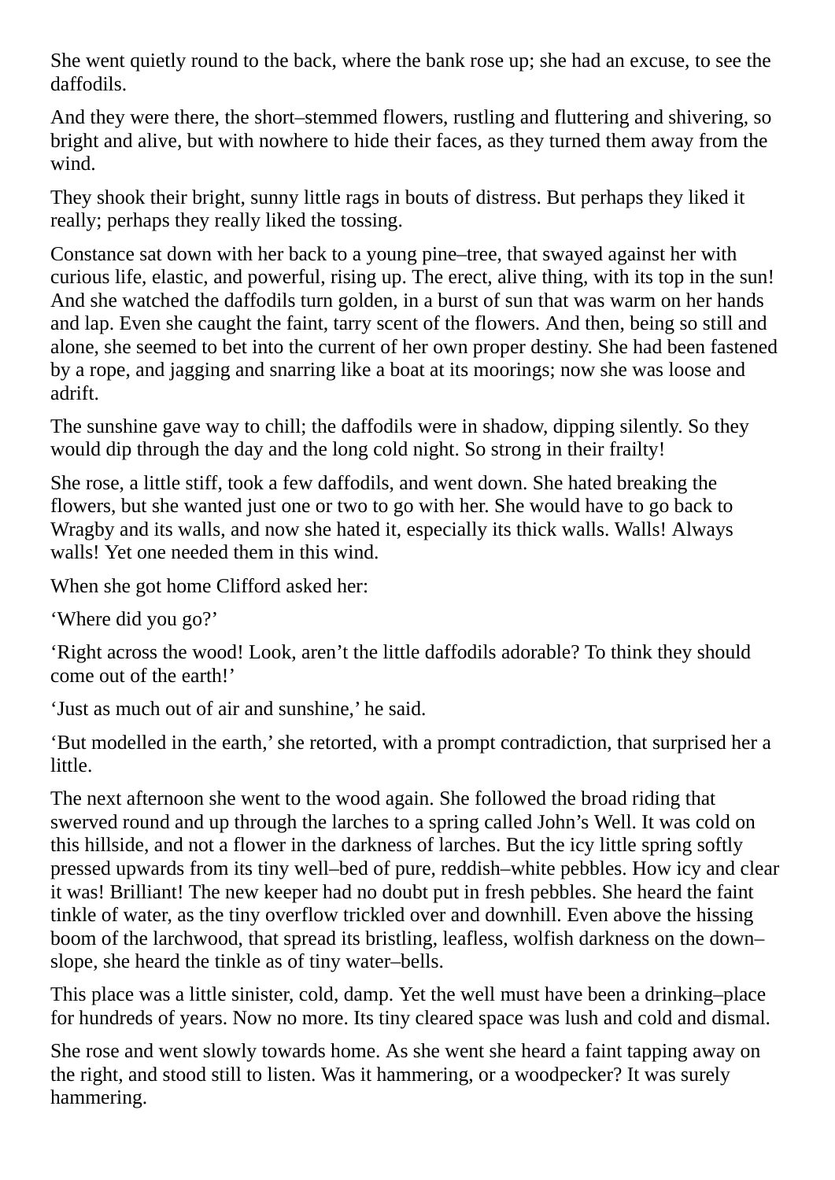She went quietly round to the back, where the bank rose up; she had an excuse, to see the daffodils.

And they were there, the short–stemmed flowers, rustling and fluttering and shivering, so bright and alive, but with nowhere to hide their faces, as they turned them away from the wind.

They shook their bright, sunny little rags in bouts of distress. But perhaps they liked it really; perhaps they really liked the tossing.

Constance sat down with her back to a young pine–tree, that swayed against her with curious life, elastic, and powerful, rising up. The erect, alive thing, with its top in the sun! And she watched the daffodils turn golden, in a burst of sun that was warm on her hands and lap. Even she caught the faint, tarry scent of the flowers. And then, being so still and alone, she seemed to bet into the current of her own proper destiny. She had been fastened by a rope, and jagging and snarring like a boat at its moorings; now she was loose and adrift.

The sunshine gave way to chill; the daffodils were in shadow, dipping silently. So they would dip through the day and the long cold night. So strong in their frailty!

She rose, a little stiff, took a few daffodils, and went down. She hated breaking the flowers, but she wanted just one or two to go with her. She would have to go back to Wragby and its walls, and now she hated it, especially its thick walls. Walls! Always walls! Yet one needed them in this wind.

When she got home Clifford asked her:

‘Where did you go?’

‘Right across the wood! Look, aren’t the little daffodils adorable? To think they should come out of the earth!’

‘Just as much out of air and sunshine,’ he said.

‘But modelled in the earth,’ she retorted, with a prompt contradiction, that surprised her a little.

The next afternoon she went to the wood again. She followed the broad riding that swerved round and up through the larches to a spring called John’s Well. It was cold on this hillside, and not a flower in the darkness of larches. But the icy little spring softly pressed upwards from its tiny well–bed of pure, reddish–white pebbles. How icy and clear it was! Brilliant! The new keeper had no doubt put in fresh pebbles. She heard the faint tinkle of water, as the tiny overflow trickled over and downhill. Even above the hissing boom of the larchwood, that spread its bristling, leafless, wolfish darkness on the down–slope, she heard the tinkle as of tiny water–bells.

This place was a little sinister, cold, damp. Yet the well must have been a drinking–place for hundreds of years. Now no more. Its tiny cleared space was lush and cold and dismal.

She rose and went slowly towards home. As she went she heard a faint tapping away on the right, and stood still to listen. Was it hammering, or a woodpecker? It was surely hammering.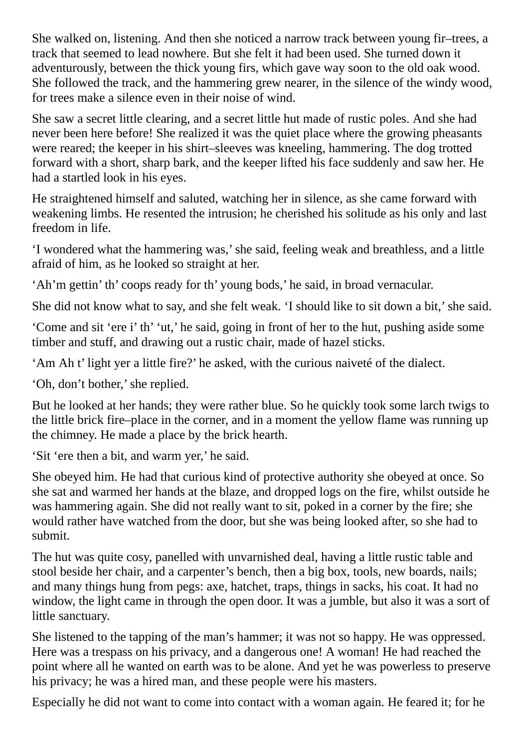She walked on, listening. And then she noticed a narrow track between young fir–trees, a track that seemed to lead nowhere. But she felt it had been used. She turned down it adventurously, between the thick young firs, which gave way soon to the old oak wood. She followed the track, and the hammering grew nearer, in the silence of the windy wood, for trees make a silence even in their noise of wind.

She saw a secret little clearing, and a secret little hut made of rustic poles. And she had never been here before! She realized it was the quiet place where the growing pheasants were reared; the keeper in his shirt–sleeves was kneeling, hammering. The dog trotted forward with a short, sharp bark, and the keeper lifted his face suddenly and saw her. He had a startled look in his eyes.

He straightened himself and saluted, watching her in silence, as she came forward with weakening limbs. He resented the intrusion; he cherished his solitude as his only and last freedom in life.

'I wondered what the hammering was,' she said, feeling weak and breathless, and a little afraid of him, as he looked so straight at her.

'Ah'm gettin' th' coops ready for th' young bods,' he said, in broad vernacular.

She did not know what to say, and she felt weak. 'I should like to sit down a bit,' she said.

'Come and sit 'ere i' th' 'ut,' he said, going in front of her to the hut, pushing aside some timber and stuff, and drawing out a rustic chair, made of hazel sticks.

'Am Ah t' light yer a little fire?' he asked, with the curious naiveté of the dialect.

'Oh, don't bother,' she replied.

But he looked at her hands; they were rather blue. So he quickly took some larch twigs to the little brick fire–place in the corner, and in a moment the yellow flame was running up the chimney. He made a place by the brick hearth.

'Sit 'ere then a bit, and warm yer,' he said.

She obeyed him. He had that curious kind of protective authority she obeyed at once. So she sat and warmed her hands at the blaze, and dropped logs on the fire, whilst outside he was hammering again. She did not really want to sit, poked in a corner by the fire; she would rather have watched from the door, but she was being looked after, so she had to submit.

The hut was quite cosy, panelled with unvarnished deal, having a little rustic table and stool beside her chair, and a carpenter's bench, then a big box, tools, new boards, nails; and many things hung from pegs: axe, hatchet, traps, things in sacks, his coat. It had no window, the light came in through the open door. It was a jumble, but also it was a sort of little sanctuary.

She listened to the tapping of the man's hammer; it was not so happy. He was oppressed. Here was a trespass on his privacy, and a dangerous one! A woman! He had reached the point where all he wanted on earth was to be alone. And yet he was powerless to preserve his privacy; he was a hired man, and these people were his masters.

Especially he did not want to come into contact with a woman again. He feared it; for he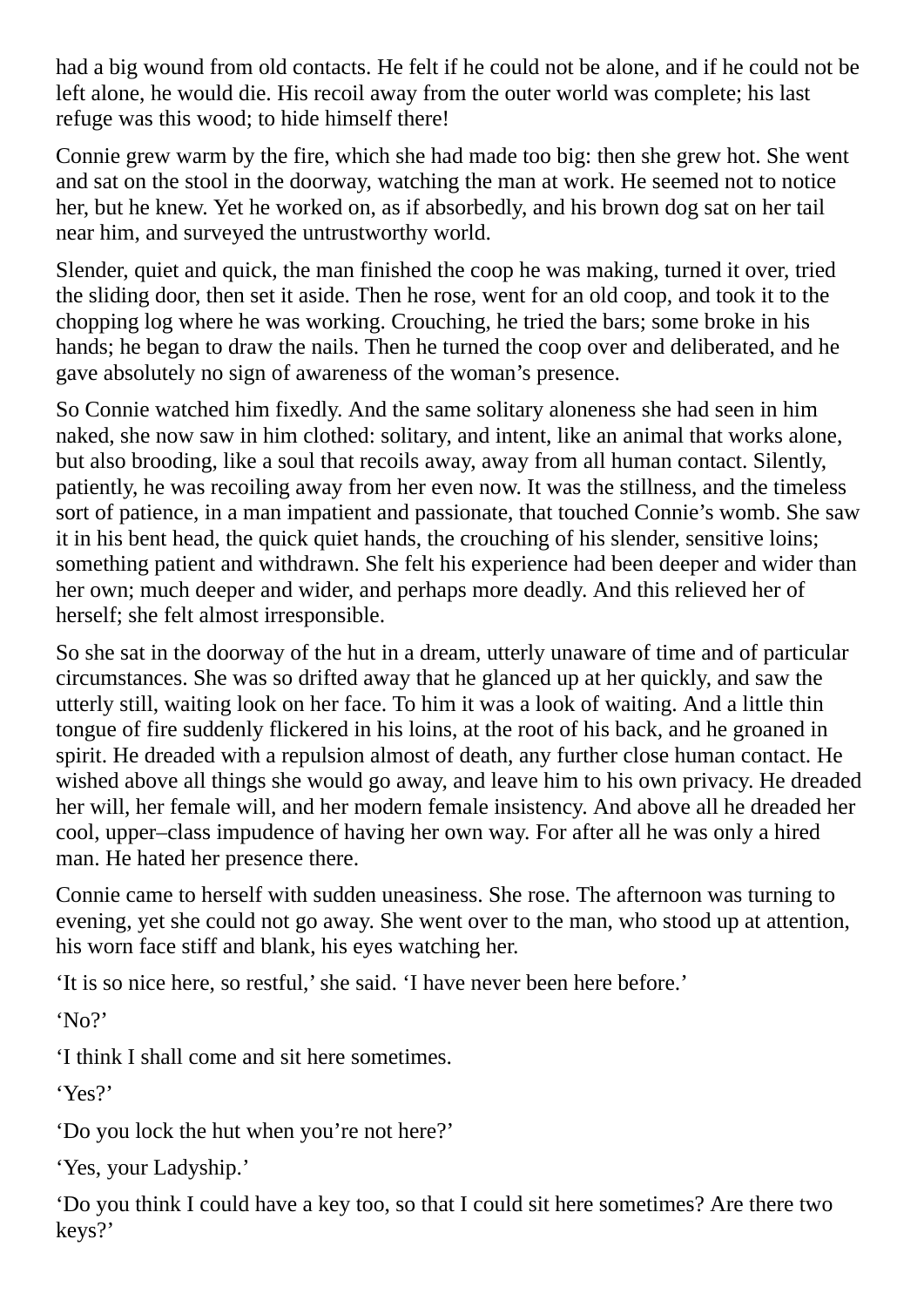had a big wound from old contacts. He felt if he could not be alone, and if he could not be left alone, he would die. His recoil away from the outer world was complete; his last refuge was this wood; to hide himself there!

Connie grew warm by the fire, which she had made too big: then she grew hot. She went and sat on the stool in the doorway, watching the man at work. He seemed not to notice her, but he knew. Yet he worked on, as if absorbedly, and his brown dog sat on her tail near him, and surveyed the untrustworthy world.

Slender, quiet and quick, the man finished the coop he was making, turned it over, tried the sliding door, then set it aside. Then he rose, went for an old coop, and took it to the chopping log where he was working. Crouching, he tried the bars; some broke in his hands; he began to draw the nails. Then he turned the coop over and deliberated, and he gave absolutely no sign of awareness of the woman's presence.

So Connie watched him fixedly. And the same solitary aloneness she had seen in him naked, she now saw in him clothed: solitary, and intent, like an animal that works alone, but also brooding, like a soul that recoils away, away from all human contact. Silently, patiently, he was recoiling away from her even now. It was the stillness, and the timeless sort of patience, in a man impatient and passionate, that touched Connie's womb. She saw it in his bent head, the quick quiet hands, the crouching of his slender, sensitive loins; something patient and withdrawn. She felt his experience had been deeper and wider than her own; much deeper and wider, and perhaps more deadly. And this relieved her of herself; she felt almost irresponsible.

So she sat in the doorway of the hut in a dream, utterly unaware of time and of particular circumstances. She was so drifted away that he glanced up at her quickly, and saw the utterly still, waiting look on her face. To him it was a look of waiting. And a little thin tongue of fire suddenly flickered in his loins, at the root of his back, and he groaned in spirit. He dreaded with a repulsion almost of death, any further close human contact. He wished above all things she would go away, and leave him to his own privacy. He dreaded her will, her female will, and her modern female insistency. And above all he dreaded her cool, upper–class impudence of having her own way. For after all he was only a hired man. He hated her presence there.

Connie came to herself with sudden uneasiness. She rose. The afternoon was turning to evening, yet she could not go away. She went over to the man, who stood up at attention, his worn face stiff and blank, his eyes watching her.

'It is so nice here, so restful,' she said. 'I have never been here before.'

'No?'

'I think I shall come and sit here sometimes.

'Yes?'

'Do you lock the hut when you're not here?'

'Yes, your Ladyship.'

'Do you think I could have a key too, so that I could sit here sometimes? Are there two keys?'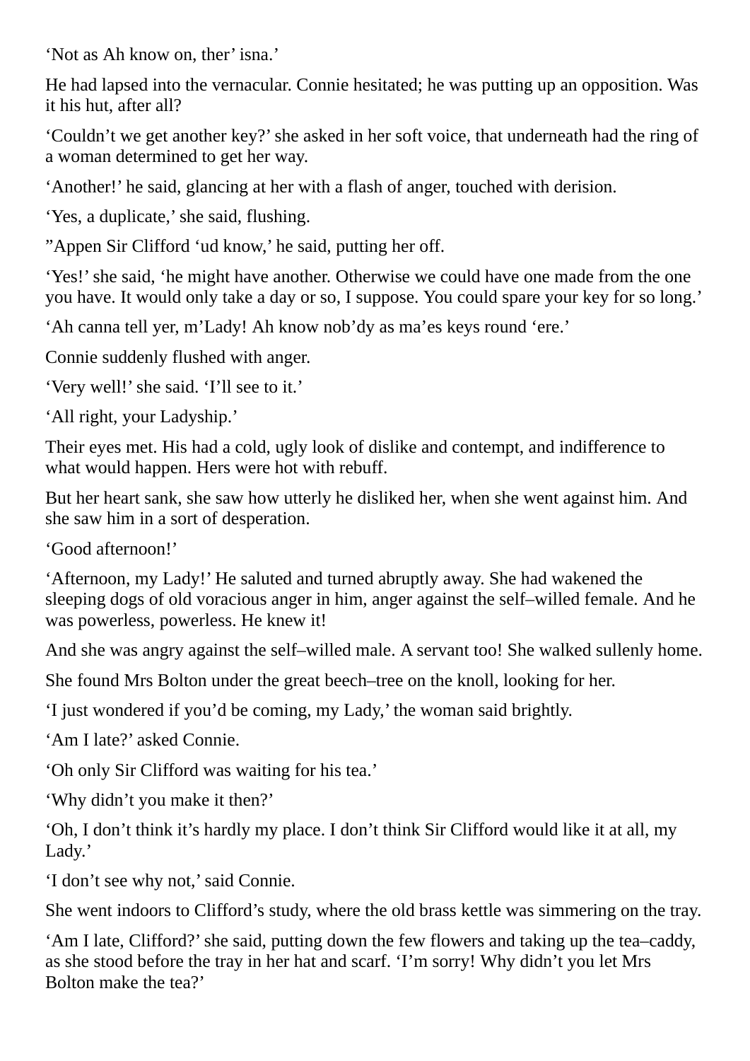‘Not as Ah know on, ther’ isna.’

He had lapsed into the vernacular. Connie hesitated; he was putting up an opposition. Was it his hut, after all?

‘Couldn’t we get another key?’ she asked in her soft voice, that underneath had the ring of a woman determined to get her way.

‘Another!’ he said, glancing at her with a flash of anger, touched with derision.

‘Yes, a duplicate,’ she said, flushing.

”Appen Sir Clifford ‘ud know,’ he said, putting her off.

‘Yes!’ she said, ‘he might have another. Otherwise we could have one made from the one you have. It would only take a day or so, I suppose. You could spare your key for so long.’

‘Ah canna tell yer, m’Lady! Ah know nob’dy as ma’es keys round ‘ere.’

Connie suddenly flushed with anger.

‘Very well!’ she said. ‘I’ll see to it.’

‘All right, your Ladyship.’

Their eyes met. His had a cold, ugly look of dislike and contempt, and indifference to what would happen. Hers were hot with rebuff.

But her heart sank, she saw how utterly he disliked her, when she went against him. And she saw him in a sort of desperation.

‘Good afternoon!’

‘Afternoon, my Lady!’ He saluted and turned abruptly away. She had wakened the sleeping dogs of old voracious anger in him, anger against the self–willed female. And he was powerless, powerless. He knew it!

And she was angry against the self–willed male. A servant too! She walked sullenly home.

She found Mrs Bolton under the great beech–tree on the knoll, looking for her.

‘I just wondered if you’d be coming, my Lady,’ the woman said brightly.

‘Am I late?’ asked Connie.

‘Oh only Sir Clifford was waiting for his tea.’

‘Why didn’t you make it then?’

‘Oh, I don’t think it’s hardly my place. I don’t think Sir Clifford would like it at all, my Lady.’

‘I don’t see why not,’ said Connie.

She went indoors to Clifford’s study, where the old brass kettle was simmering on the tray.

‘Am I late, Clifford?’ she said, putting down the few flowers and taking up the tea–caddy, as she stood before the tray in her hat and scarf. ‘I’m sorry! Why didn’t you let Mrs Bolton make the tea?’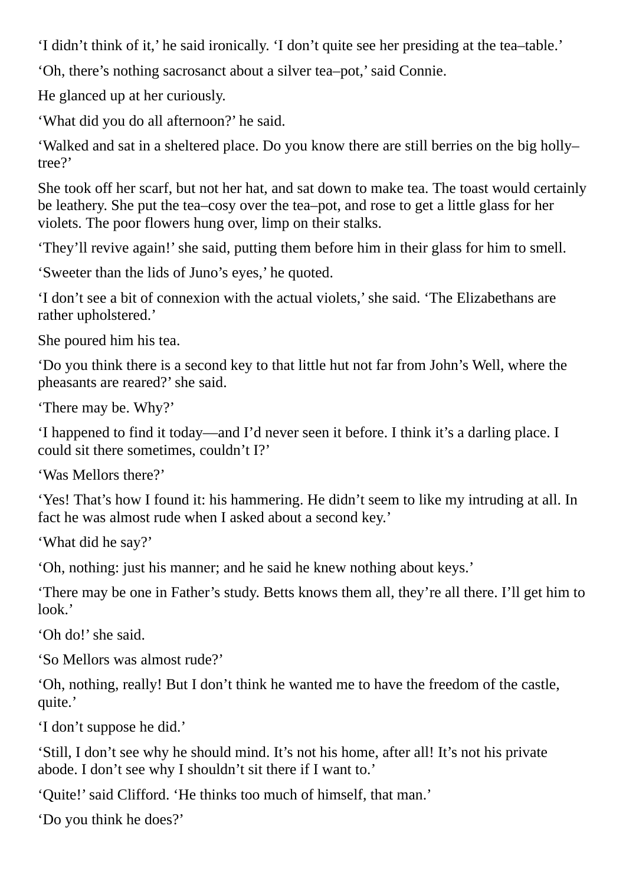‘I didn’t think of it,’ he said ironically. ‘I don’t quite see her presiding at the tea–table.’

‘Oh, there’s nothing sacrosanct about a silver tea–pot,’ said Connie.

He glanced up at her curiously.

‘What did you do all afternoon?’ he said.

‘Walked and sat in a sheltered place. Do you know there are still berries on the big holly–tree?’

She took off her scarf, but not her hat, and sat down to make tea. The toast would certainly be leathery. She put the tea–cosy over the tea–pot, and rose to get a little glass for her violets. The poor flowers hung over, limp on their stalks.

‘They’ll revive again!’ she said, putting them before him in their glass for him to smell.

‘Sweeter than the lids of Juno’s eyes,’ he quoted.

‘I don’t see a bit of connexion with the actual violets,’ she said. ‘The Elizabethans are rather upholstered.’

She poured him his tea.

‘Do you think there is a second key to that little hut not far from John’s Well, where the pheasants are reared?’ she said.

‘There may be. Why?’

‘I happened to find it today—and I’d never seen it before. I think it’s a darling place. I could sit there sometimes, couldn’t I?’

‘Was Mellors there?’

‘Yes! That’s how I found it: his hammering. He didn’t seem to like my intruding at all. In fact he was almost rude when I asked about a second key.’

‘What did he say?’

‘Oh, nothing: just his manner; and he said he knew nothing about keys.’

‘There may be one in Father’s study. Betts knows them all, they’re all there. I’ll get him to look.’

‘Oh do!’ she said.

‘So Mellors was almost rude?’

‘Oh, nothing, really! But I don’t think he wanted me to have the freedom of the castle, quite.’

‘I don’t suppose he did.’

‘Still, I don’t see why he should mind. It’s not his home, after all! It’s not his private abode. I don’t see why I shouldn’t sit there if I want to.’

‘Quite!’ said Clifford. ‘He thinks too much of himself, that man.’

‘Do you think he does?’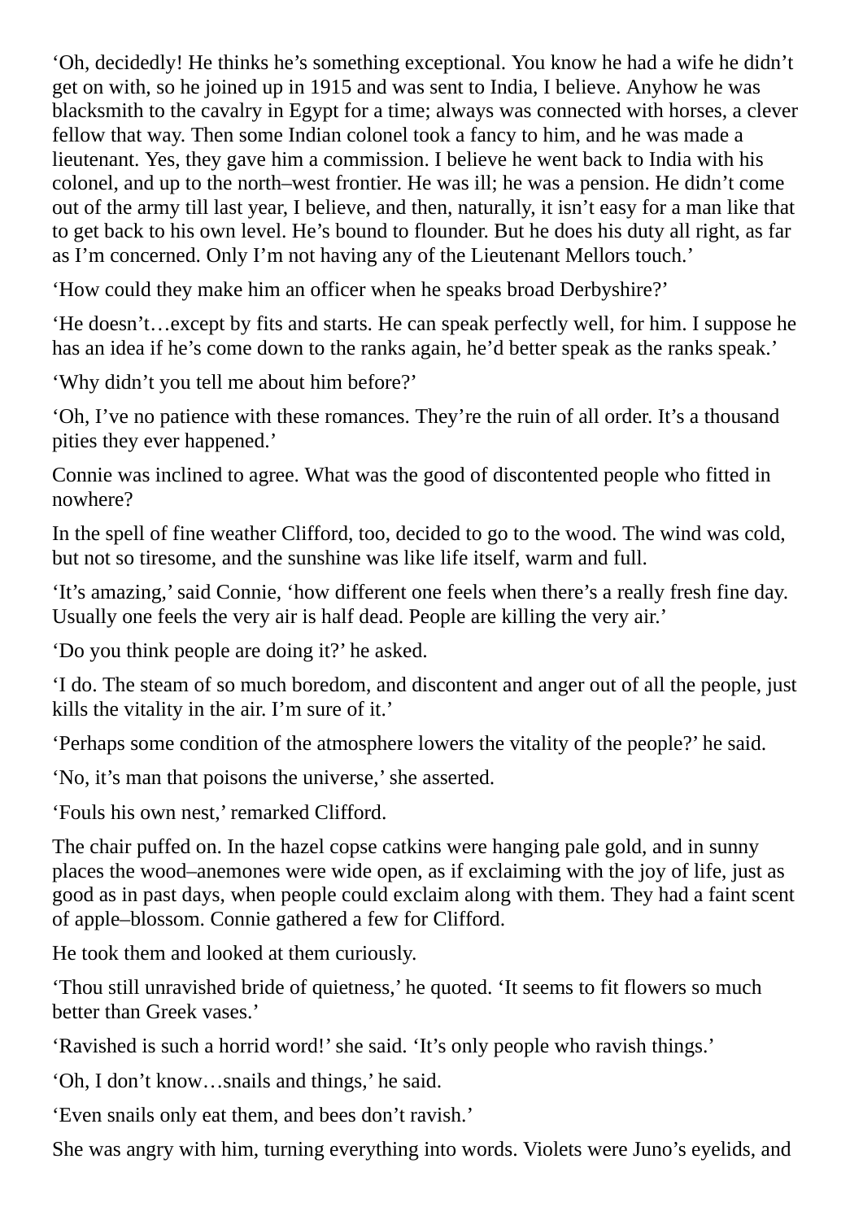'Oh, decidedly! He thinks he's something exceptional. You know he had a wife he didn't get on with, so he joined up in 1915 and was sent to India, I believe. Anyhow he was blacksmith to the cavalry in Egypt for a time; always was connected with horses, a clever fellow that way. Then some Indian colonel took a fancy to him, and he was made a lieutenant. Yes, they gave him a commission. I believe he went back to India with his colonel, and up to the north–west frontier. He was ill; he was a pension. He didn't come out of the army till last year, I believe, and then, naturally, it isn't easy for a man like that to get back to his own level. He's bound to flounder. But he does his duty all right, as far as I'm concerned. Only I'm not having any of the Lieutenant Mellors touch.'

'How could they make him an officer when he speaks broad Derbyshire?'

'He doesn't…except by fits and starts. He can speak perfectly well, for him. I suppose he has an idea if he's come down to the ranks again, he'd better speak as the ranks speak.'

'Why didn't you tell me about him before?'

'Oh, I've no patience with these romances. They're the ruin of all order. It's a thousand pities they ever happened.'

Connie was inclined to agree. What was the good of discontented people who fitted in nowhere?

In the spell of fine weather Clifford, too, decided to go to the wood. The wind was cold, but not so tiresome, and the sunshine was like life itself, warm and full.

'It's amazing,' said Connie, 'how different one feels when there's a really fresh fine day. Usually one feels the very air is half dead. People are killing the very air.'

'Do you think people are doing it?' he asked.

'I do. The steam of so much boredom, and discontent and anger out of all the people, just kills the vitality in the air. I'm sure of it.'

'Perhaps some condition of the atmosphere lowers the vitality of the people?' he said.

'No, it's man that poisons the universe,' she asserted.

'Fouls his own nest,' remarked Clifford.

The chair puffed on. In the hazel copse catkins were hanging pale gold, and in sunny places the wood–anemones were wide open, as if exclaiming with the joy of life, just as good as in past days, when people could exclaim along with them. They had a faint scent of apple–blossom. Connie gathered a few for Clifford.

He took them and looked at them curiously.

'Thou still unravished bride of quietness,' he quoted. 'It seems to fit flowers so much better than Greek vases.'

'Ravished is such a horrid word!' she said. 'It's only people who ravish things.'

'Oh, I don't know…snails and things,' he said.

'Even snails only eat them, and bees don't ravish.'

She was angry with him, turning everything into words. Violets were Juno's eyelids, and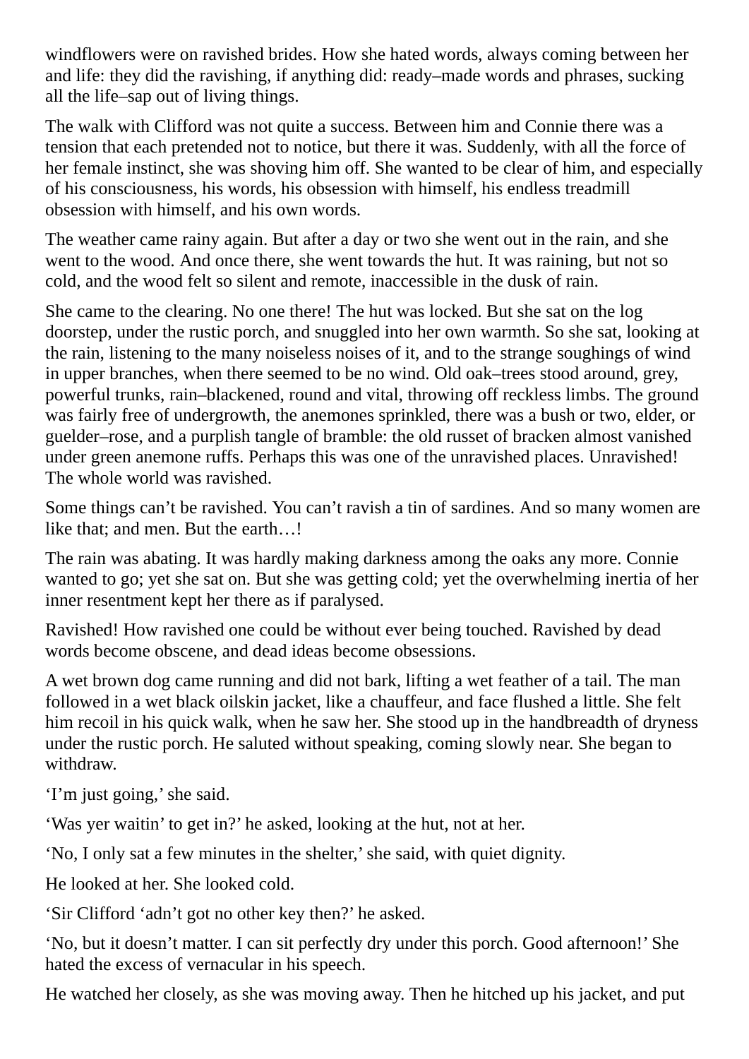windflowers were on ravished brides. How she hated words, always coming between her and life: they did the ravishing, if anything did: ready–made words and phrases, sucking all the life–sap out of living things.

The walk with Clifford was not quite a success. Between him and Connie there was a tension that each pretended not to notice, but there it was. Suddenly, with all the force of her female instinct, she was shoving him off. She wanted to be clear of him, and especially of his consciousness, his words, his obsession with himself, his endless treadmill obsession with himself, and his own words.

The weather came rainy again. But after a day or two she went out in the rain, and she went to the wood. And once there, she went towards the hut. It was raining, but not so cold, and the wood felt so silent and remote, inaccessible in the dusk of rain.

She came to the clearing. No one there! The hut was locked. But she sat on the log doorstep, under the rustic porch, and snuggled into her own warmth. So she sat, looking at the rain, listening to the many noiseless noises of it, and to the strange soughings of wind in upper branches, when there seemed to be no wind. Old oak–trees stood around, grey, powerful trunks, rain–blackened, round and vital, throwing off reckless limbs. The ground was fairly free of undergrowth, the anemones sprinkled, there was a bush or two, elder, or guelder–rose, and a purplish tangle of bramble: the old russet of bracken almost vanished under green anemone ruffs. Perhaps this was one of the unravished places. Unravished! The whole world was ravished.

Some things can't be ravished. You can't ravish a tin of sardines. And so many women are like that; and men. But the earth…!

The rain was abating. It was hardly making darkness among the oaks any more. Connie wanted to go; yet she sat on. But she was getting cold; yet the overwhelming inertia of her inner resentment kept her there as if paralysed.

Ravished! How ravished one could be without ever being touched. Ravished by dead words become obscene, and dead ideas become obsessions.

A wet brown dog came running and did not bark, lifting a wet feather of a tail. The man followed in a wet black oilskin jacket, like a chauffeur, and face flushed a little. She felt him recoil in his quick walk, when he saw her. She stood up in the handbreadth of dryness under the rustic porch. He saluted without speaking, coming slowly near. She began to withdraw.

'I'm just going,' she said.

'Was yer waitin' to get in?' he asked, looking at the hut, not at her.

'No, I only sat a few minutes in the shelter,' she said, with quiet dignity.

He looked at her. She looked cold.

'Sir Clifford 'adn't got no other key then?' he asked.

'No, but it doesn't matter. I can sit perfectly dry under this porch. Good afternoon!' She hated the excess of vernacular in his speech.

He watched her closely, as she was moving away. Then he hitched up his jacket, and put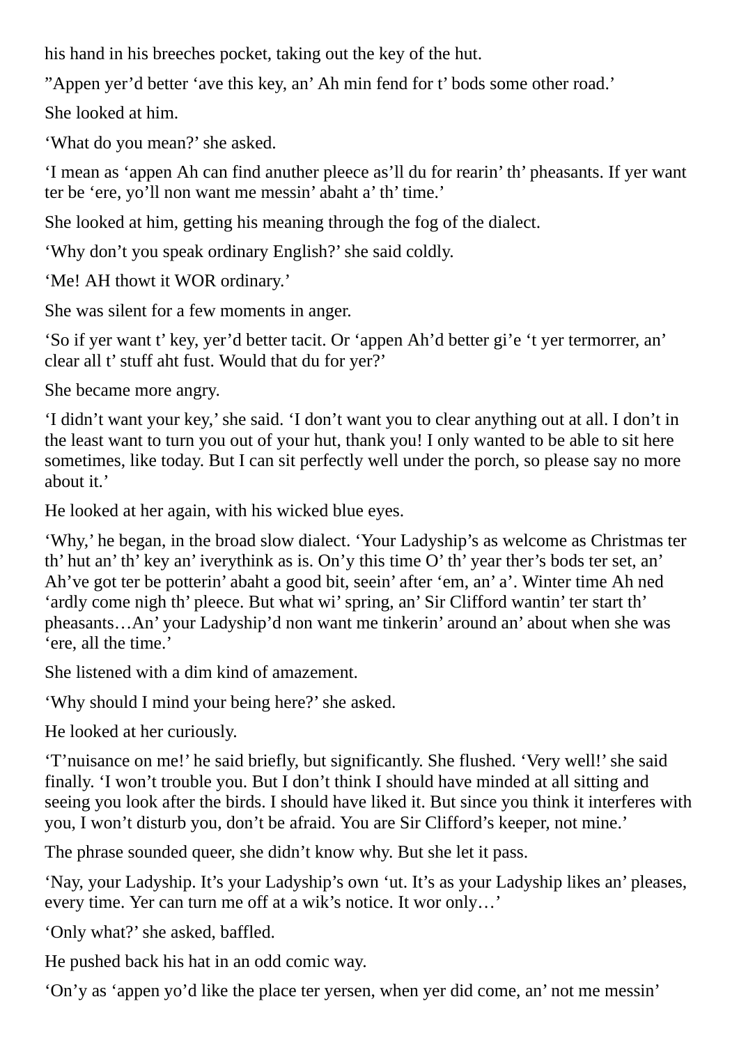his hand in his breeches pocket, taking out the key of the hut.

”Appen yer’d better ‘ave this key, an’ Ah min fend for t’ bods some other road.’

She looked at him.

‘What do you mean?’ she asked.

‘I mean as ‘appen Ah can find anuther pleece as’ll du for rearin’ th’ pheasants. If yer want ter be ‘ere, yo’ll non want me messin’ abaht a’ th’ time.’

She looked at him, getting his meaning through the fog of the dialect.

‘Why don’t you speak ordinary English?’ she said coldly.

‘Me! AH thowt it WOR ordinary.’

She was silent for a few moments in anger.

‘So if yer want t’ key, yer’d better tacit. Or ‘appen Ah’d better gi’e ‘t yer termorrer, an’ clear all t’ stuff aht fust. Would that du for yer?’

She became more angry.

‘I didn’t want your key,’ she said. ‘I don’t want you to clear anything out at all. I don’t in the least want to turn you out of your hut, thank you! I only wanted to be able to sit here sometimes, like today. But I can sit perfectly well under the porch, so please say no more about it.’

He looked at her again, with his wicked blue eyes.

‘Why,’ he began, in the broad slow dialect. ‘Your Ladyship’s as welcome as Christmas ter th’ hut an’ th’ key an’ iverythink as is. On’y this time O’ th’ year ther’s bods ter set, an’ Ah’ve got ter be potterin’ abaht a good bit, seein’ after ‘em, an’ a’. Winter time Ah ned ‘ardly come nigh th’ pleece. But what wi’ spring, an’ Sir Clifford wantin’ ter start th’ pheasants…An’ your Ladyship’d non want me tinkerin’ around an’ about when she was ‘ere, all the time.’

She listened with a dim kind of amazement.

‘Why should I mind your being here?’ she asked.

He looked at her curiously.

‘T’nuisance on me!’ he said briefly, but significantly. She flushed. ‘Very well!’ she said finally. ‘I won’t trouble you. But I don’t think I should have minded at all sitting and seeing you look after the birds. I should have liked it. But since you think it interferes with you, I won’t disturb you, don’t be afraid. You are Sir Clifford’s keeper, not mine.’

The phrase sounded queer, she didn’t know why. But she let it pass.

‘Nay, your Ladyship. It’s your Ladyship’s own ‘ut. It’s as your Ladyship likes an’ pleases, every time. Yer can turn me off at a wik’s notice. It wor only…’

‘Only what?’ she asked, baffled.

He pushed back his hat in an odd comic way.

‘On’y as ‘appen yo’d like the place ter yersen, when yer did come, an’ not me messin’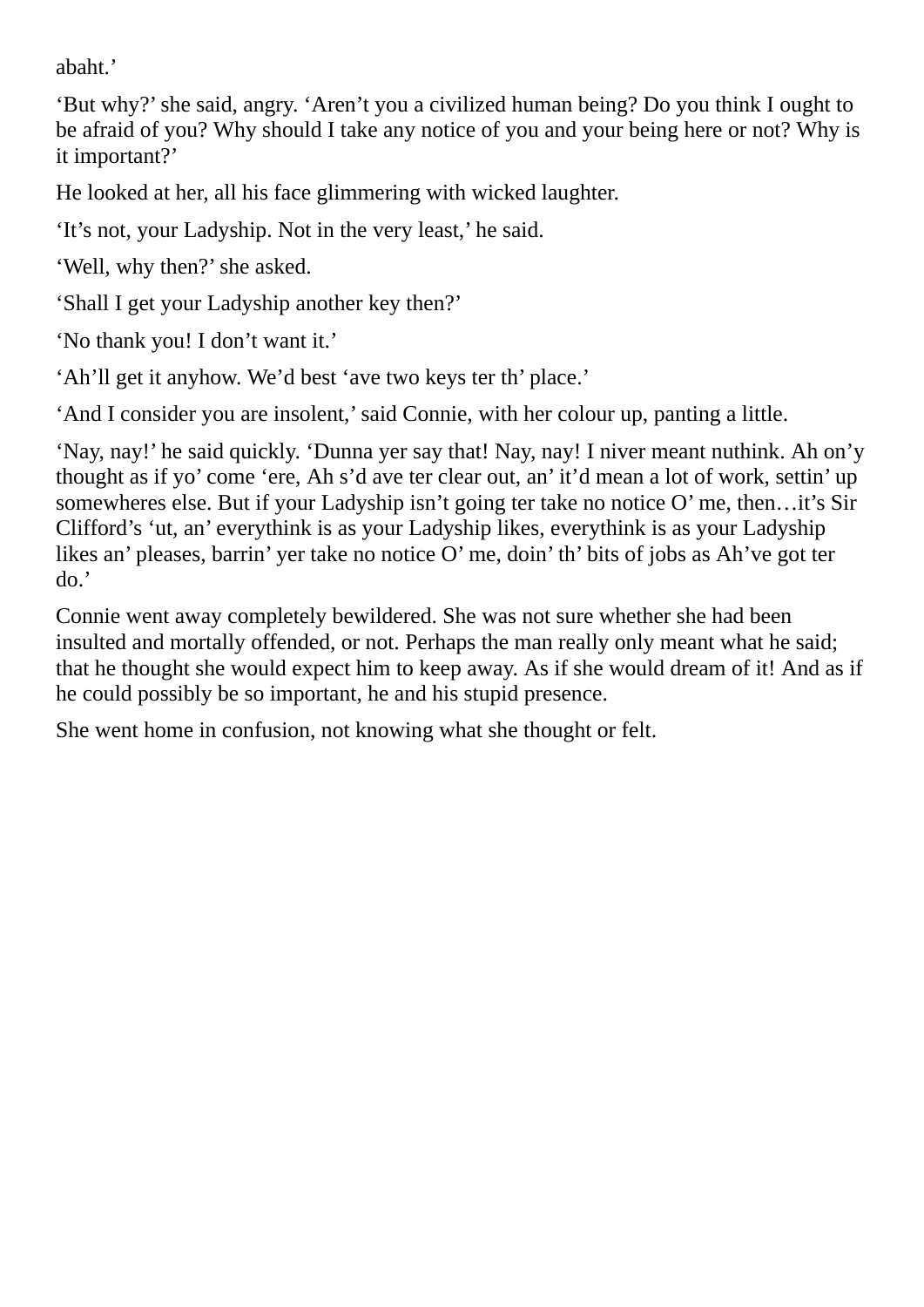abaht.’

‘But why?’ she said, angry. ‘Aren’t you a civilized human being? Do you think I ought to be afraid of you? Why should I take any notice of you and your being here or not? Why is it important?’

He looked at her, all his face glimmering with wicked laughter.

‘It’s not, your Ladyship. Not in the very least,’ he said.

‘Well, why then?’ she asked.

‘Shall I get your Ladyship another key then?’

‘No thank you! I don’t want it.’

‘Ah’ll get it anyhow. We’d best ‘ave two keys ter th’ place.’

‘And I consider you are insolent,’ said Connie, with her colour up, panting a little.

‘Nay, nay!’ he said quickly. ‘Dunna yer say that! Nay, nay! I niver meant nuthink. Ah on’y thought as if yo’ come ‘ere, Ah s’d ave ter clear out, an’ it’d mean a lot of work, settin’ up somewheres else. But if your Ladyship isn’t going ter take no notice O’ me, then…it’s Sir Clifford’s ‘ut, an’ everythink is as your Ladyship likes, everythink is as your Ladyship likes an’ pleases, barrin’ yer take no notice O’ me, doin’ th’ bits of jobs as Ah’ve got ter do.’

Connie went away completely bewildered. She was not sure whether she had been insulted and mortally offended, or not. Perhaps the man really only meant what he said; that he thought she would expect him to keep away. As if she would dream of it! And as if he could possibly be so important, he and his stupid presence.

She went home in confusion, not knowing what she thought or felt.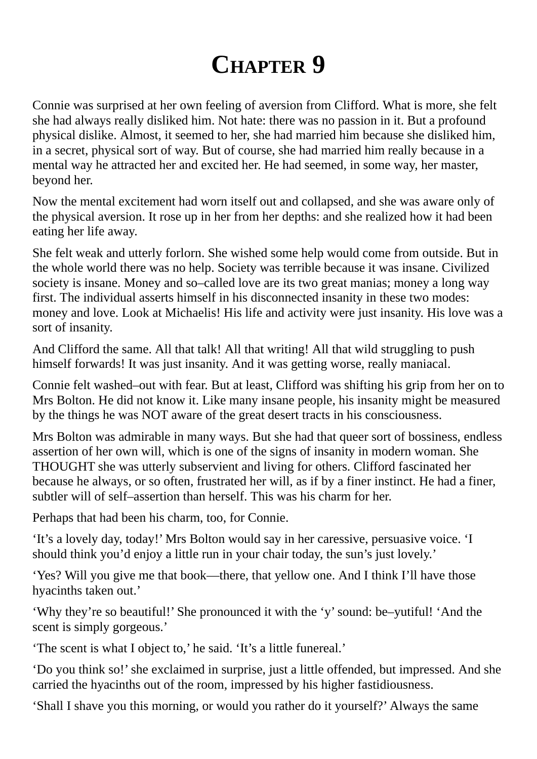# Chapter 9

Connie was surprised at her own feeling of aversion from Clifford. What is more, she felt she had always really disliked him. Not hate: there was no passion in it. But a profound physical dislike. Almost, it seemed to her, she had married him because she disliked him, in a secret, physical sort of way. But of course, she had married him really because in a mental way he attracted her and excited her. He had seemed, in some way, her master, beyond her.

Now the mental excitement had worn itself out and collapsed, and she was aware only of the physical aversion. It rose up in her from her depths: and she realized how it had been eating her life away.

She felt weak and utterly forlorn. She wished some help would come from outside. But in the whole world there was no help. Society was terrible because it was insane. Civilized society is insane. Money and so–called love are its two great manias; money a long way first. The individual asserts himself in his disconnected insanity in these two modes: money and love. Look at Michaelis! His life and activity were just insanity. His love was a sort of insanity.

And Clifford the same. All that talk! All that writing! All that wild struggling to push himself forwards! It was just insanity. And it was getting worse, really maniacal.

Connie felt washed–out with fear. But at least, Clifford was shifting his grip from her on to Mrs Bolton. He did not know it. Like many insane people, his insanity might be measured by the things he was NOT aware of the great desert tracts in his consciousness.

Mrs Bolton was admirable in many ways. But she had that queer sort of bossiness, endless assertion of her own will, which is one of the signs of insanity in modern woman. She THOUGHT she was utterly subservient and living for others. Clifford fascinated her because he always, or so often, frustrated her will, as if by a finer instinct. He had a finer, subtler will of self–assertion than herself. This was his charm for her.

Perhaps that had been his charm, too, for Connie.

'It's a lovely day, today!' Mrs Bolton would say in her caressive, persuasive voice. 'I should think you'd enjoy a little run in your chair today, the sun's just lovely.'

'Yes? Will you give me that book—there, that yellow one. And I think I'll have those hyacinths taken out.'

'Why they're so beautiful!' She pronounced it with the 'y' sound: be–yutiful! 'And the scent is simply gorgeous.'

'The scent is what I object to,' he said. 'It's a little funereal.'

'Do you think so!' she exclaimed in surprise, just a little offended, but impressed. And she carried the hyacinths out of the room, impressed by his higher fastidiousness.

'Shall I shave you this morning, or would you rather do it yourself?' Always the same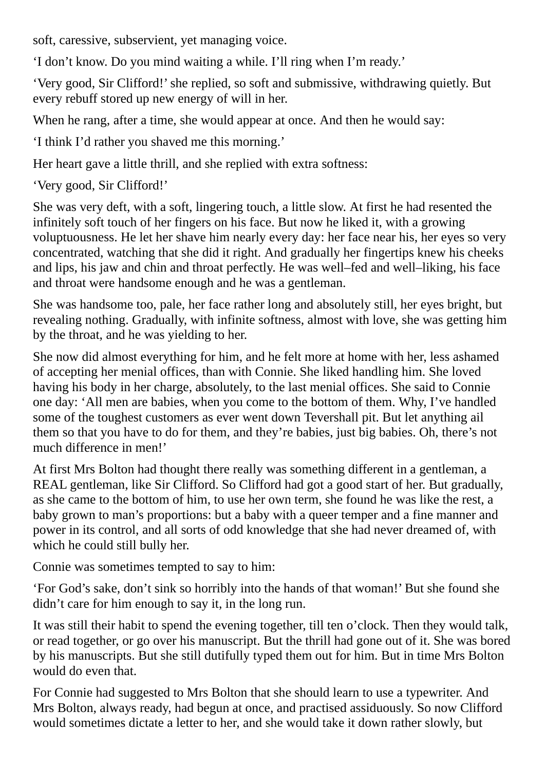soft, caressive, subservient, yet managing voice.

‘I don’t know. Do you mind waiting a while. I’ll ring when I’m ready.’

‘Very good, Sir Clifford!’ she replied, so soft and submissive, withdrawing quietly. But every rebuff stored up new energy of will in her.

When he rang, after a time, she would appear at once. And then he would say:

‘I think I’d rather you shaved me this morning.’

Her heart gave a little thrill, and she replied with extra softness:

‘Very good, Sir Clifford!’

She was very deft, with a soft, lingering touch, a little slow. At first he had resented the infinitely soft touch of her fingers on his face. But now he liked it, with a growing voluptuousness. He let her shave him nearly every day: her face near his, her eyes so very concentrated, watching that she did it right. And gradually her fingertips knew his cheeks and lips, his jaw and chin and throat perfectly. He was well–fed and well–liking, his face and throat were handsome enough and he was a gentleman.

She was handsome too, pale, her face rather long and absolutely still, her eyes bright, but revealing nothing. Gradually, with infinite softness, almost with love, she was getting him by the throat, and he was yielding to her.

She now did almost everything for him, and he felt more at home with her, less ashamed of accepting her menial offices, than with Connie. She liked handling him. She loved having his body in her charge, absolutely, to the last menial offices. She said to Connie one day: ‘All men are babies, when you come to the bottom of them. Why, I’ve handled some of the toughest customers as ever went down Tevershall pit. But let anything ail them so that you have to do for them, and they’re babies, just big babies. Oh, there’s not much difference in men!’

At first Mrs Bolton had thought there really was something different in a gentleman, a REAL gentleman, like Sir Clifford. So Clifford had got a good start of her. But gradually, as she came to the bottom of him, to use her own term, she found he was like the rest, a baby grown to man’s proportions: but a baby with a queer temper and a fine manner and power in its control, and all sorts of odd knowledge that she had never dreamed of, with which he could still bully her.

Connie was sometimes tempted to say to him:

‘For God’s sake, don’t sink so horribly into the hands of that woman!’ But she found she didn’t care for him enough to say it, in the long run.

It was still their habit to spend the evening together, till ten o’clock. Then they would talk, or read together, or go over his manuscript. But the thrill had gone out of it. She was bored by his manuscripts. But she still dutifully typed them out for him. But in time Mrs Bolton would do even that.

For Connie had suggested to Mrs Bolton that she should learn to use a typewriter. And Mrs Bolton, always ready, had begun at once, and practised assiduously. So now Clifford would sometimes dictate a letter to her, and she would take it down rather slowly, but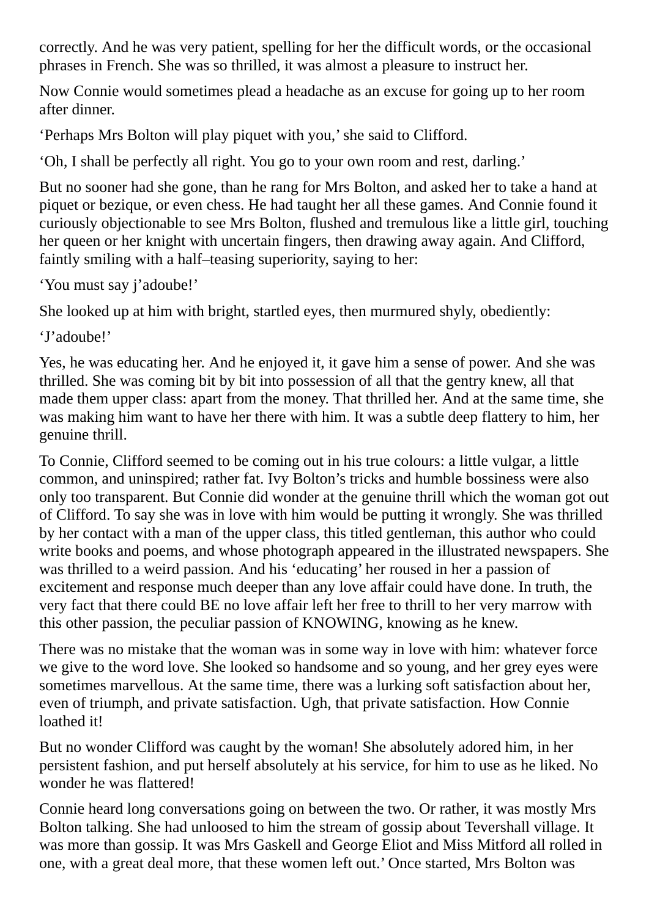correctly. And he was very patient, spelling for her the difficult words, or the occasional phrases in French. She was so thrilled, it was almost a pleasure to instruct her.

Now Connie would sometimes plead a headache as an excuse for going up to her room after dinner.

‘Perhaps Mrs Bolton will play piquet with you,’ she said to Clifford.

‘Oh, I shall be perfectly all right. You go to your own room and rest, darling.’

But no sooner had she gone, than he rang for Mrs Bolton, and asked her to take a hand at piquet or bezique, or even chess. He had taught her all these games. And Connie found it curiously objectionable to see Mrs Bolton, flushed and tremulous like a little girl, touching her queen or her knight with uncertain fingers, then drawing away again. And Clifford, faintly smiling with a half–teasing superiority, saying to her:

‘You must say j’adoube!’

She looked up at him with bright, startled eyes, then murmured shyly, obediently:

‘J’adoube!’

Yes, he was educating her. And he enjoyed it, it gave him a sense of power. And she was thrilled. She was coming bit by bit into possession of all that the gentry knew, all that made them upper class: apart from the money. That thrilled her. And at the same time, she was making him want to have her there with him. It was a subtle deep flattery to him, her genuine thrill.

To Connie, Clifford seemed to be coming out in his true colours: a little vulgar, a little common, and uninspired; rather fat. Ivy Bolton’s tricks and humble bossiness were also only too transparent. But Connie did wonder at the genuine thrill which the woman got out of Clifford. To say she was in love with him would be putting it wrongly. She was thrilled by her contact with a man of the upper class, this titled gentleman, this author who could write books and poems, and whose photograph appeared in the illustrated newspapers. She was thrilled to a weird passion. And his ‘educating’ her roused in her a passion of excitement and response much deeper than any love affair could have done. In truth, the very fact that there could BE no love affair left her free to thrill to her very marrow with this other passion, the peculiar passion of KNOWING, knowing as he knew.

There was no mistake that the woman was in some way in love with him: whatever force we give to the word love. She looked so handsome and so young, and her grey eyes were sometimes marvellous. At the same time, there was a lurking soft satisfaction about her, even of triumph, and private satisfaction. Ugh, that private satisfaction. How Connie loathed it!

But no wonder Clifford was caught by the woman! She absolutely adored him, in her persistent fashion, and put herself absolutely at his service, for him to use as he liked. No wonder he was flattered!

Connie heard long conversations going on between the two. Or rather, it was mostly Mrs Bolton talking. She had unloosed to him the stream of gossip about Tevershall village. It was more than gossip. It was Mrs Gaskell and George Eliot and Miss Mitford all rolled in one, with a great deal more, that these women left out.’ Once started, Mrs Bolton was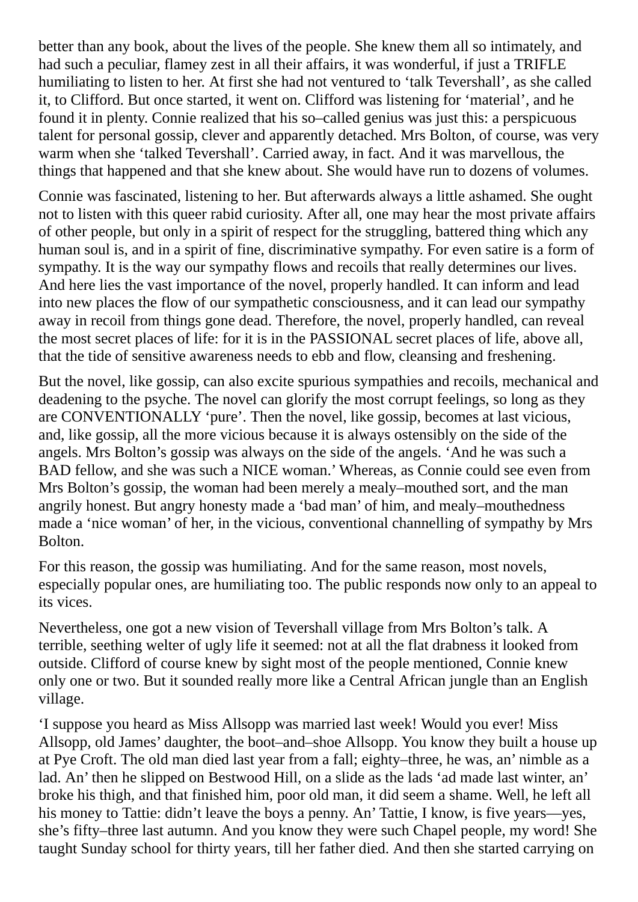better than any book, about the lives of the people. She knew them all so intimately, and had such a peculiar, flamey zest in all their affairs, it was wonderful, if just a TRIFLE humiliating to listen to her. At first she had not ventured to 'talk Tevershall', as she called it, to Clifford. But once started, it went on. Clifford was listening for 'material', and he found it in plenty. Connie realized that his so–called genius was just this: a perspicuous talent for personal gossip, clever and apparently detached. Mrs Bolton, of course, was very warm when she 'talked Tevershall'. Carried away, in fact. And it was marvellous, the things that happened and that she knew about. She would have run to dozens of volumes.

Connie was fascinated, listening to her. But afterwards always a little ashamed. She ought not to listen with this queer rabid curiosity. After all, one may hear the most private affairs of other people, but only in a spirit of respect for the struggling, battered thing which any human soul is, and in a spirit of fine, discriminative sympathy. For even satire is a form of sympathy. It is the way our sympathy flows and recoils that really determines our lives. And here lies the vast importance of the novel, properly handled. It can inform and lead into new places the flow of our sympathetic consciousness, and it can lead our sympathy away in recoil from things gone dead. Therefore, the novel, properly handled, can reveal the most secret places of life: for it is in the PASSIONAL secret places of life, above all, that the tide of sensitive awareness needs to ebb and flow, cleansing and freshening.

But the novel, like gossip, can also excite spurious sympathies and recoils, mechanical and deadening to the psyche. The novel can glorify the most corrupt feelings, so long as they are CONVENTIONALLY 'pure'. Then the novel, like gossip, becomes at last vicious, and, like gossip, all the more vicious because it is always ostensibly on the side of the angels. Mrs Bolton's gossip was always on the side of the angels. 'And he was such a BAD fellow, and she was such a NICE woman.' Whereas, as Connie could see even from Mrs Bolton's gossip, the woman had been merely a mealy–mouthed sort, and the man angrily honest. But angry honesty made a 'bad man' of him, and mealy–mouthedness made a 'nice woman' of her, in the vicious, conventional channelling of sympathy by Mrs Bolton.

For this reason, the gossip was humiliating. And for the same reason, most novels, especially popular ones, are humiliating too. The public responds now only to an appeal to its vices.

Nevertheless, one got a new vision of Tevershall village from Mrs Bolton's talk. A terrible, seething welter of ugly life it seemed: not at all the flat drabness it looked from outside. Clifford of course knew by sight most of the people mentioned, Connie knew only one or two. But it sounded really more like a Central African jungle than an English village.

'I suppose you heard as Miss Allsopp was married last week! Would you ever! Miss Allsopp, old James' daughter, the boot–and–shoe Allsopp. You know they built a house up at Pye Croft. The old man died last year from a fall; eighty–three, he was, an' nimble as a lad. An' then he slipped on Bestwood Hill, on a slide as the lads 'ad made last winter, an' broke his thigh, and that finished him, poor old man, it did seem a shame. Well, he left all his money to Tattie: didn't leave the boys a penny. An' Tattie, I know, is five years—yes, she's fifty–three last autumn. And you know they were such Chapel people, my word! She taught Sunday school for thirty years, till her father died. And then she started carrying on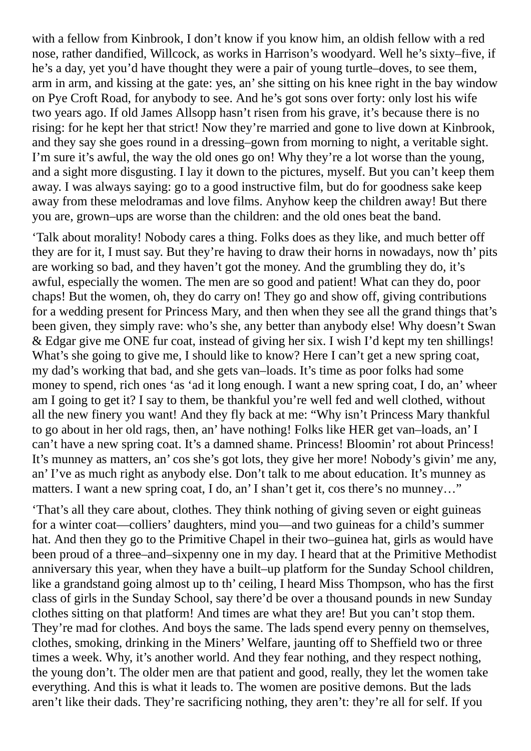with a fellow from Kinbrook, I don't know if you know him, an oldish fellow with a red nose, rather dandified, Willcock, as works in Harrison's woodyard. Well he's sixty–five, if he's a day, yet you'd have thought they were a pair of young turtle–doves, to see them, arm in arm, and kissing at the gate: yes, an' she sitting on his knee right in the bay window on Pye Croft Road, for anybody to see. And he's got sons over forty: only lost his wife two years ago. If old James Allsopp hasn't risen from his grave, it's because there is no rising: for he kept her that strict! Now they're married and gone to live down at Kinbrook, and they say she goes round in a dressing–gown from morning to night, a veritable sight. I'm sure it's awful, the way the old ones go on! Why they're a lot worse than the young, and a sight more disgusting. I lay it down to the pictures, myself. But you can't keep them away. I was always saying: go to a good instructive film, but do for goodness sake keep away from these melodramas and love films. Anyhow keep the children away! But there you are, grown–ups are worse than the children: and the old ones beat the band.

'Talk about morality! Nobody cares a thing. Folks does as they like, and much better off they are for it, I must say. But they're having to draw their horns in nowadays, now th' pits are working so bad, and they haven't got the money. And the grumbling they do, it's awful, especially the women. The men are so good and patient! What can they do, poor chaps! But the women, oh, they do carry on! They go and show off, giving contributions for a wedding present for Princess Mary, and then when they see all the grand things that's been given, they simply rave: who's she, any better than anybody else! Why doesn't Swan & Edgar give me ONE fur coat, instead of giving her six. I wish I'd kept my ten shillings! What's she going to give me, I should like to know? Here I can't get a new spring coat, my dad's working that bad, and she gets van–loads. It's time as poor folks had some money to spend, rich ones 'as 'ad it long enough. I want a new spring coat, I do, an' wheer am I going to get it? I say to them, be thankful you're well fed and well clothed, without all the new finery you want! And they fly back at me: "Why isn't Princess Mary thankful to go about in her old rags, then, an' have nothing! Folks like HER get van–loads, an' I can't have a new spring coat. It's a damned shame. Princess! Bloomin' rot about Princess! It's munney as matters, an' cos she's got lots, they give her more! Nobody's givin' me any, an' I've as much right as anybody else. Don't talk to me about education. It's munney as matters. I want a new spring coat, I do, an' I shan't get it, cos there's no munney…"

'That's all they care about, clothes. They think nothing of giving seven or eight guineas for a winter coat—colliers' daughters, mind you—and two guineas for a child's summer hat. And then they go to the Primitive Chapel in their two–guinea hat, girls as would have been proud of a three–and–sixpenny one in my day. I heard that at the Primitive Methodist anniversary this year, when they have a built–up platform for the Sunday School children, like a grandstand going almost up to th' ceiling, I heard Miss Thompson, who has the first class of girls in the Sunday School, say there'd be over a thousand pounds in new Sunday clothes sitting on that platform! And times are what they are! But you can't stop them. They're mad for clothes. And boys the same. The lads spend every penny on themselves, clothes, smoking, drinking in the Miners' Welfare, jaunting off to Sheffield two or three times a week. Why, it's another world. And they fear nothing, and they respect nothing, the young don't. The older men are that patient and good, really, they let the women take everything. And this is what it leads to. The women are positive demons. But the lads aren't like their dads. They're sacrificing nothing, they aren't: they're all for self. If you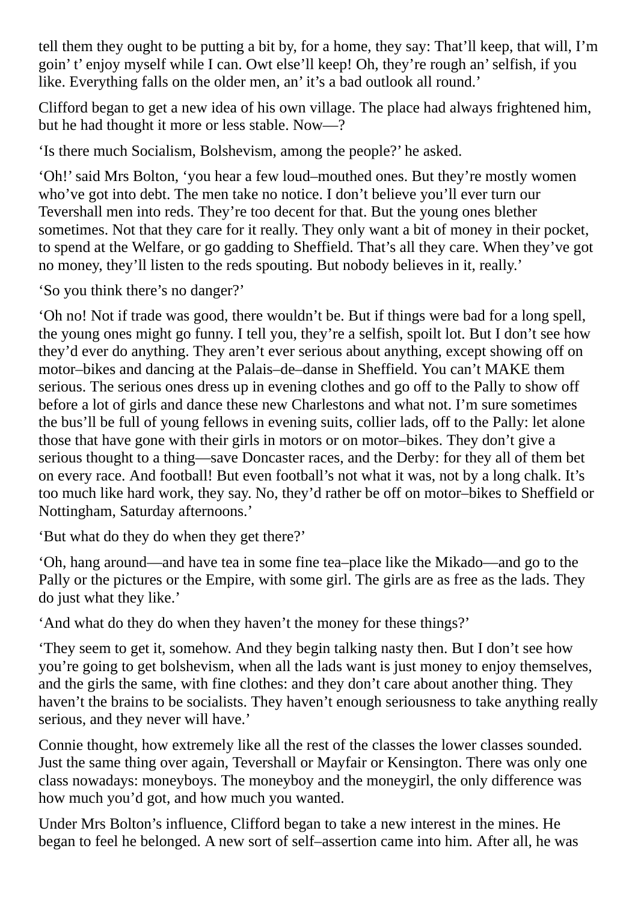tell them they ought to be putting a bit by, for a home, they say: That'll keep, that will, I'm goin' t' enjoy myself while I can. Owt else'll keep! Oh, they're rough an' selfish, if you like. Everything falls on the older men, an' it's a bad outlook all round.'

Clifford began to get a new idea of his own village. The place had always frightened him, but he had thought it more or less stable. Now—?

'Is there much Socialism, Bolshevism, among the people?' he asked.

'Oh!' said Mrs Bolton, 'you hear a few loud–mouthed ones. But they're mostly women who've got into debt. The men take no notice. I don't believe you'll ever turn our Tevershall men into reds. They're too decent for that. But the young ones blether sometimes. Not that they care for it really. They only want a bit of money in their pocket, to spend at the Welfare, or go gadding to Sheffield. That's all they care. When they've got no money, they'll listen to the reds spouting. But nobody believes in it, really.'

'So you think there's no danger?'

'Oh no! Not if trade was good, there wouldn't be. But if things were bad for a long spell, the young ones might go funny. I tell you, they're a selfish, spoilt lot. But I don't see how they'd ever do anything. They aren't ever serious about anything, except showing off on motor–bikes and dancing at the Palais–de–danse in Sheffield. You can't MAKE them serious. The serious ones dress up in evening clothes and go off to the Pally to show off before a lot of girls and dance these new Charlestons and what not. I'm sure sometimes the bus'll be full of young fellows in evening suits, collier lads, off to the Pally: let alone those that have gone with their girls in motors or on motor–bikes. They don't give a serious thought to a thing—save Doncaster races, and the Derby: for they all of them bet on every race. And football! But even football's not what it was, not by a long chalk. It's too much like hard work, they say. No, they'd rather be off on motor–bikes to Sheffield or Nottingham, Saturday afternoons.'

'But what do they do when they get there?'

'Oh, hang around—and have tea in some fine tea–place like the Mikado—and go to the Pally or the pictures or the Empire, with some girl. The girls are as free as the lads. They do just what they like.'

'And what do they do when they haven't the money for these things?'

'They seem to get it, somehow. And they begin talking nasty then. But I don't see how you're going to get bolshevism, when all the lads want is just money to enjoy themselves, and the girls the same, with fine clothes: and they don't care about another thing. They haven't the brains to be socialists. They haven't enough seriousness to take anything really serious, and they never will have.'

Connie thought, how extremely like all the rest of the classes the lower classes sounded. Just the same thing over again, Tevershall or Mayfair or Kensington. There was only one class nowadays: moneyboys. The moneyboy and the moneygirl, the only difference was how much you'd got, and how much you wanted.

Under Mrs Bolton's influence, Clifford began to take a new interest in the mines. He began to feel he belonged. A new sort of self–assertion came into him. After all, he was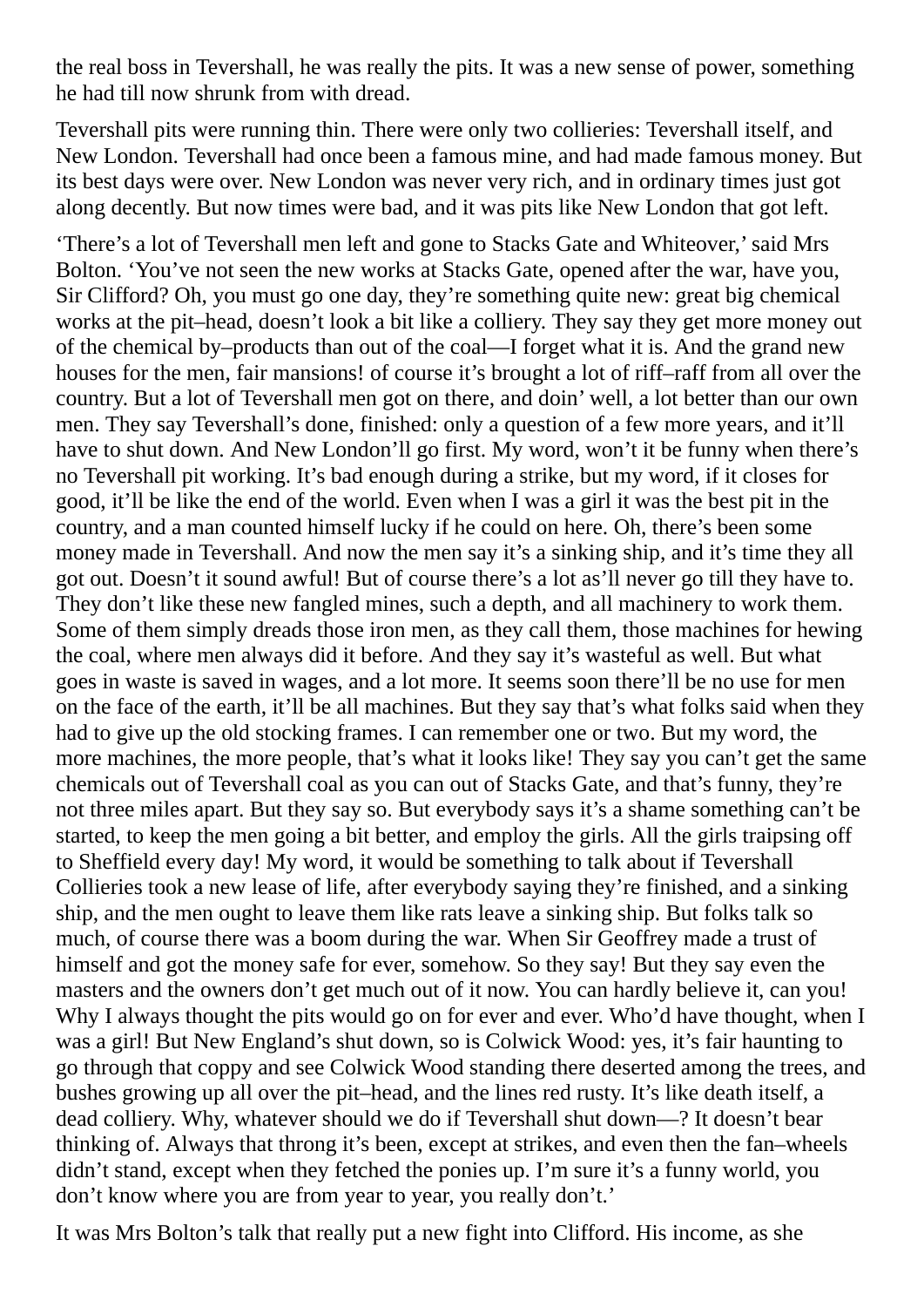the real boss in Tevershall, he was really the pits. It was a new sense of power, something he had till now shrunk from with dread.

Tevershall pits were running thin. There were only two collieries: Tevershall itself, and New London. Tevershall had once been a famous mine, and had made famous money. But its best days were over. New London was never very rich, and in ordinary times just got along decently. But now times were bad, and it was pits like New London that got left.

'There's a lot of Tevershall men left and gone to Stacks Gate and Whiteover,' said Mrs Bolton. 'You've not seen the new works at Stacks Gate, opened after the war, have you, Sir Clifford? Oh, you must go one day, they're something quite new: great big chemical works at the pit–head, doesn't look a bit like a colliery. They say they get more money out of the chemical by–products than out of the coal—I forget what it is. And the grand new houses for the men, fair mansions! of course it's brought a lot of riff–raff from all over the country. But a lot of Tevershall men got on there, and doin' well, a lot better than our own men. They say Tevershall's done, finished: only a question of a few more years, and it'll have to shut down. And New London'll go first. My word, won't it be funny when there's no Tevershall pit working. It's bad enough during a strike, but my word, if it closes for good, it'll be like the end of the world. Even when I was a girl it was the best pit in the country, and a man counted himself lucky if he could on here. Oh, there's been some money made in Tevershall. And now the men say it's a sinking ship, and it's time they all got out. Doesn't it sound awful! But of course there's a lot as'll never go till they have to. They don't like these new fangled mines, such a depth, and all machinery to work them. Some of them simply dreads those iron men, as they call them, those machines for hewing the coal, where men always did it before. And they say it's wasteful as well. But what goes in waste is saved in wages, and a lot more. It seems soon there'll be no use for men on the face of the earth, it'll be all machines. But they say that's what folks said when they had to give up the old stocking frames. I can remember one or two. But my word, the more machines, the more people, that's what it looks like! They say you can't get the same chemicals out of Tevershall coal as you can out of Stacks Gate, and that's funny, they're not three miles apart. But they say so. But everybody says it's a shame something can't be started, to keep the men going a bit better, and employ the girls. All the girls traipsing off to Sheffield every day! My word, it would be something to talk about if Tevershall Collieries took a new lease of life, after everybody saying they're finished, and a sinking ship, and the men ought to leave them like rats leave a sinking ship. But folks talk so much, of course there was a boom during the war. When Sir Geoffrey made a trust of himself and got the money safe for ever, somehow. So they say! But they say even the masters and the owners don't get much out of it now. You can hardly believe it, can you! Why I always thought the pits would go on for ever and ever. Who'd have thought, when I was a girl! But New England's shut down, so is Colwick Wood: yes, it's fair haunting to go through that coppy and see Colwick Wood standing there deserted among the trees, and bushes growing up all over the pit–head, and the lines red rusty. It's like death itself, a dead colliery. Why, whatever should we do if Tevershall shut down—? It doesn't bear thinking of. Always that throng it's been, except at strikes, and even then the fan–wheels didn't stand, except when they fetched the ponies up. I'm sure it's a funny world, you don't know where you are from year to year, you really don't.'

It was Mrs Bolton's talk that really put a new fight into Clifford. His income, as she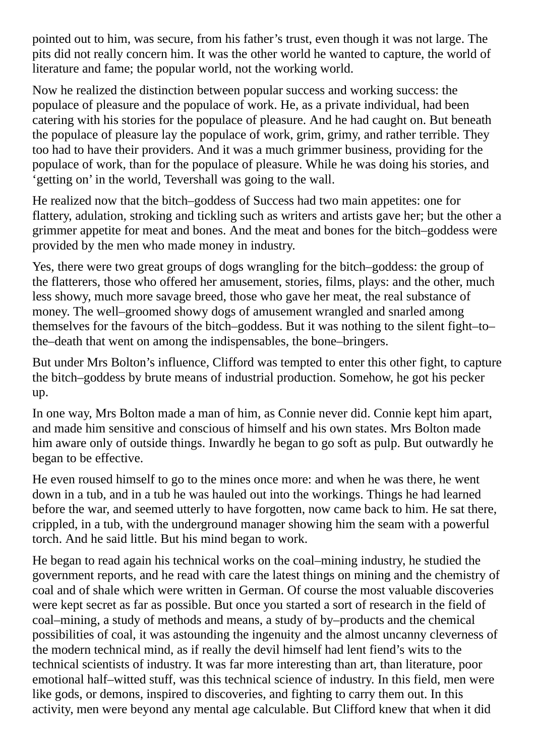pointed out to him, was secure, from his father's trust, even though it was not large. The pits did not really concern him. It was the other world he wanted to capture, the world of literature and fame; the popular world, not the working world.

Now he realized the distinction between popular success and working success: the populace of pleasure and the populace of work. He, as a private individual, had been catering with his stories for the populace of pleasure. And he had caught on. But beneath the populace of pleasure lay the populace of work, grim, grimy, and rather terrible. They too had to have their providers. And it was a much grimmer business, providing for the populace of work, than for the populace of pleasure. While he was doing his stories, and 'getting on' in the world, Tevershall was going to the wall.

He realized now that the bitch–goddess of Success had two main appetites: one for flattery, adulation, stroking and tickling such as writers and artists gave her; but the other a grimmer appetite for meat and bones. And the meat and bones for the bitch–goddess were provided by the men who made money in industry.

Yes, there were two great groups of dogs wrangling for the bitch–goddess: the group of the flatterers, those who offered her amusement, stories, films, plays: and the other, much less showy, much more savage breed, those who gave her meat, the real substance of money. The well–groomed showy dogs of amusement wrangled and snarled among themselves for the favours of the bitch–goddess. But it was nothing to the silent fight–to–the–death that went on among the indispensables, the bone–bringers.

But under Mrs Bolton's influence, Clifford was tempted to enter this other fight, to capture the bitch–goddess by brute means of industrial production. Somehow, he got his pecker up.

In one way, Mrs Bolton made a man of him, as Connie never did. Connie kept him apart, and made him sensitive and conscious of himself and his own states. Mrs Bolton made him aware only of outside things. Inwardly he began to go soft as pulp. But outwardly he began to be effective.

He even roused himself to go to the mines once more: and when he was there, he went down in a tub, and in a tub he was hauled out into the workings. Things he had learned before the war, and seemed utterly to have forgotten, now came back to him. He sat there, crippled, in a tub, with the underground manager showing him the seam with a powerful torch. And he said little. But his mind began to work.

He began to read again his technical works on the coal–mining industry, he studied the government reports, and he read with care the latest things on mining and the chemistry of coal and of shale which were written in German. Of course the most valuable discoveries were kept secret as far as possible. But once you started a sort of research in the field of coal–mining, a study of methods and means, a study of by–products and the chemical possibilities of coal, it was astounding the ingenuity and the almost uncanny cleverness of the modern technical mind, as if really the devil himself had lent fiend's wits to the technical scientists of industry. It was far more interesting than art, than literature, poor emotional half–witted stuff, was this technical science of industry. In this field, men were like gods, or demons, inspired to discoveries, and fighting to carry them out. In this activity, men were beyond any mental age calculable. But Clifford knew that when it did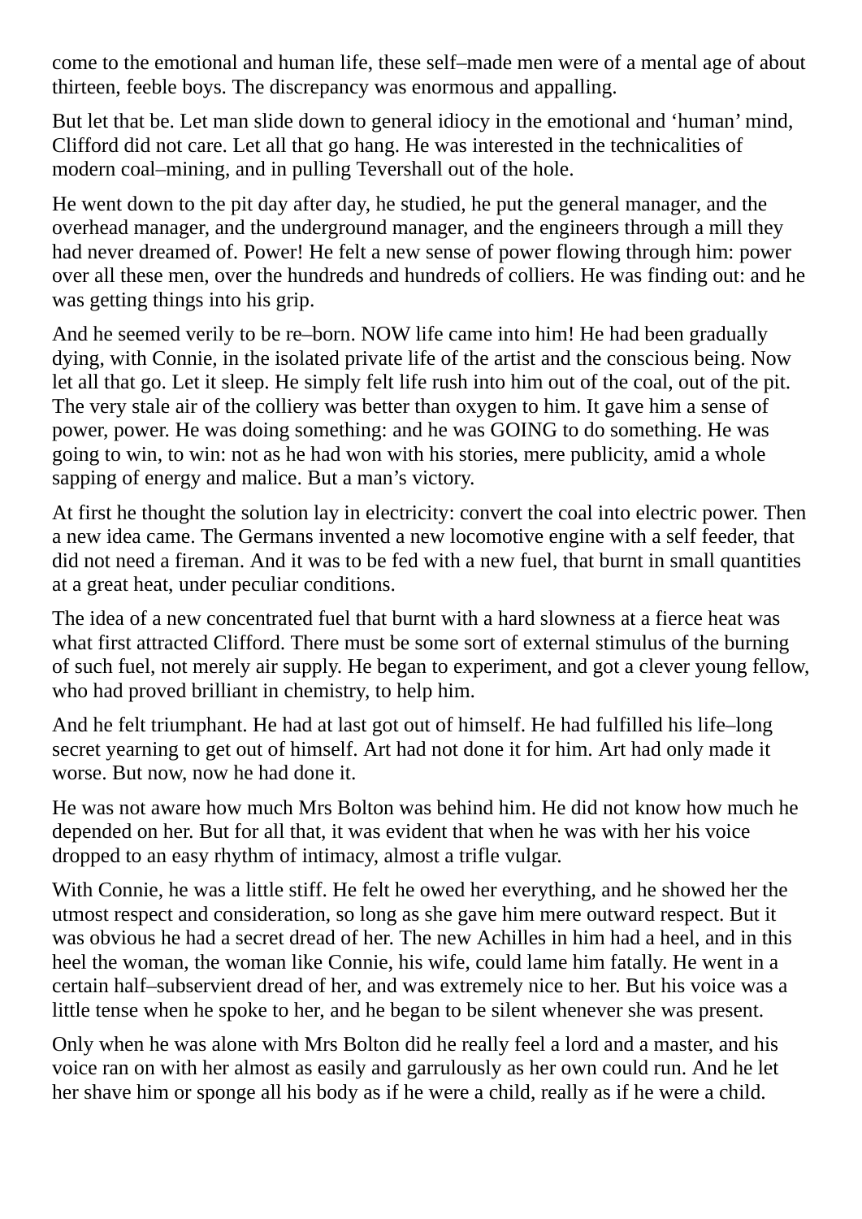come to the emotional and human life, these self–made men were of a mental age of about thirteen, feeble boys. The discrepancy was enormous and appalling.

But let that be. Let man slide down to general idiocy in the emotional and 'human' mind, Clifford did not care. Let all that go hang. He was interested in the technicalities of modern coal–mining, and in pulling Tevershall out of the hole.

He went down to the pit day after day, he studied, he put the general manager, and the overhead manager, and the underground manager, and the engineers through a mill they had never dreamed of. Power! He felt a new sense of power flowing through him: power over all these men, over the hundreds and hundreds of colliers. He was finding out: and he was getting things into his grip.

And he seemed verily to be re–born. NOW life came into him! He had been gradually dying, with Connie, in the isolated private life of the artist and the conscious being. Now let all that go. Let it sleep. He simply felt life rush into him out of the coal, out of the pit. The very stale air of the colliery was better than oxygen to him. It gave him a sense of power, power. He was doing something: and he was GOING to do something. He was going to win, to win: not as he had won with his stories, mere publicity, amid a whole sapping of energy and malice. But a man's victory.

At first he thought the solution lay in electricity: convert the coal into electric power. Then a new idea came. The Germans invented a new locomotive engine with a self feeder, that did not need a fireman. And it was to be fed with a new fuel, that burnt in small quantities at a great heat, under peculiar conditions.

The idea of a new concentrated fuel that burnt with a hard slowness at a fierce heat was what first attracted Clifford. There must be some sort of external stimulus of the burning of such fuel, not merely air supply. He began to experiment, and got a clever young fellow, who had proved brilliant in chemistry, to help him.

And he felt triumphant. He had at last got out of himself. He had fulfilled his life–long secret yearning to get out of himself. Art had not done it for him. Art had only made it worse. But now, now he had done it.

He was not aware how much Mrs Bolton was behind him. He did not know how much he depended on her. But for all that, it was evident that when he was with her his voice dropped to an easy rhythm of intimacy, almost a trifle vulgar.

With Connie, he was a little stiff. He felt he owed her everything, and he showed her the utmost respect and consideration, so long as she gave him mere outward respect. But it was obvious he had a secret dread of her. The new Achilles in him had a heel, and in this heel the woman, the woman like Connie, his wife, could lame him fatally. He went in a certain half–subservient dread of her, and was extremely nice to her. But his voice was a little tense when he spoke to her, and he began to be silent whenever she was present.

Only when he was alone with Mrs Bolton did he really feel a lord and a master, and his voice ran on with her almost as easily and garrulously as her own could run. And he let her shave him or sponge all his body as if he were a child, really as if he were a child.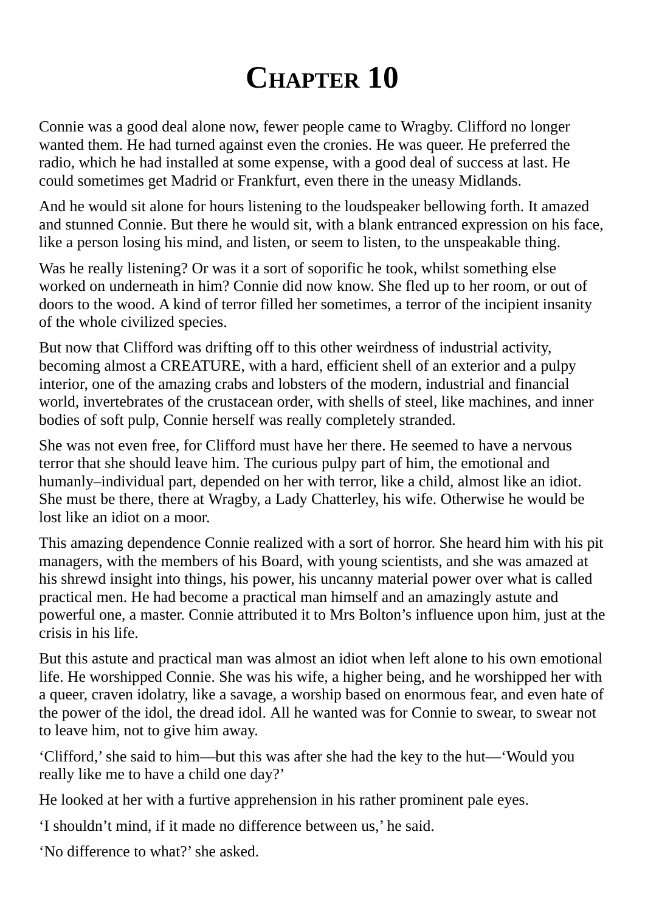# Chapter 10

Connie was a good deal alone now, fewer people came to Wragby. Clifford no longer wanted them. He had turned against even the cronies. He was queer. He preferred the radio, which he had installed at some expense, with a good deal of success at last. He could sometimes get Madrid or Frankfurt, even there in the uneasy Midlands.

And he would sit alone for hours listening to the loudspeaker bellowing forth. It amazed and stunned Connie. But there he would sit, with a blank entranced expression on his face, like a person losing his mind, and listen, or seem to listen, to the unspeakable thing.

Was he really listening? Or was it a sort of soporific he took, whilst something else worked on underneath in him? Connie did now know. She fled up to her room, or out of doors to the wood. A kind of terror filled her sometimes, a terror of the incipient insanity of the whole civilized species.

But now that Clifford was drifting off to this other weirdness of industrial activity, becoming almost a CREATURE, with a hard, efficient shell of an exterior and a pulpy interior, one of the amazing crabs and lobsters of the modern, industrial and financial world, invertebrates of the crustacean order, with shells of steel, like machines, and inner bodies of soft pulp, Connie herself was really completely stranded.

She was not even free, for Clifford must have her there. He seemed to have a nervous terror that she should leave him. The curious pulpy part of him, the emotional and humanly–individual part, depended on her with terror, like a child, almost like an idiot. She must be there, there at Wragby, a Lady Chatterley, his wife. Otherwise he would be lost like an idiot on a moor.

This amazing dependence Connie realized with a sort of horror. She heard him with his pit managers, with the members of his Board, with young scientists, and she was amazed at his shrewd insight into things, his power, his uncanny material power over what is called practical men. He had become a practical man himself and an amazingly astute and powerful one, a master. Connie attributed it to Mrs Bolton's influence upon him, just at the crisis in his life.

But this astute and practical man was almost an idiot when left alone to his own emotional life. He worshipped Connie. She was his wife, a higher being, and he worshipped her with a queer, craven idolatry, like a savage, a worship based on enormous fear, and even hate of the power of the idol, the dread idol. All he wanted was for Connie to swear, to swear not to leave him, not to give him away.

'Clifford,' she said to him—but this was after she had the key to the hut—'Would you really like me to have a child one day?'

He looked at her with a furtive apprehension in his rather prominent pale eyes.

'I shouldn't mind, if it made no difference between us,' he said.

'No difference to what?' she asked.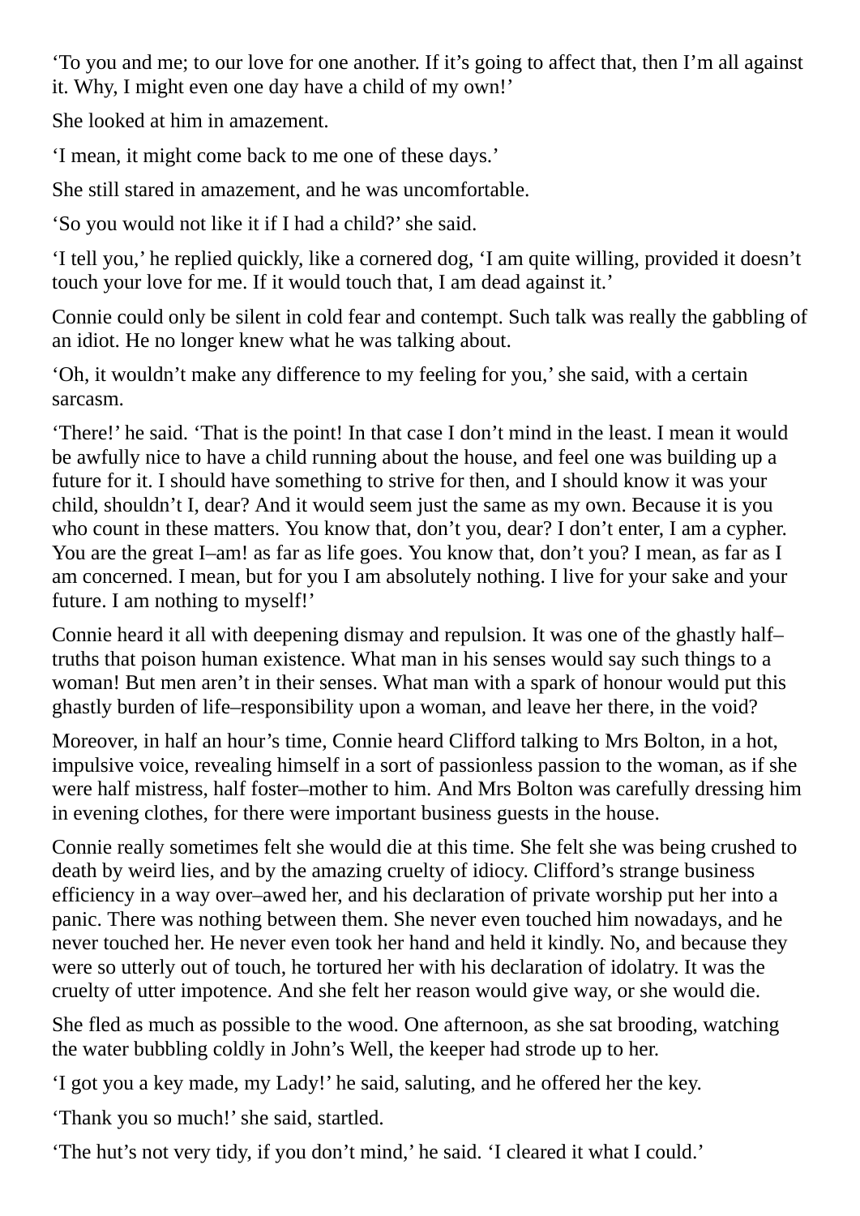‘To you and me; to our love for one another. If it’s going to affect that, then I’m all against it. Why, I might even one day have a child of my own!’

She looked at him in amazement.

‘I mean, it might come back to me one of these days.’

She still stared in amazement, and he was uncomfortable.

‘So you would not like it if I had a child?’ she said.

‘I tell you,’ he replied quickly, like a cornered dog, ‘I am quite willing, provided it doesn’t touch your love for me. If it would touch that, I am dead against it.’

Connie could only be silent in cold fear and contempt. Such talk was really the gabbling of an idiot. He no longer knew what he was talking about.

‘Oh, it wouldn’t make any difference to my feeling for you,’ she said, with a certain sarcasm.

‘There!’ he said. ‘That is the point! In that case I don’t mind in the least. I mean it would be awfully nice to have a child running about the house, and feel one was building up a future for it. I should have something to strive for then, and I should know it was your child, shouldn’t I, dear? And it would seem just the same as my own. Because it is you who count in these matters. You know that, don’t you, dear? I don’t enter, I am a cypher. You are the great I–am! as far as life goes. You know that, don’t you? I mean, as far as I am concerned. I mean, but for you I am absolutely nothing. I live for your sake and your future. I am nothing to myself!’

Connie heard it all with deepening dismay and repulsion. It was one of the ghastly half–truths that poison human existence. What man in his senses would say such things to a woman! But men aren’t in their senses. What man with a spark of honour would put this ghastly burden of life–responsibility upon a woman, and leave her there, in the void?

Moreover, in half an hour’s time, Connie heard Clifford talking to Mrs Bolton, in a hot, impulsive voice, revealing himself in a sort of passionless passion to the woman, as if she were half mistress, half foster–mother to him. And Mrs Bolton was carefully dressing him in evening clothes, for there were important business guests in the house.

Connie really sometimes felt she would die at this time. She felt she was being crushed to death by weird lies, and by the amazing cruelty of idiocy. Clifford’s strange business efficiency in a way over–awed her, and his declaration of private worship put her into a panic. There was nothing between them. She never even touched him nowadays, and he never touched her. He never even took her hand and held it kindly. No, and because they were so utterly out of touch, he tortured her with his declaration of idolatry. It was the cruelty of utter impotence. And she felt her reason would give way, or she would die.

She fled as much as possible to the wood. One afternoon, as she sat brooding, watching the water bubbling coldly in John’s Well, the keeper had strode up to her.

‘I got you a key made, my Lady!’ he said, saluting, and he offered her the key.

‘Thank you so much!’ she said, startled.

‘The hut’s not very tidy, if you don’t mind,’ he said. ‘I cleared it what I could.’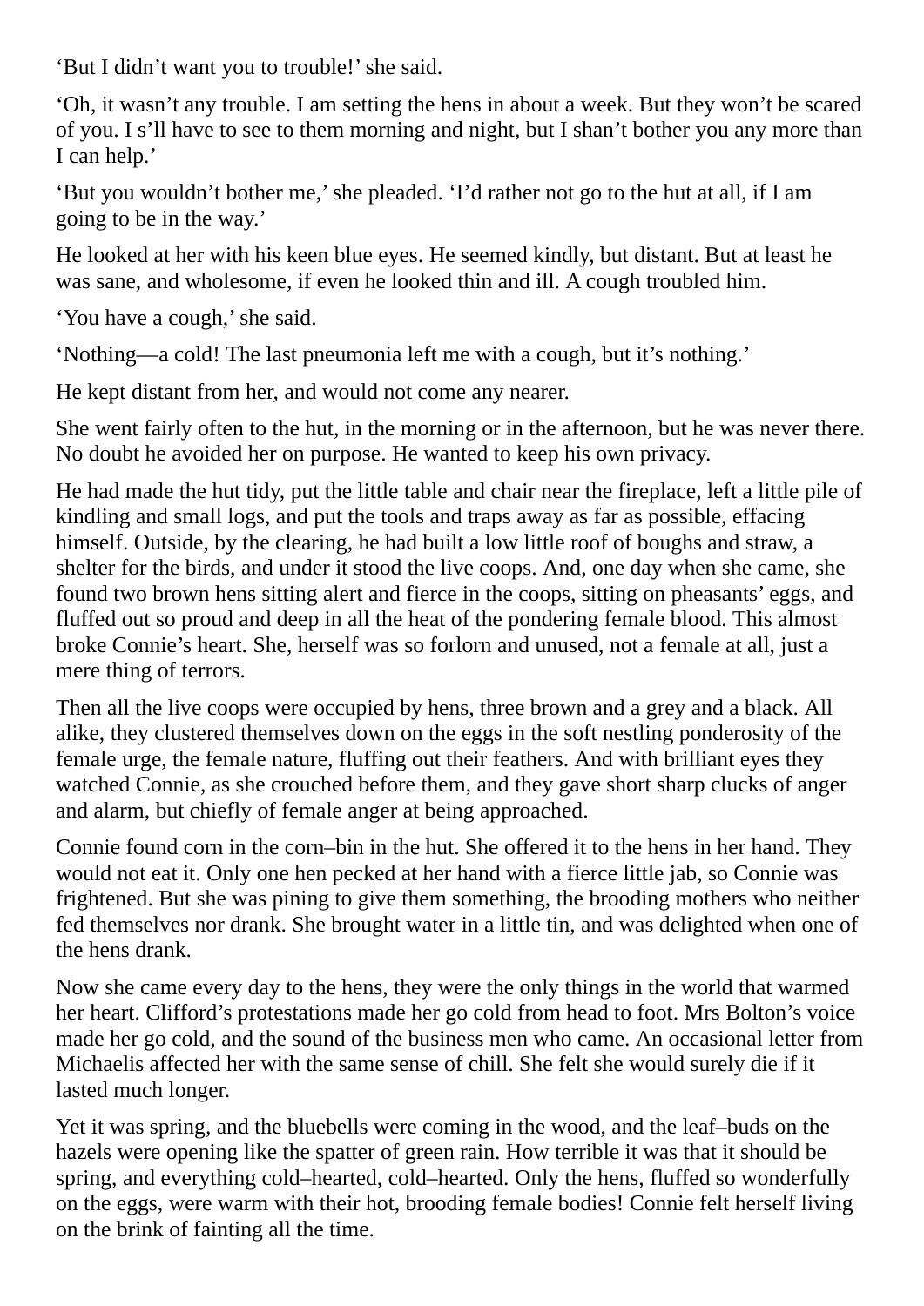'But I didn't want you to trouble!' she said.

'Oh, it wasn't any trouble. I am setting the hens in about a week. But they won't be scared of you. I s'll have to see to them morning and night, but I shan't bother you any more than I can help.'

'But you wouldn't bother me,' she pleaded. 'I'd rather not go to the hut at all, if I am going to be in the way.'

He looked at her with his keen blue eyes. He seemed kindly, but distant. But at least he was sane, and wholesome, if even he looked thin and ill. A cough troubled him.

'You have a cough,' she said.

'Nothing—a cold! The last pneumonia left me with a cough, but it's nothing.'

He kept distant from her, and would not come any nearer.

She went fairly often to the hut, in the morning or in the afternoon, but he was never there. No doubt he avoided her on purpose. He wanted to keep his own privacy.

He had made the hut tidy, put the little table and chair near the fireplace, left a little pile of kindling and small logs, and put the tools and traps away as far as possible, effacing himself. Outside, by the clearing, he had built a low little roof of boughs and straw, a shelter for the birds, and under it stood the live coops. And, one day when she came, she found two brown hens sitting alert and fierce in the coops, sitting on pheasants' eggs, and fluffed out so proud and deep in all the heat of the pondering female blood. This almost broke Connie's heart. She, herself was so forlorn and unused, not a female at all, just a mere thing of terrors.

Then all the live coops were occupied by hens, three brown and a grey and a black. All alike, they clustered themselves down on the eggs in the soft nestling ponderosity of the female urge, the female nature, fluffing out their feathers. And with brilliant eyes they watched Connie, as she crouched before them, and they gave short sharp clucks of anger and alarm, but chiefly of female anger at being approached.

Connie found corn in the corn–bin in the hut. She offered it to the hens in her hand. They would not eat it. Only one hen pecked at her hand with a fierce little jab, so Connie was frightened. But she was pining to give them something, the brooding mothers who neither fed themselves nor drank. She brought water in a little tin, and was delighted when one of the hens drank.

Now she came every day to the hens, they were the only things in the world that warmed her heart. Clifford's protestations made her go cold from head to foot. Mrs Bolton's voice made her go cold, and the sound of the business men who came. An occasional letter from Michaelis affected her with the same sense of chill. She felt she would surely die if it lasted much longer.

Yet it was spring, and the bluebells were coming in the wood, and the leaf–buds on the hazels were opening like the spatter of green rain. How terrible it was that it should be spring, and everything cold–hearted, cold–hearted. Only the hens, fluffed so wonderfully on the eggs, were warm with their hot, brooding female bodies! Connie felt herself living on the brink of fainting all the time.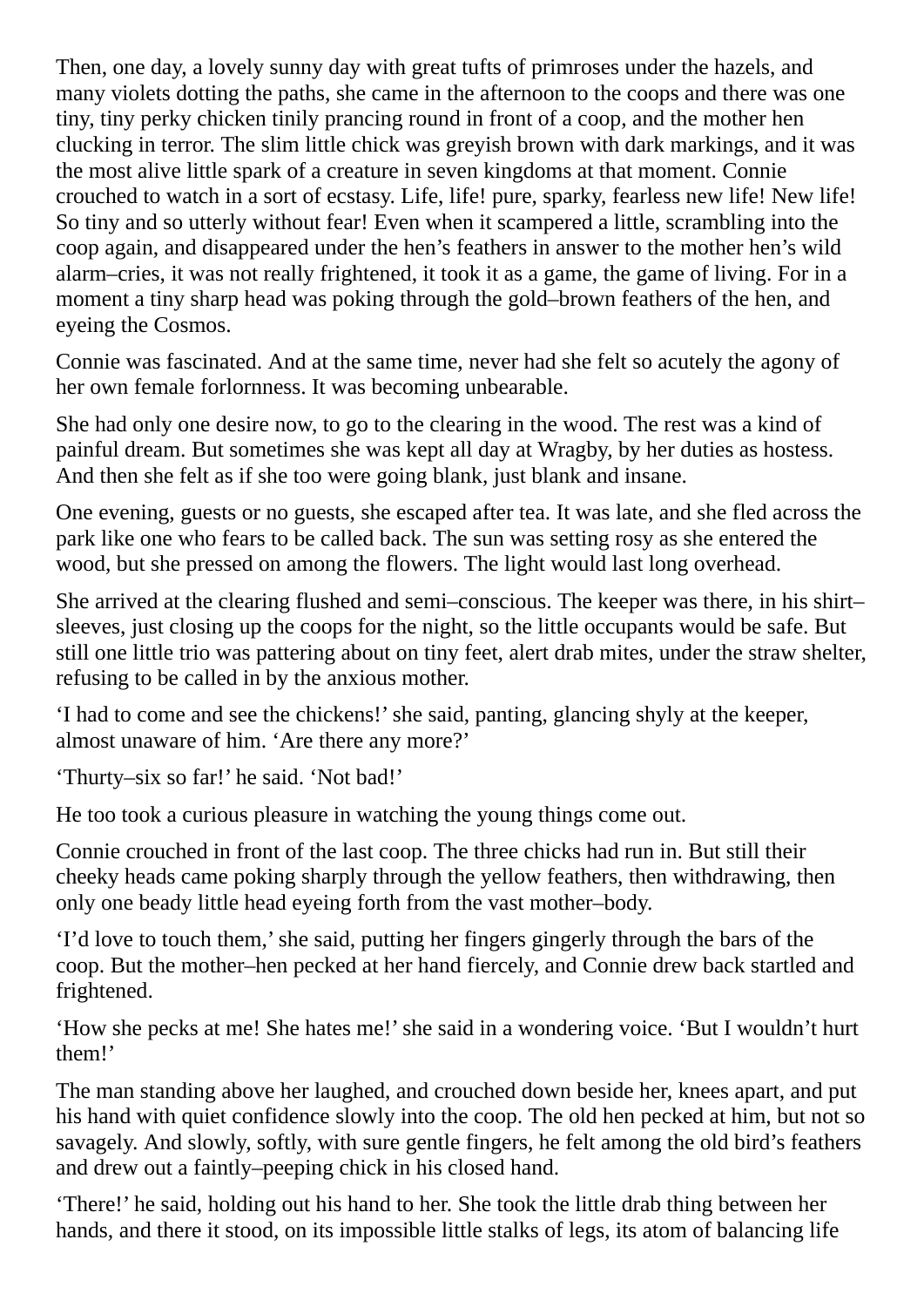Then, one day, a lovely sunny day with great tufts of primroses under the hazels, and many violets dotting the paths, she came in the afternoon to the coops and there was one tiny, tiny perky chicken tinily prancing round in front of a coop, and the mother hen clucking in terror. The slim little chick was greyish brown with dark markings, and it was the most alive little spark of a creature in seven kingdoms at that moment. Connie crouched to watch in a sort of ecstasy. Life, life! pure, sparky, fearless new life! New life! So tiny and so utterly without fear! Even when it scampered a little, scrambling into the coop again, and disappeared under the hen's feathers in answer to the mother hen's wild alarm–cries, it was not really frightened, it took it as a game, the game of living. For in a moment a tiny sharp head was poking through the gold–brown feathers of the hen, and eyeing the Cosmos.

Connie was fascinated. And at the same time, never had she felt so acutely the agony of her own female forlornness. It was becoming unbearable.

She had only one desire now, to go to the clearing in the wood. The rest was a kind of painful dream. But sometimes she was kept all day at Wragby, by her duties as hostess. And then she felt as if she too were going blank, just blank and insane.

One evening, guests or no guests, she escaped after tea. It was late, and she fled across the park like one who fears to be called back. The sun was setting rosy as she entered the wood, but she pressed on among the flowers. The light would last long overhead.

She arrived at the clearing flushed and semi–conscious. The keeper was there, in his shirt–sleeves, just closing up the coops for the night, so the little occupants would be safe. But still one little trio was pattering about on tiny feet, alert drab mites, under the straw shelter, refusing to be called in by the anxious mother.

'I had to come and see the chickens!' she said, panting, glancing shyly at the keeper, almost unaware of him. 'Are there any more?'

'Thurty–six so far!' he said. 'Not bad!'

He too took a curious pleasure in watching the young things come out.

Connie crouched in front of the last coop. The three chicks had run in. But still their cheeky heads came poking sharply through the yellow feathers, then withdrawing, then only one beady little head eyeing forth from the vast mother–body.

'I'd love to touch them,' she said, putting her fingers gingerly through the bars of the coop. But the mother–hen pecked at her hand fiercely, and Connie drew back startled and frightened.

'How she pecks at me! She hates me!' she said in a wondering voice. 'But I wouldn't hurt them!'

The man standing above her laughed, and crouched down beside her, knees apart, and put his hand with quiet confidence slowly into the coop. The old hen pecked at him, but not so savagely. And slowly, softly, with sure gentle fingers, he felt among the old bird's feathers and drew out a faintly–peeping chick in his closed hand.

'There!' he said, holding out his hand to her. She took the little drab thing between her hands, and there it stood, on its impossible little stalks of legs, its atom of balancing life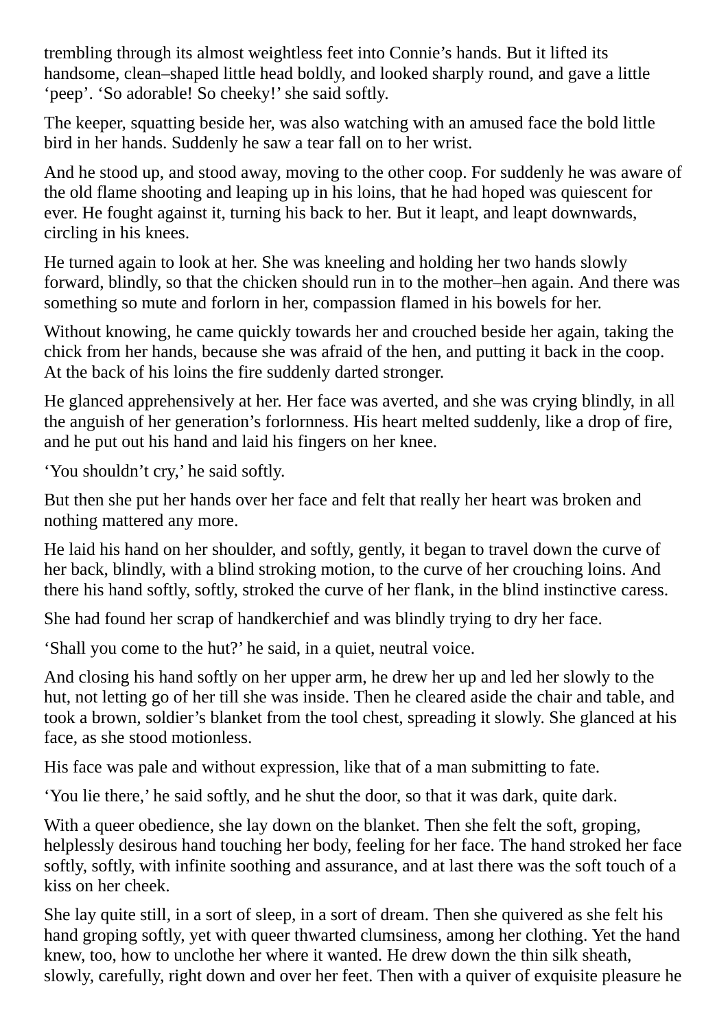trembling through its almost weightless feet into Connie's hands. But it lifted its handsome, clean–shaped little head boldly, and looked sharply round, and gave a little 'peep'. 'So adorable! So cheeky!' she said softly.

The keeper, squatting beside her, was also watching with an amused face the bold little bird in her hands. Suddenly he saw a tear fall on to her wrist.

And he stood up, and stood away, moving to the other coop. For suddenly he was aware of the old flame shooting and leaping up in his loins, that he had hoped was quiescent for ever. He fought against it, turning his back to her. But it leapt, and leapt downwards, circling in his knees.

He turned again to look at her. She was kneeling and holding her two hands slowly forward, blindly, so that the chicken should run in to the mother–hen again. And there was something so mute and forlorn in her, compassion flamed in his bowels for her.

Without knowing, he came quickly towards her and crouched beside her again, taking the chick from her hands, because she was afraid of the hen, and putting it back in the coop. At the back of his loins the fire suddenly darted stronger.

He glanced apprehensively at her. Her face was averted, and she was crying blindly, in all the anguish of her generation's forlornness. His heart melted suddenly, like a drop of fire, and he put out his hand and laid his fingers on her knee.

'You shouldn't cry,' he said softly.

But then she put her hands over her face and felt that really her heart was broken and nothing mattered any more.

He laid his hand on her shoulder, and softly, gently, it began to travel down the curve of her back, blindly, with a blind stroking motion, to the curve of her crouching loins. And there his hand softly, softly, stroked the curve of her flank, in the blind instinctive caress.

She had found her scrap of handkerchief and was blindly trying to dry her face.

'Shall you come to the hut?' he said, in a quiet, neutral voice.

And closing his hand softly on her upper arm, he drew her up and led her slowly to the hut, not letting go of her till she was inside. Then he cleared aside the chair and table, and took a brown, soldier's blanket from the tool chest, spreading it slowly. She glanced at his face, as she stood motionless.

His face was pale and without expression, like that of a man submitting to fate.

'You lie there,' he said softly, and he shut the door, so that it was dark, quite dark.

With a queer obedience, she lay down on the blanket. Then she felt the soft, groping, helplessly desirous hand touching her body, feeling for her face. The hand stroked her face softly, softly, with infinite soothing and assurance, and at last there was the soft touch of a kiss on her cheek.

She lay quite still, in a sort of sleep, in a sort of dream. Then she quivered as she felt his hand groping softly, yet with queer thwarted clumsiness, among her clothing. Yet the hand knew, too, how to unclothe her where it wanted. He drew down the thin silk sheath, slowly, carefully, right down and over her feet. Then with a quiver of exquisite pleasure he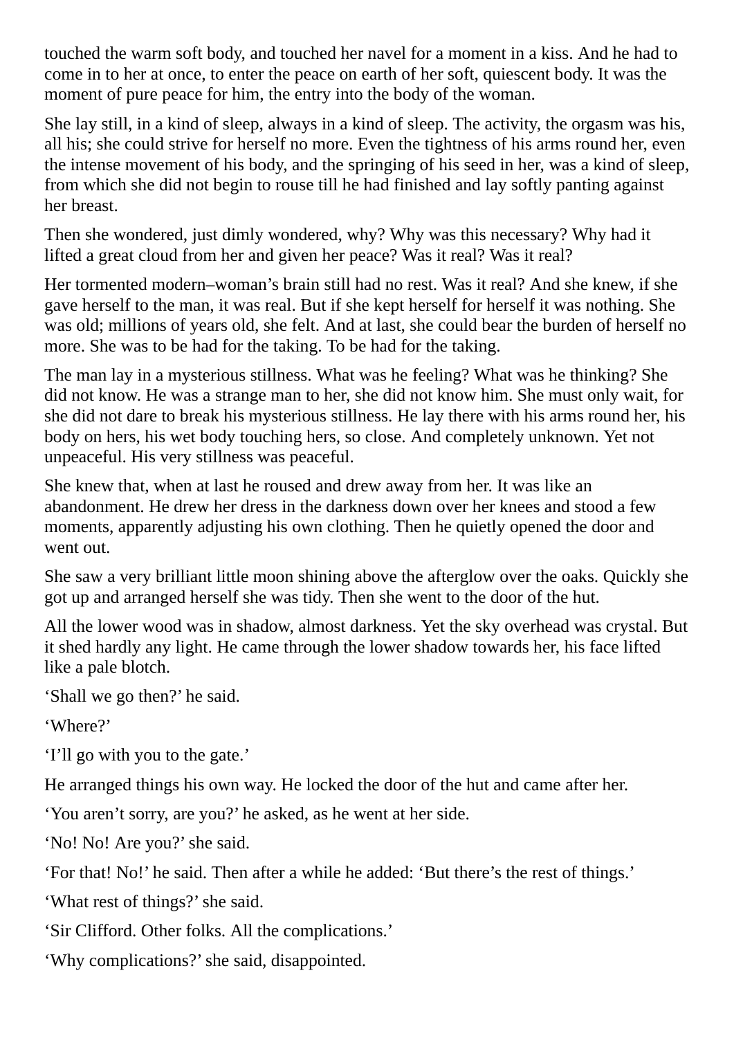touched the warm soft body, and touched her navel for a moment in a kiss. And he had to come in to her at once, to enter the peace on earth of her soft, quiescent body. It was the moment of pure peace for him, the entry into the body of the woman.

She lay still, in a kind of sleep, always in a kind of sleep. The activity, the orgasm was his, all his; she could strive for herself no more. Even the tightness of his arms round her, even the intense movement of his body, and the springing of his seed in her, was a kind of sleep, from which she did not begin to rouse till he had finished and lay softly panting against her breast.

Then she wondered, just dimly wondered, why? Why was this necessary? Why had it lifted a great cloud from her and given her peace? Was it real? Was it real?

Her tormented modern–woman's brain still had no rest. Was it real? And she knew, if she gave herself to the man, it was real. But if she kept herself for herself it was nothing. She was old; millions of years old, she felt. And at last, she could bear the burden of herself no more. She was to be had for the taking. To be had for the taking.

The man lay in a mysterious stillness. What was he feeling? What was he thinking? She did not know. He was a strange man to her, she did not know him. She must only wait, for she did not dare to break his mysterious stillness. He lay there with his arms round her, his body on hers, his wet body touching hers, so close. And completely unknown. Yet not unpeaceful. His very stillness was peaceful.

She knew that, when at last he roused and drew away from her. It was like an abandonment. He drew her dress in the darkness down over her knees and stood a few moments, apparently adjusting his own clothing. Then he quietly opened the door and went out.

She saw a very brilliant little moon shining above the afterglow over the oaks. Quickly she got up and arranged herself she was tidy. Then she went to the door of the hut.

All the lower wood was in shadow, almost darkness. Yet the sky overhead was crystal. But it shed hardly any light. He came through the lower shadow towards her, his face lifted like a pale blotch.

'Shall we go then?' he said.

'Where?'

'I'll go with you to the gate.'

He arranged things his own way. He locked the door of the hut and came after her.

'You aren't sorry, are you?' he asked, as he went at her side.

'No! No! Are you?' she said.

'For that! No!' he said. Then after a while he added: 'But there's the rest of things.'

'What rest of things?' she said.

'Sir Clifford. Other folks. All the complications.'

'Why complications?' she said, disappointed.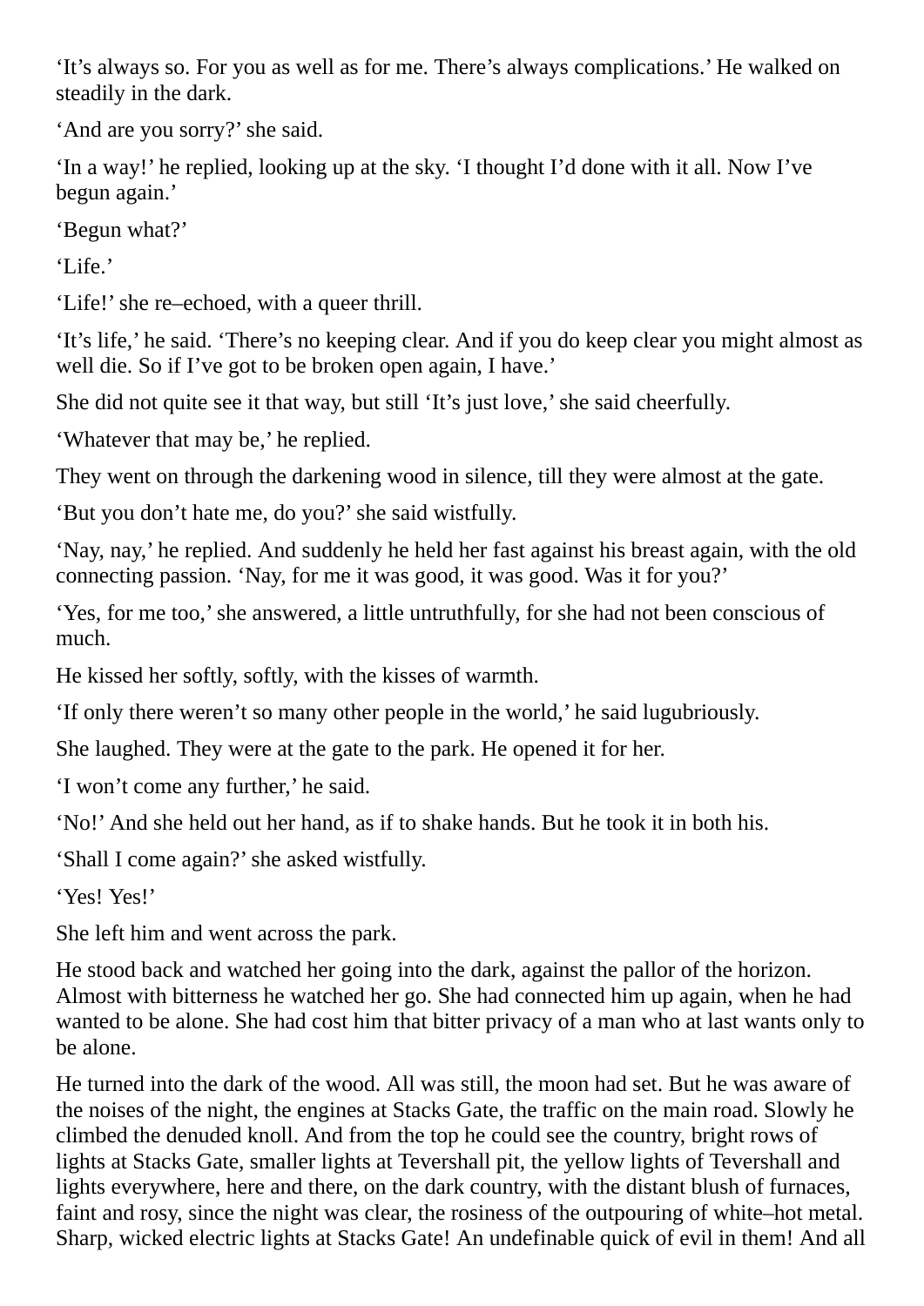'It's always so. For you as well as for me. There's always complications.' He walked on steadily in the dark.

'And are you sorry?' she said.

'In a way!' he replied, looking up at the sky. 'I thought I'd done with it all. Now I've begun again.'

'Begun what?'

'Life.'

'Life!' she re–echoed, with a queer thrill.

'It's life,' he said. 'There's no keeping clear. And if you do keep clear you might almost as well die. So if I've got to be broken open again, I have.'

She did not quite see it that way, but still 'It's just love,' she said cheerfully.

'Whatever that may be,' he replied.

They went on through the darkening wood in silence, till they were almost at the gate.

'But you don't hate me, do you?' she said wistfully.

'Nay, nay,' he replied. And suddenly he held her fast against his breast again, with the old connecting passion. 'Nay, for me it was good, it was good. Was it for you?'

'Yes, for me too,' she answered, a little untruthfully, for she had not been conscious of much.

He kissed her softly, softly, with the kisses of warmth.

'If only there weren't so many other people in the world,' he said lugubriously.

She laughed. They were at the gate to the park. He opened it for her.

'I won't come any further,' he said.

'No!' And she held out her hand, as if to shake hands. But he took it in both his.

'Shall I come again?' she asked wistfully.

'Yes! Yes!'

She left him and went across the park.

He stood back and watched her going into the dark, against the pallor of the horizon. Almost with bitterness he watched her go. She had connected him up again, when he had wanted to be alone. She had cost him that bitter privacy of a man who at last wants only to be alone.

He turned into the dark of the wood. All was still, the moon had set. But he was aware of the noises of the night, the engines at Stacks Gate, the traffic on the main road. Slowly he climbed the denuded knoll. And from the top he could see the country, bright rows of lights at Stacks Gate, smaller lights at Tevershall pit, the yellow lights of Tevershall and lights everywhere, here and there, on the dark country, with the distant blush of furnaces, faint and rosy, since the night was clear, the rosiness of the outpouring of white–hot metal. Sharp, wicked electric lights at Stacks Gate! An undefinable quick of evil in them! And all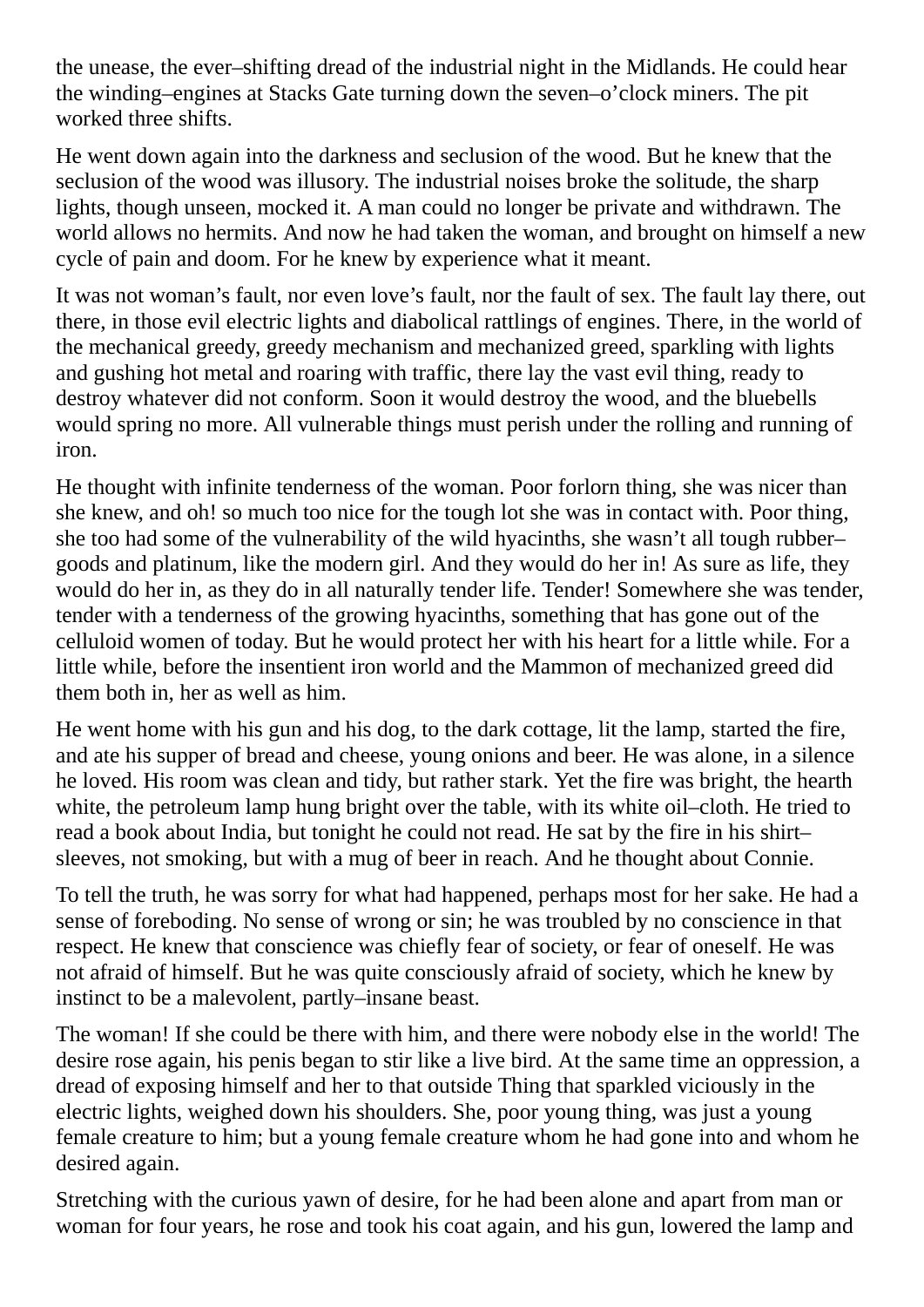the unease, the ever–shifting dread of the industrial night in the Midlands. He could hear the winding–engines at Stacks Gate turning down the seven–o'clock miners. The pit worked three shifts.

He went down again into the darkness and seclusion of the wood. But he knew that the seclusion of the wood was illusory. The industrial noises broke the solitude, the sharp lights, though unseen, mocked it. A man could no longer be private and withdrawn. The world allows no hermits. And now he had taken the woman, and brought on himself a new cycle of pain and doom. For he knew by experience what it meant.

It was not woman's fault, nor even love's fault, nor the fault of sex. The fault lay there, out there, in those evil electric lights and diabolical rattlings of engines. There, in the world of the mechanical greedy, greedy mechanism and mechanized greed, sparkling with lights and gushing hot metal and roaring with traffic, there lay the vast evil thing, ready to destroy whatever did not conform. Soon it would destroy the wood, and the bluebells would spring no more. All vulnerable things must perish under the rolling and running of iron.

He thought with infinite tenderness of the woman. Poor forlorn thing, she was nicer than she knew, and oh! so much too nice for the tough lot she was in contact with. Poor thing, she too had some of the vulnerability of the wild hyacinths, she wasn't all tough rubber–goods and platinum, like the modern girl. And they would do her in! As sure as life, they would do her in, as they do in all naturally tender life. Tender! Somewhere she was tender, tender with a tenderness of the growing hyacinths, something that has gone out of the celluloid women of today. But he would protect her with his heart for a little while. For a little while, before the insentient iron world and the Mammon of mechanized greed did them both in, her as well as him.

He went home with his gun and his dog, to the dark cottage, lit the lamp, started the fire, and ate his supper of bread and cheese, young onions and beer. He was alone, in a silence he loved. His room was clean and tidy, but rather stark. Yet the fire was bright, the hearth white, the petroleum lamp hung bright over the table, with its white oil–cloth. He tried to read a book about India, but tonight he could not read. He sat by the fire in his shirt–sleeves, not smoking, but with a mug of beer in reach. And he thought about Connie.

To tell the truth, he was sorry for what had happened, perhaps most for her sake. He had a sense of foreboding. No sense of wrong or sin; he was troubled by no conscience in that respect. He knew that conscience was chiefly fear of society, or fear of oneself. He was not afraid of himself. But he was quite consciously afraid of society, which he knew by instinct to be a malevolent, partly–insane beast.

The woman! If she could be there with him, and there were nobody else in the world! The desire rose again, his penis began to stir like a live bird. At the same time an oppression, a dread of exposing himself and her to that outside Thing that sparkled viciously in the electric lights, weighed down his shoulders. She, poor young thing, was just a young female creature to him; but a young female creature whom he had gone into and whom he desired again.

Stretching with the curious yawn of desire, for he had been alone and apart from man or woman for four years, he rose and took his coat again, and his gun, lowered the lamp and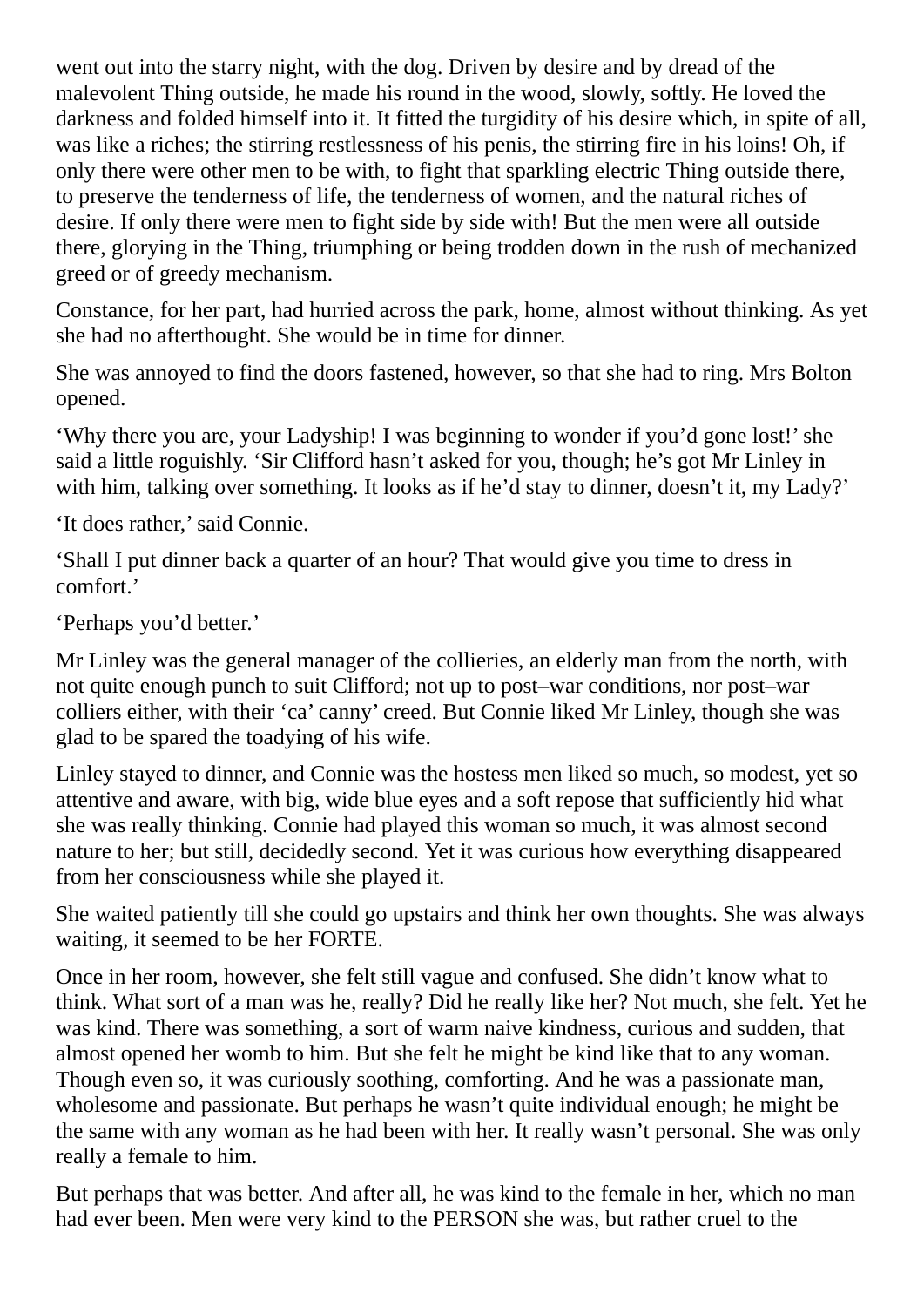went out into the starry night, with the dog. Driven by desire and by dread of the malevolent Thing outside, he made his round in the wood, slowly, softly. He loved the darkness and folded himself into it. It fitted the turgidity of his desire which, in spite of all, was like a riches; the stirring restlessness of his penis, the stirring fire in his loins! Oh, if only there were other men to be with, to fight that sparkling electric Thing outside there, to preserve the tenderness of life, the tenderness of women, and the natural riches of desire. If only there were men to fight side by side with! But the men were all outside there, glorying in the Thing, triumphing or being trodden down in the rush of mechanized greed or of greedy mechanism.

Constance, for her part, had hurried across the park, home, almost without thinking. As yet she had no afterthought. She would be in time for dinner.

She was annoyed to find the doors fastened, however, so that she had to ring. Mrs Bolton opened.

'Why there you are, your Ladyship! I was beginning to wonder if you'd gone lost!' she said a little roguishly. 'Sir Clifford hasn't asked for you, though; he's got Mr Linley in with him, talking over something. It looks as if he'd stay to dinner, doesn't it, my Lady?'

'It does rather,' said Connie.

'Shall I put dinner back a quarter of an hour? That would give you time to dress in comfort.'

'Perhaps you'd better.'

Mr Linley was the general manager of the collieries, an elderly man from the north, with not quite enough punch to suit Clifford; not up to post–war conditions, nor post–war colliers either, with their 'ca' canny' creed. But Connie liked Mr Linley, though she was glad to be spared the toadying of his wife.

Linley stayed to dinner, and Connie was the hostess men liked so much, so modest, yet so attentive and aware, with big, wide blue eyes and a soft repose that sufficiently hid what she was really thinking. Connie had played this woman so much, it was almost second nature to her; but still, decidedly second. Yet it was curious how everything disappeared from her consciousness while she played it.

She waited patiently till she could go upstairs and think her own thoughts. She was always waiting, it seemed to be her FORTE.

Once in her room, however, she felt still vague and confused. She didn't know what to think. What sort of a man was he, really? Did he really like her? Not much, she felt. Yet he was kind. There was something, a sort of warm naive kindness, curious and sudden, that almost opened her womb to him. But she felt he might be kind like that to any woman. Though even so, it was curiously soothing, comforting. And he was a passionate man, wholesome and passionate. But perhaps he wasn't quite individual enough; he might be the same with any woman as he had been with her. It really wasn't personal. She was only really a female to him.

But perhaps that was better. And after all, he was kind to the female in her, which no man had ever been. Men were very kind to the PERSON she was, but rather cruel to the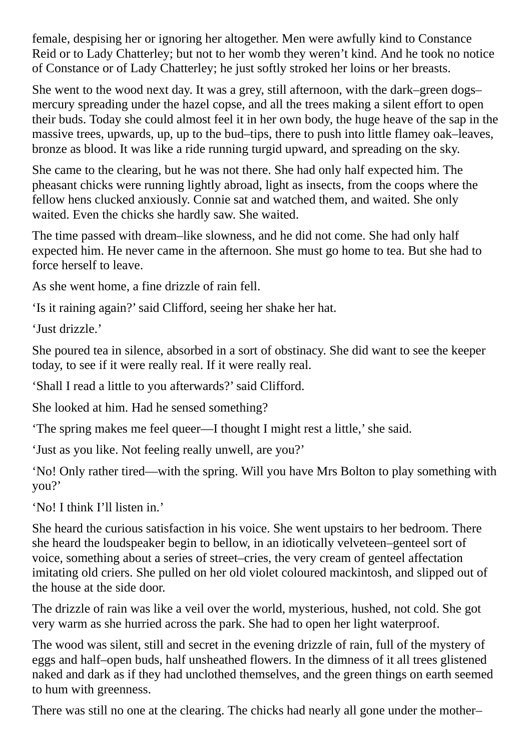female, despising her or ignoring her altogether. Men were awfully kind to Constance Reid or to Lady Chatterley; but not to her womb they weren't kind. And he took no notice of Constance or of Lady Chatterley; he just softly stroked her loins or her breasts.

She went to the wood next day. It was a grey, still afternoon, with the dark–green dogs–mercury spreading under the hazel copse, and all the trees making a silent effort to open their buds. Today she could almost feel it in her own body, the huge heave of the sap in the massive trees, upwards, up, up to the bud–tips, there to push into little flamey oak–leaves, bronze as blood. It was like a ride running turgid upward, and spreading on the sky.

She came to the clearing, but he was not there. She had only half expected him. The pheasant chicks were running lightly abroad, light as insects, from the coops where the fellow hens clucked anxiously. Connie sat and watched them, and waited. She only waited. Even the chicks she hardly saw. She waited.

The time passed with dream–like slowness, and he did not come. She had only half expected him. He never came in the afternoon. She must go home to tea. But she had to force herself to leave.

As she went home, a fine drizzle of rain fell.

'Is it raining again?' said Clifford, seeing her shake her hat.

'Just drizzle.'

She poured tea in silence, absorbed in a sort of obstinacy. She did want to see the keeper today, to see if it were really real. If it were really real.

'Shall I read a little to you afterwards?' said Clifford.

She looked at him. Had he sensed something?

'The spring makes me feel queer—I thought I might rest a little,' she said.

'Just as you like. Not feeling really unwell, are you?'

'No! Only rather tired—with the spring. Will you have Mrs Bolton to play something with you?'

'No! I think I'll listen in.'

She heard the curious satisfaction in his voice. She went upstairs to her bedroom. There she heard the loudspeaker begin to bellow, in an idiotically velveteen–genteel sort of voice, something about a series of street–cries, the very cream of genteel affectation imitating old criers. She pulled on her old violet coloured mackintosh, and slipped out of the house at the side door.

The drizzle of rain was like a veil over the world, mysterious, hushed, not cold. She got very warm as she hurried across the park. She had to open her light waterproof.

The wood was silent, still and secret in the evening drizzle of rain, full of the mystery of eggs and half–open buds, half unsheathed flowers. In the dimness of it all trees glistened naked and dark as if they had unclothed themselves, and the green things on earth seemed to hum with greenness.

There was still no one at the clearing. The chicks had nearly all gone under the mother–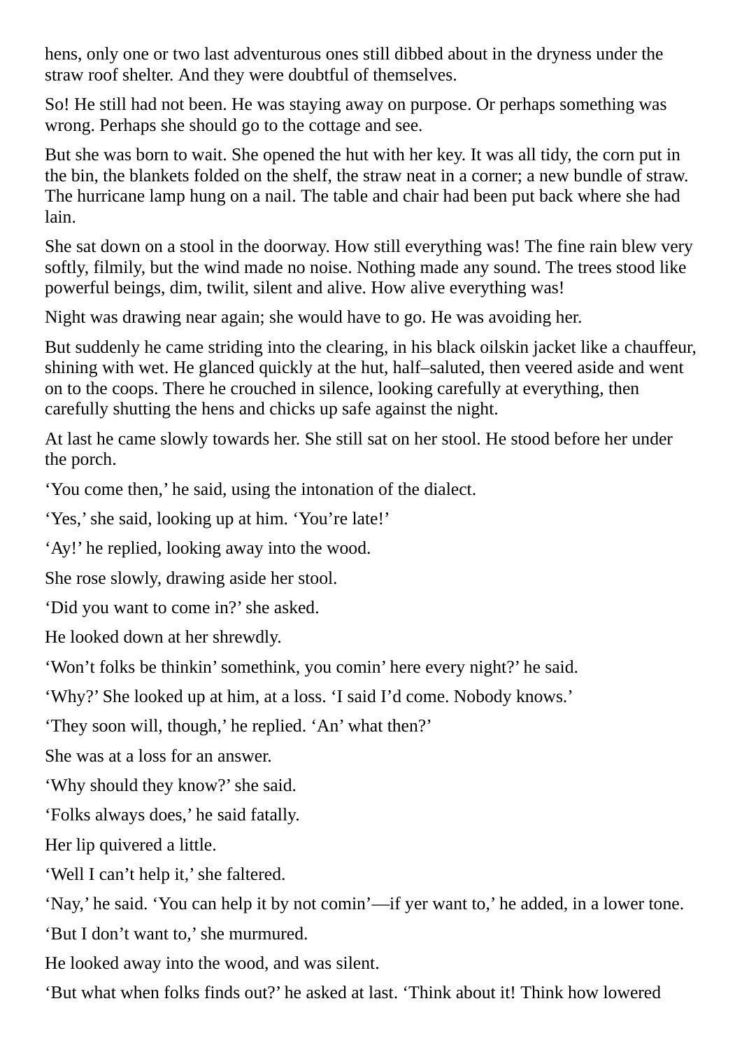hens, only one or two last adventurous ones still dibbed about in the dryness under the straw roof shelter. And they were doubtful of themselves.

So! He still had not been. He was staying away on purpose. Or perhaps something was wrong. Perhaps she should go to the cottage and see.

But she was born to wait. She opened the hut with her key. It was all tidy, the corn put in the bin, the blankets folded on the shelf, the straw neat in a corner; a new bundle of straw. The hurricane lamp hung on a nail. The table and chair had been put back where she had lain.

She sat down on a stool in the doorway. How still everything was! The fine rain blew very softly, filmily, but the wind made no noise. Nothing made any sound. The trees stood like powerful beings, dim, twilit, silent and alive. How alive everything was!

Night was drawing near again; she would have to go. He was avoiding her.

But suddenly he came striding into the clearing, in his black oilskin jacket like a chauffeur, shining with wet. He glanced quickly at the hut, half–saluted, then veered aside and went on to the coops. There he crouched in silence, looking carefully at everything, then carefully shutting the hens and chicks up safe against the night.

At last he came slowly towards her. She still sat on her stool. He stood before her under the porch.

'You come then,' he said, using the intonation of the dialect.

'Yes,' she said, looking up at him. 'You're late!'

'Ay!' he replied, looking away into the wood.

She rose slowly, drawing aside her stool.

'Did you want to come in?' she asked.

He looked down at her shrewdly.

'Won't folks be thinkin' somethink, you comin' here every night?' he said.

'Why?' She looked up at him, at a loss. 'I said I'd come. Nobody knows.'

'They soon will, though,' he replied. 'An' what then?'

She was at a loss for an answer.

'Why should they know?' she said.

'Folks always does,' he said fatally.

Her lip quivered a little.

'Well I can't help it,' she faltered.

'Nay,' he said. 'You can help it by not comin'—if yer want to,' he added, in a lower tone.

'But I don't want to,' she murmured.

He looked away into the wood, and was silent.

'But what when folks finds out?' he asked at last. 'Think about it! Think how lowered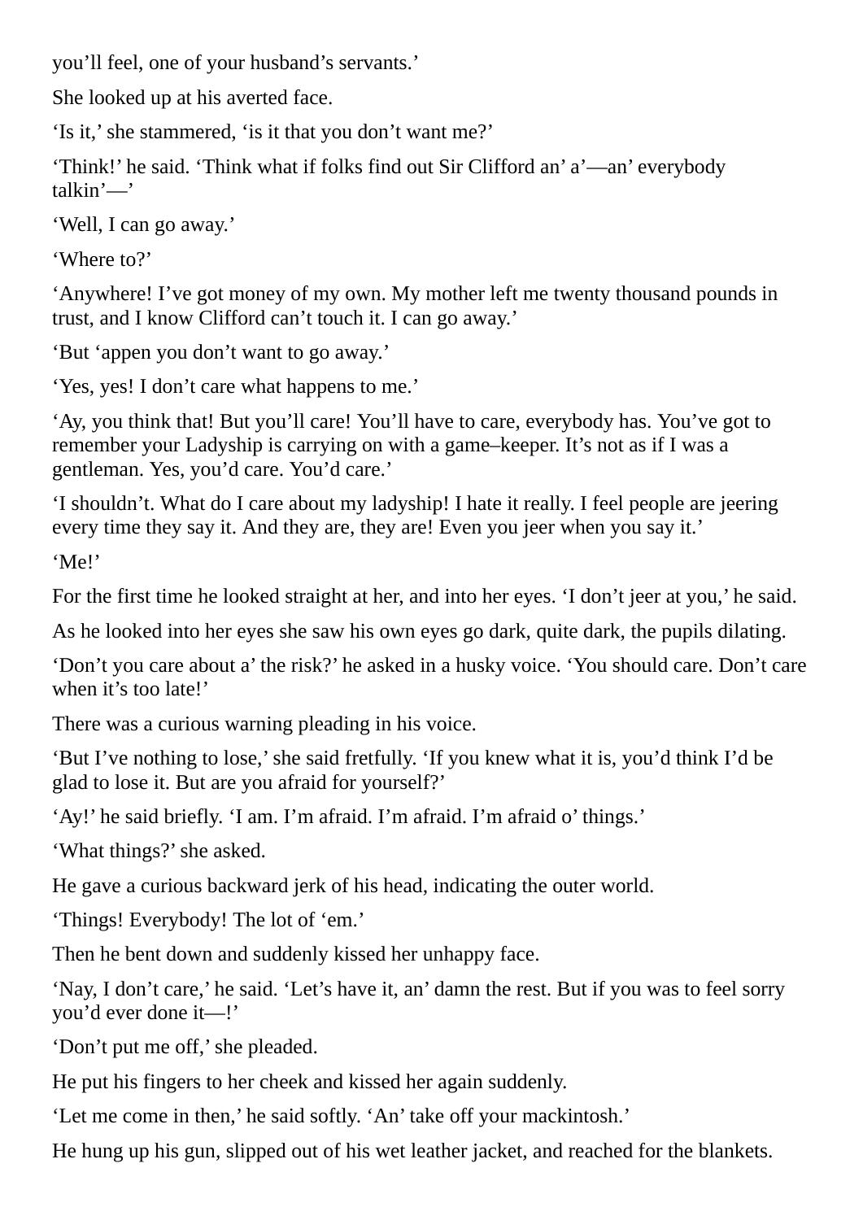you'll feel, one of your husband's servants.'

She looked up at his averted face.

'Is it,' she stammered, 'is it that you don't want me?'

'Think!' he said. 'Think what if folks find out Sir Clifford an' a'—an' everybody talkin'—'

'Well, I can go away.'

'Where to?'

'Anywhere! I've got money of my own. My mother left me twenty thousand pounds in trust, and I know Clifford can't touch it. I can go away.'

'But 'appen you don't want to go away.'

'Yes, yes! I don't care what happens to me.'

'Ay, you think that! But you'll care! You'll have to care, everybody has. You've got to remember your Ladyship is carrying on with a game–keeper. It's not as if I was a gentleman. Yes, you'd care. You'd care.'

'I shouldn't. What do I care about my ladyship! I hate it really. I feel people are jeering every time they say it. And they are, they are! Even you jeer when you say it.'

'Me!'

For the first time he looked straight at her, and into her eyes. 'I don't jeer at you,' he said.

As he looked into her eyes she saw his own eyes go dark, quite dark, the pupils dilating.

'Don't you care about a' the risk?' he asked in a husky voice. 'You should care. Don't care when it's too late!'

There was a curious warning pleading in his voice.

'But I've nothing to lose,' she said fretfully. 'If you knew what it is, you'd think I'd be glad to lose it. But are you afraid for yourself?'

'Ay!' he said briefly. 'I am. I'm afraid. I'm afraid. I'm afraid o' things.'

'What things?' she asked.

He gave a curious backward jerk of his head, indicating the outer world.

'Things! Everybody! The lot of 'em.'

Then he bent down and suddenly kissed her unhappy face.

'Nay, I don't care,' he said. 'Let's have it, an' damn the rest. But if you was to feel sorry you'd ever done it—!'

'Don't put me off,' she pleaded.

He put his fingers to her cheek and kissed her again suddenly.

'Let me come in then,' he said softly. 'An' take off your mackintosh.'

He hung up his gun, slipped out of his wet leather jacket, and reached for the blankets.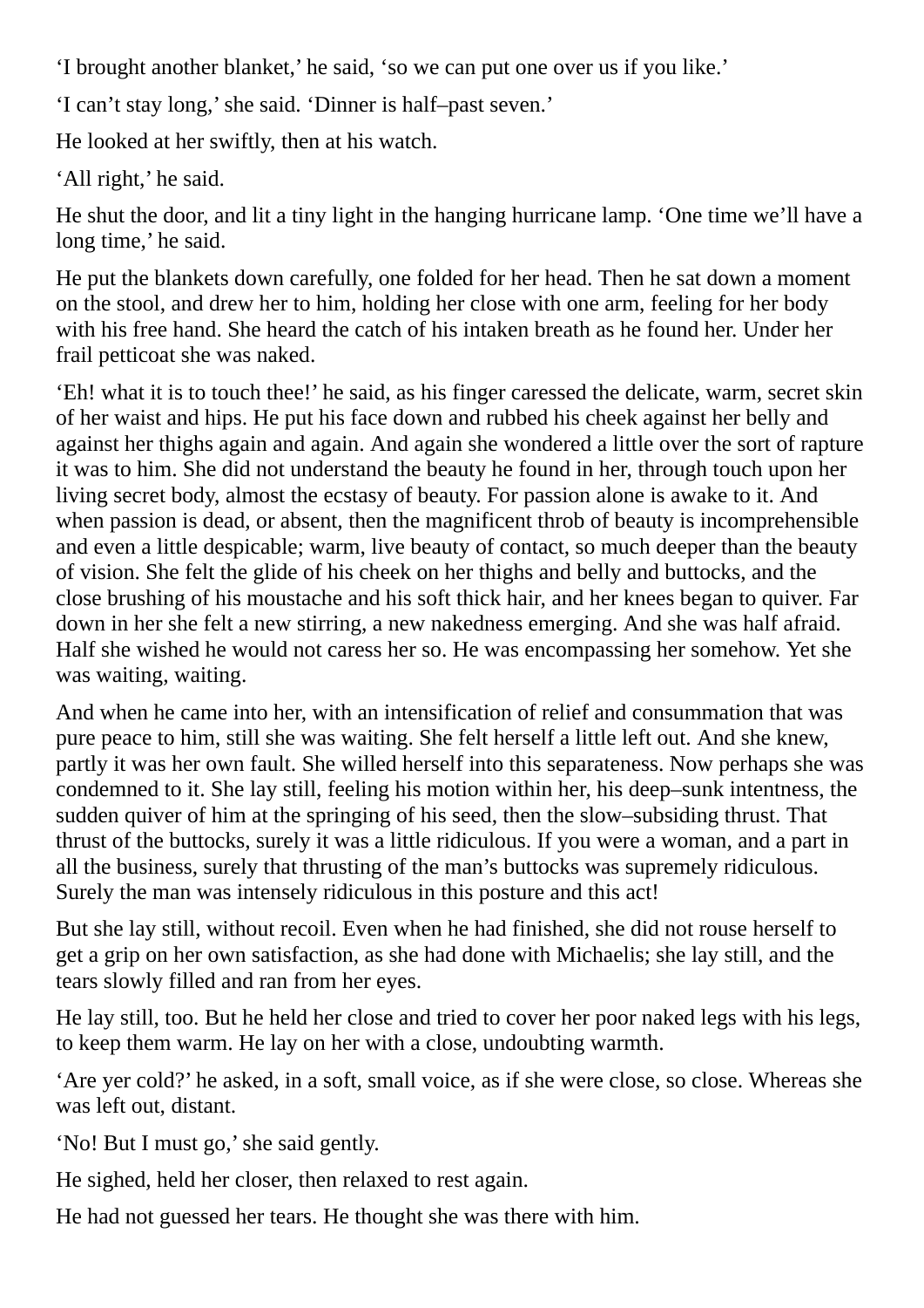'I brought another blanket,' he said, 'so we can put one over us if you like.'

'I can't stay long,' she said. 'Dinner is half–past seven.'

He looked at her swiftly, then at his watch.

'All right,' he said.

He shut the door, and lit a tiny light in the hanging hurricane lamp. 'One time we'll have a long time,' he said.

He put the blankets down carefully, one folded for her head. Then he sat down a moment on the stool, and drew her to him, holding her close with one arm, feeling for her body with his free hand. She heard the catch of his intaken breath as he found her. Under her frail petticoat she was naked.

'Eh! what it is to touch thee!' he said, as his finger caressed the delicate, warm, secret skin of her waist and hips. He put his face down and rubbed his cheek against her belly and against her thighs again and again. And again she wondered a little over the sort of rapture it was to him. She did not understand the beauty he found in her, through touch upon her living secret body, almost the ecstasy of beauty. For passion alone is awake to it. And when passion is dead, or absent, then the magnificent throb of beauty is incomprehensible and even a little despicable; warm, live beauty of contact, so much deeper than the beauty of vision. She felt the glide of his cheek on her thighs and belly and buttocks, and the close brushing of his moustache and his soft thick hair, and her knees began to quiver. Far down in her she felt a new stirring, a new nakedness emerging. And she was half afraid. Half she wished he would not caress her so. He was encompassing her somehow. Yet she was waiting, waiting.

And when he came into her, with an intensification of relief and consummation that was pure peace to him, still she was waiting. She felt herself a little left out. And she knew, partly it was her own fault. She willed herself into this separateness. Now perhaps she was condemned to it. She lay still, feeling his motion within her, his deep–sunk intentness, the sudden quiver of him at the springing of his seed, then the slow–subsiding thrust. That thrust of the buttocks, surely it was a little ridiculous. If you were a woman, and a part in all the business, surely that thrusting of the man's buttocks was supremely ridiculous. Surely the man was intensely ridiculous in this posture and this act!

But she lay still, without recoil. Even when he had finished, she did not rouse herself to get a grip on her own satisfaction, as she had done with Michaelis; she lay still, and the tears slowly filled and ran from her eyes.

He lay still, too. But he held her close and tried to cover her poor naked legs with his legs, to keep them warm. He lay on her with a close, undoubting warmth.

'Are yer cold?' he asked, in a soft, small voice, as if she were close, so close. Whereas she was left out, distant.

'No! But I must go,' she said gently.

He sighed, held her closer, then relaxed to rest again.

He had not guessed her tears. He thought she was there with him.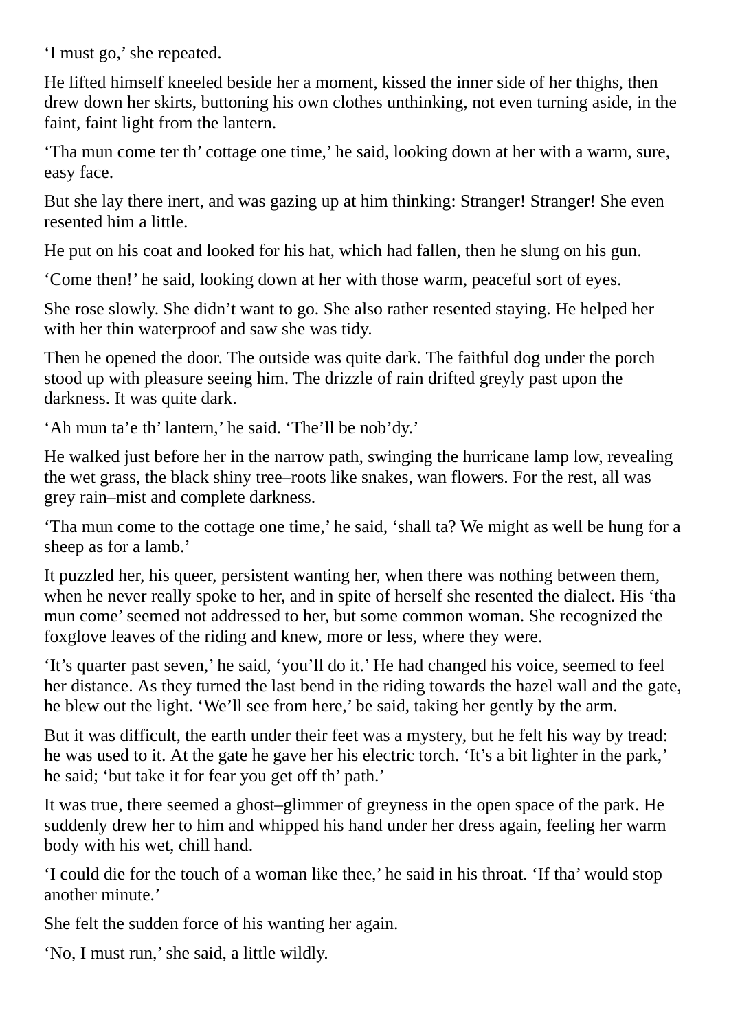'I must go,' she repeated.

He lifted himself kneeled beside her a moment, kissed the inner side of her thighs, then drew down her skirts, buttoning his own clothes unthinking, not even turning aside, in the faint, faint light from the lantern.

'Tha mun come ter th' cottage one time,' he said, looking down at her with a warm, sure, easy face.

But she lay there inert, and was gazing up at him thinking: Stranger! Stranger! She even resented him a little.

He put on his coat and looked for his hat, which had fallen, then he slung on his gun.

'Come then!' he said, looking down at her with those warm, peaceful sort of eyes.

She rose slowly. She didn't want to go. She also rather resented staying. He helped her with her thin waterproof and saw she was tidy.

Then he opened the door. The outside was quite dark. The faithful dog under the porch stood up with pleasure seeing him. The drizzle of rain drifted greyly past upon the darkness. It was quite dark.

'Ah mun ta'e th' lantern,' he said. 'The'll be nob'dy.'

He walked just before her in the narrow path, swinging the hurricane lamp low, revealing the wet grass, the black shiny tree–roots like snakes, wan flowers. For the rest, all was grey rain–mist and complete darkness.

'Tha mun come to the cottage one time,' he said, 'shall ta? We might as well be hung for a sheep as for a lamb.'

It puzzled her, his queer, persistent wanting her, when there was nothing between them, when he never really spoke to her, and in spite of herself she resented the dialect. His 'tha mun come' seemed not addressed to her, but some common woman. She recognized the foxglove leaves of the riding and knew, more or less, where they were.

'It's quarter past seven,' he said, 'you'll do it.' He had changed his voice, seemed to feel her distance. As they turned the last bend in the riding towards the hazel wall and the gate, he blew out the light. 'We'll see from here,' be said, taking her gently by the arm.

But it was difficult, the earth under their feet was a mystery, but he felt his way by tread: he was used to it. At the gate he gave her his electric torch. 'It's a bit lighter in the park,' he said; 'but take it for fear you get off th' path.'

It was true, there seemed a ghost–glimmer of greyness in the open space of the park. He suddenly drew her to him and whipped his hand under her dress again, feeling her warm body with his wet, chill hand.

'I could die for the touch of a woman like thee,' he said in his throat. 'If tha' would stop another minute.'

She felt the sudden force of his wanting her again.

'No, I must run,' she said, a little wildly.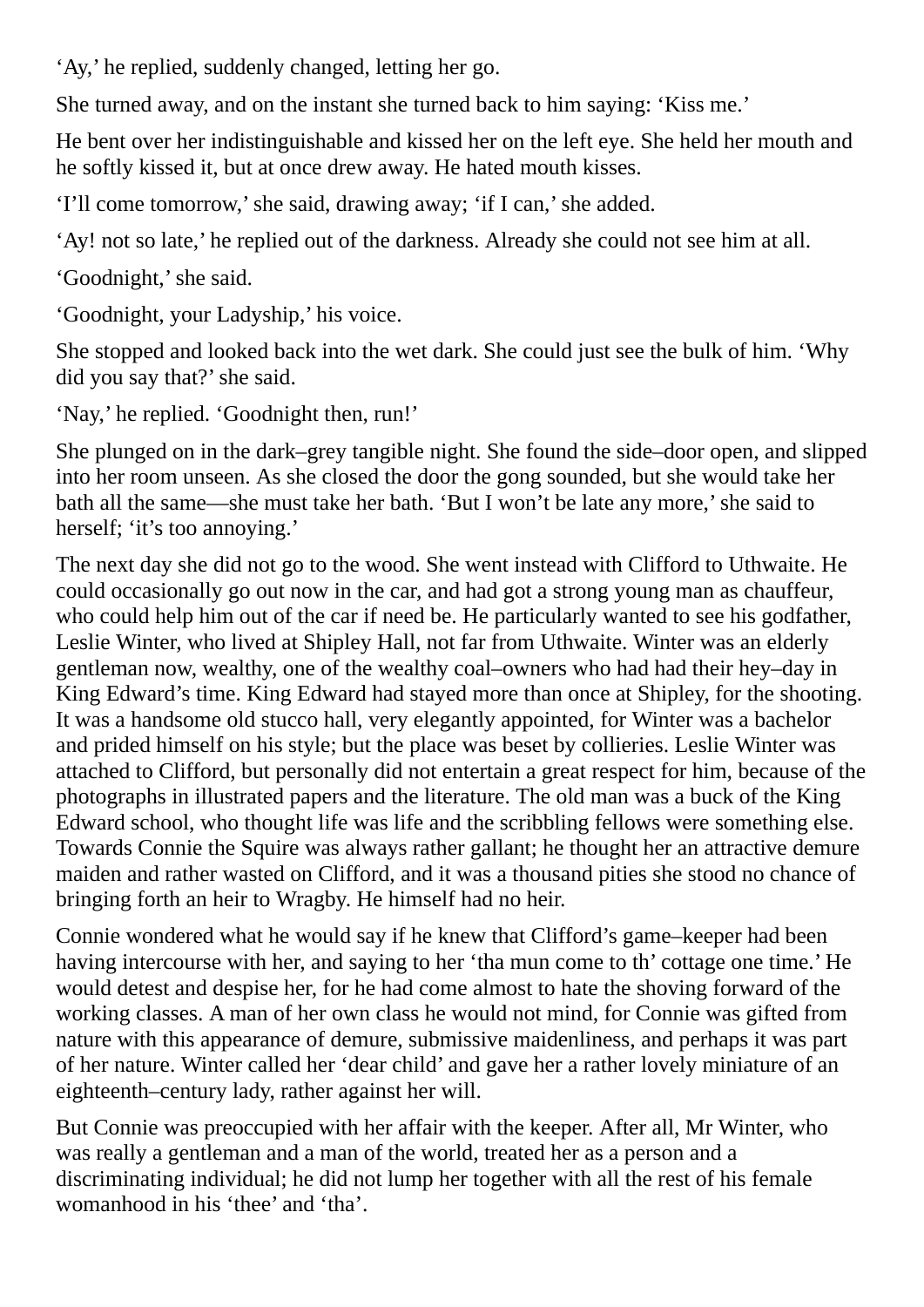‘Ay,’ he replied, suddenly changed, letting her go.

She turned away, and on the instant she turned back to him saying: ‘Kiss me.’

He bent over her indistinguishable and kissed her on the left eye. She held her mouth and he softly kissed it, but at once drew away. He hated mouth kisses.

‘I’ll come tomorrow,’ she said, drawing away; ‘if I can,’ she added.

‘Ay! not so late,’ he replied out of the darkness. Already she could not see him at all.

‘Goodnight,’ she said.

‘Goodnight, your Ladyship,’ his voice.

She stopped and looked back into the wet dark. She could just see the bulk of him. ‘Why did you say that?’ she said.

‘Nay,’ he replied. ‘Goodnight then, run!’

She plunged on in the dark–grey tangible night. She found the side–door open, and slipped into her room unseen. As she closed the door the gong sounded, but she would take her bath all the same—she must take her bath. ‘But I won’t be late any more,’ she said to herself; ‘it’s too annoying.’

The next day she did not go to the wood. She went instead with Clifford to Uthwaite. He could occasionally go out now in the car, and had got a strong young man as chauffeur, who could help him out of the car if need be. He particularly wanted to see his godfather, Leslie Winter, who lived at Shipley Hall, not far from Uthwaite. Winter was an elderly gentleman now, wealthy, one of the wealthy coal–owners who had had their hey–day in King Edward’s time. King Edward had stayed more than once at Shipley, for the shooting. It was a handsome old stucco hall, very elegantly appointed, for Winter was a bachelor and prided himself on his style; but the place was beset by collieries. Leslie Winter was attached to Clifford, but personally did not entertain a great respect for him, because of the photographs in illustrated papers and the literature. The old man was a buck of the King Edward school, who thought life was life and the scribbling fellows were something else. Towards Connie the Squire was always rather gallant; he thought her an attractive demure maiden and rather wasted on Clifford, and it was a thousand pities she stood no chance of bringing forth an heir to Wragby. He himself had no heir.

Connie wondered what he would say if he knew that Clifford’s game–keeper had been having intercourse with her, and saying to her ‘tha mun come to th’ cottage one time.’ He would detest and despise her, for he had come almost to hate the shoving forward of the working classes. A man of her own class he would not mind, for Connie was gifted from nature with this appearance of demure, submissive maidenliness, and perhaps it was part of her nature. Winter called her ‘dear child’ and gave her a rather lovely miniature of an eighteenth–century lady, rather against her will.

But Connie was preoccupied with her affair with the keeper. After all, Mr Winter, who was really a gentleman and a man of the world, treated her as a person and a discriminating individual; he did not lump her together with all the rest of his female womanhood in his ‘thee’ and ‘tha’.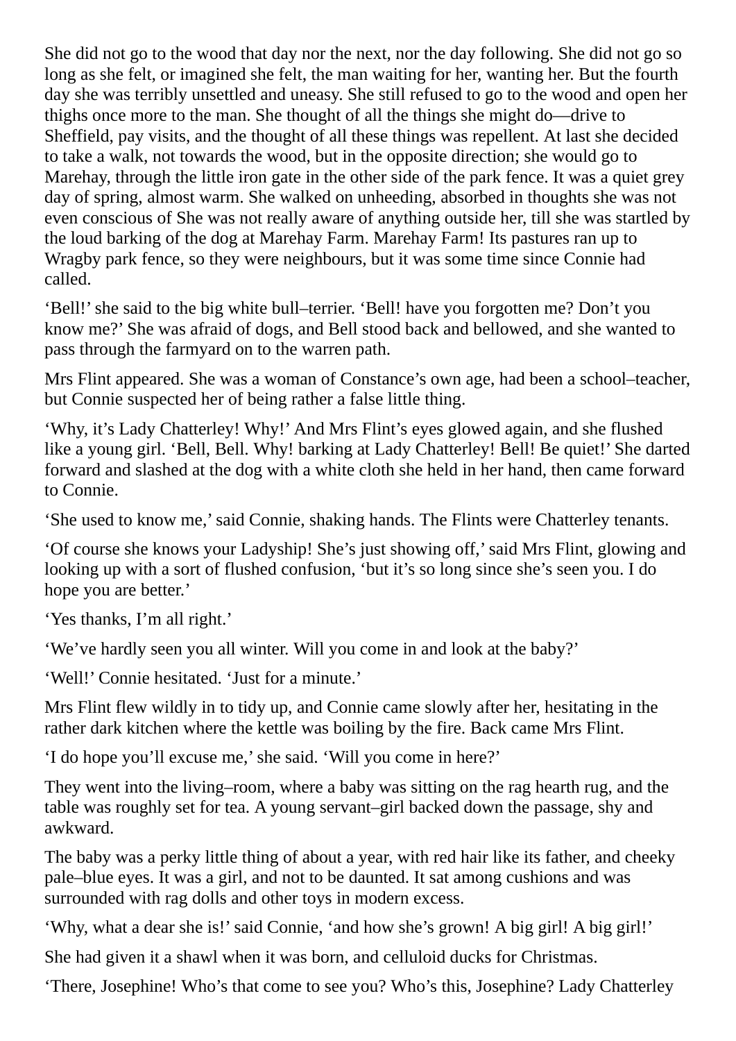She did not go to the wood that day nor the next, nor the day following. She did not go so long as she felt, or imagined she felt, the man waiting for her, wanting her. But the fourth day she was terribly unsettled and uneasy. She still refused to go to the wood and open her thighs once more to the man. She thought of all the things she might do—drive to Sheffield, pay visits, and the thought of all these things was repellent. At last she decided to take a walk, not towards the wood, but in the opposite direction; she would go to Marehay, through the little iron gate in the other side of the park fence. It was a quiet grey day of spring, almost warm. She walked on unheeding, absorbed in thoughts she was not even conscious of She was not really aware of anything outside her, till she was startled by the loud barking of the dog at Marehay Farm. Marehay Farm! Its pastures ran up to Wragby park fence, so they were neighbours, but it was some time since Connie had called.

'Bell!' she said to the big white bull–terrier. 'Bell! have you forgotten me? Don't you know me?' She was afraid of dogs, and Bell stood back and bellowed, and she wanted to pass through the farmyard on to the warren path.

Mrs Flint appeared. She was a woman of Constance's own age, had been a school–teacher, but Connie suspected her of being rather a false little thing.

'Why, it's Lady Chatterley! Why!' And Mrs Flint's eyes glowed again, and she flushed like a young girl. 'Bell, Bell. Why! barking at Lady Chatterley! Bell! Be quiet!' She darted forward and slashed at the dog with a white cloth she held in her hand, then came forward to Connie.

'She used to know me,' said Connie, shaking hands. The Flints were Chatterley tenants.

'Of course she knows your Ladyship! She's just showing off,' said Mrs Flint, glowing and looking up with a sort of flushed confusion, 'but it's so long since she's seen you. I do hope you are better.'

'Yes thanks, I'm all right.'

'We've hardly seen you all winter. Will you come in and look at the baby?'

'Well!' Connie hesitated. 'Just for a minute.'

Mrs Flint flew wildly in to tidy up, and Connie came slowly after her, hesitating in the rather dark kitchen where the kettle was boiling by the fire. Back came Mrs Flint.

'I do hope you'll excuse me,' she said. 'Will you come in here?'

They went into the living–room, where a baby was sitting on the rag hearth rug, and the table was roughly set for tea. A young servant–girl backed down the passage, shy and awkward.

The baby was a perky little thing of about a year, with red hair like its father, and cheeky pale–blue eyes. It was a girl, and not to be daunted. It sat among cushions and was surrounded with rag dolls and other toys in modern excess.

'Why, what a dear she is!' said Connie, 'and how she's grown! A big girl! A big girl!'

She had given it a shawl when it was born, and celluloid ducks for Christmas.

'There, Josephine! Who's that come to see you? Who's this, Josephine? Lady Chatterley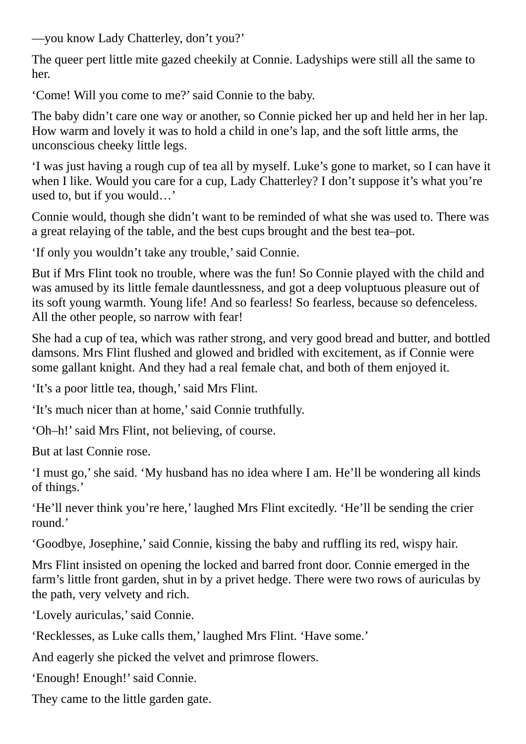—you know Lady Chatterley, don't you?'

The queer pert little mite gazed cheekily at Connie. Ladyships were still all the same to her.

'Come! Will you come to me?' said Connie to the baby.

The baby didn't care one way or another, so Connie picked her up and held her in her lap. How warm and lovely it was to hold a child in one's lap, and the soft little arms, the unconscious cheeky little legs.

'I was just having a rough cup of tea all by myself. Luke's gone to market, so I can have it when I like. Would you care for a cup, Lady Chatterley? I don't suppose it's what you're used to, but if you would…'

Connie would, though she didn't want to be reminded of what she was used to. There was a great relaying of the table, and the best cups brought and the best tea–pot.

'If only you wouldn't take any trouble,' said Connie.

But if Mrs Flint took no trouble, where was the fun! So Connie played with the child and was amused by its little female dauntlessness, and got a deep voluptuous pleasure out of its soft young warmth. Young life! And so fearless! So fearless, because so defenceless. All the other people, so narrow with fear!

She had a cup of tea, which was rather strong, and very good bread and butter, and bottled damsons. Mrs Flint flushed and glowed and bridled with excitement, as if Connie were some gallant knight. And they had a real female chat, and both of them enjoyed it.

'It's a poor little tea, though,' said Mrs Flint.

'It's much nicer than at home,' said Connie truthfully.

'Oh–h!' said Mrs Flint, not believing, of course.

But at last Connie rose.

'I must go,' she said. 'My husband has no idea where I am. He'll be wondering all kinds of things.'

'He'll never think you're here,' laughed Mrs Flint excitedly. 'He'll be sending the crier round.'

'Goodbye, Josephine,' said Connie, kissing the baby and ruffling its red, wispy hair.

Mrs Flint insisted on opening the locked and barred front door. Connie emerged in the farm's little front garden, shut in by a privet hedge. There were two rows of auriculas by the path, very velvety and rich.

'Lovely auriculas,' said Connie.

'Recklesses, as Luke calls them,' laughed Mrs Flint. 'Have some.'

And eagerly she picked the velvet and primrose flowers.

'Enough! Enough!' said Connie.

They came to the little garden gate.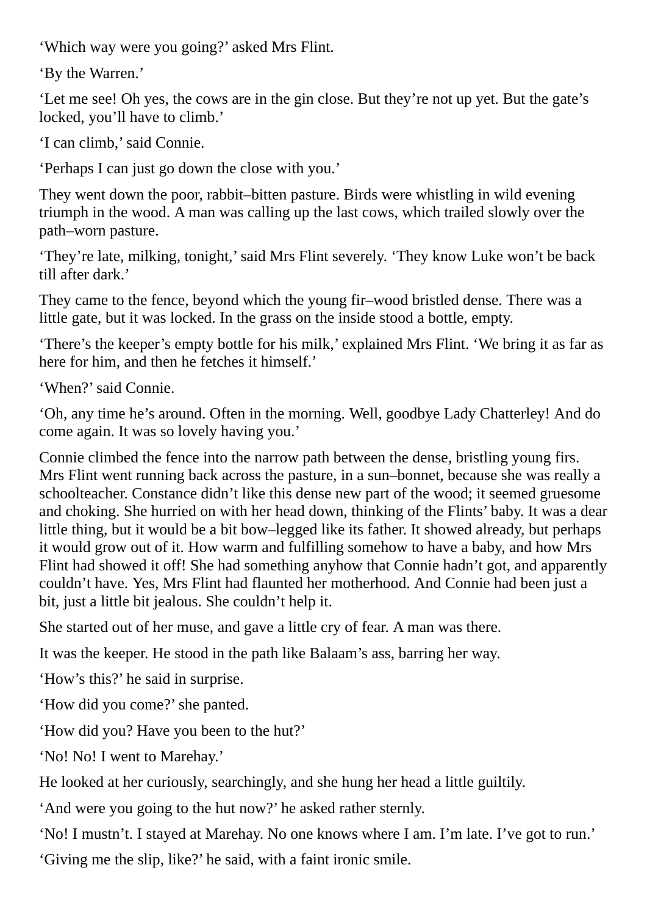‘Which way were you going?’ asked Mrs Flint.

‘By the Warren.’

‘Let me see! Oh yes, the cows are in the gin close. But they’re not up yet. But the gate’s locked, you’ll have to climb.’

‘I can climb,’ said Connie.

‘Perhaps I can just go down the close with you.’

They went down the poor, rabbit–bitten pasture. Birds were whistling in wild evening triumph in the wood. A man was calling up the last cows, which trailed slowly over the path–worn pasture.

‘They’re late, milking, tonight,’ said Mrs Flint severely. ‘They know Luke won’t be back till after dark.’

They came to the fence, beyond which the young fir–wood bristled dense. There was a little gate, but it was locked. In the grass on the inside stood a bottle, empty.

‘There’s the keeper’s empty bottle for his milk,’ explained Mrs Flint. ‘We bring it as far as here for him, and then he fetches it himself.’

‘When?’ said Connie.

‘Oh, any time he’s around. Often in the morning. Well, goodbye Lady Chatterley! And do come again. It was so lovely having you.’

Connie climbed the fence into the narrow path between the dense, bristling young firs. Mrs Flint went running back across the pasture, in a sun–bonnet, because she was really a schoolteacher. Constance didn’t like this dense new part of the wood; it seemed gruesome and choking. She hurried on with her head down, thinking of the Flints’ baby. It was a dear little thing, but it would be a bit bow–legged like its father. It showed already, but perhaps it would grow out of it. How warm and fulfilling somehow to have a baby, and how Mrs Flint had showed it off! She had something anyhow that Connie hadn’t got, and apparently couldn’t have. Yes, Mrs Flint had flaunted her motherhood. And Connie had been just a bit, just a little bit jealous. She couldn’t help it.

She started out of her muse, and gave a little cry of fear. A man was there.

It was the keeper. He stood in the path like Balaam’s ass, barring her way.

‘How’s this?’ he said in surprise.

‘How did you come?’ she panted.

‘How did you? Have you been to the hut?’

‘No! No! I went to Marehay.’

He looked at her curiously, searchingly, and she hung her head a little guiltily.

‘And were you going to the hut now?’ he asked rather sternly.

‘No! I mustn’t. I stayed at Marehay. No one knows where I am. I’m late. I’ve got to run.’

‘Giving me the slip, like?’ he said, with a faint ironic smile.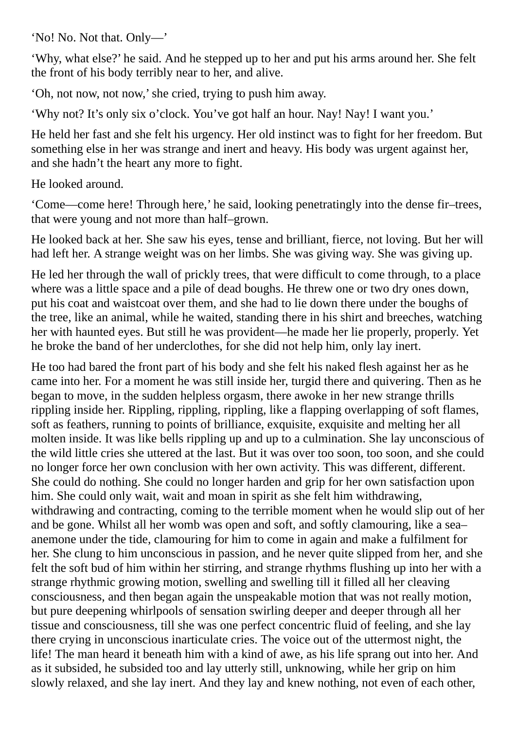'No! No. Not that. Only—'

'Why, what else?' he said. And he stepped up to her and put his arms around her. She felt the front of his body terribly near to her, and alive.

'Oh, not now, not now,' she cried, trying to push him away.

'Why not? It's only six o'clock. You've got half an hour. Nay! Nay! I want you.'

He held her fast and she felt his urgency. Her old instinct was to fight for her freedom. But something else in her was strange and inert and heavy. His body was urgent against her, and she hadn't the heart any more to fight.

He looked around.

'Come—come here! Through here,' he said, looking penetratingly into the dense fir–trees, that were young and not more than half–grown.

He looked back at her. She saw his eyes, tense and brilliant, fierce, not loving. But her will had left her. A strange weight was on her limbs. She was giving way. She was giving up.

He led her through the wall of prickly trees, that were difficult to come through, to a place where was a little space and a pile of dead boughs. He threw one or two dry ones down, put his coat and waistcoat over them, and she had to lie down there under the boughs of the tree, like an animal, while he waited, standing there in his shirt and breeches, watching her with haunted eyes. But still he was provident—he made her lie properly, properly. Yet he broke the band of her underclothes, for she did not help him, only lay inert.

He too had bared the front part of his body and she felt his naked flesh against her as he came into her. For a moment he was still inside her, turgid there and quivering. Then as he began to move, in the sudden helpless orgasm, there awoke in her new strange thrills rippling inside her. Rippling, rippling, rippling, like a flapping overlapping of soft flames, soft as feathers, running to points of brilliance, exquisite, exquisite and melting her all molten inside. It was like bells rippling up and up to a culmination. She lay unconscious of the wild little cries she uttered at the last. But it was over too soon, too soon, and she could no longer force her own conclusion with her own activity. This was different, different. She could do nothing. She could no longer harden and grip for her own satisfaction upon him. She could only wait, wait and moan in spirit as she felt him withdrawing, withdrawing and contracting, coming to the terrible moment when he would slip out of her and be gone. Whilst all her womb was open and soft, and softly clamouring, like a sea–anemone under the tide, clamouring for him to come in again and make a fulfilment for her. She clung to him unconscious in passion, and he never quite slipped from her, and she felt the soft bud of him within her stirring, and strange rhythms flushing up into her with a strange rhythmic growing motion, swelling and swelling till it filled all her cleaving consciousness, and then began again the unspeakable motion that was not really motion, but pure deepening whirlpools of sensation swirling deeper and deeper through all her tissue and consciousness, till she was one perfect concentric fluid of feeling, and she lay there crying in unconscious inarticulate cries. The voice out of the uttermost night, the life! The man heard it beneath him with a kind of awe, as his life sprang out into her. And as it subsided, he subsided too and lay utterly still, unknowing, while her grip on him slowly relaxed, and she lay inert. And they lay and knew nothing, not even of each other,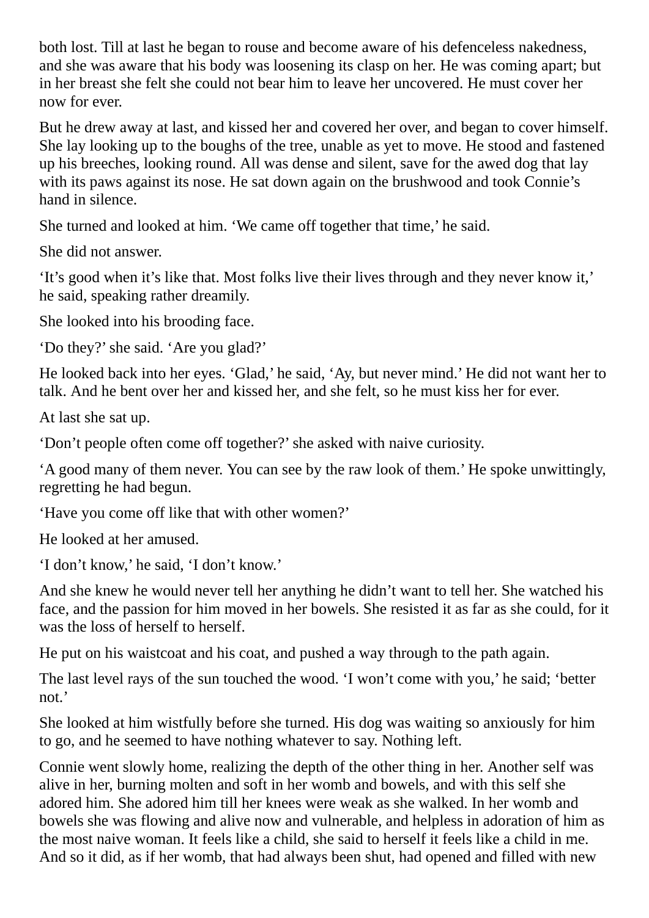both lost. Till at last he began to rouse and become aware of his defenceless nakedness, and she was aware that his body was loosening its clasp on her. He was coming apart; but in her breast she felt she could not bear him to leave her uncovered. He must cover her now for ever.

But he drew away at last, and kissed her and covered her over, and began to cover himself. She lay looking up to the boughs of the tree, unable as yet to move. He stood and fastened up his breeches, looking round. All was dense and silent, save for the awed dog that lay with its paws against its nose. He sat down again on the brushwood and took Connie's hand in silence.

She turned and looked at him. 'We came off together that time,' he said.

She did not answer.

'It's good when it's like that. Most folks live their lives through and they never know it,' he said, speaking rather dreamily.

She looked into his brooding face.

'Do they?' she said. 'Are you glad?'

He looked back into her eyes. 'Glad,' he said, 'Ay, but never mind.' He did not want her to talk. And he bent over her and kissed her, and she felt, so he must kiss her for ever.

At last she sat up.

'Don't people often come off together?' she asked with naive curiosity.

'A good many of them never. You can see by the raw look of them.' He spoke unwittingly, regretting he had begun.

'Have you come off like that with other women?'

He looked at her amused.

'I don't know,' he said, 'I don't know.'

And she knew he would never tell her anything he didn't want to tell her. She watched his face, and the passion for him moved in her bowels. She resisted it as far as she could, for it was the loss of herself to herself.

He put on his waistcoat and his coat, and pushed a way through to the path again.

The last level rays of the sun touched the wood. 'I won't come with you,' he said; 'better not.'

She looked at him wistfully before she turned. His dog was waiting so anxiously for him to go, and he seemed to have nothing whatever to say. Nothing left.

Connie went slowly home, realizing the depth of the other thing in her. Another self was alive in her, burning molten and soft in her womb and bowels, and with this self she adored him. She adored him till her knees were weak as she walked. In her womb and bowels she was flowing and alive now and vulnerable, and helpless in adoration of him as the most naive woman. It feels like a child, she said to herself it feels like a child in me. And so it did, as if her womb, that had always been shut, had opened and filled with new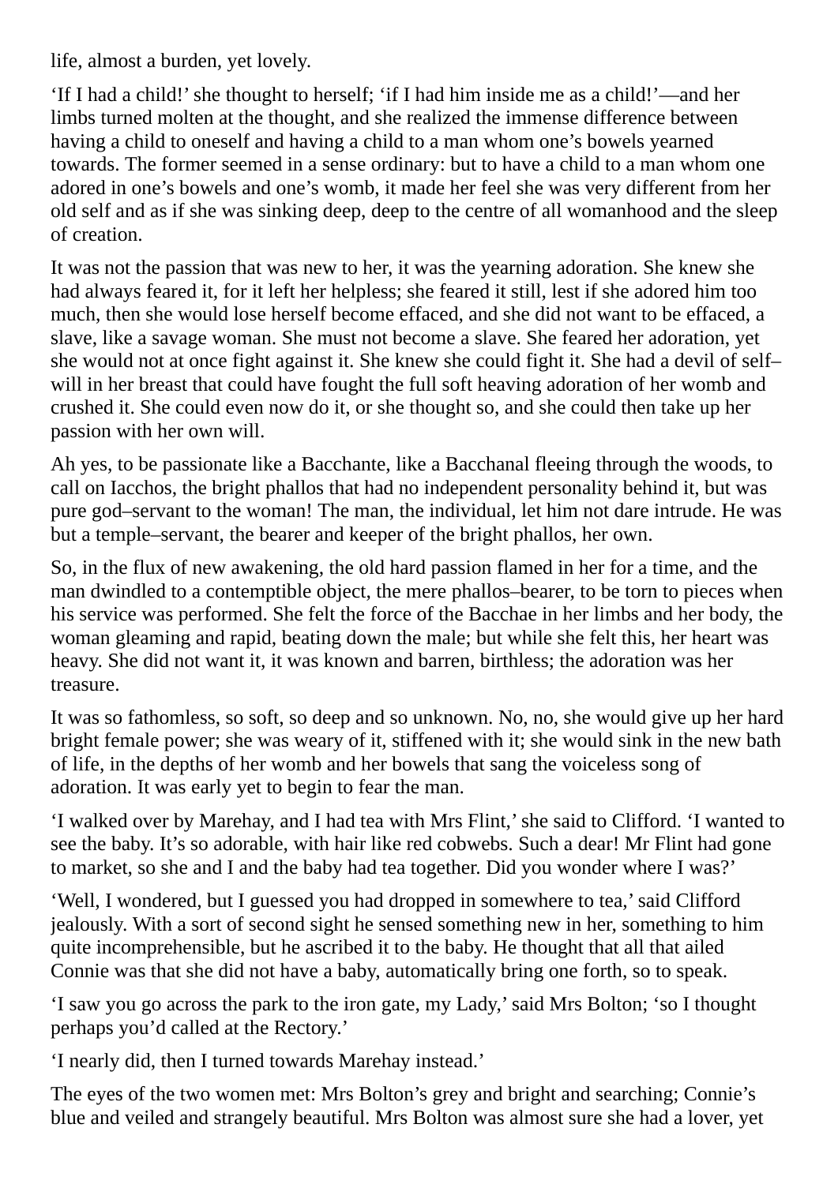life, almost a burden, yet lovely.

‘If I had a child!’ she thought to herself; ‘if I had him inside me as a child!’—and her limbs turned molten at the thought, and she realized the immense difference between having a child to oneself and having a child to a man whom one’s bowels yearned towards. The former seemed in a sense ordinary: but to have a child to a man whom one adored in one’s bowels and one’s womb, it made her feel she was very different from her old self and as if she was sinking deep, deep to the centre of all womanhood and the sleep of creation.

It was not the passion that was new to her, it was the yearning adoration. She knew she had always feared it, for it left her helpless; she feared it still, lest if she adored him too much, then she would lose herself become effaced, and she did not want to be effaced, a slave, like a savage woman. She must not become a slave. She feared her adoration, yet she would not at once fight against it. She knew she could fight it. She had a devil of self–will in her breast that could have fought the full soft heaving adoration of her womb and crushed it. She could even now do it, or she thought so, and she could then take up her passion with her own will.

Ah yes, to be passionate like a Bacchante, like a Bacchanal fleeing through the woods, to call on Iacchos, the bright phallos that had no independent personality behind it, but was pure god–servant to the woman! The man, the individual, let him not dare intrude. He was but a temple–servant, the bearer and keeper of the bright phallos, her own.

So, in the flux of new awakening, the old hard passion flamed in her for a time, and the man dwindled to a contemptible object, the mere phallos–bearer, to be torn to pieces when his service was performed. She felt the force of the Bacchae in her limbs and her body, the woman gleaming and rapid, beating down the male; but while she felt this, her heart was heavy. She did not want it, it was known and barren, birthless; the adoration was her treasure.

It was so fathomless, so soft, so deep and so unknown. No, no, she would give up her hard bright female power; she was weary of it, stiffened with it; she would sink in the new bath of life, in the depths of her womb and her bowels that sang the voiceless song of adoration. It was early yet to begin to fear the man.

‘I walked over by Marehay, and I had tea with Mrs Flint,’ she said to Clifford. ‘I wanted to see the baby. It’s so adorable, with hair like red cobwebs. Such a dear! Mr Flint had gone to market, so she and I and the baby had tea together. Did you wonder where I was?’

‘Well, I wondered, but I guessed you had dropped in somewhere to tea,’ said Clifford jealously. With a sort of second sight he sensed something new in her, something to him quite incomprehensible, but he ascribed it to the baby. He thought that all that ailed Connie was that she did not have a baby, automatically bring one forth, so to speak.

‘I saw you go across the park to the iron gate, my Lady,’ said Mrs Bolton; ‘so I thought perhaps you’d called at the Rectory.’

‘I nearly did, then I turned towards Marehay instead.’

The eyes of the two women met: Mrs Bolton’s grey and bright and searching; Connie’s blue and veiled and strangely beautiful. Mrs Bolton was almost sure she had a lover, yet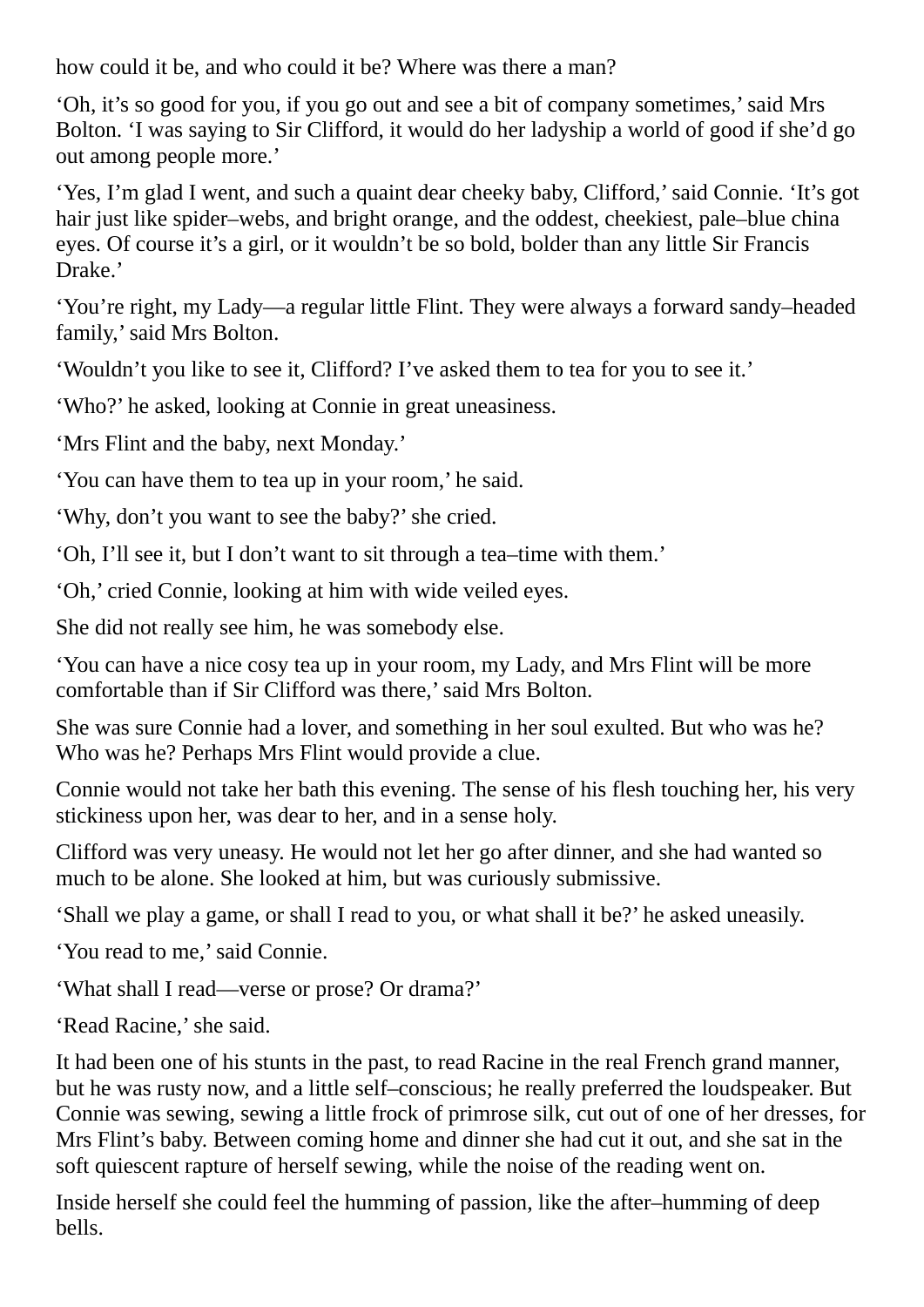how could it be, and who could it be? Where was there a man?

'Oh, it's so good for you, if you go out and see a bit of company sometimes,' said Mrs Bolton. 'I was saying to Sir Clifford, it would do her ladyship a world of good if she'd go out among people more.'

'Yes, I'm glad I went, and such a quaint dear cheeky baby, Clifford,' said Connie. 'It's got hair just like spider–webs, and bright orange, and the oddest, cheekiest, pale–blue china eyes. Of course it's a girl, or it wouldn't be so bold, bolder than any little Sir Francis Drake.'

'You're right, my Lady—a regular little Flint. They were always a forward sandy–headed family,' said Mrs Bolton.

'Wouldn't you like to see it, Clifford? I've asked them to tea for you to see it.'

'Who?' he asked, looking at Connie in great uneasiness.

'Mrs Flint and the baby, next Monday.'

'You can have them to tea up in your room,' he said.

'Why, don't you want to see the baby?' she cried.

'Oh, I'll see it, but I don't want to sit through a tea–time with them.'

'Oh,' cried Connie, looking at him with wide veiled eyes.

She did not really see him, he was somebody else.

'You can have a nice cosy tea up in your room, my Lady, and Mrs Flint will be more comfortable than if Sir Clifford was there,' said Mrs Bolton.

She was sure Connie had a lover, and something in her soul exulted. But who was he? Who was he? Perhaps Mrs Flint would provide a clue.

Connie would not take her bath this evening. The sense of his flesh touching her, his very stickiness upon her, was dear to her, and in a sense holy.

Clifford was very uneasy. He would not let her go after dinner, and she had wanted so much to be alone. She looked at him, but was curiously submissive.

'Shall we play a game, or shall I read to you, or what shall it be?' he asked uneasily.

'You read to me,' said Connie.

'What shall I read—verse or prose? Or drama?'

'Read Racine,' she said.

It had been one of his stunts in the past, to read Racine in the real French grand manner, but he was rusty now, and a little self–conscious; he really preferred the loudspeaker. But Connie was sewing, sewing a little frock of primrose silk, cut out of one of her dresses, for Mrs Flint's baby. Between coming home and dinner she had cut it out, and she sat in the soft quiescent rapture of herself sewing, while the noise of the reading went on.

Inside herself she could feel the humming of passion, like the after–humming of deep bells.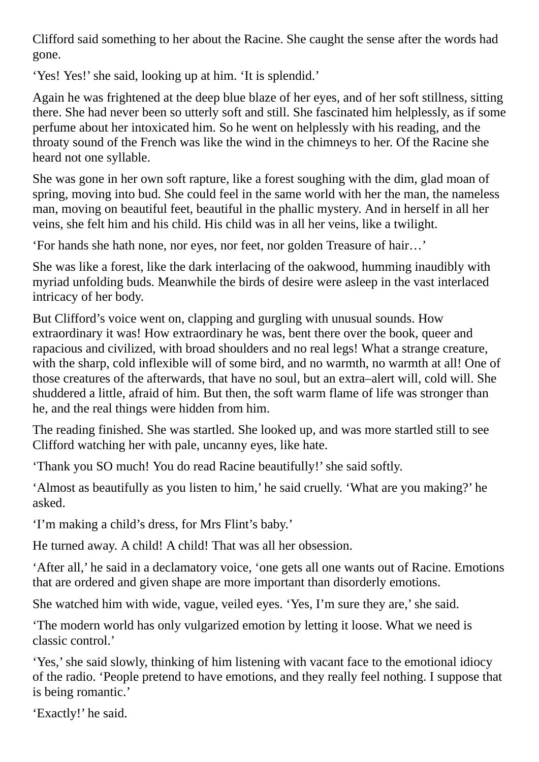Clifford said something to her about the Racine. She caught the sense after the words had gone.

'Yes! Yes!' she said, looking up at him. 'It is splendid.'

Again he was frightened at the deep blue blaze of her eyes, and of her soft stillness, sitting there. She had never been so utterly soft and still. She fascinated him helplessly, as if some perfume about her intoxicated him. So he went on helplessly with his reading, and the throaty sound of the French was like the wind in the chimneys to her. Of the Racine she heard not one syllable.

She was gone in her own soft rapture, like a forest soughing with the dim, glad moan of spring, moving into bud. She could feel in the same world with her the man, the nameless man, moving on beautiful feet, beautiful in the phallic mystery. And in herself in all her veins, she felt him and his child. His child was in all her veins, like a twilight.

'For hands she hath none, nor eyes, nor feet, nor golden Treasure of hair…'

She was like a forest, like the dark interlacing of the oakwood, humming inaudibly with myriad unfolding buds. Meanwhile the birds of desire were asleep in the vast interlaced intricacy of her body.

But Clifford's voice went on, clapping and gurgling with unusual sounds. How extraordinary it was! How extraordinary he was, bent there over the book, queer and rapacious and civilized, with broad shoulders and no real legs! What a strange creature, with the sharp, cold inflexible will of some bird, and no warmth, no warmth at all! One of those creatures of the afterwards, that have no soul, but an extra–alert will, cold will. She shuddered a little, afraid of him. But then, the soft warm flame of life was stronger than he, and the real things were hidden from him.

The reading finished. She was startled. She looked up, and was more startled still to see Clifford watching her with pale, uncanny eyes, like hate.

'Thank you SO much! You do read Racine beautifully!' she said softly.

'Almost as beautifully as you listen to him,' he said cruelly. 'What are you making?' he asked.

'I'm making a child's dress, for Mrs Flint's baby.'

He turned away. A child! A child! That was all her obsession.

'After all,' he said in a declamatory voice, 'one gets all one wants out of Racine. Emotions that are ordered and given shape are more important than disorderly emotions.

She watched him with wide, vague, veiled eyes. 'Yes, I'm sure they are,' she said.

'The modern world has only vulgarized emotion by letting it loose. What we need is classic control.'

'Yes,' she said slowly, thinking of him listening with vacant face to the emotional idiocy of the radio. 'People pretend to have emotions, and they really feel nothing. I suppose that is being romantic.'

'Exactly!' he said.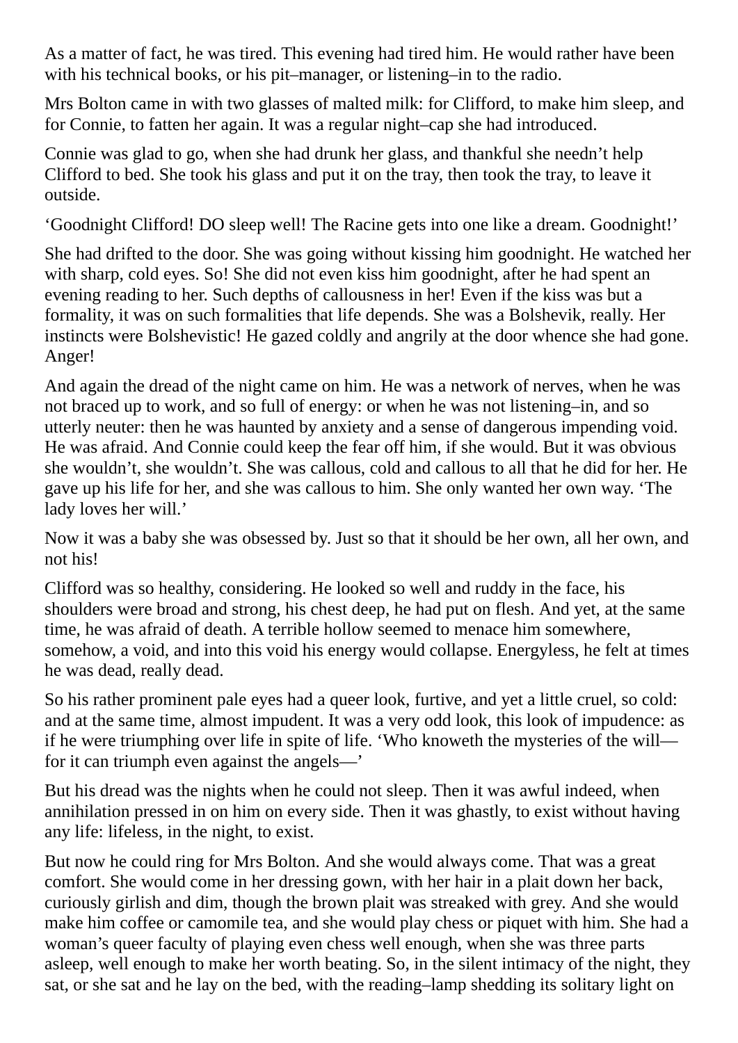As a matter of fact, he was tired. This evening had tired him. He would rather have been with his technical books, or his pit–manager, or listening–in to the radio.

Mrs Bolton came in with two glasses of malted milk: for Clifford, to make him sleep, and for Connie, to fatten her again. It was a regular night–cap she had introduced.

Connie was glad to go, when she had drunk her glass, and thankful she needn't help Clifford to bed. She took his glass and put it on the tray, then took the tray, to leave it outside.

'Goodnight Clifford! DO sleep well! The Racine gets into one like a dream. Goodnight!'

She had drifted to the door. She was going without kissing him goodnight. He watched her with sharp, cold eyes. So! She did not even kiss him goodnight, after he had spent an evening reading to her. Such depths of callousness in her! Even if the kiss was but a formality, it was on such formalities that life depends. She was a Bolshevik, really. Her instincts were Bolshevistic! He gazed coldly and angrily at the door whence she had gone. Anger!

And again the dread of the night came on him. He was a network of nerves, when he was not braced up to work, and so full of energy: or when he was not listening–in, and so utterly neuter: then he was haunted by anxiety and a sense of dangerous impending void. He was afraid. And Connie could keep the fear off him, if she would. But it was obvious she wouldn't, she wouldn't. She was callous, cold and callous to all that he did for her. He gave up his life for her, and she was callous to him. She only wanted her own way. 'The lady loves her will.'

Now it was a baby she was obsessed by. Just so that it should be her own, all her own, and not his!

Clifford was so healthy, considering. He looked so well and ruddy in the face, his shoulders were broad and strong, his chest deep, he had put on flesh. And yet, at the same time, he was afraid of death. A terrible hollow seemed to menace him somewhere, somehow, a void, and into this void his energy would collapse. Energyless, he felt at times he was dead, really dead.

So his rather prominent pale eyes had a queer look, furtive, and yet a little cruel, so cold: and at the same time, almost impudent. It was a very odd look, this look of impudence: as if he were triumphing over life in spite of life. 'Who knoweth the mysteries of the will—for it can triumph even against the angels—'

But his dread was the nights when he could not sleep. Then it was awful indeed, when annihilation pressed in on him on every side. Then it was ghastly, to exist without having any life: lifeless, in the night, to exist.

But now he could ring for Mrs Bolton. And she would always come. That was a great comfort. She would come in her dressing gown, with her hair in a plait down her back, curiously girlish and dim, though the brown plait was streaked with grey. And she would make him coffee or camomile tea, and she would play chess or piquet with him. She had a woman's queer faculty of playing even chess well enough, when she was three parts asleep, well enough to make her worth beating. So, in the silent intimacy of the night, they sat, or she sat and he lay on the bed, with the reading–lamp shedding its solitary light on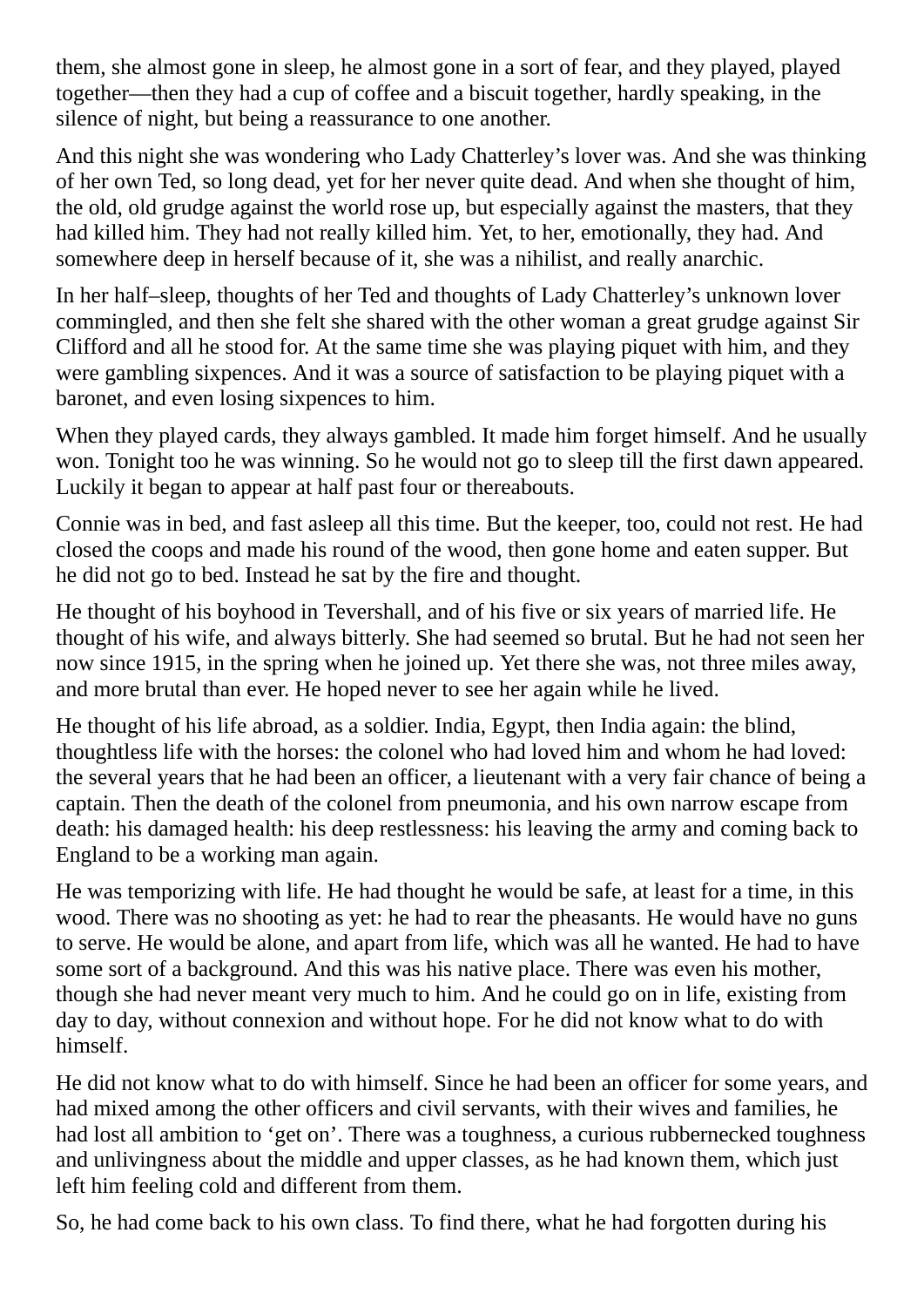them, she almost gone in sleep, he almost gone in a sort of fear, and they played, played together—then they had a cup of coffee and a biscuit together, hardly speaking, in the silence of night, but being a reassurance to one another.

And this night she was wondering who Lady Chatterley's lover was. And she was thinking of her own Ted, so long dead, yet for her never quite dead. And when she thought of him, the old, old grudge against the world rose up, but especially against the masters, that they had killed him. They had not really killed him. Yet, to her, emotionally, they had. And somewhere deep in herself because of it, she was a nihilist, and really anarchic.

In her half–sleep, thoughts of her Ted and thoughts of Lady Chatterley's unknown lover commingled, and then she felt she shared with the other woman a great grudge against Sir Clifford and all he stood for. At the same time she was playing piquet with him, and they were gambling sixpences. And it was a source of satisfaction to be playing piquet with a baronet, and even losing sixpences to him.

When they played cards, they always gambled. It made him forget himself. And he usually won. Tonight too he was winning. So he would not go to sleep till the first dawn appeared. Luckily it began to appear at half past four or thereabouts.

Connie was in bed, and fast asleep all this time. But the keeper, too, could not rest. He had closed the coops and made his round of the wood, then gone home and eaten supper. But he did not go to bed. Instead he sat by the fire and thought.

He thought of his boyhood in Tevershall, and of his five or six years of married life. He thought of his wife, and always bitterly. She had seemed so brutal. But he had not seen her now since 1915, in the spring when he joined up. Yet there she was, not three miles away, and more brutal than ever. He hoped never to see her again while he lived.

He thought of his life abroad, as a soldier. India, Egypt, then India again: the blind, thoughtless life with the horses: the colonel who had loved him and whom he had loved: the several years that he had been an officer, a lieutenant with a very fair chance of being a captain. Then the death of the colonel from pneumonia, and his own narrow escape from death: his damaged health: his deep restlessness: his leaving the army and coming back to England to be a working man again.

He was temporizing with life. He had thought he would be safe, at least for a time, in this wood. There was no shooting as yet: he had to rear the pheasants. He would have no guns to serve. He would be alone, and apart from life, which was all he wanted. He had to have some sort of a background. And this was his native place. There was even his mother, though she had never meant very much to him. And he could go on in life, existing from day to day, without connexion and without hope. For he did not know what to do with himself.

He did not know what to do with himself. Since he had been an officer for some years, and had mixed among the other officers and civil servants, with their wives and families, he had lost all ambition to 'get on'. There was a toughness, a curious rubbernecked toughness and unlivingness about the middle and upper classes, as he had known them, which just left him feeling cold and different from them.

So, he had come back to his own class. To find there, what he had forgotten during his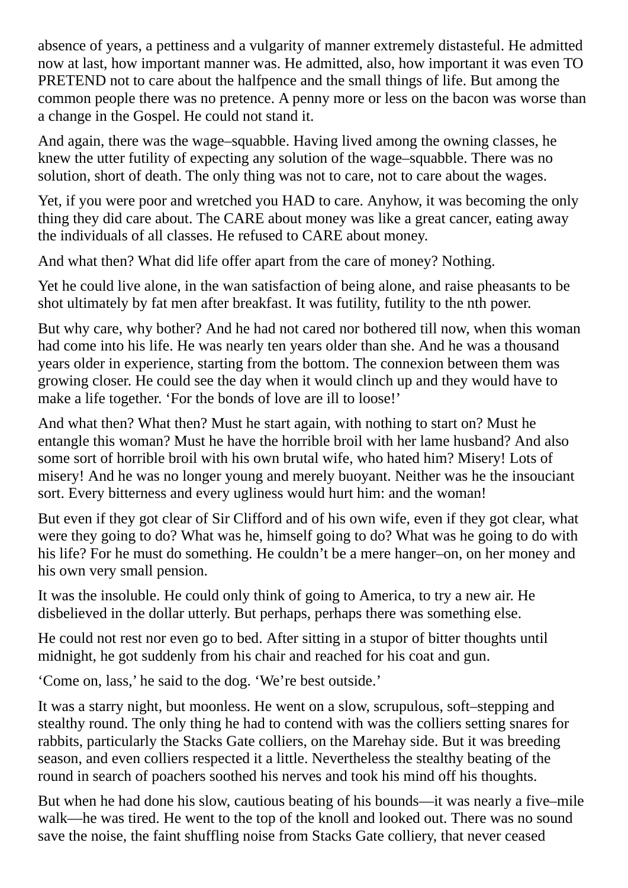absence of years, a pettiness and a vulgarity of manner extremely distasteful. He admitted now at last, how important manner was. He admitted, also, how important it was even TO PRETEND not to care about the halfpence and the small things of life. But among the common people there was no pretence. A penny more or less on the bacon was worse than a change in the Gospel. He could not stand it.

And again, there was the wage–squabble. Having lived among the owning classes, he knew the utter futility of expecting any solution of the wage–squabble. There was no solution, short of death. The only thing was not to care, not to care about the wages.

Yet, if you were poor and wretched you HAD to care. Anyhow, it was becoming the only thing they did care about. The CARE about money was like a great cancer, eating away the individuals of all classes. He refused to CARE about money.

And what then? What did life offer apart from the care of money? Nothing.

Yet he could live alone, in the wan satisfaction of being alone, and raise pheasants to be shot ultimately by fat men after breakfast. It was futility, futility to the nth power.

But why care, why bother? And he had not cared nor bothered till now, when this woman had come into his life. He was nearly ten years older than she. And he was a thousand years older in experience, starting from the bottom. The connexion between them was growing closer. He could see the day when it would clinch up and they would have to make a life together. 'For the bonds of love are ill to loose!'

And what then? What then? Must he start again, with nothing to start on? Must he entangle this woman? Must he have the horrible broil with her lame husband? And also some sort of horrible broil with his own brutal wife, who hated him? Misery! Lots of misery! And he was no longer young and merely buoyant. Neither was he the insouciant sort. Every bitterness and every ugliness would hurt him: and the woman!

But even if they got clear of Sir Clifford and of his own wife, even if they got clear, what were they going to do? What was he, himself going to do? What was he going to do with his life? For he must do something. He couldn't be a mere hanger–on, on her money and his own very small pension.

It was the insoluble. He could only think of going to America, to try a new air. He disbelieved in the dollar utterly. But perhaps, perhaps there was something else.

He could not rest nor even go to bed. After sitting in a stupor of bitter thoughts until midnight, he got suddenly from his chair and reached for his coat and gun.

'Come on, lass,' he said to the dog. 'We're best outside.'

It was a starry night, but moonless. He went on a slow, scrupulous, soft–stepping and stealthy round. The only thing he had to contend with was the colliers setting snares for rabbits, particularly the Stacks Gate colliers, on the Marehay side. But it was breeding season, and even colliers respected it a little. Nevertheless the stealthy beating of the round in search of poachers soothed his nerves and took his mind off his thoughts.

But when he had done his slow, cautious beating of his bounds—it was nearly a five–mile walk—he was tired. He went to the top of the knoll and looked out. There was no sound save the noise, the faint shuffling noise from Stacks Gate colliery, that never ceased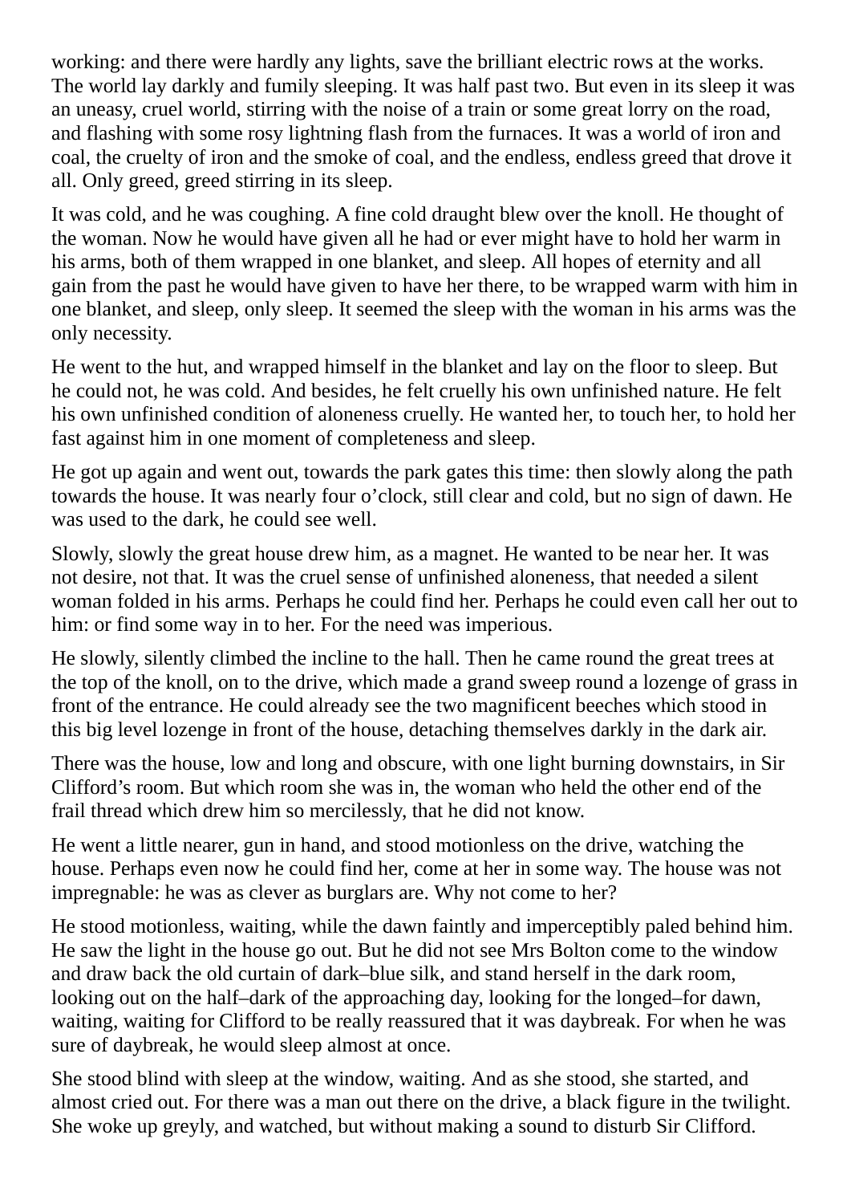working: and there were hardly any lights, save the brilliant electric rows at the works. The world lay darkly and fumily sleeping. It was half past two. But even in its sleep it was an uneasy, cruel world, stirring with the noise of a train or some great lorry on the road, and flashing with some rosy lightning flash from the furnaces. It was a world of iron and coal, the cruelty of iron and the smoke of coal, and the endless, endless greed that drove it all. Only greed, greed stirring in its sleep.

It was cold, and he was coughing. A fine cold draught blew over the knoll. He thought of the woman. Now he would have given all he had or ever might have to hold her warm in his arms, both of them wrapped in one blanket, and sleep. All hopes of eternity and all gain from the past he would have given to have her there, to be wrapped warm with him in one blanket, and sleep, only sleep. It seemed the sleep with the woman in his arms was the only necessity.

He went to the hut, and wrapped himself in the blanket and lay on the floor to sleep. But he could not, he was cold. And besides, he felt cruelly his own unfinished nature. He felt his own unfinished condition of aloneness cruelly. He wanted her, to touch her, to hold her fast against him in one moment of completeness and sleep.

He got up again and went out, towards the park gates this time: then slowly along the path towards the house. It was nearly four o'clock, still clear and cold, but no sign of dawn. He was used to the dark, he could see well.

Slowly, slowly the great house drew him, as a magnet. He wanted to be near her. It was not desire, not that. It was the cruel sense of unfinished aloneness, that needed a silent woman folded in his arms. Perhaps he could find her. Perhaps he could even call her out to him: or find some way in to her. For the need was imperious.

He slowly, silently climbed the incline to the hall. Then he came round the great trees at the top of the knoll, on to the drive, which made a grand sweep round a lozenge of grass in front of the entrance. He could already see the two magnificent beeches which stood in this big level lozenge in front of the house, detaching themselves darkly in the dark air.

There was the house, low and long and obscure, with one light burning downstairs, in Sir Clifford's room. But which room she was in, the woman who held the other end of the frail thread which drew him so mercilessly, that he did not know.

He went a little nearer, gun in hand, and stood motionless on the drive, watching the house. Perhaps even now he could find her, come at her in some way. The house was not impregnable: he was as clever as burglars are. Why not come to her?

He stood motionless, waiting, while the dawn faintly and imperceptibly paled behind him. He saw the light in the house go out. But he did not see Mrs Bolton come to the window and draw back the old curtain of dark–blue silk, and stand herself in the dark room, looking out on the half–dark of the approaching day, looking for the longed–for dawn, waiting, waiting for Clifford to be really reassured that it was daybreak. For when he was sure of daybreak, he would sleep almost at once.

She stood blind with sleep at the window, waiting. And as she stood, she started, and almost cried out. For there was a man out there on the drive, a black figure in the twilight. She woke up greyly, and watched, but without making a sound to disturb Sir Clifford.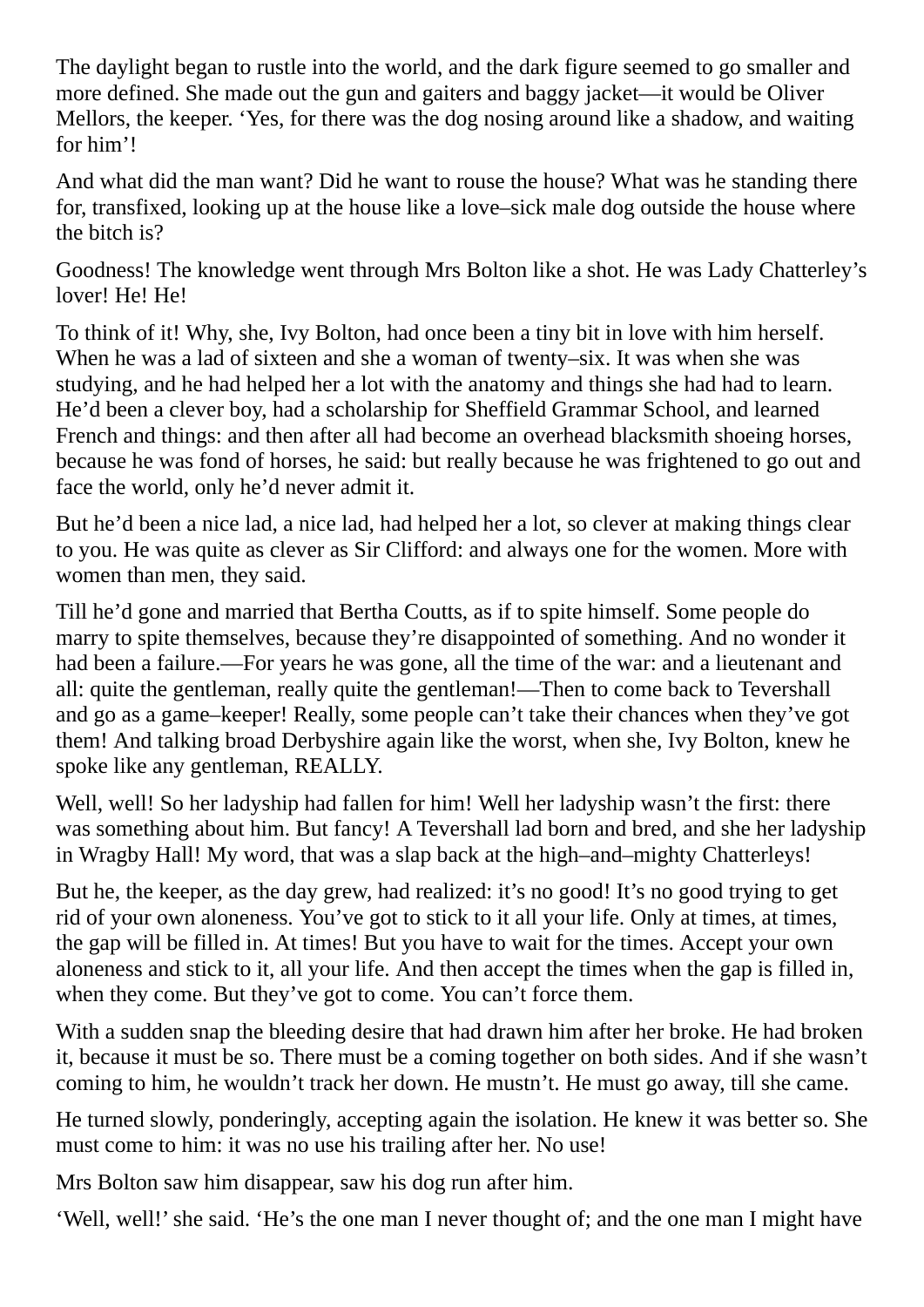The daylight began to rustle into the world, and the dark figure seemed to go smaller and more defined. She made out the gun and gaiters and baggy jacket—it would be Oliver Mellors, the keeper. 'Yes, for there was the dog nosing around like a shadow, and waiting for him'!

And what did the man want? Did he want to rouse the house? What was he standing there for, transfixed, looking up at the house like a love–sick male dog outside the house where the bitch is?

Goodness! The knowledge went through Mrs Bolton like a shot. He was Lady Chatterley's lover! He! He!

To think of it! Why, she, Ivy Bolton, had once been a tiny bit in love with him herself. When he was a lad of sixteen and she a woman of twenty–six. It was when she was studying, and he had helped her a lot with the anatomy and things she had had to learn. He'd been a clever boy, had a scholarship for Sheffield Grammar School, and learned French and things: and then after all had become an overhead blacksmith shoeing horses, because he was fond of horses, he said: but really because he was frightened to go out and face the world, only he'd never admit it.

But he'd been a nice lad, a nice lad, had helped her a lot, so clever at making things clear to you. He was quite as clever as Sir Clifford: and always one for the women. More with women than men, they said.

Till he'd gone and married that Bertha Coutts, as if to spite himself. Some people do marry to spite themselves, because they're disappointed of something. And no wonder it had been a failure.—For years he was gone, all the time of the war: and a lieutenant and all: quite the gentleman, really quite the gentleman!—Then to come back to Tevershall and go as a game–keeper! Really, some people can't take their chances when they've got them! And talking broad Derbyshire again like the worst, when she, Ivy Bolton, knew he spoke like any gentleman, REALLY.

Well, well! So her ladyship had fallen for him! Well her ladyship wasn't the first: there was something about him. But fancy! A Tevershall lad born and bred, and she her ladyship in Wragby Hall! My word, that was a slap back at the high–and–mighty Chatterleys!

But he, the keeper, as the day grew, had realized: it's no good! It's no good trying to get rid of your own aloneness. You've got to stick to it all your life. Only at times, at times, the gap will be filled in. At times! But you have to wait for the times. Accept your own aloneness and stick to it, all your life. And then accept the times when the gap is filled in, when they come. But they've got to come. You can't force them.

With a sudden snap the bleeding desire that had drawn him after her broke. He had broken it, because it must be so. There must be a coming together on both sides. And if she wasn't coming to him, he wouldn't track her down. He mustn't. He must go away, till she came.

He turned slowly, ponderingly, accepting again the isolation. He knew it was better so. She must come to him: it was no use his trailing after her. No use!

Mrs Bolton saw him disappear, saw his dog run after him.

'Well, well!' she said. 'He's the one man I never thought of; and the one man I might have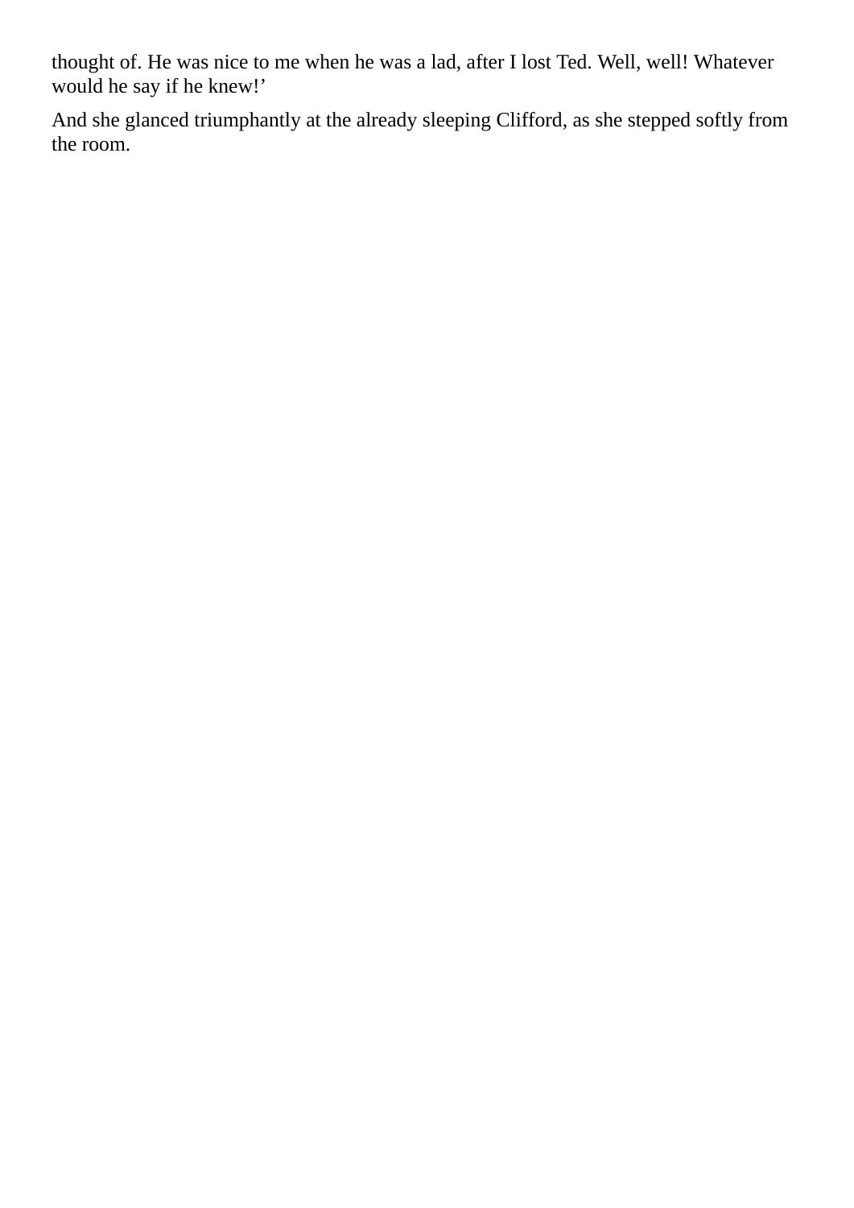thought of. He was nice to me when he was a lad, after I lost Ted. Well, well! Whatever would he say if he knew!’

And she glanced triumphantly at the already sleeping Clifford, as she stepped softly from the room.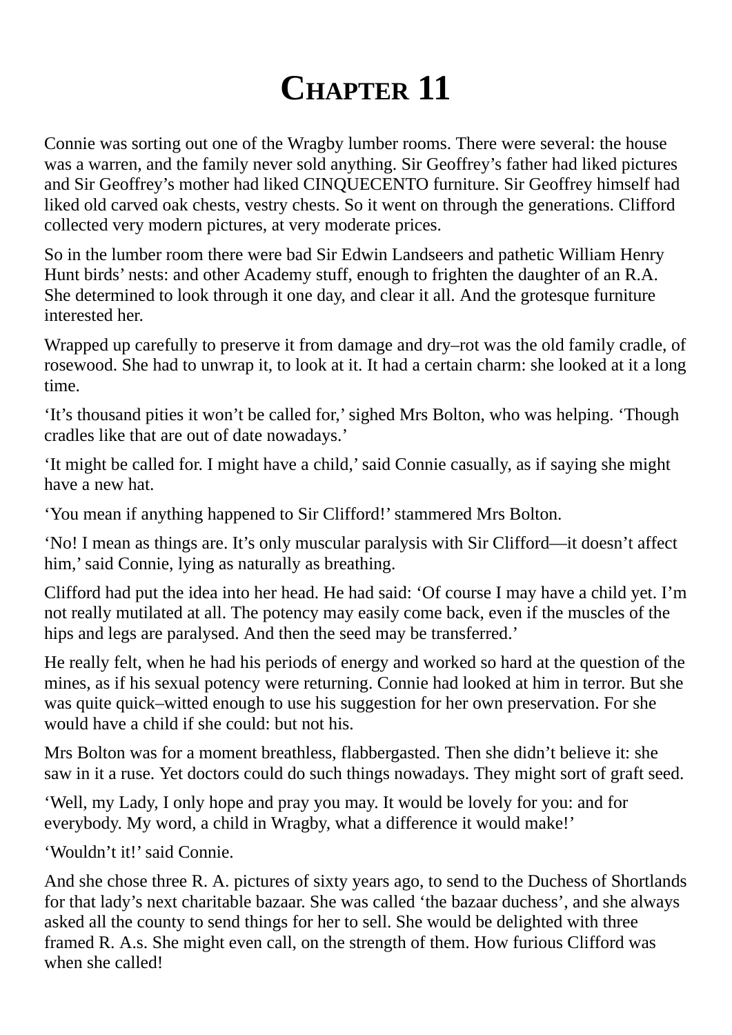# Chapter 11

Connie was sorting out one of the Wragby lumber rooms. There were several: the house was a warren, and the family never sold anything. Sir Geoffrey's father had liked pictures and Sir Geoffrey's mother had liked CINQUECENTO furniture. Sir Geoffrey himself had liked old carved oak chests, vestry chests. So it went on through the generations. Clifford collected very modern pictures, at very moderate prices.

So in the lumber room there were bad Sir Edwin Landseers and pathetic William Henry Hunt birds' nests: and other Academy stuff, enough to frighten the daughter of an R.A. She determined to look through it one day, and clear it all. And the grotesque furniture interested her.

Wrapped up carefully to preserve it from damage and dry–rot was the old family cradle, of rosewood. She had to unwrap it, to look at it. It had a certain charm: she looked at it a long time.

'It's thousand pities it won't be called for,' sighed Mrs Bolton, who was helping. 'Though cradles like that are out of date nowadays.'

'It might be called for. I might have a child,' said Connie casually, as if saying she might have a new hat.

'You mean if anything happened to Sir Clifford!' stammered Mrs Bolton.

'No! I mean as things are. It's only muscular paralysis with Sir Clifford—it doesn't affect him,' said Connie, lying as naturally as breathing.

Clifford had put the idea into her head. He had said: 'Of course I may have a child yet. I'm not really mutilated at all. The potency may easily come back, even if the muscles of the hips and legs are paralysed. And then the seed may be transferred.'

He really felt, when he had his periods of energy and worked so hard at the question of the mines, as if his sexual potency were returning. Connie had looked at him in terror. But she was quite quick–witted enough to use his suggestion for her own preservation. For she would have a child if she could: but not his.

Mrs Bolton was for a moment breathless, flabbergasted. Then she didn't believe it: she saw in it a ruse. Yet doctors could do such things nowadays. They might sort of graft seed.

'Well, my Lady, I only hope and pray you may. It would be lovely for you: and for everybody. My word, a child in Wragby, what a difference it would make!'

'Wouldn't it!' said Connie.

And she chose three R. A. pictures of sixty years ago, to send to the Duchess of Shortlands for that lady's next charitable bazaar. She was called 'the bazaar duchess', and she always asked all the county to send things for her to sell. She would be delighted with three framed R. A.s. She might even call, on the strength of them. How furious Clifford was when she called!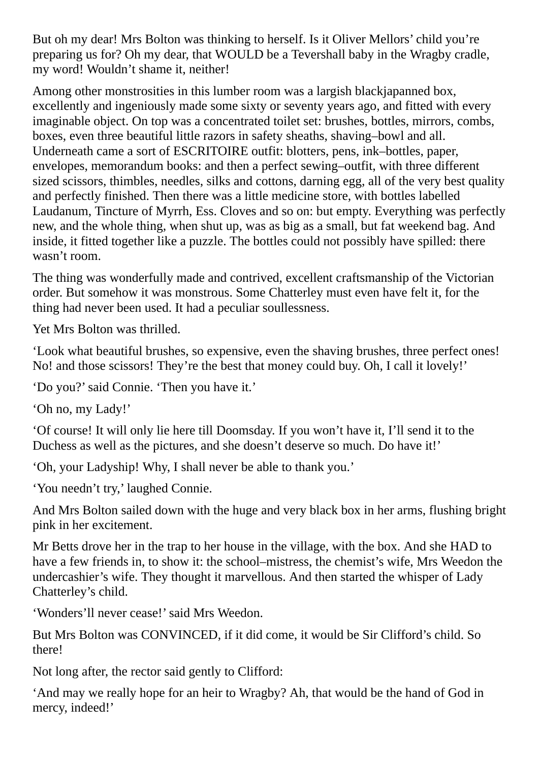But oh my dear! Mrs Bolton was thinking to herself. Is it Oliver Mellors' child you're preparing us for? Oh my dear, that WOULD be a Tevershall baby in the Wragby cradle, my word! Wouldn't shame it, neither!

Among other monstrosities in this lumber room was a largish blackjapanned box, excellently and ingeniously made some sixty or seventy years ago, and fitted with every imaginable object. On top was a concentrated toilet set: brushes, bottles, mirrors, combs, boxes, even three beautiful little razors in safety sheaths, shaving–bowl and all. Underneath came a sort of ESCRITOIRE outfit: blotters, pens, ink–bottles, paper, envelopes, memorandum books: and then a perfect sewing–outfit, with three different sized scissors, thimbles, needles, silks and cottons, darning egg, all of the very best quality and perfectly finished. Then there was a little medicine store, with bottles labelled Laudanum, Tincture of Myrrh, Ess. Cloves and so on: but empty. Everything was perfectly new, and the whole thing, when shut up, was as big as a small, but fat weekend bag. And inside, it fitted together like a puzzle. The bottles could not possibly have spilled: there wasn't room.

The thing was wonderfully made and contrived, excellent craftsmanship of the Victorian order. But somehow it was monstrous. Some Chatterley must even have felt it, for the thing had never been used. It had a peculiar soullessness.

Yet Mrs Bolton was thrilled.

'Look what beautiful brushes, so expensive, even the shaving brushes, three perfect ones! No! and those scissors! They're the best that money could buy. Oh, I call it lovely!'

'Do you?' said Connie. 'Then you have it.'

'Oh no, my Lady!'

'Of course! It will only lie here till Doomsday. If you won't have it, I'll send it to the Duchess as well as the pictures, and she doesn't deserve so much. Do have it!'

'Oh, your Ladyship! Why, I shall never be able to thank you.'

'You needn't try,' laughed Connie.

And Mrs Bolton sailed down with the huge and very black box in her arms, flushing bright pink in her excitement.

Mr Betts drove her in the trap to her house in the village, with the box. And she HAD to have a few friends in, to show it: the school–mistress, the chemist's wife, Mrs Weedon the undercashier's wife. They thought it marvellous. And then started the whisper of Lady Chatterley's child.

'Wonders'll never cease!' said Mrs Weedon.

But Mrs Bolton was CONVINCED, if it did come, it would be Sir Clifford's child. So there!

Not long after, the rector said gently to Clifford:

'And may we really hope for an heir to Wragby? Ah, that would be the hand of God in mercy, indeed!'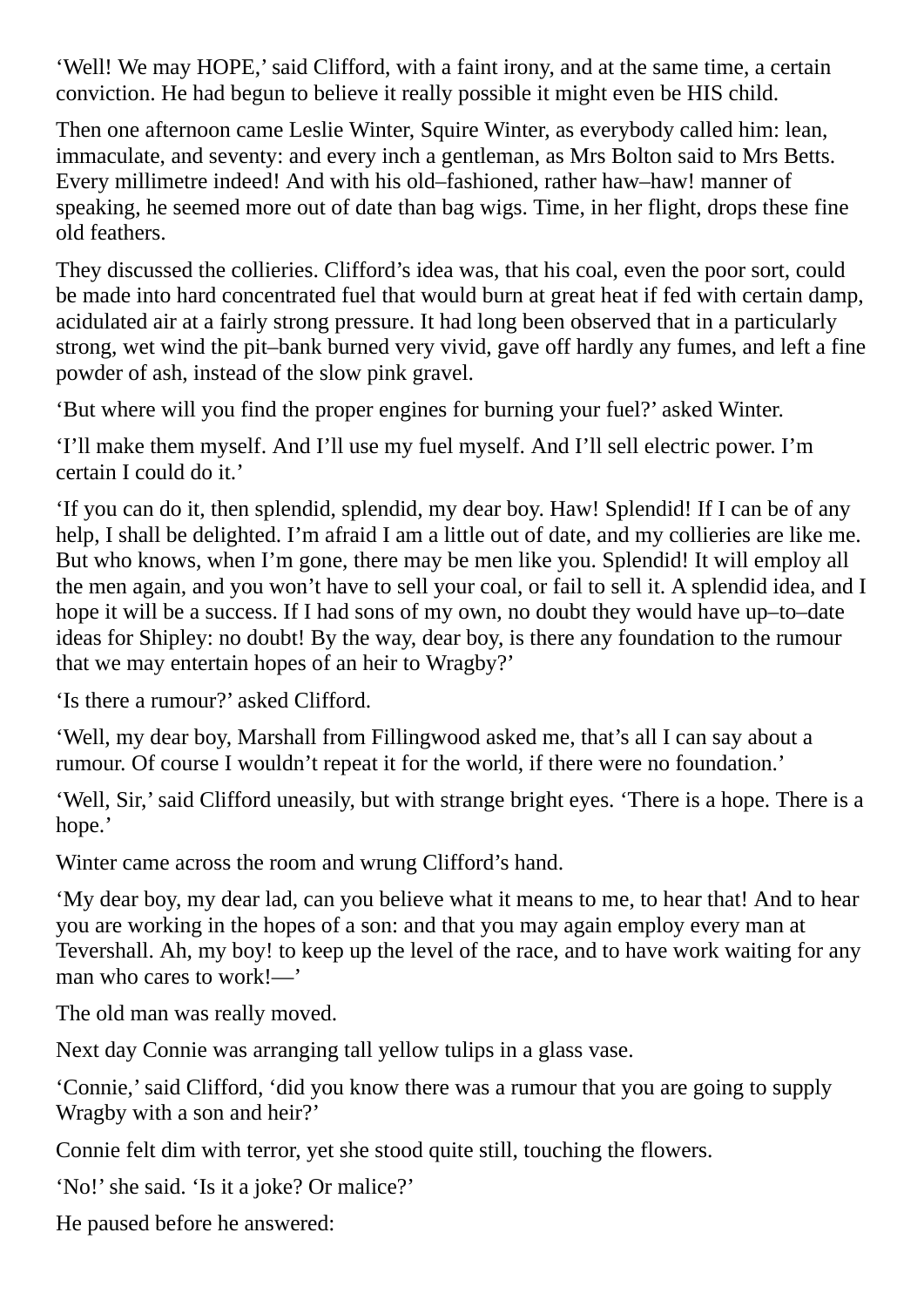‘Well! We may HOPE,’ said Clifford, with a faint irony, and at the same time, a certain conviction. He had begun to believe it really possible it might even be HIS child.

Then one afternoon came Leslie Winter, Squire Winter, as everybody called him: lean, immaculate, and seventy: and every inch a gentleman, as Mrs Bolton said to Mrs Betts. Every millimetre indeed! And with his old–fashioned, rather haw–haw! manner of speaking, he seemed more out of date than bag wigs. Time, in her flight, drops these fine old feathers.

They discussed the collieries. Clifford’s idea was, that his coal, even the poor sort, could be made into hard concentrated fuel that would burn at great heat if fed with certain damp, acidulated air at a fairly strong pressure. It had long been observed that in a particularly strong, wet wind the pit–bank burned very vivid, gave off hardly any fumes, and left a fine powder of ash, instead of the slow pink gravel.

‘But where will you find the proper engines for burning your fuel?’ asked Winter.

‘I’ll make them myself. And I’ll use my fuel myself. And I’ll sell electric power. I’m certain I could do it.’

‘If you can do it, then splendid, splendid, my dear boy. Haw! Splendid! If I can be of any help, I shall be delighted. I’m afraid I am a little out of date, and my collieries are like me. But who knows, when I’m gone, there may be men like you. Splendid! It will employ all the men again, and you won’t have to sell your coal, or fail to sell it. A splendid idea, and I hope it will be a success. If I had sons of my own, no doubt they would have up–to–date ideas for Shipley: no doubt! By the way, dear boy, is there any foundation to the rumour that we may entertain hopes of an heir to Wragby?’

‘Is there a rumour?’ asked Clifford.

‘Well, my dear boy, Marshall from Fillingwood asked me, that’s all I can say about a rumour. Of course I wouldn’t repeat it for the world, if there were no foundation.’

‘Well, Sir,’ said Clifford uneasily, but with strange bright eyes. ‘There is a hope. There is a hope.’

Winter came across the room and wrung Clifford’s hand.

‘My dear boy, my dear lad, can you believe what it means to me, to hear that! And to hear you are working in the hopes of a son: and that you may again employ every man at Tevershall. Ah, my boy! to keep up the level of the race, and to have work waiting for any man who cares to work!—’

The old man was really moved.

Next day Connie was arranging tall yellow tulips in a glass vase.

‘Connie,’ said Clifford, ‘did you know there was a rumour that you are going to supply Wragby with a son and heir?’

Connie felt dim with terror, yet she stood quite still, touching the flowers.

‘No!’ she said. ‘Is it a joke? Or malice?’

He paused before he answered: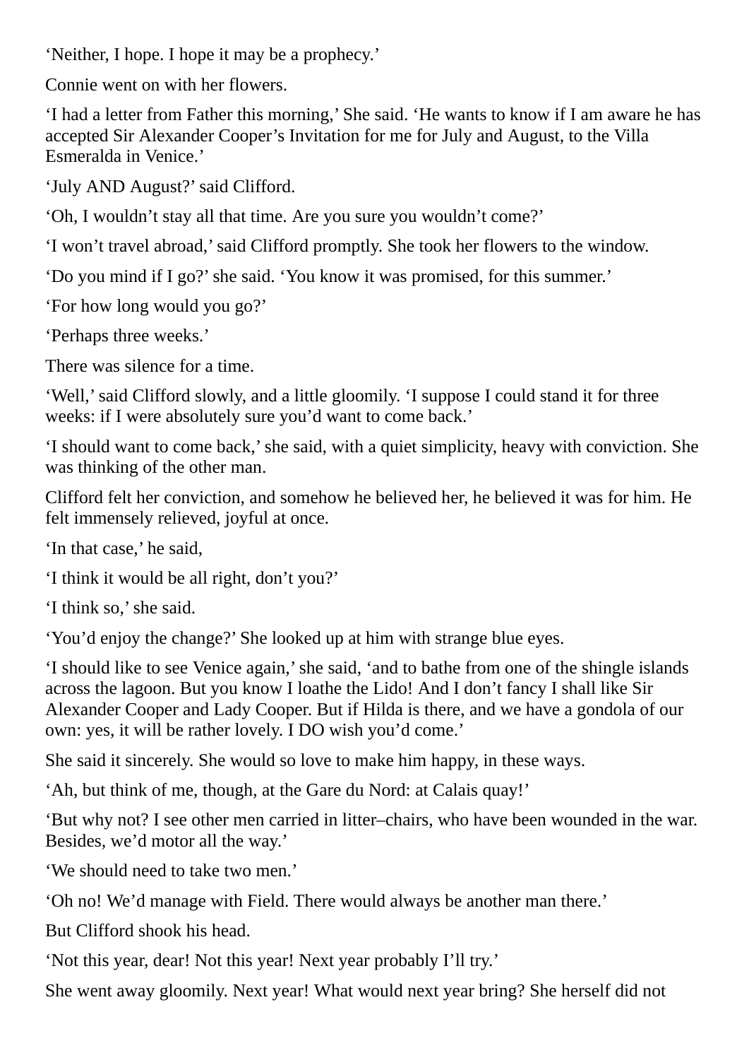'Neither, I hope. I hope it may be a prophecy.'

Connie went on with her flowers.

'I had a letter from Father this morning,' She said. 'He wants to know if I am aware he has accepted Sir Alexander Cooper's Invitation for me for July and August, to the Villa Esmeralda in Venice.'

'July AND August?' said Clifford.

'Oh, I wouldn't stay all that time. Are you sure you wouldn't come?'

'I won't travel abroad,' said Clifford promptly. She took her flowers to the window.

'Do you mind if I go?' she said. 'You know it was promised, for this summer.'

'For how long would you go?'

'Perhaps three weeks.'

There was silence for a time.

'Well,' said Clifford slowly, and a little gloomily. 'I suppose I could stand it for three weeks: if I were absolutely sure you'd want to come back.'

'I should want to come back,' she said, with a quiet simplicity, heavy with conviction. She was thinking of the other man.

Clifford felt her conviction, and somehow he believed her, he believed it was for him. He felt immensely relieved, joyful at once.

'In that case,' he said,

'I think it would be all right, don't you?'

'I think so,' she said.

'You'd enjoy the change?' She looked up at him with strange blue eyes.

'I should like to see Venice again,' she said, 'and to bathe from one of the shingle islands across the lagoon. But you know I loathe the Lido! And I don't fancy I shall like Sir Alexander Cooper and Lady Cooper. But if Hilda is there, and we have a gondola of our own: yes, it will be rather lovely. I DO wish you'd come.'

She said it sincerely. She would so love to make him happy, in these ways.

'Ah, but think of me, though, at the Gare du Nord: at Calais quay!'

'But why not? I see other men carried in litter–chairs, who have been wounded in the war. Besides, we'd motor all the way.'

'We should need to take two men.'

'Oh no! We'd manage with Field. There would always be another man there.'

But Clifford shook his head.

'Not this year, dear! Not this year! Next year probably I'll try.'

She went away gloomily. Next year! What would next year bring? She herself did not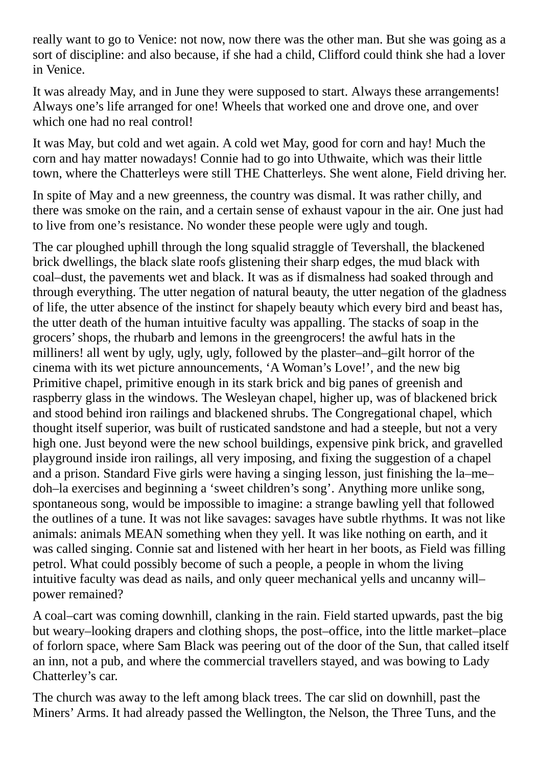really want to go to Venice: not now, now there was the other man. But she was going as a sort of discipline: and also because, if she had a child, Clifford could think she had a lover in Venice.

It was already May, and in June they were supposed to start. Always these arrangements! Always one's life arranged for one! Wheels that worked one and drove one, and over which one had no real control!

It was May, but cold and wet again. A cold wet May, good for corn and hay! Much the corn and hay matter nowadays! Connie had to go into Uthwaite, which was their little town, where the Chatterleys were still THE Chatterleys. She went alone, Field driving her.

In spite of May and a new greenness, the country was dismal. It was rather chilly, and there was smoke on the rain, and a certain sense of exhaust vapour in the air. One just had to live from one's resistance. No wonder these people were ugly and tough.

The car ploughed uphill through the long squalid straggle of Tevershall, the blackened brick dwellings, the black slate roofs glistening their sharp edges, the mud black with coal–dust, the pavements wet and black. It was as if dismalness had soaked through and through everything. The utter negation of natural beauty, the utter negation of the gladness of life, the utter absence of the instinct for shapely beauty which every bird and beast has, the utter death of the human intuitive faculty was appalling. The stacks of soap in the grocers' shops, the rhubarb and lemons in the greengrocers! the awful hats in the milliners! all went by ugly, ugly, ugly, followed by the plaster–and–gilt horror of the cinema with its wet picture announcements, 'A Woman's Love!', and the new big Primitive chapel, primitive enough in its stark brick and big panes of greenish and raspberry glass in the windows. The Wesleyan chapel, higher up, was of blackened brick and stood behind iron railings and blackened shrubs. The Congregational chapel, which thought itself superior, was built of rusticated sandstone and had a steeple, but not a very high one. Just beyond were the new school buildings, expensive pink brick, and gravelled playground inside iron railings, all very imposing, and fixing the suggestion of a chapel and a prison. Standard Five girls were having a singing lesson, just finishing the la–me–doh–la exercises and beginning a 'sweet children's song'. Anything more unlike song, spontaneous song, would be impossible to imagine: a strange bawling yell that followed the outlines of a tune. It was not like savages: savages have subtle rhythms. It was not like animals: animals MEAN something when they yell. It was like nothing on earth, and it was called singing. Connie sat and listened with her heart in her boots, as Field was filling petrol. What could possibly become of such a people, a people in whom the living intuitive faculty was dead as nails, and only queer mechanical yells and uncanny will–power remained?

A coal–cart was coming downhill, clanking in the rain. Field started upwards, past the big but weary–looking drapers and clothing shops, the post–office, into the little market–place of forlorn space, where Sam Black was peering out of the door of the Sun, that called itself an inn, not a pub, and where the commercial travellers stayed, and was bowing to Lady Chatterley's car.

The church was away to the left among black trees. The car slid on downhill, past the Miners' Arms. It had already passed the Wellington, the Nelson, the Three Tuns, and the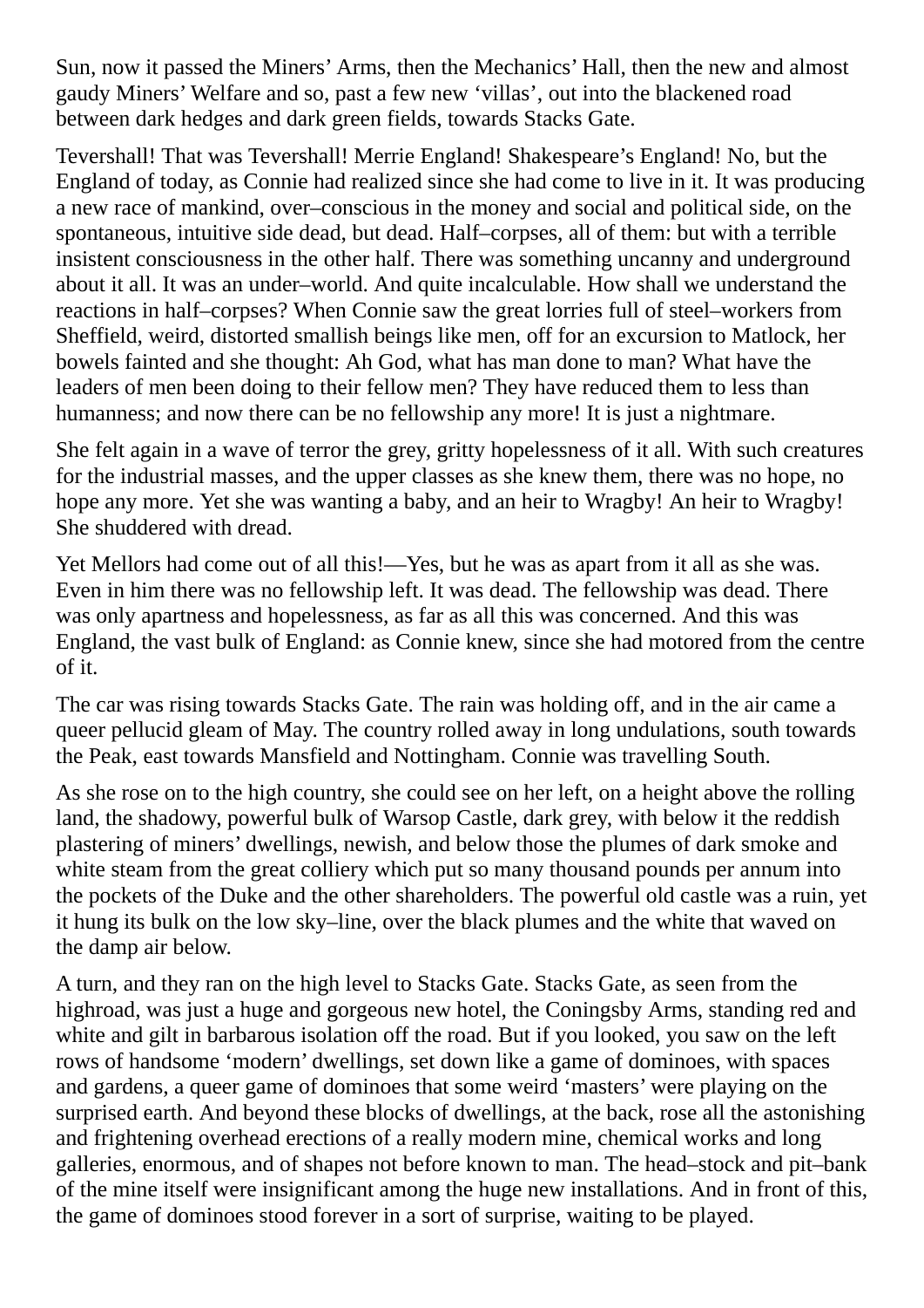Sun, now it passed the Miners' Arms, then the Mechanics' Hall, then the new and almost gaudy Miners' Welfare and so, past a few new 'villas', out into the blackened road between dark hedges and dark green fields, towards Stacks Gate.

Tevershall! That was Tevershall! Merrie England! Shakespeare's England! No, but the England of today, as Connie had realized since she had come to live in it. It was producing a new race of mankind, over–conscious in the money and social and political side, on the spontaneous, intuitive side dead, but dead. Half–corpses, all of them: but with a terrible insistent consciousness in the other half. There was something uncanny and underground about it all. It was an under–world. And quite incalculable. How shall we understand the reactions in half–corpses? When Connie saw the great lorries full of steel–workers from Sheffield, weird, distorted smallish beings like men, off for an excursion to Matlock, her bowels fainted and she thought: Ah God, what has man done to man? What have the leaders of men been doing to their fellow men? They have reduced them to less than humanness; and now there can be no fellowship any more! It is just a nightmare.

She felt again in a wave of terror the grey, gritty hopelessness of it all. With such creatures for the industrial masses, and the upper classes as she knew them, there was no hope, no hope any more. Yet she was wanting a baby, and an heir to Wragby! An heir to Wragby! She shuddered with dread.

Yet Mellors had come out of all this!—Yes, but he was as apart from it all as she was. Even in him there was no fellowship left. It was dead. The fellowship was dead. There was only apartness and hopelessness, as far as all this was concerned. And this was England, the vast bulk of England: as Connie knew, since she had motored from the centre of it.

The car was rising towards Stacks Gate. The rain was holding off, and in the air came a queer pellucid gleam of May. The country rolled away in long undulations, south towards the Peak, east towards Mansfield and Nottingham. Connie was travelling South.

As she rose on to the high country, she could see on her left, on a height above the rolling land, the shadowy, powerful bulk of Warsop Castle, dark grey, with below it the reddish plastering of miners' dwellings, newish, and below those the plumes of dark smoke and white steam from the great colliery which put so many thousand pounds per annum into the pockets of the Duke and the other shareholders. The powerful old castle was a ruin, yet it hung its bulk on the low sky–line, over the black plumes and the white that waved on the damp air below.

A turn, and they ran on the high level to Stacks Gate. Stacks Gate, as seen from the highroad, was just a huge and gorgeous new hotel, the Coningsby Arms, standing red and white and gilt in barbarous isolation off the road. But if you looked, you saw on the left rows of handsome 'modern' dwellings, set down like a game of dominoes, with spaces and gardens, a queer game of dominoes that some weird 'masters' were playing on the surprised earth. And beyond these blocks of dwellings, at the back, rose all the astonishing and frightening overhead erections of a really modern mine, chemical works and long galleries, enormous, and of shapes not before known to man. The head–stock and pit–bank of the mine itself were insignificant among the huge new installations. And in front of this, the game of dominoes stood forever in a sort of surprise, waiting to be played.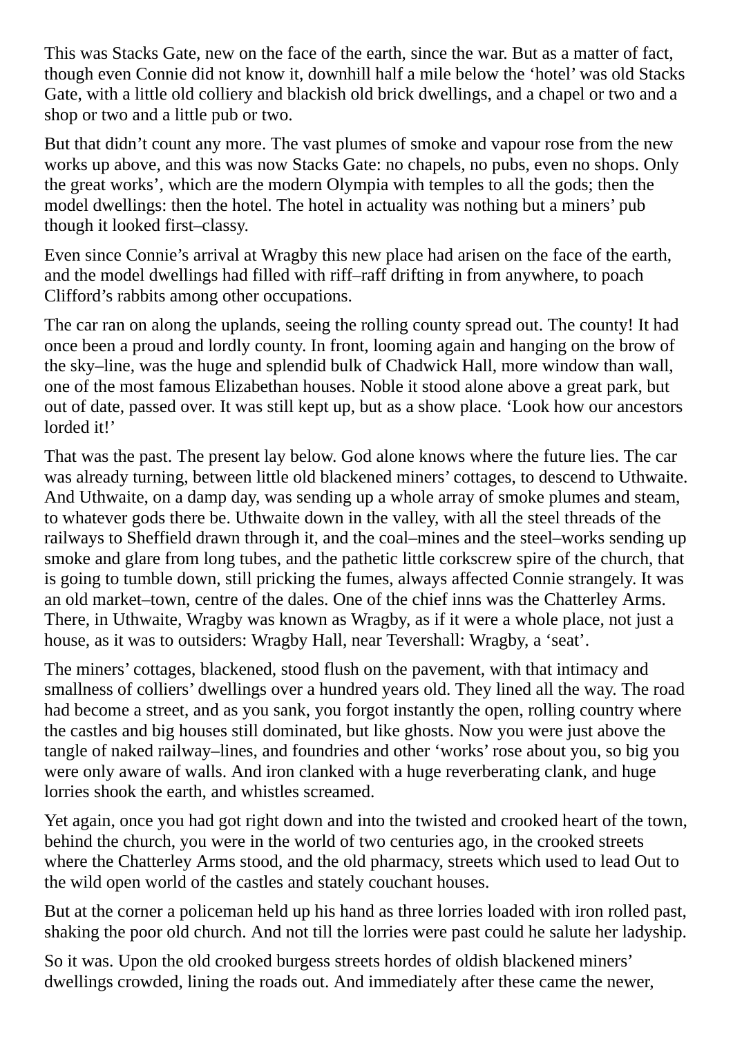This was Stacks Gate, new on the face of the earth, since the war. But as a matter of fact, though even Connie did not know it, downhill half a mile below the ‘hotel’ was old Stacks Gate, with a little old colliery and blackish old brick dwellings, and a chapel or two and a shop or two and a little pub or two.

But that didn’t count any more. The vast plumes of smoke and vapour rose from the new works up above, and this was now Stacks Gate: no chapels, no pubs, even no shops. Only the great works’, which are the modern Olympia with temples to all the gods; then the model dwellings: then the hotel. The hotel in actuality was nothing but a miners’ pub though it looked first–classy.

Even since Connie’s arrival at Wragby this new place had arisen on the face of the earth, and the model dwellings had filled with riff–raff drifting in from anywhere, to poach Clifford’s rabbits among other occupations.

The car ran on along the uplands, seeing the rolling county spread out. The county! It had once been a proud and lordly county. In front, looming again and hanging on the brow of the sky–line, was the huge and splendid bulk of Chadwick Hall, more window than wall, one of the most famous Elizabethan houses. Noble it stood alone above a great park, but out of date, passed over. It was still kept up, but as a show place. ‘Look how our ancestors lorded it!’

That was the past. The present lay below. God alone knows where the future lies. The car was already turning, between little old blackened miners’ cottages, to descend to Uthwaite. And Uthwaite, on a damp day, was sending up a whole array of smoke plumes and steam, to whatever gods there be. Uthwaite down in the valley, with all the steel threads of the railways to Sheffield drawn through it, and the coal–mines and the steel–works sending up smoke and glare from long tubes, and the pathetic little corkscrew spire of the church, that is going to tumble down, still pricking the fumes, always affected Connie strangely. It was an old market–town, centre of the dales. One of the chief inns was the Chatterley Arms. There, in Uthwaite, Wragby was known as Wragby, as if it were a whole place, not just a house, as it was to outsiders: Wragby Hall, near Tevershall: Wragby, a ‘seat’.

The miners’ cottages, blackened, stood flush on the pavement, with that intimacy and smallness of colliers’ dwellings over a hundred years old. They lined all the way. The road had become a street, and as you sank, you forgot instantly the open, rolling country where the castles and big houses still dominated, but like ghosts. Now you were just above the tangle of naked railway–lines, and foundries and other ‘works’ rose about you, so big you were only aware of walls. And iron clanked with a huge reverberating clank, and huge lorries shook the earth, and whistles screamed.

Yet again, once you had got right down and into the twisted and crooked heart of the town, behind the church, you were in the world of two centuries ago, in the crooked streets where the Chatterley Arms stood, and the old pharmacy, streets which used to lead Out to the wild open world of the castles and stately couchant houses.

But at the corner a policeman held up his hand as three lorries loaded with iron rolled past, shaking the poor old church. And not till the lorries were past could he salute her ladyship.

So it was. Upon the old crooked burgess streets hordes of oldish blackened miners’ dwellings crowded, lining the roads out. And immediately after these came the newer,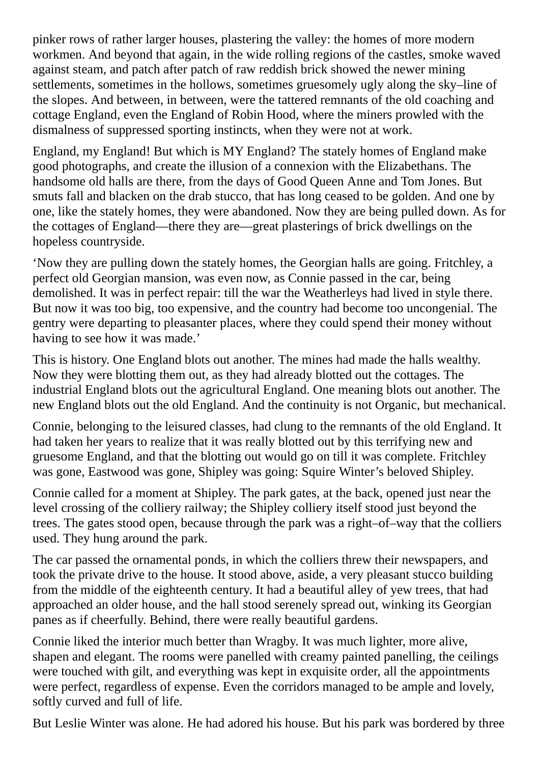pinker rows of rather larger houses, plastering the valley: the homes of more modern workmen. And beyond that again, in the wide rolling regions of the castles, smoke waved against steam, and patch after patch of raw reddish brick showed the newer mining settlements, sometimes in the hollows, sometimes gruesomely ugly along the sky–line of the slopes. And between, in between, were the tattered remnants of the old coaching and cottage England, even the England of Robin Hood, where the miners prowled with the dismalness of suppressed sporting instincts, when they were not at work.

England, my England! But which is MY England? The stately homes of England make good photographs, and create the illusion of a connexion with the Elizabethans. The handsome old halls are there, from the days of Good Queen Anne and Tom Jones. But smuts fall and blacken on the drab stucco, that has long ceased to be golden. And one by one, like the stately homes, they were abandoned. Now they are being pulled down. As for the cottages of England—there they are—great plasterings of brick dwellings on the hopeless countryside.

'Now they are pulling down the stately homes, the Georgian halls are going. Fritchley, a perfect old Georgian mansion, was even now, as Connie passed in the car, being demolished. It was in perfect repair: till the war the Weatherleys had lived in style there. But now it was too big, too expensive, and the country had become too uncongenial. The gentry were departing to pleasanter places, where they could spend their money without having to see how it was made.'

This is history. One England blots out another. The mines had made the halls wealthy. Now they were blotting them out, as they had already blotted out the cottages. The industrial England blots out the agricultural England. One meaning blots out another. The new England blots out the old England. And the continuity is not Organic, but mechanical.

Connie, belonging to the leisured classes, had clung to the remnants of the old England. It had taken her years to realize that it was really blotted out by this terrifying new and gruesome England, and that the blotting out would go on till it was complete. Fritchley was gone, Eastwood was gone, Shipley was going: Squire Winter's beloved Shipley.

Connie called for a moment at Shipley. The park gates, at the back, opened just near the level crossing of the colliery railway; the Shipley colliery itself stood just beyond the trees. The gates stood open, because through the park was a right–of–way that the colliers used. They hung around the park.

The car passed the ornamental ponds, in which the colliers threw their newspapers, and took the private drive to the house. It stood above, aside, a very pleasant stucco building from the middle of the eighteenth century. It had a beautiful alley of yew trees, that had approached an older house, and the hall stood serenely spread out, winking its Georgian panes as if cheerfully. Behind, there were really beautiful gardens.

Connie liked the interior much better than Wragby. It was much lighter, more alive, shapen and elegant. The rooms were panelled with creamy painted panelling, the ceilings were touched with gilt, and everything was kept in exquisite order, all the appointments were perfect, regardless of expense. Even the corridors managed to be ample and lovely, softly curved and full of life.

But Leslie Winter was alone. He had adored his house. But his park was bordered by three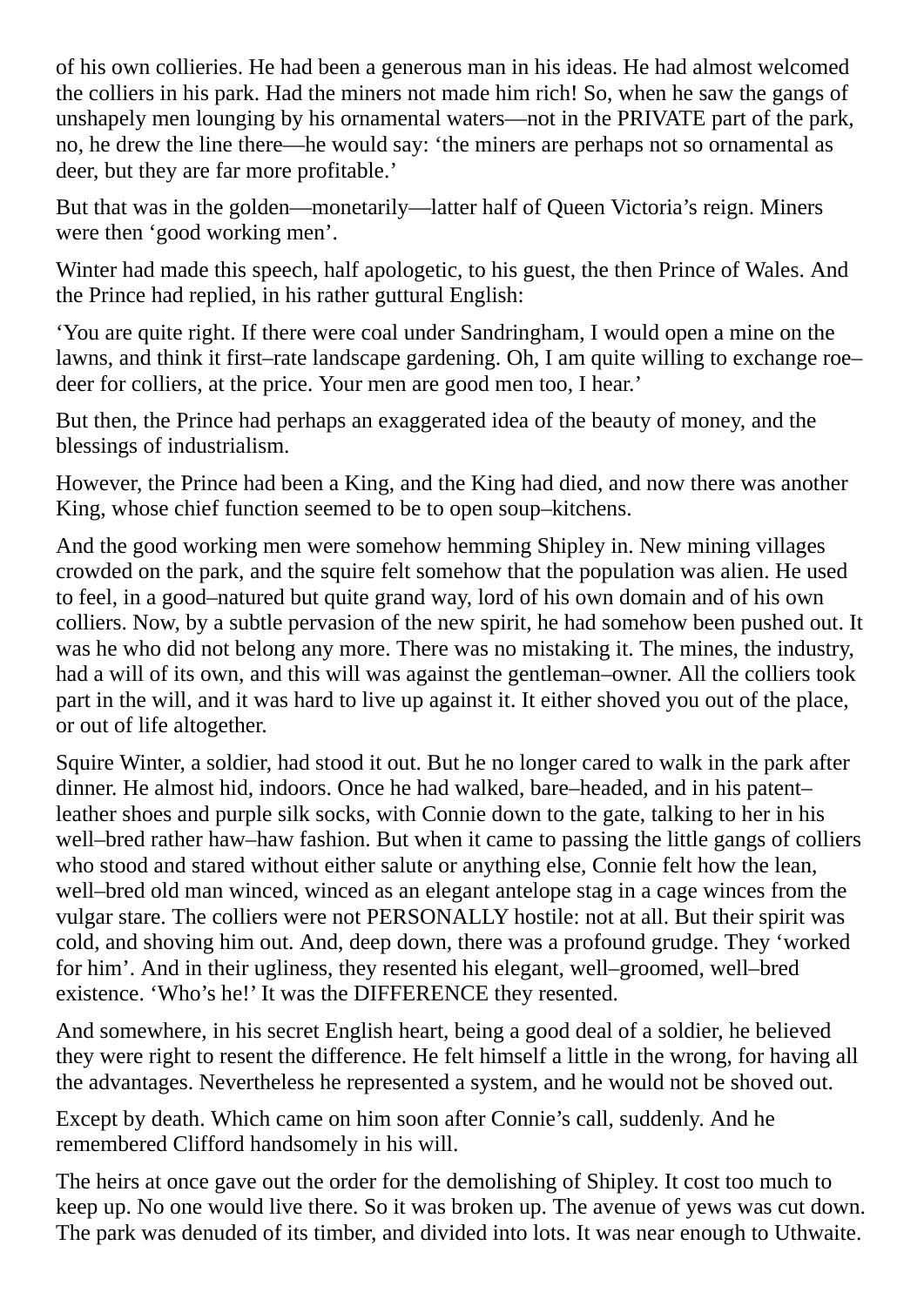of his own collieries. He had been a generous man in his ideas. He had almost welcomed the colliers in his park. Had the miners not made him rich! So, when he saw the gangs of unshapely men lounging by his ornamental waters—not in the PRIVATE part of the park, no, he drew the line there—he would say: 'the miners are perhaps not so ornamental as deer, but they are far more profitable.'

But that was in the golden—monetarily—latter half of Queen Victoria's reign. Miners were then 'good working men'.

Winter had made this speech, half apologetic, to his guest, the then Prince of Wales. And the Prince had replied, in his rather guttural English:

'You are quite right. If there were coal under Sandringham, I would open a mine on the lawns, and think it first–rate landscape gardening. Oh, I am quite willing to exchange roe–deer for colliers, at the price. Your men are good men too, I hear.'

But then, the Prince had perhaps an exaggerated idea of the beauty of money, and the blessings of industrialism.

However, the Prince had been a King, and the King had died, and now there was another King, whose chief function seemed to be to open soup–kitchens.

And the good working men were somehow hemming Shipley in. New mining villages crowded on the park, and the squire felt somehow that the population was alien. He used to feel, in a good–natured but quite grand way, lord of his own domain and of his own colliers. Now, by a subtle pervasion of the new spirit, he had somehow been pushed out. It was he who did not belong any more. There was no mistaking it. The mines, the industry, had a will of its own, and this will was against the gentleman–owner. All the colliers took part in the will, and it was hard to live up against it. It either shoved you out of the place, or out of life altogether.

Squire Winter, a soldier, had stood it out. But he no longer cared to walk in the park after dinner. He almost hid, indoors. Once he had walked, bare–headed, and in his patent–leather shoes and purple silk socks, with Connie down to the gate, talking to her in his well–bred rather haw–haw fashion. But when it came to passing the little gangs of colliers who stood and stared without either salute or anything else, Connie felt how the lean, well–bred old man winced, winced as an elegant antelope stag in a cage winces from the vulgar stare. The colliers were not PERSONALLY hostile: not at all. But their spirit was cold, and shoving him out. And, deep down, there was a profound grudge. They 'worked for him'. And in their ugliness, they resented his elegant, well–groomed, well–bred existence. 'Who's he!' It was the DIFFERENCE they resented.

And somewhere, in his secret English heart, being a good deal of a soldier, he believed they were right to resent the difference. He felt himself a little in the wrong, for having all the advantages. Nevertheless he represented a system, and he would not be shoved out.

Except by death. Which came on him soon after Connie's call, suddenly. And he remembered Clifford handsomely in his will.

The heirs at once gave out the order for the demolishing of Shipley. It cost too much to keep up. No one would live there. So it was broken up. The avenue of yews was cut down. The park was denuded of its timber, and divided into lots. It was near enough to Uthwaite.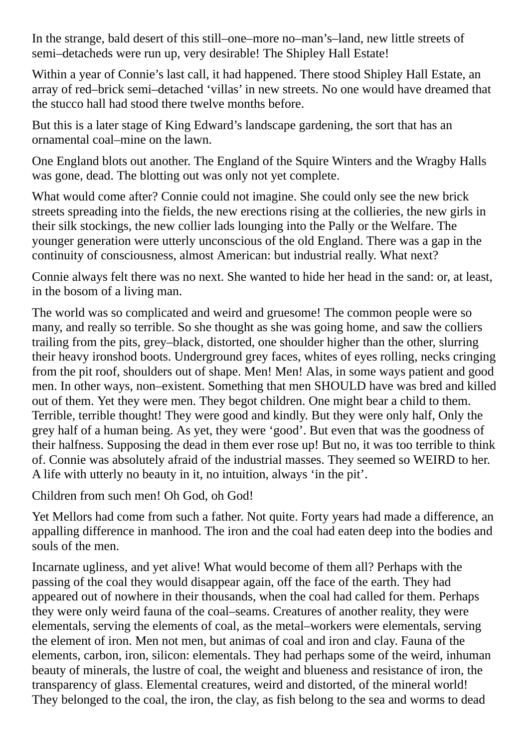In the strange, bald desert of this still–one–more no–man's–land, new little streets of semi–detacheds were run up, very desirable! The Shipley Hall Estate!

Within a year of Connie's last call, it had happened. There stood Shipley Hall Estate, an array of red–brick semi–detached 'villas' in new streets. No one would have dreamed that the stucco hall had stood there twelve months before.

But this is a later stage of King Edward's landscape gardening, the sort that has an ornamental coal–mine on the lawn.

One England blots out another. The England of the Squire Winters and the Wragby Halls was gone, dead. The blotting out was only not yet complete.

What would come after? Connie could not imagine. She could only see the new brick streets spreading into the fields, the new erections rising at the collieries, the new girls in their silk stockings, the new collier lads lounging into the Pally or the Welfare. The younger generation were utterly unconscious of the old England. There was a gap in the continuity of consciousness, almost American: but industrial really. What next?

Connie always felt there was no next. She wanted to hide her head in the sand: or, at least, in the bosom of a living man.

The world was so complicated and weird and gruesome! The common people were so many, and really so terrible. So she thought as she was going home, and saw the colliers trailing from the pits, grey–black, distorted, one shoulder higher than the other, slurring their heavy ironshod boots. Underground grey faces, whites of eyes rolling, necks cringing from the pit roof, shoulders out of shape. Men! Men! Alas, in some ways patient and good men. In other ways, non–existent. Something that men SHOULD have was bred and killed out of them. Yet they were men. They begot children. One might bear a child to them. Terrible, terrible thought! They were good and kindly. But they were only half, Only the grey half of a human being. As yet, they were 'good'. But even that was the goodness of their halfness. Supposing the dead in them ever rose up! But no, it was too terrible to think of. Connie was absolutely afraid of the industrial masses. They seemed so WEIRD to her. A life with utterly no beauty in it, no intuition, always 'in the pit'.

Children from such men! Oh God, oh God!

Yet Mellors had come from such a father. Not quite. Forty years had made a difference, an appalling difference in manhood. The iron and the coal had eaten deep into the bodies and souls of the men.

Incarnate ugliness, and yet alive! What would become of them all? Perhaps with the passing of the coal they would disappear again, off the face of the earth. They had appeared out of nowhere in their thousands, when the coal had called for them. Perhaps they were only weird fauna of the coal–seams. Creatures of another reality, they were elementals, serving the elements of coal, as the metal–workers were elementals, serving the element of iron. Men not men, but animas of coal and iron and clay. Fauna of the elements, carbon, iron, silicon: elementals. They had perhaps some of the weird, inhuman beauty of minerals, the lustre of coal, the weight and blueness and resistance of iron, the transparency of glass. Elemental creatures, weird and distorted, of the mineral world! They belonged to the coal, the iron, the clay, as fish belong to the sea and worms to dead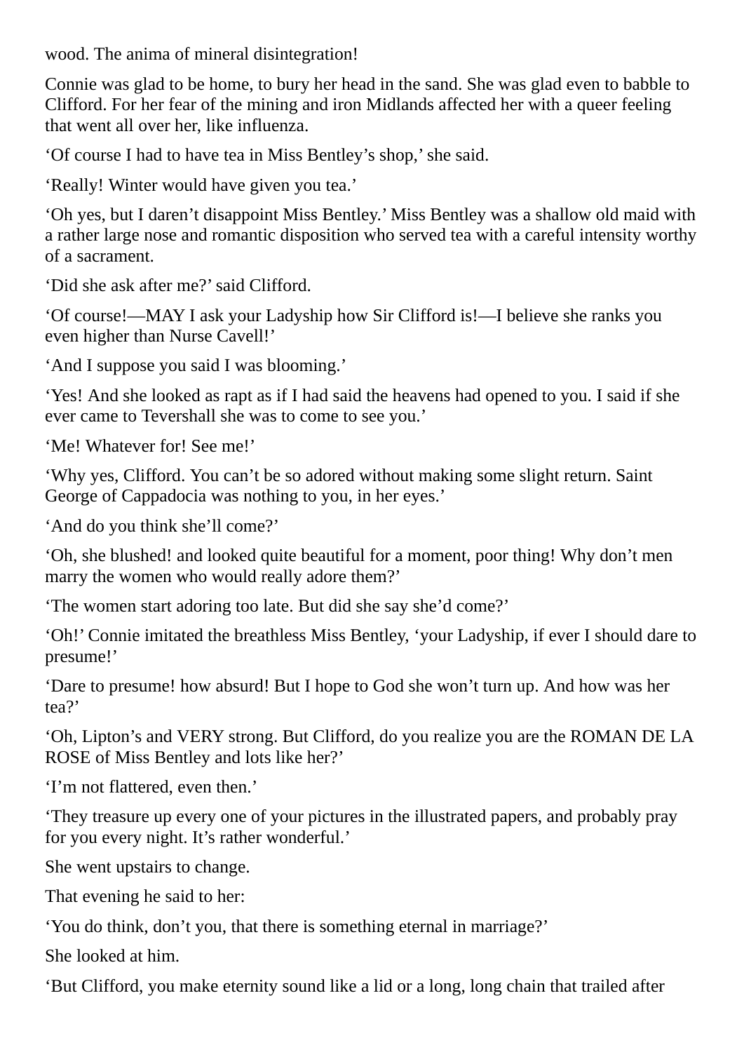wood. The anima of mineral disintegration!

Connie was glad to be home, to bury her head in the sand. She was glad even to babble to Clifford. For her fear of the mining and iron Midlands affected her with a queer feeling that went all over her, like influenza.

‘Of course I had to have tea in Miss Bentley’s shop,’ she said.

‘Really! Winter would have given you tea.’

‘Oh yes, but I daren’t disappoint Miss Bentley.’ Miss Bentley was a shallow old maid with a rather large nose and romantic disposition who served tea with a careful intensity worthy of a sacrament.

‘Did she ask after me?’ said Clifford.

‘Of course!—MAY I ask your Ladyship how Sir Clifford is!—I believe she ranks you even higher than Nurse Cavell!’

‘And I suppose you said I was blooming.’

‘Yes! And she looked as rapt as if I had said the heavens had opened to you. I said if she ever came to Tevershall she was to come to see you.’

‘Me! Whatever for! See me!’

‘Why yes, Clifford. You can’t be so adored without making some slight return. Saint George of Cappadocia was nothing to you, in her eyes.’

‘And do you think she’ll come?’

‘Oh, she blushed! and looked quite beautiful for a moment, poor thing! Why don’t men marry the women who would really adore them?’

‘The women start adoring too late. But did she say she’d come?’

‘Oh!’ Connie imitated the breathless Miss Bentley, ‘your Ladyship, if ever I should dare to presume!’

‘Dare to presume! how absurd! But I hope to God she won’t turn up. And how was her tea?’

‘Oh, Lipton’s and VERY strong. But Clifford, do you realize you are the ROMAN DE LA ROSE of Miss Bentley and lots like her?’

‘I’m not flattered, even then.’

‘They treasure up every one of your pictures in the illustrated papers, and probably pray for you every night. It’s rather wonderful.’

She went upstairs to change.

That evening he said to her:

‘You do think, don’t you, that there is something eternal in marriage?’

She looked at him.

‘But Clifford, you make eternity sound like a lid or a long, long chain that trailed after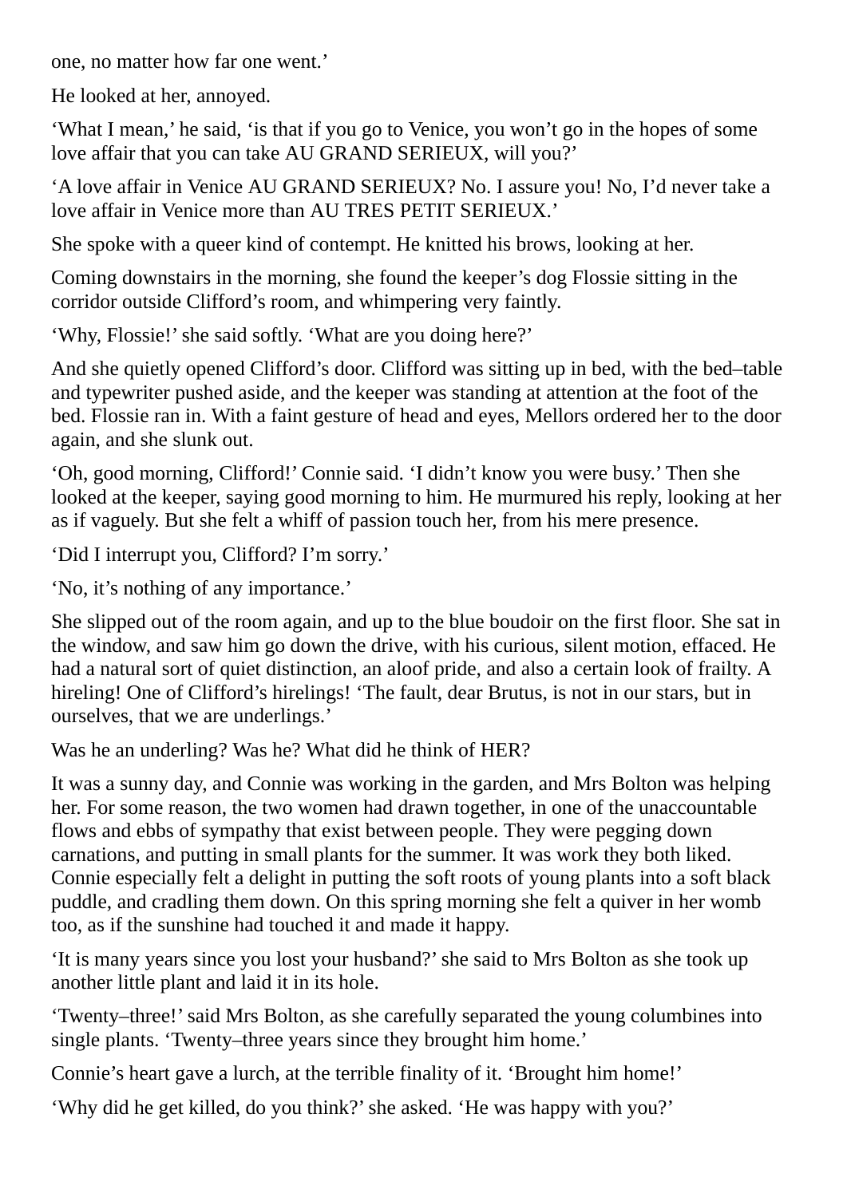one, no matter how far one went.'

He looked at her, annoyed.

'What I mean,' he said, 'is that if you go to Venice, you won't go in the hopes of some love affair that you can take AU GRAND SERIEUX, will you?'

'A love affair in Venice AU GRAND SERIEUX? No. I assure you! No, I'd never take a love affair in Venice more than AU TRES PETIT SERIEUX.'

She spoke with a queer kind of contempt. He knitted his brows, looking at her.

Coming downstairs in the morning, she found the keeper's dog Flossie sitting in the corridor outside Clifford's room, and whimpering very faintly.

'Why, Flossie!' she said softly. 'What are you doing here?'

And she quietly opened Clifford's door. Clifford was sitting up in bed, with the bed–table and typewriter pushed aside, and the keeper was standing at attention at the foot of the bed. Flossie ran in. With a faint gesture of head and eyes, Mellors ordered her to the door again, and she slunk out.

'Oh, good morning, Clifford!' Connie said. 'I didn't know you were busy.' Then she looked at the keeper, saying good morning to him. He murmured his reply, looking at her as if vaguely. But she felt a whiff of passion touch her, from his mere presence.

'Did I interrupt you, Clifford? I'm sorry.'

'No, it's nothing of any importance.'

She slipped out of the room again, and up to the blue boudoir on the first floor. She sat in the window, and saw him go down the drive, with his curious, silent motion, effaced. He had a natural sort of quiet distinction, an aloof pride, and also a certain look of frailty. A hireling! One of Clifford's hirelings! 'The fault, dear Brutus, is not in our stars, but in ourselves, that we are underlings.'

Was he an underling? Was he? What did he think of HER?

It was a sunny day, and Connie was working in the garden, and Mrs Bolton was helping her. For some reason, the two women had drawn together, in one of the unaccountable flows and ebbs of sympathy that exist between people. They were pegging down carnations, and putting in small plants for the summer. It was work they both liked. Connie especially felt a delight in putting the soft roots of young plants into a soft black puddle, and cradling them down. On this spring morning she felt a quiver in her womb too, as if the sunshine had touched it and made it happy.

'It is many years since you lost your husband?' she said to Mrs Bolton as she took up another little plant and laid it in its hole.

'Twenty–three!' said Mrs Bolton, as she carefully separated the young columbines into single plants. 'Twenty–three years since they brought him home.'

Connie's heart gave a lurch, at the terrible finality of it. 'Brought him home!'

'Why did he get killed, do you think?' she asked. 'He was happy with you?'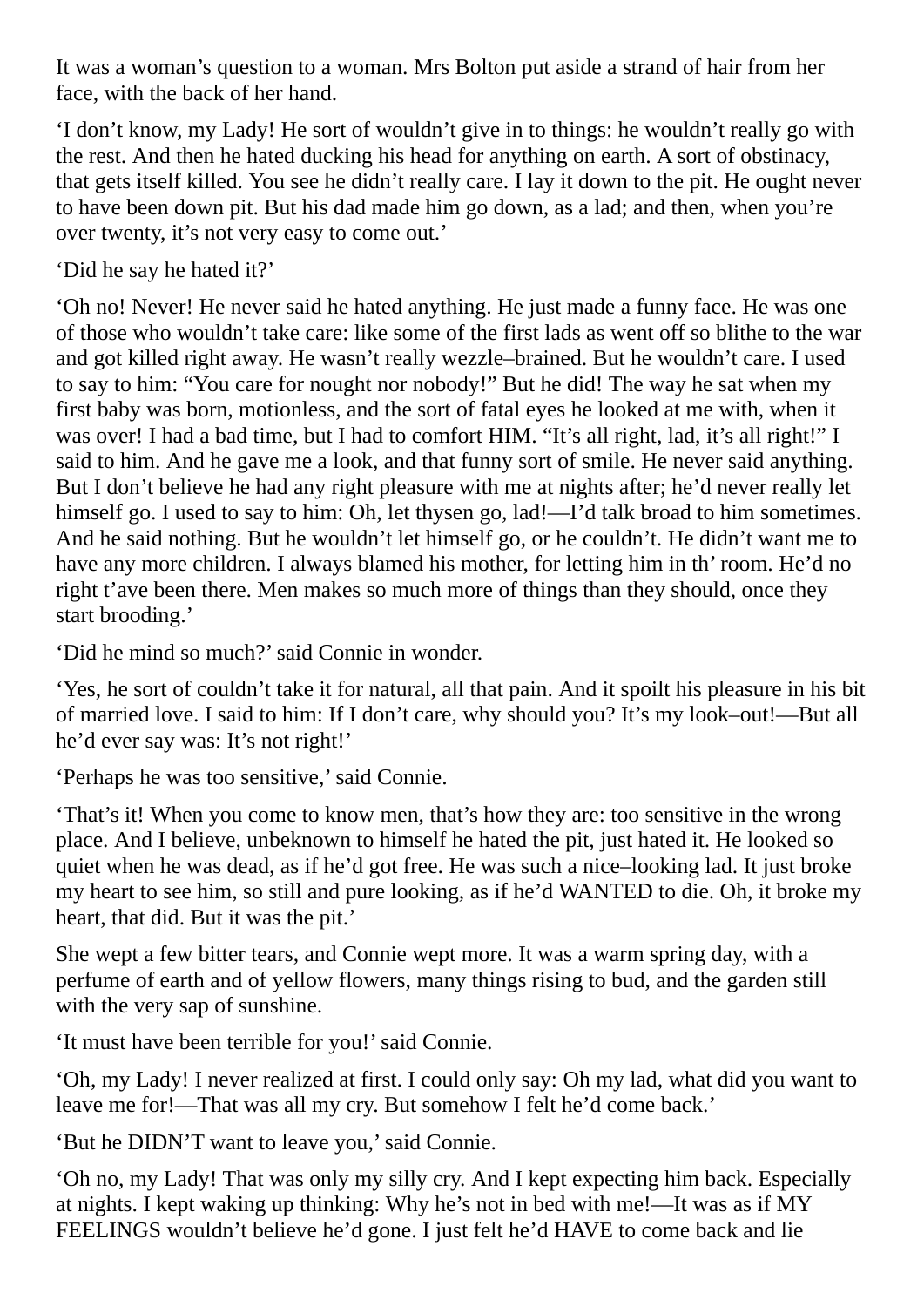It was a woman's question to a woman. Mrs Bolton put aside a strand of hair from her face, with the back of her hand.

'I don't know, my Lady! He sort of wouldn't give in to things: he wouldn't really go with the rest. And then he hated ducking his head for anything on earth. A sort of obstinacy, that gets itself killed. You see he didn't really care. I lay it down to the pit. He ought never to have been down pit. But his dad made him go down, as a lad; and then, when you're over twenty, it's not very easy to come out.'

'Did he say he hated it?'

'Oh no! Never! He never said he hated anything. He just made a funny face. He was one of those who wouldn't take care: like some of the first lads as went off so blithe to the war and got killed right away. He wasn't really wezzle–brained. But he wouldn't care. I used to say to him: "You care for nought nor nobody!" But he did! The way he sat when my first baby was born, motionless, and the sort of fatal eyes he looked at me with, when it was over! I had a bad time, but I had to comfort HIM. "It's all right, lad, it's all right!" I said to him. And he gave me a look, and that funny sort of smile. He never said anything. But I don't believe he had any right pleasure with me at nights after; he'd never really let himself go. I used to say to him: Oh, let thysen go, lad!—I'd talk broad to him sometimes. And he said nothing. But he wouldn't let himself go, or he couldn't. He didn't want me to have any more children. I always blamed his mother, for letting him in th' room. He'd no right t'ave been there. Men makes so much more of things than they should, once they start brooding.'

'Did he mind so much?' said Connie in wonder.

'Yes, he sort of couldn't take it for natural, all that pain. And it spoilt his pleasure in his bit of married love. I said to him: If I don't care, why should you? It's my look–out!—But all he'd ever say was: It's not right!'

'Perhaps he was too sensitive,' said Connie.

'That's it! When you come to know men, that's how they are: too sensitive in the wrong place. And I believe, unbeknown to himself he hated the pit, just hated it. He looked so quiet when he was dead, as if he'd got free. He was such a nice–looking lad. It just broke my heart to see him, so still and pure looking, as if he'd WANTED to die. Oh, it broke my heart, that did. But it was the pit.'

She wept a few bitter tears, and Connie wept more. It was a warm spring day, with a perfume of earth and of yellow flowers, many things rising to bud, and the garden still with the very sap of sunshine.

'It must have been terrible for you!' said Connie.

'Oh, my Lady! I never realized at first. I could only say: Oh my lad, what did you want to leave me for!—That was all my cry. But somehow I felt he'd come back.'

'But he DIDN'T want to leave you,' said Connie.

'Oh no, my Lady! That was only my silly cry. And I kept expecting him back. Especially at nights. I kept waking up thinking: Why he's not in bed with me!—It was as if MY FEELINGS wouldn't believe he'd gone. I just felt he'd HAVE to come back and lie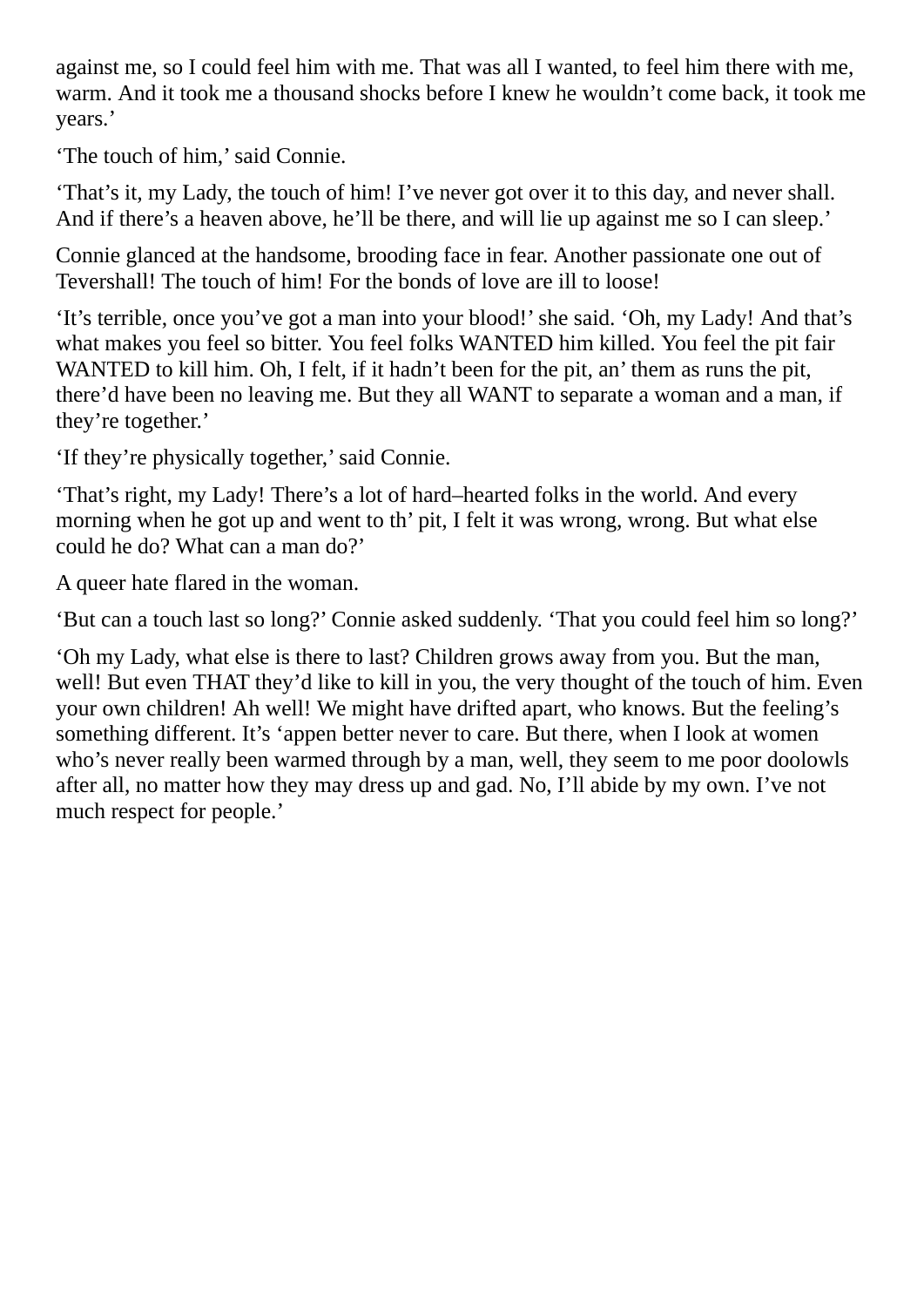against me, so I could feel him with me. That was all I wanted, to feel him there with me, warm. And it took me a thousand shocks before I knew he wouldn't come back, it took me years.'

'The touch of him,' said Connie.

'That's it, my Lady, the touch of him! I've never got over it to this day, and never shall. And if there's a heaven above, he'll be there, and will lie up against me so I can sleep.'

Connie glanced at the handsome, brooding face in fear. Another passionate one out of Tevershall! The touch of him! For the bonds of love are ill to loose!

'It's terrible, once you've got a man into your blood!' she said. 'Oh, my Lady! And that's what makes you feel so bitter. You feel folks WANTED him killed. You feel the pit fair WANTED to kill him. Oh, I felt, if it hadn't been for the pit, an' them as runs the pit, there'd have been no leaving me. But they all WANT to separate a woman and a man, if they're together.'

'If they're physically together,' said Connie.

'That's right, my Lady! There's a lot of hard–hearted folks in the world. And every morning when he got up and went to th' pit, I felt it was wrong, wrong. But what else could he do? What can a man do?'

A queer hate flared in the woman.

'But can a touch last so long?' Connie asked suddenly. 'That you could feel him so long?'

'Oh my Lady, what else is there to last? Children grows away from you. But the man, well! But even THAT they'd like to kill in you, the very thought of the touch of him. Even your own children! Ah well! We might have drifted apart, who knows. But the feeling's something different. It's 'appen better never to care. But there, when I look at women who's never really been warmed through by a man, well, they seem to me poor doolowls after all, no matter how they may dress up and gad. No, I'll abide by my own. I've not much respect for people.'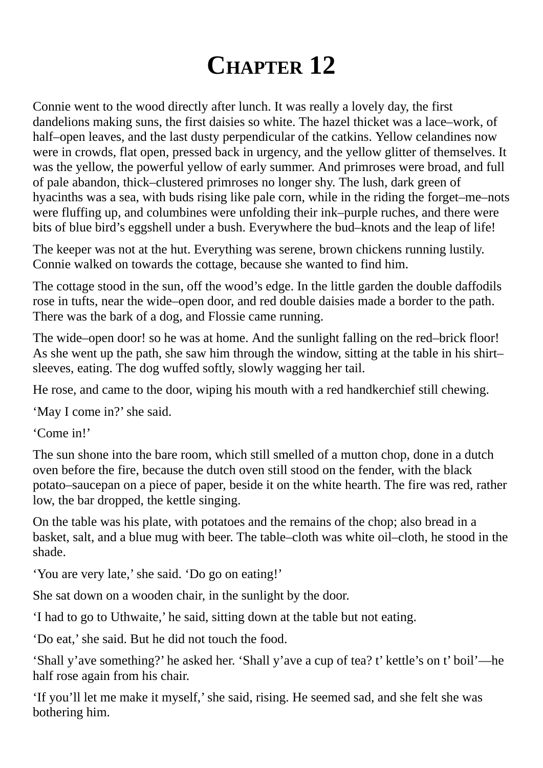# Chapter 12

Connie went to the wood directly after lunch. It was really a lovely day, the first dandelions making suns, the first daisies so white. The hazel thicket was a lace–work, of half–open leaves, and the last dusty perpendicular of the catkins. Yellow celandines now were in crowds, flat open, pressed back in urgency, and the yellow glitter of themselves. It was the yellow, the powerful yellow of early summer. And primroses were broad, and full of pale abandon, thick–clustered primroses no longer shy. The lush, dark green of hyacinths was a sea, with buds rising like pale corn, while in the riding the forget–me–nots were fluffing up, and columbines were unfolding their ink–purple ruches, and there were bits of blue bird's eggshell under a bush. Everywhere the bud–knots and the leap of life!

The keeper was not at the hut. Everything was serene, brown chickens running lustily. Connie walked on towards the cottage, because she wanted to find him.

The cottage stood in the sun, off the wood's edge. In the little garden the double daffodils rose in tufts, near the wide–open door, and red double daisies made a border to the path. There was the bark of a dog, and Flossie came running.

The wide–open door! so he was at home. And the sunlight falling on the red–brick floor! As she went up the path, she saw him through the window, sitting at the table in his shirt–sleeves, eating. The dog wuffed softly, slowly wagging her tail.

He rose, and came to the door, wiping his mouth with a red handkerchief still chewing.

'May I come in?' she said.

'Come in!'

The sun shone into the bare room, which still smelled of a mutton chop, done in a dutch oven before the fire, because the dutch oven still stood on the fender, with the black potato–saucepan on a piece of paper, beside it on the white hearth. The fire was red, rather low, the bar dropped, the kettle singing.

On the table was his plate, with potatoes and the remains of the chop; also bread in a basket, salt, and a blue mug with beer. The table–cloth was white oil–cloth, he stood in the shade.

'You are very late,' she said. 'Do go on eating!'

She sat down on a wooden chair, in the sunlight by the door.

'I had to go to Uthwaite,' he said, sitting down at the table but not eating.

'Do eat,' she said. But he did not touch the food.

'Shall y'ave something?' he asked her. 'Shall y'ave a cup of tea? t' kettle's on t' boil'—he half rose again from his chair.

'If you'll let me make it myself,' she said, rising. He seemed sad, and she felt she was bothering him.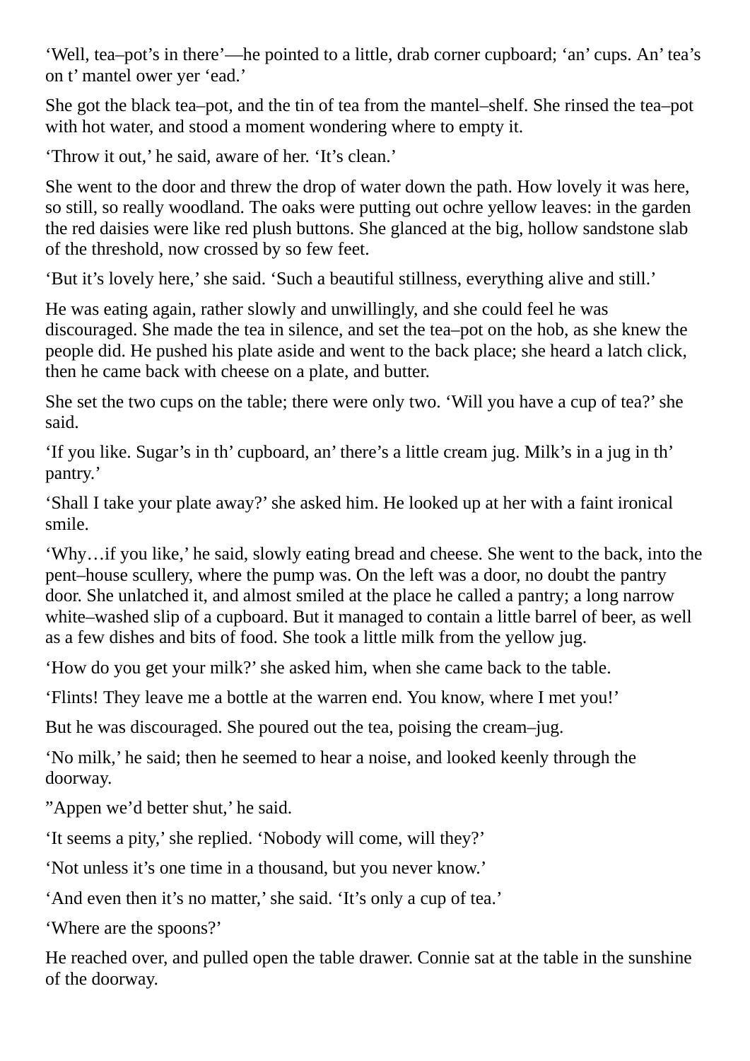‘Well, tea–pot’s in there’—he pointed to a little, drab corner cupboard; ‘an’ cups. An’ tea’s on t’ mantel ower yer ‘ead.’

She got the black tea–pot, and the tin of tea from the mantel–shelf. She rinsed the tea–pot with hot water, and stood a moment wondering where to empty it.

‘Throw it out,’ he said, aware of her. ‘It’s clean.’

She went to the door and threw the drop of water down the path. How lovely it was here, so still, so really woodland. The oaks were putting out ochre yellow leaves: in the garden the red daisies were like red plush buttons. She glanced at the big, hollow sandstone slab of the threshold, now crossed by so few feet.

‘But it’s lovely here,’ she said. ‘Such a beautiful stillness, everything alive and still.’

He was eating again, rather slowly and unwillingly, and she could feel he was discouraged. She made the tea in silence, and set the tea–pot on the hob, as she knew the people did. He pushed his plate aside and went to the back place; she heard a latch click, then he came back with cheese on a plate, and butter.

She set the two cups on the table; there were only two. ‘Will you have a cup of tea?’ she said.

‘If you like. Sugar’s in th’ cupboard, an’ there’s a little cream jug. Milk’s in a jug in th’ pantry.’

‘Shall I take your plate away?’ she asked him. He looked up at her with a faint ironical smile.

‘Why…if you like,’ he said, slowly eating bread and cheese. She went to the back, into the pent–house scullery, where the pump was. On the left was a door, no doubt the pantry door. She unlatched it, and almost smiled at the place he called a pantry; a long narrow white–washed slip of a cupboard. But it managed to contain a little barrel of beer, as well as a few dishes and bits of food. She took a little milk from the yellow jug.

‘How do you get your milk?’ she asked him, when she came back to the table.

‘Flints! They leave me a bottle at the warren end. You know, where I met you!’

But he was discouraged. She poured out the tea, poising the cream–jug.

‘No milk,’ he said; then he seemed to hear a noise, and looked keenly through the doorway.

”Appen we’d better shut,’ he said.

‘It seems a pity,’ she replied. ‘Nobody will come, will they?’

‘Not unless it’s one time in a thousand, but you never know.’

‘And even then it’s no matter,’ she said. ‘It’s only a cup of tea.’

‘Where are the spoons?’

He reached over, and pulled open the table drawer. Connie sat at the table in the sunshine of the doorway.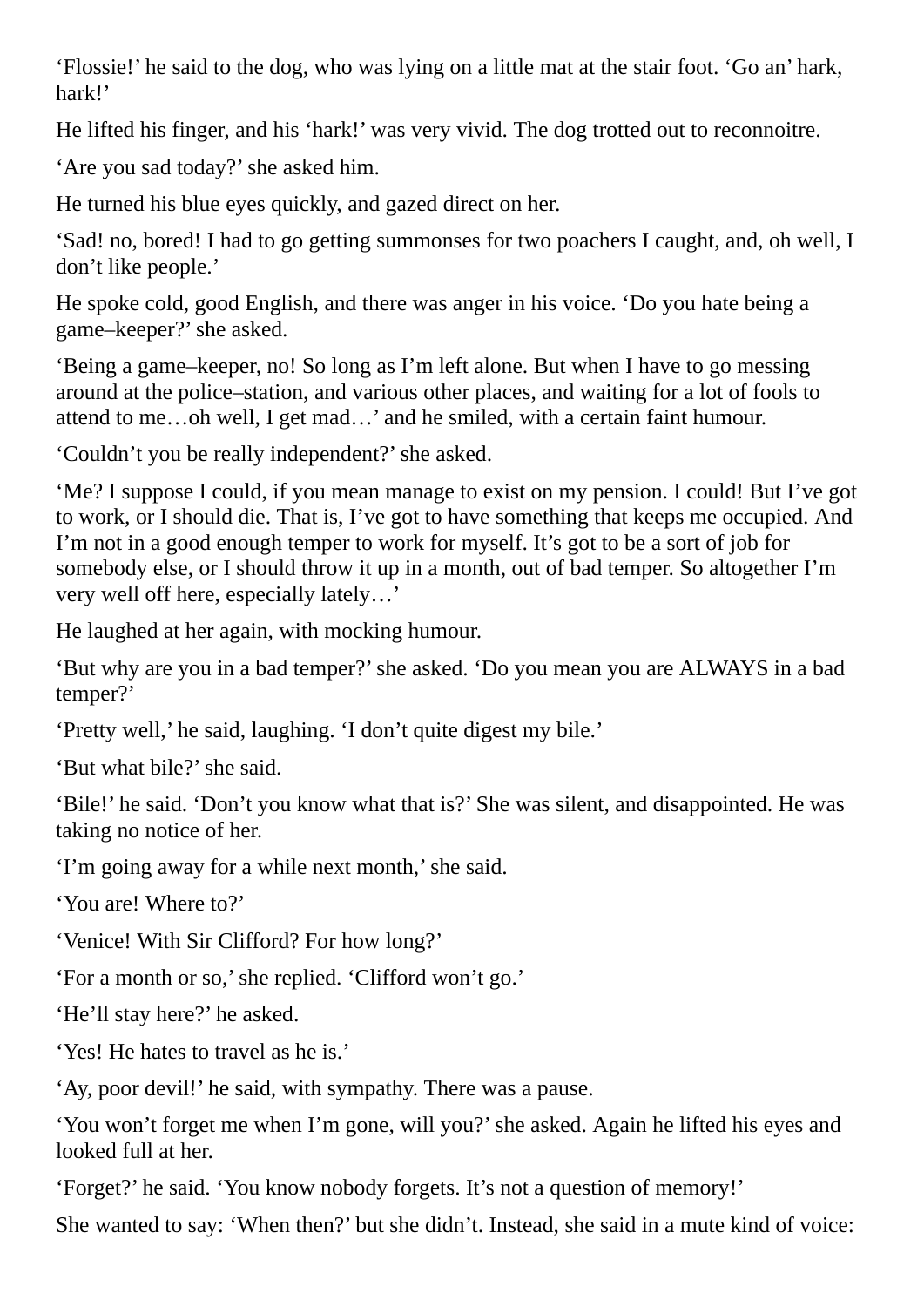‘Flossie!’ he said to the dog, who was lying on a little mat at the stair foot. ‘Go an’ hark, hark!’

He lifted his finger, and his ‘hark!’ was very vivid. The dog trotted out to reconnoitre.

‘Are you sad today?’ she asked him.

He turned his blue eyes quickly, and gazed direct on her.

‘Sad! no, bored! I had to go getting summonses for two poachers I caught, and, oh well, I don’t like people.’

He spoke cold, good English, and there was anger in his voice. ‘Do you hate being a game–keeper?’ she asked.

‘Being a game–keeper, no! So long as I’m left alone. But when I have to go messing around at the police–station, and various other places, and waiting for a lot of fools to attend to me…oh well, I get mad…’ and he smiled, with a certain faint humour.

‘Couldn’t you be really independent?’ she asked.

‘Me? I suppose I could, if you mean manage to exist on my pension. I could! But I’ve got to work, or I should die. That is, I’ve got to have something that keeps me occupied. And I’m not in a good enough temper to work for myself. It’s got to be a sort of job for somebody else, or I should throw it up in a month, out of bad temper. So altogether I’m very well off here, especially lately…’

He laughed at her again, with mocking humour.

‘But why are you in a bad temper?’ she asked. ‘Do you mean you are ALWAYS in a bad temper?’

‘Pretty well,’ he said, laughing. ‘I don’t quite digest my bile.’

‘But what bile?’ she said.

‘Bile!’ he said. ‘Don’t you know what that is?’ She was silent, and disappointed. He was taking no notice of her.

‘I’m going away for a while next month,’ she said.

‘You are! Where to?’

‘Venice! With Sir Clifford? For how long?’

‘For a month or so,’ she replied. ‘Clifford won’t go.’

‘He’ll stay here?’ he asked.

‘Yes! He hates to travel as he is.’

‘Ay, poor devil!’ he said, with sympathy. There was a pause.

‘You won’t forget me when I’m gone, will you?’ she asked. Again he lifted his eyes and looked full at her.

‘Forget?’ he said. ‘You know nobody forgets. It’s not a question of memory!’

She wanted to say: ‘When then?’ but she didn’t. Instead, she said in a mute kind of voice: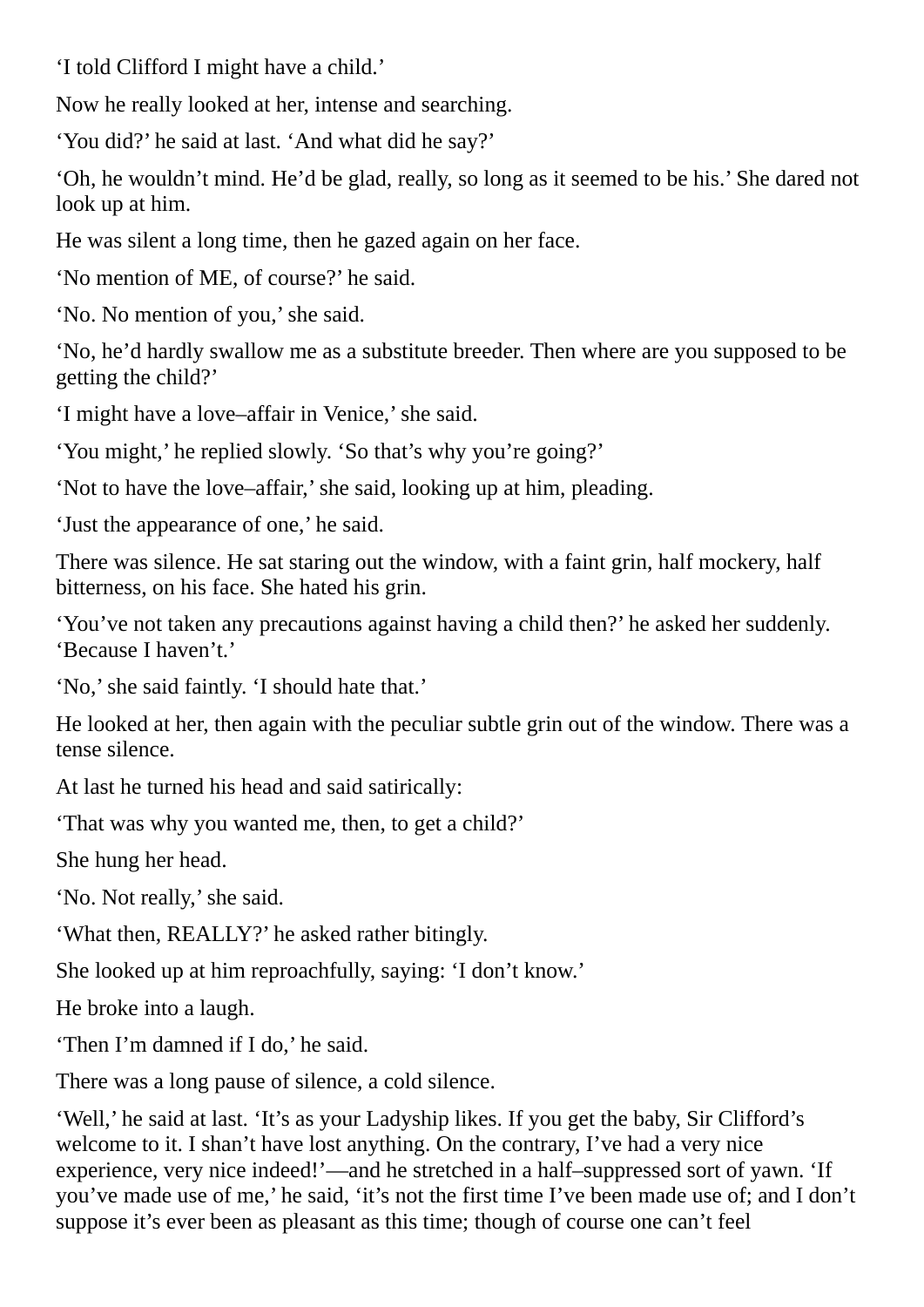‘I told Clifford I might have a child.’

Now he really looked at her, intense and searching.

‘You did?’ he said at last. ‘And what did he say?’

‘Oh, he wouldn’t mind. He’d be glad, really, so long as it seemed to be his.’ She dared not look up at him.

He was silent a long time, then he gazed again on her face.

‘No mention of ME, of course?’ he said.

‘No. No mention of you,’ she said.

‘No, he’d hardly swallow me as a substitute breeder. Then where are you supposed to be getting the child?’

‘I might have a love–affair in Venice,’ she said.

‘You might,’ he replied slowly. ‘So that’s why you’re going?’

‘Not to have the love–affair,’ she said, looking up at him, pleading.

‘Just the appearance of one,’ he said.

There was silence. He sat staring out the window, with a faint grin, half mockery, half bitterness, on his face. She hated his grin.

‘You’ve not taken any precautions against having a child then?’ he asked her suddenly. ‘Because I haven’t.’

‘No,’ she said faintly. ‘I should hate that.’

He looked at her, then again with the peculiar subtle grin out of the window. There was a tense silence.

At last he turned his head and said satirically:

‘That was why you wanted me, then, to get a child?’

She hung her head.

‘No. Not really,’ she said.

‘What then, REALLY?’ he asked rather bitingly.

She looked up at him reproachfully, saying: ‘I don’t know.’

He broke into a laugh.

‘Then I’m damned if I do,’ he said.

There was a long pause of silence, a cold silence.

‘Well,’ he said at last. ‘It’s as your Ladyship likes. If you get the baby, Sir Clifford’s welcome to it. I shan’t have lost anything. On the contrary, I’ve had a very nice experience, very nice indeed!’—and he stretched in a half–suppressed sort of yawn. ‘If you’ve made use of me,’ he said, ‘it’s not the first time I’ve been made use of; and I don’t suppose it’s ever been as pleasant as this time; though of course one can’t feel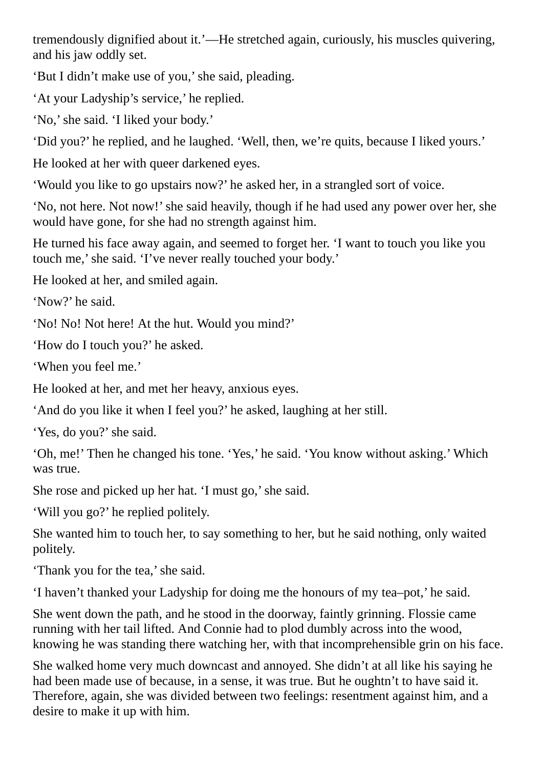tremendously dignified about it.'—He stretched again, curiously, his muscles quivering, and his jaw oddly set.

'But I didn't make use of you,' she said, pleading.

'At your Ladyship's service,' he replied.

'No,' she said. 'I liked your body.'

'Did you?' he replied, and he laughed. 'Well, then, we're quits, because I liked yours.'

He looked at her with queer darkened eyes.

'Would you like to go upstairs now?' he asked her, in a strangled sort of voice.

'No, not here. Not now!' she said heavily, though if he had used any power over her, she would have gone, for she had no strength against him.

He turned his face away again, and seemed to forget her. 'I want to touch you like you touch me,' she said. 'I've never really touched your body.'

He looked at her, and smiled again.

'Now?' he said.

'No! No! Not here! At the hut. Would you mind?'

'How do I touch you?' he asked.

'When you feel me.'

He looked at her, and met her heavy, anxious eyes.

'And do you like it when I feel you?' he asked, laughing at her still.

'Yes, do you?' she said.

'Oh, me!' Then he changed his tone. 'Yes,' he said. 'You know without asking.' Which was true.

She rose and picked up her hat. 'I must go,' she said.

'Will you go?' he replied politely.

She wanted him to touch her, to say something to her, but he said nothing, only waited politely.

'Thank you for the tea,' she said.

'I haven't thanked your Ladyship for doing me the honours of my tea–pot,' he said.

She went down the path, and he stood in the doorway, faintly grinning. Flossie came running with her tail lifted. And Connie had to plod dumbly across into the wood, knowing he was standing there watching her, with that incomprehensible grin on his face.

She walked home very much downcast and annoyed. She didn't at all like his saying he had been made use of because, in a sense, it was true. But he oughtn't to have said it. Therefore, again, she was divided between two feelings: resentment against him, and a desire to make it up with him.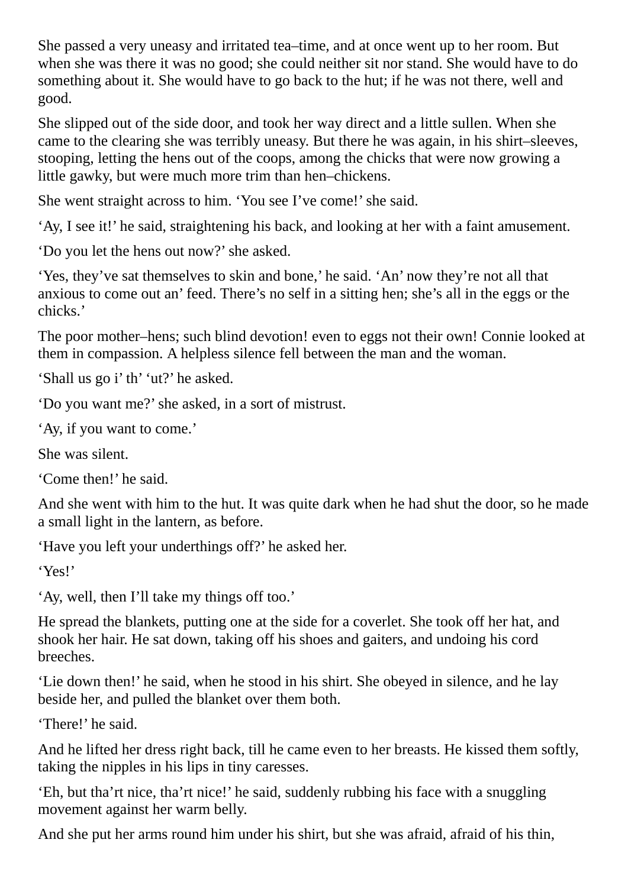She passed a very uneasy and irritated tea–time, and at once went up to her room. But when she was there it was no good; she could neither sit nor stand. She would have to do something about it. She would have to go back to the hut; if he was not there, well and good.

She slipped out of the side door, and took her way direct and a little sullen. When she came to the clearing she was terribly uneasy. But there he was again, in his shirt–sleeves, stooping, letting the hens out of the coops, among the chicks that were now growing a little gawky, but were much more trim than hen–chickens.

She went straight across to him. 'You see I've come!' she said.

'Ay, I see it!' he said, straightening his back, and looking at her with a faint amusement.

'Do you let the hens out now?' she asked.

'Yes, they've sat themselves to skin and bone,' he said. 'An' now they're not all that anxious to come out an' feed. There's no self in a sitting hen; she's all in the eggs or the chicks.'

The poor mother–hens; such blind devotion! even to eggs not their own! Connie looked at them in compassion. A helpless silence fell between the man and the woman.

'Shall us go i' th' 'ut?' he asked.

'Do you want me?' she asked, in a sort of mistrust.

'Ay, if you want to come.'

She was silent.

'Come then!' he said.

And she went with him to the hut. It was quite dark when he had shut the door, so he made a small light in the lantern, as before.

'Have you left your underthings off?' he asked her.

'Yes!'

'Ay, well, then I'll take my things off too.'

He spread the blankets, putting one at the side for a coverlet. She took off her hat, and shook her hair. He sat down, taking off his shoes and gaiters, and undoing his cord breeches.

'Lie down then!' he said, when he stood in his shirt. She obeyed in silence, and he lay beside her, and pulled the blanket over them both.

'There!' he said.

And he lifted her dress right back, till he came even to her breasts. He kissed them softly, taking the nipples in his lips in tiny caresses.

'Eh, but tha'rt nice, tha'rt nice!' he said, suddenly rubbing his face with a snuggling movement against her warm belly.

And she put her arms round him under his shirt, but she was afraid, afraid of his thin,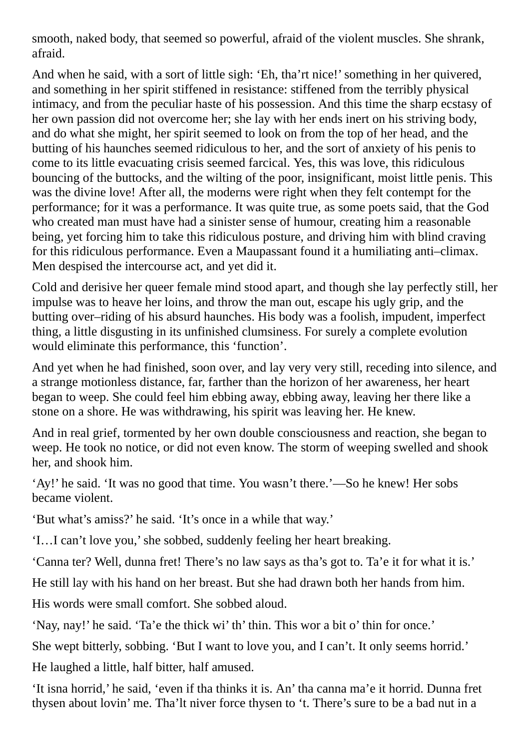smooth, naked body, that seemed so powerful, afraid of the violent muscles. She shrank, afraid.

And when he said, with a sort of little sigh: 'Eh, tha'rt nice!' something in her quivered, and something in her spirit stiffened in resistance: stiffened from the terribly physical intimacy, and from the peculiar haste of his possession. And this time the sharp ecstasy of her own passion did not overcome her; she lay with her ends inert on his striving body, and do what she might, her spirit seemed to look on from the top of her head, and the butting of his haunches seemed ridiculous to her, and the sort of anxiety of his penis to come to its little evacuating crisis seemed farcical. Yes, this was love, this ridiculous bouncing of the buttocks, and the wilting of the poor, insignificant, moist little penis. This was the divine love! After all, the moderns were right when they felt contempt for the performance; for it was a performance. It was quite true, as some poets said, that the God who created man must have had a sinister sense of humour, creating him a reasonable being, yet forcing him to take this ridiculous posture, and driving him with blind craving for this ridiculous performance. Even a Maupassant found it a humiliating anti–climax. Men despised the intercourse act, and yet did it.

Cold and derisive her queer female mind stood apart, and though she lay perfectly still, her impulse was to heave her loins, and throw the man out, escape his ugly grip, and the butting over–riding of his absurd haunches. His body was a foolish, impudent, imperfect thing, a little disgusting in its unfinished clumsiness. For surely a complete evolution would eliminate this performance, this 'function'.

And yet when he had finished, soon over, and lay very very still, receding into silence, and a strange motionless distance, far, farther than the horizon of her awareness, her heart began to weep. She could feel him ebbing away, ebbing away, leaving her there like a stone on a shore. He was withdrawing, his spirit was leaving her. He knew.

And in real grief, tormented by her own double consciousness and reaction, she began to weep. He took no notice, or did not even know. The storm of weeping swelled and shook her, and shook him.

'Ay!' he said. 'It was no good that time. You wasn't there.'—So he knew! Her sobs became violent.

'But what's amiss?' he said. 'It's once in a while that way.'

'I…I can't love you,' she sobbed, suddenly feeling her heart breaking.

'Canna ter? Well, dunna fret! There's no law says as tha's got to. Ta'e it for what it is.'

He still lay with his hand on her breast. But she had drawn both her hands from him.

His words were small comfort. She sobbed aloud.

'Nay, nay!' he said. 'Ta'e the thick wi' th' thin. This wor a bit o' thin for once.'

She wept bitterly, sobbing. 'But I want to love you, and I can't. It only seems horrid.'

He laughed a little, half bitter, half amused.

'It isna horrid,' he said, 'even if tha thinks it is. An' tha canna ma'e it horrid. Dunna fret thysen about lovin' me. Tha'lt niver force thysen to 't. There's sure to be a bad nut in a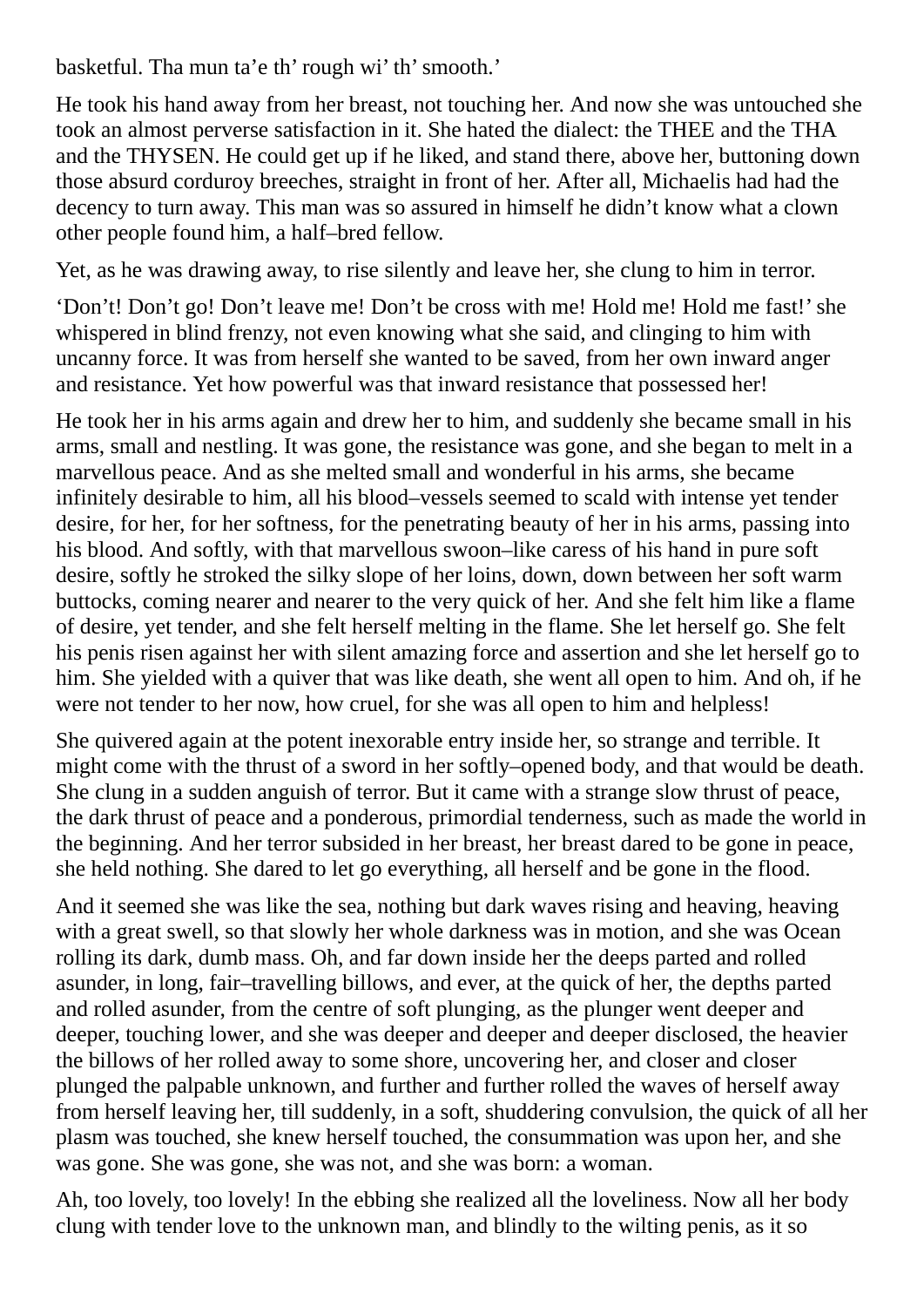basketful. Tha mun ta'e th' rough wi' th' smooth.'

He took his hand away from her breast, not touching her. And now she was untouched she took an almost perverse satisfaction in it. She hated the dialect: the THEE and the THA and the THYSEN. He could get up if he liked, and stand there, above her, buttoning down those absurd corduroy breeches, straight in front of her. After all, Michaelis had had the decency to turn away. This man was so assured in himself he didn't know what a clown other people found him, a half–bred fellow.

Yet, as he was drawing away, to rise silently and leave her, she clung to him in terror.

'Don't! Don't go! Don't leave me! Don't be cross with me! Hold me! Hold me fast!' she whispered in blind frenzy, not even knowing what she said, and clinging to him with uncanny force. It was from herself she wanted to be saved, from her own inward anger and resistance. Yet how powerful was that inward resistance that possessed her!

He took her in his arms again and drew her to him, and suddenly she became small in his arms, small and nestling. It was gone, the resistance was gone, and she began to melt in a marvellous peace. And as she melted small and wonderful in his arms, she became infinitely desirable to him, all his blood–vessels seemed to scald with intense yet tender desire, for her, for her softness, for the penetrating beauty of her in his arms, passing into his blood. And softly, with that marvellous swoon–like caress of his hand in pure soft desire, softly he stroked the silky slope of her loins, down, down between her soft warm buttocks, coming nearer and nearer to the very quick of her. And she felt him like a flame of desire, yet tender, and she felt herself melting in the flame. She let herself go. She felt his penis risen against her with silent amazing force and assertion and she let herself go to him. She yielded with a quiver that was like death, she went all open to him. And oh, if he were not tender to her now, how cruel, for she was all open to him and helpless!

She quivered again at the potent inexorable entry inside her, so strange and terrible. It might come with the thrust of a sword in her softly–opened body, and that would be death. She clung in a sudden anguish of terror. But it came with a strange slow thrust of peace, the dark thrust of peace and a ponderous, primordial tenderness, such as made the world in the beginning. And her terror subsided in her breast, her breast dared to be gone in peace, she held nothing. She dared to let go everything, all herself and be gone in the flood.

And it seemed she was like the sea, nothing but dark waves rising and heaving, heaving with a great swell, so that slowly her whole darkness was in motion, and she was Ocean rolling its dark, dumb mass. Oh, and far down inside her the deeps parted and rolled asunder, in long, fair–travelling billows, and ever, at the quick of her, the depths parted and rolled asunder, from the centre of soft plunging, as the plunger went deeper and deeper, touching lower, and she was deeper and deeper and deeper disclosed, the heavier the billows of her rolled away to some shore, uncovering her, and closer and closer plunged the palpable unknown, and further and further rolled the waves of herself away from herself leaving her, till suddenly, in a soft, shuddering convulsion, the quick of all her plasm was touched, she knew herself touched, the consummation was upon her, and she was gone. She was gone, she was not, and she was born: a woman.

Ah, too lovely, too lovely! In the ebbing she realized all the loveliness. Now all her body clung with tender love to the unknown man, and blindly to the wilting penis, as it so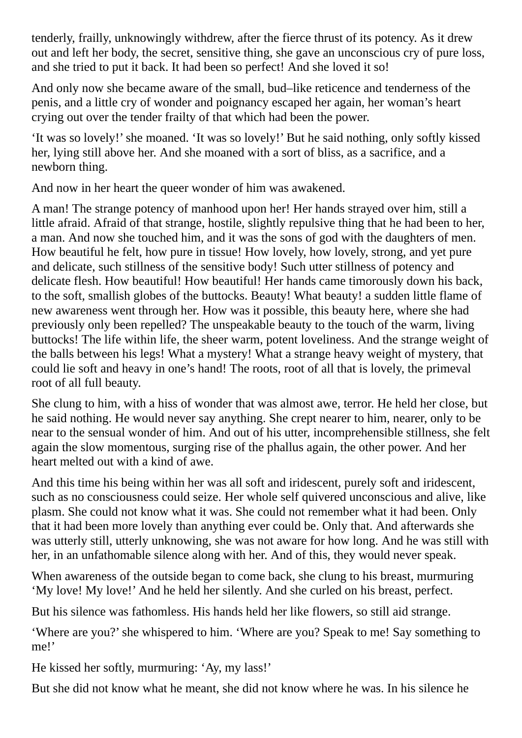tenderly, frailly, unknowingly withdrew, after the fierce thrust of its potency. As it drew out and left her body, the secret, sensitive thing, she gave an unconscious cry of pure loss, and she tried to put it back. It had been so perfect! And she loved it so!

And only now she became aware of the small, bud–like reticence and tenderness of the penis, and a little cry of wonder and poignancy escaped her again, her woman's heart crying out over the tender frailty of that which had been the power.

'It was so lovely!' she moaned. 'It was so lovely!' But he said nothing, only softly kissed her, lying still above her. And she moaned with a sort of bliss, as a sacrifice, and a newborn thing.

And now in her heart the queer wonder of him was awakened.

A man! The strange potency of manhood upon her! Her hands strayed over him, still a little afraid. Afraid of that strange, hostile, slightly repulsive thing that he had been to her, a man. And now she touched him, and it was the sons of god with the daughters of men. How beautiful he felt, how pure in tissue! How lovely, how lovely, strong, and yet pure and delicate, such stillness of the sensitive body! Such utter stillness of potency and delicate flesh. How beautiful! How beautiful! Her hands came timorously down his back, to the soft, smallish globes of the buttocks. Beauty! What beauty! a sudden little flame of new awareness went through her. How was it possible, this beauty here, where she had previously only been repelled? The unspeakable beauty to the touch of the warm, living buttocks! The life within life, the sheer warm, potent loveliness. And the strange weight of the balls between his legs! What a mystery! What a strange heavy weight of mystery, that could lie soft and heavy in one's hand! The roots, root of all that is lovely, the primeval root of all full beauty.

She clung to him, with a hiss of wonder that was almost awe, terror. He held her close, but he said nothing. He would never say anything. She crept nearer to him, nearer, only to be near to the sensual wonder of him. And out of his utter, incomprehensible stillness, she felt again the slow momentous, surging rise of the phallus again, the other power. And her heart melted out with a kind of awe.

And this time his being within her was all soft and iridescent, purely soft and iridescent, such as no consciousness could seize. Her whole self quivered unconscious and alive, like plasm. She could not know what it was. She could not remember what it had been. Only that it had been more lovely than anything ever could be. Only that. And afterwards she was utterly still, utterly unknowing, she was not aware for how long. And he was still with her, in an unfathomable silence along with her. And of this, they would never speak.

When awareness of the outside began to come back, she clung to his breast, murmuring 'My love! My love!' And he held her silently. And she curled on his breast, perfect.

But his silence was fathomless. His hands held her like flowers, so still aid strange.

'Where are you?' she whispered to him. 'Where are you? Speak to me! Say something to me!'

He kissed her softly, murmuring: 'Ay, my lass!'

But she did not know what he meant, she did not know where he was. In his silence he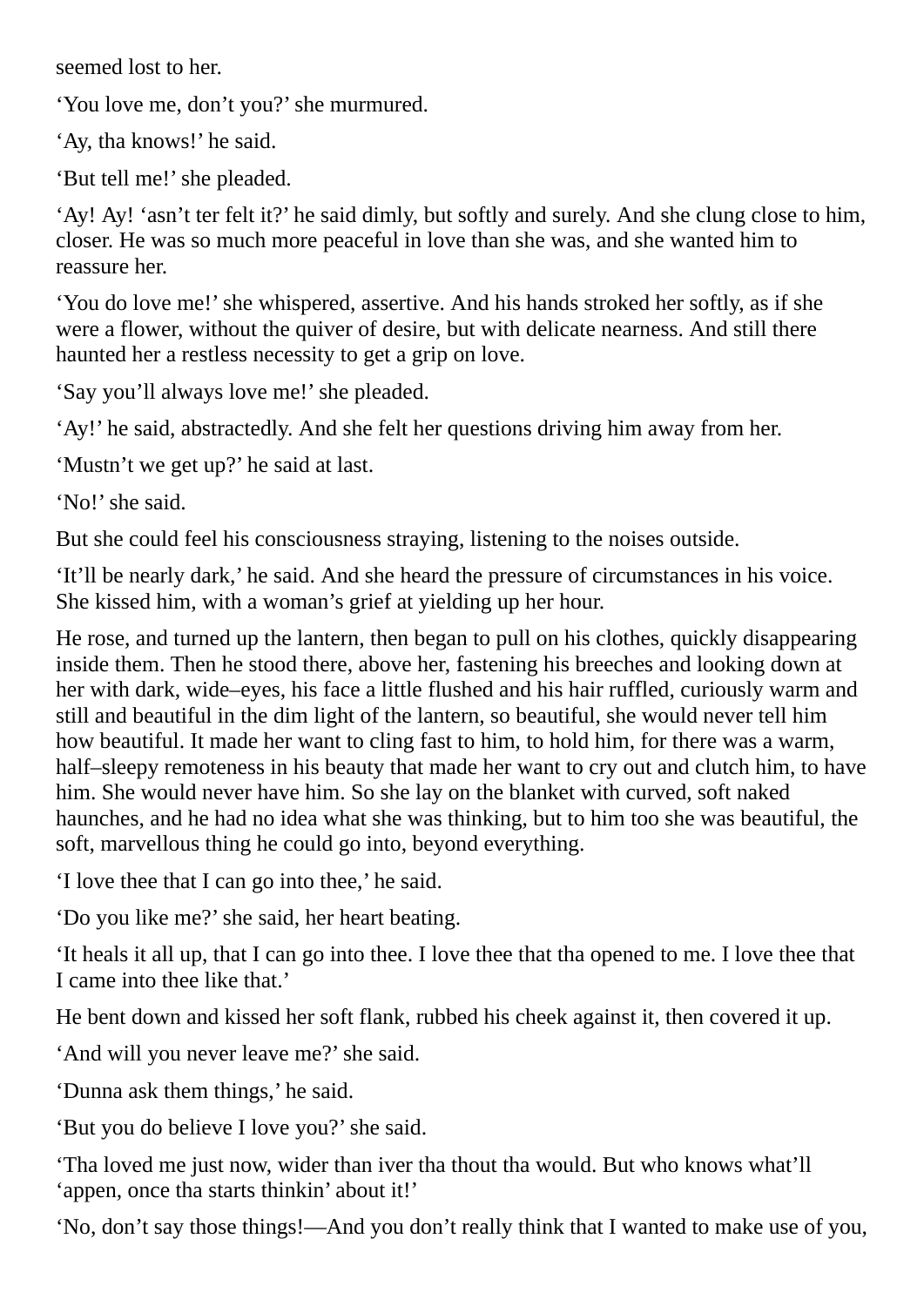seemed lost to her.

'You love me, don't you?' she murmured.

'Ay, tha knows!' he said.

'But tell me!' she pleaded.

'Ay! Ay! 'asn't ter felt it?' he said dimly, but softly and surely. And she clung close to him, closer. He was so much more peaceful in love than she was, and she wanted him to reassure her.

'You do love me!' she whispered, assertive. And his hands stroked her softly, as if she were a flower, without the quiver of desire, but with delicate nearness. And still there haunted her a restless necessity to get a grip on love.

'Say you'll always love me!' she pleaded.

'Ay!' he said, abstractedly. And she felt her questions driving him away from her.

'Mustn't we get up?' he said at last.

'No!' she said.

But she could feel his consciousness straying, listening to the noises outside.

'It'll be nearly dark,' he said. And she heard the pressure of circumstances in his voice. She kissed him, with a woman's grief at yielding up her hour.

He rose, and turned up the lantern, then began to pull on his clothes, quickly disappearing inside them. Then he stood there, above her, fastening his breeches and looking down at her with dark, wide–eyes, his face a little flushed and his hair ruffled, curiously warm and still and beautiful in the dim light of the lantern, so beautiful, she would never tell him how beautiful. It made her want to cling fast to him, to hold him, for there was a warm, half–sleepy remoteness in his beauty that made her want to cry out and clutch him, to have him. She would never have him. So she lay on the blanket with curved, soft naked haunches, and he had no idea what she was thinking, but to him too she was beautiful, the soft, marvellous thing he could go into, beyond everything.

'I love thee that I can go into thee,' he said.

'Do you like me?' she said, her heart beating.

'It heals it all up, that I can go into thee. I love thee that tha opened to me. I love thee that I came into thee like that.'

He bent down and kissed her soft flank, rubbed his cheek against it, then covered it up.

'And will you never leave me?' she said.

'Dunna ask them things,' he said.

'But you do believe I love you?' she said.

'Tha loved me just now, wider than iver tha thout tha would. But who knows what'll 'appen, once tha starts thinkin' about it!'

'No, don't say those things!—And you don't really think that I wanted to make use of you,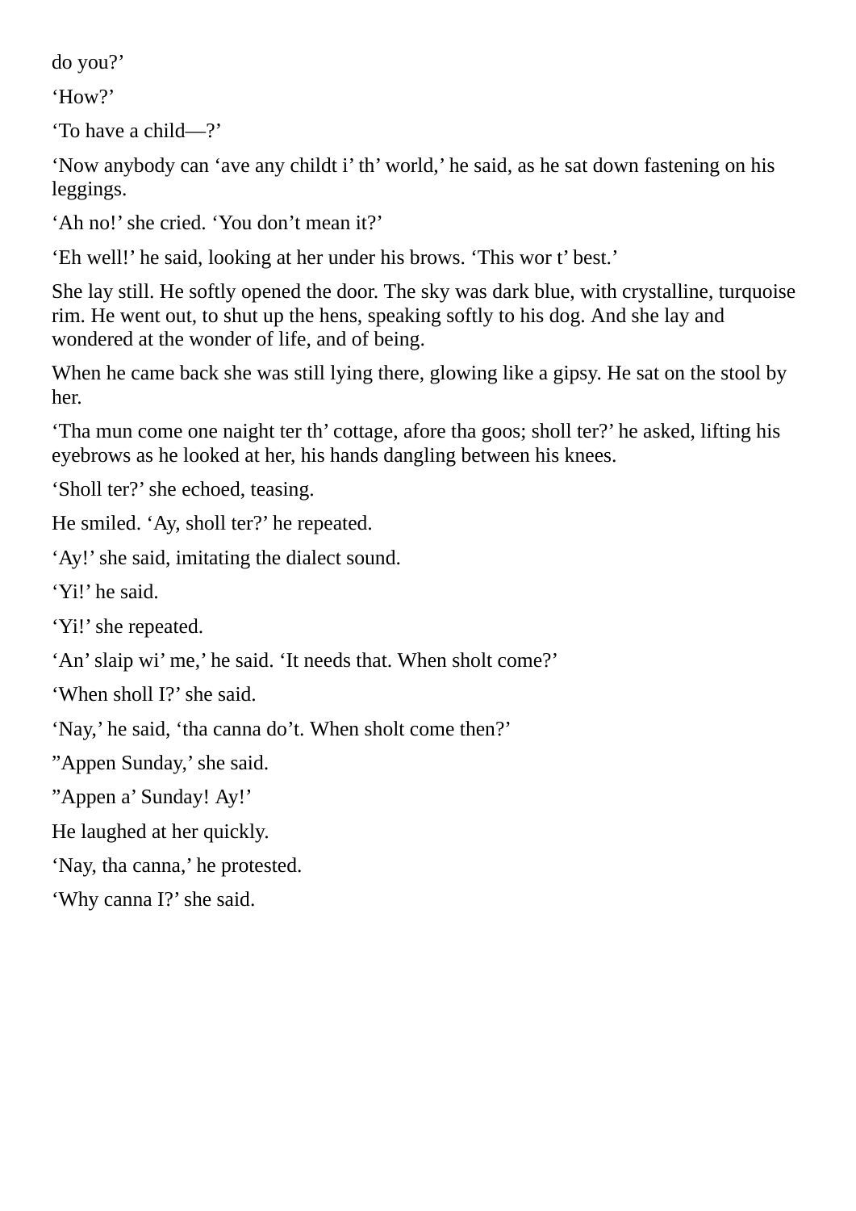do you?’

‘How?’

‘To have a child—?’

‘Now anybody can ‘ave any childt i’ th’ world,’ he said, as he sat down fastening on his leggings.

‘Ah no!’ she cried. ‘You don’t mean it?’

‘Eh well!’ he said, looking at her under his brows. ‘This wor t’ best.’

She lay still. He softly opened the door. The sky was dark blue, with crystalline, turquoise rim. He went out, to shut up the hens, speaking softly to his dog. And she lay and wondered at the wonder of life, and of being.

When he came back she was still lying there, glowing like a gipsy. He sat on the stool by her.

‘Tha mun come one naight ter th’ cottage, afore tha goos; sholl ter?’ he asked, lifting his eyebrows as he looked at her, his hands dangling between his knees.

‘Sholl ter?’ she echoed, teasing.

He smiled. ‘Ay, sholl ter?’ he repeated.

‘Ay!’ she said, imitating the dialect sound.

‘Yi!’ he said.

‘Yi!’ she repeated.

‘An’ slaip wi’ me,’ he said. ‘It needs that. When sholt come?’

‘When sholl I?’ she said.

‘Nay,’ he said, ‘tha canna do’t. When sholt come then?’

”Appen Sunday,’ she said.

”Appen a’ Sunday! Ay!’

He laughed at her quickly.

‘Nay, tha canna,’ he protested.

‘Why canna I?’ she said.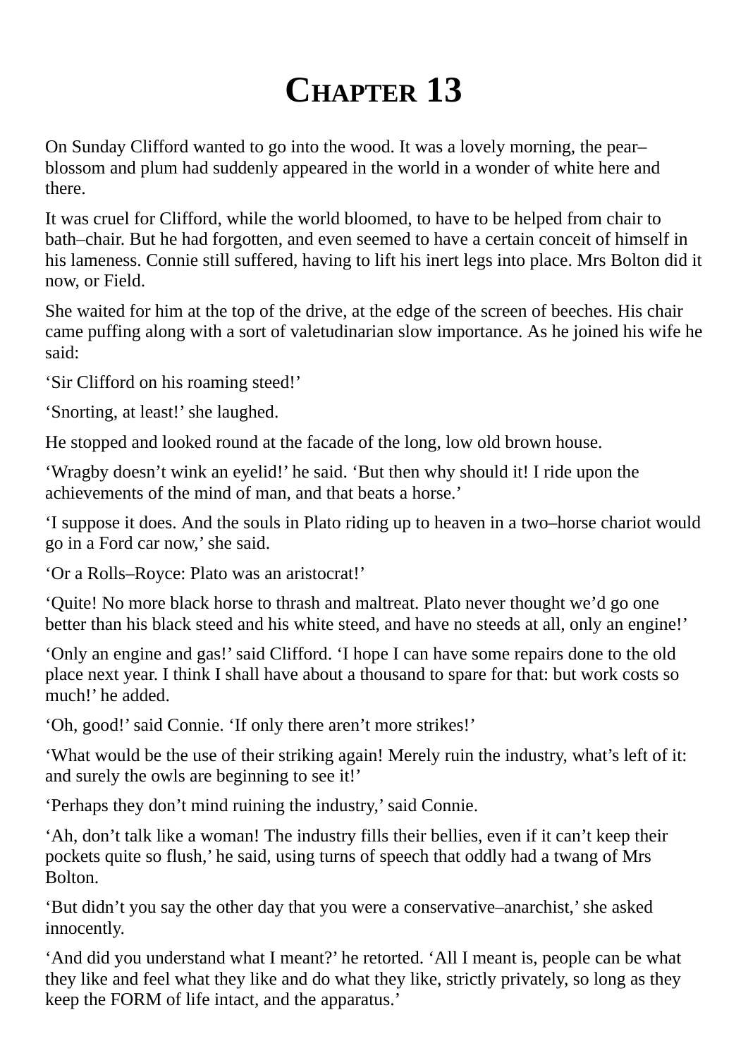# Chapter 13

On Sunday Clifford wanted to go into the wood. It was a lovely morning, the pear–blossom and plum had suddenly appeared in the world in a wonder of white here and there.

It was cruel for Clifford, while the world bloomed, to have to be helped from chair to bath–chair. But he had forgotten, and even seemed to have a certain conceit of himself in his lameness. Connie still suffered, having to lift his inert legs into place. Mrs Bolton did it now, or Field.

She waited for him at the top of the drive, at the edge of the screen of beeches. His chair came puffing along with a sort of valetudinarian slow importance. As he joined his wife he said:

'Sir Clifford on his roaming steed!'

'Snorting, at least!' she laughed.

He stopped and looked round at the facade of the long, low old brown house.

'Wragby doesn't wink an eyelid!' he said. 'But then why should it! I ride upon the achievements of the mind of man, and that beats a horse.'

'I suppose it does. And the souls in Plato riding up to heaven in a two–horse chariot would go in a Ford car now,' she said.

'Or a Rolls–Royce: Plato was an aristocrat!'

'Quite! No more black horse to thrash and maltreat. Plato never thought we'd go one better than his black steed and his white steed, and have no steeds at all, only an engine!'

'Only an engine and gas!' said Clifford. 'I hope I can have some repairs done to the old place next year. I think I shall have about a thousand to spare for that: but work costs so much!' he added.

'Oh, good!' said Connie. 'If only there aren't more strikes!'

'What would be the use of their striking again! Merely ruin the industry, what's left of it: and surely the owls are beginning to see it!'

'Perhaps they don't mind ruining the industry,' said Connie.

'Ah, don't talk like a woman! The industry fills their bellies, even if it can't keep their pockets quite so flush,' he said, using turns of speech that oddly had a twang of Mrs Bolton.

'But didn't you say the other day that you were a conservative–anarchist,' she asked innocently.

'And did you understand what I meant?' he retorted. 'All I meant is, people can be what they like and feel what they like and do what they like, strictly privately, so long as they keep the FORM of life intact, and the apparatus.'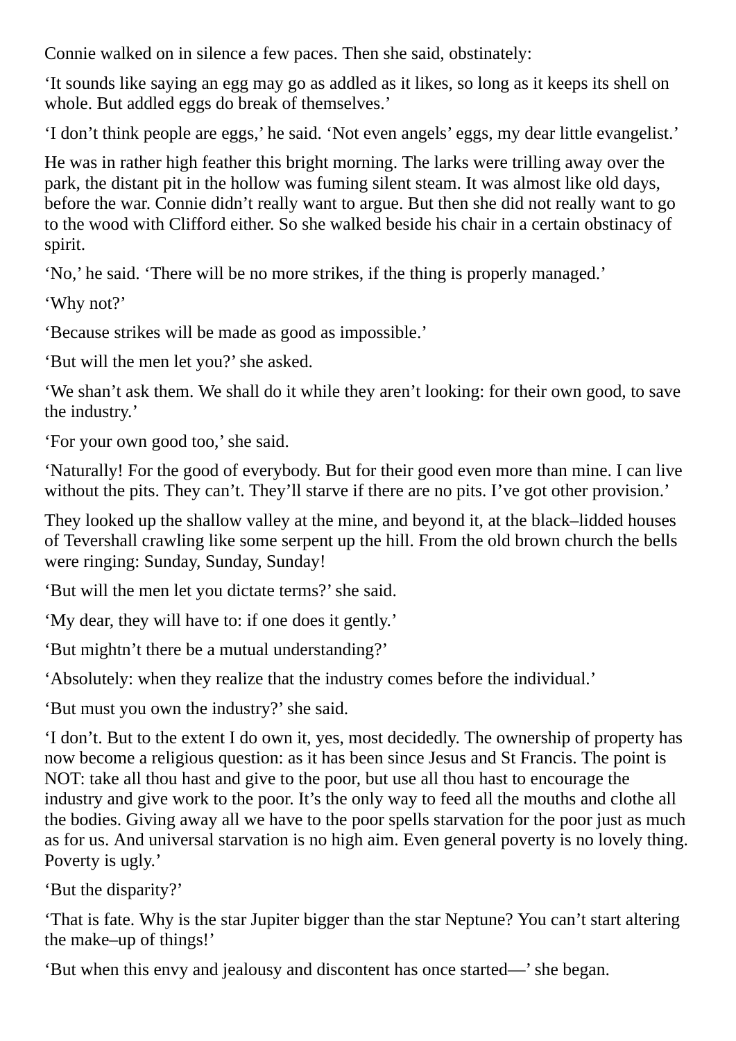Connie walked on in silence a few paces. Then she said, obstinately:

‘It sounds like saying an egg may go as addled as it likes, so long as it keeps its shell on whole. But addled eggs do break of themselves.’

‘I don’t think people are eggs,’ he said. ‘Not even angels’ eggs, my dear little evangelist.’

He was in rather high feather this bright morning. The larks were trilling away over the park, the distant pit in the hollow was fuming silent steam. It was almost like old days, before the war. Connie didn’t really want to argue. But then she did not really want to go to the wood with Clifford either. So she walked beside his chair in a certain obstinacy of spirit.

‘No,’ he said. ‘There will be no more strikes, if the thing is properly managed.’

‘Why not?’

‘Because strikes will be made as good as impossible.’

‘But will the men let you?’ she asked.

‘We shan’t ask them. We shall do it while they aren’t looking: for their own good, to save the industry.’

‘For your own good too,’ she said.

‘Naturally! For the good of everybody. But for their good even more than mine. I can live without the pits. They can’t. They’ll starve if there are no pits. I’ve got other provision.’

They looked up the shallow valley at the mine, and beyond it, at the black–lidded houses of Tevershall crawling like some serpent up the hill. From the old brown church the bells were ringing: Sunday, Sunday, Sunday!

‘But will the men let you dictate terms?’ she said.

‘My dear, they will have to: if one does it gently.’

‘But mightn’t there be a mutual understanding?’

‘Absolutely: when they realize that the industry comes before the individual.’

‘But must you own the industry?’ she said.

‘I don’t. But to the extent I do own it, yes, most decidedly. The ownership of property has now become a religious question: as it has been since Jesus and St Francis. The point is NOT: take all thou hast and give to the poor, but use all thou hast to encourage the industry and give work to the poor. It’s the only way to feed all the mouths and clothe all the bodies. Giving away all we have to the poor spells starvation for the poor just as much as for us. And universal starvation is no high aim. Even general poverty is no lovely thing. Poverty is ugly.’

‘But the disparity?’

‘That is fate. Why is the star Jupiter bigger than the star Neptune? You can’t start altering the make–up of things!’

‘But when this envy and jealousy and discontent has once started—’ she began.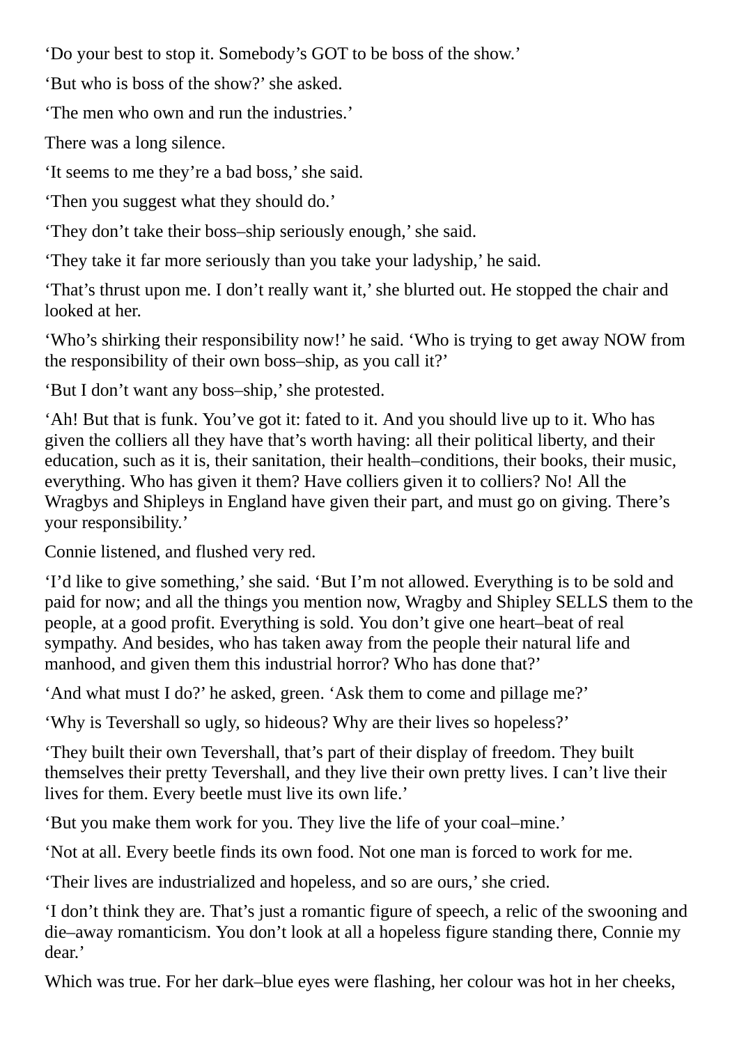‘Do your best to stop it. Somebody’s GOT to be boss of the show.’

‘But who is boss of the show?’ she asked.

‘The men who own and run the industries.’

There was a long silence.

‘It seems to me they’re a bad boss,’ she said.

‘Then you suggest what they should do.’

‘They don’t take their boss–ship seriously enough,’ she said.

‘They take it far more seriously than you take your ladyship,’ he said.

‘That’s thrust upon me. I don’t really want it,’ she blurted out. He stopped the chair and looked at her.

‘Who’s shirking their responsibility now!’ he said. ‘Who is trying to get away NOW from the responsibility of their own boss–ship, as you call it?’

‘But I don’t want any boss–ship,’ she protested.

‘Ah! But that is funk. You’ve got it: fated to it. And you should live up to it. Who has given the colliers all they have that’s worth having: all their political liberty, and their education, such as it is, their sanitation, their health–conditions, their books, their music, everything. Who has given it them? Have colliers given it to colliers? No! All the Wragbys and Shipleys in England have given their part, and must go on giving. There’s your responsibility.’

Connie listened, and flushed very red.

‘I’d like to give something,’ she said. ‘But I’m not allowed. Everything is to be sold and paid for now; and all the things you mention now, Wragby and Shipley SELLS them to the people, at a good profit. Everything is sold. You don’t give one heart–beat of real sympathy. And besides, who has taken away from the people their natural life and manhood, and given them this industrial horror? Who has done that?’

‘And what must I do?’ he asked, green. ‘Ask them to come and pillage me?’

‘Why is Tevershall so ugly, so hideous? Why are their lives so hopeless?’

‘They built their own Tevershall, that’s part of their display of freedom. They built themselves their pretty Tevershall, and they live their own pretty lives. I can’t live their lives for them. Every beetle must live its own life.’

‘But you make them work for you. They live the life of your coal–mine.’

‘Not at all. Every beetle finds its own food. Not one man is forced to work for me.

‘Their lives are industrialized and hopeless, and so are ours,’ she cried.

‘I don’t think they are. That’s just a romantic figure of speech, a relic of the swooning and die–away romanticism. You don’t look at all a hopeless figure standing there, Connie my dear.’

Which was true. For her dark–blue eyes were flashing, her colour was hot in her cheeks,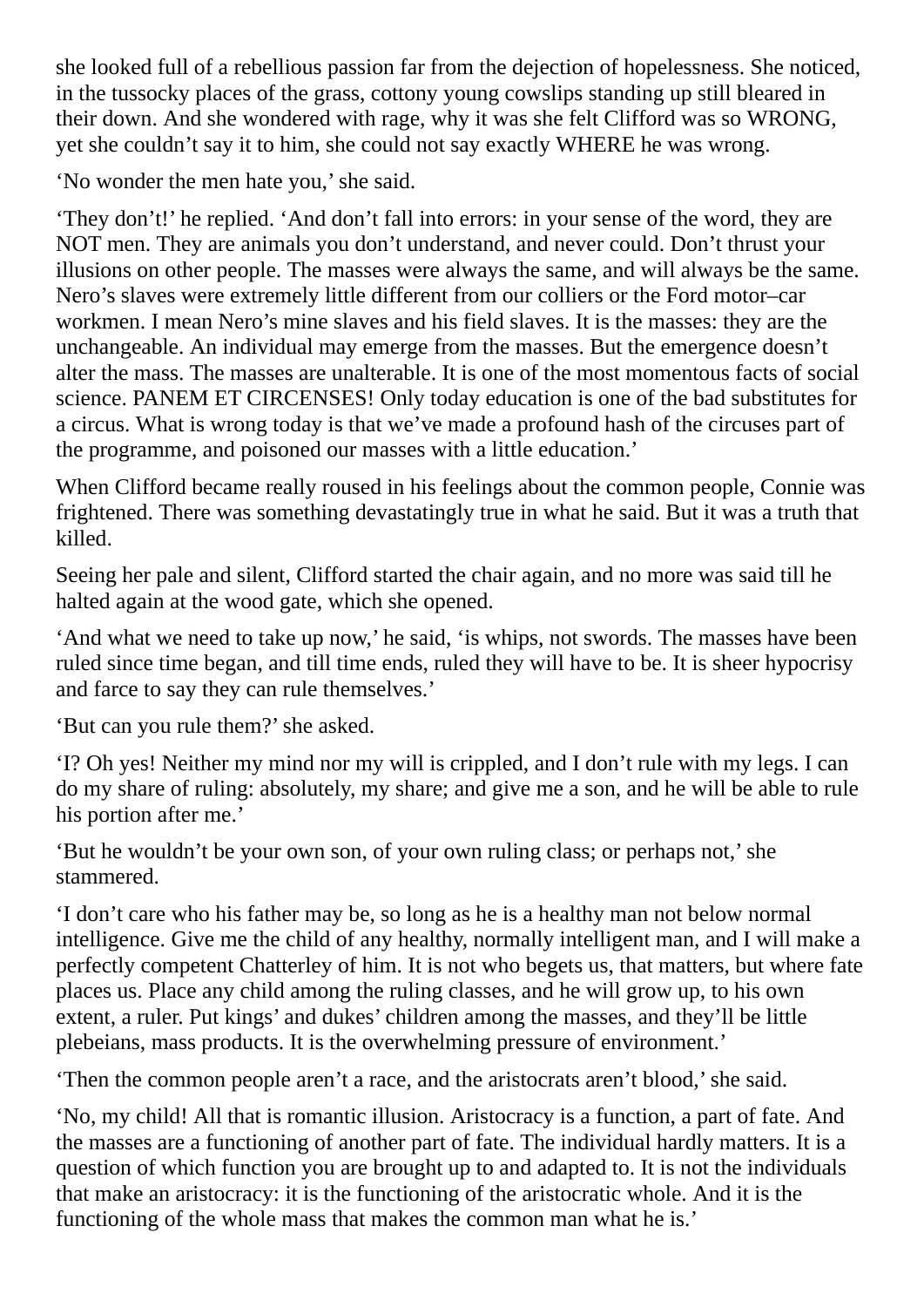she looked full of a rebellious passion far from the dejection of hopelessness. She noticed, in the tussocky places of the grass, cottony young cowslips standing up still bleared in their down. And she wondered with rage, why it was she felt Clifford was so WRONG, yet she couldn't say it to him, she could not say exactly WHERE he was wrong.

'No wonder the men hate you,' she said.

'They don't!' he replied. 'And don't fall into errors: in your sense of the word, they are NOT men. They are animals you don't understand, and never could. Don't thrust your illusions on other people. The masses were always the same, and will always be the same. Nero's slaves were extremely little different from our colliers or the Ford motor–car workmen. I mean Nero's mine slaves and his field slaves. It is the masses: they are the unchangeable. An individual may emerge from the masses. But the emergence doesn't alter the mass. The masses are unalterable. It is one of the most momentous facts of social science. PANEM ET CIRCENSES! Only today education is one of the bad substitutes for a circus. What is wrong today is that we've made a profound hash of the circuses part of the programme, and poisoned our masses with a little education.'

When Clifford became really roused in his feelings about the common people, Connie was frightened. There was something devastatingly true in what he said. But it was a truth that killed.

Seeing her pale and silent, Clifford started the chair again, and no more was said till he halted again at the wood gate, which she opened.

'And what we need to take up now,' he said, 'is whips, not swords. The masses have been ruled since time began, and till time ends, ruled they will have to be. It is sheer hypocrisy and farce to say they can rule themselves.'

'But can you rule them?' she asked.

'I? Oh yes! Neither my mind nor my will is crippled, and I don't rule with my legs. I can do my share of ruling: absolutely, my share; and give me a son, and he will be able to rule his portion after me.'

'But he wouldn't be your own son, of your own ruling class; or perhaps not,' she stammered.

'I don't care who his father may be, so long as he is a healthy man not below normal intelligence. Give me the child of any healthy, normally intelligent man, and I will make a perfectly competent Chatterley of him. It is not who begets us, that matters, but where fate places us. Place any child among the ruling classes, and he will grow up, to his own extent, a ruler. Put kings' and dukes' children among the masses, and they'll be little plebeians, mass products. It is the overwhelming pressure of environment.'

'Then the common people aren't a race, and the aristocrats aren't blood,' she said.

'No, my child! All that is romantic illusion. Aristocracy is a function, a part of fate. And the masses are a functioning of another part of fate. The individual hardly matters. It is a question of which function you are brought up to and adapted to. It is not the individuals that make an aristocracy: it is the functioning of the aristocratic whole. And it is the functioning of the whole mass that makes the common man what he is.'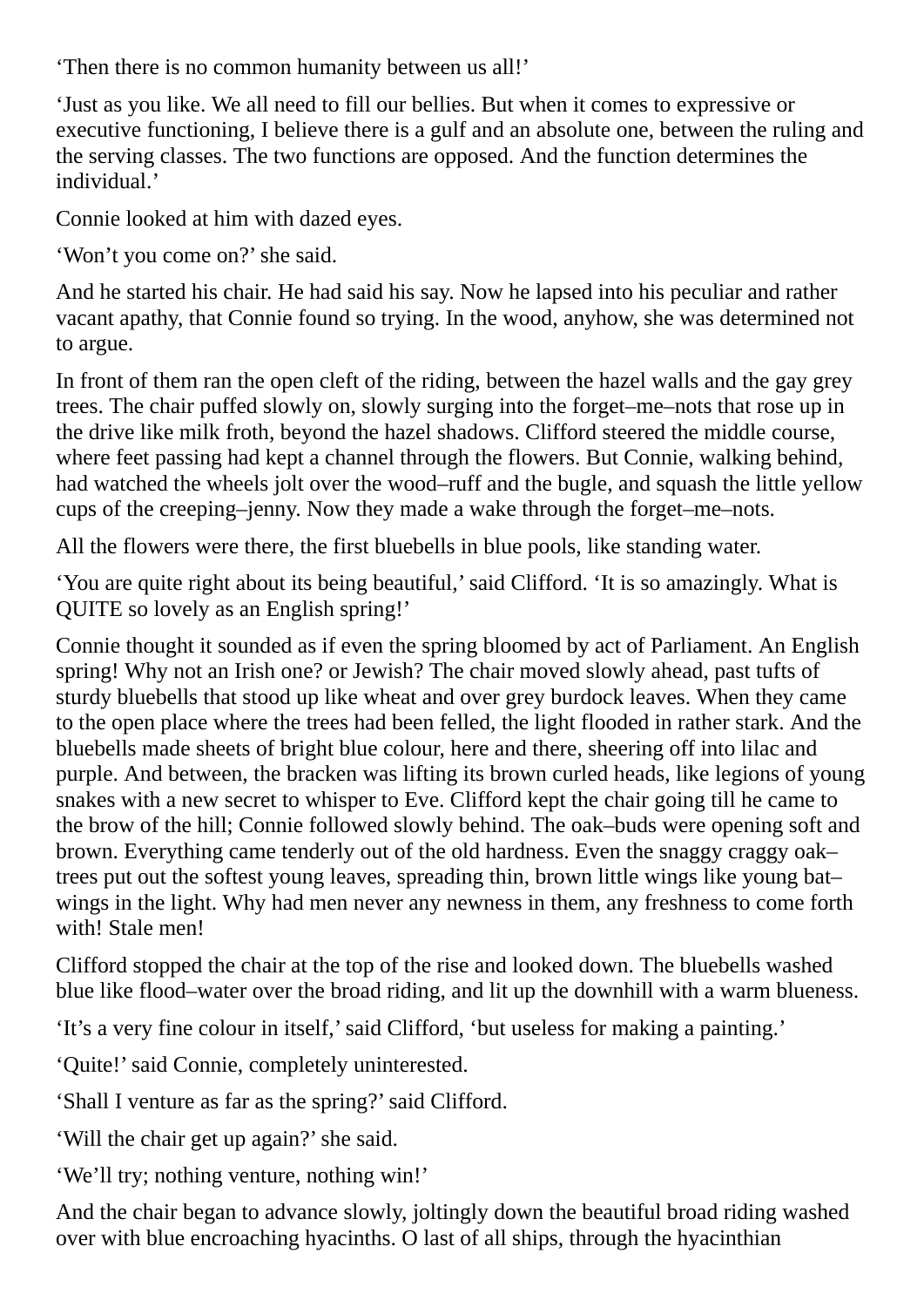‘Then there is no common humanity between us all!’

‘Just as you like. We all need to fill our bellies. But when it comes to expressive or executive functioning, I believe there is a gulf and an absolute one, between the ruling and the serving classes. The two functions are opposed. And the function determines the individual.’

Connie looked at him with dazed eyes.

‘Won’t you come on?’ she said.

And he started his chair. He had said his say. Now he lapsed into his peculiar and rather vacant apathy, that Connie found so trying. In the wood, anyhow, she was determined not to argue.

In front of them ran the open cleft of the riding, between the hazel walls and the gay grey trees. The chair puffed slowly on, slowly surging into the forget–me–nots that rose up in the drive like milk froth, beyond the hazel shadows. Clifford steered the middle course, where feet passing had kept a channel through the flowers. But Connie, walking behind, had watched the wheels jolt over the wood–ruff and the bugle, and squash the little yellow cups of the creeping–jenny. Now they made a wake through the forget–me–nots.

All the flowers were there, the first bluebells in blue pools, like standing water.

‘You are quite right about its being beautiful,’ said Clifford. ‘It is so amazingly. What is QUITE so lovely as an English spring!’

Connie thought it sounded as if even the spring bloomed by act of Parliament. An English spring! Why not an Irish one? or Jewish? The chair moved slowly ahead, past tufts of sturdy bluebells that stood up like wheat and over grey burdock leaves. When they came to the open place where the trees had been felled, the light flooded in rather stark. And the bluebells made sheets of bright blue colour, here and there, sheering off into lilac and purple. And between, the bracken was lifting its brown curled heads, like legions of young snakes with a new secret to whisper to Eve. Clifford kept the chair going till he came to the brow of the hill; Connie followed slowly behind. The oak–buds were opening soft and brown. Everything came tenderly out of the old hardness. Even the snaggy craggy oak–trees put out the softest young leaves, spreading thin, brown little wings like young bat–wings in the light. Why had men never any newness in them, any freshness to come forth with! Stale men!

Clifford stopped the chair at the top of the rise and looked down. The bluebells washed blue like flood–water over the broad riding, and lit up the downhill with a warm blueness.

‘It’s a very fine colour in itself,’ said Clifford, ‘but useless for making a painting.’

‘Quite!’ said Connie, completely uninterested.

‘Shall I venture as far as the spring?’ said Clifford.

‘Will the chair get up again?’ she said.

‘We’ll try; nothing venture, nothing win!’

And the chair began to advance slowly, joltingly down the beautiful broad riding washed over with blue encroaching hyacinths. O last of all ships, through the hyacinthian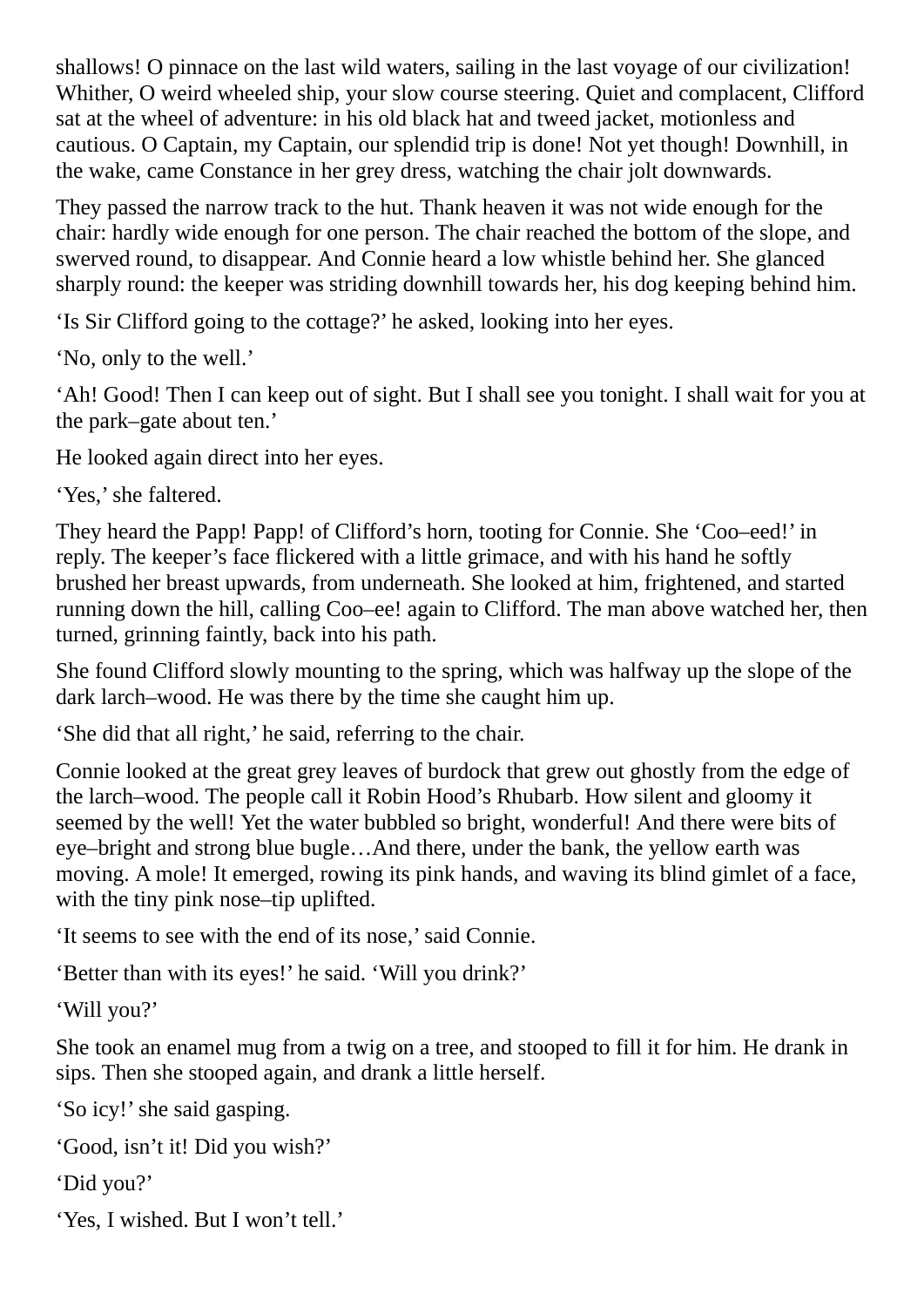shallows! O pinnace on the last wild waters, sailing in the last voyage of our civilization! Whither, O weird wheeled ship, your slow course steering. Quiet and complacent, Clifford sat at the wheel of adventure: in his old black hat and tweed jacket, motionless and cautious. O Captain, my Captain, our splendid trip is done! Not yet though! Downhill, in the wake, came Constance in her grey dress, watching the chair jolt downwards.

They passed the narrow track to the hut. Thank heaven it was not wide enough for the chair: hardly wide enough for one person. The chair reached the bottom of the slope, and swerved round, to disappear. And Connie heard a low whistle behind her. She glanced sharply round: the keeper was striding downhill towards her, his dog keeping behind him.

'Is Sir Clifford going to the cottage?' he asked, looking into her eyes.

'No, only to the well.'

'Ah! Good! Then I can keep out of sight. But I shall see you tonight. I shall wait for you at the park–gate about ten.'

He looked again direct into her eyes.

'Yes,' she faltered.

They heard the Papp! Papp! of Clifford's horn, tooting for Connie. She 'Coo–eed!' in reply. The keeper's face flickered with a little grimace, and with his hand he softly brushed her breast upwards, from underneath. She looked at him, frightened, and started running down the hill, calling Coo–ee! again to Clifford. The man above watched her, then turned, grinning faintly, back into his path.

She found Clifford slowly mounting to the spring, which was halfway up the slope of the dark larch–wood. He was there by the time she caught him up.

'She did that all right,' he said, referring to the chair.

Connie looked at the great grey leaves of burdock that grew out ghostly from the edge of the larch–wood. The people call it Robin Hood's Rhubarb. How silent and gloomy it seemed by the well! Yet the water bubbled so bright, wonderful! And there were bits of eye–bright and strong blue bugle…And there, under the bank, the yellow earth was moving. A mole! It emerged, rowing its pink hands, and waving its blind gimlet of a face, with the tiny pink nose–tip uplifted.

'It seems to see with the end of its nose,' said Connie.

'Better than with its eyes!' he said. 'Will you drink?'

'Will you?'

She took an enamel mug from a twig on a tree, and stooped to fill it for him. He drank in sips. Then she stooped again, and drank a little herself.

'So icy!' she said gasping.

'Good, isn't it! Did you wish?'

'Did you?'

'Yes, I wished. But I won't tell.'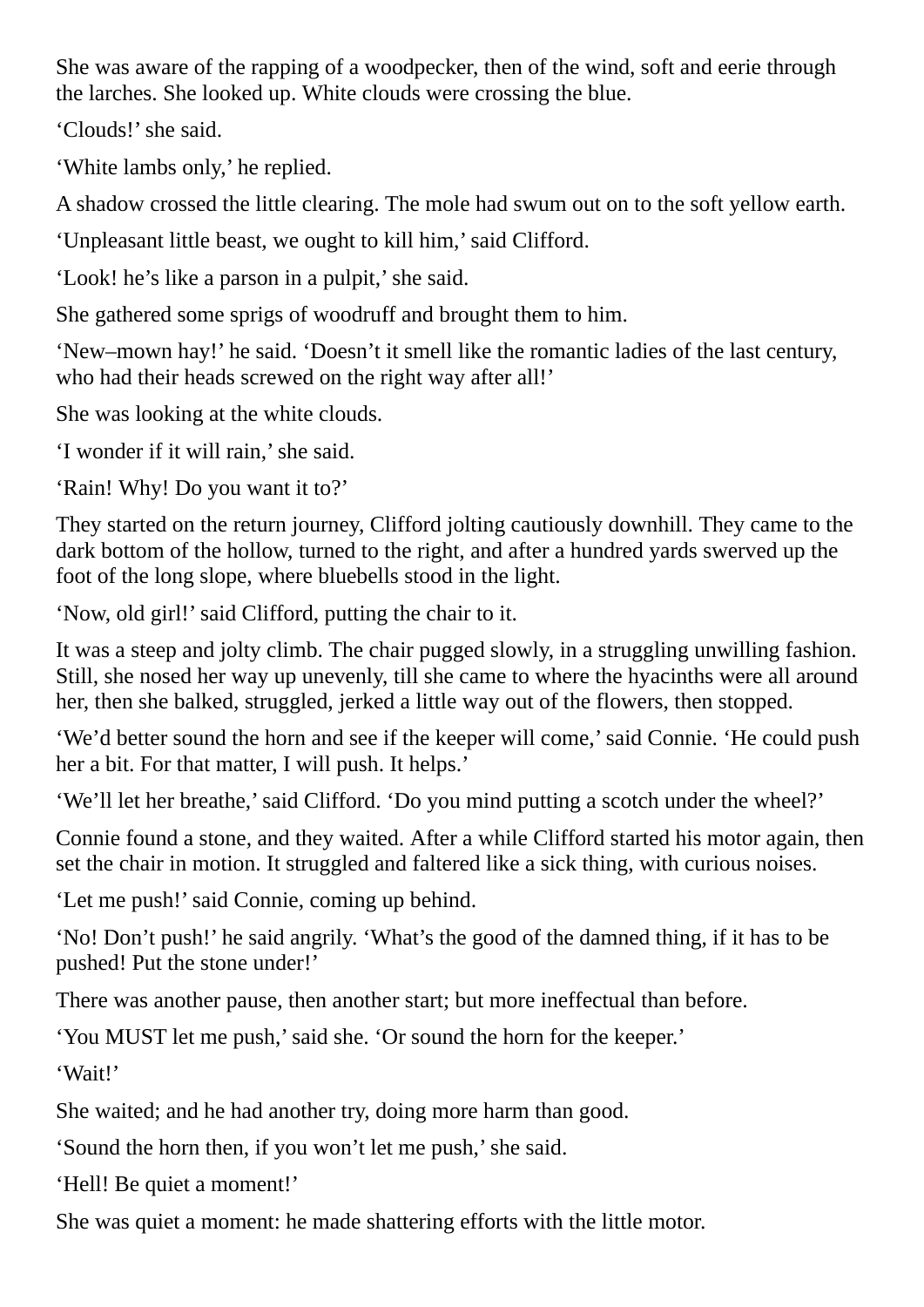She was aware of the rapping of a woodpecker, then of the wind, soft and eerie through the larches. She looked up. White clouds were crossing the blue.

'Clouds!' she said.

'White lambs only,' he replied.

A shadow crossed the little clearing. The mole had swum out on to the soft yellow earth.

'Unpleasant little beast, we ought to kill him,' said Clifford.

'Look! he's like a parson in a pulpit,' she said.

She gathered some sprigs of woodruff and brought them to him.

'New–mown hay!' he said. 'Doesn't it smell like the romantic ladies of the last century, who had their heads screwed on the right way after all!'

She was looking at the white clouds.

'I wonder if it will rain,' she said.

'Rain! Why! Do you want it to?'

They started on the return journey, Clifford jolting cautiously downhill. They came to the dark bottom of the hollow, turned to the right, and after a hundred yards swerved up the foot of the long slope, where bluebells stood in the light.

'Now, old girl!' said Clifford, putting the chair to it.

It was a steep and jolty climb. The chair pugged slowly, in a struggling unwilling fashion. Still, she nosed her way up unevenly, till she came to where the hyacinths were all around her, then she balked, struggled, jerked a little way out of the flowers, then stopped.

'We'd better sound the horn and see if the keeper will come,' said Connie. 'He could push her a bit. For that matter, I will push. It helps.'

'We'll let her breathe,' said Clifford. 'Do you mind putting a scotch under the wheel?'

Connie found a stone, and they waited. After a while Clifford started his motor again, then set the chair in motion. It struggled and faltered like a sick thing, with curious noises.

'Let me push!' said Connie, coming up behind.

'No! Don't push!' he said angrily. 'What's the good of the damned thing, if it has to be pushed! Put the stone under!'

There was another pause, then another start; but more ineffectual than before.

'You MUST let me push,' said she. 'Or sound the horn for the keeper.'

'Wait!'

She waited; and he had another try, doing more harm than good.

'Sound the horn then, if you won't let me push,' she said.

'Hell! Be quiet a moment!'

She was quiet a moment: he made shattering efforts with the little motor.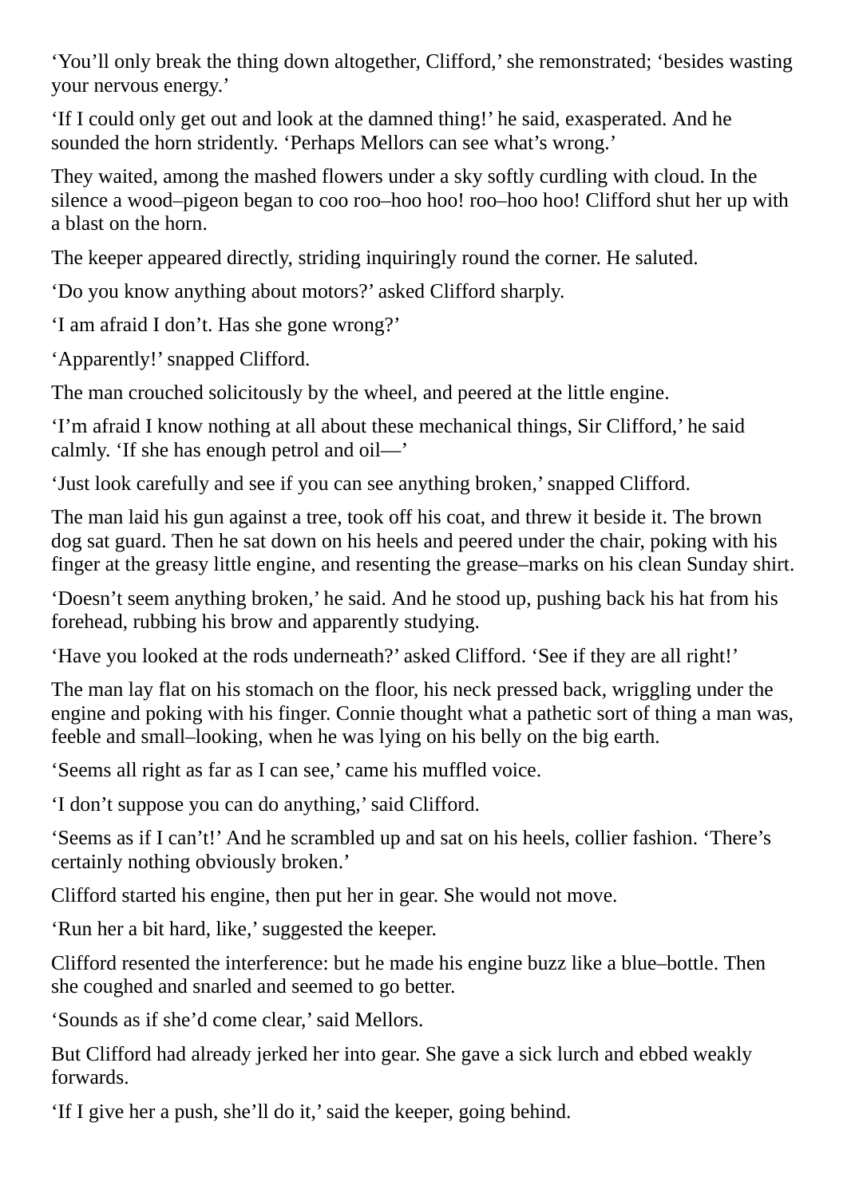‘You’ll only break the thing down altogether, Clifford,’ she remonstrated; ‘besides wasting your nervous energy.’

‘If I could only get out and look at the damned thing!’ he said, exasperated. And he sounded the horn stridently. ‘Perhaps Mellors can see what’s wrong.’

They waited, among the mashed flowers under a sky softly curdling with cloud. In the silence a wood–pigeon began to coo roo–hoo hoo! roo–hoo hoo! Clifford shut her up with a blast on the horn.

The keeper appeared directly, striding inquiringly round the corner. He saluted.

‘Do you know anything about motors?’ asked Clifford sharply.

‘I am afraid I don’t. Has she gone wrong?’

‘Apparently!’ snapped Clifford.

The man crouched solicitously by the wheel, and peered at the little engine.

‘I’m afraid I know nothing at all about these mechanical things, Sir Clifford,’ he said calmly. ‘If she has enough petrol and oil—’

‘Just look carefully and see if you can see anything broken,’ snapped Clifford.

The man laid his gun against a tree, took off his coat, and threw it beside it. The brown dog sat guard. Then he sat down on his heels and peered under the chair, poking with his finger at the greasy little engine, and resenting the grease–marks on his clean Sunday shirt.

‘Doesn’t seem anything broken,’ he said. And he stood up, pushing back his hat from his forehead, rubbing his brow and apparently studying.

‘Have you looked at the rods underneath?’ asked Clifford. ‘See if they are all right!’

The man lay flat on his stomach on the floor, his neck pressed back, wriggling under the engine and poking with his finger. Connie thought what a pathetic sort of thing a man was, feeble and small–looking, when he was lying on his belly on the big earth.

‘Seems all right as far as I can see,’ came his muffled voice.

‘I don’t suppose you can do anything,’ said Clifford.

‘Seems as if I can’t!’ And he scrambled up and sat on his heels, collier fashion. ‘There’s certainly nothing obviously broken.’

Clifford started his engine, then put her in gear. She would not move.

‘Run her a bit hard, like,’ suggested the keeper.

Clifford resented the interference: but he made his engine buzz like a blue–bottle. Then she coughed and snarled and seemed to go better.

‘Sounds as if she’d come clear,’ said Mellors.

But Clifford had already jerked her into gear. She gave a sick lurch and ebbed weakly forwards.

‘If I give her a push, she’ll do it,’ said the keeper, going behind.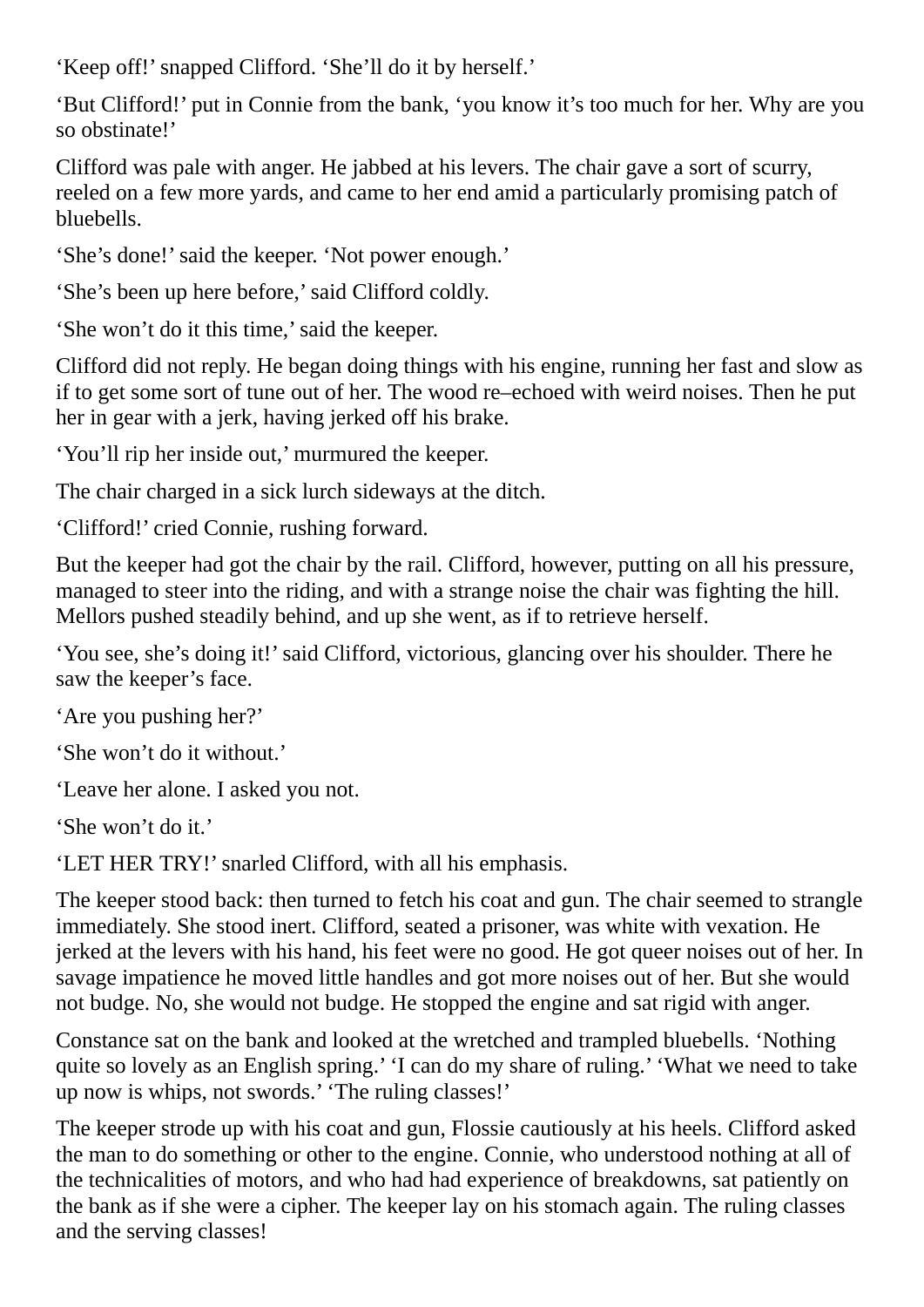'Keep off!' snapped Clifford. 'She'll do it by herself.'

'But Clifford!' put in Connie from the bank, 'you know it's too much for her. Why are you so obstinate!'

Clifford was pale with anger. He jabbed at his levers. The chair gave a sort of scurry, reeled on a few more yards, and came to her end amid a particularly promising patch of bluebells.

'She's done!' said the keeper. 'Not power enough.'

'She's been up here before,' said Clifford coldly.

'She won't do it this time,' said the keeper.

Clifford did not reply. He began doing things with his engine, running her fast and slow as if to get some sort of tune out of her. The wood re–echoed with weird noises. Then he put her in gear with a jerk, having jerked off his brake.

'You'll rip her inside out,' murmured the keeper.

The chair charged in a sick lurch sideways at the ditch.

'Clifford!' cried Connie, rushing forward.

But the keeper had got the chair by the rail. Clifford, however, putting on all his pressure, managed to steer into the riding, and with a strange noise the chair was fighting the hill. Mellors pushed steadily behind, and up she went, as if to retrieve herself.

'You see, she's doing it!' said Clifford, victorious, glancing over his shoulder. There he saw the keeper's face.

'Are you pushing her?'

'She won't do it without.'

'Leave her alone. I asked you not.

'She won't do it.'

'LET HER TRY!' snarled Clifford, with all his emphasis.

The keeper stood back: then turned to fetch his coat and gun. The chair seemed to strangle immediately. She stood inert. Clifford, seated a prisoner, was white with vexation. He jerked at the levers with his hand, his feet were no good. He got queer noises out of her. In savage impatience he moved little handles and got more noises out of her. But she would not budge. No, she would not budge. He stopped the engine and sat rigid with anger.

Constance sat on the bank and looked at the wretched and trampled bluebells. 'Nothing quite so lovely as an English spring.' 'I can do my share of ruling.' 'What we need to take up now is whips, not swords.' 'The ruling classes!'

The keeper strode up with his coat and gun, Flossie cautiously at his heels. Clifford asked the man to do something or other to the engine. Connie, who understood nothing at all of the technicalities of motors, and who had had experience of breakdowns, sat patiently on the bank as if she were a cipher. The keeper lay on his stomach again. The ruling classes and the serving classes!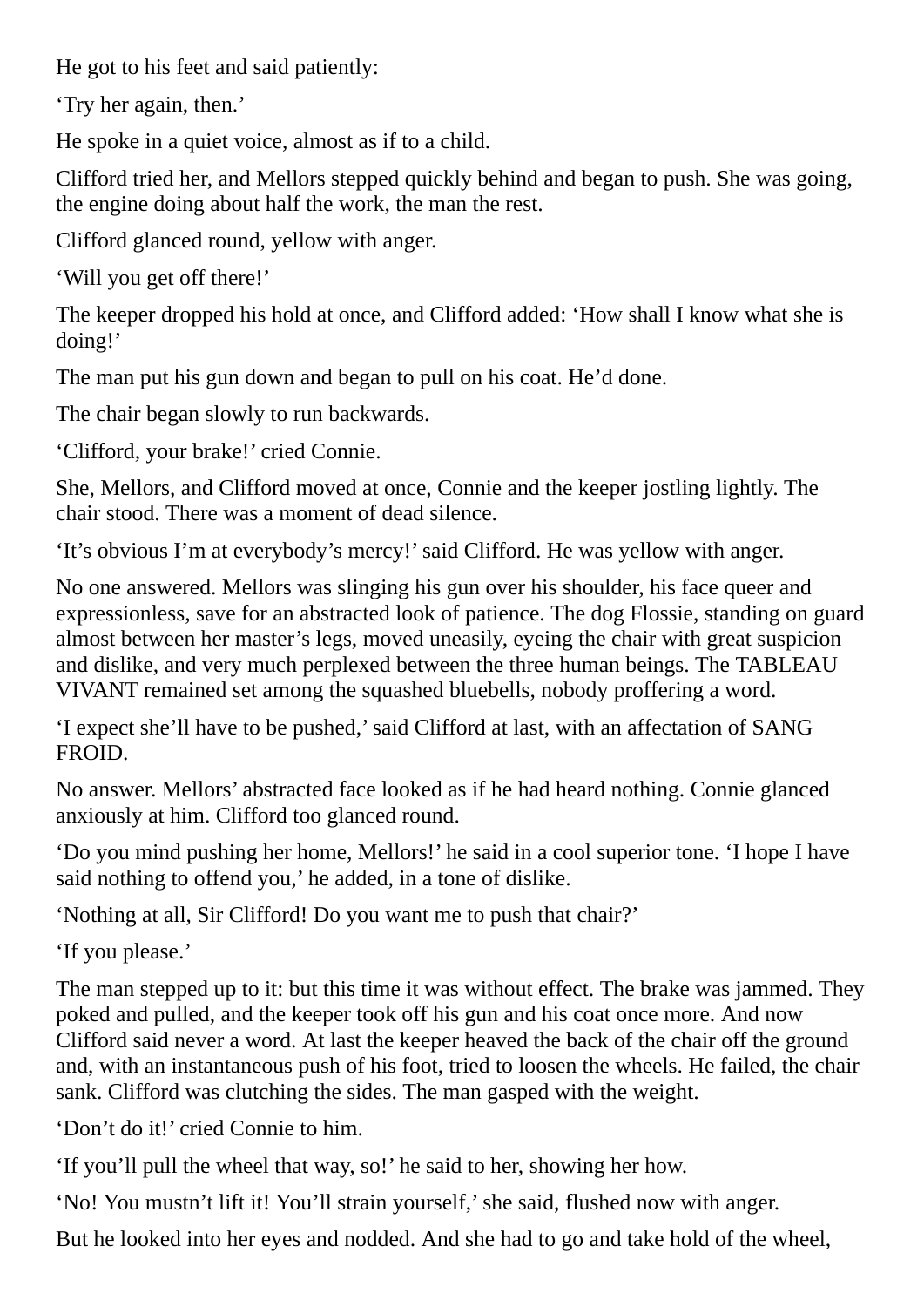He got to his feet and said patiently:

‘Try her again, then.’

He spoke in a quiet voice, almost as if to a child.

Clifford tried her, and Mellors stepped quickly behind and began to push. She was going, the engine doing about half the work, the man the rest.

Clifford glanced round, yellow with anger.

‘Will you get off there!’

The keeper dropped his hold at once, and Clifford added: ‘How shall I know what she is doing!’

The man put his gun down and began to pull on his coat. He’d done.

The chair began slowly to run backwards.

‘Clifford, your brake!’ cried Connie.

She, Mellors, and Clifford moved at once, Connie and the keeper jostling lightly. The chair stood. There was a moment of dead silence.

‘It’s obvious I’m at everybody’s mercy!’ said Clifford. He was yellow with anger.

No one answered. Mellors was slinging his gun over his shoulder, his face queer and expressionless, save for an abstracted look of patience. The dog Flossie, standing on guard almost between her master’s legs, moved uneasily, eyeing the chair with great suspicion and dislike, and very much perplexed between the three human beings. The TABLEAU VIVANT remained set among the squashed bluebells, nobody proffering a word.

‘I expect she’ll have to be pushed,’ said Clifford at last, with an affectation of SANG FROID.

No answer. Mellors’ abstracted face looked as if he had heard nothing. Connie glanced anxiously at him. Clifford too glanced round.

‘Do you mind pushing her home, Mellors!’ he said in a cool superior tone. ‘I hope I have said nothing to offend you,’ he added, in a tone of dislike.

‘Nothing at all, Sir Clifford! Do you want me to push that chair?’

‘If you please.’

The man stepped up to it: but this time it was without effect. The brake was jammed. They poked and pulled, and the keeper took off his gun and his coat once more. And now Clifford said never a word. At last the keeper heaved the back of the chair off the ground and, with an instantaneous push of his foot, tried to loosen the wheels. He failed, the chair sank. Clifford was clutching the sides. The man gasped with the weight.

‘Don’t do it!’ cried Connie to him.

‘If you’ll pull the wheel that way, so!’ he said to her, showing her how.

‘No! You mustn’t lift it! You’ll strain yourself,’ she said, flushed now with anger.

But he looked into her eyes and nodded. And she had to go and take hold of the wheel,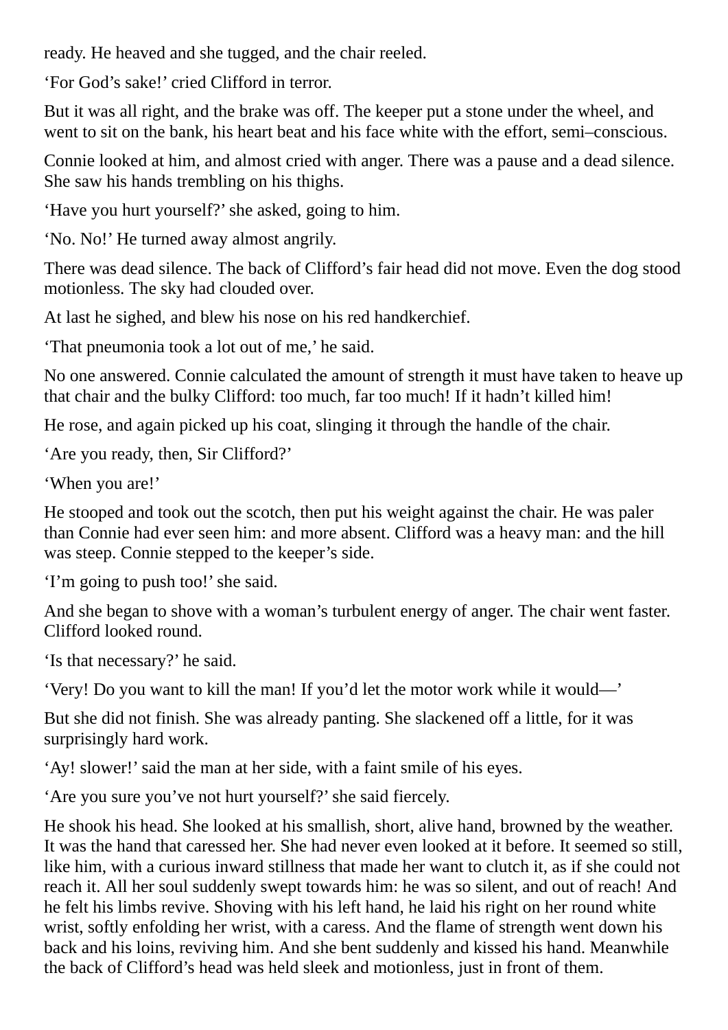ready. He heaved and she tugged, and the chair reeled.

'For God's sake!' cried Clifford in terror.

But it was all right, and the brake was off. The keeper put a stone under the wheel, and went to sit on the bank, his heart beat and his face white with the effort, semi–conscious.

Connie looked at him, and almost cried with anger. There was a pause and a dead silence. She saw his hands trembling on his thighs.

'Have you hurt yourself?' she asked, going to him.

'No. No!' He turned away almost angrily.

There was dead silence. The back of Clifford's fair head did not move. Even the dog stood motionless. The sky had clouded over.

At last he sighed, and blew his nose on his red handkerchief.

'That pneumonia took a lot out of me,' he said.

No one answered. Connie calculated the amount of strength it must have taken to heave up that chair and the bulky Clifford: too much, far too much! If it hadn't killed him!

He rose, and again picked up his coat, slinging it through the handle of the chair.

'Are you ready, then, Sir Clifford?'

'When you are!'

He stooped and took out the scotch, then put his weight against the chair. He was paler than Connie had ever seen him: and more absent. Clifford was a heavy man: and the hill was steep. Connie stepped to the keeper's side.

'I'm going to push too!' she said.

And she began to shove with a woman's turbulent energy of anger. The chair went faster. Clifford looked round.

'Is that necessary?' he said.

'Very! Do you want to kill the man! If you'd let the motor work while it would—'

But she did not finish. She was already panting. She slackened off a little, for it was surprisingly hard work.

'Ay! slower!' said the man at her side, with a faint smile of his eyes.

'Are you sure you've not hurt yourself?' she said fiercely.

He shook his head. She looked at his smallish, short, alive hand, browned by the weather. It was the hand that caressed her. She had never even looked at it before. It seemed so still, like him, with a curious inward stillness that made her want to clutch it, as if she could not reach it. All her soul suddenly swept towards him: he was so silent, and out of reach! And he felt his limbs revive. Shoving with his left hand, he laid his right on her round white wrist, softly enfolding her wrist, with a caress. And the flame of strength went down his back and his loins, reviving him. And she bent suddenly and kissed his hand. Meanwhile the back of Clifford's head was held sleek and motionless, just in front of them.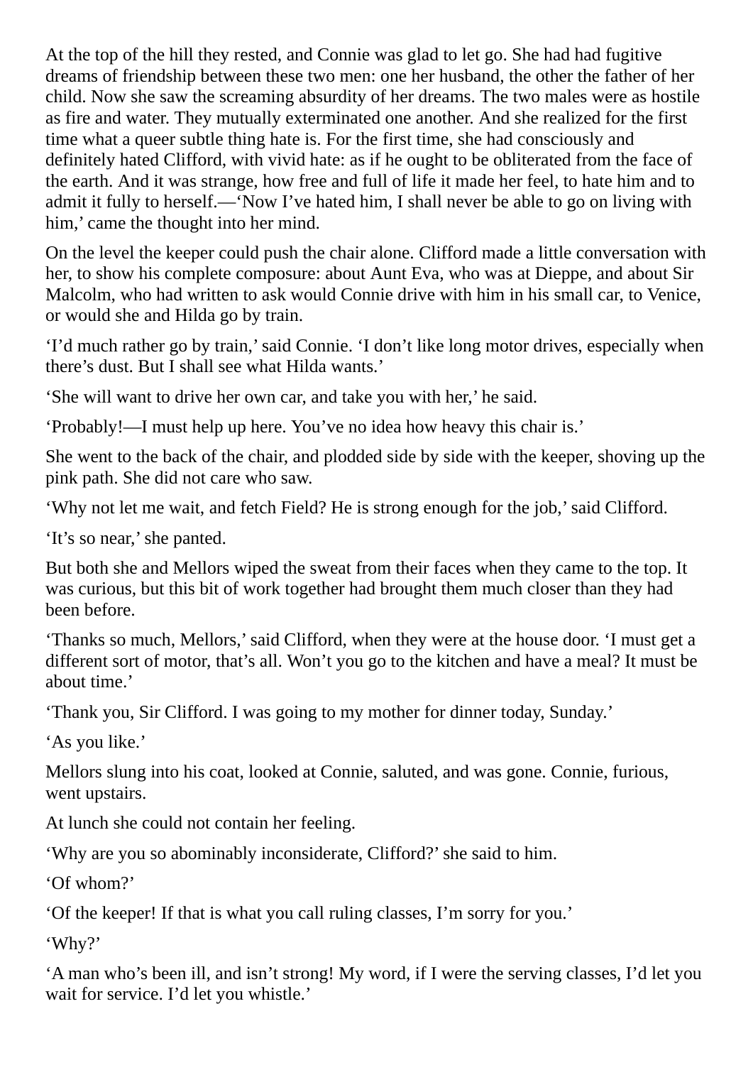At the top of the hill they rested, and Connie was glad to let go. She had had fugitive dreams of friendship between these two men: one her husband, the other the father of her child. Now she saw the screaming absurdity of her dreams. The two males were as hostile as fire and water. They mutually exterminated one another. And she realized for the first time what a queer subtle thing hate is. For the first time, she had consciously and definitely hated Clifford, with vivid hate: as if he ought to be obliterated from the face of the earth. And it was strange, how free and full of life it made her feel, to hate him and to admit it fully to herself.—'Now I've hated him, I shall never be able to go on living with him,' came the thought into her mind.

On the level the keeper could push the chair alone. Clifford made a little conversation with her, to show his complete composure: about Aunt Eva, who was at Dieppe, and about Sir Malcolm, who had written to ask would Connie drive with him in his small car, to Venice, or would she and Hilda go by train.

'I'd much rather go by train,' said Connie. 'I don't like long motor drives, especially when there's dust. But I shall see what Hilda wants.'

'She will want to drive her own car, and take you with her,' he said.

'Probably!—I must help up here. You've no idea how heavy this chair is.'

She went to the back of the chair, and plodded side by side with the keeper, shoving up the pink path. She did not care who saw.

'Why not let me wait, and fetch Field? He is strong enough for the job,' said Clifford.

'It's so near,' she panted.

But both she and Mellors wiped the sweat from their faces when they came to the top. It was curious, but this bit of work together had brought them much closer than they had been before.

'Thanks so much, Mellors,' said Clifford, when they were at the house door. 'I must get a different sort of motor, that's all. Won't you go to the kitchen and have a meal? It must be about time.'

'Thank you, Sir Clifford. I was going to my mother for dinner today, Sunday.'

'As you like.'

Mellors slung into his coat, looked at Connie, saluted, and was gone. Connie, furious, went upstairs.

At lunch she could not contain her feeling.

'Why are you so abominably inconsiderate, Clifford?' she said to him.

'Of whom?'

'Of the keeper! If that is what you call ruling classes, I'm sorry for you.'

'Why?'

'A man who's been ill, and isn't strong! My word, if I were the serving classes, I'd let you wait for service. I'd let you whistle.'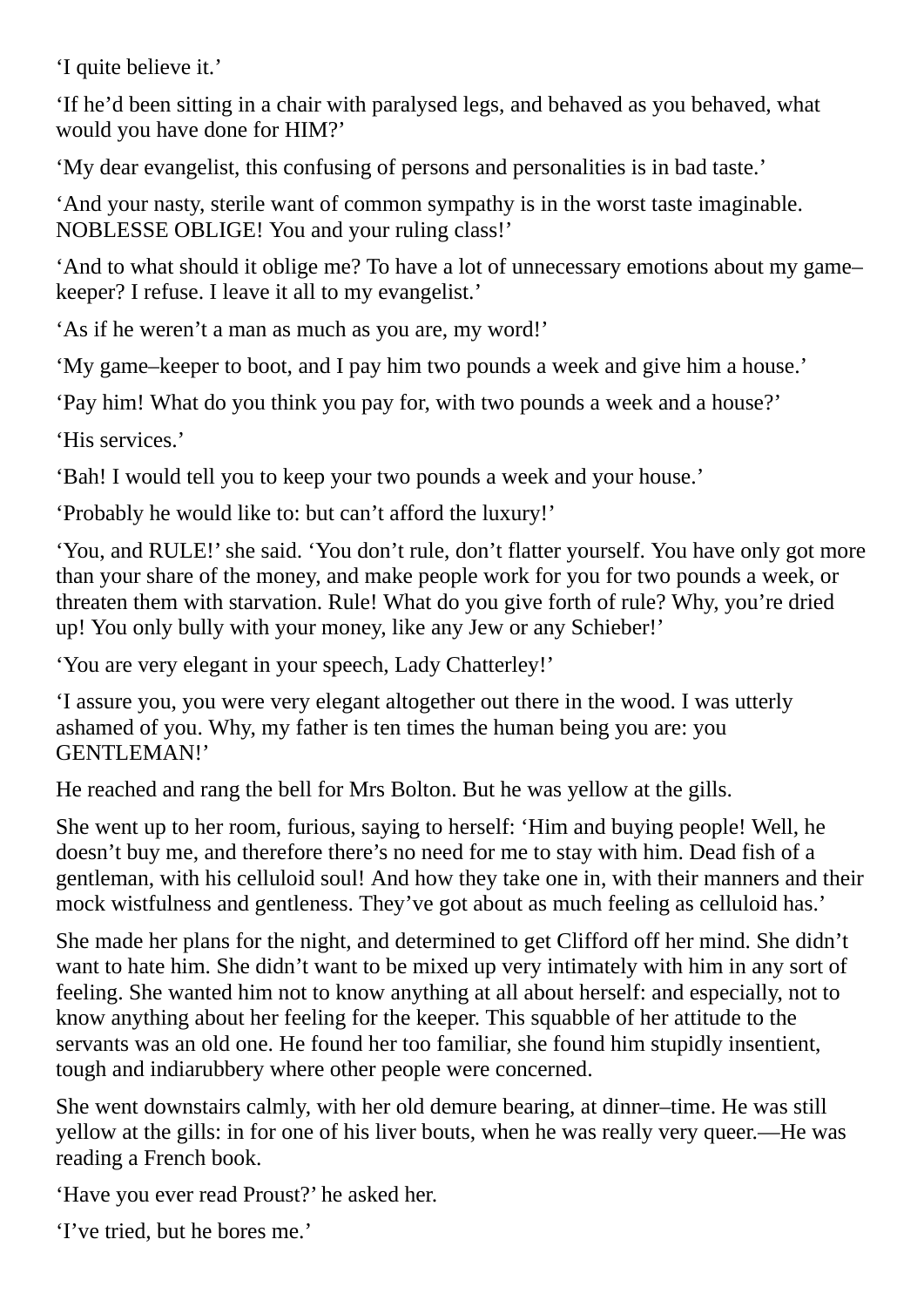‘I quite believe it.’

‘If he’d been sitting in a chair with paralysed legs, and behaved as you behaved, what would you have done for HIM?’

‘My dear evangelist, this confusing of persons and personalities is in bad taste.’

‘And your nasty, sterile want of common sympathy is in the worst taste imaginable. NOBLESSE OBLIGE! You and your ruling class!’

‘And to what should it oblige me? To have a lot of unnecessary emotions about my game–keeper? I refuse. I leave it all to my evangelist.’

‘As if he weren’t a man as much as you are, my word!’

‘My game–keeper to boot, and I pay him two pounds a week and give him a house.’

‘Pay him! What do you think you pay for, with two pounds a week and a house?’

‘His services.’

‘Bah! I would tell you to keep your two pounds a week and your house.’

‘Probably he would like to: but can’t afford the luxury!’

‘You, and RULE!’ she said. ‘You don’t rule, don’t flatter yourself. You have only got more than your share of the money, and make people work for you for two pounds a week, or threaten them with starvation. Rule! What do you give forth of rule? Why, you’re dried up! You only bully with your money, like any Jew or any Schieber!’

‘You are very elegant in your speech, Lady Chatterley!’

‘I assure you, you were very elegant altogether out there in the wood. I was utterly ashamed of you. Why, my father is ten times the human being you are: you GENTLEMAN!’

He reached and rang the bell for Mrs Bolton. But he was yellow at the gills.

She went up to her room, furious, saying to herself: ‘Him and buying people! Well, he doesn’t buy me, and therefore there’s no need for me to stay with him. Dead fish of a gentleman, with his celluloid soul! And how they take one in, with their manners and their mock wistfulness and gentleness. They’ve got about as much feeling as celluloid has.’

She made her plans for the night, and determined to get Clifford off her mind. She didn’t want to hate him. She didn’t want to be mixed up very intimately with him in any sort of feeling. She wanted him not to know anything at all about herself: and especially, not to know anything about her feeling for the keeper. This squabble of her attitude to the servants was an old one. He found her too familiar, she found him stupidly insentient, tough and indiarubbery where other people were concerned.

She went downstairs calmly, with her old demure bearing, at dinner–time. He was still yellow at the gills: in for one of his liver bouts, when he was really very queer.—He was reading a French book.

‘Have you ever read Proust?’ he asked her.

‘I’ve tried, but he bores me.’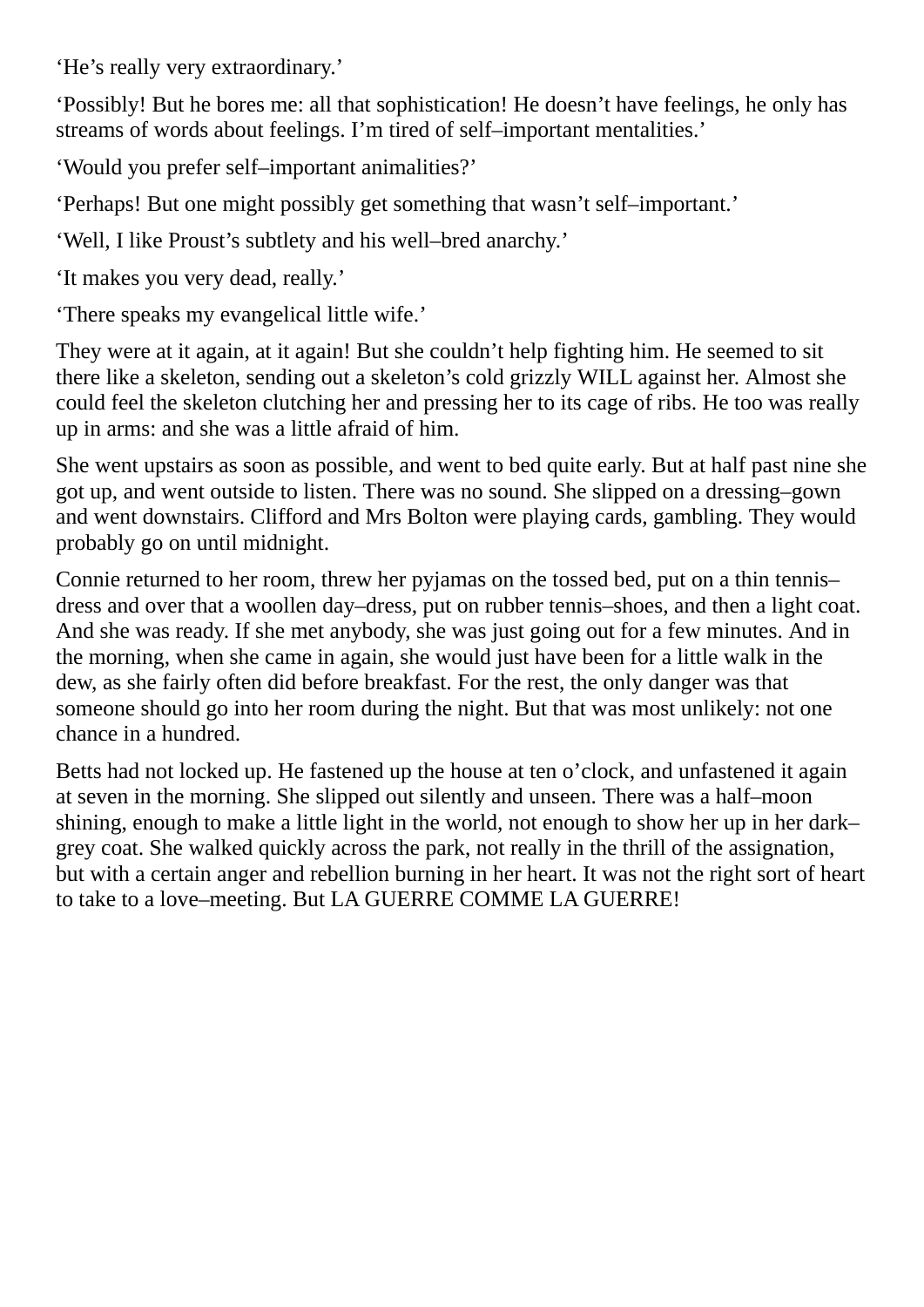'He's really very extraordinary.'

'Possibly! But he bores me: all that sophistication! He doesn't have feelings, he only has streams of words about feelings. I'm tired of self–important mentalities.'

'Would you prefer self–important animalities?'

'Perhaps! But one might possibly get something that wasn't self–important.'

'Well, I like Proust's subtlety and his well–bred anarchy.'

'It makes you very dead, really.'

'There speaks my evangelical little wife.'

They were at it again, at it again! But she couldn't help fighting him. He seemed to sit there like a skeleton, sending out a skeleton's cold grizzly WILL against her. Almost she could feel the skeleton clutching her and pressing her to its cage of ribs. He too was really up in arms: and she was a little afraid of him.

She went upstairs as soon as possible, and went to bed quite early. But at half past nine she got up, and went outside to listen. There was no sound. She slipped on a dressing–gown and went downstairs. Clifford and Mrs Bolton were playing cards, gambling. They would probably go on until midnight.

Connie returned to her room, threw her pyjamas on the tossed bed, put on a thin tennis–dress and over that a woollen day–dress, put on rubber tennis–shoes, and then a light coat. And she was ready. If she met anybody, she was just going out for a few minutes. And in the morning, when she came in again, she would just have been for a little walk in the dew, as she fairly often did before breakfast. For the rest, the only danger was that someone should go into her room during the night. But that was most unlikely: not one chance in a hundred.

Betts had not locked up. He fastened up the house at ten o'clock, and unfastened it again at seven in the morning. She slipped out silently and unseen. There was a half–moon shining, enough to make a little light in the world, not enough to show her up in her dark–grey coat. She walked quickly across the park, not really in the thrill of the assignation, but with a certain anger and rebellion burning in her heart. It was not the right sort of heart to take to a love–meeting. But LA GUERRE COMME LA GUERRE!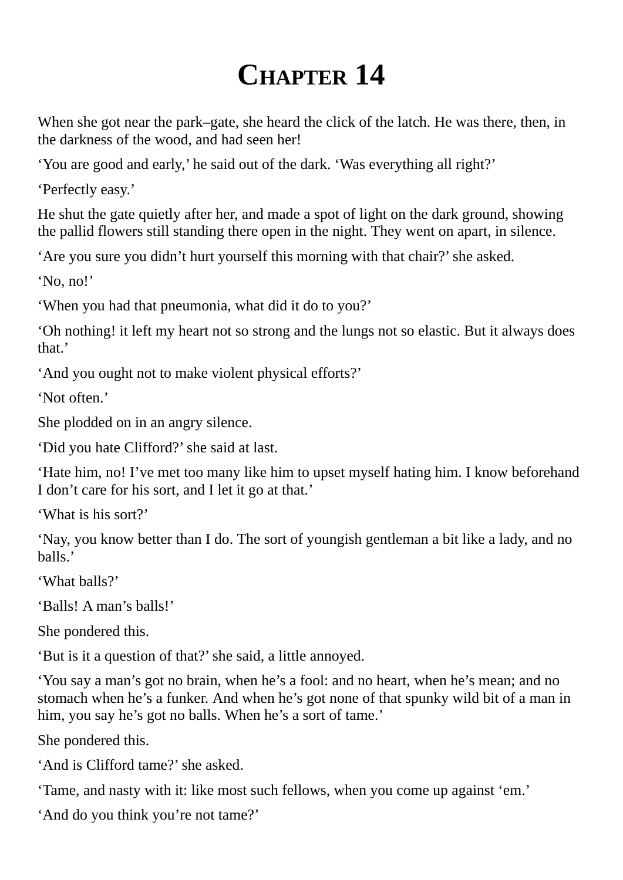# Chapter 14

When she got near the park–gate, she heard the click of the latch. He was there, then, in the darkness of the wood, and had seen her!

‘You are good and early,’ he said out of the dark. ‘Was everything all right?’

‘Perfectly easy.’

He shut the gate quietly after her, and made a spot of light on the dark ground, showing the pallid flowers still standing there open in the night. They went on apart, in silence.

‘Are you sure you didn’t hurt yourself this morning with that chair?’ she asked.

‘No, no!’

‘When you had that pneumonia, what did it do to you?’

‘Oh nothing! it left my heart not so strong and the lungs not so elastic. But it always does that.’

‘And you ought not to make violent physical efforts?’

‘Not often.’

She plodded on in an angry silence.

‘Did you hate Clifford?’ she said at last.

‘Hate him, no! I’ve met too many like him to upset myself hating him. I know beforehand I don’t care for his sort, and I let it go at that.’

‘What is his sort?’

‘Nay, you know better than I do. The sort of youngish gentleman a bit like a lady, and no balls.’

‘What balls?’

‘Balls! A man’s balls!’

She pondered this.

‘But is it a question of that?’ she said, a little annoyed.

‘You say a man’s got no brain, when he’s a fool: and no heart, when he’s mean; and no stomach when he’s a funker. And when he’s got none of that spunky wild bit of a man in him, you say he’s got no balls. When he’s a sort of tame.’

She pondered this.

‘And is Clifford tame?’ she asked.

‘Tame, and nasty with it: like most such fellows, when you come up against ‘em.’

‘And do you think you’re not tame?’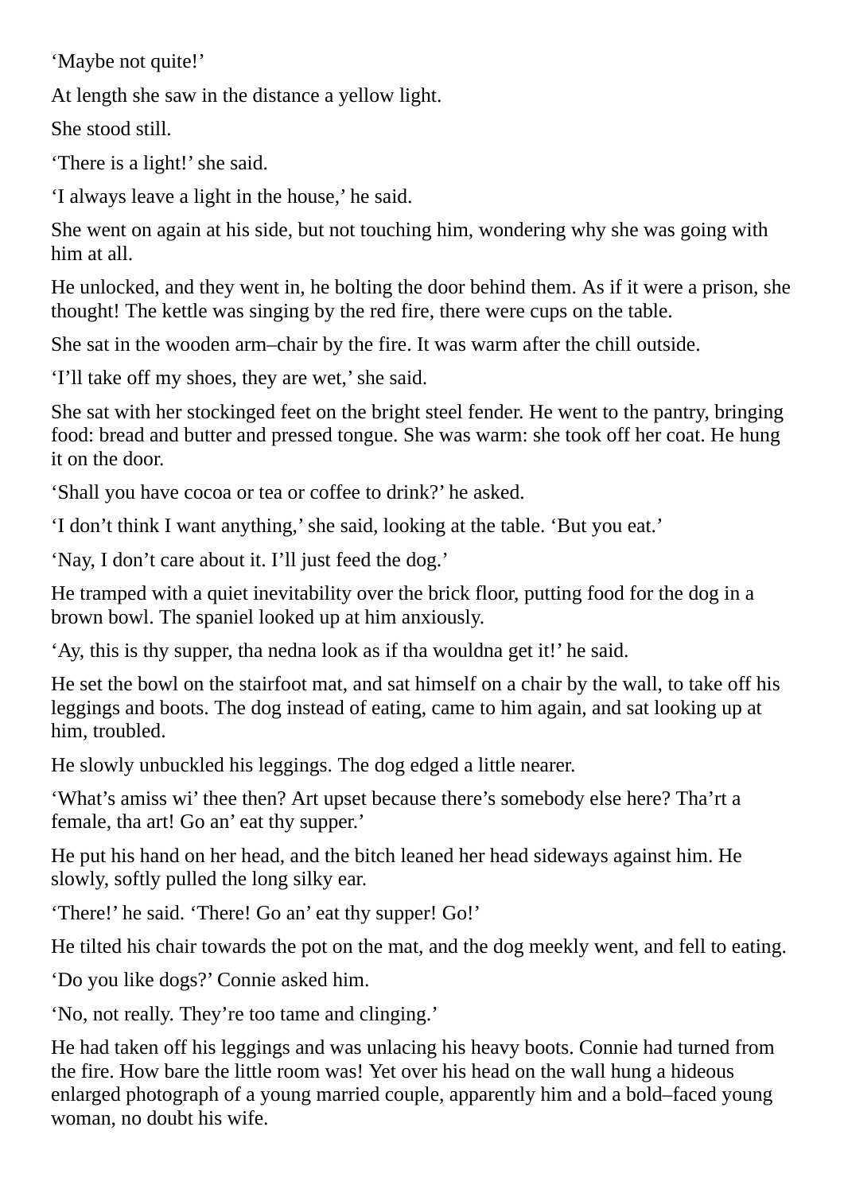‘Maybe not quite!’

At length she saw in the distance a yellow light.

She stood still.

‘There is a light!’ she said.

‘I always leave a light in the house,’ he said.

She went on again at his side, but not touching him, wondering why she was going with him at all.

He unlocked, and they went in, he bolting the door behind them. As if it were a prison, she thought! The kettle was singing by the red fire, there were cups on the table.

She sat in the wooden arm–chair by the fire. It was warm after the chill outside.

‘I’ll take off my shoes, they are wet,’ she said.

She sat with her stockinged feet on the bright steel fender. He went to the pantry, bringing food: bread and butter and pressed tongue. She was warm: she took off her coat. He hung it on the door.

‘Shall you have cocoa or tea or coffee to drink?’ he asked.

‘I don’t think I want anything,’ she said, looking at the table. ‘But you eat.’

‘Nay, I don’t care about it. I’ll just feed the dog.’

He tramped with a quiet inevitability over the brick floor, putting food for the dog in a brown bowl. The spaniel looked up at him anxiously.

‘Ay, this is thy supper, tha nedna look as if tha wouldna get it!’ he said.

He set the bowl on the stairfoot mat, and sat himself on a chair by the wall, to take off his leggings and boots. The dog instead of eating, came to him again, and sat looking up at him, troubled.

He slowly unbuckled his leggings. The dog edged a little nearer.

‘What’s amiss wi’ thee then? Art upset because there’s somebody else here? Tha’rt a female, tha art! Go an’ eat thy supper.’

He put his hand on her head, and the bitch leaned her head sideways against him. He slowly, softly pulled the long silky ear.

‘There!’ he said. ‘There! Go an’ eat thy supper! Go!’

He tilted his chair towards the pot on the mat, and the dog meekly went, and fell to eating.

‘Do you like dogs?’ Connie asked him.

‘No, not really. They’re too tame and clinging.’

He had taken off his leggings and was unlacing his heavy boots. Connie had turned from the fire. How bare the little room was! Yet over his head on the wall hung a hideous enlarged photograph of a young married couple, apparently him and a bold–faced young woman, no doubt his wife.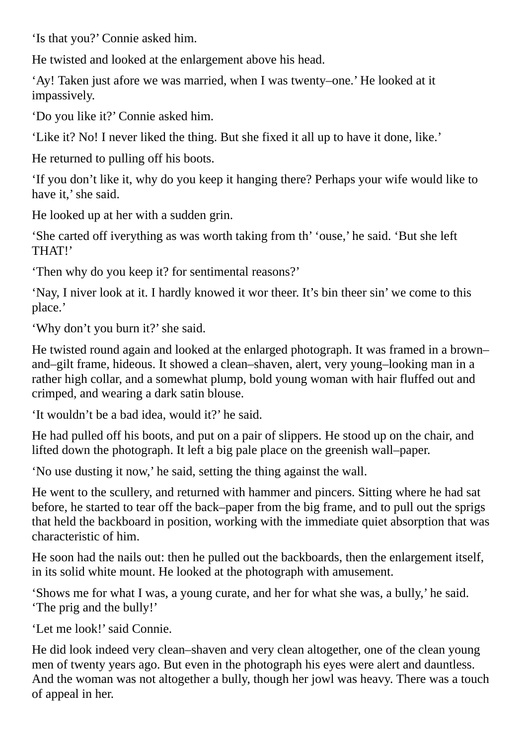'Is that you?' Connie asked him.

He twisted and looked at the enlargement above his head.

'Ay! Taken just afore we was married, when I was twenty–one.' He looked at it impassively.

'Do you like it?' Connie asked him.

'Like it? No! I never liked the thing. But she fixed it all up to have it done, like.'

He returned to pulling off his boots.

'If you don't like it, why do you keep it hanging there? Perhaps your wife would like to have it,' she said.

He looked up at her with a sudden grin.

'She carted off iverything as was worth taking from th' 'ouse,' he said. 'But she left THAT!'

'Then why do you keep it? for sentimental reasons?'

'Nay, I niver look at it. I hardly knowed it wor theer. It's bin theer sin' we come to this place.'

'Why don't you burn it?' she said.

He twisted round again and looked at the enlarged photograph. It was framed in a brown–and–gilt frame, hideous. It showed a clean–shaven, alert, very young–looking man in a rather high collar, and a somewhat plump, bold young woman with hair fluffed out and crimped, and wearing a dark satin blouse.

'It wouldn't be a bad idea, would it?' he said.

He had pulled off his boots, and put on a pair of slippers. He stood up on the chair, and lifted down the photograph. It left a big pale place on the greenish wall–paper.

'No use dusting it now,' he said, setting the thing against the wall.

He went to the scullery, and returned with hammer and pincers. Sitting where he had sat before, he started to tear off the back–paper from the big frame, and to pull out the sprigs that held the backboard in position, working with the immediate quiet absorption that was characteristic of him.

He soon had the nails out: then he pulled out the backboards, then the enlargement itself, in its solid white mount. He looked at the photograph with amusement.

'Shows me for what I was, a young curate, and her for what she was, a bully,' he said. 'The prig and the bully!'

'Let me look!' said Connie.

He did look indeed very clean–shaven and very clean altogether, one of the clean young men of twenty years ago. But even in the photograph his eyes were alert and dauntless. And the woman was not altogether a bully, though her jowl was heavy. There was a touch of appeal in her.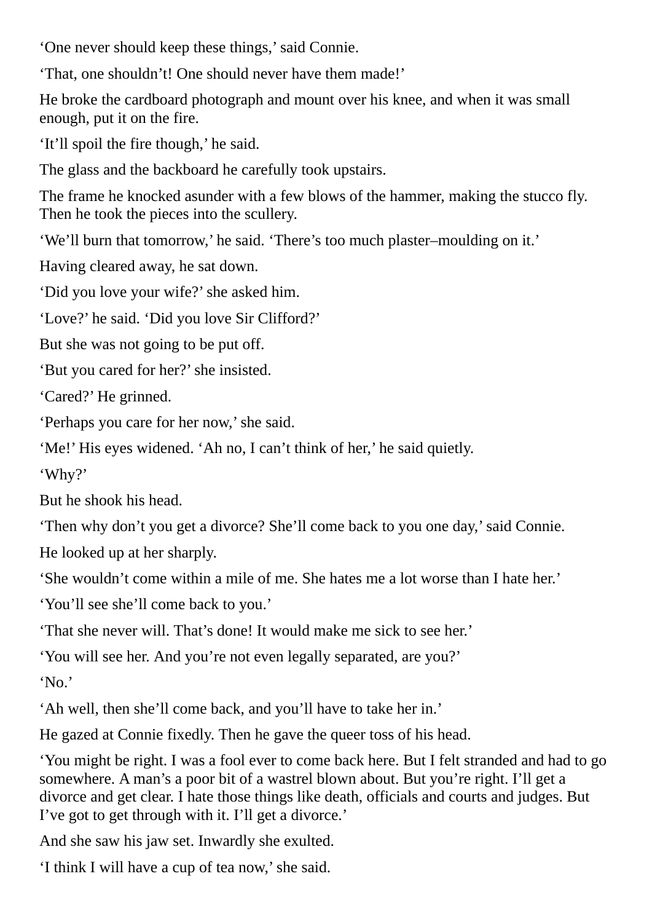'One never should keep these things,' said Connie.

'That, one shouldn't! One should never have them made!'

He broke the cardboard photograph and mount over his knee, and when it was small enough, put it on the fire.

'It'll spoil the fire though,' he said.

The glass and the backboard he carefully took upstairs.

The frame he knocked asunder with a few blows of the hammer, making the stucco fly. Then he took the pieces into the scullery.

'We'll burn that tomorrow,' he said. 'There's too much plaster–moulding on it.'

Having cleared away, he sat down.

'Did you love your wife?' she asked him.

'Love?' he said. 'Did you love Sir Clifford?'

But she was not going to be put off.

'But you cared for her?' she insisted.

'Cared?' He grinned.

'Perhaps you care for her now,' she said.

'Me!' His eyes widened. 'Ah no, I can't think of her,' he said quietly.

'Why?'

But he shook his head.

'Then why don't you get a divorce? She'll come back to you one day,' said Connie.

He looked up at her sharply.

'She wouldn't come within a mile of me. She hates me a lot worse than I hate her.'

'You'll see she'll come back to you.'

'That she never will. That's done! It would make me sick to see her.'

'You will see her. And you're not even legally separated, are you?'

'No.'

'Ah well, then she'll come back, and you'll have to take her in.'

He gazed at Connie fixedly. Then he gave the queer toss of his head.

'You might be right. I was a fool ever to come back here. But I felt stranded and had to go somewhere. A man's a poor bit of a wastrel blown about. But you're right. I'll get a divorce and get clear. I hate those things like death, officials and courts and judges. But I've got to get through with it. I'll get a divorce.'

And she saw his jaw set. Inwardly she exulted.

'I think I will have a cup of tea now,' she said.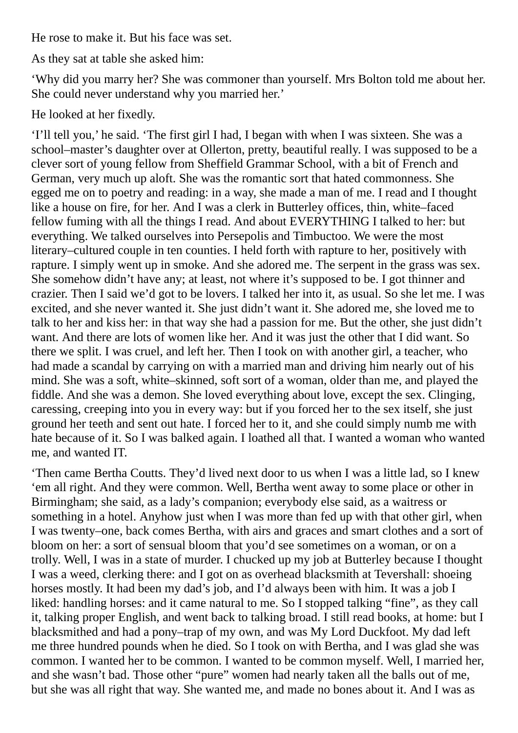He rose to make it. But his face was set.

As they sat at table she asked him:

‘Why did you marry her? She was commoner than yourself. Mrs Bolton told me about her. She could never understand why you married her.’

He looked at her fixedly.

‘I’ll tell you,’ he said. ‘The first girl I had, I began with when I was sixteen. She was a school–master’s daughter over at Ollerton, pretty, beautiful really. I was supposed to be a clever sort of young fellow from Sheffield Grammar School, with a bit of French and German, very much up aloft. She was the romantic sort that hated commonness. She egged me on to poetry and reading: in a way, she made a man of me. I read and I thought like a house on fire, for her. And I was a clerk in Butterley offices, thin, white–faced fellow fuming with all the things I read. And about EVERYTHING I talked to her: but everything. We talked ourselves into Persepolis and Timbuctoo. We were the most literary–cultured couple in ten counties. I held forth with rapture to her, positively with rapture. I simply went up in smoke. And she adored me. The serpent in the grass was sex. She somehow didn’t have any; at least, not where it’s supposed to be. I got thinner and crazier. Then I said we’d got to be lovers. I talked her into it, as usual. So she let me. I was excited, and she never wanted it. She just didn’t want it. She adored me, she loved me to talk to her and kiss her: in that way she had a passion for me. But the other, she just didn’t want. And there are lots of women like her. And it was just the other that I did want. So there we split. I was cruel, and left her. Then I took on with another girl, a teacher, who had made a scandal by carrying on with a married man and driving him nearly out of his mind. She was a soft, white–skinned, soft sort of a woman, older than me, and played the fiddle. And she was a demon. She loved everything about love, except the sex. Clinging, caressing, creeping into you in every way: but if you forced her to the sex itself, she just ground her teeth and sent out hate. I forced her to it, and she could simply numb me with hate because of it. So I was balked again. I loathed all that. I wanted a woman who wanted me, and wanted IT.

‘Then came Bertha Coutts. They’d lived next door to us when I was a little lad, so I knew ‘em all right. And they were common. Well, Bertha went away to some place or other in Birmingham; she said, as a lady’s companion; everybody else said, as a waitress or something in a hotel. Anyhow just when I was more than fed up with that other girl, when I was twenty–one, back comes Bertha, with airs and graces and smart clothes and a sort of bloom on her: a sort of sensual bloom that you’d see sometimes on a woman, or on a trolly. Well, I was in a state of murder. I chucked up my job at Butterley because I thought I was a weed, clerking there: and I got on as overhead blacksmith at Tevershall: shoeing horses mostly. It had been my dad’s job, and I’d always been with him. It was a job I liked: handling horses: and it came natural to me. So I stopped talking “fine”, as they call it, talking proper English, and went back to talking broad. I still read books, at home: but I blacksmithed and had a pony–trap of my own, and was My Lord Duckfoot. My dad left me three hundred pounds when he died. So I took on with Bertha, and I was glad she was common. I wanted her to be common. I wanted to be common myself. Well, I married her, and she wasn’t bad. Those other “pure” women had nearly taken all the balls out of me, but she was all right that way. She wanted me, and made no bones about it. And I was as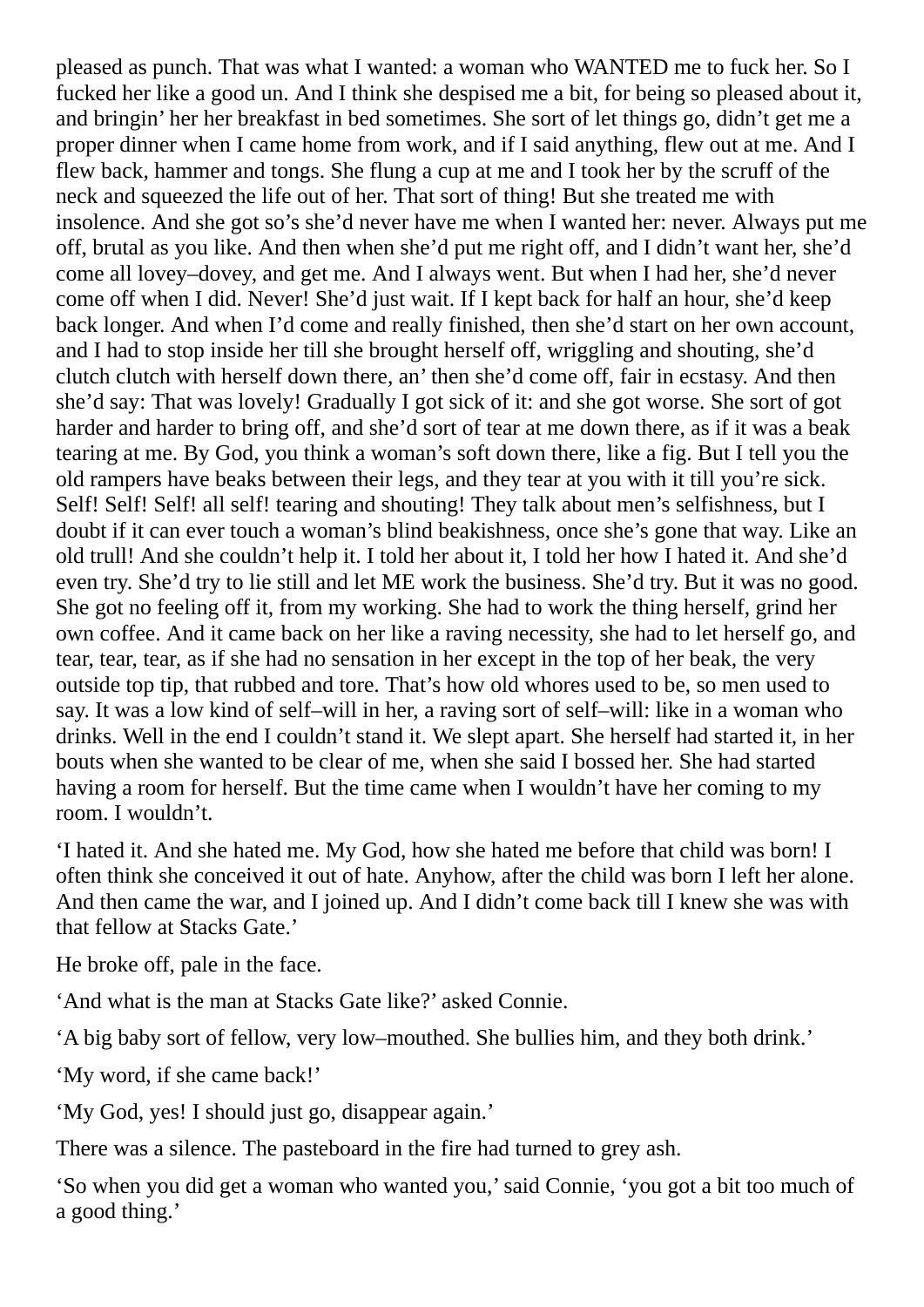pleased as punch. That was what I wanted: a woman who WANTED me to fuck her. So I fucked her like a good un. And I think she despised me a bit, for being so pleased about it, and bringin' her her breakfast in bed sometimes. She sort of let things go, didn't get me a proper dinner when I came home from work, and if I said anything, flew out at me. And I flew back, hammer and tongs. She flung a cup at me and I took her by the scruff of the neck and squeezed the life out of her. That sort of thing! But she treated me with insolence. And she got so's she'd never have me when I wanted her: never. Always put me off, brutal as you like. And then when she'd put me right off, and I didn't want her, she'd come all lovey–dovey, and get me. And I always went. But when I had her, she'd never come off when I did. Never! She'd just wait. If I kept back for half an hour, she'd keep back longer. And when I'd come and really finished, then she'd start on her own account, and I had to stop inside her till she brought herself off, wriggling and shouting, she'd clutch clutch with herself down there, an' then she'd come off, fair in ecstasy. And then she'd say: That was lovely! Gradually I got sick of it: and she got worse. She sort of got harder and harder to bring off, and she'd sort of tear at me down there, as if it was a beak tearing at me. By God, you think a woman's soft down there, like a fig. But I tell you the old rampers have beaks between their legs, and they tear at you with it till you're sick. Self! Self! Self! all self! tearing and shouting! They talk about men's selfishness, but I doubt if it can ever touch a woman's blind beakishness, once she's gone that way. Like an old trull! And she couldn't help it. I told her about it, I told her how I hated it. And she'd even try. She'd try to lie still and let ME work the business. She'd try. But it was no good. She got no feeling off it, from my working. She had to work the thing herself, grind her own coffee. And it came back on her like a raving necessity, she had to let herself go, and tear, tear, tear, as if she had no sensation in her except in the top of her beak, the very outside top tip, that rubbed and tore. That's how old whores used to be, so men used to say. It was a low kind of self–will in her, a raving sort of self–will: like in a woman who drinks. Well in the end I couldn't stand it. We slept apart. She herself had started it, in her bouts when she wanted to be clear of me, when she said I bossed her. She had started having a room for herself. But the time came when I wouldn't have her coming to my room. I wouldn't.

'I hated it. And she hated me. My God, how she hated me before that child was born! I often think she conceived it out of hate. Anyhow, after the child was born I left her alone. And then came the war, and I joined up. And I didn't come back till I knew she was with that fellow at Stacks Gate.'

He broke off, pale in the face.

'And what is the man at Stacks Gate like?' asked Connie.

'A big baby sort of fellow, very low–mouthed. She bullies him, and they both drink.'

'My word, if she came back!'

'My God, yes! I should just go, disappear again.'

There was a silence. The pasteboard in the fire had turned to grey ash.

'So when you did get a woman who wanted you,' said Connie, 'you got a bit too much of a good thing.'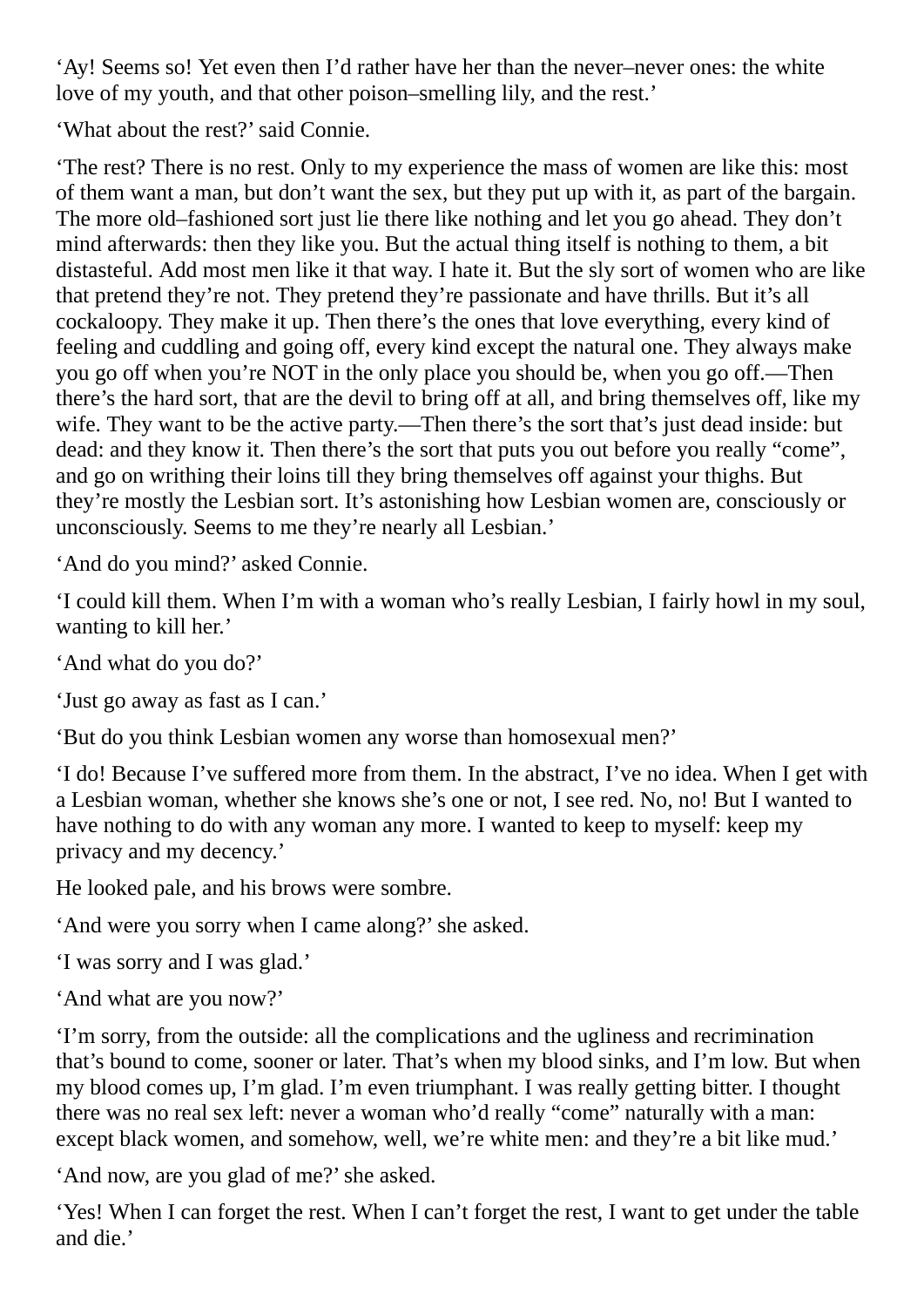'Ay! Seems so! Yet even then I'd rather have her than the never–never ones: the white love of my youth, and that other poison–smelling lily, and the rest.'

'What about the rest?' said Connie.

'The rest? There is no rest. Only to my experience the mass of women are like this: most of them want a man, but don't want the sex, but they put up with it, as part of the bargain. The more old–fashioned sort just lie there like nothing and let you go ahead. They don't mind afterwards: then they like you. But the actual thing itself is nothing to them, a bit distasteful. Add most men like it that way. I hate it. But the sly sort of women who are like that pretend they're not. They pretend they're passionate and have thrills. But it's all cockaloopy. They make it up. Then there's the ones that love everything, every kind of feeling and cuddling and going off, every kind except the natural one. They always make you go off when you're NOT in the only place you should be, when you go off.—Then there's the hard sort, that are the devil to bring off at all, and bring themselves off, like my wife. They want to be the active party.—Then there's the sort that's just dead inside: but dead: and they know it. Then there's the sort that puts you out before you really "come", and go on writhing their loins till they bring themselves off against your thighs. But they're mostly the Lesbian sort. It's astonishing how Lesbian women are, consciously or unconsciously. Seems to me they're nearly all Lesbian.'

'And do you mind?' asked Connie.

'I could kill them. When I'm with a woman who's really Lesbian, I fairly howl in my soul, wanting to kill her.'

'And what do you do?'

'Just go away as fast as I can.'

'But do you think Lesbian women any worse than homosexual men?'

'I do! Because I've suffered more from them. In the abstract, I've no idea. When I get with a Lesbian woman, whether she knows she's one or not, I see red. No, no! But I wanted to have nothing to do with any woman any more. I wanted to keep to myself: keep my privacy and my decency.'

He looked pale, and his brows were sombre.

'And were you sorry when I came along?' she asked.

'I was sorry and I was glad.'

'And what are you now?'

'I'm sorry, from the outside: all the complications and the ugliness and recrimination that's bound to come, sooner or later. That's when my blood sinks, and I'm low. But when my blood comes up, I'm glad. I'm even triumphant. I was really getting bitter. I thought there was no real sex left: never a woman who'd really "come" naturally with a man: except black women, and somehow, well, we're white men: and they're a bit like mud.'

'And now, are you glad of me?' she asked.

'Yes! When I can forget the rest. When I can't forget the rest, I want to get under the table and die.'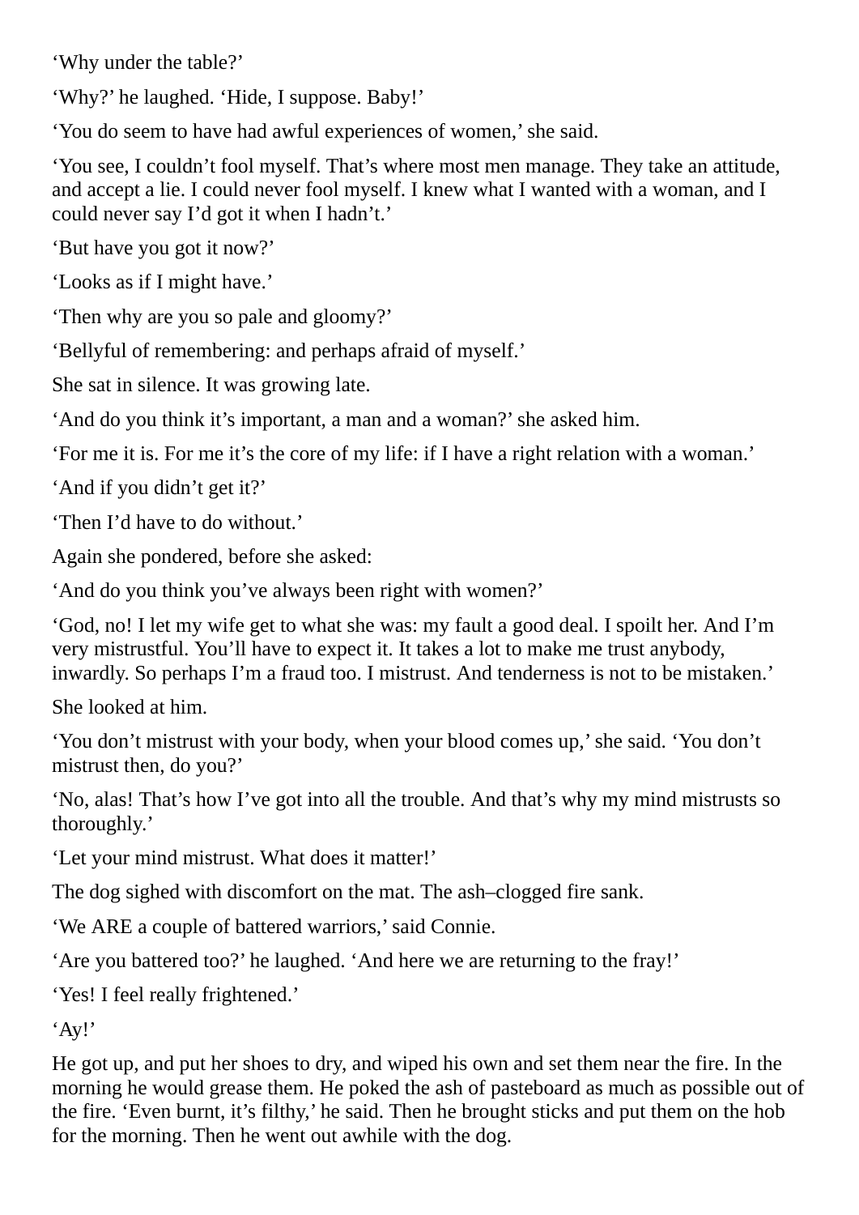‘Why under the table?’

‘Why?’ he laughed. ‘Hide, I suppose. Baby!’

‘You do seem to have had awful experiences of women,’ she said.

‘You see, I couldn’t fool myself. That’s where most men manage. They take an attitude, and accept a lie. I could never fool myself. I knew what I wanted with a woman, and I could never say I’d got it when I hadn’t.’

‘But have you got it now?’

‘Looks as if I might have.’

‘Then why are you so pale and gloomy?’

‘Bellyful of remembering: and perhaps afraid of myself.’

She sat in silence. It was growing late.

‘And do you think it’s important, a man and a woman?’ she asked him.

‘For me it is. For me it’s the core of my life: if I have a right relation with a woman.’

‘And if you didn’t get it?’

‘Then I’d have to do without.’

Again she pondered, before she asked:

‘And do you think you’ve always been right with women?’

‘God, no! I let my wife get to what she was: my fault a good deal. I spoilt her. And I’m very mistrustful. You’ll have to expect it. It takes a lot to make me trust anybody, inwardly. So perhaps I’m a fraud too. I mistrust. And tenderness is not to be mistaken.’

She looked at him.

‘You don’t mistrust with your body, when your blood comes up,’ she said. ‘You don’t mistrust then, do you?’

‘No, alas! That’s how I’ve got into all the trouble. And that’s why my mind mistrusts so thoroughly.’

‘Let your mind mistrust. What does it matter!’

The dog sighed with discomfort on the mat. The ash–clogged fire sank.

‘We ARE a couple of battered warriors,’ said Connie.

‘Are you battered too?’ he laughed. ‘And here we are returning to the fray!’

‘Yes! I feel really frightened.’

‘Ay!’

He got up, and put her shoes to dry, and wiped his own and set them near the fire. In the morning he would grease them. He poked the ash of pasteboard as much as possible out of the fire. ‘Even burnt, it’s filthy,’ he said. Then he brought sticks and put them on the hob for the morning. Then he went out awhile with the dog.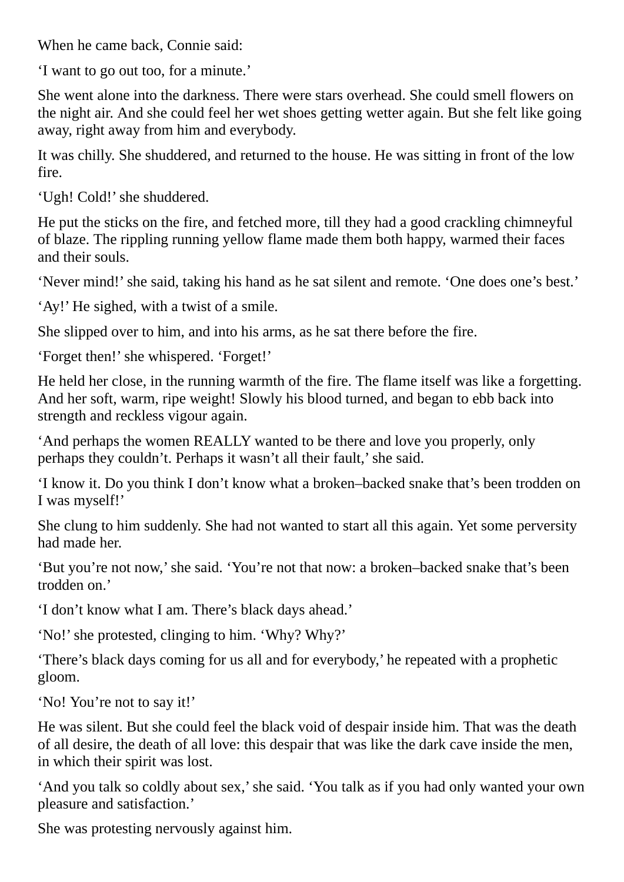When he came back, Connie said:

‘I want to go out too, for a minute.’

She went alone into the darkness. There were stars overhead. She could smell flowers on the night air. And she could feel her wet shoes getting wetter again. But she felt like going away, right away from him and everybody.

It was chilly. She shuddered, and returned to the house. He was sitting in front of the low fire.

‘Ugh! Cold!’ she shuddered.

He put the sticks on the fire, and fetched more, till they had a good crackling chimneyful of blaze. The rippling running yellow flame made them both happy, warmed their faces and their souls.

‘Never mind!’ she said, taking his hand as he sat silent and remote. ‘One does one’s best.’

‘Ay!’ He sighed, with a twist of a smile.

She slipped over to him, and into his arms, as he sat there before the fire.

‘Forget then!’ she whispered. ‘Forget!’

He held her close, in the running warmth of the fire. The flame itself was like a forgetting. And her soft, warm, ripe weight! Slowly his blood turned, and began to ebb back into strength and reckless vigour again.

‘And perhaps the women REALLY wanted to be there and love you properly, only perhaps they couldn’t. Perhaps it wasn’t all their fault,’ she said.

‘I know it. Do you think I don’t know what a broken–backed snake that’s been trodden on I was myself!’

She clung to him suddenly. She had not wanted to start all this again. Yet some perversity had made her.

‘But you’re not now,’ she said. ‘You’re not that now: a broken–backed snake that’s been trodden on.’

‘I don’t know what I am. There’s black days ahead.’

‘No!’ she protested, clinging to him. ‘Why? Why?’

‘There’s black days coming for us all and for everybody,’ he repeated with a prophetic gloom.

‘No! You’re not to say it!’

He was silent. But she could feel the black void of despair inside him. That was the death of all desire, the death of all love: this despair that was like the dark cave inside the men, in which their spirit was lost.

‘And you talk so coldly about sex,’ she said. ‘You talk as if you had only wanted your own pleasure and satisfaction.’

She was protesting nervously against him.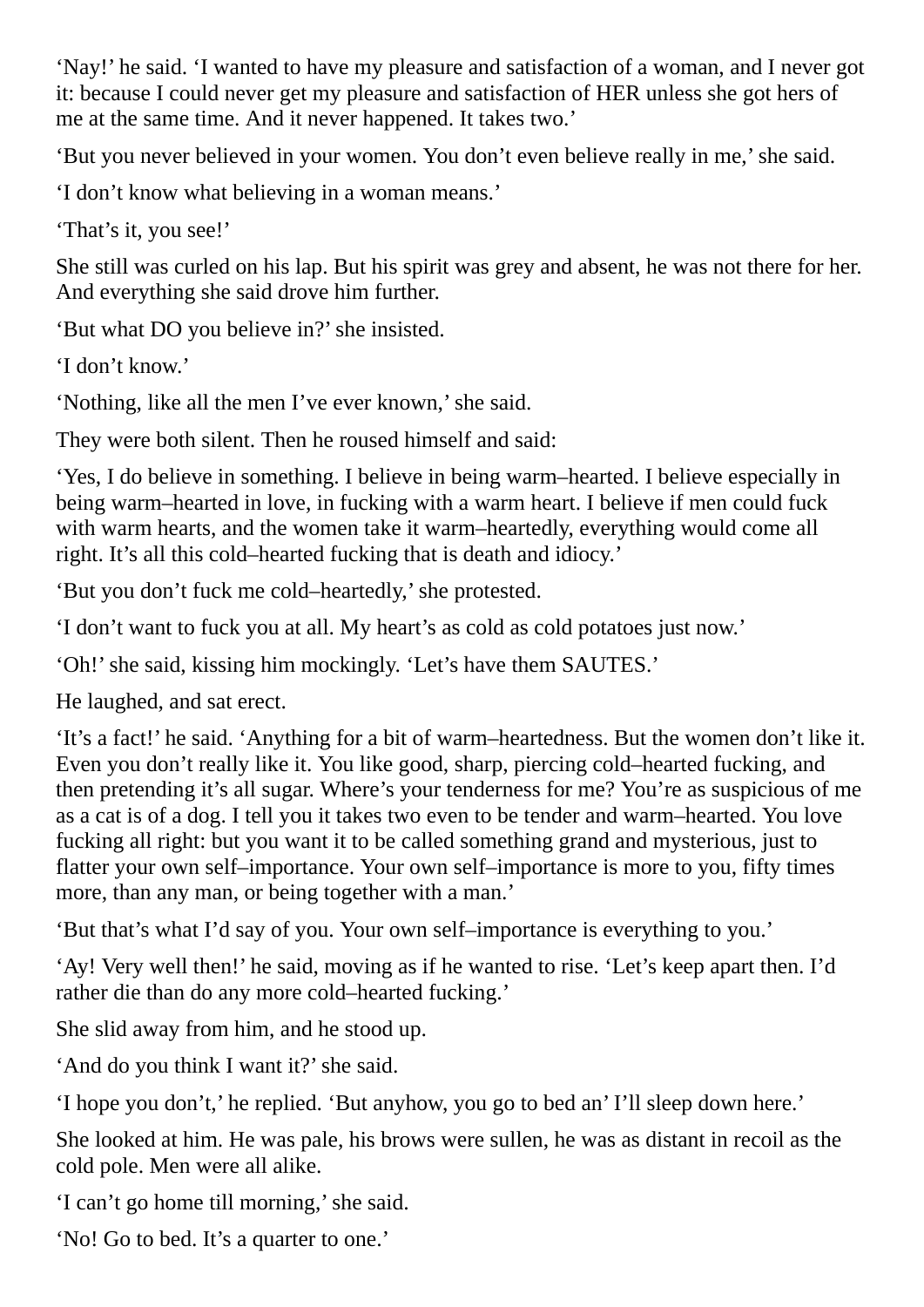'Nay!' he said. 'I wanted to have my pleasure and satisfaction of a woman, and I never got it: because I could never get my pleasure and satisfaction of HER unless she got hers of me at the same time. And it never happened. It takes two.'

'But you never believed in your women. You don't even believe really in me,' she said.

'I don't know what believing in a woman means.'

'That's it, you see!'

She still was curled on his lap. But his spirit was grey and absent, he was not there for her. And everything she said drove him further.

'But what DO you believe in?' she insisted.

'I don't know.'

'Nothing, like all the men I've ever known,' she said.

They were both silent. Then he roused himself and said:

'Yes, I do believe in something. I believe in being warm–hearted. I believe especially in being warm–hearted in love, in fucking with a warm heart. I believe if men could fuck with warm hearts, and the women take it warm–heartedly, everything would come all right. It's all this cold–hearted fucking that is death and idiocy.'

'But you don't fuck me cold–heartedly,' she protested.

'I don't want to fuck you at all. My heart's as cold as cold potatoes just now.'

'Oh!' she said, kissing him mockingly. 'Let's have them SAUTES.'

He laughed, and sat erect.

'It's a fact!' he said. 'Anything for a bit of warm–heartedness. But the women don't like it. Even you don't really like it. You like good, sharp, piercing cold–hearted fucking, and then pretending it's all sugar. Where's your tenderness for me? You're as suspicious of me as a cat is of a dog. I tell you it takes two even to be tender and warm–hearted. You love fucking all right: but you want it to be called something grand and mysterious, just to flatter your own self–importance. Your own self–importance is more to you, fifty times more, than any man, or being together with a man.'

'But that's what I'd say of you. Your own self–importance is everything to you.'

'Ay! Very well then!' he said, moving as if he wanted to rise. 'Let's keep apart then. I'd rather die than do any more cold–hearted fucking.'

She slid away from him, and he stood up.

'And do you think I want it?' she said.

'I hope you don't,' he replied. 'But anyhow, you go to bed an' I'll sleep down here.'

She looked at him. He was pale, his brows were sullen, he was as distant in recoil as the cold pole. Men were all alike.

'I can't go home till morning,' she said.

'No! Go to bed. It's a quarter to one.'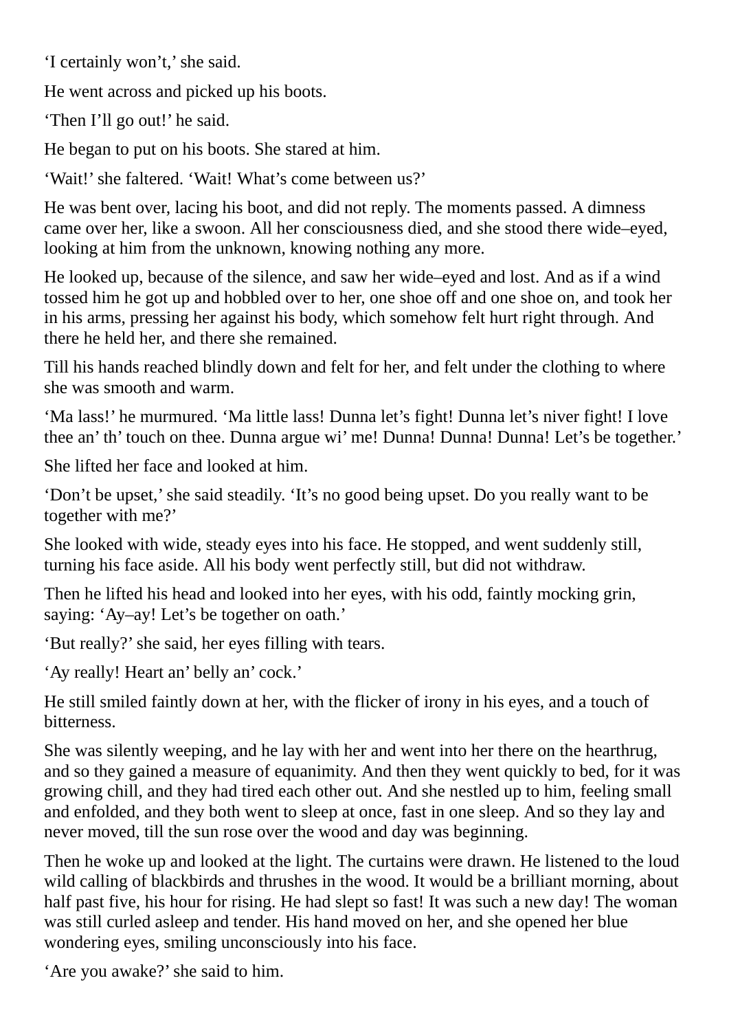‘I certainly won’t,’ she said.

He went across and picked up his boots.

‘Then I’ll go out!’ he said.

He began to put on his boots. She stared at him.

‘Wait!’ she faltered. ‘Wait! What’s come between us?’

He was bent over, lacing his boot, and did not reply. The moments passed. A dimness came over her, like a swoon. All her consciousness died, and she stood there wide–eyed, looking at him from the unknown, knowing nothing any more.

He looked up, because of the silence, and saw her wide–eyed and lost. And as if a wind tossed him he got up and hobbled over to her, one shoe off and one shoe on, and took her in his arms, pressing her against his body, which somehow felt hurt right through. And there he held her, and there she remained.

Till his hands reached blindly down and felt for her, and felt under the clothing to where she was smooth and warm.

‘Ma lass!’ he murmured. ‘Ma little lass! Dunna let’s fight! Dunna let’s niver fight! I love thee an’ th’ touch on thee. Dunna argue wi’ me! Dunna! Dunna! Dunna! Let’s be together.’

She lifted her face and looked at him.

‘Don’t be upset,’ she said steadily. ‘It’s no good being upset. Do you really want to be together with me?’

She looked with wide, steady eyes into his face. He stopped, and went suddenly still, turning his face aside. All his body went perfectly still, but did not withdraw.

Then he lifted his head and looked into her eyes, with his odd, faintly mocking grin, saying: ‘Ay–ay! Let’s be together on oath.’

‘But really?’ she said, her eyes filling with tears.

‘Ay really! Heart an’ belly an’ cock.’

He still smiled faintly down at her, with the flicker of irony in his eyes, and a touch of bitterness.

She was silently weeping, and he lay with her and went into her there on the hearthrug, and so they gained a measure of equanimity. And then they went quickly to bed, for it was growing chill, and they had tired each other out. And she nestled up to him, feeling small and enfolded, and they both went to sleep at once, fast in one sleep. And so they lay and never moved, till the sun rose over the wood and day was beginning.

Then he woke up and looked at the light. The curtains were drawn. He listened to the loud wild calling of blackbirds and thrushes in the wood. It would be a brilliant morning, about half past five, his hour for rising. He had slept so fast! It was such a new day! The woman was still curled asleep and tender. His hand moved on her, and she opened her blue wondering eyes, smiling unconsciously into his face.

‘Are you awake?’ she said to him.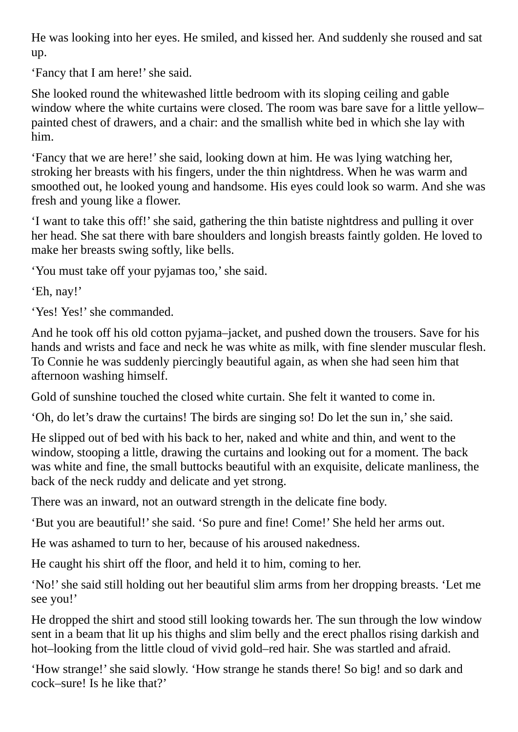He was looking into her eyes. He smiled, and kissed her. And suddenly she roused and sat up.

‘Fancy that I am here!’ she said.

She looked round the whitewashed little bedroom with its sloping ceiling and gable window where the white curtains were closed. The room was bare save for a little yellow–painted chest of drawers, and a chair: and the smallish white bed in which she lay with him.

‘Fancy that we are here!’ she said, looking down at him. He was lying watching her, stroking her breasts with his fingers, under the thin nightdress. When he was warm and smoothed out, he looked young and handsome. His eyes could look so warm. And she was fresh and young like a flower.

‘I want to take this off!’ she said, gathering the thin batiste nightdress and pulling it over her head. She sat there with bare shoulders and longish breasts faintly golden. He loved to make her breasts swing softly, like bells.

‘You must take off your pyjamas too,’ she said.

‘Eh, nay!’

‘Yes! Yes!’ she commanded.

And he took off his old cotton pyjama–jacket, and pushed down the trousers. Save for his hands and wrists and face and neck he was white as milk, with fine slender muscular flesh. To Connie he was suddenly piercingly beautiful again, as when she had seen him that afternoon washing himself.

Gold of sunshine touched the closed white curtain. She felt it wanted to come in.

‘Oh, do let’s draw the curtains! The birds are singing so! Do let the sun in,’ she said.

He slipped out of bed with his back to her, naked and white and thin, and went to the window, stooping a little, drawing the curtains and looking out for a moment. The back was white and fine, the small buttocks beautiful with an exquisite, delicate manliness, the back of the neck ruddy and delicate and yet strong.

There was an inward, not an outward strength in the delicate fine body.

‘But you are beautiful!’ she said. ‘So pure and fine! Come!’ She held her arms out.

He was ashamed to turn to her, because of his aroused nakedness.

He caught his shirt off the floor, and held it to him, coming to her.

‘No!’ she said still holding out her beautiful slim arms from her dropping breasts. ‘Let me see you!’

He dropped the shirt and stood still looking towards her. The sun through the low window sent in a beam that lit up his thighs and slim belly and the erect phallos rising darkish and hot–looking from the little cloud of vivid gold–red hair. She was startled and afraid.

‘How strange!’ she said slowly. ‘How strange he stands there! So big! and so dark and cock–sure! Is he like that?’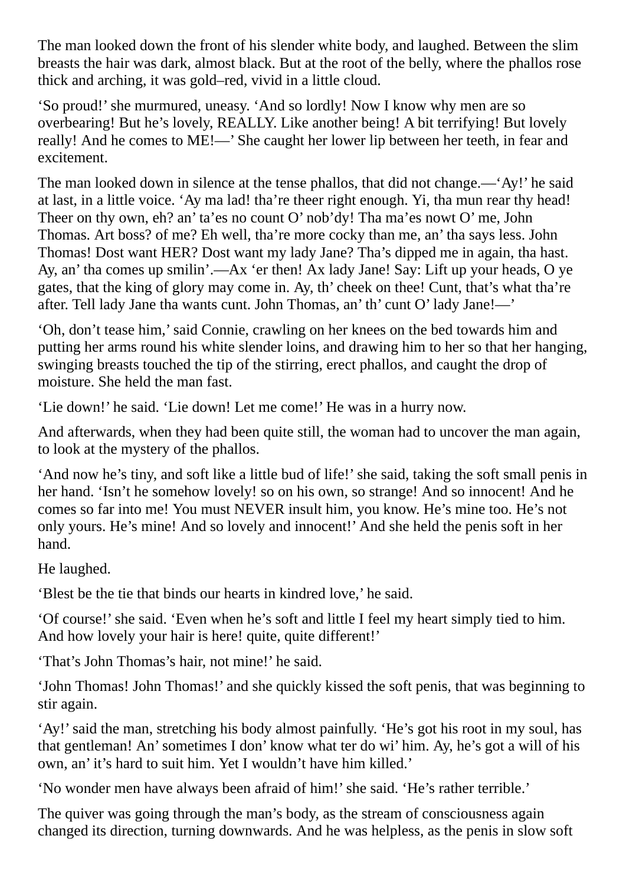The man looked down the front of his slender white body, and laughed. Between the slim breasts the hair was dark, almost black. But at the root of the belly, where the phallos rose thick and arching, it was gold–red, vivid in a little cloud.

‘So proud!’ she murmured, uneasy. ‘And so lordly! Now I know why men are so overbearing! But he’s lovely, REALLY. Like another being! A bit terrifying! But lovely really! And he comes to ME!—’ She caught her lower lip between her teeth, in fear and excitement.

The man looked down in silence at the tense phallos, that did not change.—‘Ay!’ he said at last, in a little voice. ‘Ay ma lad! tha’re theer right enough. Yi, tha mun rear thy head! Theer on thy own, eh? an’ ta’es no count O’ nob’dy! Tha ma’es nowt O’ me, John Thomas. Art boss? of me? Eh well, tha’re more cocky than me, an’ tha says less. John Thomas! Dost want HER? Dost want my lady Jane? Tha’s dipped me in again, tha hast. Ay, an’ tha comes up smilin’.—Ax ‘er then! Ax lady Jane! Say: Lift up your heads, O ye gates, that the king of glory may come in. Ay, th’ cheek on thee! Cunt, that’s what tha’re after. Tell lady Jane tha wants cunt. John Thomas, an’ th’ cunt O’ lady Jane!—’

‘Oh, don’t tease him,’ said Connie, crawling on her knees on the bed towards him and putting her arms round his white slender loins, and drawing him to her so that her hanging, swinging breasts touched the tip of the stirring, erect phallos, and caught the drop of moisture. She held the man fast.

‘Lie down!’ he said. ‘Lie down! Let me come!’ He was in a hurry now.

And afterwards, when they had been quite still, the woman had to uncover the man again, to look at the mystery of the phallos.

‘And now he’s tiny, and soft like a little bud of life!’ she said, taking the soft small penis in her hand. ‘Isn’t he somehow lovely! so on his own, so strange! And so innocent! And he comes so far into me! You must NEVER insult him, you know. He’s mine too. He’s not only yours. He’s mine! And so lovely and innocent!’ And she held the penis soft in her hand.

He laughed.

‘Blest be the tie that binds our hearts in kindred love,’ he said.

‘Of course!’ she said. ‘Even when he’s soft and little I feel my heart simply tied to him. And how lovely your hair is here! quite, quite different!’

‘That’s John Thomas’s hair, not mine!’ he said.

‘John Thomas! John Thomas!’ and she quickly kissed the soft penis, that was beginning to stir again.

‘Ay!’ said the man, stretching his body almost painfully. ‘He’s got his root in my soul, has that gentleman! An’ sometimes I don’ know what ter do wi’ him. Ay, he’s got a will of his own, an’ it’s hard to suit him. Yet I wouldn’t have him killed.’

‘No wonder men have always been afraid of him!’ she said. ‘He’s rather terrible.’

The quiver was going through the man’s body, as the stream of consciousness again changed its direction, turning downwards. And he was helpless, as the penis in slow soft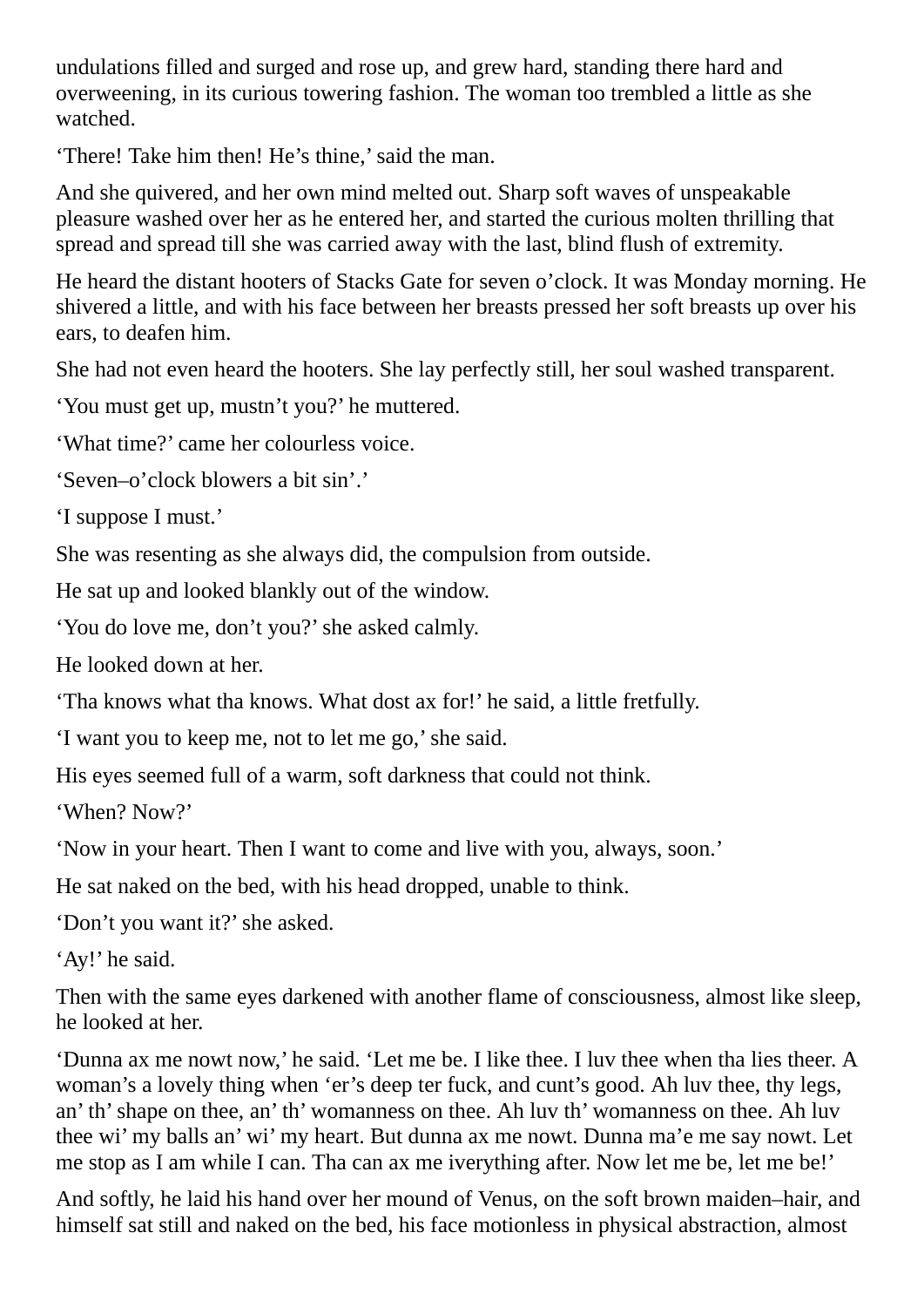undulations filled and surged and rose up, and grew hard, standing there hard and overweening, in its curious towering fashion. The woman too trembled a little as she watched.

‘There! Take him then! He’s thine,’ said the man.

And she quivered, and her own mind melted out. Sharp soft waves of unspeakable pleasure washed over her as he entered her, and started the curious molten thrilling that spread and spread till she was carried away with the last, blind flush of extremity.

He heard the distant hooters of Stacks Gate for seven o’clock. It was Monday morning. He shivered a little, and with his face between her breasts pressed her soft breasts up over his ears, to deafen him.

She had not even heard the hooters. She lay perfectly still, her soul washed transparent.

‘You must get up, mustn’t you?’ he muttered.

‘What time?’ came her colourless voice.

‘Seven–o’clock blowers a bit sin’.’

‘I suppose I must.’

She was resenting as she always did, the compulsion from outside.

He sat up and looked blankly out of the window.

‘You do love me, don’t you?’ she asked calmly.

He looked down at her.

‘Tha knows what tha knows. What dost ax for!’ he said, a little fretfully.

‘I want you to keep me, not to let me go,’ she said.

His eyes seemed full of a warm, soft darkness that could not think.

‘When? Now?’

‘Now in your heart. Then I want to come and live with you, always, soon.’

He sat naked on the bed, with his head dropped, unable to think.

‘Don’t you want it?’ she asked.

‘Ay!’ he said.

Then with the same eyes darkened with another flame of consciousness, almost like sleep, he looked at her.

‘Dunna ax me nowt now,’ he said. ‘Let me be. I like thee. I luv thee when tha lies theer. A woman’s a lovely thing when ‘er’s deep ter fuck, and cunt’s good. Ah luv thee, thy legs, an’ th’ shape on thee, an’ th’ womanness on thee. Ah luv th’ womanness on thee. Ah luv thee wi’ my balls an’ wi’ my heart. But dunna ax me nowt. Dunna ma’e me say nowt. Let me stop as I am while I can. Tha can ax me iverything after. Now let me be, let me be!’

And softly, he laid his hand over her mound of Venus, on the soft brown maiden–hair, and himself sat still and naked on the bed, his face motionless in physical abstraction, almost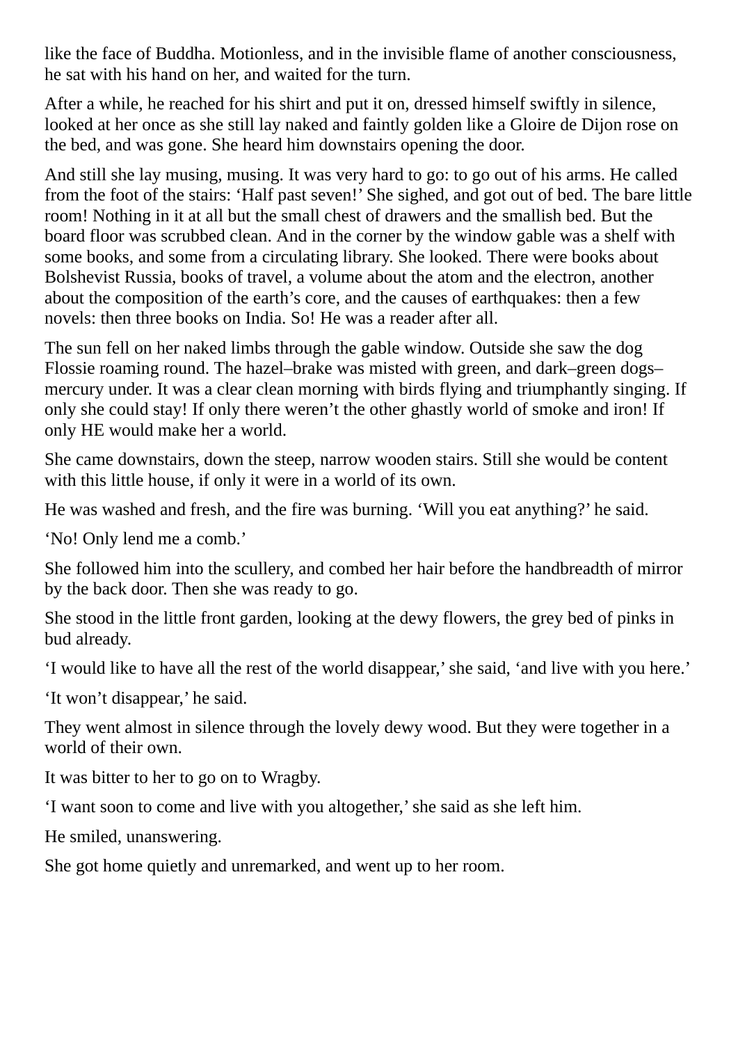like the face of Buddha. Motionless, and in the invisible flame of another consciousness, he sat with his hand on her, and waited for the turn.

After a while, he reached for his shirt and put it on, dressed himself swiftly in silence, looked at her once as she still lay naked and faintly golden like a Gloire de Dijon rose on the bed, and was gone. She heard him downstairs opening the door.

And still she lay musing, musing. It was very hard to go: to go out of his arms. He called from the foot of the stairs: ‘Half past seven!’ She sighed, and got out of bed. The bare little room! Nothing in it at all but the small chest of drawers and the smallish bed. But the board floor was scrubbed clean. And in the corner by the window gable was a shelf with some books, and some from a circulating library. She looked. There were books about Bolshevist Russia, books of travel, a volume about the atom and the electron, another about the composition of the earth’s core, and the causes of earthquakes: then a few novels: then three books on India. So! He was a reader after all.

The sun fell on her naked limbs through the gable window. Outside she saw the dog Flossie roaming round. The hazel–brake was misted with green, and dark–green dogs–mercury under. It was a clear clean morning with birds flying and triumphantly singing. If only she could stay! If only there weren’t the other ghastly world of smoke and iron! If only HE would make her a world.

She came downstairs, down the steep, narrow wooden stairs. Still she would be content with this little house, if only it were in a world of its own.

He was washed and fresh, and the fire was burning. ‘Will you eat anything?’ he said.

‘No! Only lend me a comb.’

She followed him into the scullery, and combed her hair before the handbreadth of mirror by the back door. Then she was ready to go.

She stood in the little front garden, looking at the dewy flowers, the grey bed of pinks in bud already.

‘I would like to have all the rest of the world disappear,’ she said, ‘and live with you here.’

‘It won’t disappear,’ he said.

They went almost in silence through the lovely dewy wood. But they were together in a world of their own.

It was bitter to her to go on to Wragby.

‘I want soon to come and live with you altogether,’ she said as she left him.

He smiled, unanswering.

She got home quietly and unremarked, and went up to her room.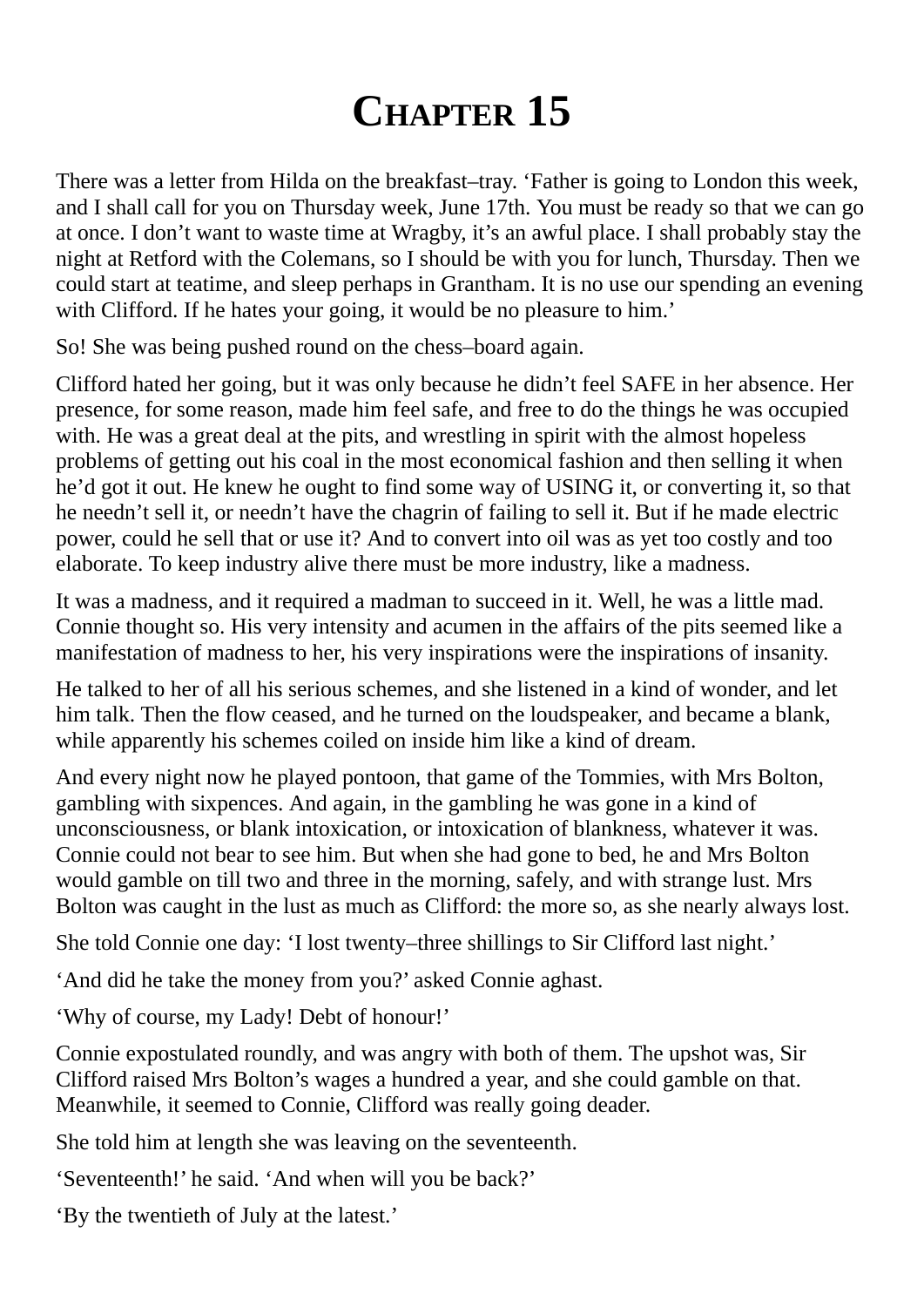# Chapter 15

There was a letter from Hilda on the breakfast–tray. ‘Father is going to London this week, and I shall call for you on Thursday week, June 17th. You must be ready so that we can go at once. I don’t want to waste time at Wragby, it’s an awful place. I shall probably stay the night at Retford with the Colemans, so I should be with you for lunch, Thursday. Then we could start at teatime, and sleep perhaps in Grantham. It is no use our spending an evening with Clifford. If he hates your going, it would be no pleasure to him.’

So! She was being pushed round on the chess–board again.

Clifford hated her going, but it was only because he didn’t feel SAFE in her absence. Her presence, for some reason, made him feel safe, and free to do the things he was occupied with. He was a great deal at the pits, and wrestling in spirit with the almost hopeless problems of getting out his coal in the most economical fashion and then selling it when he’d got it out. He knew he ought to find some way of USING it, or converting it, so that he needn’t sell it, or needn’t have the chagrin of failing to sell it. But if he made electric power, could he sell that or use it? And to convert into oil was as yet too costly and too elaborate. To keep industry alive there must be more industry, like a madness.

It was a madness, and it required a madman to succeed in it. Well, he was a little mad. Connie thought so. His very intensity and acumen in the affairs of the pits seemed like a manifestation of madness to her, his very inspirations were the inspirations of insanity.

He talked to her of all his serious schemes, and she listened in a kind of wonder, and let him talk. Then the flow ceased, and he turned on the loudspeaker, and became a blank, while apparently his schemes coiled on inside him like a kind of dream.

And every night now he played pontoon, that game of the Tommies, with Mrs Bolton, gambling with sixpences. And again, in the gambling he was gone in a kind of unconsciousness, or blank intoxication, or intoxication of blankness, whatever it was. Connie could not bear to see him. But when she had gone to bed, he and Mrs Bolton would gamble on till two and three in the morning, safely, and with strange lust. Mrs Bolton was caught in the lust as much as Clifford: the more so, as she nearly always lost.

She told Connie one day: ‘I lost twenty–three shillings to Sir Clifford last night.’

‘And did he take the money from you?’ asked Connie aghast.

‘Why of course, my Lady! Debt of honour!’

Connie expostulated roundly, and was angry with both of them. The upshot was, Sir Clifford raised Mrs Bolton’s wages a hundred a year, and she could gamble on that. Meanwhile, it seemed to Connie, Clifford was really going deader.

She told him at length she was leaving on the seventeenth.

‘Seventeenth!’ he said. ‘And when will you be back?’

‘By the twentieth of July at the latest.’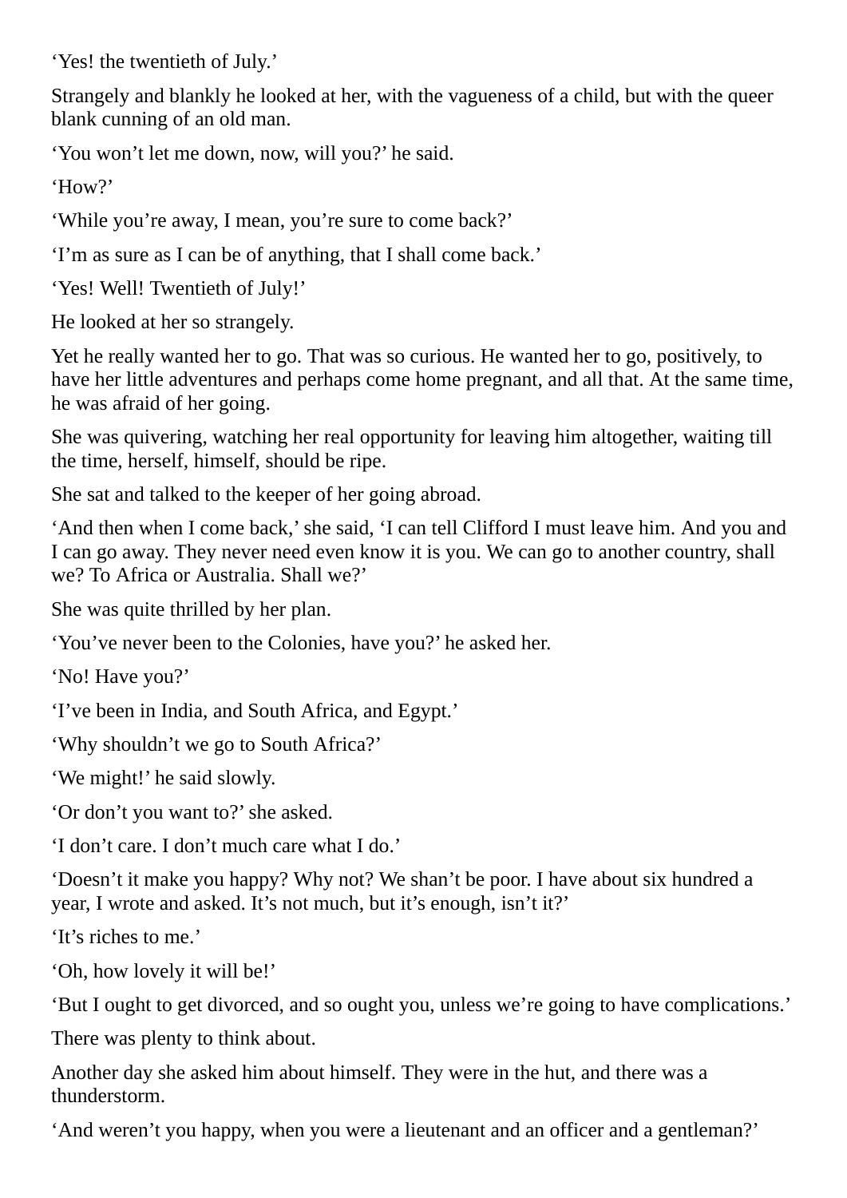‘Yes! the twentieth of July.’

Strangely and blankly he looked at her, with the vagueness of a child, but with the queer blank cunning of an old man.

‘You won’t let me down, now, will you?’ he said.

‘How?’

‘While you’re away, I mean, you’re sure to come back?’

‘I’m as sure as I can be of anything, that I shall come back.’

‘Yes! Well! Twentieth of July!’

He looked at her so strangely.

Yet he really wanted her to go. That was so curious. He wanted her to go, positively, to have her little adventures and perhaps come home pregnant, and all that. At the same time, he was afraid of her going.

She was quivering, watching her real opportunity for leaving him altogether, waiting till the time, herself, himself, should be ripe.

She sat and talked to the keeper of her going abroad.

‘And then when I come back,’ she said, ‘I can tell Clifford I must leave him. And you and I can go away. They never need even know it is you. We can go to another country, shall we? To Africa or Australia. Shall we?’

She was quite thrilled by her plan.

‘You’ve never been to the Colonies, have you?’ he asked her.

‘No! Have you?’

‘I’ve been in India, and South Africa, and Egypt.’

‘Why shouldn’t we go to South Africa?’

‘We might!’ he said slowly.

‘Or don’t you want to?’ she asked.

‘I don’t care. I don’t much care what I do.’

‘Doesn’t it make you happy? Why not? We shan’t be poor. I have about six hundred a year, I wrote and asked. It’s not much, but it’s enough, isn’t it?’

‘It’s riches to me.’

‘Oh, how lovely it will be!’

‘But I ought to get divorced, and so ought you, unless we’re going to have complications.’

There was plenty to think about.

Another day she asked him about himself. They were in the hut, and there was a thunderstorm.

‘And weren’t you happy, when you were a lieutenant and an officer and a gentleman?’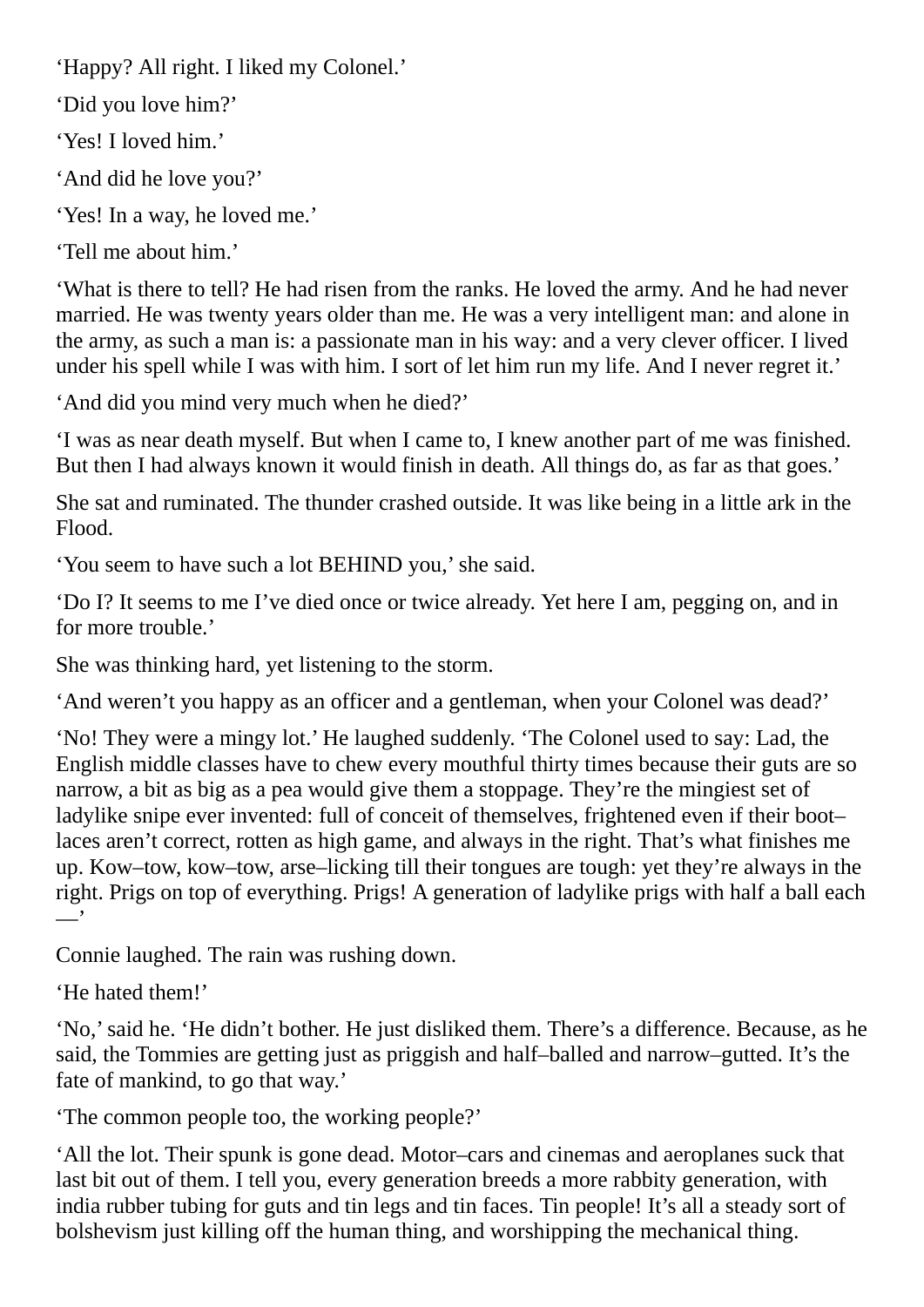'Happy? All right. I liked my Colonel.'

'Did you love him?'

'Yes! I loved him.'

'And did he love you?'

'Yes! In a way, he loved me.'

'Tell me about him.'

'What is there to tell? He had risen from the ranks. He loved the army. And he had never married. He was twenty years older than me. He was a very intelligent man: and alone in the army, as such a man is: a passionate man in his way: and a very clever officer. I lived under his spell while I was with him. I sort of let him run my life. And I never regret it.'

'And did you mind very much when he died?'

'I was as near death myself. But when I came to, I knew another part of me was finished. But then I had always known it would finish in death. All things do, as far as that goes.'

She sat and ruminated. The thunder crashed outside. It was like being in a little ark in the Flood.

'You seem to have such a lot BEHIND you,' she said.

'Do I? It seems to me I've died once or twice already. Yet here I am, pegging on, and in for more trouble.'

She was thinking hard, yet listening to the storm.

'And weren't you happy as an officer and a gentleman, when your Colonel was dead?'

'No! They were a mingy lot.' He laughed suddenly. 'The Colonel used to say: Lad, the English middle classes have to chew every mouthful thirty times because their guts are so narrow, a bit as big as a pea would give them a stoppage. They're the mingiest set of ladylike snipe ever invented: full of conceit of themselves, frightened even if their boot–laces aren't correct, rotten as high game, and always in the right. That's what finishes me up. Kow–tow, kow–tow, arse–licking till their tongues are tough: yet they're always in the right. Prigs on top of everything. Prigs! A generation of ladylike prigs with half a ball each —'

Connie laughed. The rain was rushing down.

'He hated them!'

'No,' said he. 'He didn't bother. He just disliked them. There's a difference. Because, as he said, the Tommies are getting just as priggish and half–balled and narrow–gutted. It's the fate of mankind, to go that way.'

'The common people too, the working people?'

'All the lot. Their spunk is gone dead. Motor–cars and cinemas and aeroplanes suck that last bit out of them. I tell you, every generation breeds a more rabbity generation, with india rubber tubing for guts and tin legs and tin faces. Tin people! It's all a steady sort of bolshevism just killing off the human thing, and worshipping the mechanical thing.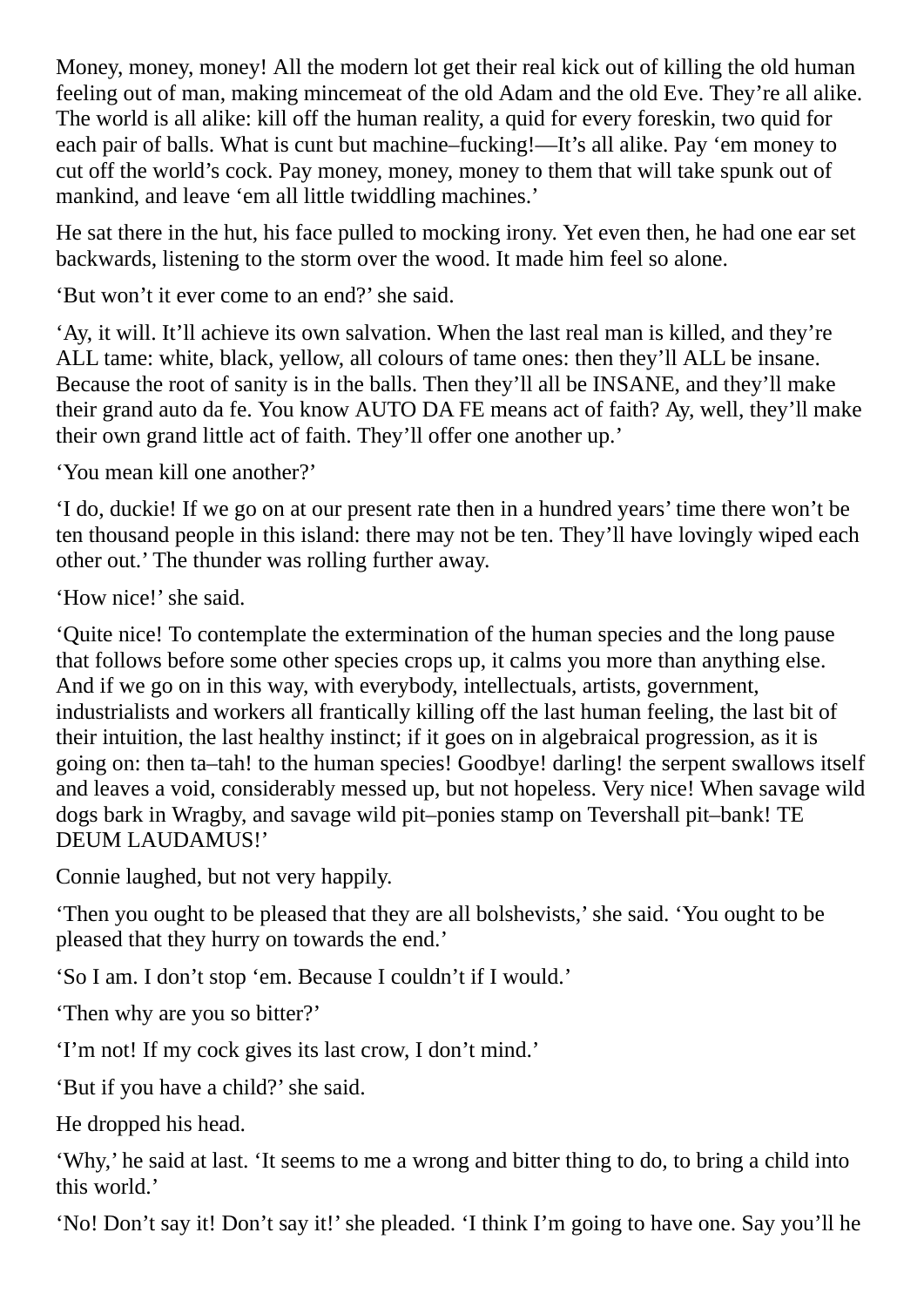Money, money, money! All the modern lot get their real kick out of killing the old human feeling out of man, making mincemeat of the old Adam and the old Eve. They're all alike. The world is all alike: kill off the human reality, a quid for every foreskin, two quid for each pair of balls. What is cunt but machine–fucking!—It's all alike. Pay 'em money to cut off the world's cock. Pay money, money, money to them that will take spunk out of mankind, and leave 'em all little twiddling machines.'

He sat there in the hut, his face pulled to mocking irony. Yet even then, he had one ear set backwards, listening to the storm over the wood. It made him feel so alone.

'But won't it ever come to an end?' she said.

'Ay, it will. It'll achieve its own salvation. When the last real man is killed, and they're ALL tame: white, black, yellow, all colours of tame ones: then they'll ALL be insane. Because the root of sanity is in the balls. Then they'll all be INSANE, and they'll make their grand auto da fe. You know AUTO DA FE means act of faith? Ay, well, they'll make their own grand little act of faith. They'll offer one another up.'

'You mean kill one another?'

'I do, duckie! If we go on at our present rate then in a hundred years' time there won't be ten thousand people in this island: there may not be ten. They'll have lovingly wiped each other out.' The thunder was rolling further away.

'How nice!' she said.

'Quite nice! To contemplate the extermination of the human species and the long pause that follows before some other species crops up, it calms you more than anything else. And if we go on in this way, with everybody, intellectuals, artists, government, industrialists and workers all frantically killing off the last human feeling, the last bit of their intuition, the last healthy instinct; if it goes on in algebraical progression, as it is going on: then ta–tah! to the human species! Goodbye! darling! the serpent swallows itself and leaves a void, considerably messed up, but not hopeless. Very nice! When savage wild dogs bark in Wragby, and savage wild pit–ponies stamp on Tevershall pit–bank! TE DEUM LAUDAMUS!'

Connie laughed, but not very happily.

'Then you ought to be pleased that they are all bolshevists,' she said. 'You ought to be pleased that they hurry on towards the end.'

'So I am. I don't stop 'em. Because I couldn't if I would.'

'Then why are you so bitter?'

'I'm not! If my cock gives its last crow, I don't mind.'

'But if you have a child?' she said.

He dropped his head.

'Why,' he said at last. 'It seems to me a wrong and bitter thing to do, to bring a child into this world.'

'No! Don't say it! Don't say it!' she pleaded. 'I think I'm going to have one. Say you'll he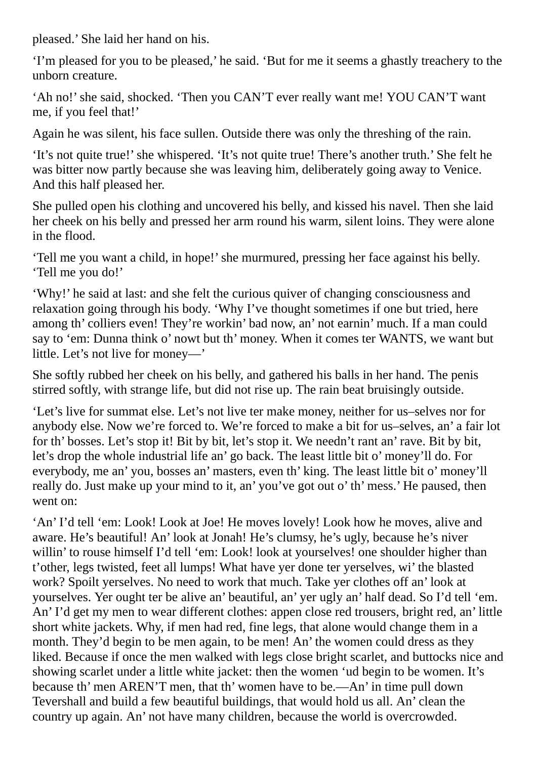pleased.' She laid her hand on his.

'I'm pleased for you to be pleased,' he said. 'But for me it seems a ghastly treachery to the unborn creature.

'Ah no!' she said, shocked. 'Then you CAN'T ever really want me! YOU CAN'T want me, if you feel that!'

Again he was silent, his face sullen. Outside there was only the threshing of the rain.

'It's not quite true!' she whispered. 'It's not quite true! There's another truth.' She felt he was bitter now partly because she was leaving him, deliberately going away to Venice. And this half pleased her.

She pulled open his clothing and uncovered his belly, and kissed his navel. Then she laid her cheek on his belly and pressed her arm round his warm, silent loins. They were alone in the flood.

'Tell me you want a child, in hope!' she murmured, pressing her face against his belly. 'Tell me you do!'

'Why!' he said at last: and she felt the curious quiver of changing consciousness and relaxation going through his body. 'Why I've thought sometimes if one but tried, here among th' colliers even! They're workin' bad now, an' not earnin' much. If a man could say to 'em: Dunna think o' nowt but th' money. When it comes ter WANTS, we want but little. Let's not live for money—'

She softly rubbed her cheek on his belly, and gathered his balls in her hand. The penis stirred softly, with strange life, but did not rise up. The rain beat bruisingly outside.

'Let's live for summat else. Let's not live ter make money, neither for us–selves nor for anybody else. Now we're forced to. We're forced to make a bit for us–selves, an' a fair lot for th' bosses. Let's stop it! Bit by bit, let's stop it. We needn't rant an' rave. Bit by bit, let's drop the whole industrial life an' go back. The least little bit o' money'll do. For everybody, me an' you, bosses an' masters, even th' king. The least little bit o' money'll really do. Just make up your mind to it, an' you've got out o' th' mess.' He paused, then went on:

'An' I'd tell 'em: Look! Look at Joe! He moves lovely! Look how he moves, alive and aware. He's beautiful! An' look at Jonah! He's clumsy, he's ugly, because he's niver willin' to rouse himself I'd tell 'em: Look! look at yourselves! one shoulder higher than t'other, legs twisted, feet all lumps! What have yer done ter yerselves, wi' the blasted work? Spoilt yerselves. No need to work that much. Take yer clothes off an' look at yourselves. Yer ought ter be alive an' beautiful, an' yer ugly an' half dead. So I'd tell 'em. An' I'd get my men to wear different clothes: appen close red trousers, bright red, an' little short white jackets. Why, if men had red, fine legs, that alone would change them in a month. They'd begin to be men again, to be men! An' the women could dress as they liked. Because if once the men walked with legs close bright scarlet, and buttocks nice and showing scarlet under a little white jacket: then the women 'ud begin to be women. It's because th' men AREN'T men, that th' women have to be.—An' in time pull down Tevershall and build a few beautiful buildings, that would hold us all. An' clean the country up again. An' not have many children, because the world is overcrowded.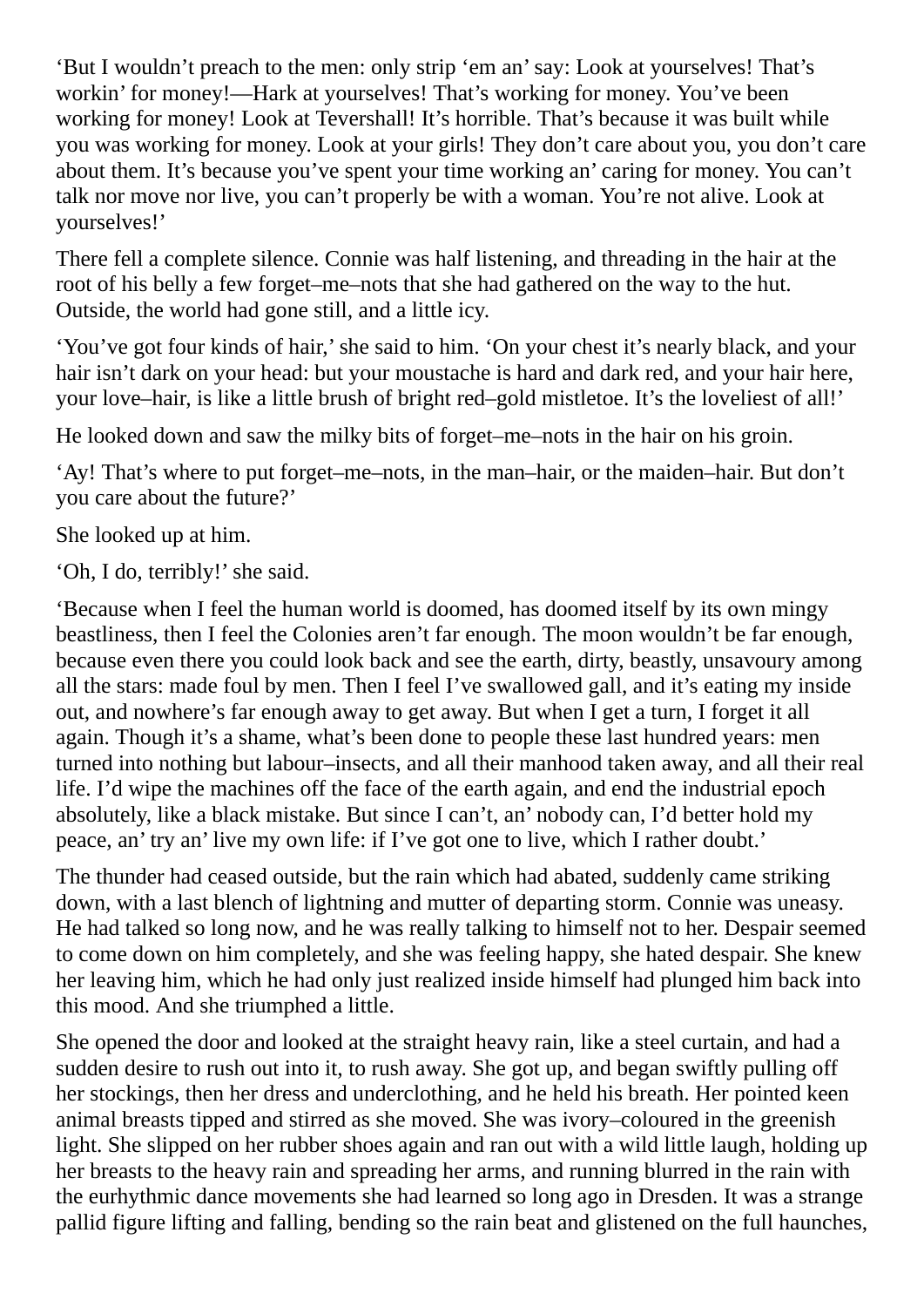‘But I wouldn’t preach to the men: only strip ‘em an’ say: Look at yourselves! That’s workin’ for money!—Hark at yourselves! That’s working for money. You’ve been working for money! Look at Tevershall! It’s horrible. That’s because it was built while you was working for money. Look at your girls! They don’t care about you, you don’t care about them. It’s because you’ve spent your time working an’ caring for money. You can’t talk nor move nor live, you can’t properly be with a woman. You’re not alive. Look at yourselves!’

There fell a complete silence. Connie was half listening, and threading in the hair at the root of his belly a few forget–me–nots that she had gathered on the way to the hut. Outside, the world had gone still, and a little icy.

‘You’ve got four kinds of hair,’ she said to him. ‘On your chest it’s nearly black, and your hair isn’t dark on your head: but your moustache is hard and dark red, and your hair here, your love–hair, is like a little brush of bright red–gold mistletoe. It’s the loveliest of all!’

He looked down and saw the milky bits of forget–me–nots in the hair on his groin.

‘Ay! That’s where to put forget–me–nots, in the man–hair, or the maiden–hair. But don’t you care about the future?’

She looked up at him.

‘Oh, I do, terribly!’ she said.

‘Because when I feel the human world is doomed, has doomed itself by its own mingy beastliness, then I feel the Colonies aren’t far enough. The moon wouldn’t be far enough, because even there you could look back and see the earth, dirty, beastly, unsavoury among all the stars: made foul by men. Then I feel I’ve swallowed gall, and it’s eating my inside out, and nowhere’s far enough away to get away. But when I get a turn, I forget it all again. Though it’s a shame, what’s been done to people these last hundred years: men turned into nothing but labour–insects, and all their manhood taken away, and all their real life. I’d wipe the machines off the face of the earth again, and end the industrial epoch absolutely, like a black mistake. But since I can’t, an’ nobody can, I’d better hold my peace, an’ try an’ live my own life: if I’ve got one to live, which I rather doubt.’

The thunder had ceased outside, but the rain which had abated, suddenly came striking down, with a last blench of lightning and mutter of departing storm. Connie was uneasy. He had talked so long now, and he was really talking to himself not to her. Despair seemed to come down on him completely, and she was feeling happy, she hated despair. She knew her leaving him, which he had only just realized inside himself had plunged him back into this mood. And she triumphed a little.

She opened the door and looked at the straight heavy rain, like a steel curtain, and had a sudden desire to rush out into it, to rush away. She got up, and began swiftly pulling off her stockings, then her dress and underclothing, and he held his breath. Her pointed keen animal breasts tipped and stirred as she moved. She was ivory–coloured in the greenish light. She slipped on her rubber shoes again and ran out with a wild little laugh, holding up her breasts to the heavy rain and spreading her arms, and running blurred in the rain with the eurhythmic dance movements she had learned so long ago in Dresden. It was a strange pallid figure lifting and falling, bending so the rain beat and glistened on the full haunches,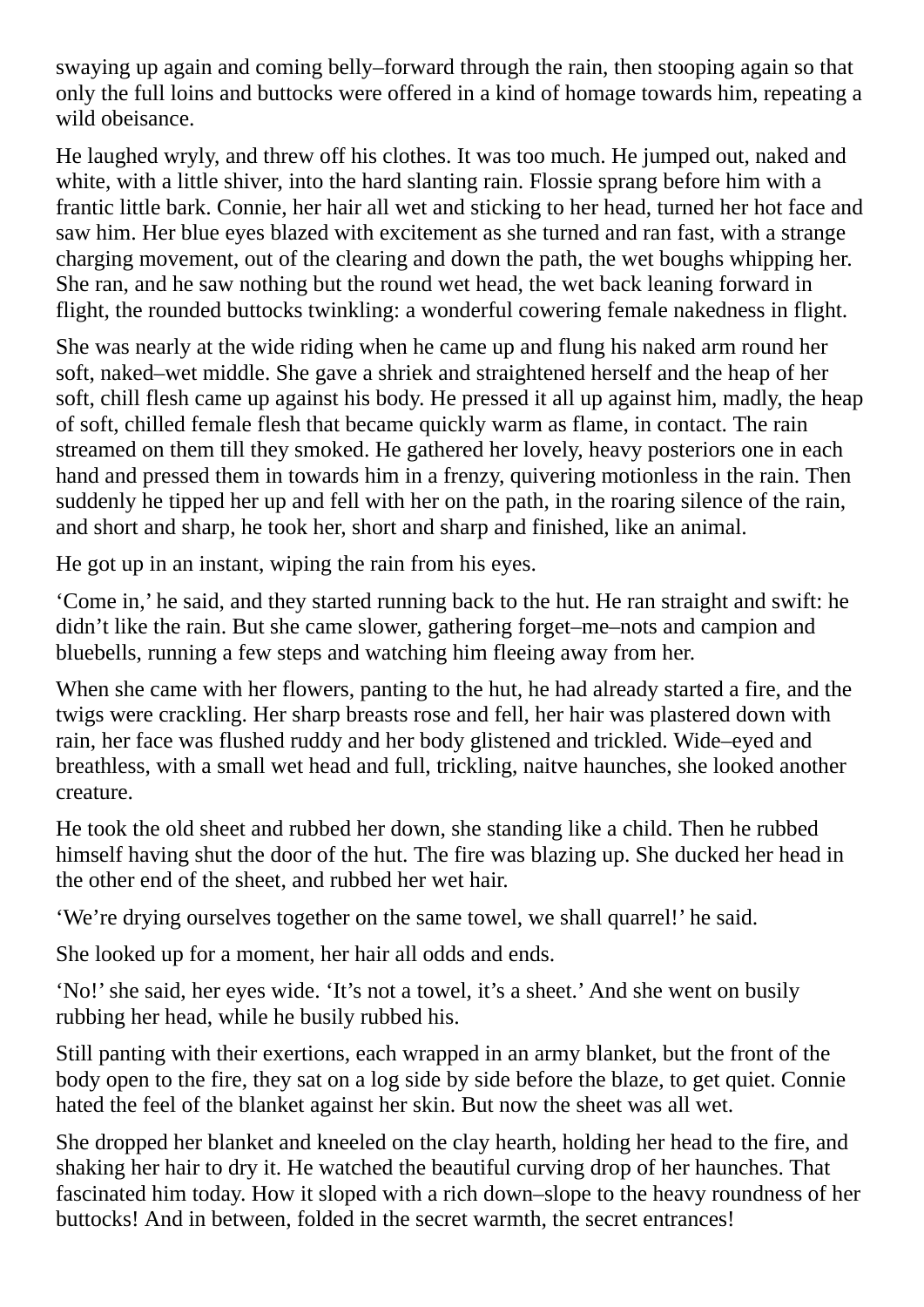swaying up again and coming belly–forward through the rain, then stooping again so that only the full loins and buttocks were offered in a kind of homage towards him, repeating a wild obeisance.

He laughed wryly, and threw off his clothes. It was too much. He jumped out, naked and white, with a little shiver, into the hard slanting rain. Flossie sprang before him with a frantic little bark. Connie, her hair all wet and sticking to her head, turned her hot face and saw him. Her blue eyes blazed with excitement as she turned and ran fast, with a strange charging movement, out of the clearing and down the path, the wet boughs whipping her. She ran, and he saw nothing but the round wet head, the wet back leaning forward in flight, the rounded buttocks twinkling: a wonderful cowering female nakedness in flight.

She was nearly at the wide riding when he came up and flung his naked arm round her soft, naked–wet middle. She gave a shriek and straightened herself and the heap of her soft, chill flesh came up against his body. He pressed it all up against him, madly, the heap of soft, chilled female flesh that became quickly warm as flame, in contact. The rain streamed on them till they smoked. He gathered her lovely, heavy posteriors one in each hand and pressed them in towards him in a frenzy, quivering motionless in the rain. Then suddenly he tipped her up and fell with her on the path, in the roaring silence of the rain, and short and sharp, he took her, short and sharp and finished, like an animal.

He got up in an instant, wiping the rain from his eyes.

'Come in,' he said, and they started running back to the hut. He ran straight and swift: he didn't like the rain. But she came slower, gathering forget–me–nots and campion and bluebells, running a few steps and watching him fleeing away from her.

When she came with her flowers, panting to the hut, he had already started a fire, and the twigs were crackling. Her sharp breasts rose and fell, her hair was plastered down with rain, her face was flushed ruddy and her body glistened and trickled. Wide–eyed and breathless, with a small wet head and full, trickling, naitve haunches, she looked another creature.

He took the old sheet and rubbed her down, she standing like a child. Then he rubbed himself having shut the door of the hut. The fire was blazing up. She ducked her head in the other end of the sheet, and rubbed her wet hair.

'We're drying ourselves together on the same towel, we shall quarrel!' he said.

She looked up for a moment, her hair all odds and ends.

'No!' she said, her eyes wide. 'It's not a towel, it's a sheet.' And she went on busily rubbing her head, while he busily rubbed his.

Still panting with their exertions, each wrapped in an army blanket, but the front of the body open to the fire, they sat on a log side by side before the blaze, to get quiet. Connie hated the feel of the blanket against her skin. But now the sheet was all wet.

She dropped her blanket and kneeled on the clay hearth, holding her head to the fire, and shaking her hair to dry it. He watched the beautiful curving drop of her haunches. That fascinated him today. How it sloped with a rich down–slope to the heavy roundness of her buttocks! And in between, folded in the secret warmth, the secret entrances!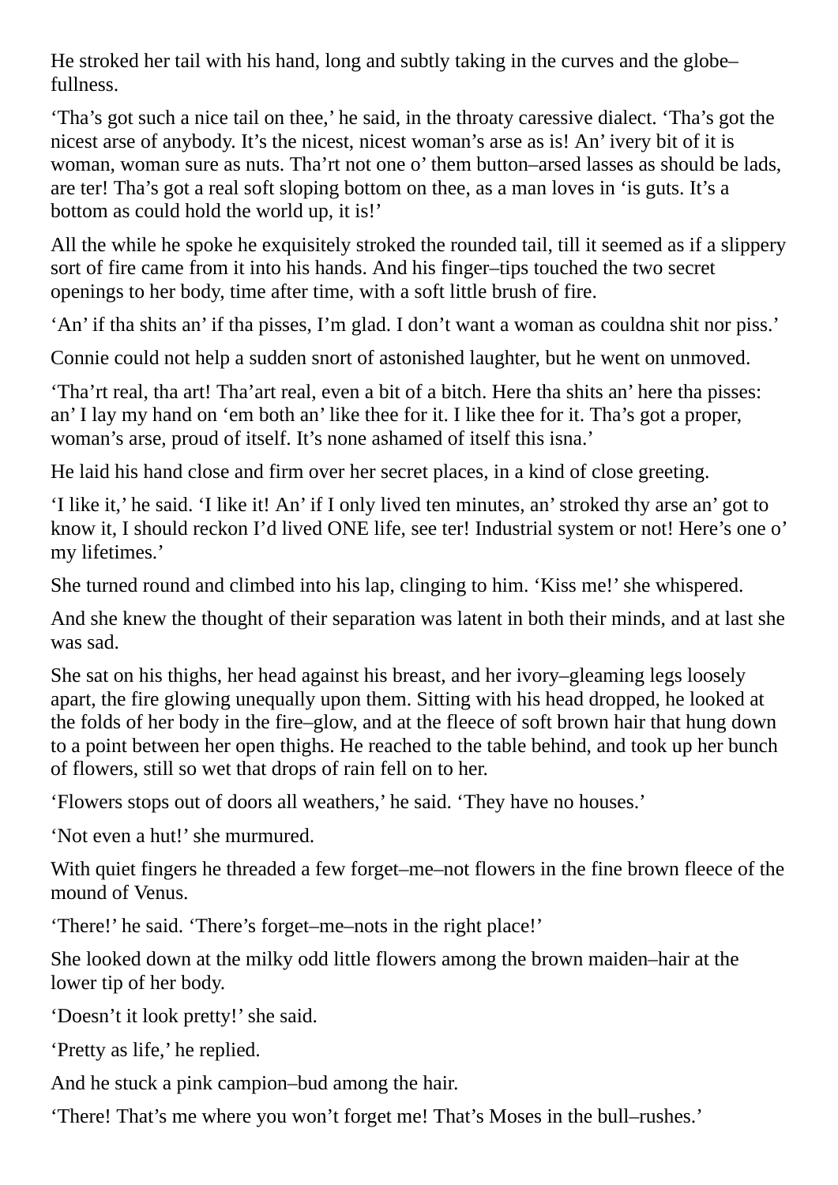He stroked her tail with his hand, long and subtly taking in the curves and the globe–fullness.

‘Tha’s got such a nice tail on thee,’ he said, in the throaty caressive dialect. ‘Tha’s got the nicest arse of anybody. It’s the nicest, nicest woman’s arse as is! An’ ivery bit of it is woman, woman sure as nuts. Tha’rt not one o’ them button–arsed lasses as should be lads, are ter! Tha’s got a real soft sloping bottom on thee, as a man loves in ‘is guts. It’s a bottom as could hold the world up, it is!’

All the while he spoke he exquisitely stroked the rounded tail, till it seemed as if a slippery sort of fire came from it into his hands. And his finger–tips touched the two secret openings to her body, time after time, with a soft little brush of fire.

‘An’ if tha shits an’ if tha pisses, I’m glad. I don’t want a woman as couldna shit nor piss.’

Connie could not help a sudden snort of astonished laughter, but he went on unmoved.

‘Tha’rt real, tha art! Tha’art real, even a bit of a bitch. Here tha shits an’ here tha pisses: an’ I lay my hand on ‘em both an’ like thee for it. I like thee for it. Tha’s got a proper, woman’s arse, proud of itself. It’s none ashamed of itself this isna.’

He laid his hand close and firm over her secret places, in a kind of close greeting.

‘I like it,’ he said. ‘I like it! An’ if I only lived ten minutes, an’ stroked thy arse an’ got to know it, I should reckon I’d lived ONE life, see ter! Industrial system or not! Here’s one o’ my lifetimes.’

She turned round and climbed into his lap, clinging to him. ‘Kiss me!’ she whispered.

And she knew the thought of their separation was latent in both their minds, and at last she was sad.

She sat on his thighs, her head against his breast, and her ivory–gleaming legs loosely apart, the fire glowing unequally upon them. Sitting with his head dropped, he looked at the folds of her body in the fire–glow, and at the fleece of soft brown hair that hung down to a point between her open thighs. He reached to the table behind, and took up her bunch of flowers, still so wet that drops of rain fell on to her.

‘Flowers stops out of doors all weathers,’ he said. ‘They have no houses.’

‘Not even a hut!’ she murmured.

With quiet fingers he threaded a few forget–me–not flowers in the fine brown fleece of the mound of Venus.

‘There!’ he said. ‘There’s forget–me–nots in the right place!’

She looked down at the milky odd little flowers among the brown maiden–hair at the lower tip of her body.

‘Doesn’t it look pretty!’ she said.

‘Pretty as life,’ he replied.

And he stuck a pink campion–bud among the hair.

‘There! That’s me where you won’t forget me! That’s Moses in the bull–rushes.’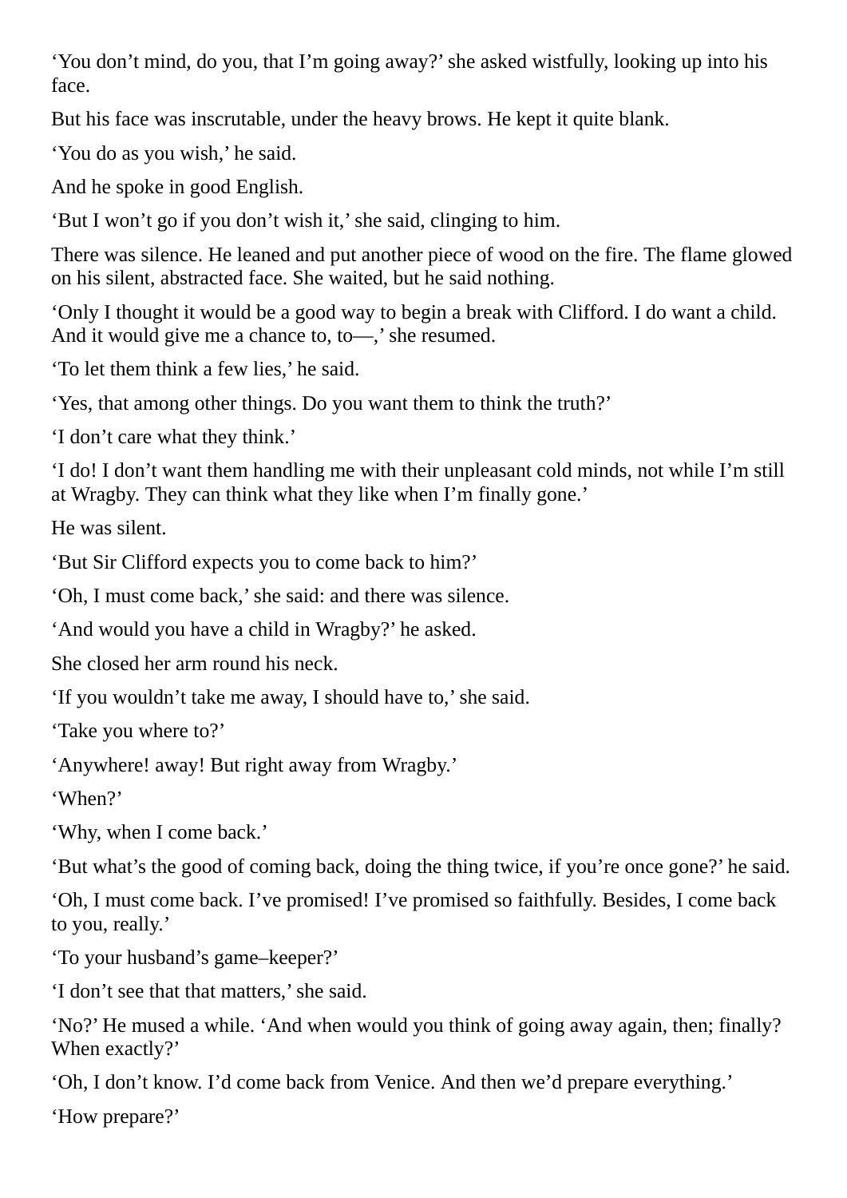‘You don’t mind, do you, that I’m going away?’ she asked wistfully, looking up into his face.

But his face was inscrutable, under the heavy brows. He kept it quite blank.

‘You do as you wish,’ he said.

And he spoke in good English.

‘But I won’t go if you don’t wish it,’ she said, clinging to him.

There was silence. He leaned and put another piece of wood on the fire. The flame glowed on his silent, abstracted face. She waited, but he said nothing.

‘Only I thought it would be a good way to begin a break with Clifford. I do want a child. And it would give me a chance to, to—,’ she resumed.

‘To let them think a few lies,’ he said.

‘Yes, that among other things. Do you want them to think the truth?’

‘I don’t care what they think.’

‘I do! I don’t want them handling me with their unpleasant cold minds, not while I’m still at Wragby. They can think what they like when I’m finally gone.’

He was silent.

‘But Sir Clifford expects you to come back to him?’

‘Oh, I must come back,’ she said: and there was silence.

‘And would you have a child in Wragby?’ he asked.

She closed her arm round his neck.

‘If you wouldn’t take me away, I should have to,’ she said.

‘Take you where to?’

‘Anywhere! away! But right away from Wragby.’

‘When?’

‘Why, when I come back.’

‘But what’s the good of coming back, doing the thing twice, if you’re once gone?’ he said.

‘Oh, I must come back. I’ve promised! I’ve promised so faithfully. Besides, I come back to you, really.’

‘To your husband’s game–keeper?’

‘I don’t see that that matters,’ she said.

‘No?’ He mused a while. ‘And when would you think of going away again, then; finally? When exactly?’

‘Oh, I don’t know. I’d come back from Venice. And then we’d prepare everything.’

‘How prepare?’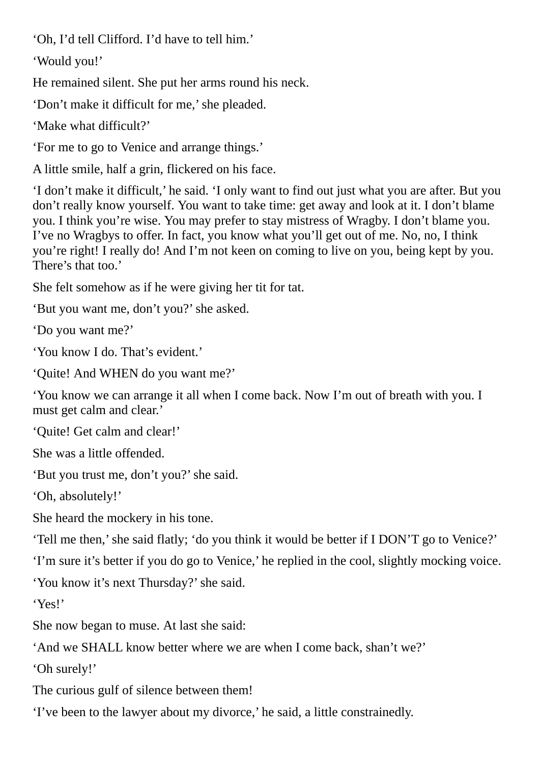‘Oh, I’d tell Clifford. I’d have to tell him.’

‘Would you!’

He remained silent. She put her arms round his neck.

‘Don’t make it difficult for me,’ she pleaded.

‘Make what difficult?’

‘For me to go to Venice and arrange things.’

A little smile, half a grin, flickered on his face.

‘I don’t make it difficult,’ he said. ‘I only want to find out just what you are after. But you don’t really know yourself. You want to take time: get away and look at it. I don’t blame you. I think you’re wise. You may prefer to stay mistress of Wragby. I don’t blame you. I’ve no Wragbys to offer. In fact, you know what you’ll get out of me. No, no, I think you’re right! I really do! And I’m not keen on coming to live on you, being kept by you. There’s that too.’

She felt somehow as if he were giving her tit for tat.

‘But you want me, don’t you?’ she asked.

‘Do you want me?’

‘You know I do. That’s evident.’

‘Quite! And WHEN do you want me?’

‘You know we can arrange it all when I come back. Now I’m out of breath with you. I must get calm and clear.’

‘Quite! Get calm and clear!’

She was a little offended.

‘But you trust me, don’t you?’ she said.

‘Oh, absolutely!’

She heard the mockery in his tone.

‘Tell me then,’ she said flatly; ‘do you think it would be better if I DON’T go to Venice?’

‘I’m sure it’s better if you do go to Venice,’ he replied in the cool, slightly mocking voice.

‘You know it’s next Thursday?’ she said.

‘Yes!’

She now began to muse. At last she said:

‘And we SHALL know better where we are when I come back, shan’t we?’

‘Oh surely!’

The curious gulf of silence between them!

‘I’ve been to the lawyer about my divorce,’ he said, a little constrainedly.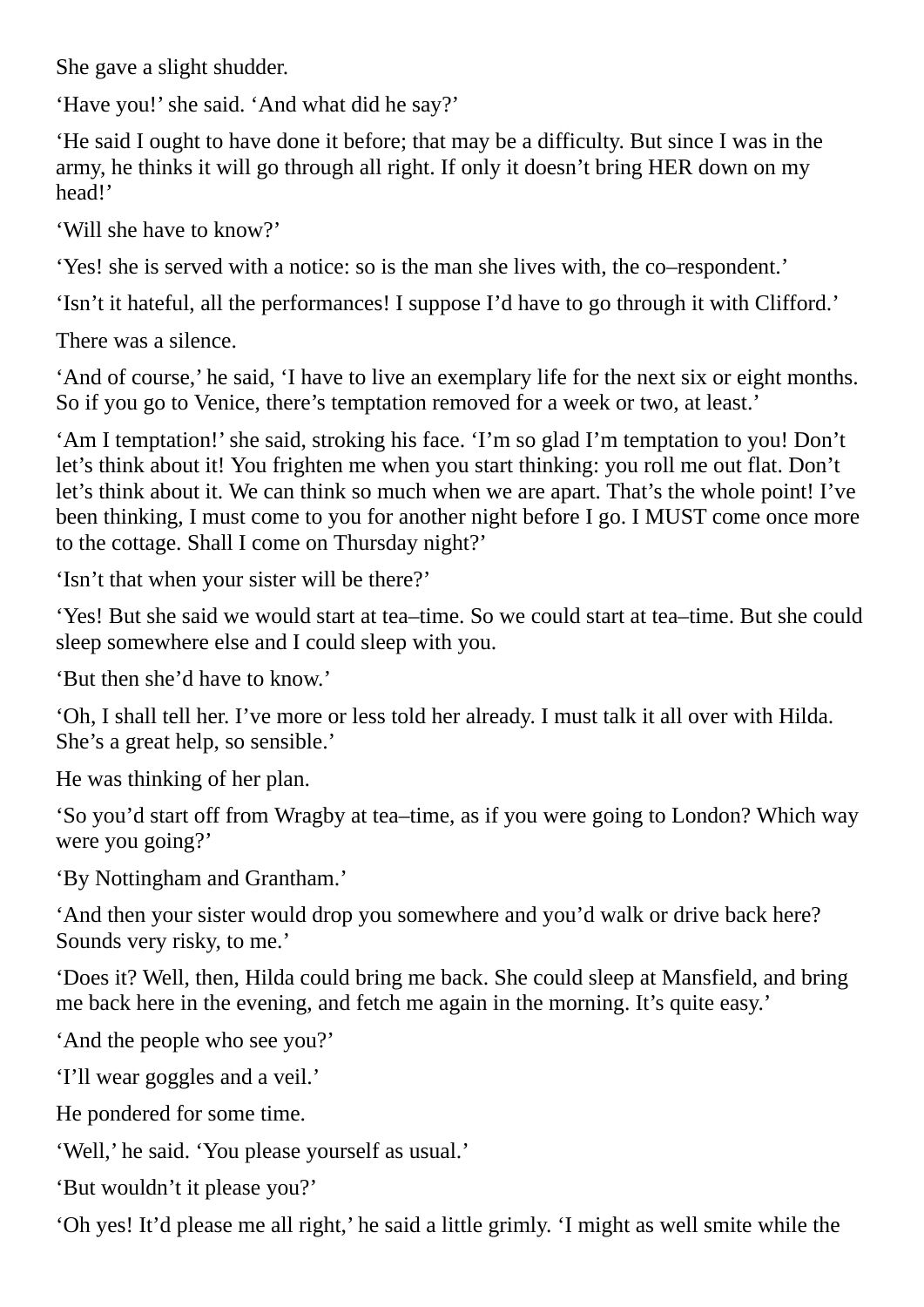She gave a slight shudder.

‘Have you!’ she said. ‘And what did he say?’

‘He said I ought to have done it before; that may be a difficulty. But since I was in the army, he thinks it will go through all right. If only it doesn’t bring HER down on my head!’

‘Will she have to know?’

‘Yes! she is served with a notice: so is the man she lives with, the co–respondent.’

‘Isn’t it hateful, all the performances! I suppose I’d have to go through it with Clifford.’

There was a silence.

‘And of course,’ he said, ‘I have to live an exemplary life for the next six or eight months. So if you go to Venice, there’s temptation removed for a week or two, at least.’

‘Am I temptation!’ she said, stroking his face. ‘I’m so glad I’m temptation to you! Don’t let’s think about it! You frighten me when you start thinking: you roll me out flat. Don’t let’s think about it. We can think so much when we are apart. That’s the whole point! I’ve been thinking, I must come to you for another night before I go. I MUST come once more to the cottage. Shall I come on Thursday night?’

‘Isn’t that when your sister will be there?’

‘Yes! But she said we would start at tea–time. So we could start at tea–time. But she could sleep somewhere else and I could sleep with you.

‘But then she’d have to know.’

‘Oh, I shall tell her. I’ve more or less told her already. I must talk it all over with Hilda. She’s a great help, so sensible.’

He was thinking of her plan.

‘So you’d start off from Wragby at tea–time, as if you were going to London? Which way were you going?’

‘By Nottingham and Grantham.’

‘And then your sister would drop you somewhere and you’d walk or drive back here? Sounds very risky, to me.’

‘Does it? Well, then, Hilda could bring me back. She could sleep at Mansfield, and bring me back here in the evening, and fetch me again in the morning. It’s quite easy.’

‘And the people who see you?’

‘I’ll wear goggles and a veil.’

He pondered for some time.

‘Well,’ he said. ‘You please yourself as usual.’

‘But wouldn’t it please you?’

‘Oh yes! It’d please me all right,’ he said a little grimly. ‘I might as well smite while the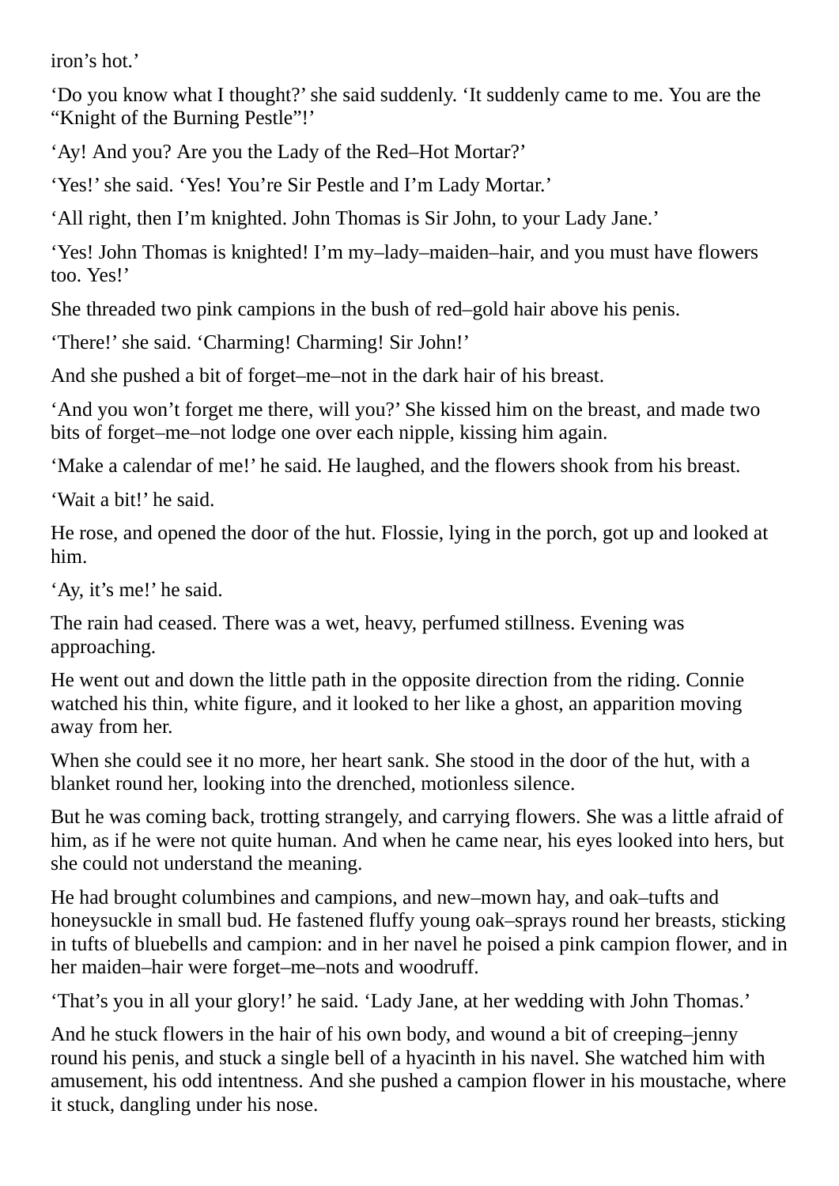iron’s hot.’

‘Do you know what I thought?’ she said suddenly. ‘It suddenly came to me. You are the “Knight of the Burning Pestle”!’

‘Ay! And you? Are you the Lady of the Red–Hot Mortar?’

‘Yes!’ she said. ‘Yes! You’re Sir Pestle and I’m Lady Mortar.’

‘All right, then I’m knighted. John Thomas is Sir John, to your Lady Jane.’

‘Yes! John Thomas is knighted! I’m my–lady–maiden–hair, and you must have flowers too. Yes!’

She threaded two pink campions in the bush of red–gold hair above his penis.

‘There!’ she said. ‘Charming! Charming! Sir John!’

And she pushed a bit of forget–me–not in the dark hair of his breast.

‘And you won’t forget me there, will you?’ She kissed him on the breast, and made two bits of forget–me–not lodge one over each nipple, kissing him again.

‘Make a calendar of me!’ he said. He laughed, and the flowers shook from his breast.

‘Wait a bit!’ he said.

He rose, and opened the door of the hut. Flossie, lying in the porch, got up and looked at him.

‘Ay, it’s me!’ he said.

The rain had ceased. There was a wet, heavy, perfumed stillness. Evening was approaching.

He went out and down the little path in the opposite direction from the riding. Connie watched his thin, white figure, and it looked to her like a ghost, an apparition moving away from her.

When she could see it no more, her heart sank. She stood in the door of the hut, with a blanket round her, looking into the drenched, motionless silence.

But he was coming back, trotting strangely, and carrying flowers. She was a little afraid of him, as if he were not quite human. And when he came near, his eyes looked into hers, but she could not understand the meaning.

He had brought columbines and campions, and new–mown hay, and oak–tufts and honeysuckle in small bud. He fastened fluffy young oak–sprays round her breasts, sticking in tufts of bluebells and campion: and in her navel he poised a pink campion flower, and in her maiden–hair were forget–me–nots and woodruff.

‘That’s you in all your glory!’ he said. ‘Lady Jane, at her wedding with John Thomas.’

And he stuck flowers in the hair of his own body, and wound a bit of creeping–jenny round his penis, and stuck a single bell of a hyacinth in his navel. She watched him with amusement, his odd intentness. And she pushed a campion flower in his moustache, where it stuck, dangling under his nose.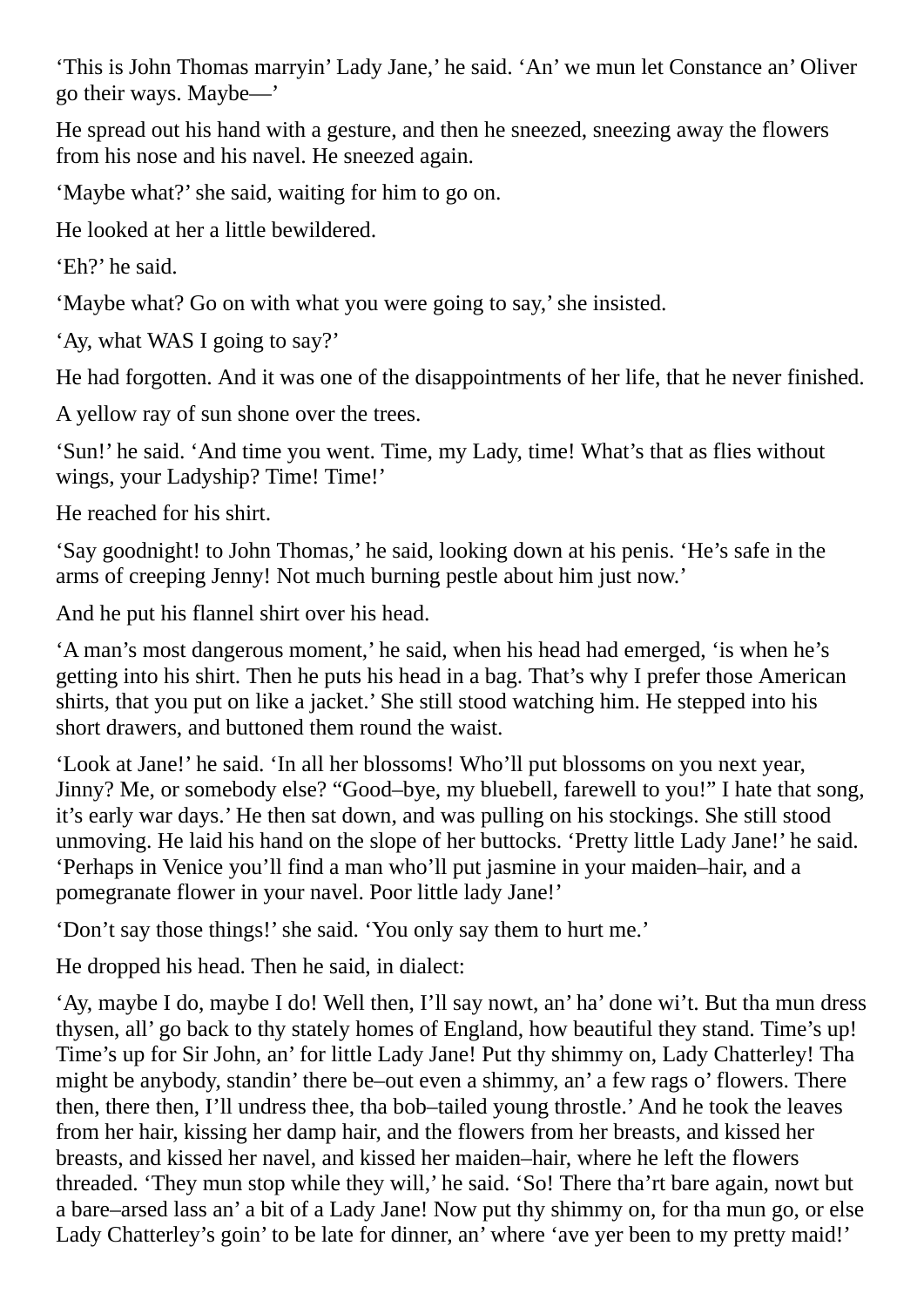'This is John Thomas marryin' Lady Jane,' he said. 'An' we mun let Constance an' Oliver go their ways. Maybe—'

He spread out his hand with a gesture, and then he sneezed, sneezing away the flowers from his nose and his navel. He sneezed again.

'Maybe what?' she said, waiting for him to go on.

He looked at her a little bewildered.

'Eh?' he said.

'Maybe what? Go on with what you were going to say,' she insisted.

'Ay, what WAS I going to say?'

He had forgotten. And it was one of the disappointments of her life, that he never finished.

A yellow ray of sun shone over the trees.

'Sun!' he said. 'And time you went. Time, my Lady, time! What's that as flies without wings, your Ladyship? Time! Time!'

He reached for his shirt.

'Say goodnight! to John Thomas,' he said, looking down at his penis. 'He's safe in the arms of creeping Jenny! Not much burning pestle about him just now.'

And he put his flannel shirt over his head.

'A man's most dangerous moment,' he said, when his head had emerged, 'is when he's getting into his shirt. Then he puts his head in a bag. That's why I prefer those American shirts, that you put on like a jacket.' She still stood watching him. He stepped into his short drawers, and buttoned them round the waist.

'Look at Jane!' he said. 'In all her blossoms! Who'll put blossoms on you next year, Jinny? Me, or somebody else? "Good–bye, my bluebell, farewell to you!" I hate that song, it's early war days.' He then sat down, and was pulling on his stockings. She still stood unmoving. He laid his hand on the slope of her buttocks. 'Pretty little Lady Jane!' he said. 'Perhaps in Venice you'll find a man who'll put jasmine in your maiden–hair, and a pomegranate flower in your navel. Poor little lady Jane!'

'Don't say those things!' she said. 'You only say them to hurt me.'

He dropped his head. Then he said, in dialect:

'Ay, maybe I do, maybe I do! Well then, I'll say nowt, an' ha' done wi't. But tha mun dress thysen, all' go back to thy stately homes of England, how beautiful they stand. Time's up! Time's up for Sir John, an' for little Lady Jane! Put thy shimmy on, Lady Chatterley! Tha might be anybody, standin' there be–out even a shimmy, an' a few rags o' flowers. There then, there then, I'll undress thee, tha bob–tailed young throstle.' And he took the leaves from her hair, kissing her damp hair, and the flowers from her breasts, and kissed her breasts, and kissed her navel, and kissed her maiden–hair, where he left the flowers threaded. 'They mun stop while they will,' he said. 'So! There tha'rt bare again, nowt but a bare–arsed lass an' a bit of a Lady Jane! Now put thy shimmy on, for tha mun go, or else Lady Chatterley's goin' to be late for dinner, an' where 'ave yer been to my pretty maid!'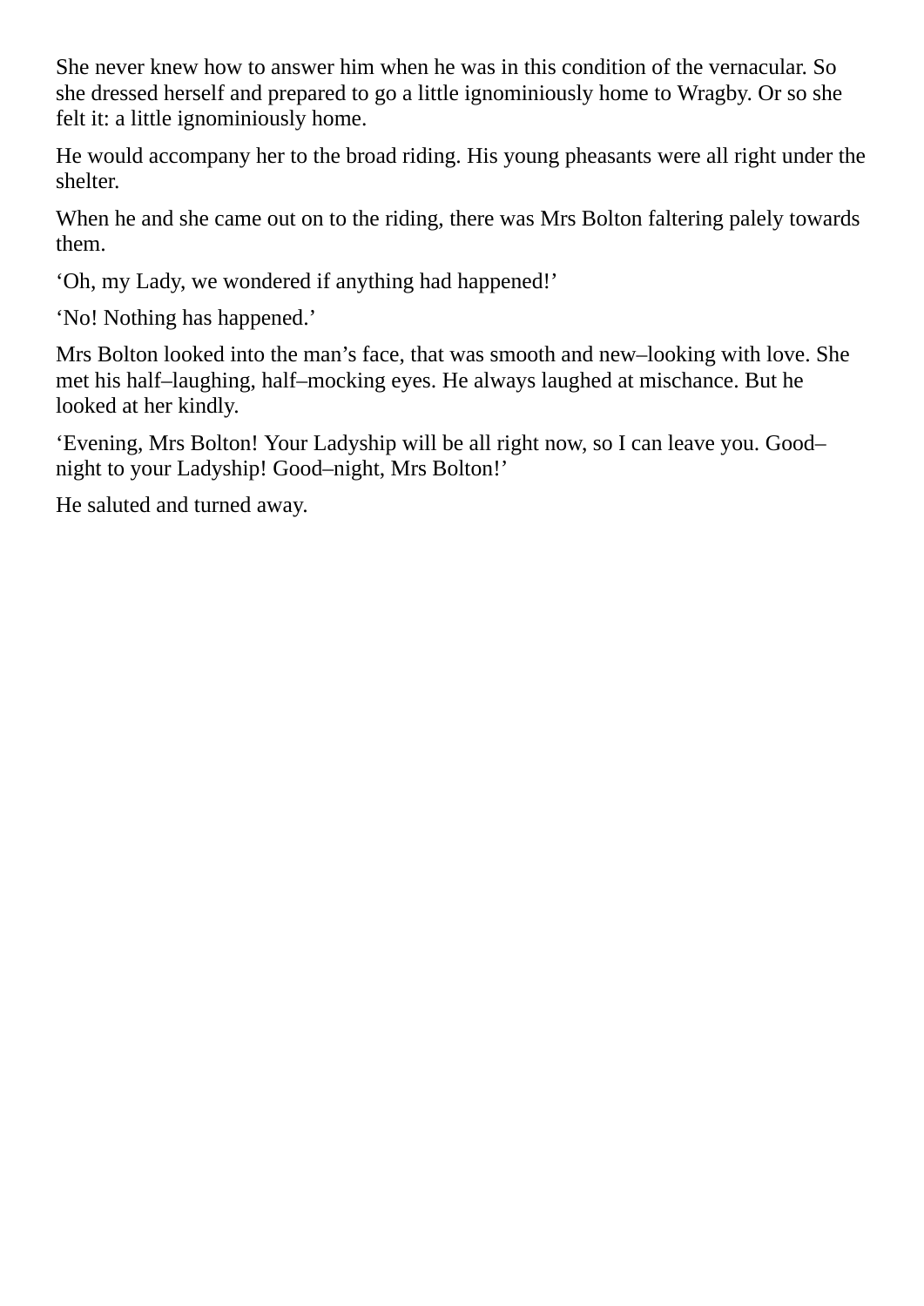She never knew how to answer him when he was in this condition of the vernacular. So she dressed herself and prepared to go a little ignominiously home to Wragby. Or so she felt it: a little ignominiously home.

He would accompany her to the broad riding. His young pheasants were all right under the shelter.

When he and she came out on to the riding, there was Mrs Bolton faltering palely towards them.

‘Oh, my Lady, we wondered if anything had happened!’

‘No! Nothing has happened.’

Mrs Bolton looked into the man’s face, that was smooth and new–looking with love. She met his half–laughing, half–mocking eyes. He always laughed at mischance. But he looked at her kindly.

‘Evening, Mrs Bolton! Your Ladyship will be all right now, so I can leave you. Good–night to your Ladyship! Good–night, Mrs Bolton!’

He saluted and turned away.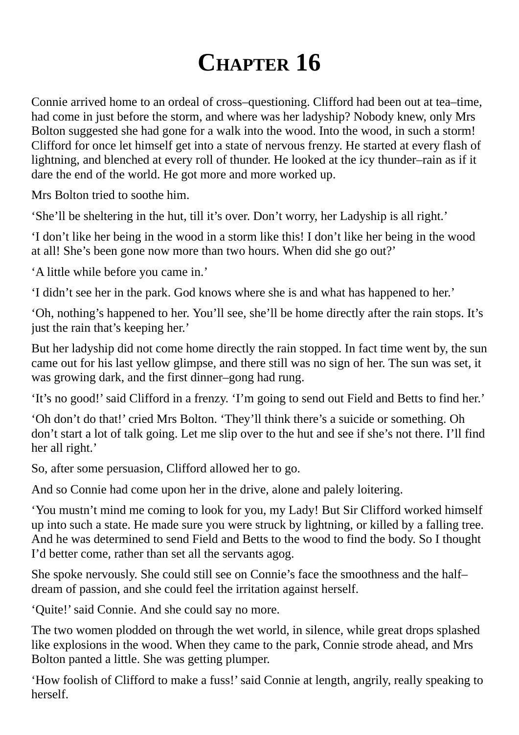# Chapter 16

Connie arrived home to an ordeal of cross–questioning. Clifford had been out at tea–time, had come in just before the storm, and where was her ladyship? Nobody knew, only Mrs Bolton suggested she had gone for a walk into the wood. Into the wood, in such a storm! Clifford for once let himself get into a state of nervous frenzy. He started at every flash of lightning, and blenched at every roll of thunder. He looked at the icy thunder–rain as if it dare the end of the world. He got more and more worked up.

Mrs Bolton tried to soothe him.

'She'll be sheltering in the hut, till it's over. Don't worry, her Ladyship is all right.'

'I don't like her being in the wood in a storm like this! I don't like her being in the wood at all! She's been gone now more than two hours. When did she go out?'

'A little while before you came in.'

'I didn't see her in the park. God knows where she is and what has happened to her.'

'Oh, nothing's happened to her. You'll see, she'll be home directly after the rain stops. It's just the rain that's keeping her.'

But her ladyship did not come home directly the rain stopped. In fact time went by, the sun came out for his last yellow glimpse, and there still was no sign of her. The sun was set, it was growing dark, and the first dinner–gong had rung.

'It's no good!' said Clifford in a frenzy. 'I'm going to send out Field and Betts to find her.'

'Oh don't do that!' cried Mrs Bolton. 'They'll think there's a suicide or something. Oh don't start a lot of talk going. Let me slip over to the hut and see if she's not there. I'll find her all right.'

So, after some persuasion, Clifford allowed her to go.

And so Connie had come upon her in the drive, alone and palely loitering.

'You mustn't mind me coming to look for you, my Lady! But Sir Clifford worked himself up into such a state. He made sure you were struck by lightning, or killed by a falling tree. And he was determined to send Field and Betts to the wood to find the body. So I thought I'd better come, rather than set all the servants agog.

She spoke nervously. She could still see on Connie's face the smoothness and the half–dream of passion, and she could feel the irritation against herself.

'Quite!' said Connie. And she could say no more.

The two women plodded on through the wet world, in silence, while great drops splashed like explosions in the wood. When they came to the park, Connie strode ahead, and Mrs Bolton panted a little. She was getting plumper.

'How foolish of Clifford to make a fuss!' said Connie at length, angrily, really speaking to herself.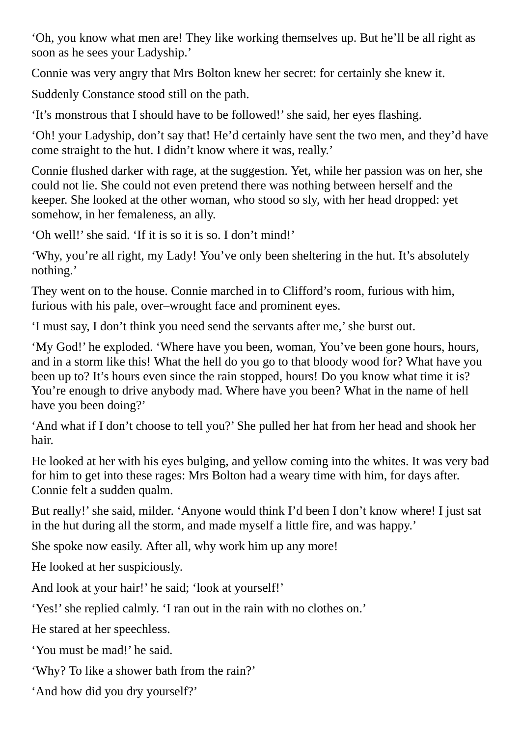‘Oh, you know what men are! They like working themselves up. But he’ll be all right as soon as he sees your Ladyship.’

Connie was very angry that Mrs Bolton knew her secret: for certainly she knew it.

Suddenly Constance stood still on the path.

‘It’s monstrous that I should have to be followed!’ she said, her eyes flashing.

‘Oh! your Ladyship, don’t say that! He’d certainly have sent the two men, and they’d have come straight to the hut. I didn’t know where it was, really.’

Connie flushed darker with rage, at the suggestion. Yet, while her passion was on her, she could not lie. She could not even pretend there was nothing between herself and the keeper. She looked at the other woman, who stood so sly, with her head dropped: yet somehow, in her femaleness, an ally.

‘Oh well!’ she said. ‘If it is so it is so. I don’t mind!’

‘Why, you’re all right, my Lady! You’ve only been sheltering in the hut. It’s absolutely nothing.’

They went on to the house. Connie marched in to Clifford’s room, furious with him, furious with his pale, over–wrought face and prominent eyes.

‘I must say, I don’t think you need send the servants after me,’ she burst out.

‘My God!’ he exploded. ‘Where have you been, woman, You’ve been gone hours, hours, and in a storm like this! What the hell do you go to that bloody wood for? What have you been up to? It’s hours even since the rain stopped, hours! Do you know what time it is? You’re enough to drive anybody mad. Where have you been? What in the name of hell have you been doing?’

‘And what if I don’t choose to tell you?’ She pulled her hat from her head and shook her hair.

He looked at her with his eyes bulging, and yellow coming into the whites. It was very bad for him to get into these rages: Mrs Bolton had a weary time with him, for days after. Connie felt a sudden qualm.

But really!’ she said, milder. ‘Anyone would think I’d been I don’t know where! I just sat in the hut during all the storm, and made myself a little fire, and was happy.’

She spoke now easily. After all, why work him up any more!

He looked at her suspiciously.

And look at your hair!’ he said; ‘look at yourself!’

‘Yes!’ she replied calmly. ‘I ran out in the rain with no clothes on.’

He stared at her speechless.

‘You must be mad!’ he said.

‘Why? To like a shower bath from the rain?’

‘And how did you dry yourself?’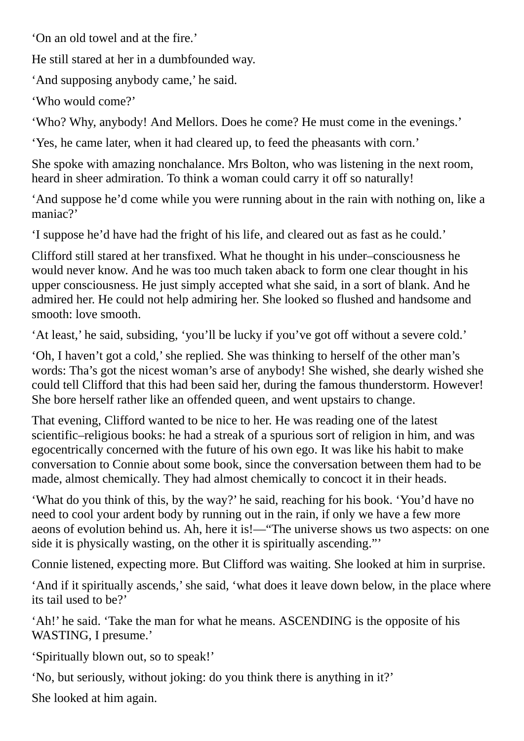‘On an old towel and at the fire.’

He still stared at her in a dumbfounded way.

‘And supposing anybody came,’ he said.

‘Who would come?’

‘Who? Why, anybody! And Mellors. Does he come? He must come in the evenings.’

‘Yes, he came later, when it had cleared up, to feed the pheasants with corn.’

She spoke with amazing nonchalance. Mrs Bolton, who was listening in the next room, heard in sheer admiration. To think a woman could carry it off so naturally!

‘And suppose he’d come while you were running about in the rain with nothing on, like a maniac?’

‘I suppose he’d have had the fright of his life, and cleared out as fast as he could.’

Clifford still stared at her transfixed. What he thought in his under–consciousness he would never know. And he was too much taken aback to form one clear thought in his upper consciousness. He just simply accepted what she said, in a sort of blank. And he admired her. He could not help admiring her. She looked so flushed and handsome and smooth: love smooth.

‘At least,’ he said, subsiding, ‘you’ll be lucky if you’ve got off without a severe cold.’

‘Oh, I haven’t got a cold,’ she replied. She was thinking to herself of the other man’s words: Tha’s got the nicest woman’s arse of anybody! She wished, she dearly wished she could tell Clifford that this had been said her, during the famous thunderstorm. However! She bore herself rather like an offended queen, and went upstairs to change.

That evening, Clifford wanted to be nice to her. He was reading one of the latest scientific–religious books: he had a streak of a spurious sort of religion in him, and was egocentrically concerned with the future of his own ego. It was like his habit to make conversation to Connie about some book, since the conversation between them had to be made, almost chemically. They had almost chemically to concoct it in their heads.

‘What do you think of this, by the way?’ he said, reaching for his book. ‘You’d have no need to cool your ardent body by running out in the rain, if only we have a few more aeons of evolution behind us. Ah, here it is!—“The universe shows us two aspects: on one side it is physically wasting, on the other it is spiritually ascending.”’

Connie listened, expecting more. But Clifford was waiting. She looked at him in surprise.

‘And if it spiritually ascends,’ she said, ‘what does it leave down below, in the place where its tail used to be?’

‘Ah!’ he said. ‘Take the man for what he means. ASCENDING is the opposite of his WASTING, I presume.’

‘Spiritually blown out, so to speak!’

‘No, but seriously, without joking: do you think there is anything in it?’

She looked at him again.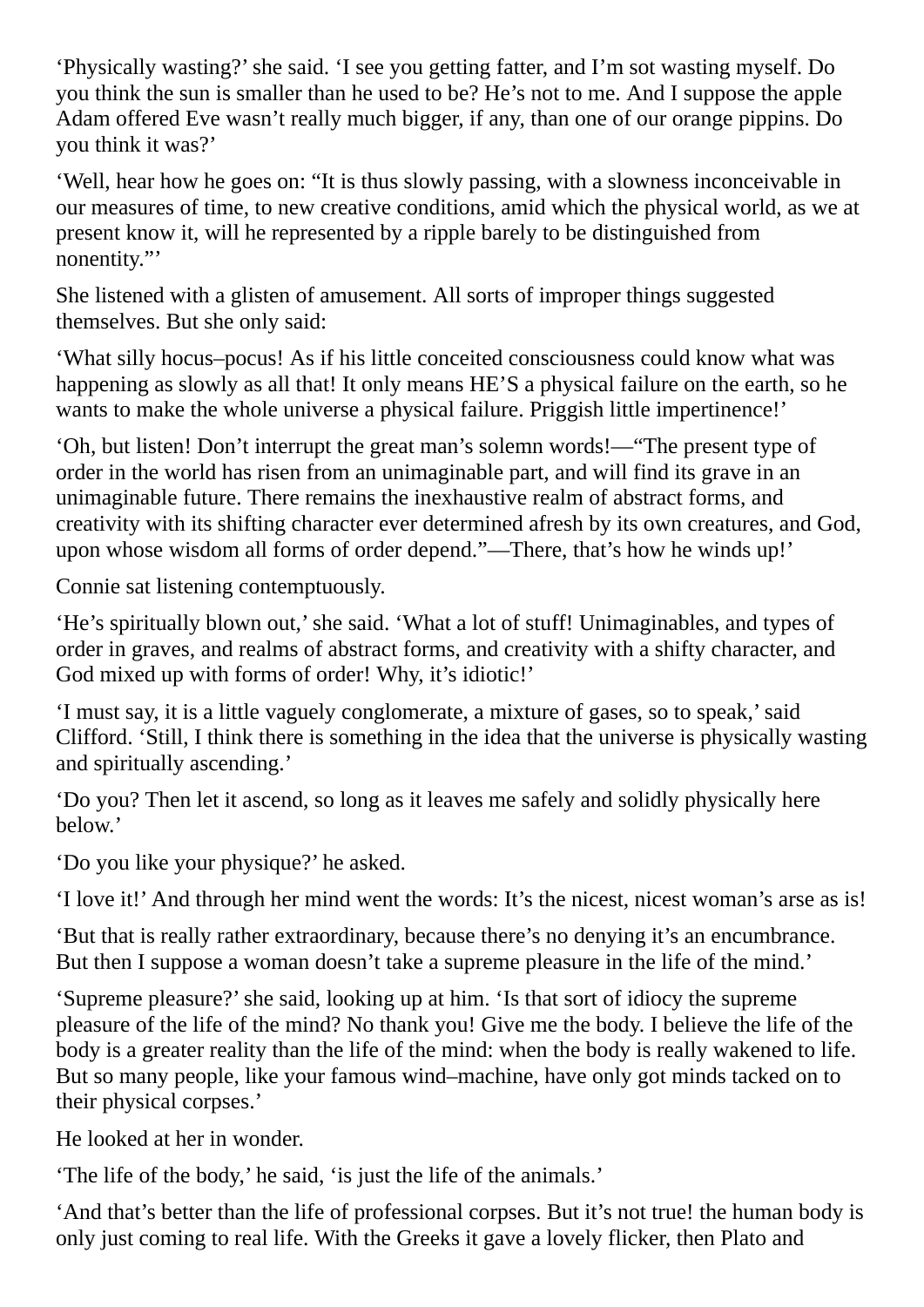'Physically wasting?' she said. 'I see you getting fatter, and I'm sot wasting myself. Do you think the sun is smaller than he used to be? He's not to me. And I suppose the apple Adam offered Eve wasn't really much bigger, if any, than one of our orange pippins. Do you think it was?'

'Well, hear how he goes on: "It is thus slowly passing, with a slowness inconceivable in our measures of time, to new creative conditions, amid which the physical world, as we at present know it, will he represented by a ripple barely to be distinguished from nonentity."'

She listened with a glisten of amusement. All sorts of improper things suggested themselves. But she only said:

'What silly hocus–pocus! As if his little conceited consciousness could know what was happening as slowly as all that! It only means HE'S a physical failure on the earth, so he wants to make the whole universe a physical failure. Priggish little impertinence!'

'Oh, but listen! Don't interrupt the great man's solemn words!—"The present type of order in the world has risen from an unimaginable part, and will find its grave in an unimaginable future. There remains the inexhaustive realm of abstract forms, and creativity with its shifting character ever determined afresh by its own creatures, and God, upon whose wisdom all forms of order depend."—There, that's how he winds up!'

Connie sat listening contemptuously.

'He's spiritually blown out,' she said. 'What a lot of stuff! Unimaginables, and types of order in graves, and realms of abstract forms, and creativity with a shifty character, and God mixed up with forms of order! Why, it's idiotic!'

'I must say, it is a little vaguely conglomerate, a mixture of gases, so to speak,' said Clifford. 'Still, I think there is something in the idea that the universe is physically wasting and spiritually ascending.'

'Do you? Then let it ascend, so long as it leaves me safely and solidly physically here below.'

'Do you like your physique?' he asked.

'I love it!' And through her mind went the words: It's the nicest, nicest woman's arse as is!

'But that is really rather extraordinary, because there's no denying it's an encumbrance. But then I suppose a woman doesn't take a supreme pleasure in the life of the mind.'

'Supreme pleasure?' she said, looking up at him. 'Is that sort of idiocy the supreme pleasure of the life of the mind? No thank you! Give me the body. I believe the life of the body is a greater reality than the life of the mind: when the body is really wakened to life. But so many people, like your famous wind–machine, have only got minds tacked on to their physical corpses.'

He looked at her in wonder.

'The life of the body,' he said, 'is just the life of the animals.'

'And that's better than the life of professional corpses. But it's not true! the human body is only just coming to real life. With the Greeks it gave a lovely flicker, then Plato and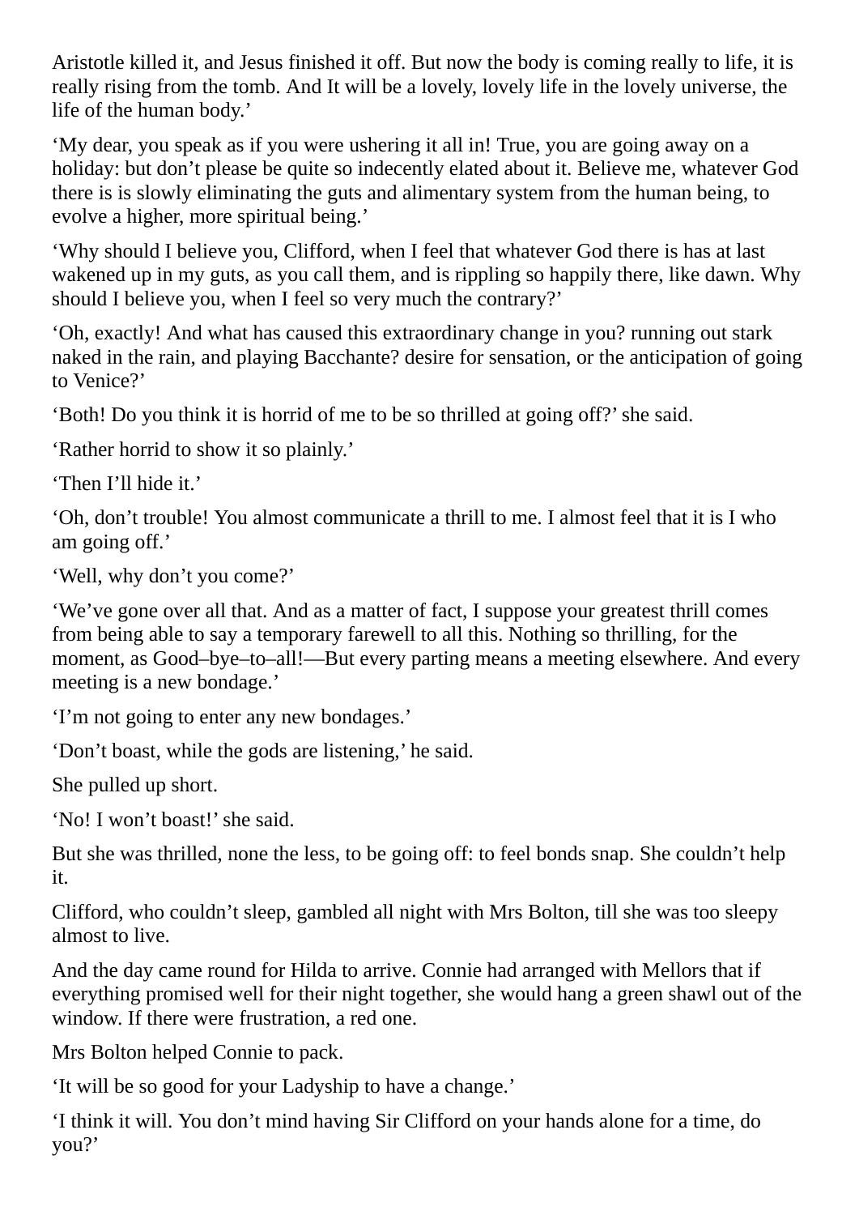Aristotle killed it, and Jesus finished it off. But now the body is coming really to life, it is really rising from the tomb. And It will be a lovely, lovely life in the lovely universe, the life of the human body.'

'My dear, you speak as if you were ushering it all in! True, you are going away on a holiday: but don't please be quite so indecently elated about it. Believe me, whatever God there is is slowly eliminating the guts and alimentary system from the human being, to evolve a higher, more spiritual being.'

'Why should I believe you, Clifford, when I feel that whatever God there is has at last wakened up in my guts, as you call them, and is rippling so happily there, like dawn. Why should I believe you, when I feel so very much the contrary?'

'Oh, exactly! And what has caused this extraordinary change in you? running out stark naked in the rain, and playing Bacchante? desire for sensation, or the anticipation of going to Venice?'

'Both! Do you think it is horrid of me to be so thrilled at going off?' she said.

'Rather horrid to show it so plainly.'

'Then I'll hide it.'

'Oh, don't trouble! You almost communicate a thrill to me. I almost feel that it is I who am going off.'

'Well, why don't you come?'

'We've gone over all that. And as a matter of fact, I suppose your greatest thrill comes from being able to say a temporary farewell to all this. Nothing so thrilling, for the moment, as Good–bye–to–all!—But every parting means a meeting elsewhere. And every meeting is a new bondage.'

'I'm not going to enter any new bondages.'

'Don't boast, while the gods are listening,' he said.

She pulled up short.

'No! I won't boast!' she said.

But she was thrilled, none the less, to be going off: to feel bonds snap. She couldn't help it.

Clifford, who couldn't sleep, gambled all night with Mrs Bolton, till she was too sleepy almost to live.

And the day came round for Hilda to arrive. Connie had arranged with Mellors that if everything promised well for their night together, she would hang a green shawl out of the window. If there were frustration, a red one.

Mrs Bolton helped Connie to pack.

'It will be so good for your Ladyship to have a change.'

'I think it will. You don't mind having Sir Clifford on your hands alone for a time, do you?'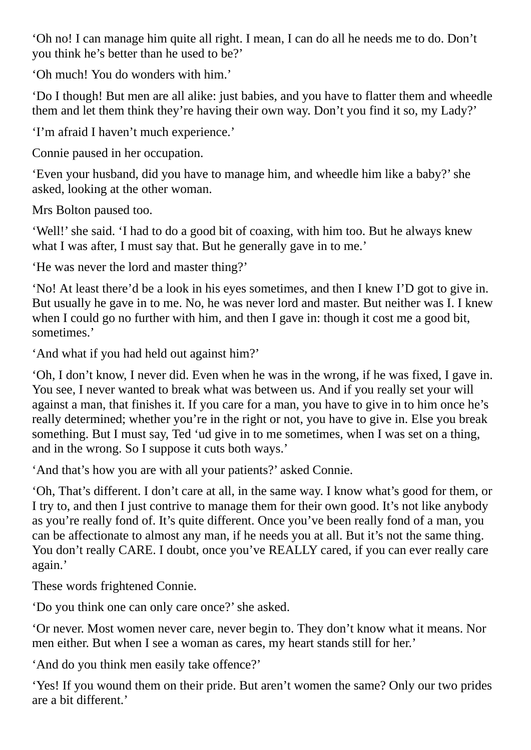‘Oh no! I can manage him quite all right. I mean, I can do all he needs me to do. Don’t you think he’s better than he used to be?’

‘Oh much! You do wonders with him.’

‘Do I though! But men are all alike: just babies, and you have to flatter them and wheedle them and let them think they’re having their own way. Don’t you find it so, my Lady?’

‘I’m afraid I haven’t much experience.’

Connie paused in her occupation.

‘Even your husband, did you have to manage him, and wheedle him like a baby?’ she asked, looking at the other woman.

Mrs Bolton paused too.

‘Well!’ she said. ‘I had to do a good bit of coaxing, with him too. But he always knew what I was after, I must say that. But he generally gave in to me.’

‘He was never the lord and master thing?’

‘No! At least there’d be a look in his eyes sometimes, and then I knew I’D got to give in. But usually he gave in to me. No, he was never lord and master. But neither was I. I knew when I could go no further with him, and then I gave in: though it cost me a good bit, sometimes.’

‘And what if you had held out against him?’

‘Oh, I don’t know, I never did. Even when he was in the wrong, if he was fixed, I gave in. You see, I never wanted to break what was between us. And if you really set your will against a man, that finishes it. If you care for a man, you have to give in to him once he’s really determined; whether you’re in the right or not, you have to give in. Else you break something. But I must say, Ted ‘ud give in to me sometimes, when I was set on a thing, and in the wrong. So I suppose it cuts both ways.’

‘And that’s how you are with all your patients?’ asked Connie.

‘Oh, That’s different. I don’t care at all, in the same way. I know what’s good for them, or I try to, and then I just contrive to manage them for their own good. It’s not like anybody as you’re really fond of. It’s quite different. Once you’ve been really fond of a man, you can be affectionate to almost any man, if he needs you at all. But it’s not the same thing. You don’t really CARE. I doubt, once you’ve REALLY cared, if you can ever really care again.’

These words frightened Connie.

‘Do you think one can only care once?’ she asked.

‘Or never. Most women never care, never begin to. They don’t know what it means. Nor men either. But when I see a woman as cares, my heart stands still for her.’

‘And do you think men easily take offence?’

‘Yes! If you wound them on their pride. But aren’t women the same? Only our two prides are a bit different.’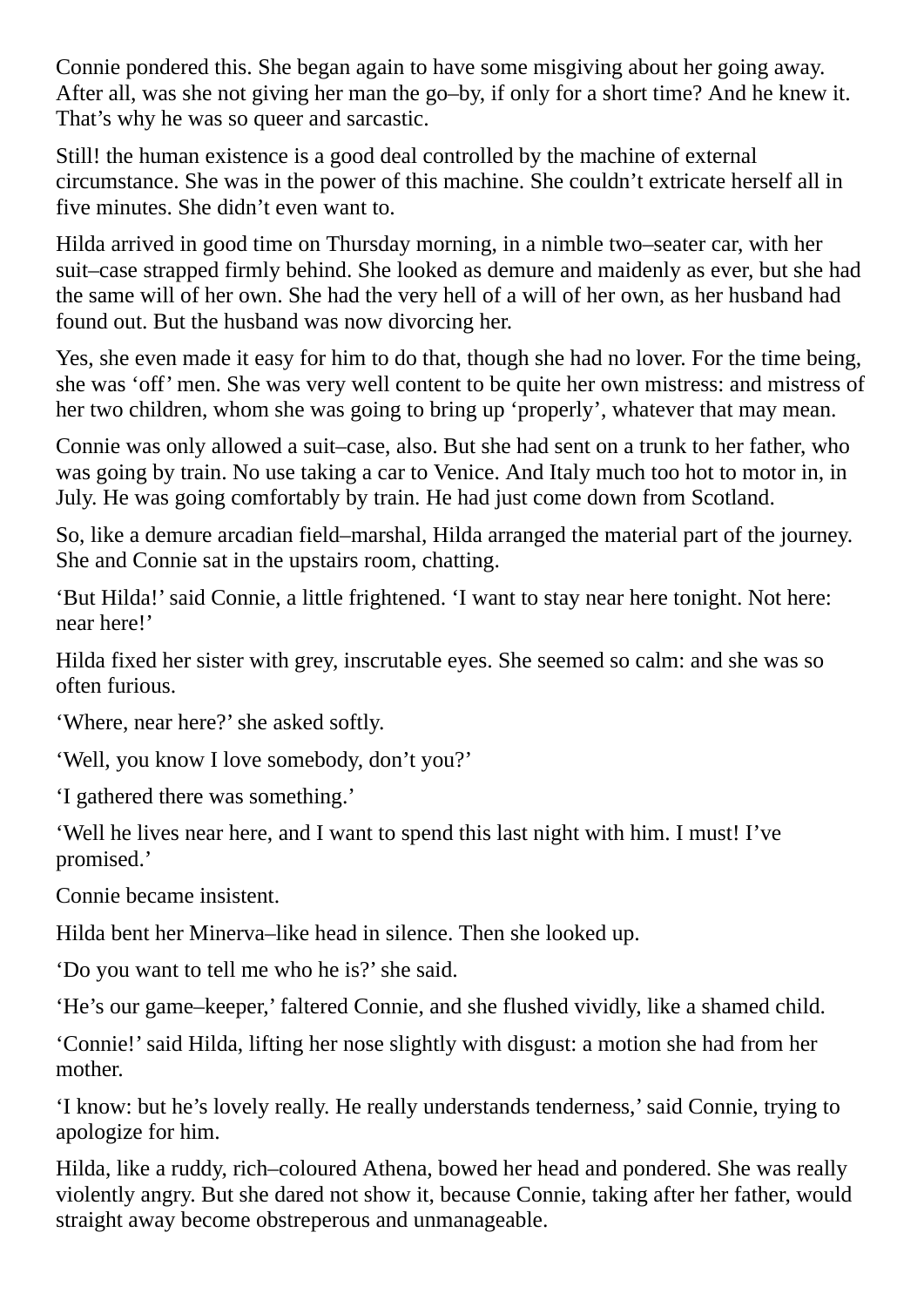Connie pondered this. She began again to have some misgiving about her going away. After all, was she not giving her man the go–by, if only for a short time? And he knew it. That's why he was so queer and sarcastic.

Still! the human existence is a good deal controlled by the machine of external circumstance. She was in the power of this machine. She couldn't extricate herself all in five minutes. She didn't even want to.

Hilda arrived in good time on Thursday morning, in a nimble two–seater car, with her suit–case strapped firmly behind. She looked as demure and maidenly as ever, but she had the same will of her own. She had the very hell of a will of her own, as her husband had found out. But the husband was now divorcing her.

Yes, she even made it easy for him to do that, though she had no lover. For the time being, she was 'off' men. She was very well content to be quite her own mistress: and mistress of her two children, whom she was going to bring up 'properly', whatever that may mean.

Connie was only allowed a suit–case, also. But she had sent on a trunk to her father, who was going by train. No use taking a car to Venice. And Italy much too hot to motor in, in July. He was going comfortably by train. He had just come down from Scotland.

So, like a demure arcadian field–marshal, Hilda arranged the material part of the journey. She and Connie sat in the upstairs room, chatting.

'But Hilda!' said Connie, a little frightened. 'I want to stay near here tonight. Not here: near here!'

Hilda fixed her sister with grey, inscrutable eyes. She seemed so calm: and she was so often furious.

'Where, near here?' she asked softly.

'Well, you know I love somebody, don't you?'

'I gathered there was something.'

'Well he lives near here, and I want to spend this last night with him. I must! I've promised.'

Connie became insistent.

Hilda bent her Minerva–like head in silence. Then she looked up.

'Do you want to tell me who he is?' she said.

'He's our game–keeper,' faltered Connie, and she flushed vividly, like a shamed child.

'Connie!' said Hilda, lifting her nose slightly with disgust: a motion she had from her mother.

'I know: but he's lovely really. He really understands tenderness,' said Connie, trying to apologize for him.

Hilda, like a ruddy, rich–coloured Athena, bowed her head and pondered. She was really violently angry. But she dared not show it, because Connie, taking after her father, would straight away become obstreperous and unmanageable.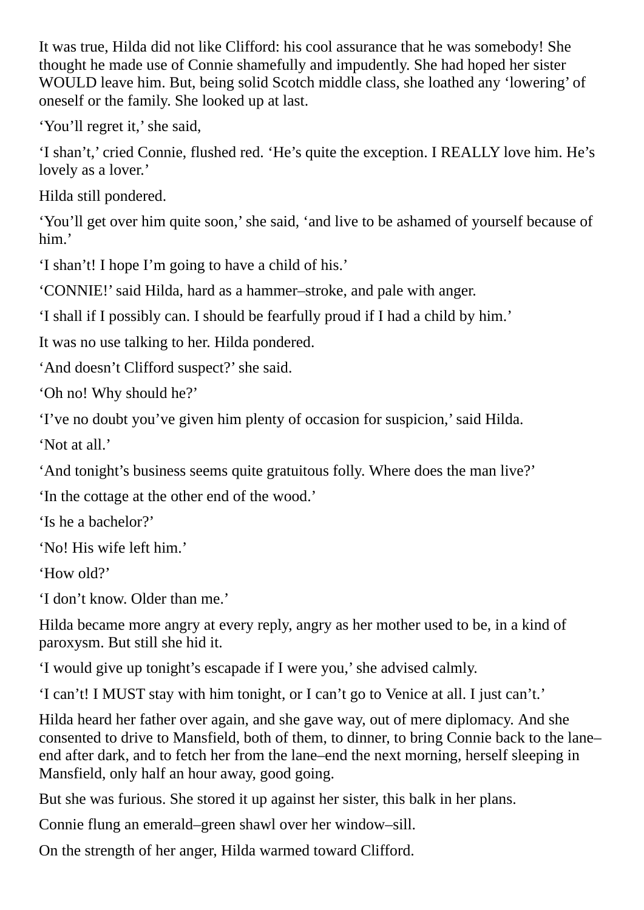It was true, Hilda did not like Clifford: his cool assurance that he was somebody! She thought he made use of Connie shamefully and impudently. She had hoped her sister WOULD leave him. But, being solid Scotch middle class, she loathed any ‘lowering’ of oneself or the family. She looked up at last.

‘You’ll regret it,’ she said,

‘I shan’t,’ cried Connie, flushed red. ‘He’s quite the exception. I REALLY love him. He’s lovely as a lover.’

Hilda still pondered.

‘You’ll get over him quite soon,’ she said, ‘and live to be ashamed of yourself because of him.’

‘I shan’t! I hope I’m going to have a child of his.’

‘CONNIE!’ said Hilda, hard as a hammer–stroke, and pale with anger.

‘I shall if I possibly can. I should be fearfully proud if I had a child by him.’

It was no use talking to her. Hilda pondered.

‘And doesn’t Clifford suspect?’ she said.

‘Oh no! Why should he?’

‘I’ve no doubt you’ve given him plenty of occasion for suspicion,’ said Hilda.

‘Not at all.’

‘And tonight’s business seems quite gratuitous folly. Where does the man live?’

‘In the cottage at the other end of the wood.’

‘Is he a bachelor?’

‘No! His wife left him.’

‘How old?’

‘I don’t know. Older than me.’

Hilda became more angry at every reply, angry as her mother used to be, in a kind of paroxysm. But still she hid it.

‘I would give up tonight’s escapade if I were you,’ she advised calmly.

‘I can’t! I MUST stay with him tonight, or I can’t go to Venice at all. I just can’t.’

Hilda heard her father over again, and she gave way, out of mere diplomacy. And she consented to drive to Mansfield, both of them, to dinner, to bring Connie back to the lane–end after dark, and to fetch her from the lane–end the next morning, herself sleeping in Mansfield, only half an hour away, good going.

But she was furious. She stored it up against her sister, this balk in her plans.

Connie flung an emerald–green shawl over her window–sill.

On the strength of her anger, Hilda warmed toward Clifford.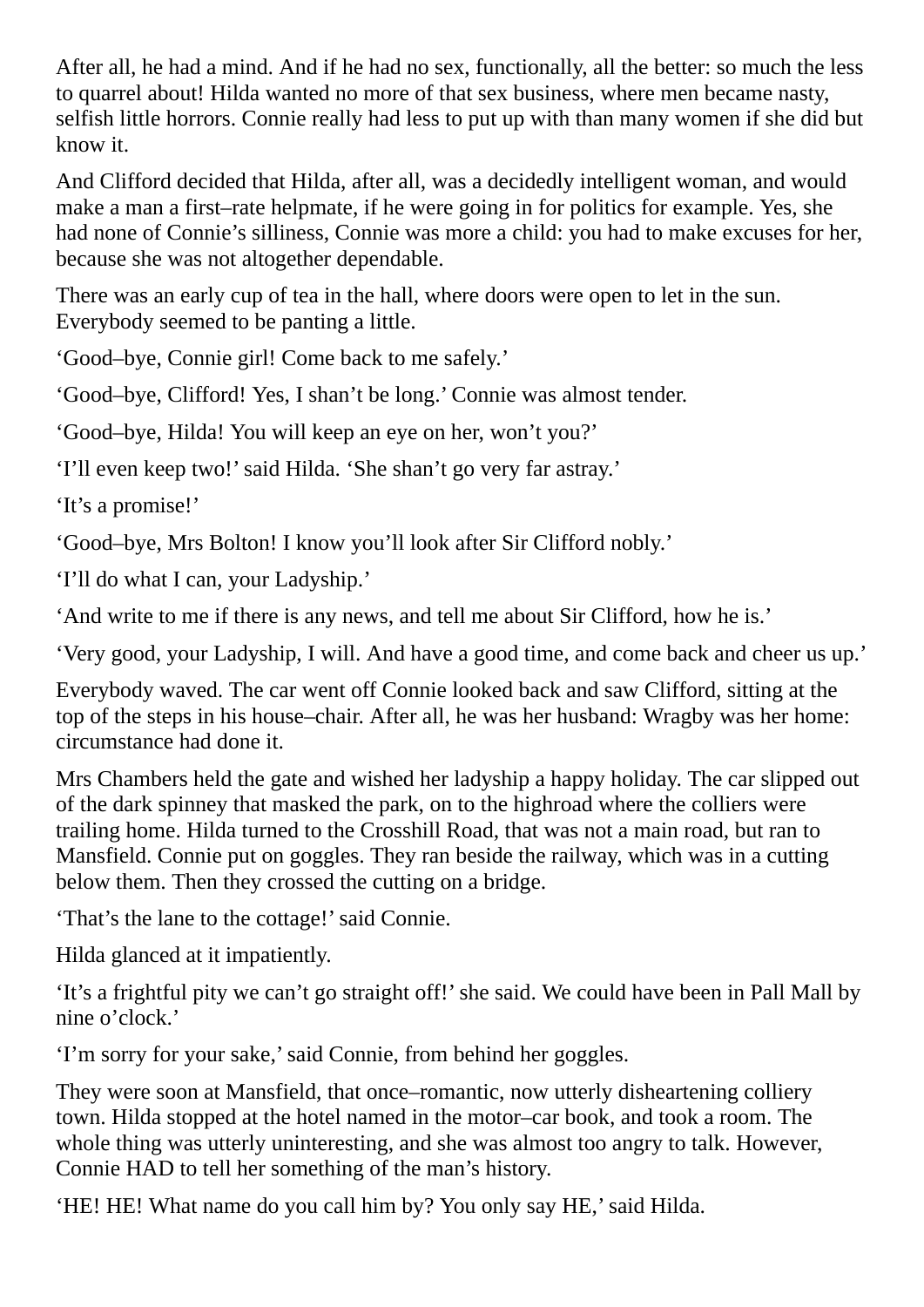After all, he had a mind. And if he had no sex, functionally, all the better: so much the less to quarrel about! Hilda wanted no more of that sex business, where men became nasty, selfish little horrors. Connie really had less to put up with than many women if she did but know it.

And Clifford decided that Hilda, after all, was a decidedly intelligent woman, and would make a man a first–rate helpmate, if he were going in for politics for example. Yes, she had none of Connie's silliness, Connie was more a child: you had to make excuses for her, because she was not altogether dependable.

There was an early cup of tea in the hall, where doors were open to let in the sun. Everybody seemed to be panting a little.

'Good–bye, Connie girl! Come back to me safely.'

'Good–bye, Clifford! Yes, I shan't be long.' Connie was almost tender.

'Good–bye, Hilda! You will keep an eye on her, won't you?'

'I'll even keep two!' said Hilda. 'She shan't go very far astray.'

'It's a promise!'

'Good–bye, Mrs Bolton! I know you'll look after Sir Clifford nobly.'

'I'll do what I can, your Ladyship.'

'And write to me if there is any news, and tell me about Sir Clifford, how he is.'

'Very good, your Ladyship, I will. And have a good time, and come back and cheer us up.'

Everybody waved. The car went off Connie looked back and saw Clifford, sitting at the top of the steps in his house–chair. After all, he was her husband: Wragby was her home: circumstance had done it.

Mrs Chambers held the gate and wished her ladyship a happy holiday. The car slipped out of the dark spinney that masked the park, on to the highroad where the colliers were trailing home. Hilda turned to the Crosshill Road, that was not a main road, but ran to Mansfield. Connie put on goggles. They ran beside the railway, which was in a cutting below them. Then they crossed the cutting on a bridge.

'That's the lane to the cottage!' said Connie.

Hilda glanced at it impatiently.

'It's a frightful pity we can't go straight off!' she said. We could have been in Pall Mall by nine o'clock.'

'I'm sorry for your sake,' said Connie, from behind her goggles.

They were soon at Mansfield, that once–romantic, now utterly disheartening colliery town. Hilda stopped at the hotel named in the motor–car book, and took a room. The whole thing was utterly uninteresting, and she was almost too angry to talk. However, Connie HAD to tell her something of the man's history.

'HE! HE! What name do you call him by? You only say HE,' said Hilda.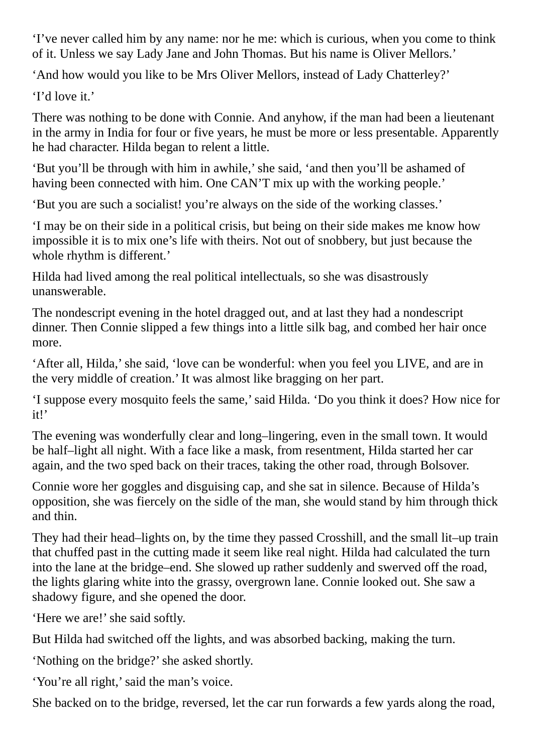'I've never called him by any name: nor he me: which is curious, when you come to think of it. Unless we say Lady Jane and John Thomas. But his name is Oliver Mellors.'

'And how would you like to be Mrs Oliver Mellors, instead of Lady Chatterley?'

'I'd love it.'

There was nothing to be done with Connie. And anyhow, if the man had been a lieutenant in the army in India for four or five years, he must be more or less presentable. Apparently he had character. Hilda began to relent a little.

'But you'll be through with him in awhile,' she said, 'and then you'll be ashamed of having been connected with him. One CAN'T mix up with the working people.'

'But you are such a socialist! you're always on the side of the working classes.'

'I may be on their side in a political crisis, but being on their side makes me know how impossible it is to mix one's life with theirs. Not out of snobbery, but just because the whole rhythm is different.'

Hilda had lived among the real political intellectuals, so she was disastrously unanswerable.

The nondescript evening in the hotel dragged out, and at last they had a nondescript dinner. Then Connie slipped a few things into a little silk bag, and combed her hair once more.

'After all, Hilda,' she said, 'love can be wonderful: when you feel you LIVE, and are in the very middle of creation.' It was almost like bragging on her part.

'I suppose every mosquito feels the same,' said Hilda. 'Do you think it does? How nice for it!'

The evening was wonderfully clear and long–lingering, even in the small town. It would be half–light all night. With a face like a mask, from resentment, Hilda started her car again, and the two sped back on their traces, taking the other road, through Bolsover.

Connie wore her goggles and disguising cap, and she sat in silence. Because of Hilda's opposition, she was fiercely on the sidle of the man, she would stand by him through thick and thin.

They had their head–lights on, by the time they passed Crosshill, and the small lit–up train that chuffed past in the cutting made it seem like real night. Hilda had calculated the turn into the lane at the bridge–end. She slowed up rather suddenly and swerved off the road, the lights glaring white into the grassy, overgrown lane. Connie looked out. She saw a shadowy figure, and she opened the door.

'Here we are!' she said softly.

But Hilda had switched off the lights, and was absorbed backing, making the turn.

'Nothing on the bridge?' she asked shortly.

'You're all right,' said the man's voice.

She backed on to the bridge, reversed, let the car run forwards a few yards along the road,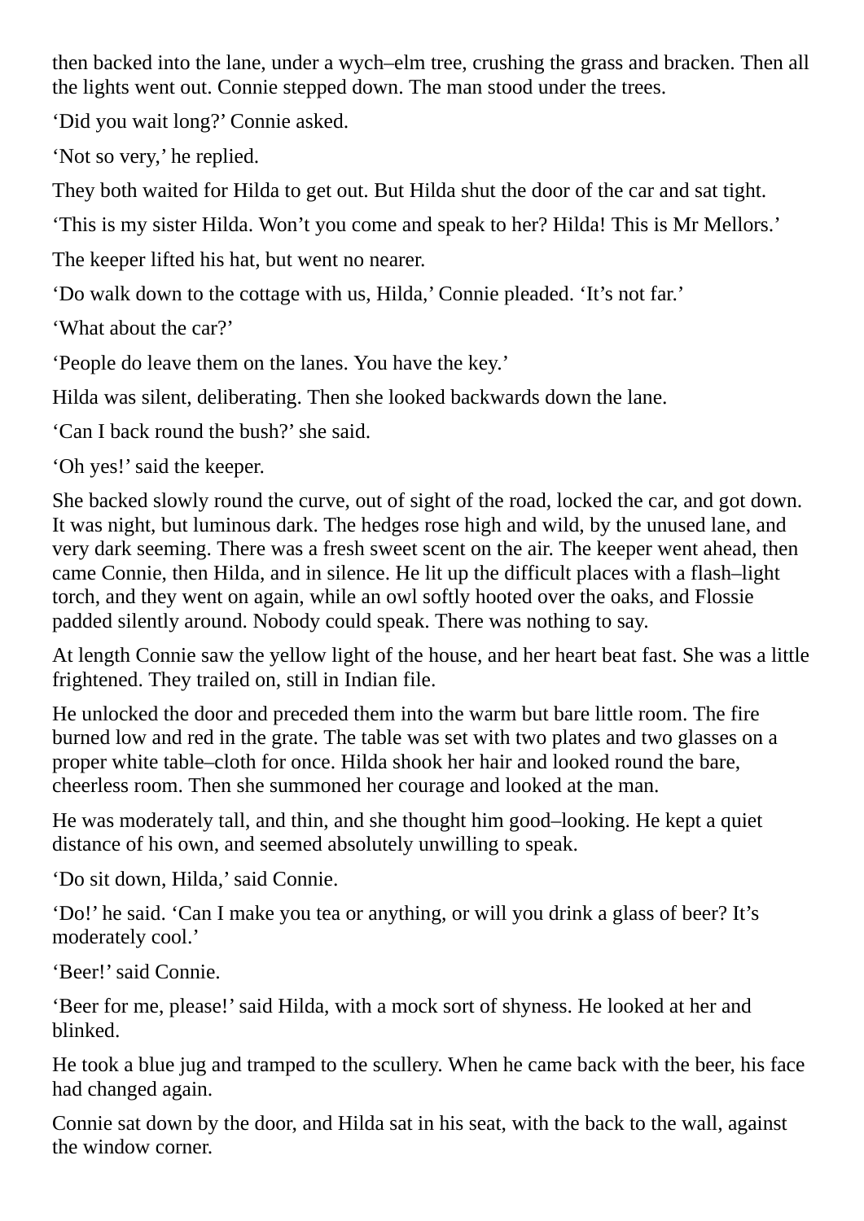then backed into the lane, under a wych–elm tree, crushing the grass and bracken. Then all the lights went out. Connie stepped down. The man stood under the trees.

'Did you wait long?' Connie asked.

'Not so very,' he replied.

They both waited for Hilda to get out. But Hilda shut the door of the car and sat tight.

'This is my sister Hilda. Won't you come and speak to her? Hilda! This is Mr Mellors.'

The keeper lifted his hat, but went no nearer.

'Do walk down to the cottage with us, Hilda,' Connie pleaded. 'It's not far.'

'What about the car?'

'People do leave them on the lanes. You have the key.'

Hilda was silent, deliberating. Then she looked backwards down the lane.

'Can I back round the bush?' she said.

'Oh yes!' said the keeper.

She backed slowly round the curve, out of sight of the road, locked the car, and got down. It was night, but luminous dark. The hedges rose high and wild, by the unused lane, and very dark seeming. There was a fresh sweet scent on the air. The keeper went ahead, then came Connie, then Hilda, and in silence. He lit up the difficult places with a flash–light torch, and they went on again, while an owl softly hooted over the oaks, and Flossie padded silently around. Nobody could speak. There was nothing to say.

At length Connie saw the yellow light of the house, and her heart beat fast. She was a little frightened. They trailed on, still in Indian file.

He unlocked the door and preceded them into the warm but bare little room. The fire burned low and red in the grate. The table was set with two plates and two glasses on a proper white table–cloth for once. Hilda shook her hair and looked round the bare, cheerless room. Then she summoned her courage and looked at the man.

He was moderately tall, and thin, and she thought him good–looking. He kept a quiet distance of his own, and seemed absolutely unwilling to speak.

'Do sit down, Hilda,' said Connie.

'Do!' he said. 'Can I make you tea or anything, or will you drink a glass of beer? It's moderately cool.'

'Beer!' said Connie.

'Beer for me, please!' said Hilda, with a mock sort of shyness. He looked at her and blinked.

He took a blue jug and tramped to the scullery. When he came back with the beer, his face had changed again.

Connie sat down by the door, and Hilda sat in his seat, with the back to the wall, against the window corner.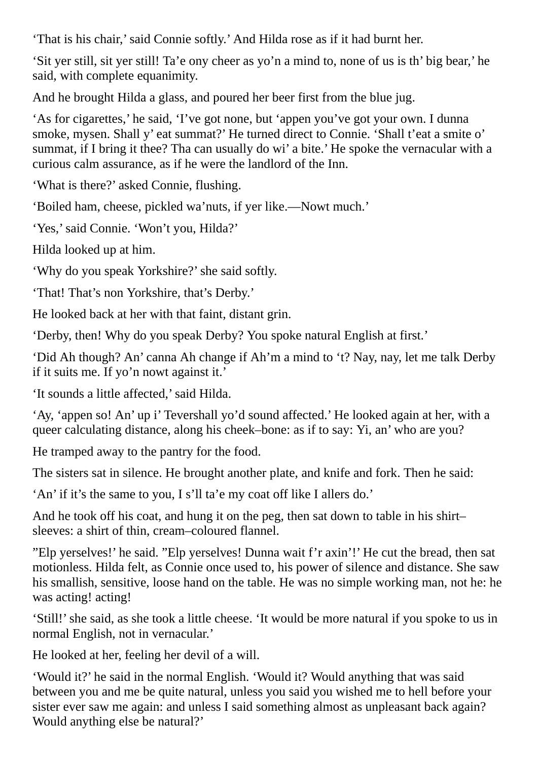'That is his chair,' said Connie softly.' And Hilda rose as if it had burnt her.

'Sit yer still, sit yer still! Ta'e ony cheer as yo'n a mind to, none of us is th' big bear,' he said, with complete equanimity.

And he brought Hilda a glass, and poured her beer first from the blue jug.

'As for cigarettes,' he said, 'I've got none, but 'appen you've got your own. I dunna smoke, mysen. Shall y' eat summat?' He turned direct to Connie. 'Shall t'eat a smite o' summat, if I bring it thee? Tha can usually do wi' a bite.' He spoke the vernacular with a curious calm assurance, as if he were the landlord of the Inn.

'What is there?' asked Connie, flushing.

'Boiled ham, cheese, pickled wa'nuts, if yer like.—Nowt much.'

'Yes,' said Connie. 'Won't you, Hilda?'

Hilda looked up at him.

'Why do you speak Yorkshire?' she said softly.

'That! That's non Yorkshire, that's Derby.'

He looked back at her with that faint, distant grin.

'Derby, then! Why do you speak Derby? You spoke natural English at first.'

'Did Ah though? An' canna Ah change if Ah'm a mind to 't? Nay, nay, let me talk Derby if it suits me. If yo'n nowt against it.'

'It sounds a little affected,' said Hilda.

'Ay, 'appen so! An' up i' Tevershall yo'd sound affected.' He looked again at her, with a queer calculating distance, along his cheek–bone: as if to say: Yi, an' who are you?

He tramped away to the pantry for the food.

The sisters sat in silence. He brought another plate, and knife and fork. Then he said:

'An' if it's the same to you, I s'll ta'e my coat off like I allers do.'

And he took off his coat, and hung it on the peg, then sat down to table in his shirt–sleeves: a shirt of thin, cream–coloured flannel.

''Elp yerselves!' he said. ''Elp yerselves! Dunna wait f'r axin'!' He cut the bread, then sat motionless. Hilda felt, as Connie once used to, his power of silence and distance. She saw his smallish, sensitive, loose hand on the table. He was no simple working man, not he: he was acting! acting!

'Still!' she said, as she took a little cheese. 'It would be more natural if you spoke to us in normal English, not in vernacular.'

He looked at her, feeling her devil of a will.

'Would it?' he said in the normal English. 'Would it? Would anything that was said between you and me be quite natural, unless you said you wished me to hell before your sister ever saw me again: and unless I said something almost as unpleasant back again? Would anything else be natural?'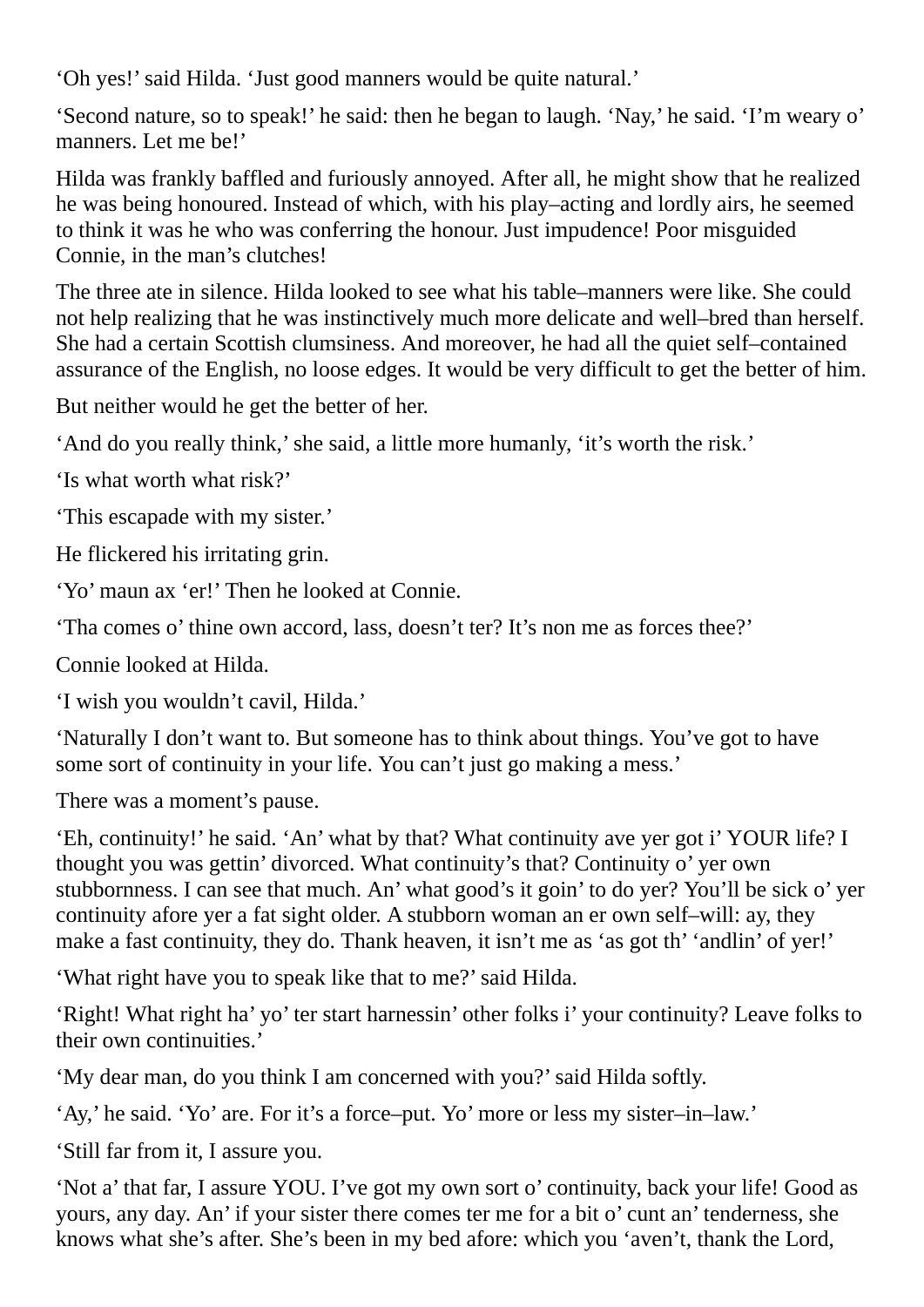‘Oh yes!’ said Hilda. ‘Just good manners would be quite natural.’

‘Second nature, so to speak!’ he said: then he began to laugh. ‘Nay,’ he said. ‘I’m weary o’ manners. Let me be!’

Hilda was frankly baffled and furiously annoyed. After all, he might show that he realized he was being honoured. Instead of which, with his play–acting and lordly airs, he seemed to think it was he who was conferring the honour. Just impudence! Poor misguided Connie, in the man’s clutches!

The three ate in silence. Hilda looked to see what his table–manners were like. She could not help realizing that he was instinctively much more delicate and well–bred than herself. She had a certain Scottish clumsiness. And moreover, he had all the quiet self–contained assurance of the English, no loose edges. It would be very difficult to get the better of him.

But neither would he get the better of her.

‘And do you really think,’ she said, a little more humanly, ‘it’s worth the risk.’

‘Is what worth what risk?’

‘This escapade with my sister.’

He flickered his irritating grin.

‘Yo’ maun ax ‘er!’ Then he looked at Connie.

‘Tha comes o’ thine own accord, lass, doesn’t ter? It’s non me as forces thee?’

Connie looked at Hilda.

‘I wish you wouldn’t cavil, Hilda.’

‘Naturally I don’t want to. But someone has to think about things. You’ve got to have some sort of continuity in your life. You can’t just go making a mess.’

There was a moment’s pause.

‘Eh, continuity!’ he said. ‘An’ what by that? What continuity ave yer got i’ YOUR life? I thought you was gettin’ divorced. What continuity’s that? Continuity o’ yer own stubbornness. I can see that much. An’ what good’s it goin’ to do yer? You’ll be sick o’ yer continuity afore yer a fat sight older. A stubborn woman an er own self–will: ay, they make a fast continuity, they do. Thank heaven, it isn’t me as ‘as got th’ ‘andlin’ of yer!’

‘What right have you to speak like that to me?’ said Hilda.

‘Right! What right ha’ yo’ ter start harnessin’ other folks i’ your continuity? Leave folks to their own continuities.’

‘My dear man, do you think I am concerned with you?’ said Hilda softly.

‘Ay,’ he said. ‘Yo’ are. For it’s a force–put. Yo’ more or less my sister–in–law.’

‘Still far from it, I assure you.

‘Not a’ that far, I assure YOU. I’ve got my own sort o’ continuity, back your life! Good as yours, any day. An’ if your sister there comes ter me for a bit o’ cunt an’ tenderness, she knows what she’s after. She’s been in my bed afore: which you ‘aven’t, thank the Lord,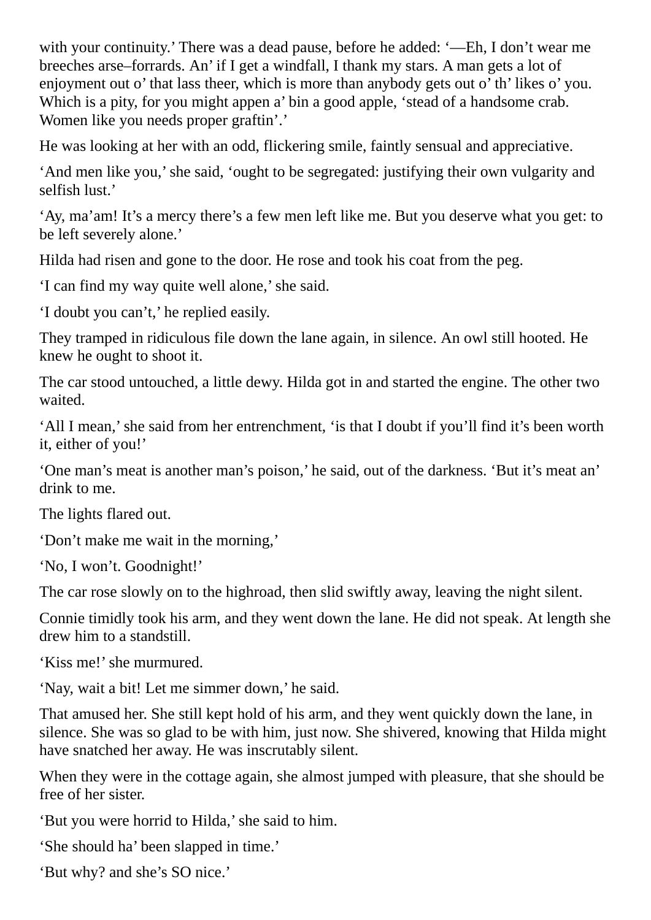with your continuity.' There was a dead pause, before he added: '—Eh, I don't wear me breeches arse–forrards. An' if I get a windfall, I thank my stars. A man gets a lot of enjoyment out o' that lass theer, which is more than anybody gets out o' th' likes o' you. Which is a pity, for you might appen a' bin a good apple, 'stead of a handsome crab. Women like you needs proper graftin'.'

He was looking at her with an odd, flickering smile, faintly sensual and appreciative.

'And men like you,' she said, 'ought to be segregated: justifying their own vulgarity and selfish lust.'

'Ay, ma'am! It's a mercy there's a few men left like me. But you deserve what you get: to be left severely alone.'

Hilda had risen and gone to the door. He rose and took his coat from the peg.

'I can find my way quite well alone,' she said.

'I doubt you can't,' he replied easily.

They tramped in ridiculous file down the lane again, in silence. An owl still hooted. He knew he ought to shoot it.

The car stood untouched, a little dewy. Hilda got in and started the engine. The other two waited.

'All I mean,' she said from her entrenchment, 'is that I doubt if you'll find it's been worth it, either of you!'

'One man's meat is another man's poison,' he said, out of the darkness. 'But it's meat an' drink to me.

The lights flared out.

'Don't make me wait in the morning,'

'No, I won't. Goodnight!'

The car rose slowly on to the highroad, then slid swiftly away, leaving the night silent.

Connie timidly took his arm, and they went down the lane. He did not speak. At length she drew him to a standstill.

'Kiss me!' she murmured.

'Nay, wait a bit! Let me simmer down,' he said.

That amused her. She still kept hold of his arm, and they went quickly down the lane, in silence. She was so glad to be with him, just now. She shivered, knowing that Hilda might have snatched her away. He was inscrutably silent.

When they were in the cottage again, she almost jumped with pleasure, that she should be free of her sister.

'But you were horrid to Hilda,' she said to him.

'She should ha' been slapped in time.'

'But why? and she's SO nice.'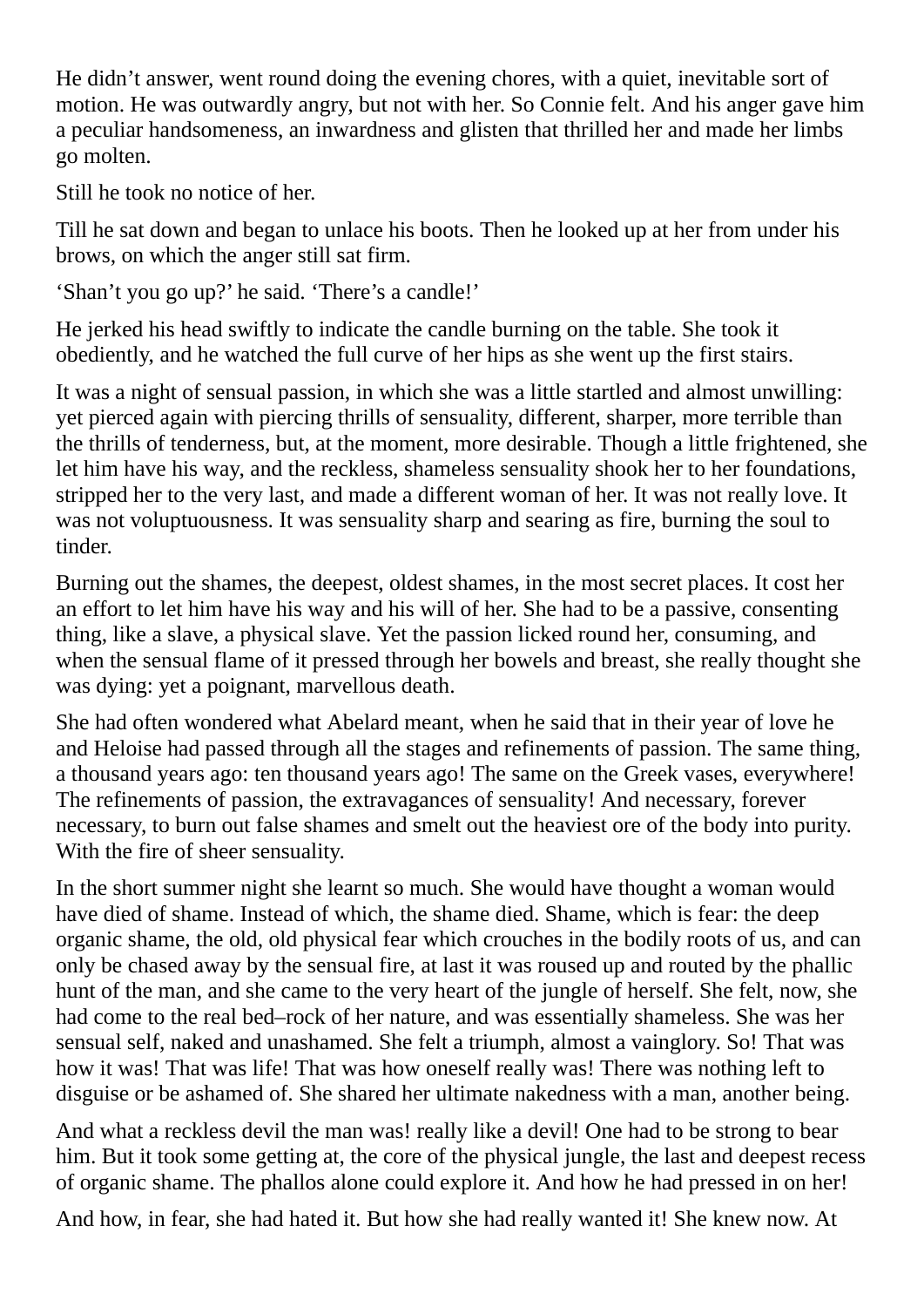He didn’t answer, went round doing the evening chores, with a quiet, inevitable sort of motion. He was outwardly angry, but not with her. So Connie felt. And his anger gave him a peculiar handsomeness, an inwardness and glisten that thrilled her and made her limbs go molten.

Still he took no notice of her.

Till he sat down and began to unlace his boots. Then he looked up at her from under his brows, on which the anger still sat firm.

‘Shan’t you go up?’ he said. ‘There’s a candle!’

He jerked his head swiftly to indicate the candle burning on the table. She took it obediently, and he watched the full curve of her hips as she went up the first stairs.

It was a night of sensual passion, in which she was a little startled and almost unwilling: yet pierced again with piercing thrills of sensuality, different, sharper, more terrible than the thrills of tenderness, but, at the moment, more desirable. Though a little frightened, she let him have his way, and the reckless, shameless sensuality shook her to her foundations, stripped her to the very last, and made a different woman of her. It was not really love. It was not voluptuousness. It was sensuality sharp and searing as fire, burning the soul to tinder.

Burning out the shames, the deepest, oldest shames, in the most secret places. It cost her an effort to let him have his way and his will of her. She had to be a passive, consenting thing, like a slave, a physical slave. Yet the passion licked round her, consuming, and when the sensual flame of it pressed through her bowels and breast, she really thought she was dying: yet a poignant, marvellous death.

She had often wondered what Abelard meant, when he said that in their year of love he and Heloise had passed through all the stages and refinements of passion. The same thing, a thousand years ago: ten thousand years ago! The same on the Greek vases, everywhere! The refinements of passion, the extravagances of sensuality! And necessary, forever necessary, to burn out false shames and smelt out the heaviest ore of the body into purity. With the fire of sheer sensuality.

In the short summer night she learnt so much. She would have thought a woman would have died of shame. Instead of which, the shame died. Shame, which is fear: the deep organic shame, the old, old physical fear which crouches in the bodily roots of us, and can only be chased away by the sensual fire, at last it was roused up and routed by the phallic hunt of the man, and she came to the very heart of the jungle of herself. She felt, now, she had come to the real bed–rock of her nature, and was essentially shameless. She was her sensual self, naked and unashamed. She felt a triumph, almost a vainglory. So! That was how it was! That was life! That was how oneself really was! There was nothing left to disguise or be ashamed of. She shared her ultimate nakedness with a man, another being.

And what a reckless devil the man was! really like a devil! One had to be strong to bear him. But it took some getting at, the core of the physical jungle, the last and deepest recess of organic shame. The phallos alone could explore it. And how he had pressed in on her!

And how, in fear, she had hated it. But how she had really wanted it! She knew now. At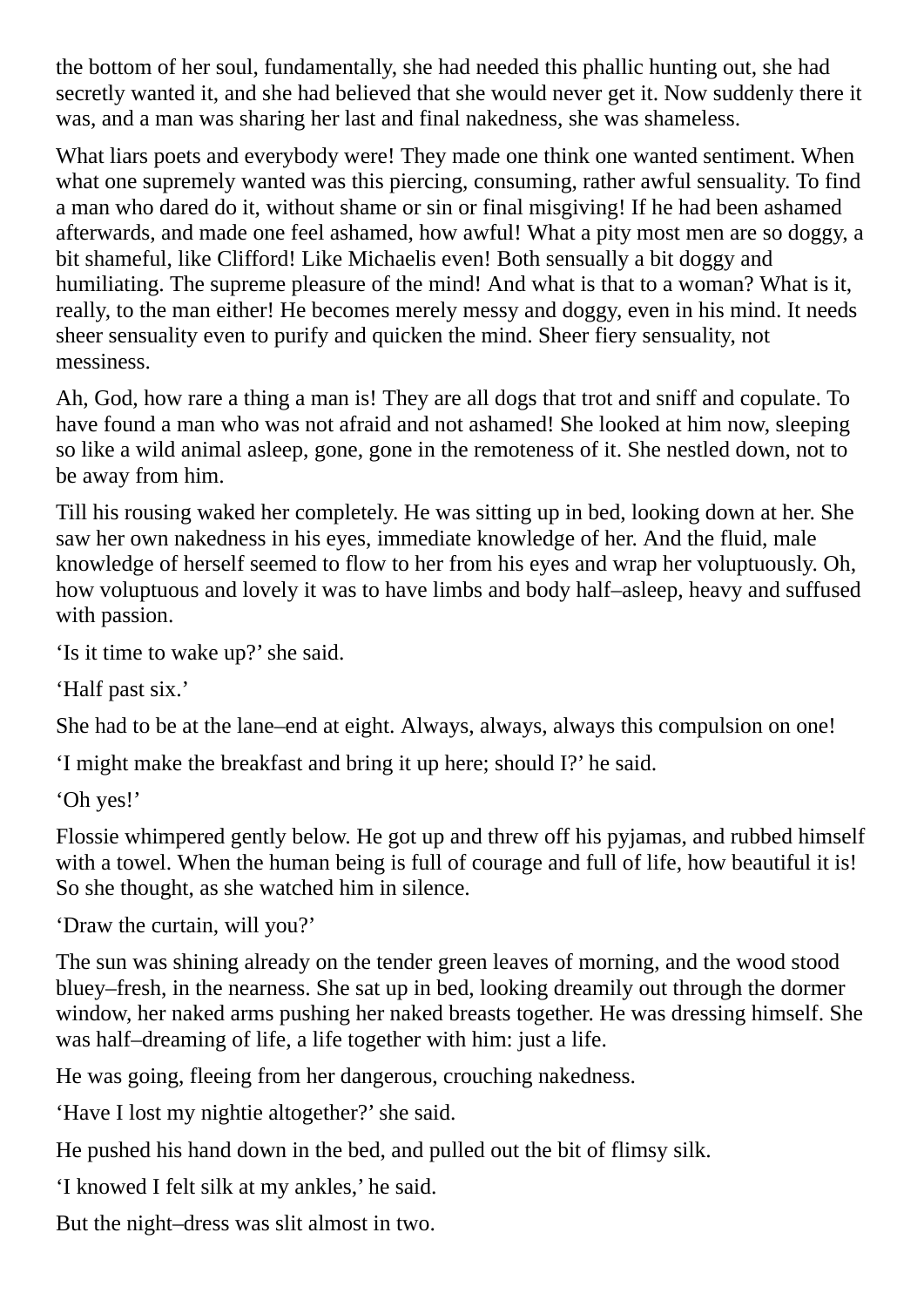the bottom of her soul, fundamentally, she had needed this phallic hunting out, she had secretly wanted it, and she had believed that she would never get it. Now suddenly there it was, and a man was sharing her last and final nakedness, she was shameless.

What liars poets and everybody were! They made one think one wanted sentiment. When what one supremely wanted was this piercing, consuming, rather awful sensuality. To find a man who dared do it, without shame or sin or final misgiving! If he had been ashamed afterwards, and made one feel ashamed, how awful! What a pity most men are so doggy, a bit shameful, like Clifford! Like Michaelis even! Both sensually a bit doggy and humiliating. The supreme pleasure of the mind! And what is that to a woman? What is it, really, to the man either! He becomes merely messy and doggy, even in his mind. It needs sheer sensuality even to purify and quicken the mind. Sheer fiery sensuality, not messiness.

Ah, God, how rare a thing a man is! They are all dogs that trot and sniff and copulate. To have found a man who was not afraid and not ashamed! She looked at him now, sleeping so like a wild animal asleep, gone, gone in the remoteness of it. She nestled down, not to be away from him.

Till his rousing waked her completely. He was sitting up in bed, looking down at her. She saw her own nakedness in his eyes, immediate knowledge of her. And the fluid, male knowledge of herself seemed to flow to her from his eyes and wrap her voluptuously. Oh, how voluptuous and lovely it was to have limbs and body half–asleep, heavy and suffused with passion.

'Is it time to wake up?' she said.

'Half past six.'

She had to be at the lane–end at eight. Always, always, always this compulsion on one!

'I might make the breakfast and bring it up here; should I?' he said.

'Oh yes!'

Flossie whimpered gently below. He got up and threw off his pyjamas, and rubbed himself with a towel. When the human being is full of courage and full of life, how beautiful it is! So she thought, as she watched him in silence.

'Draw the curtain, will you?'

The sun was shining already on the tender green leaves of morning, and the wood stood bluey–fresh, in the nearness. She sat up in bed, looking dreamily out through the dormer window, her naked arms pushing her naked breasts together. He was dressing himself. She was half–dreaming of life, a life together with him: just a life.

He was going, fleeing from her dangerous, crouching nakedness.

'Have I lost my nightie altogether?' she said.

He pushed his hand down in the bed, and pulled out the bit of flimsy silk.

'I knowed I felt silk at my ankles,' he said.

But the night–dress was slit almost in two.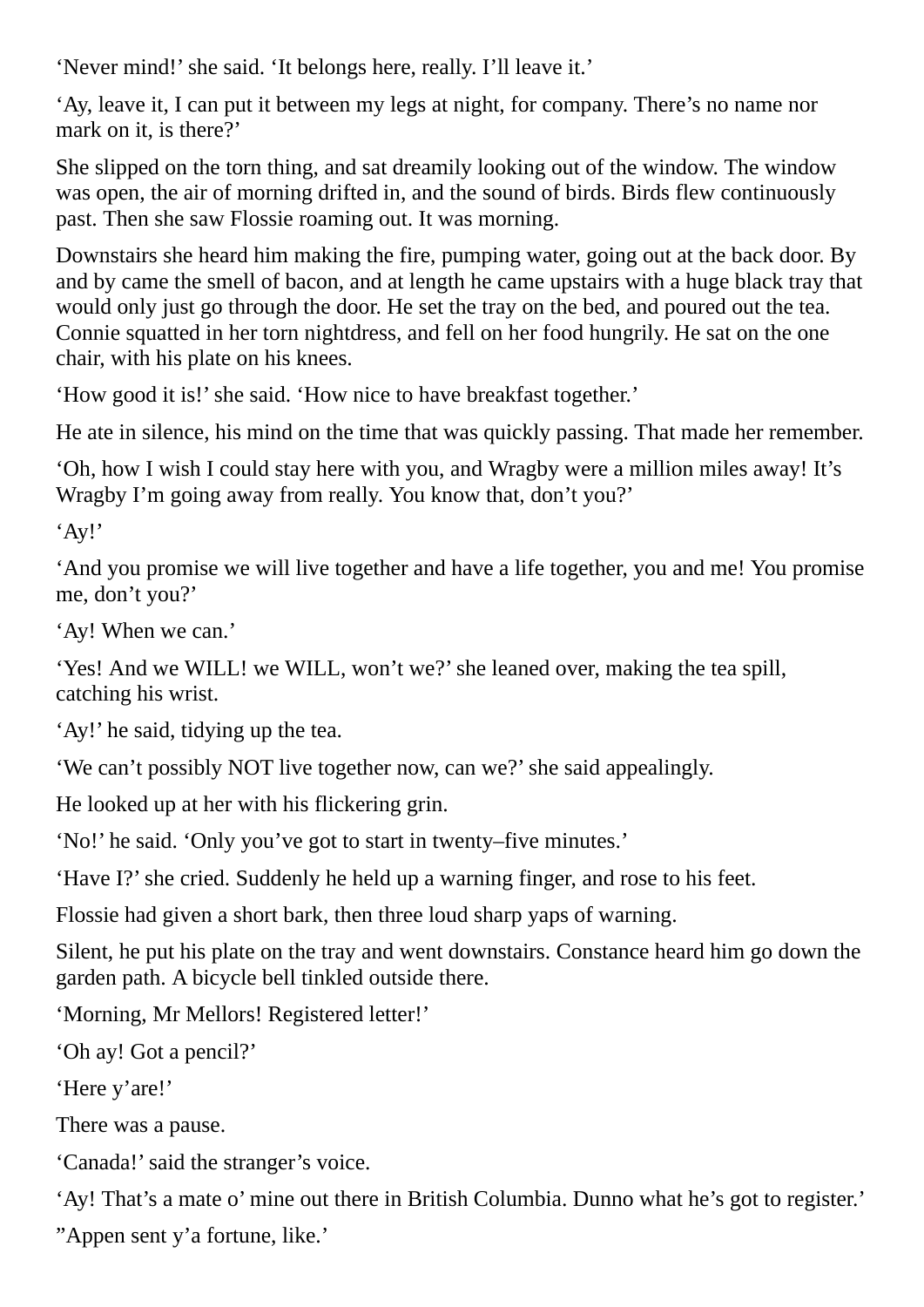'Never mind!' she said. 'It belongs here, really. I'll leave it.'

'Ay, leave it, I can put it between my legs at night, for company. There's no name nor mark on it, is there?'

She slipped on the torn thing, and sat dreamily looking out of the window. The window was open, the air of morning drifted in, and the sound of birds. Birds flew continuously past. Then she saw Flossie roaming out. It was morning.

Downstairs she heard him making the fire, pumping water, going out at the back door. By and by came the smell of bacon, and at length he came upstairs with a huge black tray that would only just go through the door. He set the tray on the bed, and poured out the tea. Connie squatted in her torn nightdress, and fell on her food hungrily. He sat on the one chair, with his plate on his knees.

'How good it is!' she said. 'How nice to have breakfast together.'

He ate in silence, his mind on the time that was quickly passing. That made her remember.

'Oh, how I wish I could stay here with you, and Wragby were a million miles away! It's Wragby I'm going away from really. You know that, don't you?'

'Ay!'

'And you promise we will live together and have a life together, you and me! You promise me, don't you?'

'Ay! When we can.'

'Yes! And we WILL! we WILL, won't we?' she leaned over, making the tea spill, catching his wrist.

'Ay!' he said, tidying up the tea.

'We can't possibly NOT live together now, can we?' she said appealingly.

He looked up at her with his flickering grin.

'No!' he said. 'Only you've got to start in twenty–five minutes.'

'Have I?' she cried. Suddenly he held up a warning finger, and rose to his feet.

Flossie had given a short bark, then three loud sharp yaps of warning.

Silent, he put his plate on the tray and went downstairs. Constance heard him go down the garden path. A bicycle bell tinkled outside there.

'Morning, Mr Mellors! Registered letter!'

'Oh ay! Got a pencil?'

'Here y'are!'

There was a pause.

'Canada!' said the stranger's voice.

'Ay! That's a mate o' mine out there in British Columbia. Dunno what he's got to register.'

''Appen sent y'a fortune, like.'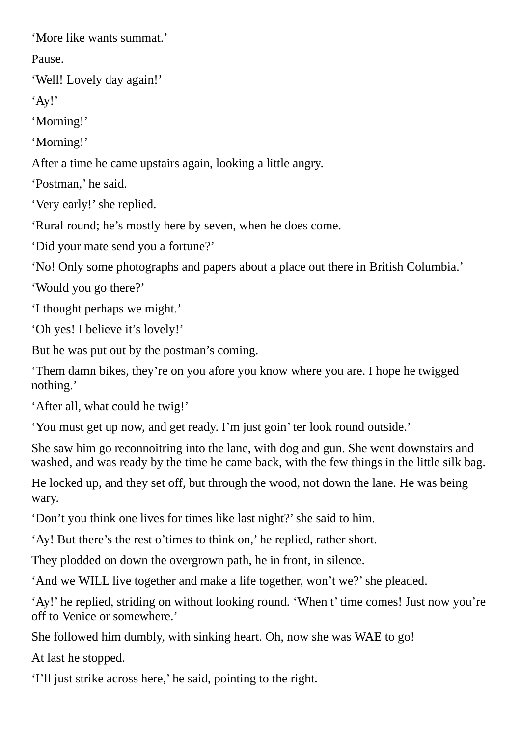'More like wants summat.'

Pause.

'Well! Lovely day again!'

'Ay!'

'Morning!'

'Morning!'

After a time he came upstairs again, looking a little angry.

'Postman,' he said.

'Very early!' she replied.

'Rural round; he's mostly here by seven, when he does come.

'Did your mate send you a fortune?'

'No! Only some photographs and papers about a place out there in British Columbia.'

'Would you go there?'

'I thought perhaps we might.'

'Oh yes! I believe it's lovely!'

But he was put out by the postman's coming.

'Them damn bikes, they're on you afore you know where you are. I hope he twigged nothing.'

'After all, what could he twig!'

'You must get up now, and get ready. I'm just goin' ter look round outside.'

She saw him go reconnoitring into the lane, with dog and gun. She went downstairs and washed, and was ready by the time he came back, with the few things in the little silk bag.

He locked up, and they set off, but through the wood, not down the lane. He was being wary.

'Don't you think one lives for times like last night?' she said to him.

'Ay! But there's the rest o'times to think on,' he replied, rather short.

They plodded on down the overgrown path, he in front, in silence.

'And we WILL live together and make a life together, won't we?' she pleaded.

'Ay!' he replied, striding on without looking round. 'When t' time comes! Just now you're off to Venice or somewhere.'

She followed him dumbly, with sinking heart. Oh, now she was WAE to go!

At last he stopped.

'I'll just strike across here,' he said, pointing to the right.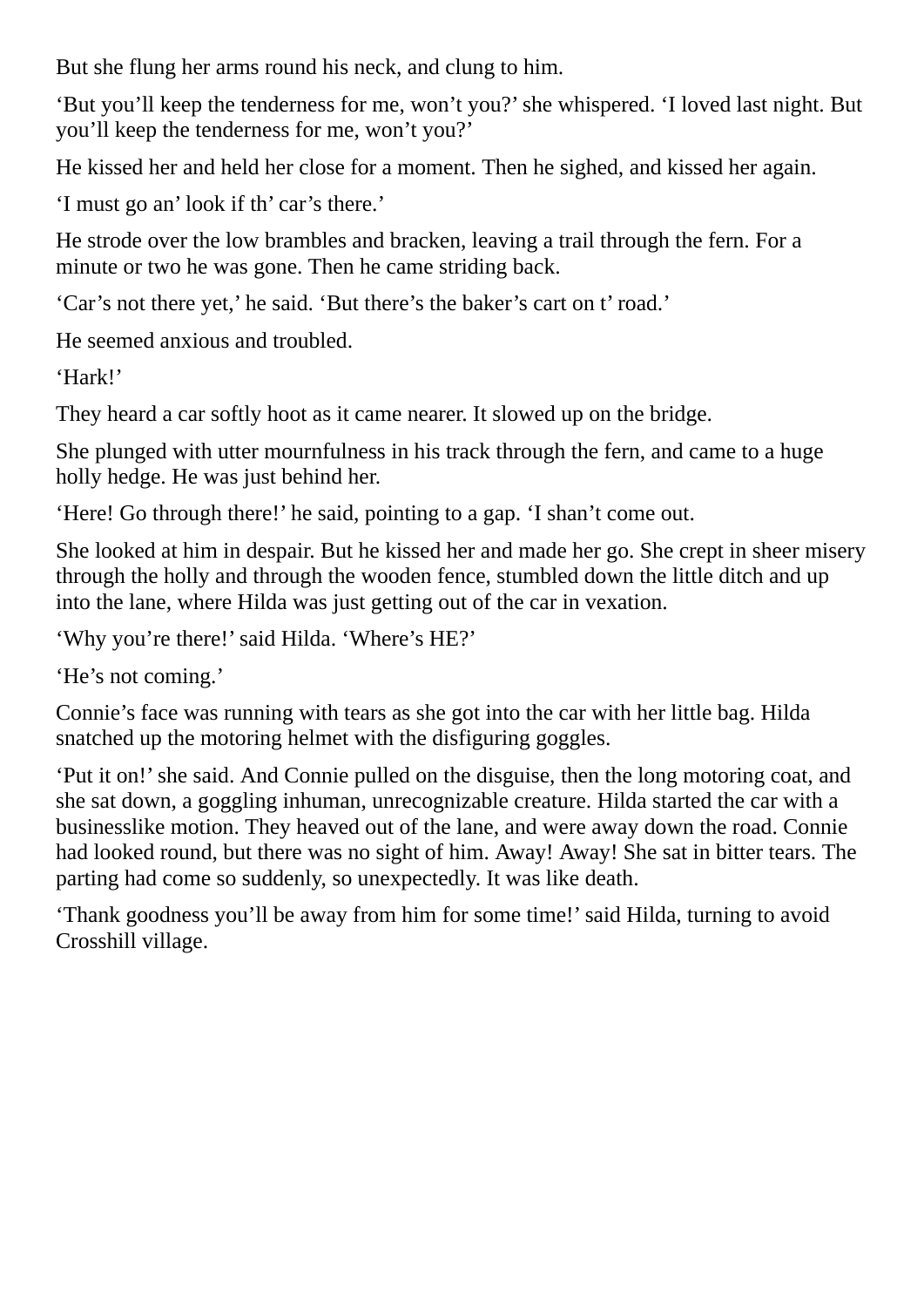But she flung her arms round his neck, and clung to him.

‘But you’ll keep the tenderness for me, won’t you?’ she whispered. ‘I loved last night. But you’ll keep the tenderness for me, won’t you?’

He kissed her and held her close for a moment. Then he sighed, and kissed her again.

‘I must go an’ look if th’ car’s there.’

He strode over the low brambles and bracken, leaving a trail through the fern. For a minute or two he was gone. Then he came striding back.

‘Car’s not there yet,’ he said. ‘But there’s the baker’s cart on t’ road.’

He seemed anxious and troubled.

‘Hark!’

They heard a car softly hoot as it came nearer. It slowed up on the bridge.

She plunged with utter mournfulness in his track through the fern, and came to a huge holly hedge. He was just behind her.

‘Here! Go through there!’ he said, pointing to a gap. ‘I shan’t come out.

She looked at him in despair. But he kissed her and made her go. She crept in sheer misery through the holly and through the wooden fence, stumbled down the little ditch and up into the lane, where Hilda was just getting out of the car in vexation.

‘Why you’re there!’ said Hilda. ‘Where’s HE?’

‘He’s not coming.’

Connie’s face was running with tears as she got into the car with her little bag. Hilda snatched up the motoring helmet with the disfiguring goggles.

‘Put it on!’ she said. And Connie pulled on the disguise, then the long motoring coat, and she sat down, a goggling inhuman, unrecognizable creature. Hilda started the car with a businesslike motion. They heaved out of the lane, and were away down the road. Connie had looked round, but there was no sight of him. Away! Away! She sat in bitter tears. The parting had come so suddenly, so unexpectedly. It was like death.

‘Thank goodness you’ll be away from him for some time!’ said Hilda, turning to avoid Crosshill village.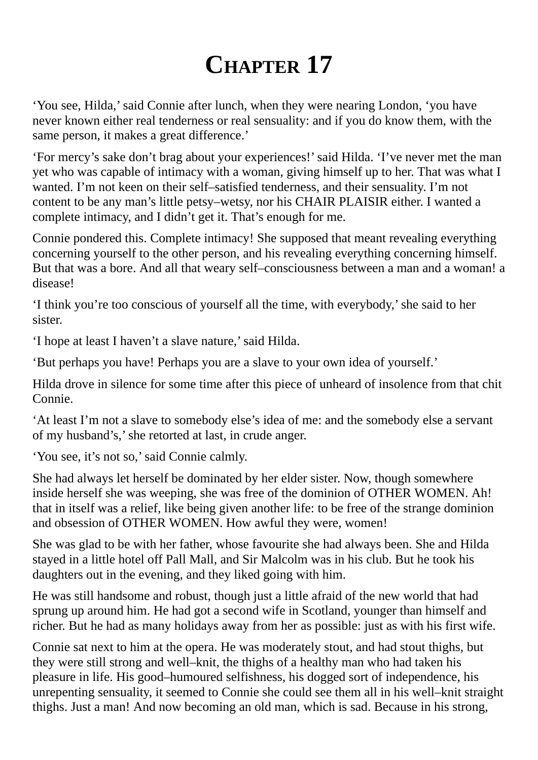# Chapter 17

‘You see, Hilda,’ said Connie after lunch, when they were nearing London, ‘you have never known either real tenderness or real sensuality: and if you do know them, with the same person, it makes a great difference.’

‘For mercy’s sake don’t brag about your experiences!’ said Hilda. ‘I’ve never met the man yet who was capable of intimacy with a woman, giving himself up to her. That was what I wanted. I’m not keen on their self–satisfied tenderness, and their sensuality. I’m not content to be any man’s little petsy–wetsy, nor his CHAIR PLAISIR either. I wanted a complete intimacy, and I didn’t get it. That’s enough for me.

Connie pondered this. Complete intimacy! She supposed that meant revealing everything concerning yourself to the other person, and his revealing everything concerning himself. But that was a bore. And all that weary self–consciousness between a man and a woman! a disease!

‘I think you’re too conscious of yourself all the time, with everybody,’ she said to her sister.

‘I hope at least I haven’t a slave nature,’ said Hilda.

‘But perhaps you have! Perhaps you are a slave to your own idea of yourself.’

Hilda drove in silence for some time after this piece of unheard of insolence from that chit Connie.

‘At least I’m not a slave to somebody else’s idea of me: and the somebody else a servant of my husband’s,’ she retorted at last, in crude anger.

‘You see, it’s not so,’ said Connie calmly.

She had always let herself be dominated by her elder sister. Now, though somewhere inside herself she was weeping, she was free of the dominion of OTHER WOMEN. Ah! that in itself was a relief, like being given another life: to be free of the strange dominion and obsession of OTHER WOMEN. How awful they were, women!

She was glad to be with her father, whose favourite she had always been. She and Hilda stayed in a little hotel off Pall Mall, and Sir Malcolm was in his club. But he took his daughters out in the evening, and they liked going with him.

He was still handsome and robust, though just a little afraid of the new world that had sprung up around him. He had got a second wife in Scotland, younger than himself and richer. But he had as many holidays away from her as possible: just as with his first wife.

Connie sat next to him at the opera. He was moderately stout, and had stout thighs, but they were still strong and well–knit, the thighs of a healthy man who had taken his pleasure in life. His good–humoured selfishness, his dogged sort of independence, his unrepenting sensuality, it seemed to Connie she could see them all in his well–knit straight thighs. Just a man! And now becoming an old man, which is sad. Because in his strong,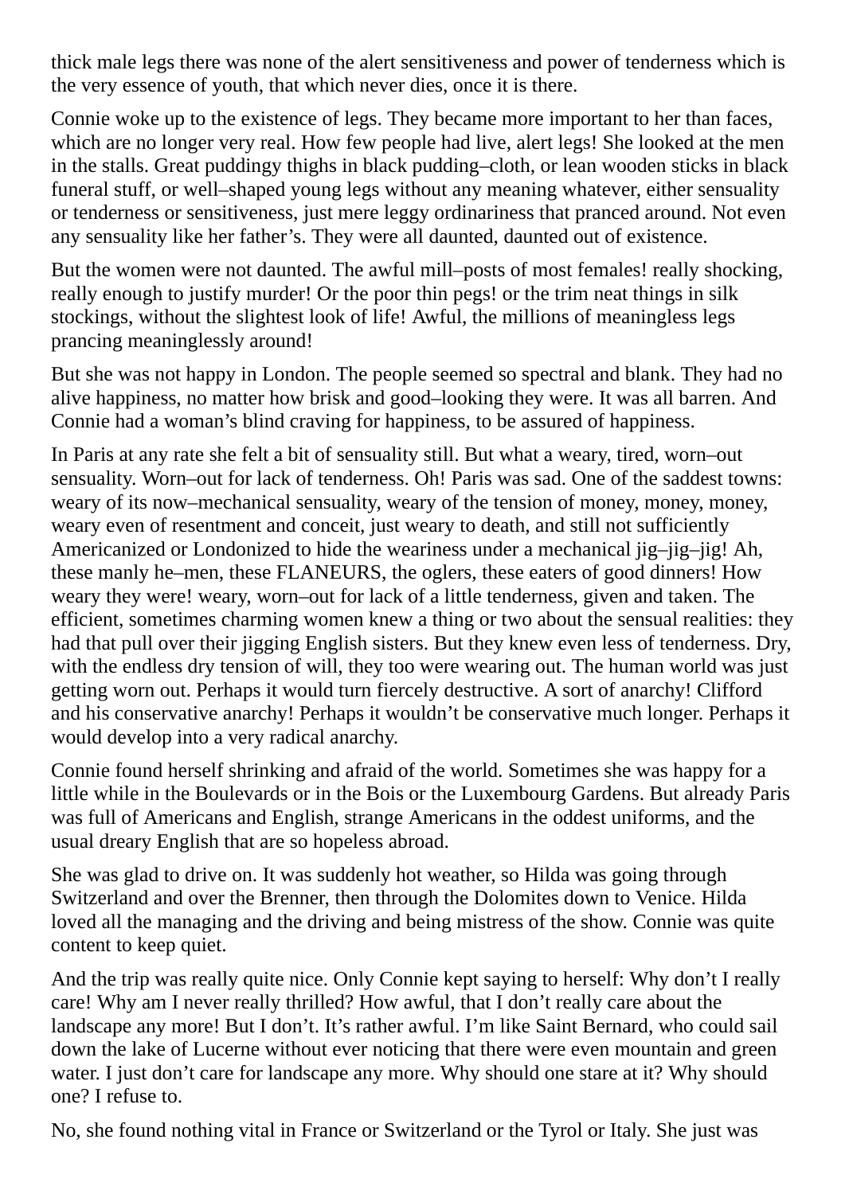thick male legs there was none of the alert sensitiveness and power of tenderness which is the very essence of youth, that which never dies, once it is there.

Connie woke up to the existence of legs. They became more important to her than faces, which are no longer very real. How few people had live, alert legs! She looked at the men in the stalls. Great puddingy thighs in black pudding–cloth, or lean wooden sticks in black funeral stuff, or well–shaped young legs without any meaning whatever, either sensuality or tenderness or sensitiveness, just mere leggy ordinariness that pranced around. Not even any sensuality like her father's. They were all daunted, daunted out of existence.

But the women were not daunted. The awful mill–posts of most females! really shocking, really enough to justify murder! Or the poor thin pegs! or the trim neat things in silk stockings, without the slightest look of life! Awful, the millions of meaningless legs prancing meaninglessly around!

But she was not happy in London. The people seemed so spectral and blank. They had no alive happiness, no matter how brisk and good–looking they were. It was all barren. And Connie had a woman's blind craving for happiness, to be assured of happiness.

In Paris at any rate she felt a bit of sensuality still. But what a weary, tired, worn–out sensuality. Worn–out for lack of tenderness. Oh! Paris was sad. One of the saddest towns: weary of its now–mechanical sensuality, weary of the tension of money, money, money, weary even of resentment and conceit, just weary to death, and still not sufficiently Americanized or Londonized to hide the weariness under a mechanical jig–jig–jig! Ah, these manly he–men, these FLANEURS, the oglers, these eaters of good dinners! How weary they were! weary, worn–out for lack of a little tenderness, given and taken. The efficient, sometimes charming women knew a thing or two about the sensual realities: they had that pull over their jigging English sisters. But they knew even less of tenderness. Dry, with the endless dry tension of will, they too were wearing out. The human world was just getting worn out. Perhaps it would turn fiercely destructive. A sort of anarchy! Clifford and his conservative anarchy! Perhaps it wouldn't be conservative much longer. Perhaps it would develop into a very radical anarchy.

Connie found herself shrinking and afraid of the world. Sometimes she was happy for a little while in the Boulevards or in the Bois or the Luxembourg Gardens. But already Paris was full of Americans and English, strange Americans in the oddest uniforms, and the usual dreary English that are so hopeless abroad.

She was glad to drive on. It was suddenly hot weather, so Hilda was going through Switzerland and over the Brenner, then through the Dolomites down to Venice. Hilda loved all the managing and the driving and being mistress of the show. Connie was quite content to keep quiet.

And the trip was really quite nice. Only Connie kept saying to herself: Why don't I really care! Why am I never really thrilled? How awful, that I don't really care about the landscape any more! But I don't. It's rather awful. I'm like Saint Bernard, who could sail down the lake of Lucerne without ever noticing that there were even mountain and green water. I just don't care for landscape any more. Why should one stare at it? Why should one? I refuse to.

No, she found nothing vital in France or Switzerland or the Tyrol or Italy. She just was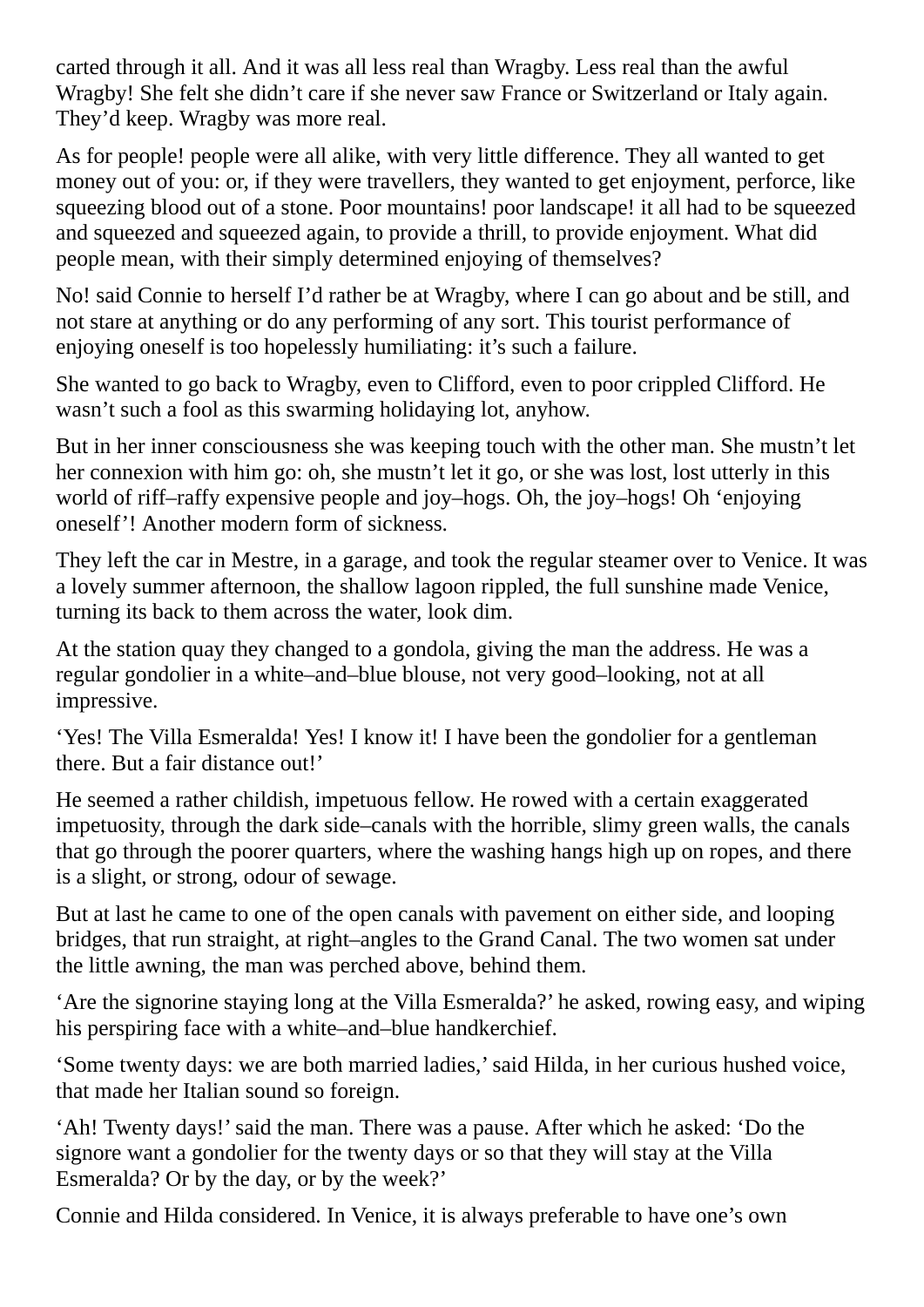carted through it all. And it was all less real than Wragby. Less real than the awful Wragby! She felt she didn't care if she never saw France or Switzerland or Italy again. They'd keep. Wragby was more real.

As for people! people were all alike, with very little difference. They all wanted to get money out of you: or, if they were travellers, they wanted to get enjoyment, perforce, like squeezing blood out of a stone. Poor mountains! poor landscape! it all had to be squeezed and squeezed and squeezed again, to provide a thrill, to provide enjoyment. What did people mean, with their simply determined enjoying of themselves?

No! said Connie to herself I'd rather be at Wragby, where I can go about and be still, and not stare at anything or do any performing of any sort. This tourist performance of enjoying oneself is too hopelessly humiliating: it's such a failure.

She wanted to go back to Wragby, even to Clifford, even to poor crippled Clifford. He wasn't such a fool as this swarming holidaying lot, anyhow.

But in her inner consciousness she was keeping touch with the other man. She mustn't let her connexion with him go: oh, she mustn't let it go, or she was lost, lost utterly in this world of riff–raffy expensive people and joy–hogs. Oh, the joy–hogs! Oh 'enjoying oneself'! Another modern form of sickness.

They left the car in Mestre, in a garage, and took the regular steamer over to Venice. It was a lovely summer afternoon, the shallow lagoon rippled, the full sunshine made Venice, turning its back to them across the water, look dim.

At the station quay they changed to a gondola, giving the man the address. He was a regular gondolier in a white–and–blue blouse, not very good–looking, not at all impressive.

'Yes! The Villa Esmeralda! Yes! I know it! I have been the gondolier for a gentleman there. But a fair distance out!'

He seemed a rather childish, impetuous fellow. He rowed with a certain exaggerated impetuosity, through the dark side–canals with the horrible, slimy green walls, the canals that go through the poorer quarters, where the washing hangs high up on ropes, and there is a slight, or strong, odour of sewage.

But at last he came to one of the open canals with pavement on either side, and looping bridges, that run straight, at right–angles to the Grand Canal. The two women sat under the little awning, the man was perched above, behind them.

'Are the signorine staying long at the Villa Esmeralda?' he asked, rowing easy, and wiping his perspiring face with a white–and–blue handkerchief.

'Some twenty days: we are both married ladies,' said Hilda, in her curious hushed voice, that made her Italian sound so foreign.

'Ah! Twenty days!' said the man. There was a pause. After which he asked: 'Do the signore want a gondolier for the twenty days or so that they will stay at the Villa Esmeralda? Or by the day, or by the week?'

Connie and Hilda considered. In Venice, it is always preferable to have one's own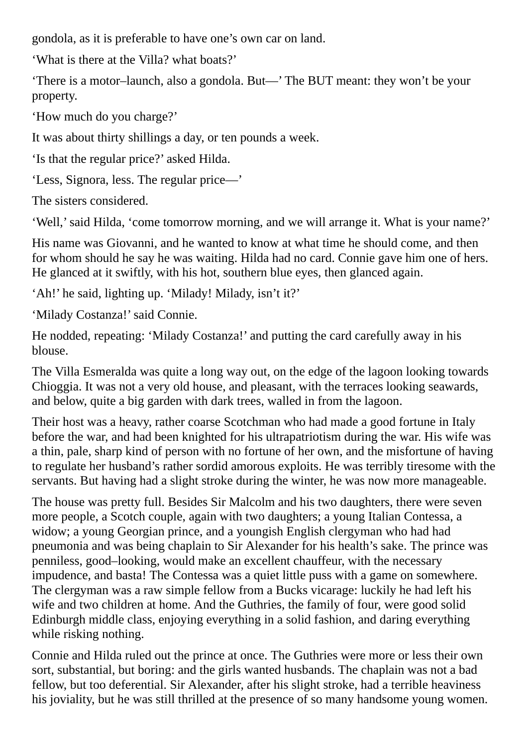gondola, as it is preferable to have one's own car on land.

'What is there at the Villa? what boats?'

'There is a motor–launch, also a gondola. But—' The BUT meant: they won't be your property.

'How much do you charge?'

It was about thirty shillings a day, or ten pounds a week.

'Is that the regular price?' asked Hilda.

'Less, Signora, less. The regular price—'

The sisters considered.

'Well,' said Hilda, 'come tomorrow morning, and we will arrange it. What is your name?'

His name was Giovanni, and he wanted to know at what time he should come, and then for whom should he say he was waiting. Hilda had no card. Connie gave him one of hers. He glanced at it swiftly, with his hot, southern blue eyes, then glanced again.

'Ah!' he said, lighting up. 'Milady! Milady, isn't it?'

'Milady Costanza!' said Connie.

He nodded, repeating: 'Milady Costanza!' and putting the card carefully away in his blouse.

The Villa Esmeralda was quite a long way out, on the edge of the lagoon looking towards Chioggia. It was not a very old house, and pleasant, with the terraces looking seawards, and below, quite a big garden with dark trees, walled in from the lagoon.

Their host was a heavy, rather coarse Scotchman who had made a good fortune in Italy before the war, and had been knighted for his ultrapatriotism during the war. His wife was a thin, pale, sharp kind of person with no fortune of her own, and the misfortune of having to regulate her husband's rather sordid amorous exploits. He was terribly tiresome with the servants. But having had a slight stroke during the winter, he was now more manageable.

The house was pretty full. Besides Sir Malcolm and his two daughters, there were seven more people, a Scotch couple, again with two daughters; a young Italian Contessa, a widow; a young Georgian prince, and a youngish English clergyman who had had pneumonia and was being chaplain to Sir Alexander for his health's sake. The prince was penniless, good–looking, would make an excellent chauffeur, with the necessary impudence, and basta! The Contessa was a quiet little puss with a game on somewhere. The clergyman was a raw simple fellow from a Bucks vicarage: luckily he had left his wife and two children at home. And the Guthries, the family of four, were good solid Edinburgh middle class, enjoying everything in a solid fashion, and daring everything while risking nothing.

Connie and Hilda ruled out the prince at once. The Guthries were more or less their own sort, substantial, but boring: and the girls wanted husbands. The chaplain was not a bad fellow, but too deferential. Sir Alexander, after his slight stroke, had a terrible heaviness his joviality, but he was still thrilled at the presence of so many handsome young women.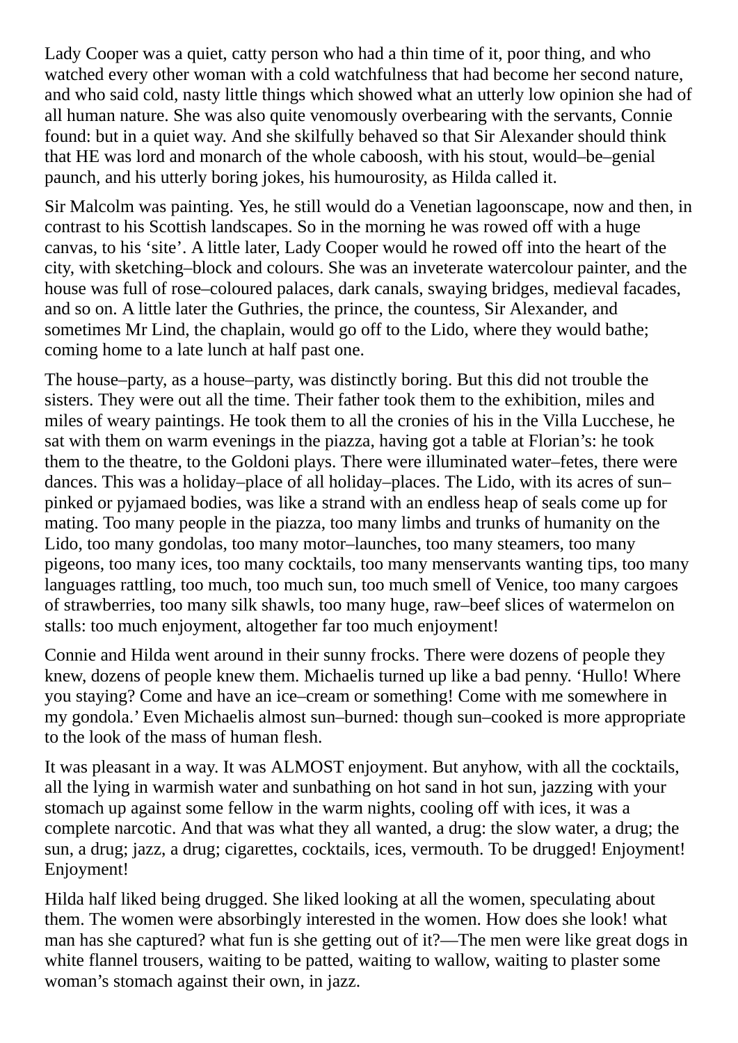Lady Cooper was a quiet, catty person who had a thin time of it, poor thing, and who watched every other woman with a cold watchfulness that had become her second nature, and who said cold, nasty little things which showed what an utterly low opinion she had of all human nature. She was also quite venomously overbearing with the servants, Connie found: but in a quiet way. And she skilfully behaved so that Sir Alexander should think that HE was lord and monarch of the whole caboosh, with his stout, would–be–genial paunch, and his utterly boring jokes, his humourosity, as Hilda called it.

Sir Malcolm was painting. Yes, he still would do a Venetian lagoonscape, now and then, in contrast to his Scottish landscapes. So in the morning he was rowed off with a huge canvas, to his 'site'. A little later, Lady Cooper would he rowed off into the heart of the city, with sketching–block and colours. She was an inveterate watercolour painter, and the house was full of rose–coloured palaces, dark canals, swaying bridges, medieval facades, and so on. A little later the Guthries, the prince, the countess, Sir Alexander, and sometimes Mr Lind, the chaplain, would go off to the Lido, where they would bathe; coming home to a late lunch at half past one.

The house–party, as a house–party, was distinctly boring. But this did not trouble the sisters. They were out all the time. Their father took them to the exhibition, miles and miles of weary paintings. He took them to all the cronies of his in the Villa Lucchese, he sat with them on warm evenings in the piazza, having got a table at Florian's: he took them to the theatre, to the Goldoni plays. There were illuminated water–fetes, there were dances. This was a holiday–place of all holiday–places. The Lido, with its acres of sun–pinked or pyjamaed bodies, was like a strand with an endless heap of seals come up for mating. Too many people in the piazza, too many limbs and trunks of humanity on the Lido, too many gondolas, too many motor–launches, too many steamers, too many pigeons, too many ices, too many cocktails, too many menservants wanting tips, too many languages rattling, too much, too much sun, too much smell of Venice, too many cargoes of strawberries, too many silk shawls, too many huge, raw–beef slices of watermelon on stalls: too much enjoyment, altogether far too much enjoyment!

Connie and Hilda went around in their sunny frocks. There were dozens of people they knew, dozens of people knew them. Michaelis turned up like a bad penny. 'Hullo! Where you staying? Come and have an ice–cream or something! Come with me somewhere in my gondola.' Even Michaelis almost sun–burned: though sun–cooked is more appropriate to the look of the mass of human flesh.

It was pleasant in a way. It was ALMOST enjoyment. But anyhow, with all the cocktails, all the lying in warmish water and sunbathing on hot sand in hot sun, jazzing with your stomach up against some fellow in the warm nights, cooling off with ices, it was a complete narcotic. And that was what they all wanted, a drug: the slow water, a drug; the sun, a drug; jazz, a drug; cigarettes, cocktails, ices, vermouth. To be drugged! Enjoyment! Enjoyment!

Hilda half liked being drugged. She liked looking at all the women, speculating about them. The women were absorbingly interested in the women. How does she look! what man has she captured? what fun is she getting out of it?—The men were like great dogs in white flannel trousers, waiting to be patted, waiting to wallow, waiting to plaster some woman's stomach against their own, in jazz.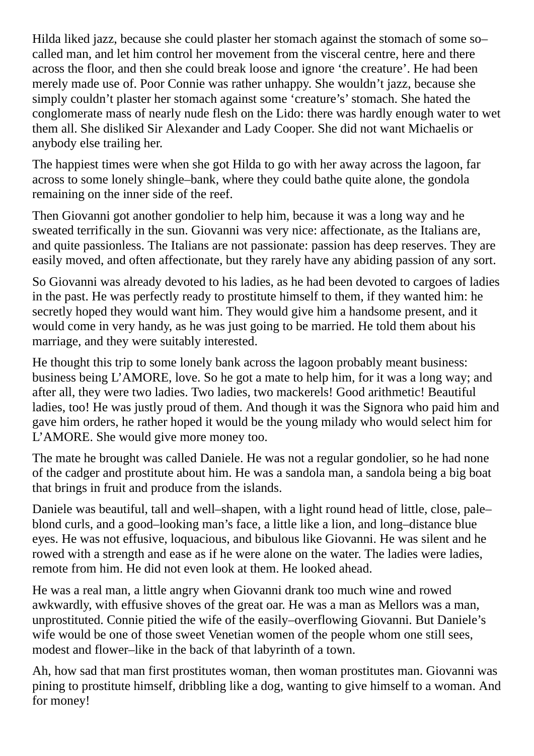Hilda liked jazz, because she could plaster her stomach against the stomach of some so–called man, and let him control her movement from the visceral centre, here and there across the floor, and then she could break loose and ignore 'the creature'. He had been merely made use of. Poor Connie was rather unhappy. She wouldn't jazz, because she simply couldn't plaster her stomach against some 'creature's' stomach. She hated the conglomerate mass of nearly nude flesh on the Lido: there was hardly enough water to wet them all. She disliked Sir Alexander and Lady Cooper. She did not want Michaelis or anybody else trailing her.

The happiest times were when she got Hilda to go with her away across the lagoon, far across to some lonely shingle–bank, where they could bathe quite alone, the gondola remaining on the inner side of the reef.

Then Giovanni got another gondolier to help him, because it was a long way and he sweated terrifically in the sun. Giovanni was very nice: affectionate, as the Italians are, and quite passionless. The Italians are not passionate: passion has deep reserves. They are easily moved, and often affectionate, but they rarely have any abiding passion of any sort.

So Giovanni was already devoted to his ladies, as he had been devoted to cargoes of ladies in the past. He was perfectly ready to prostitute himself to them, if they wanted him: he secretly hoped they would want him. They would give him a handsome present, and it would come in very handy, as he was just going to be married. He told them about his marriage, and they were suitably interested.

He thought this trip to some lonely bank across the lagoon probably meant business: business being L'AMORE, love. So he got a mate to help him, for it was a long way; and after all, they were two ladies. Two ladies, two mackerels! Good arithmetic! Beautiful ladies, too! He was justly proud of them. And though it was the Signora who paid him and gave him orders, he rather hoped it would be the young milady who would select him for L'AMORE. She would give more money too.

The mate he brought was called Daniele. He was not a regular gondolier, so he had none of the cadger and prostitute about him. He was a sandola man, a sandola being a big boat that brings in fruit and produce from the islands.

Daniele was beautiful, tall and well–shapen, with a light round head of little, close, pale–blond curls, and a good–looking man's face, a little like a lion, and long–distance blue eyes. He was not effusive, loquacious, and bibulous like Giovanni. He was silent and he rowed with a strength and ease as if he were alone on the water. The ladies were ladies, remote from him. He did not even look at them. He looked ahead.

He was a real man, a little angry when Giovanni drank too much wine and rowed awkwardly, with effusive shoves of the great oar. He was a man as Mellors was a man, unprostituted. Connie pitied the wife of the easily–overflowing Giovanni. But Daniele's wife would be one of those sweet Venetian women of the people whom one still sees, modest and flower–like in the back of that labyrinth of a town.

Ah, how sad that man first prostitutes woman, then woman prostitutes man. Giovanni was pining to prostitute himself, dribbling like a dog, wanting to give himself to a woman. And for money!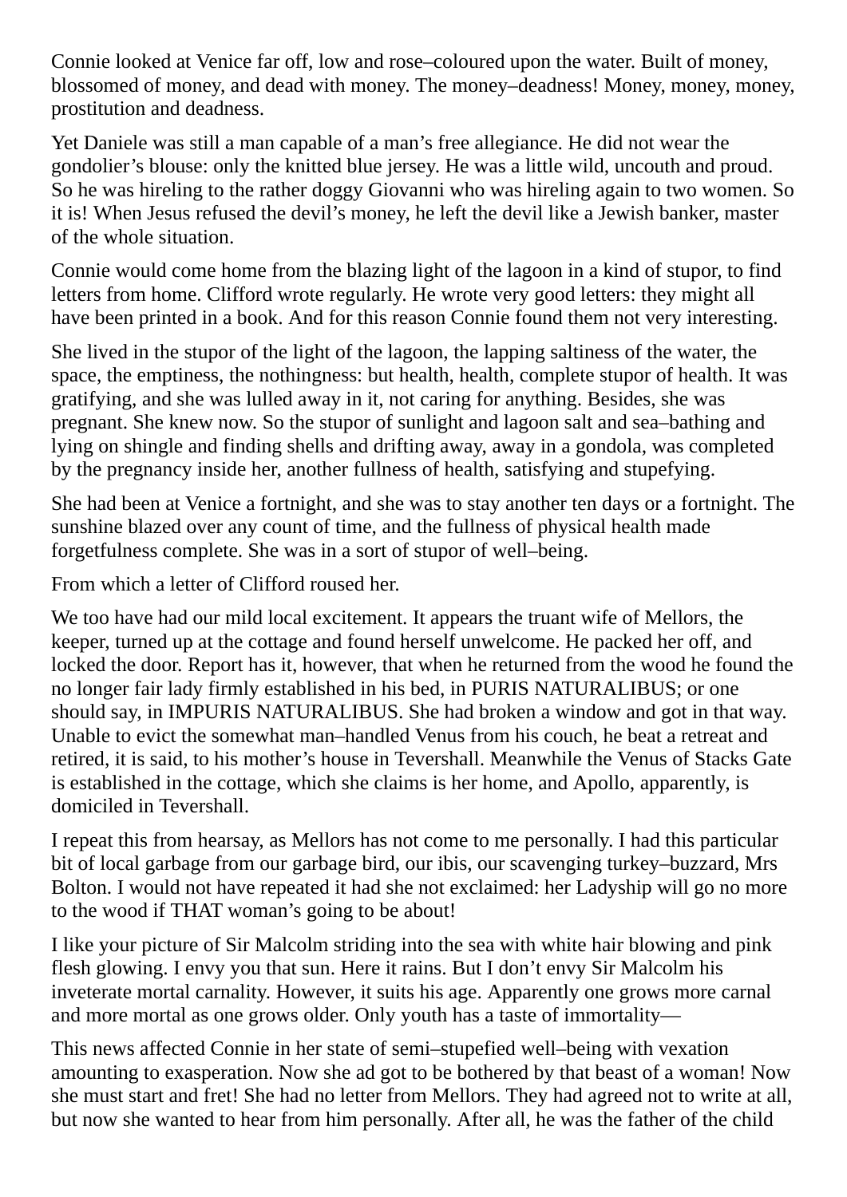Connie looked at Venice far off, low and rose–coloured upon the water. Built of money, blossomed of money, and dead with money. The money–deadness! Money, money, money, prostitution and deadness.

Yet Daniele was still a man capable of a man's free allegiance. He did not wear the gondolier's blouse: only the knitted blue jersey. He was a little wild, uncouth and proud. So he was hireling to the rather doggy Giovanni who was hireling again to two women. So it is! When Jesus refused the devil's money, he left the devil like a Jewish banker, master of the whole situation.

Connie would come home from the blazing light of the lagoon in a kind of stupor, to find letters from home. Clifford wrote regularly. He wrote very good letters: they might all have been printed in a book. And for this reason Connie found them not very interesting.

She lived in the stupor of the light of the lagoon, the lapping saltiness of the water, the space, the emptiness, the nothingness: but health, health, complete stupor of health. It was gratifying, and she was lulled away in it, not caring for anything. Besides, she was pregnant. She knew now. So the stupor of sunlight and lagoon salt and sea–bathing and lying on shingle and finding shells and drifting away, away in a gondola, was completed by the pregnancy inside her, another fullness of health, satisfying and stupefying.

She had been at Venice a fortnight, and she was to stay another ten days or a fortnight. The sunshine blazed over any count of time, and the fullness of physical health made forgetfulness complete. She was in a sort of stupor of well–being.

From which a letter of Clifford roused her.

We too have had our mild local excitement. It appears the truant wife of Mellors, the keeper, turned up at the cottage and found herself unwelcome. He packed her off, and locked the door. Report has it, however, that when he returned from the wood he found the no longer fair lady firmly established in his bed, in PURIS NATURALIBUS; or one should say, in IMPURIS NATURALIBUS. She had broken a window and got in that way. Unable to evict the somewhat man–handled Venus from his couch, he beat a retreat and retired, it is said, to his mother's house in Tevershall. Meanwhile the Venus of Stacks Gate is established in the cottage, which she claims is her home, and Apollo, apparently, is domiciled in Tevershall.

I repeat this from hearsay, as Mellors has not come to me personally. I had this particular bit of local garbage from our garbage bird, our ibis, our scavenging turkey–buzzard, Mrs Bolton. I would not have repeated it had she not exclaimed: her Ladyship will go no more to the wood if THAT woman's going to be about!

I like your picture of Sir Malcolm striding into the sea with white hair blowing and pink flesh glowing. I envy you that sun. Here it rains. But I don't envy Sir Malcolm his inveterate mortal carnality. However, it suits his age. Apparently one grows more carnal and more mortal as one grows older. Only youth has a taste of immortality—

This news affected Connie in her state of semi–stupefied well–being with vexation amounting to exasperation. Now she ad got to be bothered by that beast of a woman! Now she must start and fret! She had no letter from Mellors. They had agreed not to write at all, but now she wanted to hear from him personally. After all, he was the father of the child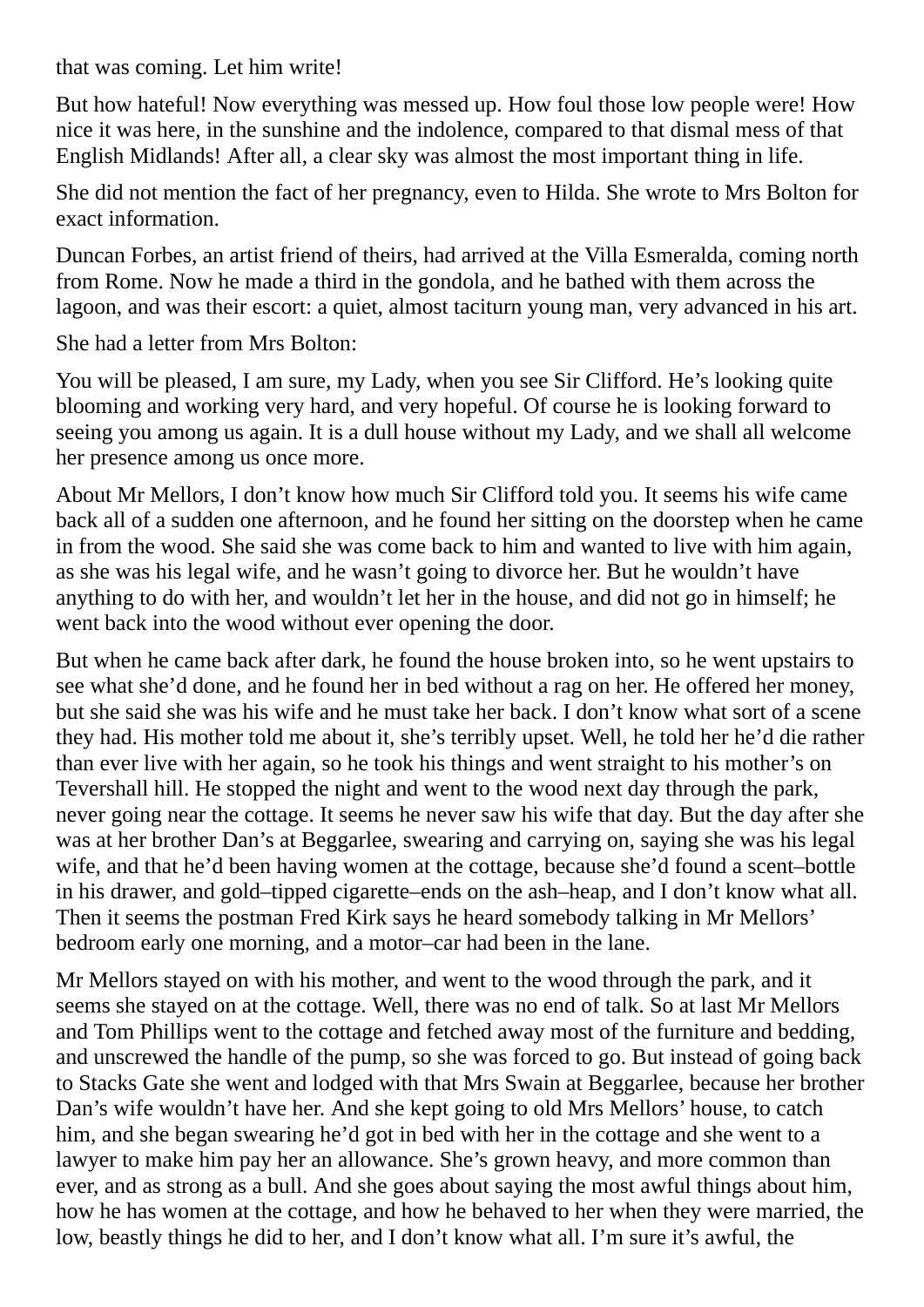that was coming. Let him write!

But how hateful! Now everything was messed up. How foul those low people were! How nice it was here, in the sunshine and the indolence, compared to that dismal mess of that English Midlands! After all, a clear sky was almost the most important thing in life.

She did not mention the fact of her pregnancy, even to Hilda. She wrote to Mrs Bolton for exact information.

Duncan Forbes, an artist friend of theirs, had arrived at the Villa Esmeralda, coming north from Rome. Now he made a third in the gondola, and he bathed with them across the lagoon, and was their escort: a quiet, almost taciturn young man, very advanced in his art.

She had a letter from Mrs Bolton:

You will be pleased, I am sure, my Lady, when you see Sir Clifford. He’s looking quite blooming and working very hard, and very hopeful. Of course he is looking forward to seeing you among us again. It is a dull house without my Lady, and we shall all welcome her presence among us once more.

About Mr Mellors, I don’t know how much Sir Clifford told you. It seems his wife came back all of a sudden one afternoon, and he found her sitting on the doorstep when he came in from the wood. She said she was come back to him and wanted to live with him again, as she was his legal wife, and he wasn’t going to divorce her. But he wouldn’t have anything to do with her, and wouldn’t let her in the house, and did not go in himself; he went back into the wood without ever opening the door.

But when he came back after dark, he found the house broken into, so he went upstairs to see what she’d done, and he found her in bed without a rag on her. He offered her money, but she said she was his wife and he must take her back. I don’t know what sort of a scene they had. His mother told me about it, she’s terribly upset. Well, he told her he’d die rather than ever live with her again, so he took his things and went straight to his mother’s on Tevershall hill. He stopped the night and went to the wood next day through the park, never going near the cottage. It seems he never saw his wife that day. But the day after she was at her brother Dan’s at Beggarlee, swearing and carrying on, saying she was his legal wife, and that he’d been having women at the cottage, because she’d found a scent–bottle in his drawer, and gold–tipped cigarette–ends on the ash–heap, and I don’t know what all. Then it seems the postman Fred Kirk says he heard somebody talking in Mr Mellors’ bedroom early one morning, and a motor–car had been in the lane.

Mr Mellors stayed on with his mother, and went to the wood through the park, and it seems she stayed on at the cottage. Well, there was no end of talk. So at last Mr Mellors and Tom Phillips went to the cottage and fetched away most of the furniture and bedding, and unscrewed the handle of the pump, so she was forced to go. But instead of going back to Stacks Gate she went and lodged with that Mrs Swain at Beggarlee, because her brother Dan’s wife wouldn’t have her. And she kept going to old Mrs Mellors’ house, to catch him, and she began swearing he’d got in bed with her in the cottage and she went to a lawyer to make him pay her an allowance. She’s grown heavy, and more common than ever, and as strong as a bull. And she goes about saying the most awful things about him, how he has women at the cottage, and how he behaved to her when they were married, the low, beastly things he did to her, and I don’t know what all. I’m sure it’s awful, the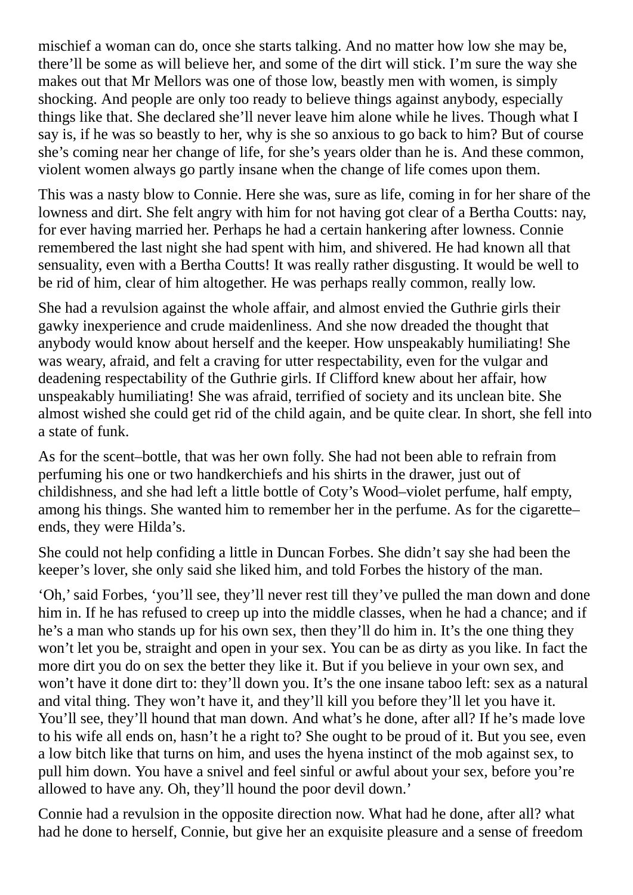mischief a woman can do, once she starts talking. And no matter how low she may be, there'll be some as will believe her, and some of the dirt will stick. I'm sure the way she makes out that Mr Mellors was one of those low, beastly men with women, is simply shocking. And people are only too ready to believe things against anybody, especially things like that. She declared she'll never leave him alone while he lives. Though what I say is, if he was so beastly to her, why is she so anxious to go back to him? But of course she's coming near her change of life, for she's years older than he is. And these common, violent women always go partly insane when the change of life comes upon them.

This was a nasty blow to Connie. Here she was, sure as life, coming in for her share of the lowness and dirt. She felt angry with him for not having got clear of a Bertha Coutts: nay, for ever having married her. Perhaps he had a certain hankering after lowness. Connie remembered the last night she had spent with him, and shivered. He had known all that sensuality, even with a Bertha Coutts! It was really rather disgusting. It would be well to be rid of him, clear of him altogether. He was perhaps really common, really low.

She had a revulsion against the whole affair, and almost envied the Guthrie girls their gawky inexperience and crude maidenliness. And she now dreaded the thought that anybody would know about herself and the keeper. How unspeakably humiliating! She was weary, afraid, and felt a craving for utter respectability, even for the vulgar and deadening respectability of the Guthrie girls. If Clifford knew about her affair, how unspeakably humiliating! She was afraid, terrified of society and its unclean bite. She almost wished she could get rid of the child again, and be quite clear. In short, she fell into a state of funk.

As for the scent–bottle, that was her own folly. She had not been able to refrain from perfuming his one or two handkerchiefs and his shirts in the drawer, just out of childishness, and she had left a little bottle of Coty's Wood–violet perfume, half empty, among his things. She wanted him to remember her in the perfume. As for the cigarette–ends, they were Hilda's.

She could not help confiding a little in Duncan Forbes. She didn't say she had been the keeper's lover, she only said she liked him, and told Forbes the history of the man.

'Oh,' said Forbes, 'you'll see, they'll never rest till they've pulled the man down and done him in. If he has refused to creep up into the middle classes, when he had a chance; and if he's a man who stands up for his own sex, then they'll do him in. It's the one thing they won't let you be, straight and open in your sex. You can be as dirty as you like. In fact the more dirt you do on sex the better they like it. But if you believe in your own sex, and won't have it done dirt to: they'll down you. It's the one insane taboo left: sex as a natural and vital thing. They won't have it, and they'll kill you before they'll let you have it. You'll see, they'll hound that man down. And what's he done, after all? If he's made love to his wife all ends on, hasn't he a right to? She ought to be proud of it. But you see, even a low bitch like that turns on him, and uses the hyena instinct of the mob against sex, to pull him down. You have a snivel and feel sinful or awful about your sex, before you're allowed to have any. Oh, they'll hound the poor devil down.'

Connie had a revulsion in the opposite direction now. What had he done, after all? what had he done to herself, Connie, but give her an exquisite pleasure and a sense of freedom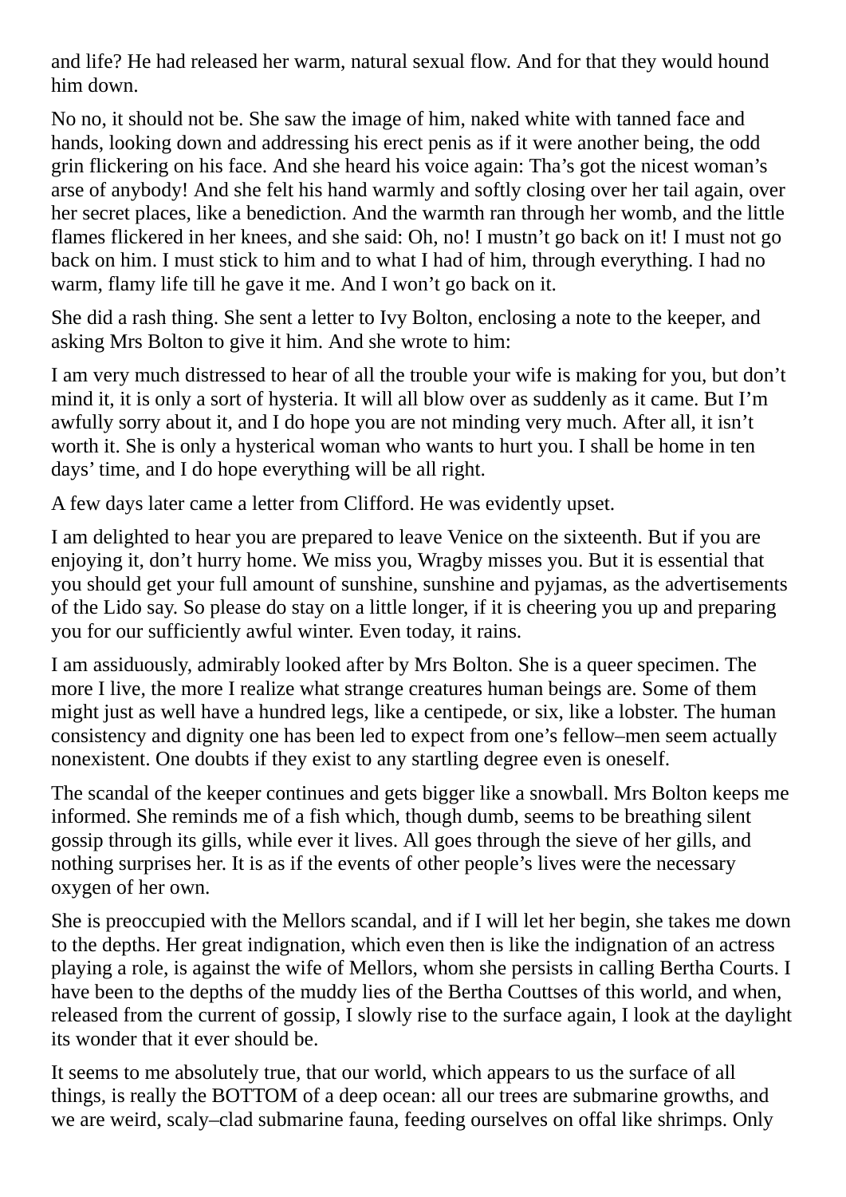and life? He had released her warm, natural sexual flow. And for that they would hound him down.

No no, it should not be. She saw the image of him, naked white with tanned face and hands, looking down and addressing his erect penis as if it were another being, the odd grin flickering on his face. And she heard his voice again: Tha's got the nicest woman's arse of anybody! And she felt his hand warmly and softly closing over her tail again, over her secret places, like a benediction. And the warmth ran through her womb, and the little flames flickered in her knees, and she said: Oh, no! I mustn't go back on it! I must not go back on him. I must stick to him and to what I had of him, through everything. I had no warm, flamy life till he gave it me. And I won't go back on it.

She did a rash thing. She sent a letter to Ivy Bolton, enclosing a note to the keeper, and asking Mrs Bolton to give it him. And she wrote to him:

I am very much distressed to hear of all the trouble your wife is making for you, but don't mind it, it is only a sort of hysteria. It will all blow over as suddenly as it came. But I'm awfully sorry about it, and I do hope you are not minding very much. After all, it isn't worth it. She is only a hysterical woman who wants to hurt you. I shall be home in ten days' time, and I do hope everything will be all right.

A few days later came a letter from Clifford. He was evidently upset.

I am delighted to hear you are prepared to leave Venice on the sixteenth. But if you are enjoying it, don't hurry home. We miss you, Wragby misses you. But it is essential that you should get your full amount of sunshine, sunshine and pyjamas, as the advertisements of the Lido say. So please do stay on a little longer, if it is cheering you up and preparing you for our sufficiently awful winter. Even today, it rains.

I am assiduously, admirably looked after by Mrs Bolton. She is a queer specimen. The more I live, the more I realize what strange creatures human beings are. Some of them might just as well have a hundred legs, like a centipede, or six, like a lobster. The human consistency and dignity one has been led to expect from one's fellow–men seem actually nonexistent. One doubts if they exist to any startling degree even is oneself.

The scandal of the keeper continues and gets bigger like a snowball. Mrs Bolton keeps me informed. She reminds me of a fish which, though dumb, seems to be breathing silent gossip through its gills, while ever it lives. All goes through the sieve of her gills, and nothing surprises her. It is as if the events of other people's lives were the necessary oxygen of her own.

She is preoccupied with the Mellors scandal, and if I will let her begin, she takes me down to the depths. Her great indignation, which even then is like the indignation of an actress playing a role, is against the wife of Mellors, whom she persists in calling Bertha Courts. I have been to the depths of the muddy lies of the Bertha Couttses of this world, and when, released from the current of gossip, I slowly rise to the surface again, I look at the daylight its wonder that it ever should be.

It seems to me absolutely true, that our world, which appears to us the surface of all things, is really the BOTTOM of a deep ocean: all our trees are submarine growths, and we are weird, scaly–clad submarine fauna, feeding ourselves on offal like shrimps. Only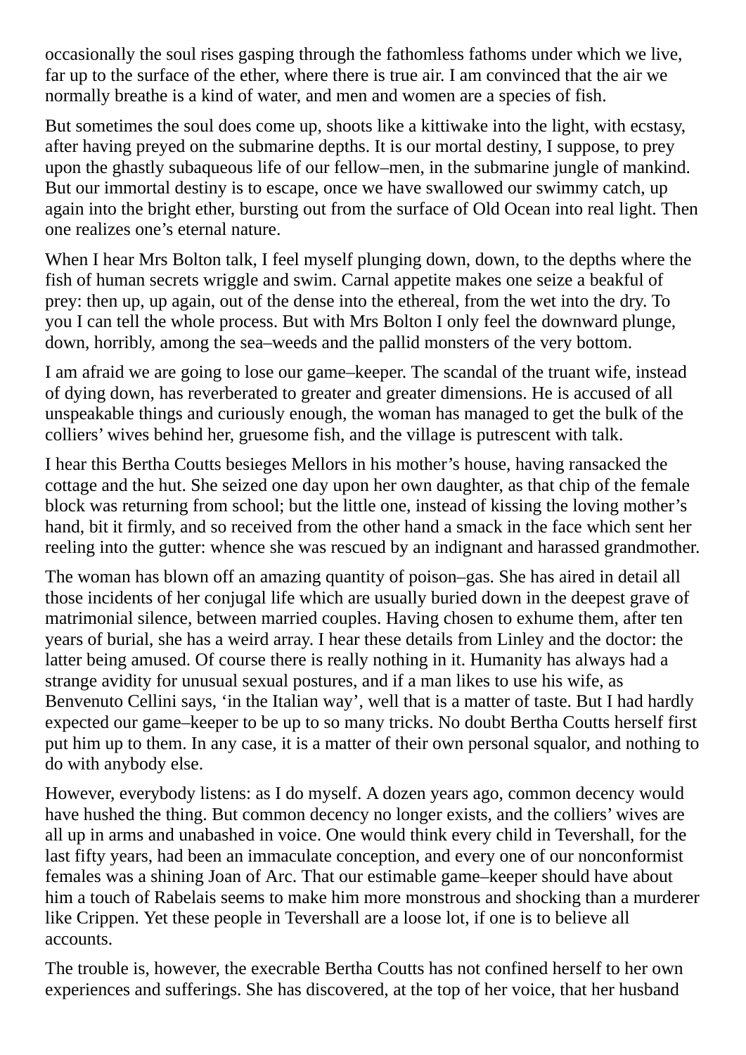occasionally the soul rises gasping through the fathomless fathoms under which we live, far up to the surface of the ether, where there is true air. I am convinced that the air we normally breathe is a kind of water, and men and women are a species of fish.

But sometimes the soul does come up, shoots like a kittiwake into the light, with ecstasy, after having preyed on the submarine depths. It is our mortal destiny, I suppose, to prey upon the ghastly subaqueous life of our fellow–men, in the submarine jungle of mankind. But our immortal destiny is to escape, once we have swallowed our swimmy catch, up again into the bright ether, bursting out from the surface of Old Ocean into real light. Then one realizes one's eternal nature.

When I hear Mrs Bolton talk, I feel myself plunging down, down, to the depths where the fish of human secrets wriggle and swim. Carnal appetite makes one seize a beakful of prey: then up, up again, out of the dense into the ethereal, from the wet into the dry. To you I can tell the whole process. But with Mrs Bolton I only feel the downward plunge, down, horribly, among the sea–weeds and the pallid monsters of the very bottom.

I am afraid we are going to lose our game–keeper. The scandal of the truant wife, instead of dying down, has reverberated to greater and greater dimensions. He is accused of all unspeakable things and curiously enough, the woman has managed to get the bulk of the colliers' wives behind her, gruesome fish, and the village is putrescent with talk.

I hear this Bertha Coutts besieges Mellors in his mother's house, having ransacked the cottage and the hut. She seized one day upon her own daughter, as that chip of the female block was returning from school; but the little one, instead of kissing the loving mother's hand, bit it firmly, and so received from the other hand a smack in the face which sent her reeling into the gutter: whence she was rescued by an indignant and harassed grandmother.

The woman has blown off an amazing quantity of poison–gas. She has aired in detail all those incidents of her conjugal life which are usually buried down in the deepest grave of matrimonial silence, between married couples. Having chosen to exhume them, after ten years of burial, she has a weird array. I hear these details from Linley and the doctor: the latter being amused. Of course there is really nothing in it. Humanity has always had a strange avidity for unusual sexual postures, and if a man likes to use his wife, as Benvenuto Cellini says, 'in the Italian way', well that is a matter of taste. But I had hardly expected our game–keeper to be up to so many tricks. No doubt Bertha Coutts herself first put him up to them. In any case, it is a matter of their own personal squalor, and nothing to do with anybody else.

However, everybody listens: as I do myself. A dozen years ago, common decency would have hushed the thing. But common decency no longer exists, and the colliers' wives are all up in arms and unabashed in voice. One would think every child in Tevershall, for the last fifty years, had been an immaculate conception, and every one of our nonconformist females was a shining Joan of Arc. That our estimable game–keeper should have about him a touch of Rabelais seems to make him more monstrous and shocking than a murderer like Crippen. Yet these people in Tevershall are a loose lot, if one is to believe all accounts.

The trouble is, however, the execrable Bertha Coutts has not confined herself to her own experiences and sufferings. She has discovered, at the top of her voice, that her husband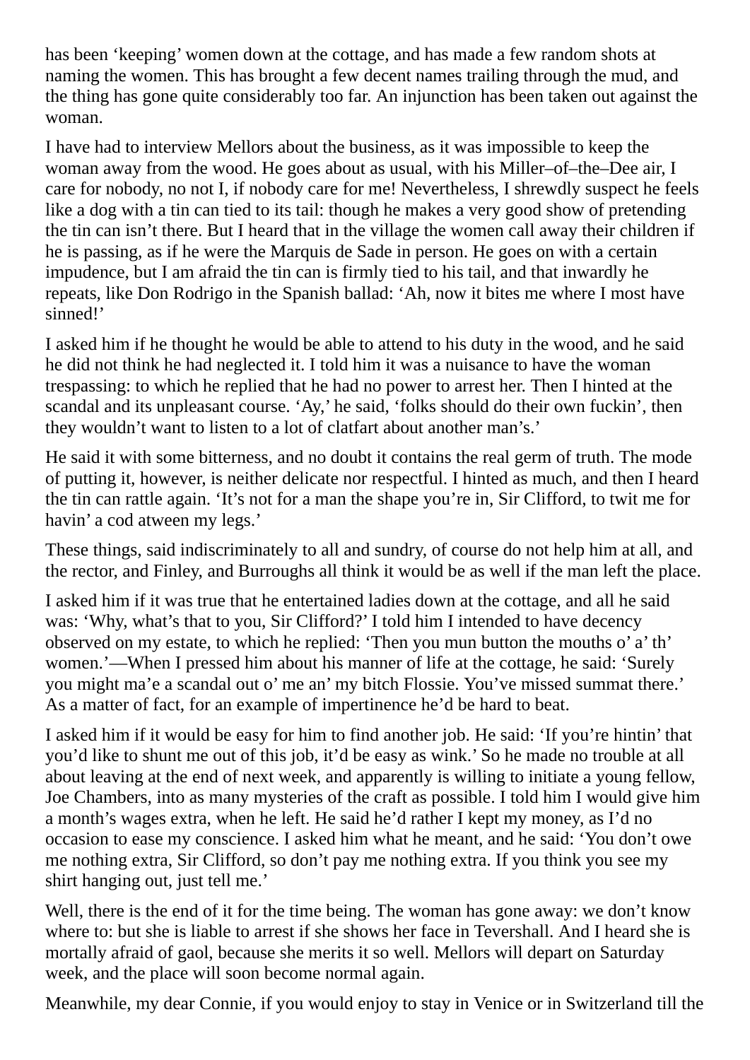has been 'keeping' women down at the cottage, and has made a few random shots at naming the women. This has brought a few decent names trailing through the mud, and the thing has gone quite considerably too far. An injunction has been taken out against the woman.

I have had to interview Mellors about the business, as it was impossible to keep the woman away from the wood. He goes about as usual, with his Miller–of–the–Dee air, I care for nobody, no not I, if nobody care for me! Nevertheless, I shrewdly suspect he feels like a dog with a tin can tied to its tail: though he makes a very good show of pretending the tin can isn't there. But I heard that in the village the women call away their children if he is passing, as if he were the Marquis de Sade in person. He goes on with a certain impudence, but I am afraid the tin can is firmly tied to his tail, and that inwardly he repeats, like Don Rodrigo in the Spanish ballad: 'Ah, now it bites me where I most have sinned!'

I asked him if he thought he would be able to attend to his duty in the wood, and he said he did not think he had neglected it. I told him it was a nuisance to have the woman trespassing: to which he replied that he had no power to arrest her. Then I hinted at the scandal and its unpleasant course. 'Ay,' he said, 'folks should do their own fuckin', then they wouldn't want to listen to a lot of clatfart about another man's.'

He said it with some bitterness, and no doubt it contains the real germ of truth. The mode of putting it, however, is neither delicate nor respectful. I hinted as much, and then I heard the tin can rattle again. 'It's not for a man the shape you're in, Sir Clifford, to twit me for havin' a cod atween my legs.'

These things, said indiscriminately to all and sundry, of course do not help him at all, and the rector, and Finley, and Burroughs all think it would be as well if the man left the place.

I asked him if it was true that he entertained ladies down at the cottage, and all he said was: 'Why, what's that to you, Sir Clifford?' I told him I intended to have decency observed on my estate, to which he replied: 'Then you mun button the mouths o' a' th' women.'—When I pressed him about his manner of life at the cottage, he said: 'Surely you might ma'e a scandal out o' me an' my bitch Flossie. You've missed summat there.' As a matter of fact, for an example of impertinence he'd be hard to beat.

I asked him if it would be easy for him to find another job. He said: 'If you're hintin' that you'd like to shunt me out of this job, it'd be easy as wink.' So he made no trouble at all about leaving at the end of next week, and apparently is willing to initiate a young fellow, Joe Chambers, into as many mysteries of the craft as possible. I told him I would give him a month's wages extra, when he left. He said he'd rather I kept my money, as I'd no occasion to ease my conscience. I asked him what he meant, and he said: 'You don't owe me nothing extra, Sir Clifford, so don't pay me nothing extra. If you think you see my shirt hanging out, just tell me.'

Well, there is the end of it for the time being. The woman has gone away: we don't know where to: but she is liable to arrest if she shows her face in Tevershall. And I heard she is mortally afraid of gaol, because she merits it so well. Mellors will depart on Saturday week, and the place will soon become normal again.

Meanwhile, my dear Connie, if you would enjoy to stay in Venice or in Switzerland till the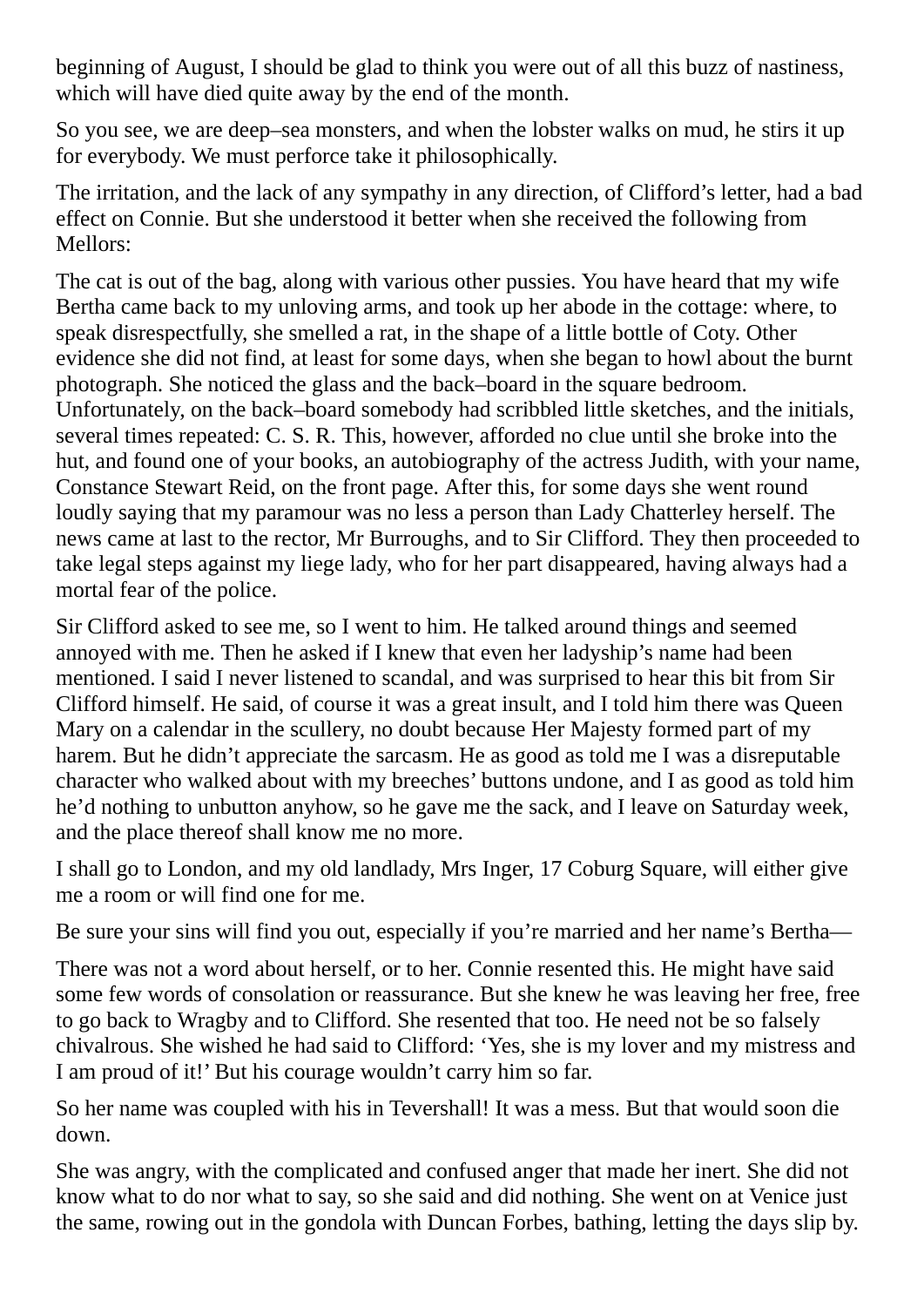beginning of August, I should be glad to think you were out of all this buzz of nastiness, which will have died quite away by the end of the month.

So you see, we are deep–sea monsters, and when the lobster walks on mud, he stirs it up for everybody. We must perforce take it philosophically.

The irritation, and the lack of any sympathy in any direction, of Clifford's letter, had a bad effect on Connie. But she understood it better when she received the following from Mellors:

The cat is out of the bag, along with various other pussies. You have heard that my wife Bertha came back to my unloving arms, and took up her abode in the cottage: where, to speak disrespectfully, she smelled a rat, in the shape of a little bottle of Coty. Other evidence she did not find, at least for some days, when she began to howl about the burnt photograph. She noticed the glass and the back–board in the square bedroom. Unfortunately, on the back–board somebody had scribbled little sketches, and the initials, several times repeated: C. S. R. This, however, afforded no clue until she broke into the hut, and found one of your books, an autobiography of the actress Judith, with your name, Constance Stewart Reid, on the front page. After this, for some days she went round loudly saying that my paramour was no less a person than Lady Chatterley herself. The news came at last to the rector, Mr Burroughs, and to Sir Clifford. They then proceeded to take legal steps against my liege lady, who for her part disappeared, having always had a mortal fear of the police.

Sir Clifford asked to see me, so I went to him. He talked around things and seemed annoyed with me. Then he asked if I knew that even her ladyship's name had been mentioned. I said I never listened to scandal, and was surprised to hear this bit from Sir Clifford himself. He said, of course it was a great insult, and I told him there was Queen Mary on a calendar in the scullery, no doubt because Her Majesty formed part of my harem. But he didn't appreciate the sarcasm. He as good as told me I was a disreputable character who walked about with my breeches' buttons undone, and I as good as told him he'd nothing to unbutton anyhow, so he gave me the sack, and I leave on Saturday week, and the place thereof shall know me no more.

I shall go to London, and my old landlady, Mrs Inger, 17 Coburg Square, will either give me a room or will find one for me.

Be sure your sins will find you out, especially if you're married and her name's Bertha—

There was not a word about herself, or to her. Connie resented this. He might have said some few words of consolation or reassurance. But she knew he was leaving her free, free to go back to Wragby and to Clifford. She resented that too. He need not be so falsely chivalrous. She wished he had said to Clifford: 'Yes, she is my lover and my mistress and I am proud of it!' But his courage wouldn't carry him so far.

So her name was coupled with his in Tevershall! It was a mess. But that would soon die down.

She was angry, with the complicated and confused anger that made her inert. She did not know what to do nor what to say, so she said and did nothing. She went on at Venice just the same, rowing out in the gondola with Duncan Forbes, bathing, letting the days slip by.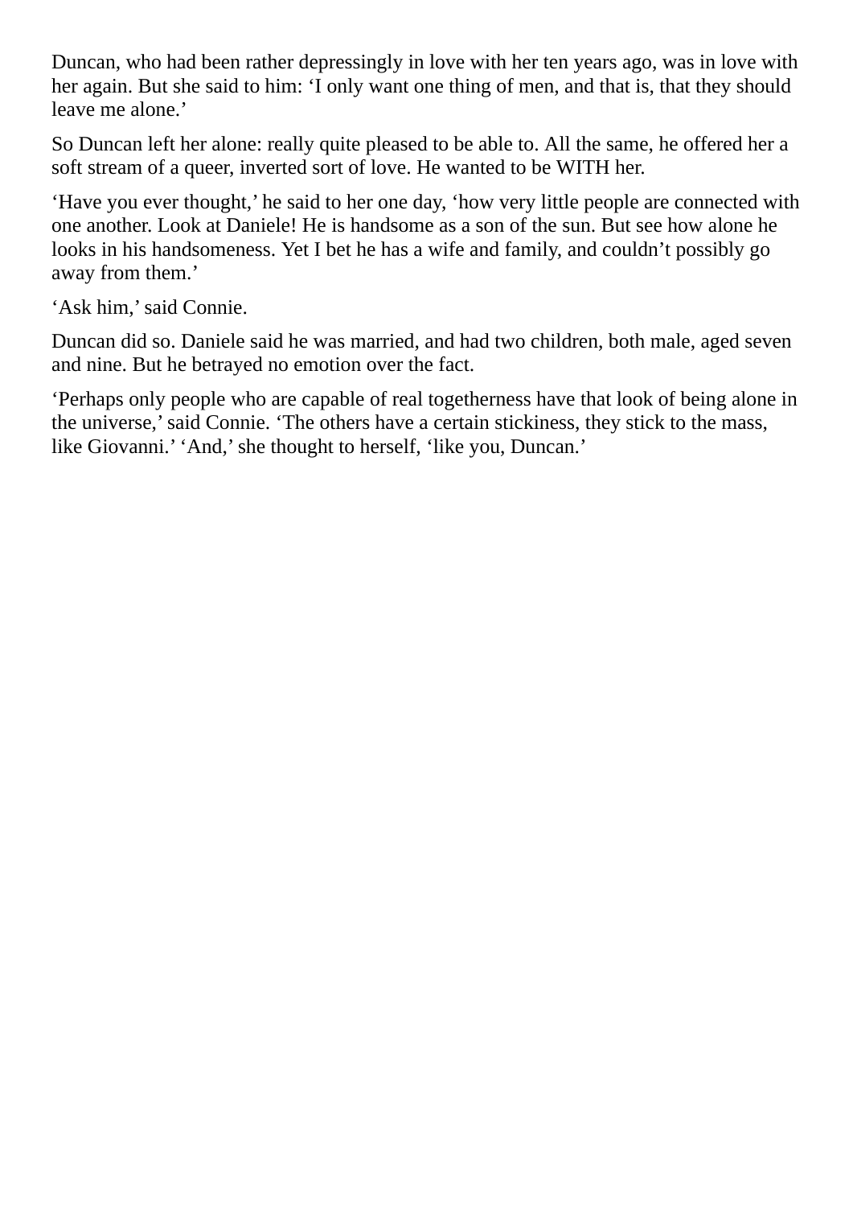Duncan, who had been rather depressingly in love with her ten years ago, was in love with her again. But she said to him: ‘I only want one thing of men, and that is, that they should leave me alone.’

So Duncan left her alone: really quite pleased to be able to. All the same, he offered her a soft stream of a queer, inverted sort of love. He wanted to be WITH her.

‘Have you ever thought,’ he said to her one day, ‘how very little people are connected with one another. Look at Daniele! He is handsome as a son of the sun. But see how alone he looks in his handsomeness. Yet I bet he has a wife and family, and couldn’t possibly go away from them.’

‘Ask him,’ said Connie.

Duncan did so. Daniele said he was married, and had two children, both male, aged seven and nine. But he betrayed no emotion over the fact.

‘Perhaps only people who are capable of real togetherness have that look of being alone in the universe,’ said Connie. ‘The others have a certain stickiness, they stick to the mass, like Giovanni.’ ‘And,’ she thought to herself, ‘like you, Duncan.’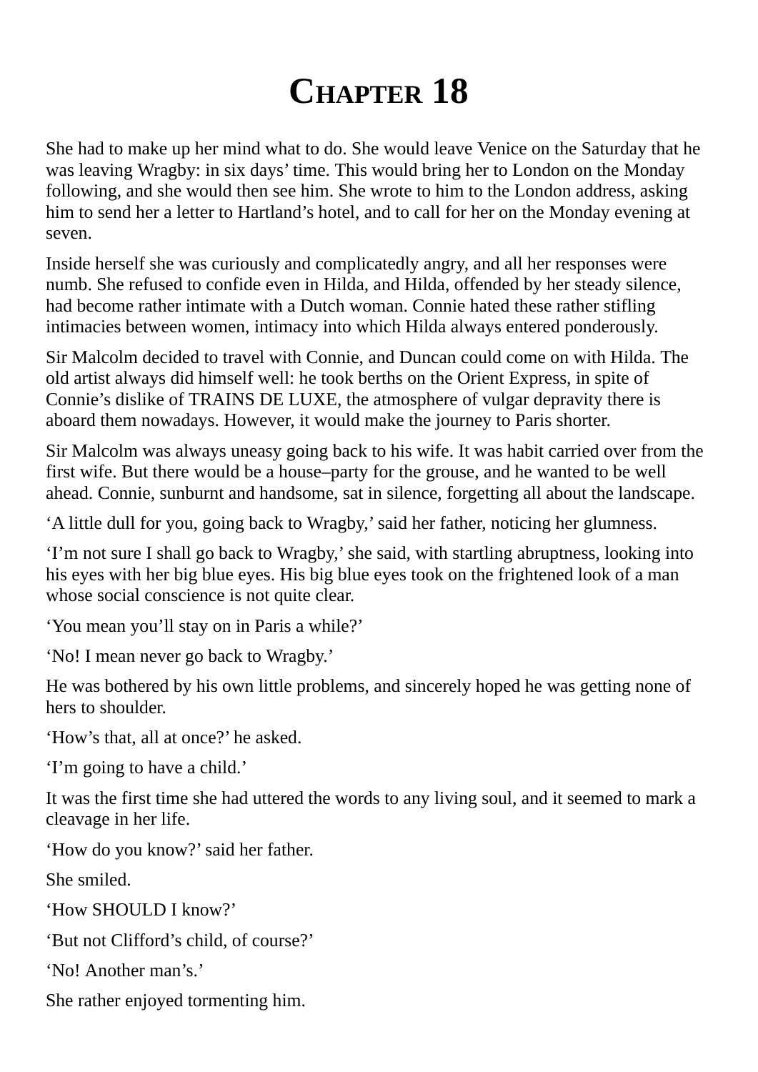# CHAPTER 18

She had to make up her mind what to do. She would leave Venice on the Saturday that he was leaving Wragby: in six days' time. This would bring her to London on the Monday following, and she would then see him. She wrote to him to the London address, asking him to send her a letter to Hartland's hotel, and to call for her on the Monday evening at seven.

Inside herself she was curiously and complicatedly angry, and all her responses were numb. She refused to confide even in Hilda, and Hilda, offended by her steady silence, had become rather intimate with a Dutch woman. Connie hated these rather stifling intimacies between women, intimacy into which Hilda always entered ponderously.

Sir Malcolm decided to travel with Connie, and Duncan could come on with Hilda. The old artist always did himself well: he took berths on the Orient Express, in spite of Connie's dislike of TRAINS DE LUXE, the atmosphere of vulgar depravity there is aboard them nowadays. However, it would make the journey to Paris shorter.

Sir Malcolm was always uneasy going back to his wife. It was habit carried over from the first wife. But there would be a house–party for the grouse, and he wanted to be well ahead. Connie, sunburnt and handsome, sat in silence, forgetting all about the landscape.

'A little dull for you, going back to Wragby,' said her father, noticing her glumness.

'I'm not sure I shall go back to Wragby,' she said, with startling abruptness, looking into his eyes with her big blue eyes. His big blue eyes took on the frightened look of a man whose social conscience is not quite clear.

'You mean you'll stay on in Paris a while?'

'No! I mean never go back to Wragby.'

He was bothered by his own little problems, and sincerely hoped he was getting none of hers to shoulder.

'How's that, all at once?' he asked.

'I'm going to have a child.'

It was the first time she had uttered the words to any living soul, and it seemed to mark a cleavage in her life.

'How do you know?' said her father.

She smiled.

'How SHOULD I know?'

'But not Clifford's child, of course?'

'No! Another man's.'

She rather enjoyed tormenting him.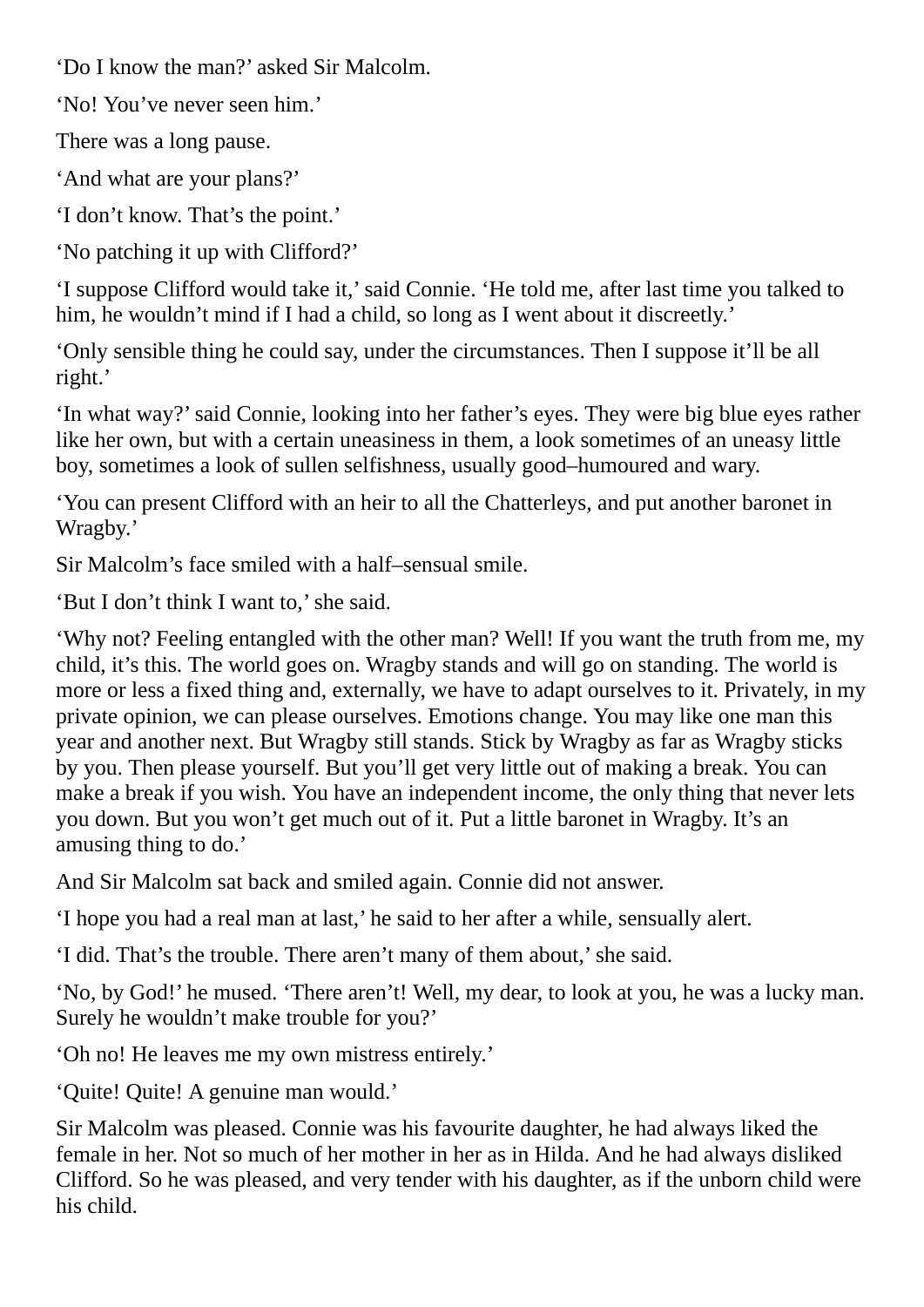‘Do I know the man?’ asked Sir Malcolm.

‘No! You’ve never seen him.’

There was a long pause.

‘And what are your plans?’

‘I don’t know. That’s the point.’

‘No patching it up with Clifford?’

‘I suppose Clifford would take it,’ said Connie. ‘He told me, after last time you talked to him, he wouldn’t mind if I had a child, so long as I went about it discreetly.’

‘Only sensible thing he could say, under the circumstances. Then I suppose it’ll be all right.’

‘In what way?’ said Connie, looking into her father’s eyes. They were big blue eyes rather like her own, but with a certain uneasiness in them, a look sometimes of an uneasy little boy, sometimes a look of sullen selfishness, usually good–humoured and wary.

‘You can present Clifford with an heir to all the Chatterleys, and put another baronet in Wragby.’

Sir Malcolm’s face smiled with a half–sensual smile.

‘But I don’t think I want to,’ she said.

‘Why not? Feeling entangled with the other man? Well! If you want the truth from me, my child, it’s this. The world goes on. Wragby stands and will go on standing. The world is more or less a fixed thing and, externally, we have to adapt ourselves to it. Privately, in my private opinion, we can please ourselves. Emotions change. You may like one man this year and another next. But Wragby still stands. Stick by Wragby as far as Wragby sticks by you. Then please yourself. But you’ll get very little out of making a break. You can make a break if you wish. You have an independent income, the only thing that never lets you down. But you won’t get much out of it. Put a little baronet in Wragby. It’s an amusing thing to do.’

And Sir Malcolm sat back and smiled again. Connie did not answer.

‘I hope you had a real man at last,’ he said to her after a while, sensually alert.

‘I did. That’s the trouble. There aren’t many of them about,’ she said.

‘No, by God!’ he mused. ‘There aren’t! Well, my dear, to look at you, he was a lucky man. Surely he wouldn’t make trouble for you?’

‘Oh no! He leaves me my own mistress entirely.’

‘Quite! Quite! A genuine man would.’

Sir Malcolm was pleased. Connie was his favourite daughter, he had always liked the female in her. Not so much of her mother in her as in Hilda. And he had always disliked Clifford. So he was pleased, and very tender with his daughter, as if the unborn child were his child.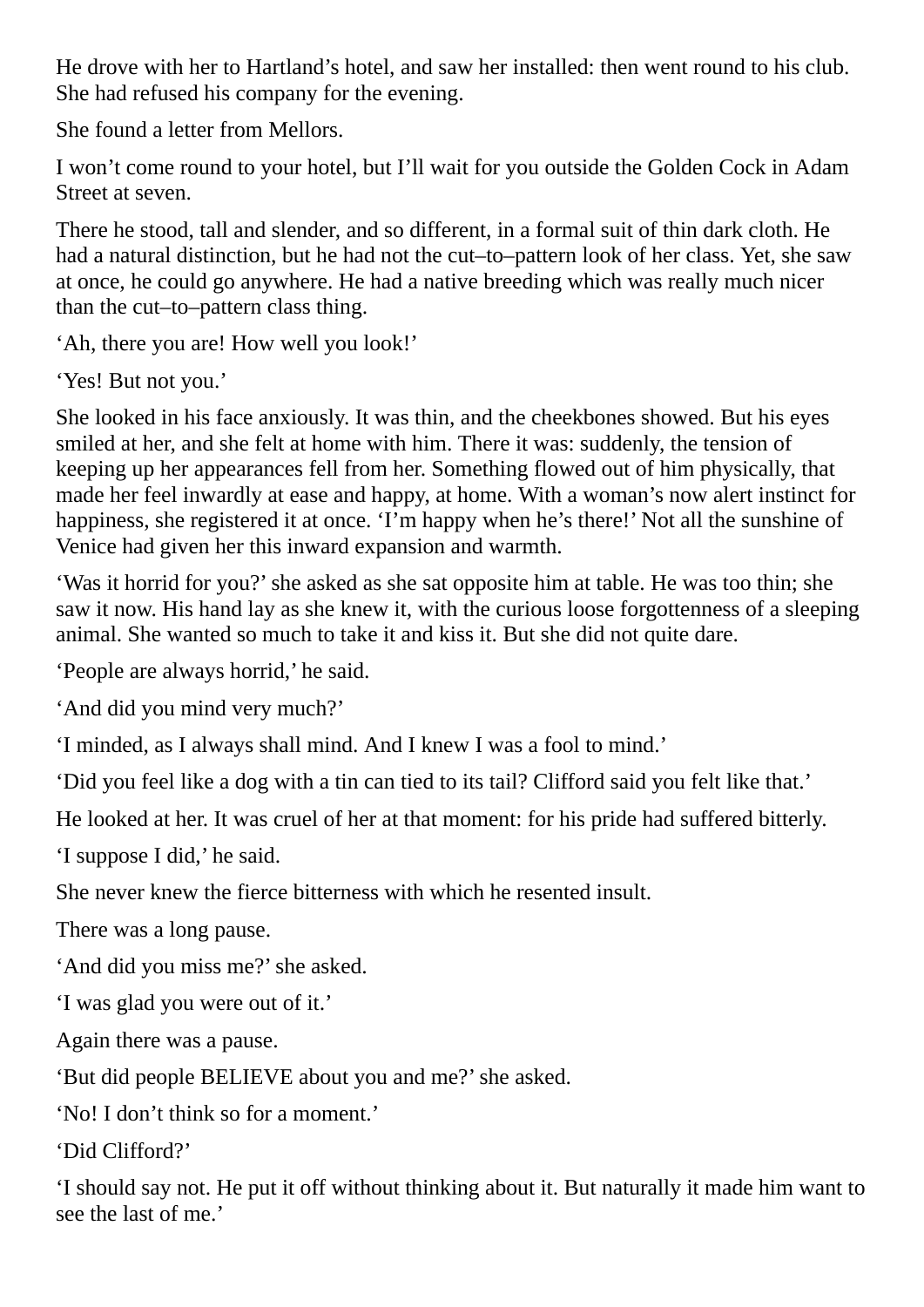He drove with her to Hartland's hotel, and saw her installed: then went round to his club. She had refused his company for the evening.

She found a letter from Mellors.

I won't come round to your hotel, but I'll wait for you outside the Golden Cock in Adam Street at seven.

There he stood, tall and slender, and so different, in a formal suit of thin dark cloth. He had a natural distinction, but he had not the cut–to–pattern look of her class. Yet, she saw at once, he could go anywhere. He had a native breeding which was really much nicer than the cut–to–pattern class thing.

'Ah, there you are! How well you look!'

'Yes! But not you.'

She looked in his face anxiously. It was thin, and the cheekbones showed. But his eyes smiled at her, and she felt at home with him. There it was: suddenly, the tension of keeping up her appearances fell from her. Something flowed out of him physically, that made her feel inwardly at ease and happy, at home. With a woman's now alert instinct for happiness, she registered it at once. 'I'm happy when he's there!' Not all the sunshine of Venice had given her this inward expansion and warmth.

'Was it horrid for you?' she asked as she sat opposite him at table. He was too thin; she saw it now. His hand lay as she knew it, with the curious loose forgottenness of a sleeping animal. She wanted so much to take it and kiss it. But she did not quite dare.

'People are always horrid,' he said.

'And did you mind very much?'

'I minded, as I always shall mind. And I knew I was a fool to mind.'

'Did you feel like a dog with a tin can tied to its tail? Clifford said you felt like that.'

He looked at her. It was cruel of her at that moment: for his pride had suffered bitterly.

'I suppose I did,' he said.

She never knew the fierce bitterness with which he resented insult.

There was a long pause.

'And did you miss me?' she asked.

'I was glad you were out of it.'

Again there was a pause.

'But did people BELIEVE about you and me?' she asked.

'No! I don't think so for a moment.'

'Did Clifford?'

'I should say not. He put it off without thinking about it. But naturally it made him want to see the last of me.'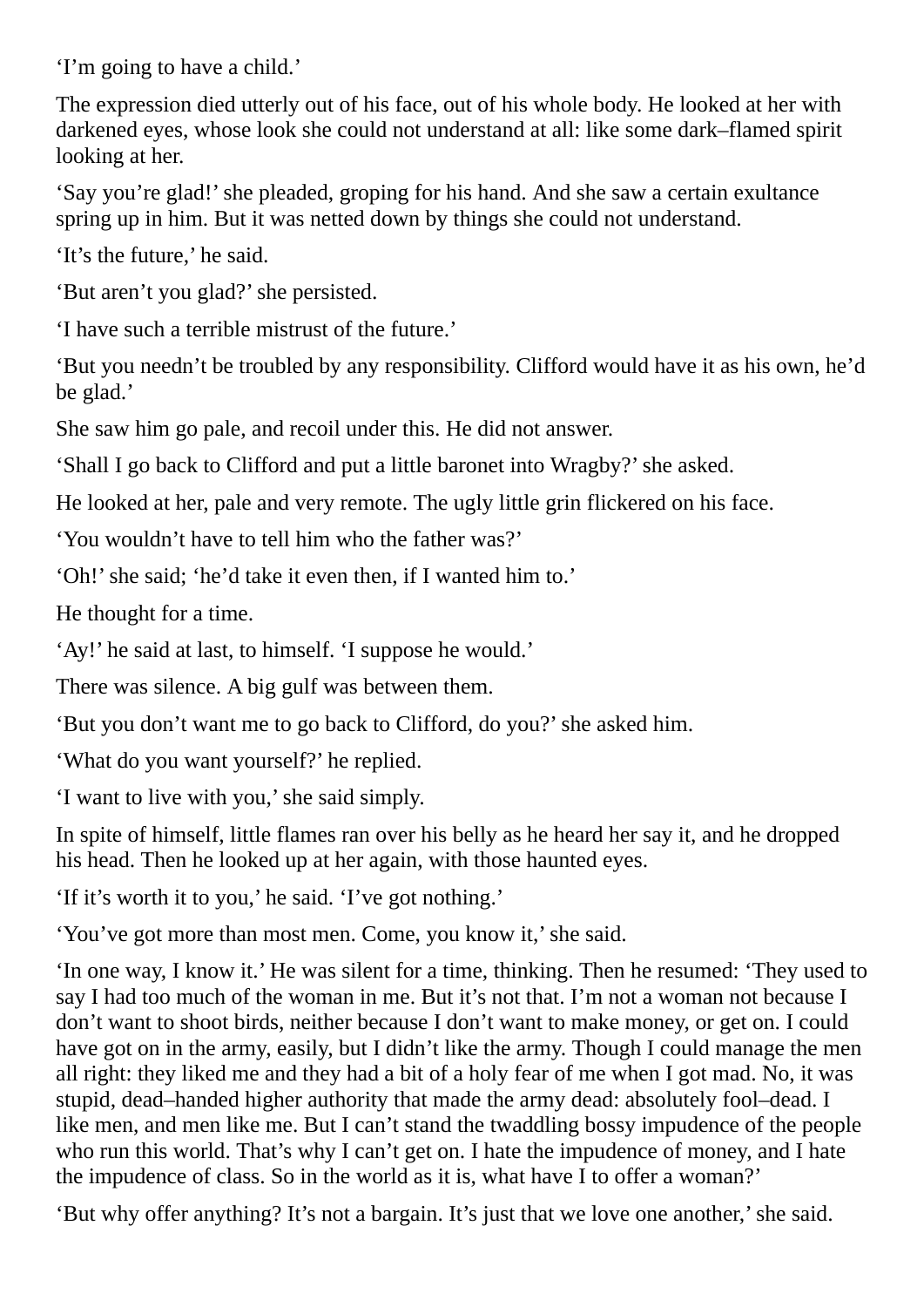‘I’m going to have a child.’

The expression died utterly out of his face, out of his whole body. He looked at her with darkened eyes, whose look she could not understand at all: like some dark–flamed spirit looking at her.

‘Say you’re glad!’ she pleaded, groping for his hand. And she saw a certain exultance spring up in him. But it was netted down by things she could not understand.

‘It’s the future,’ he said.

‘But aren’t you glad?’ she persisted.

‘I have such a terrible mistrust of the future.’

‘But you needn’t be troubled by any responsibility. Clifford would have it as his own, he’d be glad.’

She saw him go pale, and recoil under this. He did not answer.

‘Shall I go back to Clifford and put a little baronet into Wragby?’ she asked.

He looked at her, pale and very remote. The ugly little grin flickered on his face.

‘You wouldn’t have to tell him who the father was?’

‘Oh!’ she said; ‘he’d take it even then, if I wanted him to.’

He thought for a time.

‘Ay!’ he said at last, to himself. ‘I suppose he would.’

There was silence. A big gulf was between them.

‘But you don’t want me to go back to Clifford, do you?’ she asked him.

‘What do you want yourself?’ he replied.

‘I want to live with you,’ she said simply.

In spite of himself, little flames ran over his belly as he heard her say it, and he dropped his head. Then he looked up at her again, with those haunted eyes.

‘If it’s worth it to you,’ he said. ‘I’ve got nothing.’

‘You’ve got more than most men. Come, you know it,’ she said.

‘In one way, I know it.’ He was silent for a time, thinking. Then he resumed: ‘They used to say I had too much of the woman in me. But it’s not that. I’m not a woman not because I don’t want to shoot birds, neither because I don’t want to make money, or get on. I could have got on in the army, easily, but I didn’t like the army. Though I could manage the men all right: they liked me and they had a bit of a holy fear of me when I got mad. No, it was stupid, dead–handed higher authority that made the army dead: absolutely fool–dead. I like men, and men like me. But I can’t stand the twaddling bossy impudence of the people who run this world. That’s why I can’t get on. I hate the impudence of money, and I hate the impudence of class. So in the world as it is, what have I to offer a woman?’

‘But why offer anything? It’s not a bargain. It’s just that we love one another,’ she said.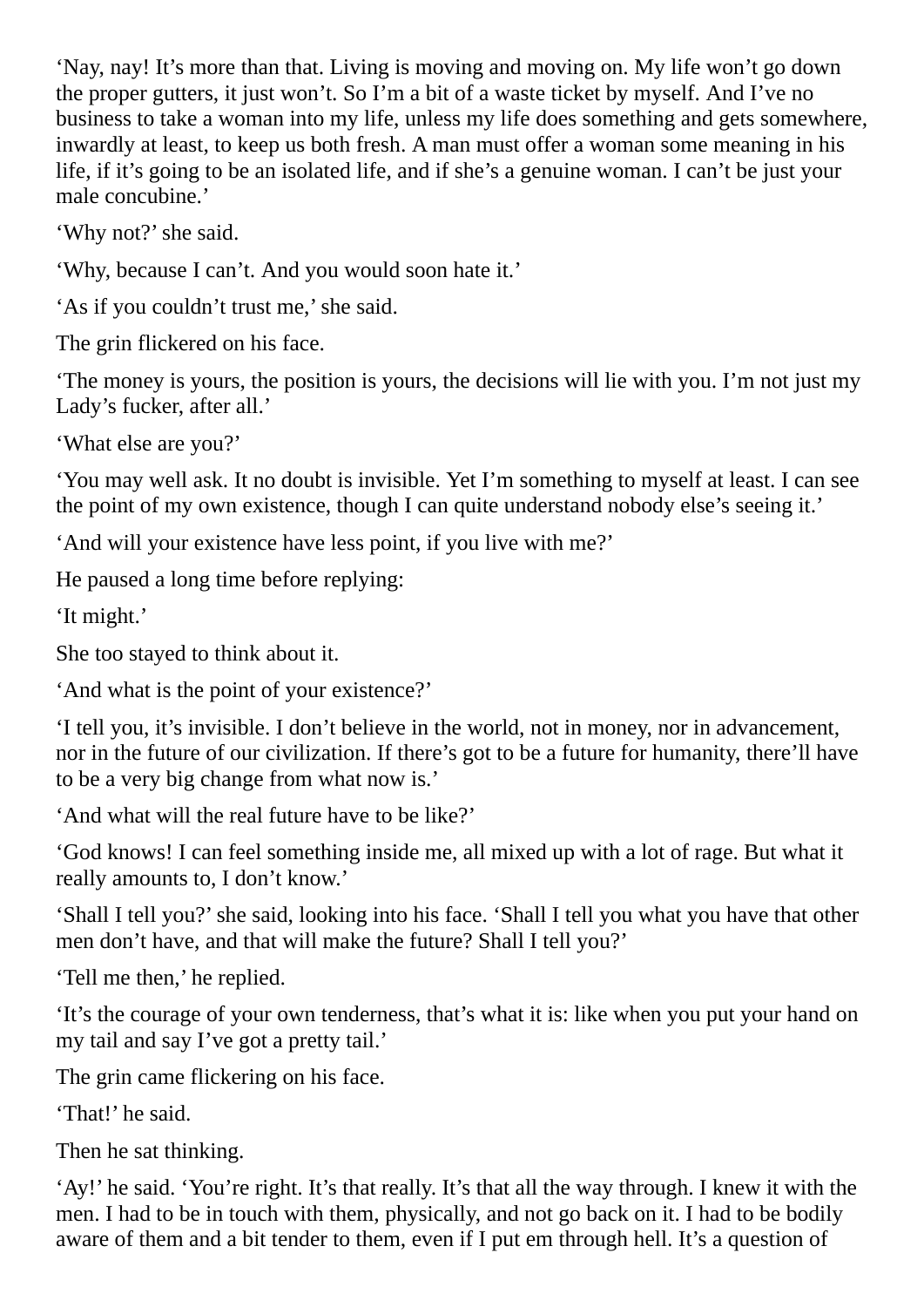'Nay, nay! It's more than that. Living is moving and moving on. My life won't go down the proper gutters, it just won't. So I'm a bit of a waste ticket by myself. And I've no business to take a woman into my life, unless my life does something and gets somewhere, inwardly at least, to keep us both fresh. A man must offer a woman some meaning in his life, if it's going to be an isolated life, and if she's a genuine woman. I can't be just your male concubine.'

'Why not?' she said.

'Why, because I can't. And you would soon hate it.'

'As if you couldn't trust me,' she said.

The grin flickered on his face.

'The money is yours, the position is yours, the decisions will lie with you. I'm not just my Lady's fucker, after all.'

'What else are you?'

'You may well ask. It no doubt is invisible. Yet I'm something to myself at least. I can see the point of my own existence, though I can quite understand nobody else's seeing it.'

'And will your existence have less point, if you live with me?'

He paused a long time before replying:

'It might.'

She too stayed to think about it.

'And what is the point of your existence?'

'I tell you, it's invisible. I don't believe in the world, not in money, nor in advancement, nor in the future of our civilization. If there's got to be a future for humanity, there'll have to be a very big change from what now is.'

'And what will the real future have to be like?'

'God knows! I can feel something inside me, all mixed up with a lot of rage. But what it really amounts to, I don't know.'

'Shall I tell you?' she said, looking into his face. 'Shall I tell you what you have that other men don't have, and that will make the future? Shall I tell you?'

'Tell me then,' he replied.

'It's the courage of your own tenderness, that's what it is: like when you put your hand on my tail and say I've got a pretty tail.'

The grin came flickering on his face.

'That!' he said.

Then he sat thinking.

'Ay!' he said. 'You're right. It's that really. It's that all the way through. I knew it with the men. I had to be in touch with them, physically, and not go back on it. I had to be bodily aware of them and a bit tender to them, even if I put em through hell. It's a question of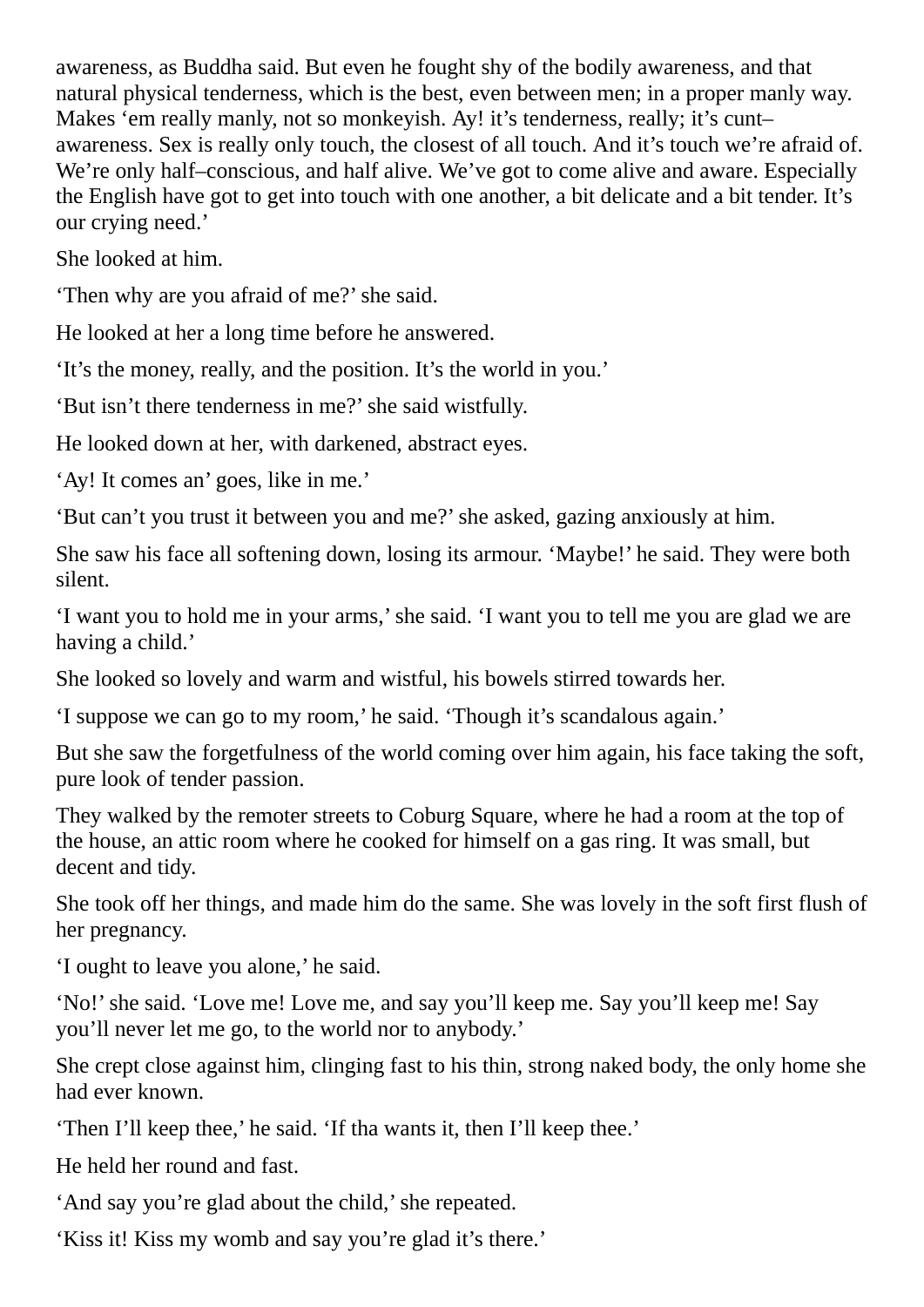awareness, as Buddha said. But even he fought shy of the bodily awareness, and that natural physical tenderness, which is the best, even between men; in a proper manly way. Makes 'em really manly, not so monkeyish. Ay! it's tenderness, really; it's cunt–awareness. Sex is really only touch, the closest of all touch. And it's touch we're afraid of. We're only half–conscious, and half alive. We've got to come alive and aware. Especially the English have got to get into touch with one another, a bit delicate and a bit tender. It's our crying need.'

She looked at him.

'Then why are you afraid of me?' she said.

He looked at her a long time before he answered.

'It's the money, really, and the position. It's the world in you.'

'But isn't there tenderness in me?' she said wistfully.

He looked down at her, with darkened, abstract eyes.

'Ay! It comes an' goes, like in me.'

'But can't you trust it between you and me?' she asked, gazing anxiously at him.

She saw his face all softening down, losing its armour. 'Maybe!' he said. They were both silent.

'I want you to hold me in your arms,' she said. 'I want you to tell me you are glad we are having a child.'

She looked so lovely and warm and wistful, his bowels stirred towards her.

'I suppose we can go to my room,' he said. 'Though it's scandalous again.'

But she saw the forgetfulness of the world coming over him again, his face taking the soft, pure look of tender passion.

They walked by the remoter streets to Coburg Square, where he had a room at the top of the house, an attic room where he cooked for himself on a gas ring. It was small, but decent and tidy.

She took off her things, and made him do the same. She was lovely in the soft first flush of her pregnancy.

'I ought to leave you alone,' he said.

'No!' she said. 'Love me! Love me, and say you'll keep me. Say you'll keep me! Say you'll never let me go, to the world nor to anybody.'

She crept close against him, clinging fast to his thin, strong naked body, the only home she had ever known.

'Then I'll keep thee,' he said. 'If tha wants it, then I'll keep thee.'

He held her round and fast.

'And say you're glad about the child,' she repeated.

'Kiss it! Kiss my womb and say you're glad it's there.'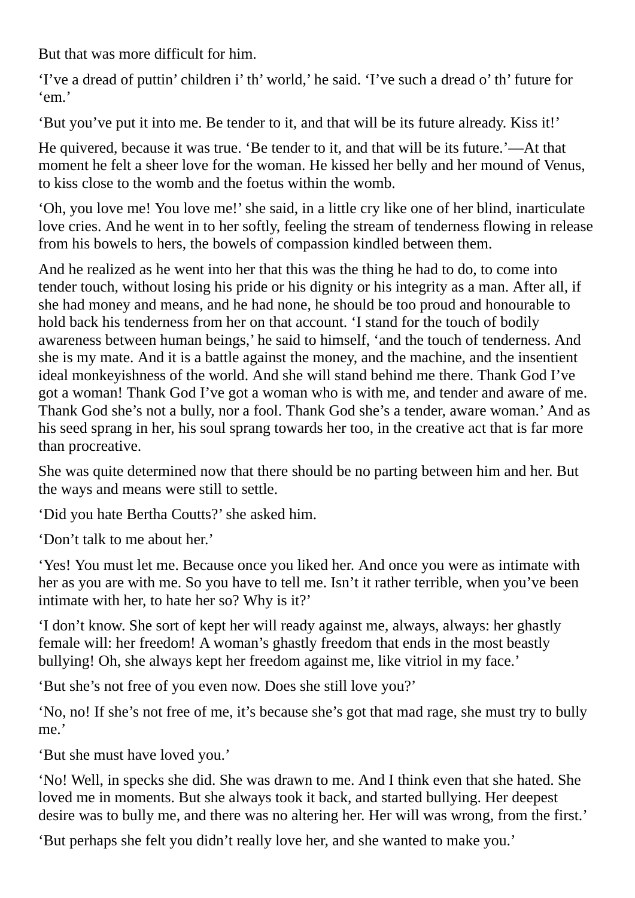But that was more difficult for him.

‘I’ve a dread of puttin’ children i’ th’ world,’ he said. ‘I’ve such a dread o’ th’ future for ‘em.’

‘But you’ve put it into me. Be tender to it, and that will be its future already. Kiss it!’

He quivered, because it was true. ‘Be tender to it, and that will be its future.’—At that moment he felt a sheer love for the woman. He kissed her belly and her mound of Venus, to kiss close to the womb and the foetus within the womb.

‘Oh, you love me! You love me!’ she said, in a little cry like one of her blind, inarticulate love cries. And he went in to her softly, feeling the stream of tenderness flowing in release from his bowels to hers, the bowels of compassion kindled between them.

And he realized as he went into her that this was the thing he had to do, to come into tender touch, without losing his pride or his dignity or his integrity as a man. After all, if she had money and means, and he had none, he should be too proud and honourable to hold back his tenderness from her on that account. ‘I stand for the touch of bodily awareness between human beings,’ he said to himself, ‘and the touch of tenderness. And she is my mate. And it is a battle against the money, and the machine, and the insentient ideal monkeyishness of the world. And she will stand behind me there. Thank God I’ve got a woman! Thank God I’ve got a woman who is with me, and tender and aware of me. Thank God she’s not a bully, nor a fool. Thank God she’s a tender, aware woman.’ And as his seed sprang in her, his soul sprang towards her too, in the creative act that is far more than procreative.

She was quite determined now that there should be no parting between him and her. But the ways and means were still to settle.

‘Did you hate Bertha Coutts?’ she asked him.

‘Don’t talk to me about her.’

‘Yes! You must let me. Because once you liked her. And once you were as intimate with her as you are with me. So you have to tell me. Isn’t it rather terrible, when you’ve been intimate with her, to hate her so? Why is it?’

‘I don’t know. She sort of kept her will ready against me, always, always: her ghastly female will: her freedom! A woman’s ghastly freedom that ends in the most beastly bullying! Oh, she always kept her freedom against me, like vitriol in my face.’

‘But she’s not free of you even now. Does she still love you?’

‘No, no! If she’s not free of me, it’s because she’s got that mad rage, she must try to bully me.’

‘But she must have loved you.’

‘No! Well, in specks she did. She was drawn to me. And I think even that she hated. She loved me in moments. But she always took it back, and started bullying. Her deepest desire was to bully me, and there was no altering her. Her will was wrong, from the first.’

‘But perhaps she felt you didn’t really love her, and she wanted to make you.’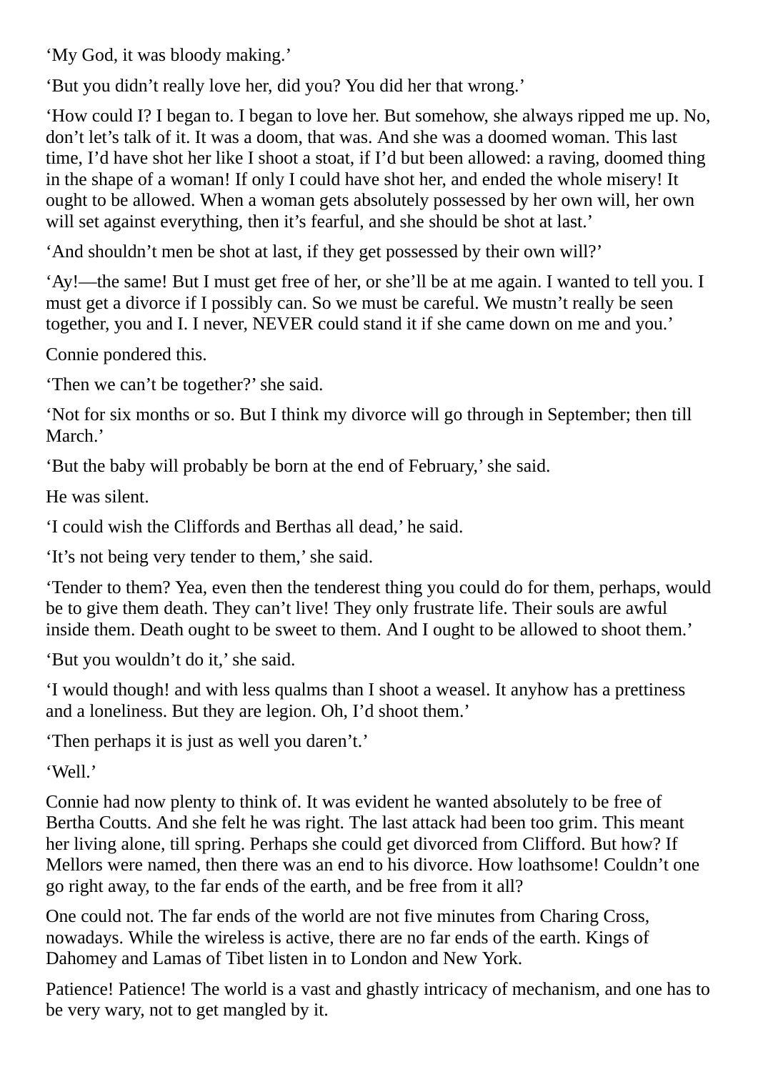'My God, it was bloody making.'

'But you didn't really love her, did you? You did her that wrong.'

'How could I? I began to. I began to love her. But somehow, she always ripped me up. No, don't let's talk of it. It was a doom, that was. And she was a doomed woman. This last time, I'd have shot her like I shoot a stoat, if I'd but been allowed: a raving, doomed thing in the shape of a woman! If only I could have shot her, and ended the whole misery! It ought to be allowed. When a woman gets absolutely possessed by her own will, her own will set against everything, then it's fearful, and she should be shot at last.'

'And shouldn't men be shot at last, if they get possessed by their own will?'

'Ay!—the same! But I must get free of her, or she'll be at me again. I wanted to tell you. I must get a divorce if I possibly can. So we must be careful. We mustn't really be seen together, you and I. I never, NEVER could stand it if she came down on me and you.'

Connie pondered this.

'Then we can't be together?' she said.

'Not for six months or so. But I think my divorce will go through in September; then till March.'

'But the baby will probably be born at the end of February,' she said.

He was silent.

'I could wish the Cliffords and Berthas all dead,' he said.

'It's not being very tender to them,' she said.

'Tender to them? Yea, even then the tenderest thing you could do for them, perhaps, would be to give them death. They can't live! They only frustrate life. Their souls are awful inside them. Death ought to be sweet to them. And I ought to be allowed to shoot them.'

'But you wouldn't do it,' she said.

'I would though! and with less qualms than I shoot a weasel. It anyhow has a prettiness and a loneliness. But they are legion. Oh, I'd shoot them.'

'Then perhaps it is just as well you daren't.'

'Well.'

Connie had now plenty to think of. It was evident he wanted absolutely to be free of Bertha Coutts. And she felt he was right. The last attack had been too grim. This meant her living alone, till spring. Perhaps she could get divorced from Clifford. But how? If Mellors were named, then there was an end to his divorce. How loathsome! Couldn't one go right away, to the far ends of the earth, and be free from it all?

One could not. The far ends of the world are not five minutes from Charing Cross, nowadays. While the wireless is active, there are no far ends of the earth. Kings of Dahomey and Lamas of Tibet listen in to London and New York.

Patience! Patience! The world is a vast and ghastly intricacy of mechanism, and one has to be very wary, not to get mangled by it.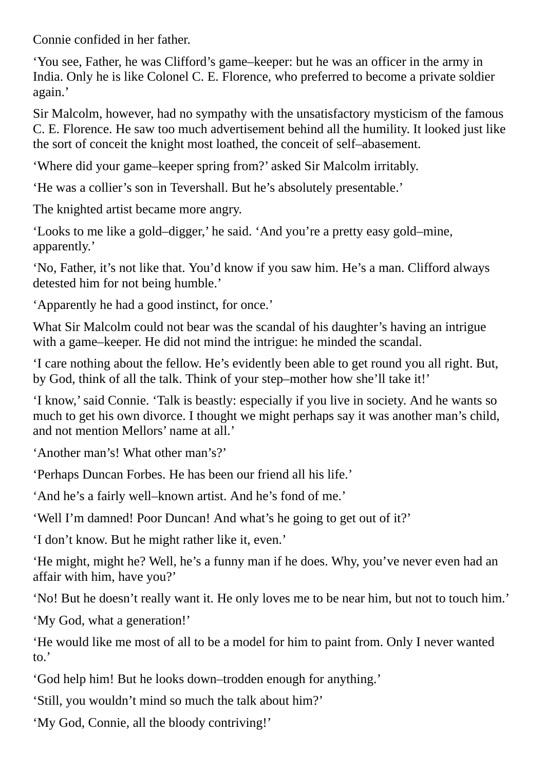Connie confided in her father.

‘You see, Father, he was Clifford’s game–keeper: but he was an officer in the army in India. Only he is like Colonel C. E. Florence, who preferred to become a private soldier again.’

Sir Malcolm, however, had no sympathy with the unsatisfactory mysticism of the famous C. E. Florence. He saw too much advertisement behind all the humility. It looked just like the sort of conceit the knight most loathed, the conceit of self–abasement.

‘Where did your game–keeper spring from?’ asked Sir Malcolm irritably.

‘He was a collier’s son in Tevershall. But he’s absolutely presentable.’

The knighted artist became more angry.

‘Looks to me like a gold–digger,’ he said. ‘And you’re a pretty easy gold–mine, apparently.’

‘No, Father, it’s not like that. You’d know if you saw him. He’s a man. Clifford always detested him for not being humble.’

‘Apparently he had a good instinct, for once.’

What Sir Malcolm could not bear was the scandal of his daughter’s having an intrigue with a game–keeper. He did not mind the intrigue: he minded the scandal.

‘I care nothing about the fellow. He’s evidently been able to get round you all right. But, by God, think of all the talk. Think of your step–mother how she’ll take it!’

‘I know,’ said Connie. ‘Talk is beastly: especially if you live in society. And he wants so much to get his own divorce. I thought we might perhaps say it was another man’s child, and not mention Mellors’ name at all.’

‘Another man’s! What other man’s?’

‘Perhaps Duncan Forbes. He has been our friend all his life.’

‘And he’s a fairly well–known artist. And he’s fond of me.’

‘Well I’m damned! Poor Duncan! And what’s he going to get out of it?’

‘I don’t know. But he might rather like it, even.’

‘He might, might he? Well, he’s a funny man if he does. Why, you’ve never even had an affair with him, have you?’

‘No! But he doesn’t really want it. He only loves me to be near him, but not to touch him.’

‘My God, what a generation!’

‘He would like me most of all to be a model for him to paint from. Only I never wanted to.’

‘God help him! But he looks down–trodden enough for anything.’

‘Still, you wouldn’t mind so much the talk about him?’

‘My God, Connie, all the bloody contriving!’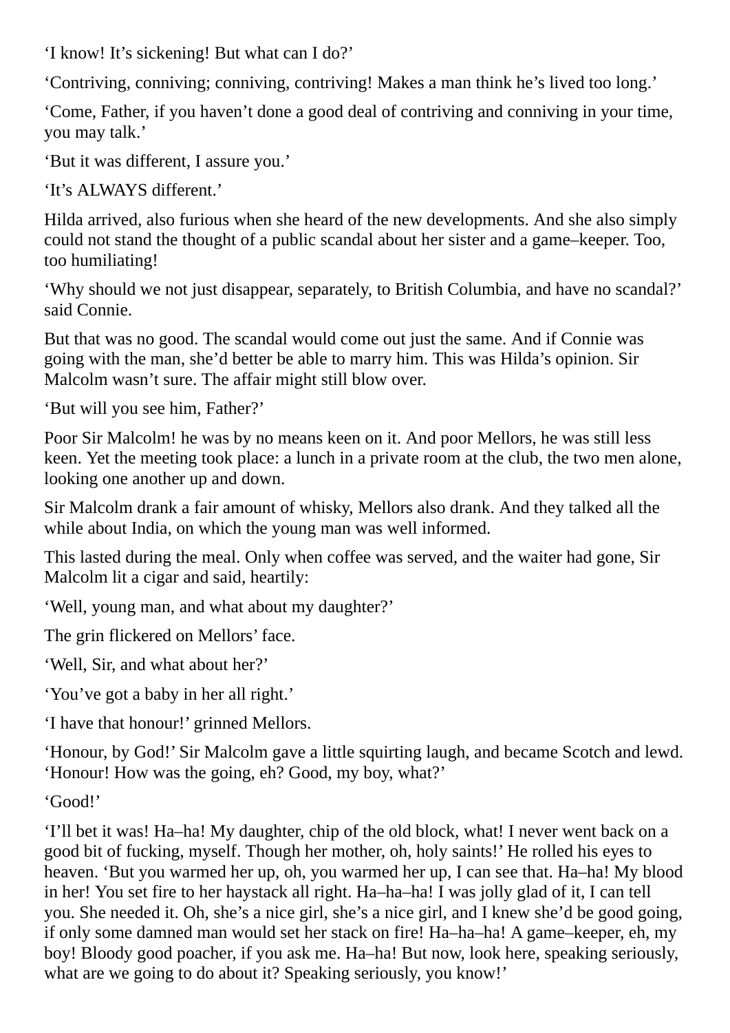'I know! It's sickening! But what can I do?'

'Contriving, conniving; conniving, contriving! Makes a man think he's lived too long.'

'Come, Father, if you haven't done a good deal of contriving and conniving in your time, you may talk.'

'But it was different, I assure you.'

'It's ALWAYS different.'

Hilda arrived, also furious when she heard of the new developments. And she also simply could not stand the thought of a public scandal about her sister and a game–keeper. Too, too humiliating!

'Why should we not just disappear, separately, to British Columbia, and have no scandal?' said Connie.

But that was no good. The scandal would come out just the same. And if Connie was going with the man, she'd better be able to marry him. This was Hilda's opinion. Sir Malcolm wasn't sure. The affair might still blow over.

'But will you see him, Father?'

Poor Sir Malcolm! he was by no means keen on it. And poor Mellors, he was still less keen. Yet the meeting took place: a lunch in a private room at the club, the two men alone, looking one another up and down.

Sir Malcolm drank a fair amount of whisky, Mellors also drank. And they talked all the while about India, on which the young man was well informed.

This lasted during the meal. Only when coffee was served, and the waiter had gone, Sir Malcolm lit a cigar and said, heartily:

'Well, young man, and what about my daughter?'

The grin flickered on Mellors' face.

'Well, Sir, and what about her?'

'You've got a baby in her all right.'

'I have that honour!' grinned Mellors.

'Honour, by God!' Sir Malcolm gave a little squirting laugh, and became Scotch and lewd. 'Honour! How was the going, eh? Good, my boy, what?'

'Good!'

'I'll bet it was! Ha–ha! My daughter, chip of the old block, what! I never went back on a good bit of fucking, myself. Though her mother, oh, holy saints!' He rolled his eyes to heaven. 'But you warmed her up, oh, you warmed her up, I can see that. Ha–ha! My blood in her! You set fire to her haystack all right. Ha–ha–ha! I was jolly glad of it, I can tell you. She needed it. Oh, she's a nice girl, she's a nice girl, and I knew she'd be good going, if only some damned man would set her stack on fire! Ha–ha–ha! A game–keeper, eh, my boy! Bloody good poacher, if you ask me. Ha–ha! But now, look here, speaking seriously, what are we going to do about it? Speaking seriously, you know!'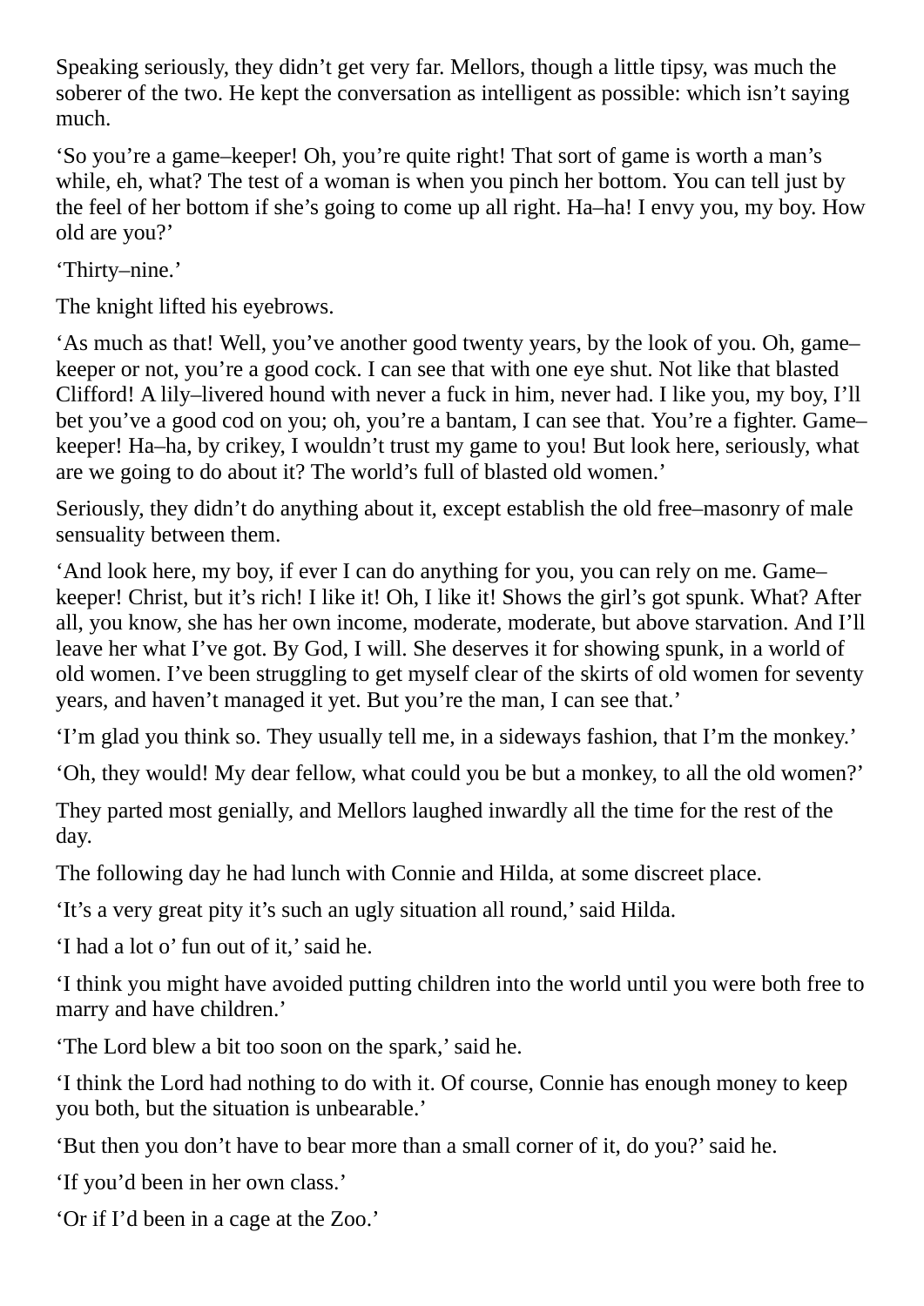Speaking seriously, they didn't get very far. Mellors, though a little tipsy, was much the soberer of the two. He kept the conversation as intelligent as possible: which isn't saying much.

'So you're a game–keeper! Oh, you're quite right! That sort of game is worth a man's while, eh, what? The test of a woman is when you pinch her bottom. You can tell just by the feel of her bottom if she's going to come up all right. Ha–ha! I envy you, my boy. How old are you?'

'Thirty–nine.'

The knight lifted his eyebrows.

'As much as that! Well, you've another good twenty years, by the look of you. Oh, game–keeper or not, you're a good cock. I can see that with one eye shut. Not like that blasted Clifford! A lily–livered hound with never a fuck in him, never had. I like you, my boy, I'll bet you've a good cod on you; oh, you're a bantam, I can see that. You're a fighter. Game–keeper! Ha–ha, by crikey, I wouldn't trust my game to you! But look here, seriously, what are we going to do about it? The world's full of blasted old women.'

Seriously, they didn't do anything about it, except establish the old free–masonry of male sensuality between them.

'And look here, my boy, if ever I can do anything for you, you can rely on me. Game–keeper! Christ, but it's rich! I like it! Oh, I like it! Shows the girl's got spunk. What? After all, you know, she has her own income, moderate, moderate, but above starvation. And I'll leave her what I've got. By God, I will. She deserves it for showing spunk, in a world of old women. I've been struggling to get myself clear of the skirts of old women for seventy years, and haven't managed it yet. But you're the man, I can see that.'

'I'm glad you think so. They usually tell me, in a sideways fashion, that I'm the monkey.'

'Oh, they would! My dear fellow, what could you be but a monkey, to all the old women?'

They parted most genially, and Mellors laughed inwardly all the time for the rest of the day.

The following day he had lunch with Connie and Hilda, at some discreet place.

'It's a very great pity it's such an ugly situation all round,' said Hilda.

'I had a lot o' fun out of it,' said he.

'I think you might have avoided putting children into the world until you were both free to marry and have children.'

'The Lord blew a bit too soon on the spark,' said he.

'I think the Lord had nothing to do with it. Of course, Connie has enough money to keep you both, but the situation is unbearable.'

'But then you don't have to bear more than a small corner of it, do you?' said he.

'If you'd been in her own class.'

'Or if I'd been in a cage at the Zoo.'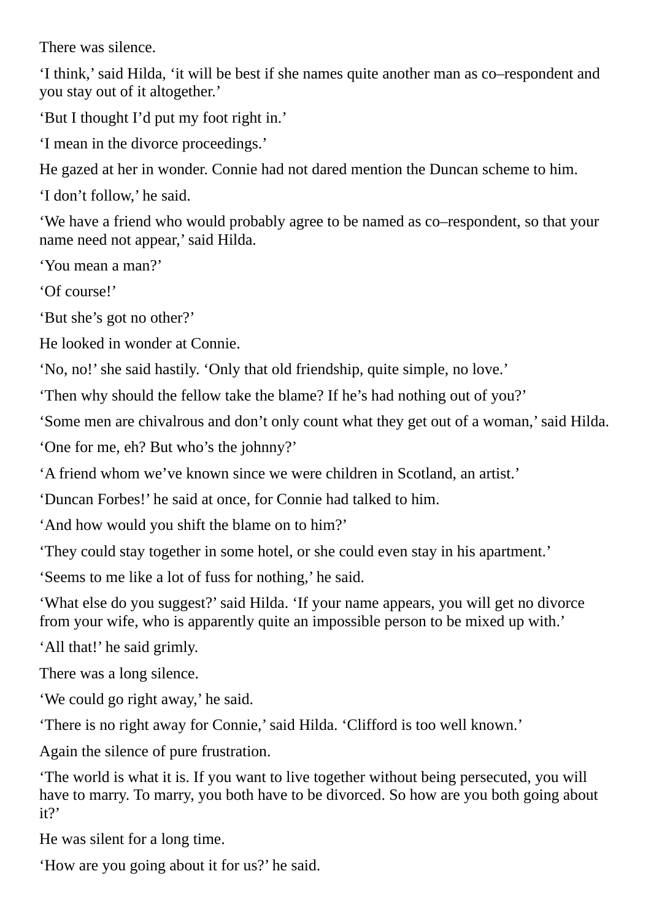There was silence.

‘I think,’ said Hilda, ‘it will be best if she names quite another man as co–respondent and you stay out of it altogether.’

‘But I thought I’d put my foot right in.’

‘I mean in the divorce proceedings.’

He gazed at her in wonder. Connie had not dared mention the Duncan scheme to him.

‘I don’t follow,’ he said.

‘We have a friend who would probably agree to be named as co–respondent, so that your name need not appear,’ said Hilda.

‘You mean a man?’

‘Of course!’

‘But she’s got no other?’

He looked in wonder at Connie.

‘No, no!’ she said hastily. ‘Only that old friendship, quite simple, no love.’

‘Then why should the fellow take the blame? If he’s had nothing out of you?’

‘Some men are chivalrous and don’t only count what they get out of a woman,’ said Hilda.

‘One for me, eh? But who’s the johnny?’

‘A friend whom we’ve known since we were children in Scotland, an artist.’

‘Duncan Forbes!’ he said at once, for Connie had talked to him.

‘And how would you shift the blame on to him?’

‘They could stay together in some hotel, or she could even stay in his apartment.’

‘Seems to me like a lot of fuss for nothing,’ he said.

‘What else do you suggest?’ said Hilda. ‘If your name appears, you will get no divorce from your wife, who is apparently quite an impossible person to be mixed up with.’

‘All that!’ he said grimly.

There was a long silence.

‘We could go right away,’ he said.

‘There is no right away for Connie,’ said Hilda. ‘Clifford is too well known.’

Again the silence of pure frustration.

‘The world is what it is. If you want to live together without being persecuted, you will have to marry. To marry, you both have to be divorced. So how are you both going about it?’

He was silent for a long time.

‘How are you going about it for us?’ he said.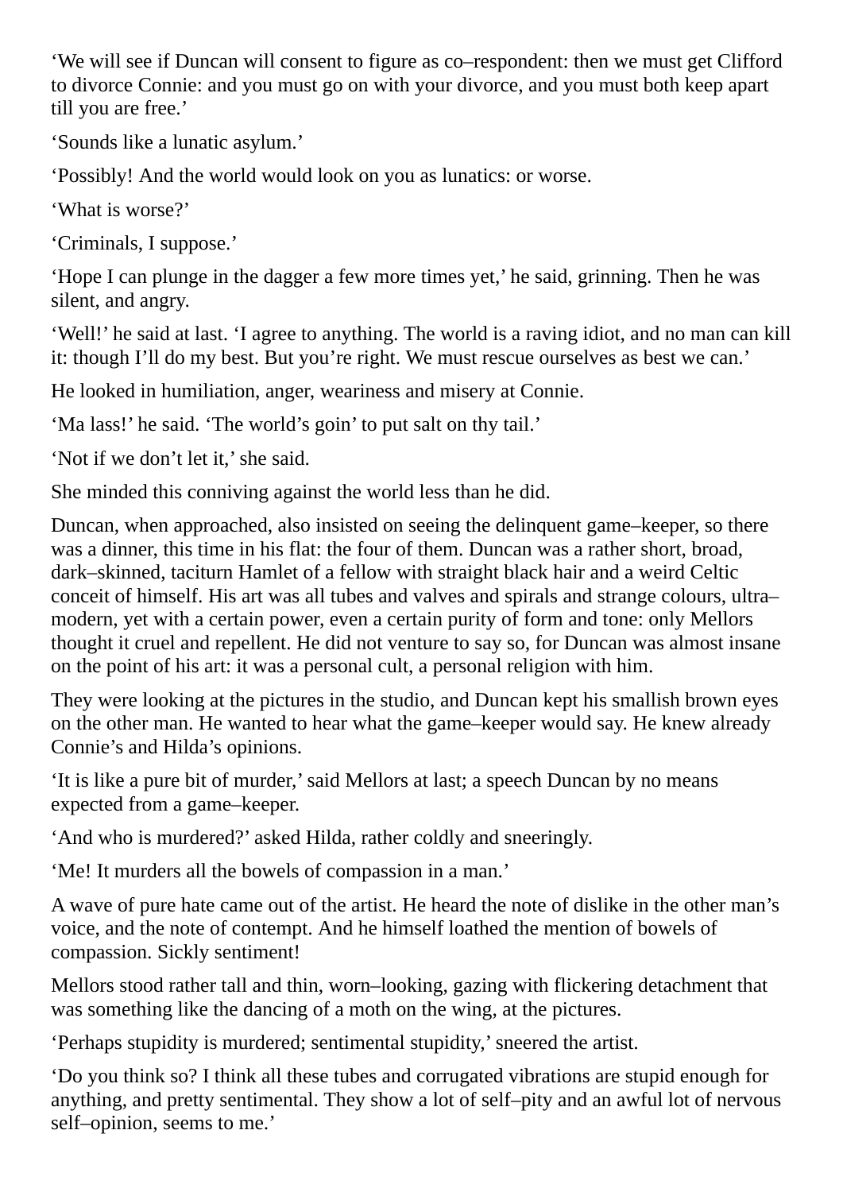'We will see if Duncan will consent to figure as co–respondent: then we must get Clifford to divorce Connie: and you must go on with your divorce, and you must both keep apart till you are free.'

'Sounds like a lunatic asylum.'

'Possibly! And the world would look on you as lunatics: or worse.

'What is worse?'

'Criminals, I suppose.'

'Hope I can plunge in the dagger a few more times yet,' he said, grinning. Then he was silent, and angry.

'Well!' he said at last. 'I agree to anything. The world is a raving idiot, and no man can kill it: though I'll do my best. But you're right. We must rescue ourselves as best we can.'

He looked in humiliation, anger, weariness and misery at Connie.

'Ma lass!' he said. 'The world's goin' to put salt on thy tail.'

'Not if we don't let it,' she said.

She minded this conniving against the world less than he did.

Duncan, when approached, also insisted on seeing the delinquent game–keeper, so there was a dinner, this time in his flat: the four of them. Duncan was a rather short, broad, dark–skinned, taciturn Hamlet of a fellow with straight black hair and a weird Celtic conceit of himself. His art was all tubes and valves and spirals and strange colours, ultra–modern, yet with a certain power, even a certain purity of form and tone: only Mellors thought it cruel and repellent. He did not venture to say so, for Duncan was almost insane on the point of his art: it was a personal cult, a personal religion with him.

They were looking at the pictures in the studio, and Duncan kept his smallish brown eyes on the other man. He wanted to hear what the game–keeper would say. He knew already Connie's and Hilda's opinions.

'It is like a pure bit of murder,' said Mellors at last; a speech Duncan by no means expected from a game–keeper.

'And who is murdered?' asked Hilda, rather coldly and sneeringly.

'Me! It murders all the bowels of compassion in a man.'

A wave of pure hate came out of the artist. He heard the note of dislike in the other man's voice, and the note of contempt. And he himself loathed the mention of bowels of compassion. Sickly sentiment!

Mellors stood rather tall and thin, worn–looking, gazing with flickering detachment that was something like the dancing of a moth on the wing, at the pictures.

'Perhaps stupidity is murdered; sentimental stupidity,' sneered the artist.

'Do you think so? I think all these tubes and corrugated vibrations are stupid enough for anything, and pretty sentimental. They show a lot of self–pity and an awful lot of nervous self–opinion, seems to me.'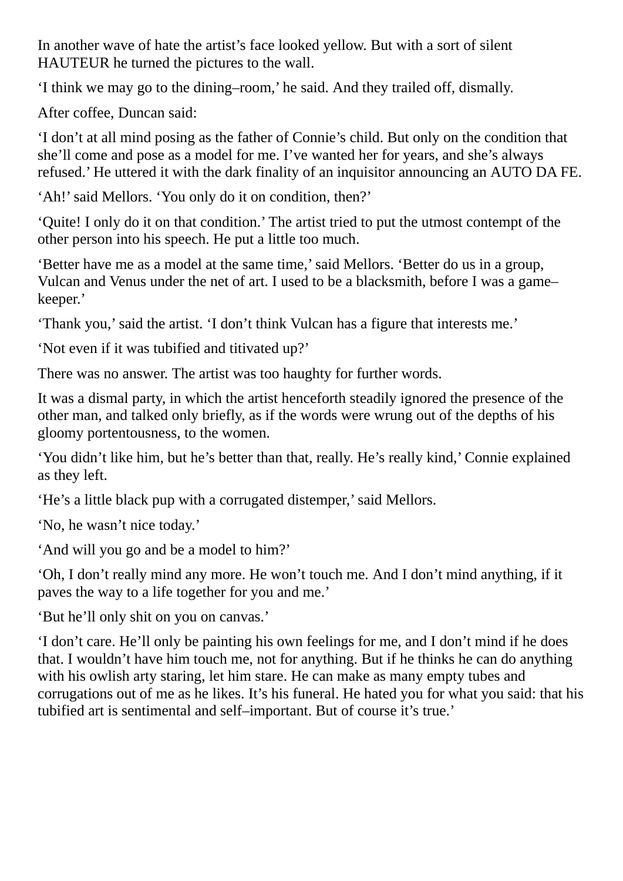In another wave of hate the artist’s face looked yellow. But with a sort of silent HAUTEUR he turned the pictures to the wall.

‘I think we may go to the dining–room,’ he said. And they trailed off, dismally.

After coffee, Duncan said:

‘I don’t at all mind posing as the father of Connie’s child. But only on the condition that she’ll come and pose as a model for me. I’ve wanted her for years, and she’s always refused.’ He uttered it with the dark finality of an inquisitor announcing an AUTO DA FE.

‘Ah!’ said Mellors. ‘You only do it on condition, then?’

‘Quite! I only do it on that condition.’ The artist tried to put the utmost contempt of the other person into his speech. He put a little too much.

‘Better have me as a model at the same time,’ said Mellors. ‘Better do us in a group, Vulcan and Venus under the net of art. I used to be a blacksmith, before I was a game–keeper.’

‘Thank you,’ said the artist. ‘I don’t think Vulcan has a figure that interests me.’

‘Not even if it was tubified and titivated up?’

There was no answer. The artist was too haughty for further words.

It was a dismal party, in which the artist henceforth steadily ignored the presence of the other man, and talked only briefly, as if the words were wrung out of the depths of his gloomy portentousness, to the women.

‘You didn’t like him, but he’s better than that, really. He’s really kind,’ Connie explained as they left.

‘He’s a little black pup with a corrugated distemper,’ said Mellors.

‘No, he wasn’t nice today.’

‘And will you go and be a model to him?’

‘Oh, I don’t really mind any more. He won’t touch me. And I don’t mind anything, if it paves the way to a life together for you and me.’

‘But he’ll only shit on you on canvas.’

‘I don’t care. He’ll only be painting his own feelings for me, and I don’t mind if he does that. I wouldn’t have him touch me, not for anything. But if he thinks he can do anything with his owlish arty staring, let him stare. He can make as many empty tubes and corrugations out of me as he likes. It’s his funeral. He hated you for what you said: that his tubified art is sentimental and self–important. But of course it’s true.’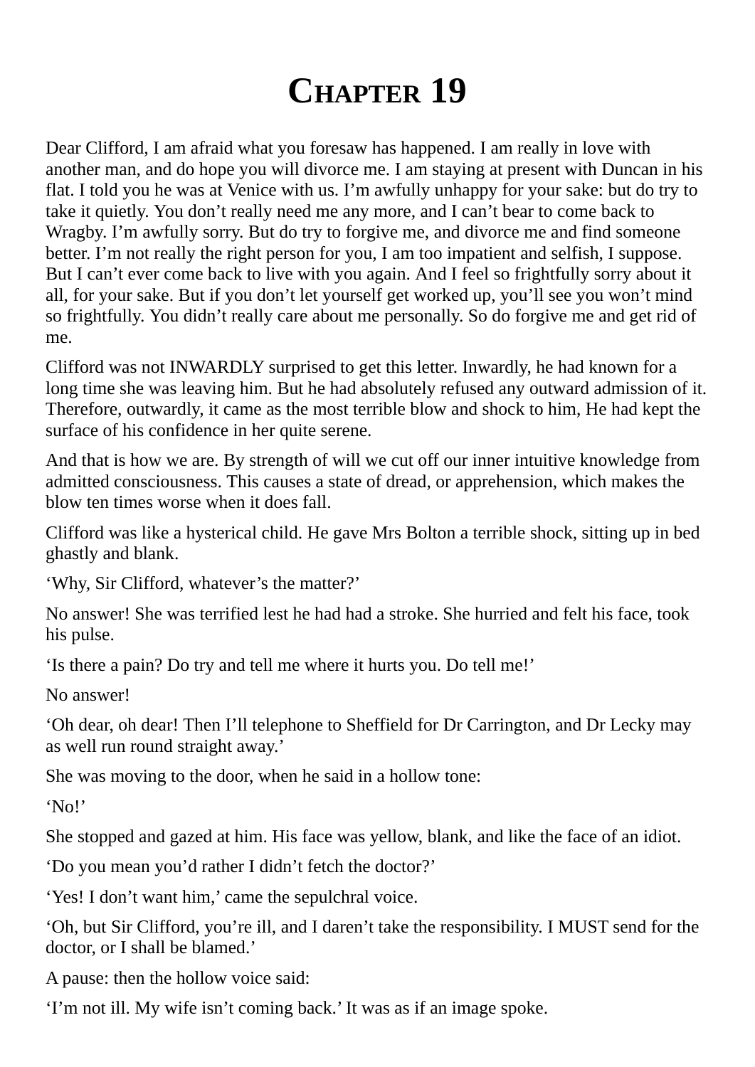# Chapter 19

Dear Clifford, I am afraid what you foresaw has happened. I am really in love with another man, and do hope you will divorce me. I am staying at present with Duncan in his flat. I told you he was at Venice with us. I'm awfully unhappy for your sake: but do try to take it quietly. You don't really need me any more, and I can't bear to come back to Wragby. I'm awfully sorry. But do try to forgive me, and divorce me and find someone better. I'm not really the right person for you, I am too impatient and selfish, I suppose. But I can't ever come back to live with you again. And I feel so frightfully sorry about it all, for your sake. But if you don't let yourself get worked up, you'll see you won't mind so frightfully. You didn't really care about me personally. So do forgive me and get rid of me.

Clifford was not INWARDLY surprised to get this letter. Inwardly, he had known for a long time she was leaving him. But he had absolutely refused any outward admission of it. Therefore, outwardly, it came as the most terrible blow and shock to him, He had kept the surface of his confidence in her quite serene.

And that is how we are. By strength of will we cut off our inner intuitive knowledge from admitted consciousness. This causes a state of dread, or apprehension, which makes the blow ten times worse when it does fall.

Clifford was like a hysterical child. He gave Mrs Bolton a terrible shock, sitting up in bed ghastly and blank.

'Why, Sir Clifford, whatever's the matter?'

No answer! She was terrified lest he had had a stroke. She hurried and felt his face, took his pulse.

'Is there a pain? Do try and tell me where it hurts you. Do tell me!'

No answer!

'Oh dear, oh dear! Then I'll telephone to Sheffield for Dr Carrington, and Dr Lecky may as well run round straight away.'

She was moving to the door, when he said in a hollow tone:

'No!'

She stopped and gazed at him. His face was yellow, blank, and like the face of an idiot.

'Do you mean you'd rather I didn't fetch the doctor?'

'Yes! I don't want him,' came the sepulchral voice.

'Oh, but Sir Clifford, you're ill, and I daren't take the responsibility. I MUST send for the doctor, or I shall be blamed.'

A pause: then the hollow voice said:

'I'm not ill. My wife isn't coming back.' It was as if an image spoke.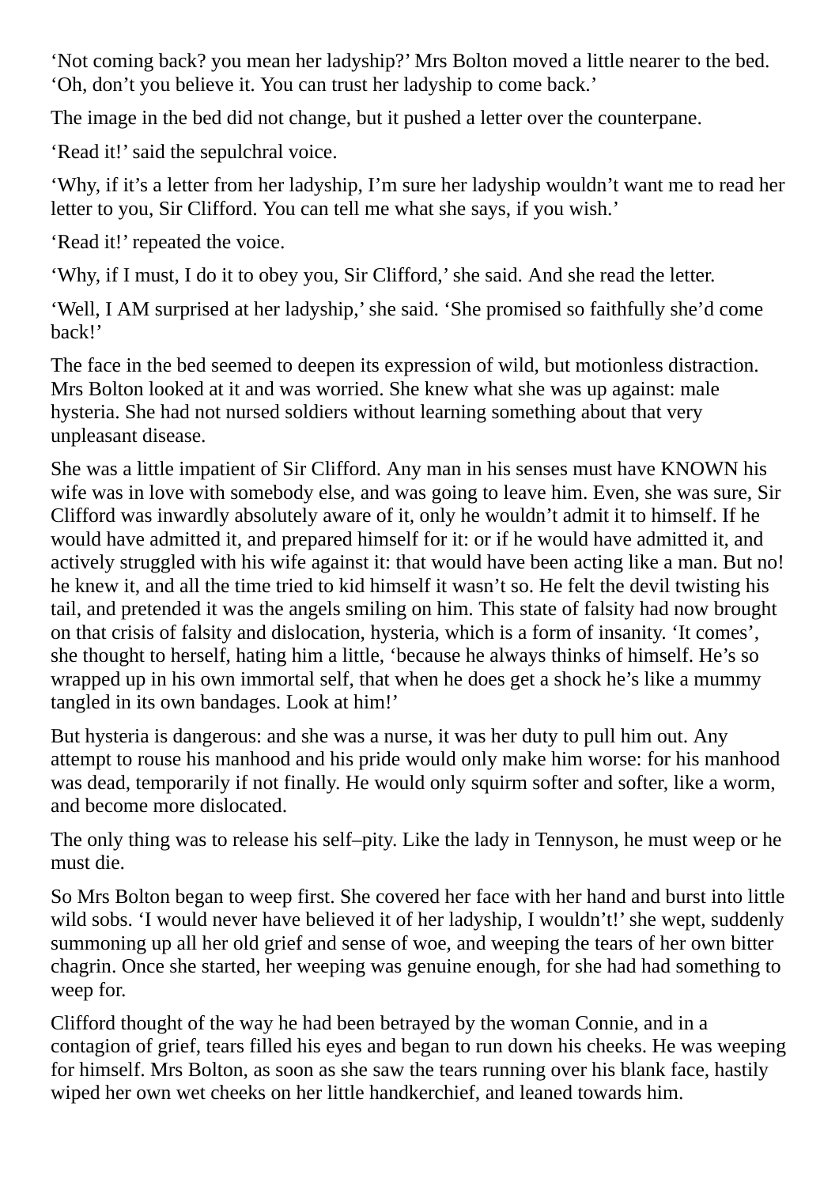'Not coming back? you mean her ladyship?' Mrs Bolton moved a little nearer to the bed. 'Oh, don't you believe it. You can trust her ladyship to come back.'

The image in the bed did not change, but it pushed a letter over the counterpane.

'Read it!' said the sepulchral voice.

'Why, if it's a letter from her ladyship, I'm sure her ladyship wouldn't want me to read her letter to you, Sir Clifford. You can tell me what she says, if you wish.'

'Read it!' repeated the voice.

'Why, if I must, I do it to obey you, Sir Clifford,' she said. And she read the letter.

'Well, I AM surprised at her ladyship,' she said. 'She promised so faithfully she'd come back!'

The face in the bed seemed to deepen its expression of wild, but motionless distraction. Mrs Bolton looked at it and was worried. She knew what she was up against: male hysteria. She had not nursed soldiers without learning something about that very unpleasant disease.

She was a little impatient of Sir Clifford. Any man in his senses must have KNOWN his wife was in love with somebody else, and was going to leave him. Even, she was sure, Sir Clifford was inwardly absolutely aware of it, only he wouldn't admit it to himself. If he would have admitted it, and prepared himself for it: or if he would have admitted it, and actively struggled with his wife against it: that would have been acting like a man. But no! he knew it, and all the time tried to kid himself it wasn't so. He felt the devil twisting his tail, and pretended it was the angels smiling on him. This state of falsity had now brought on that crisis of falsity and dislocation, hysteria, which is a form of insanity. 'It comes', she thought to herself, hating him a little, 'because he always thinks of himself. He's so wrapped up in his own immortal self, that when he does get a shock he's like a mummy tangled in its own bandages. Look at him!'

But hysteria is dangerous: and she was a nurse, it was her duty to pull him out. Any attempt to rouse his manhood and his pride would only make him worse: for his manhood was dead, temporarily if not finally. He would only squirm softer and softer, like a worm, and become more dislocated.

The only thing was to release his self–pity. Like the lady in Tennyson, he must weep or he must die.

So Mrs Bolton began to weep first. She covered her face with her hand and burst into little wild sobs. 'I would never have believed it of her ladyship, I wouldn't!' she wept, suddenly summoning up all her old grief and sense of woe, and weeping the tears of her own bitter chagrin. Once she started, her weeping was genuine enough, for she had had something to weep for.

Clifford thought of the way he had been betrayed by the woman Connie, and in a contagion of grief, tears filled his eyes and began to run down his cheeks. He was weeping for himself. Mrs Bolton, as soon as she saw the tears running over his blank face, hastily wiped her own wet cheeks on her little handkerchief, and leaned towards him.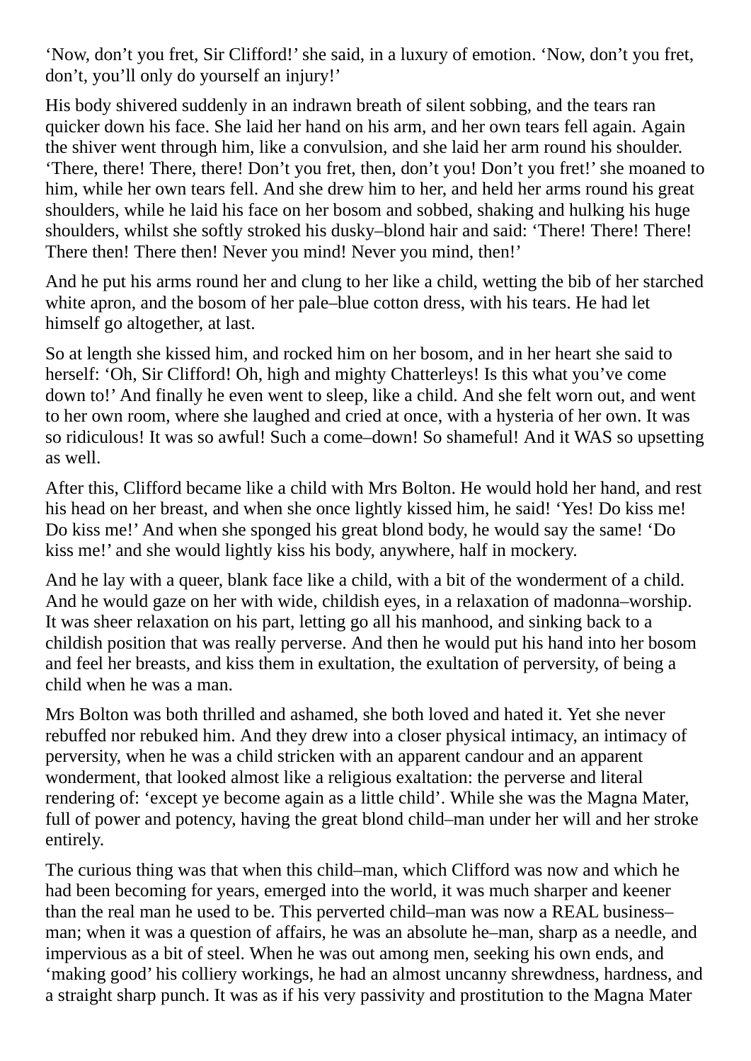'Now, don't you fret, Sir Clifford!' she said, in a luxury of emotion. 'Now, don't you fret, don't, you'll only do yourself an injury!'

His body shivered suddenly in an indrawn breath of silent sobbing, and the tears ran quicker down his face. She laid her hand on his arm, and her own tears fell again. Again the shiver went through him, like a convulsion, and she laid her arm round his shoulder. 'There, there! There, there! Don't you fret, then, don't you! Don't you fret!' she moaned to him, while her own tears fell. And she drew him to her, and held her arms round his great shoulders, while he laid his face on her bosom and sobbed, shaking and hulking his huge shoulders, whilst she softly stroked his dusky–blond hair and said: 'There! There! There! There then! There then! Never you mind! Never you mind, then!'

And he put his arms round her and clung to her like a child, wetting the bib of her starched white apron, and the bosom of her pale–blue cotton dress, with his tears. He had let himself go altogether, at last.

So at length she kissed him, and rocked him on her bosom, and in her heart she said to herself: 'Oh, Sir Clifford! Oh, high and mighty Chatterleys! Is this what you've come down to!' And finally he even went to sleep, like a child. And she felt worn out, and went to her own room, where she laughed and cried at once, with a hysteria of her own. It was so ridiculous! It was so awful! Such a come–down! So shameful! And it WAS so upsetting as well.

After this, Clifford became like a child with Mrs Bolton. He would hold her hand, and rest his head on her breast, and when she once lightly kissed him, he said! 'Yes! Do kiss me! Do kiss me!' And when she sponged his great blond body, he would say the same! 'Do kiss me!' and she would lightly kiss his body, anywhere, half in mockery.

And he lay with a queer, blank face like a child, with a bit of the wonderment of a child. And he would gaze on her with wide, childish eyes, in a relaxation of madonna–worship. It was sheer relaxation on his part, letting go all his manhood, and sinking back to a childish position that was really perverse. And then he would put his hand into her bosom and feel her breasts, and kiss them in exultation, the exultation of perversity, of being a child when he was a man.

Mrs Bolton was both thrilled and ashamed, she both loved and hated it. Yet she never rebuffed nor rebuked him. And they drew into a closer physical intimacy, an intimacy of perversity, when he was a child stricken with an apparent candour and an apparent wonderment, that looked almost like a religious exaltation: the perverse and literal rendering of: 'except ye become again as a little child'. While she was the Magna Mater, full of power and potency, having the great blond child–man under her will and her stroke entirely.

The curious thing was that when this child–man, which Clifford was now and which he had been becoming for years, emerged into the world, it was much sharper and keener than the real man he used to be. This perverted child–man was now a REAL business–man; when it was a question of affairs, he was an absolute he–man, sharp as a needle, and impervious as a bit of steel. When he was out among men, seeking his own ends, and 'making good' his colliery workings, he had an almost uncanny shrewdness, hardness, and a straight sharp punch. It was as if his very passivity and prostitution to the Magna Mater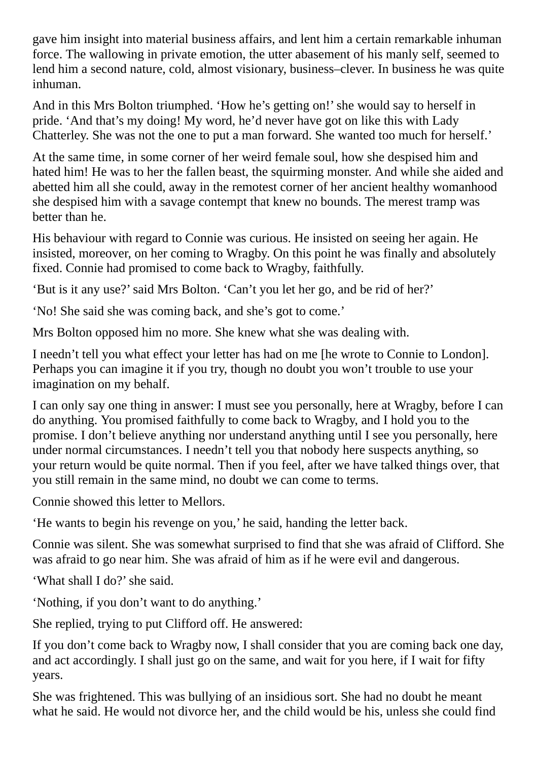gave him insight into material business affairs, and lent him a certain remarkable inhuman force. The wallowing in private emotion, the utter abasement of his manly self, seemed to lend him a second nature, cold, almost visionary, business–clever. In business he was quite inhuman.

And in this Mrs Bolton triumphed. 'How he's getting on!' she would say to herself in pride. 'And that's my doing! My word, he'd never have got on like this with Lady Chatterley. She was not the one to put a man forward. She wanted too much for herself.'

At the same time, in some corner of her weird female soul, how she despised him and hated him! He was to her the fallen beast, the squirming monster. And while she aided and abetted him all she could, away in the remotest corner of her ancient healthy womanhood she despised him with a savage contempt that knew no bounds. The merest tramp was better than he.

His behaviour with regard to Connie was curious. He insisted on seeing her again. He insisted, moreover, on her coming to Wragby. On this point he was finally and absolutely fixed. Connie had promised to come back to Wragby, faithfully.

'But is it any use?' said Mrs Bolton. 'Can't you let her go, and be rid of her?'

'No! She said she was coming back, and she's got to come.'

Mrs Bolton opposed him no more. She knew what she was dealing with.

I needn't tell you what effect your letter has had on me [he wrote to Connie to London]. Perhaps you can imagine it if you try, though no doubt you won't trouble to use your imagination on my behalf.

I can only say one thing in answer: I must see you personally, here at Wragby, before I can do anything. You promised faithfully to come back to Wragby, and I hold you to the promise. I don't believe anything nor understand anything until I see you personally, here under normal circumstances. I needn't tell you that nobody here suspects anything, so your return would be quite normal. Then if you feel, after we have talked things over, that you still remain in the same mind, no doubt we can come to terms.

Connie showed this letter to Mellors.

'He wants to begin his revenge on you,' he said, handing the letter back.

Connie was silent. She was somewhat surprised to find that she was afraid of Clifford. She was afraid to go near him. She was afraid of him as if he were evil and dangerous.

'What shall I do?' she said.

'Nothing, if you don't want to do anything.'

She replied, trying to put Clifford off. He answered:

If you don't come back to Wragby now, I shall consider that you are coming back one day, and act accordingly. I shall just go on the same, and wait for you here, if I wait for fifty years.

She was frightened. This was bullying of an insidious sort. She had no doubt he meant what he said. He would not divorce her, and the child would be his, unless she could find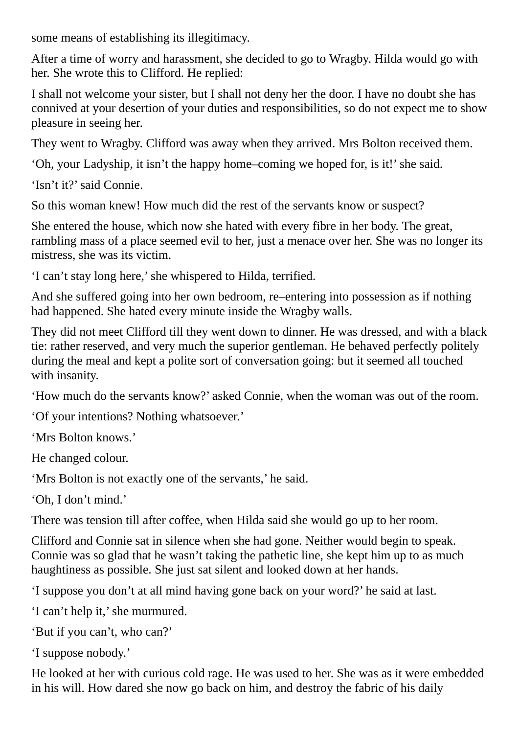some means of establishing its illegitimacy.

After a time of worry and harassment, she decided to go to Wragby. Hilda would go with her. She wrote this to Clifford. He replied:

I shall not welcome your sister, but I shall not deny her the door. I have no doubt she has connived at your desertion of your duties and responsibilities, so do not expect me to show pleasure in seeing her.

They went to Wragby. Clifford was away when they arrived. Mrs Bolton received them.

‘Oh, your Ladyship, it isn’t the happy home–coming we hoped for, is it!’ she said.

‘Isn’t it?’ said Connie.

So this woman knew! How much did the rest of the servants know or suspect?

She entered the house, which now she hated with every fibre in her body. The great, rambling mass of a place seemed evil to her, just a menace over her. She was no longer its mistress, she was its victim.

‘I can’t stay long here,’ she whispered to Hilda, terrified.

And she suffered going into her own bedroom, re–entering into possession as if nothing had happened. She hated every minute inside the Wragby walls.

They did not meet Clifford till they went down to dinner. He was dressed, and with a black tie: rather reserved, and very much the superior gentleman. He behaved perfectly politely during the meal and kept a polite sort of conversation going: but it seemed all touched with insanity.

‘How much do the servants know?’ asked Connie, when the woman was out of the room.

‘Of your intentions? Nothing whatsoever.’

‘Mrs Bolton knows.’

He changed colour.

‘Mrs Bolton is not exactly one of the servants,’ he said.

‘Oh, I don’t mind.’

There was tension till after coffee, when Hilda said she would go up to her room.

Clifford and Connie sat in silence when she had gone. Neither would begin to speak. Connie was so glad that he wasn’t taking the pathetic line, she kept him up to as much haughtiness as possible. She just sat silent and looked down at her hands.

‘I suppose you don’t at all mind having gone back on your word?’ he said at last.

‘I can’t help it,’ she murmured.

‘But if you can’t, who can?’

‘I suppose nobody.’

He looked at her with curious cold rage. He was used to her. She was as it were embedded in his will. How dared she now go back on him, and destroy the fabric of his daily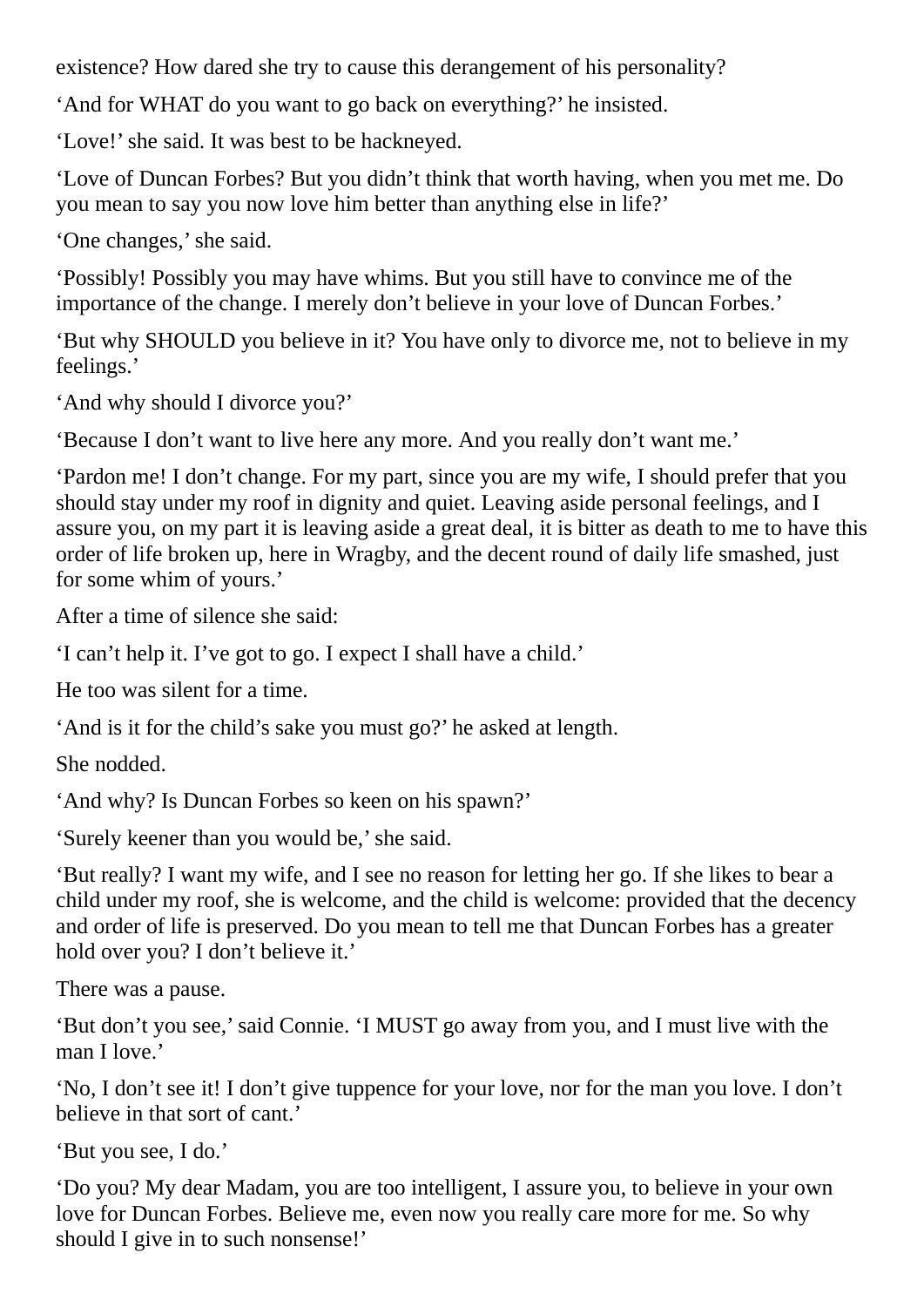existence? How dared she try to cause this derangement of his personality?

‘And for WHAT do you want to go back on everything?’ he insisted.

‘Love!’ she said. It was best to be hackneyed.

‘Love of Duncan Forbes? But you didn’t think that worth having, when you met me. Do you mean to say you now love him better than anything else in life?’

‘One changes,’ she said.

‘Possibly! Possibly you may have whims. But you still have to convince me of the importance of the change. I merely don’t believe in your love of Duncan Forbes.’

‘But why SHOULD you believe in it? You have only to divorce me, not to believe in my feelings.’

‘And why should I divorce you?’

‘Because I don’t want to live here any more. And you really don’t want me.’

‘Pardon me! I don’t change. For my part, since you are my wife, I should prefer that you should stay under my roof in dignity and quiet. Leaving aside personal feelings, and I assure you, on my part it is leaving aside a great deal, it is bitter as death to me to have this order of life broken up, here in Wragby, and the decent round of daily life smashed, just for some whim of yours.’

After a time of silence she said:

‘I can’t help it. I’ve got to go. I expect I shall have a child.’

He too was silent for a time.

‘And is it for the child’s sake you must go?’ he asked at length.

She nodded.

‘And why? Is Duncan Forbes so keen on his spawn?’

‘Surely keener than you would be,’ she said.

‘But really? I want my wife, and I see no reason for letting her go. If she likes to bear a child under my roof, she is welcome, and the child is welcome: provided that the decency and order of life is preserved. Do you mean to tell me that Duncan Forbes has a greater hold over you? I don’t believe it.’

There was a pause.

‘But don’t you see,’ said Connie. ‘I MUST go away from you, and I must live with the man I love.’

‘No, I don’t see it! I don’t give tuppence for your love, nor for the man you love. I don’t believe in that sort of cant.’

‘But you see, I do.’

‘Do you? My dear Madam, you are too intelligent, I assure you, to believe in your own love for Duncan Forbes. Believe me, even now you really care more for me. So why should I give in to such nonsense!’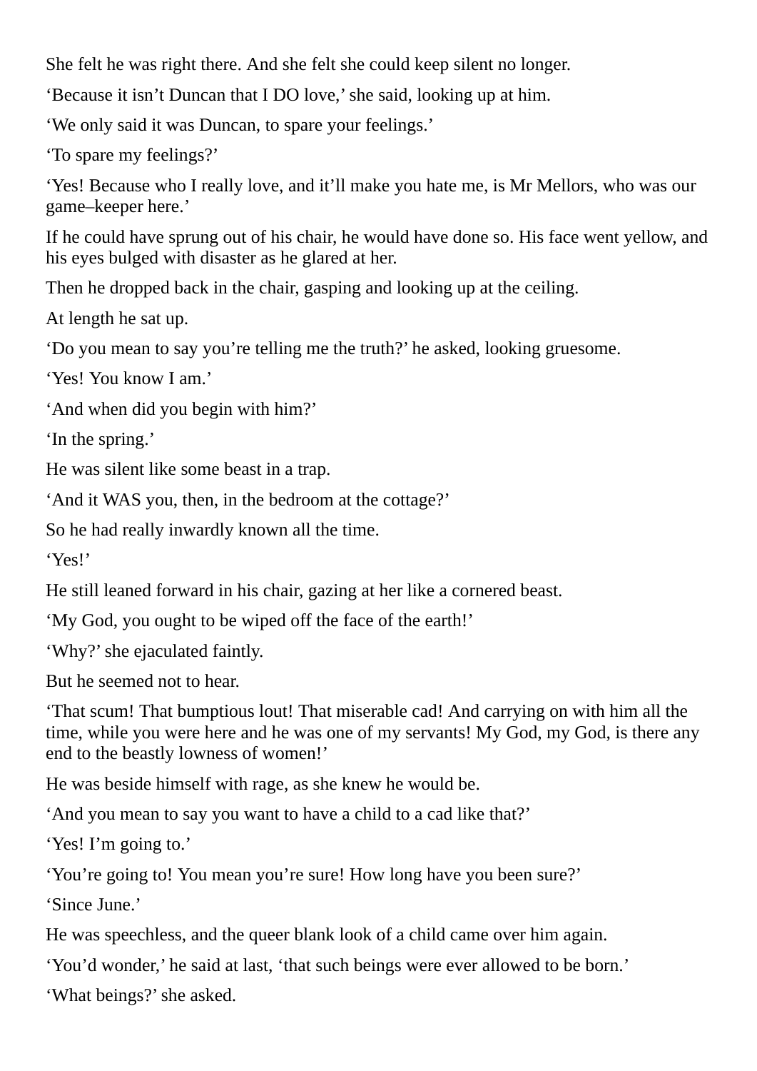She felt he was right there. And she felt she could keep silent no longer.

‘Because it isn’t Duncan that I DO love,’ she said, looking up at him.

‘We only said it was Duncan, to spare your feelings.’

‘To spare my feelings?’

‘Yes! Because who I really love, and it’ll make you hate me, is Mr Mellors, who was our game–keeper here.’

If he could have sprung out of his chair, he would have done so. His face went yellow, and his eyes bulged with disaster as he glared at her.

Then he dropped back in the chair, gasping and looking up at the ceiling.

At length he sat up.

‘Do you mean to say you’re telling me the truth?’ he asked, looking gruesome.

‘Yes! You know I am.’

‘And when did you begin with him?’

‘In the spring.’

He was silent like some beast in a trap.

‘And it WAS you, then, in the bedroom at the cottage?’

So he had really inwardly known all the time.

‘Yes!’

He still leaned forward in his chair, gazing at her like a cornered beast.

‘My God, you ought to be wiped off the face of the earth!’

‘Why?’ she ejaculated faintly.

But he seemed not to hear.

‘That scum! That bumptious lout! That miserable cad! And carrying on with him all the time, while you were here and he was one of my servants! My God, my God, is there any end to the beastly lowness of women!’

He was beside himself with rage, as she knew he would be.

‘And you mean to say you want to have a child to a cad like that?’

‘Yes! I’m going to.’

‘You’re going to! You mean you’re sure! How long have you been sure?’

‘Since June.’

He was speechless, and the queer blank look of a child came over him again.

‘You’d wonder,’ he said at last, ‘that such beings were ever allowed to be born.’

‘What beings?’ she asked.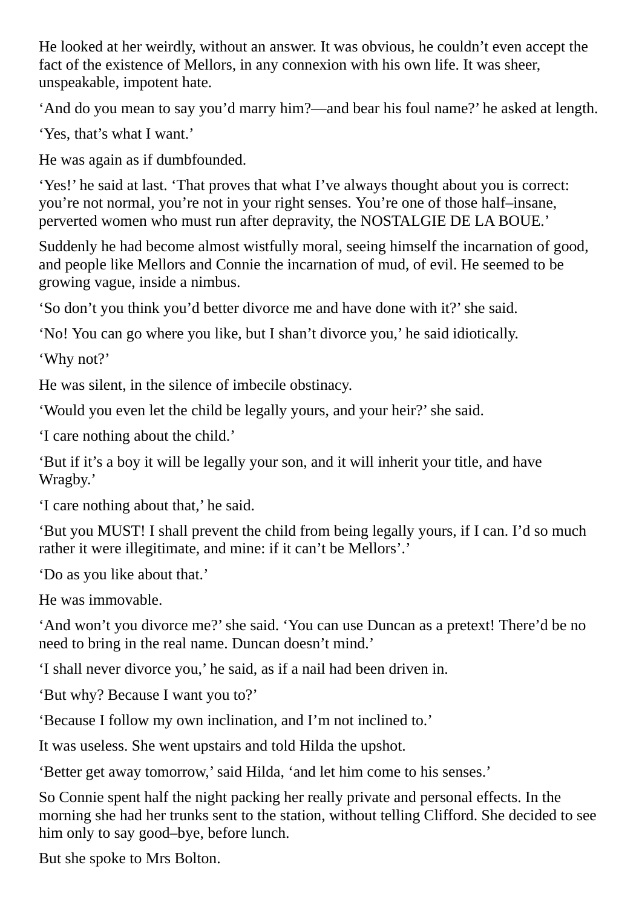He looked at her weirdly, without an answer. It was obvious, he couldn't even accept the fact of the existence of Mellors, in any connexion with his own life. It was sheer, unspeakable, impotent hate.

'And do you mean to say you'd marry him?—and bear his foul name?' he asked at length.

'Yes, that's what I want.'

He was again as if dumbfounded.

'Yes!' he said at last. 'That proves that what I've always thought about you is correct: you're not normal, you're not in your right senses. You're one of those half–insane, perverted women who must run after depravity, the NOSTALGIE DE LA BOUE.'

Suddenly he had become almost wistfully moral, seeing himself the incarnation of good, and people like Mellors and Connie the incarnation of mud, of evil. He seemed to be growing vague, inside a nimbus.

'So don't you think you'd better divorce me and have done with it?' she said.

'No! You can go where you like, but I shan't divorce you,' he said idiotically.

'Why not?'

He was silent, in the silence of imbecile obstinacy.

'Would you even let the child be legally yours, and your heir?' she said.

'I care nothing about the child.'

'But if it's a boy it will be legally your son, and it will inherit your title, and have Wragby.'

'I care nothing about that,' he said.

'But you MUST! I shall prevent the child from being legally yours, if I can. I'd so much rather it were illegitimate, and mine: if it can't be Mellors'.'

'Do as you like about that.'

He was immovable.

'And won't you divorce me?' she said. 'You can use Duncan as a pretext! There'd be no need to bring in the real name. Duncan doesn't mind.'

'I shall never divorce you,' he said, as if a nail had been driven in.

'But why? Because I want you to?'

'Because I follow my own inclination, and I'm not inclined to.'

It was useless. She went upstairs and told Hilda the upshot.

'Better get away tomorrow,' said Hilda, 'and let him come to his senses.'

So Connie spent half the night packing her really private and personal effects. In the morning she had her trunks sent to the station, without telling Clifford. She decided to see him only to say good–bye, before lunch.

But she spoke to Mrs Bolton.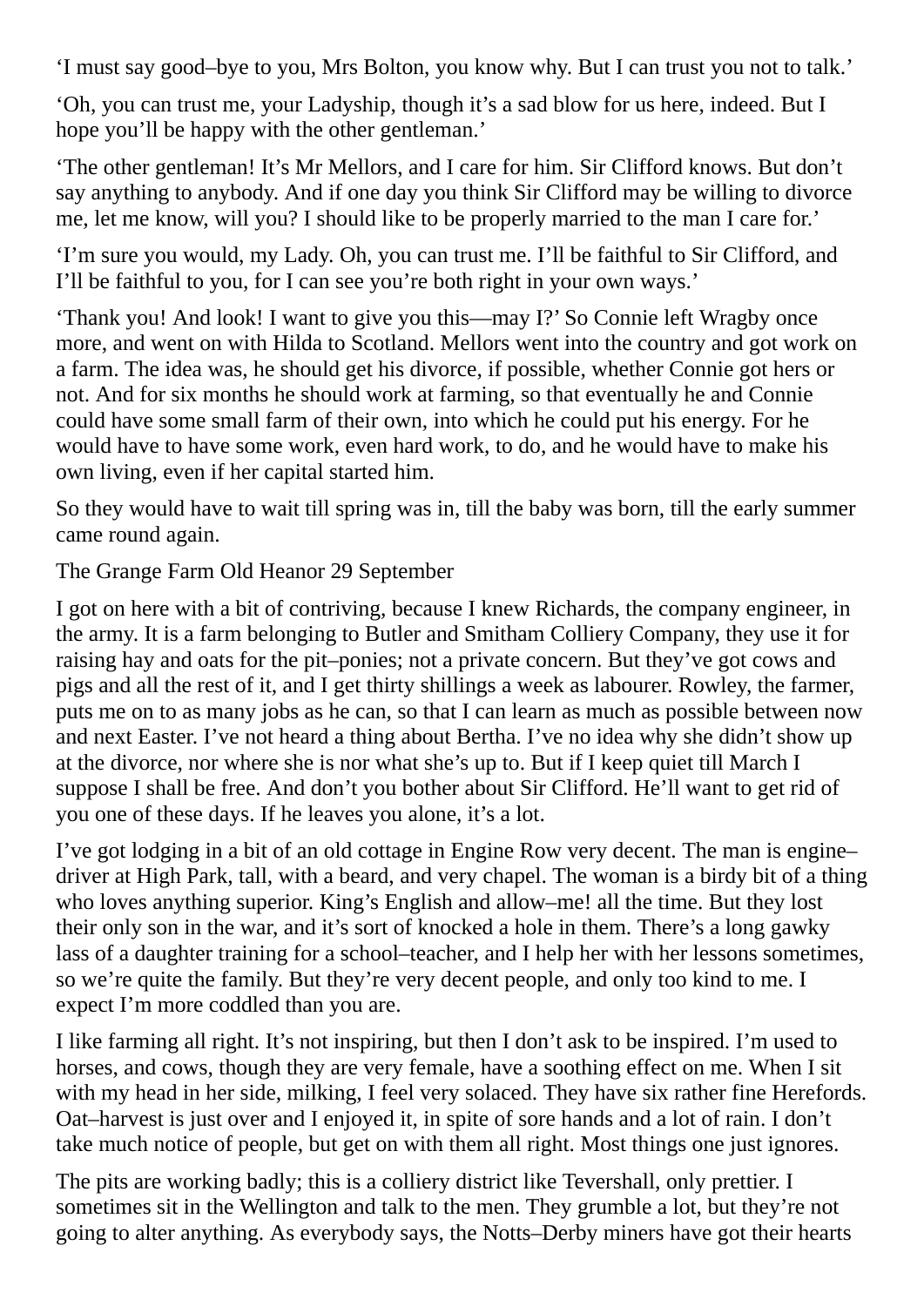‘I must say good–bye to you, Mrs Bolton, you know why. But I can trust you not to talk.’

‘Oh, you can trust me, your Ladyship, though it’s a sad blow for us here, indeed. But I hope you’ll be happy with the other gentleman.’

‘The other gentleman! It’s Mr Mellors, and I care for him. Sir Clifford knows. But don’t say anything to anybody. And if one day you think Sir Clifford may be willing to divorce me, let me know, will you? I should like to be properly married to the man I care for.’

‘I’m sure you would, my Lady. Oh, you can trust me. I’ll be faithful to Sir Clifford, and I’ll be faithful to you, for I can see you’re both right in your own ways.’

‘Thank you! And look! I want to give you this—may I?’ So Connie left Wragby once more, and went on with Hilda to Scotland. Mellors went into the country and got work on a farm. The idea was, he should get his divorce, if possible, whether Connie got hers or not. And for six months he should work at farming, so that eventually he and Connie could have some small farm of their own, into which he could put his energy. For he would have to have some work, even hard work, to do, and he would have to make his own living, even if her capital started him.

So they would have to wait till spring was in, till the baby was born, till the early summer came round again.

The Grange Farm Old Heanor 29 September

I got on here with a bit of contriving, because I knew Richards, the company engineer, in the army. It is a farm belonging to Butler and Smitham Colliery Company, they use it for raising hay and oats for the pit–ponies; not a private concern. But they’ve got cows and pigs and all the rest of it, and I get thirty shillings a week as labourer. Rowley, the farmer, puts me on to as many jobs as he can, so that I can learn as much as possible between now and next Easter. I’ve not heard a thing about Bertha. I’ve no idea why she didn’t show up at the divorce, nor where she is nor what she’s up to. But if I keep quiet till March I suppose I shall be free. And don’t you bother about Sir Clifford. He’ll want to get rid of you one of these days. If he leaves you alone, it’s a lot.

I’ve got lodging in a bit of an old cottage in Engine Row very decent. The man is engine–driver at High Park, tall, with a beard, and very chapel. The woman is a birdy bit of a thing who loves anything superior. King’s English and allow–me! all the time. But they lost their only son in the war, and it’s sort of knocked a hole in them. There’s a long gawky lass of a daughter training for a school–teacher, and I help her with her lessons sometimes, so we’re quite the family. But they’re very decent people, and only too kind to me. I expect I’m more coddled than you are.

I like farming all right. It’s not inspiring, but then I don’t ask to be inspired. I’m used to horses, and cows, though they are very female, have a soothing effect on me. When I sit with my head in her side, milking, I feel very solaced. They have six rather fine Herefords. Oat–harvest is just over and I enjoyed it, in spite of sore hands and a lot of rain. I don’t take much notice of people, but get on with them all right. Most things one just ignores.

The pits are working badly; this is a colliery district like Tevershall, only prettier. I sometimes sit in the Wellington and talk to the men. They grumble a lot, but they’re not going to alter anything. As everybody says, the Notts–Derby miners have got their hearts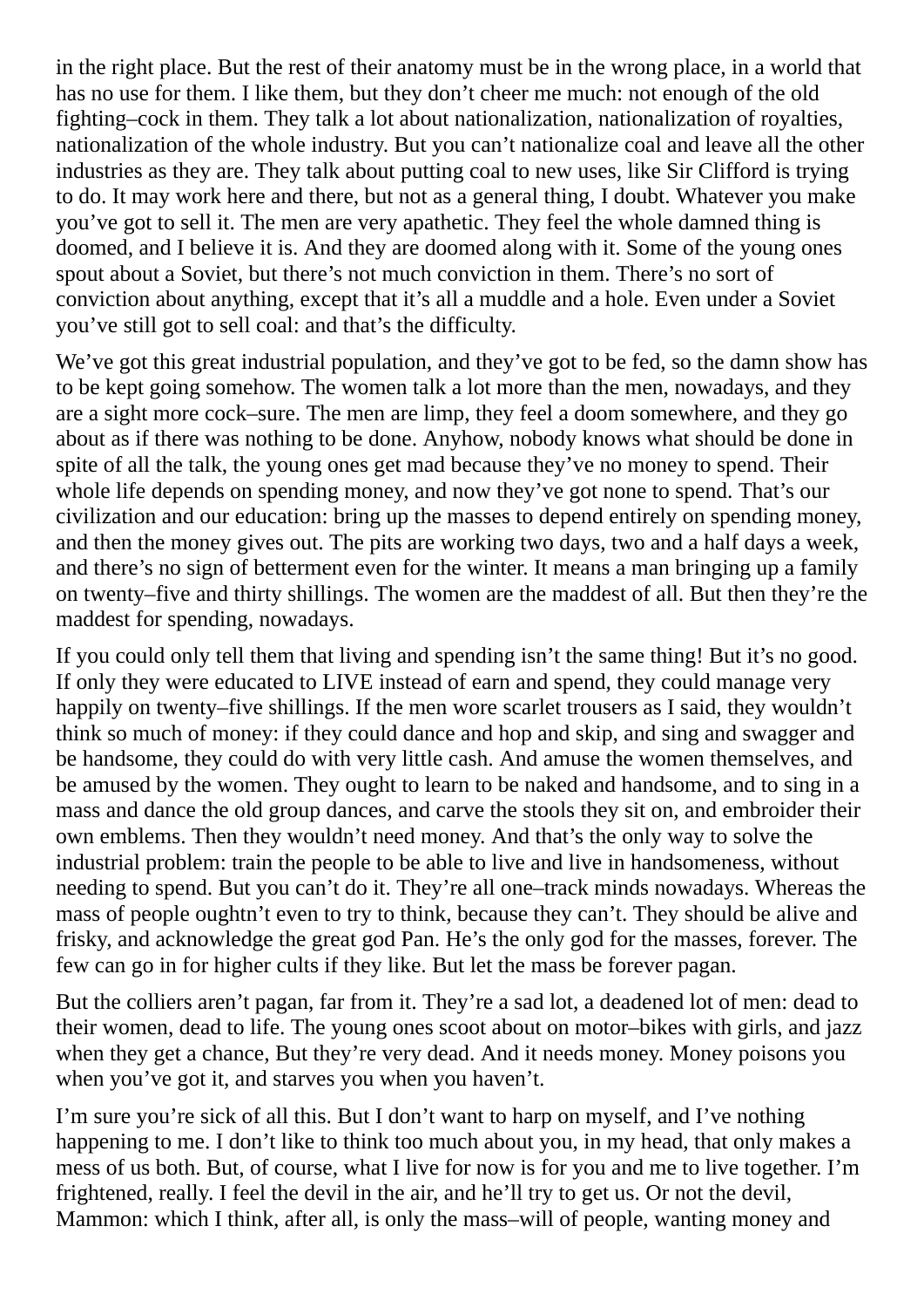in the right place. But the rest of their anatomy must be in the wrong place, in a world that has no use for them. I like them, but they don't cheer me much: not enough of the old fighting–cock in them. They talk a lot about nationalization, nationalization of royalties, nationalization of the whole industry. But you can't nationalize coal and leave all the other industries as they are. They talk about putting coal to new uses, like Sir Clifford is trying to do. It may work here and there, but not as a general thing, I doubt. Whatever you make you've got to sell it. The men are very apathetic. They feel the whole damned thing is doomed, and I believe it is. And they are doomed along with it. Some of the young ones spout about a Soviet, but there's not much conviction in them. There's no sort of conviction about anything, except that it's all a muddle and a hole. Even under a Soviet you've still got to sell coal: and that's the difficulty.

We've got this great industrial population, and they've got to be fed, so the damn show has to be kept going somehow. The women talk a lot more than the men, nowadays, and they are a sight more cock–sure. The men are limp, they feel a doom somewhere, and they go about as if there was nothing to be done. Anyhow, nobody knows what should be done in spite of all the talk, the young ones get mad because they've no money to spend. Their whole life depends on spending money, and now they've got none to spend. That's our civilization and our education: bring up the masses to depend entirely on spending money, and then the money gives out. The pits are working two days, two and a half days a week, and there's no sign of betterment even for the winter. It means a man bringing up a family on twenty–five and thirty shillings. The women are the maddest of all. But then they're the maddest for spending, nowadays.

If you could only tell them that living and spending isn't the same thing! But it's no good. If only they were educated to LIVE instead of earn and spend, they could manage very happily on twenty–five shillings. If the men wore scarlet trousers as I said, they wouldn't think so much of money: if they could dance and hop and skip, and sing and swagger and be handsome, they could do with very little cash. And amuse the women themselves, and be amused by the women. They ought to learn to be naked and handsome, and to sing in a mass and dance the old group dances, and carve the stools they sit on, and embroider their own emblems. Then they wouldn't need money. And that's the only way to solve the industrial problem: train the people to be able to live and live in handsomeness, without needing to spend. But you can't do it. They're all one–track minds nowadays. Whereas the mass of people oughtn't even to try to think, because they can't. They should be alive and frisky, and acknowledge the great god Pan. He's the only god for the masses, forever. The few can go in for higher cults if they like. But let the mass be forever pagan.

But the colliers aren't pagan, far from it. They're a sad lot, a deadened lot of men: dead to their women, dead to life. The young ones scoot about on motor–bikes with girls, and jazz when they get a chance, But they're very dead. And it needs money. Money poisons you when you've got it, and starves you when you haven't.

I'm sure you're sick of all this. But I don't want to harp on myself, and I've nothing happening to me. I don't like to think too much about you, in my head, that only makes a mess of us both. But, of course, what I live for now is for you and me to live together. I'm frightened, really. I feel the devil in the air, and he'll try to get us. Or not the devil, Mammon: which I think, after all, is only the mass–will of people, wanting money and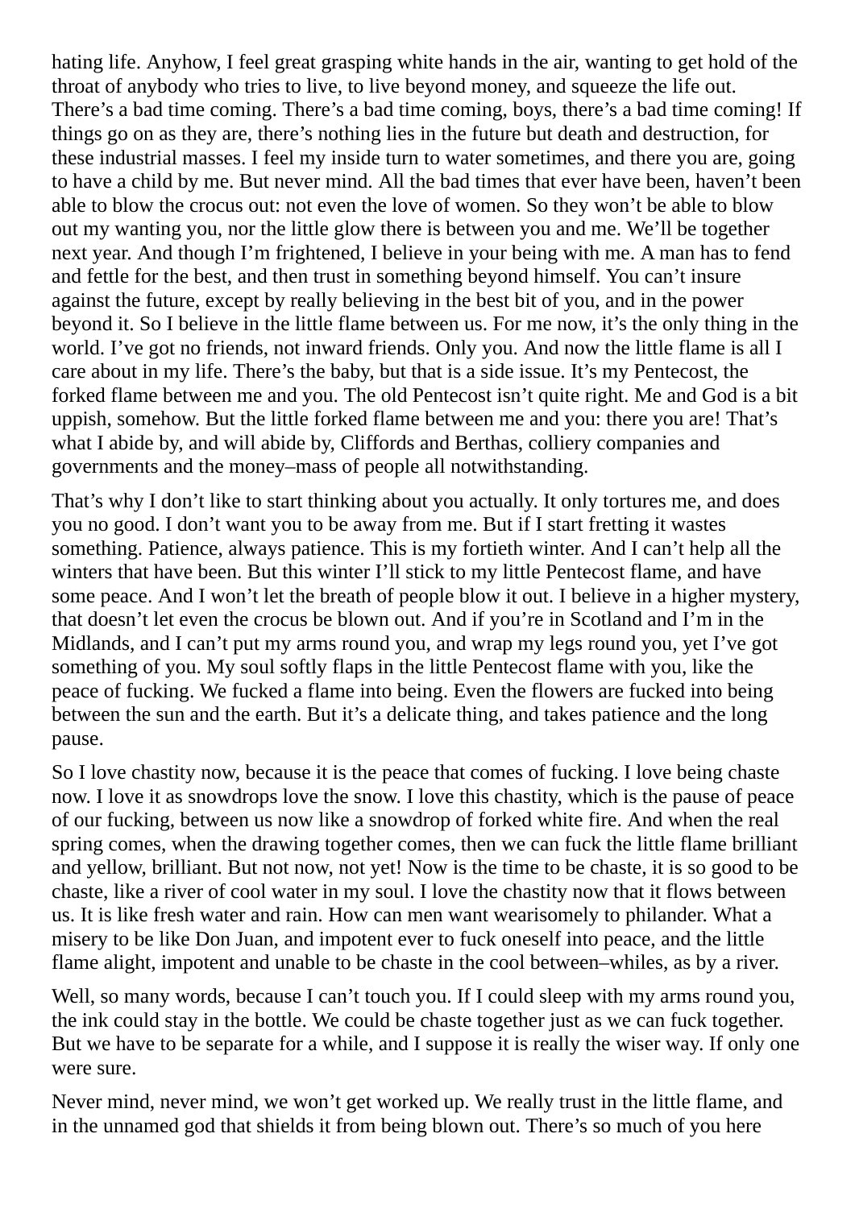hating life. Anyhow, I feel great grasping white hands in the air, wanting to get hold of the throat of anybody who tries to live, to live beyond money, and squeeze the life out. There's a bad time coming. There's a bad time coming, boys, there's a bad time coming! If things go on as they are, there's nothing lies in the future but death and destruction, for these industrial masses. I feel my inside turn to water sometimes, and there you are, going to have a child by me. But never mind. All the bad times that ever have been, haven't been able to blow the crocus out: not even the love of women. So they won't be able to blow out my wanting you, nor the little glow there is between you and me. We'll be together next year. And though I'm frightened, I believe in your being with me. A man has to fend and fettle for the best, and then trust in something beyond himself. You can't insure against the future, except by really believing in the best bit of you, and in the power beyond it. So I believe in the little flame between us. For me now, it's the only thing in the world. I've got no friends, not inward friends. Only you. And now the little flame is all I care about in my life. There's the baby, but that is a side issue. It's my Pentecost, the forked flame between me and you. The old Pentecost isn't quite right. Me and God is a bit uppish, somehow. But the little forked flame between me and you: there you are! That's what I abide by, and will abide by, Cliffords and Berthas, colliery companies and governments and the money–mass of people all notwithstanding.

That's why I don't like to start thinking about you actually. It only tortures me, and does you no good. I don't want you to be away from me. But if I start fretting it wastes something. Patience, always patience. This is my fortieth winter. And I can't help all the winters that have been. But this winter I'll stick to my little Pentecost flame, and have some peace. And I won't let the breath of people blow it out. I believe in a higher mystery, that doesn't let even the crocus be blown out. And if you're in Scotland and I'm in the Midlands, and I can't put my arms round you, and wrap my legs round you, yet I've got something of you. My soul softly flaps in the little Pentecost flame with you, like the peace of fucking. We fucked a flame into being. Even the flowers are fucked into being between the sun and the earth. But it's a delicate thing, and takes patience and the long pause.

So I love chastity now, because it is the peace that comes of fucking. I love being chaste now. I love it as snowdrops love the snow. I love this chastity, which is the pause of peace of our fucking, between us now like a snowdrop of forked white fire. And when the real spring comes, when the drawing together comes, then we can fuck the little flame brilliant and yellow, brilliant. But not now, not yet! Now is the time to be chaste, it is so good to be chaste, like a river of cool water in my soul. I love the chastity now that it flows between us. It is like fresh water and rain. How can men want wearisomely to philander. What a misery to be like Don Juan, and impotent ever to fuck oneself into peace, and the little flame alight, impotent and unable to be chaste in the cool between–whiles, as by a river.

Well, so many words, because I can't touch you. If I could sleep with my arms round you, the ink could stay in the bottle. We could be chaste together just as we can fuck together. But we have to be separate for a while, and I suppose it is really the wiser way. If only one were sure.

Never mind, never mind, we won't get worked up. We really trust in the little flame, and in the unnamed god that shields it from being blown out. There's so much of you here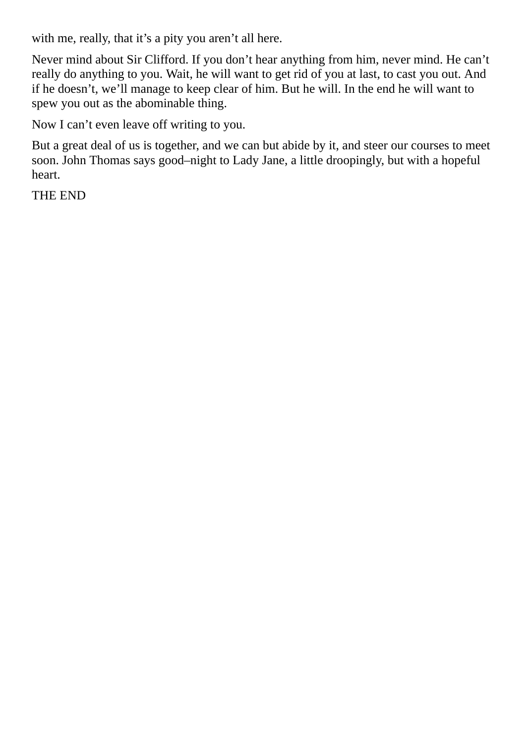with me, really, that it’s a pity you aren’t all here.

Never mind about Sir Clifford. If you don’t hear anything from him, never mind. He can’t really do anything to you. Wait, he will want to get rid of you at last, to cast you out. And if he doesn’t, we’ll manage to keep clear of him. But he will. In the end he will want to spew you out as the abominable thing.

Now I can’t even leave off writing to you.

But a great deal of us is together, and we can but abide by it, and steer our courses to meet soon. John Thomas says good–night to Lady Jane, a little droopingly, but with a hopeful heart.

THE END